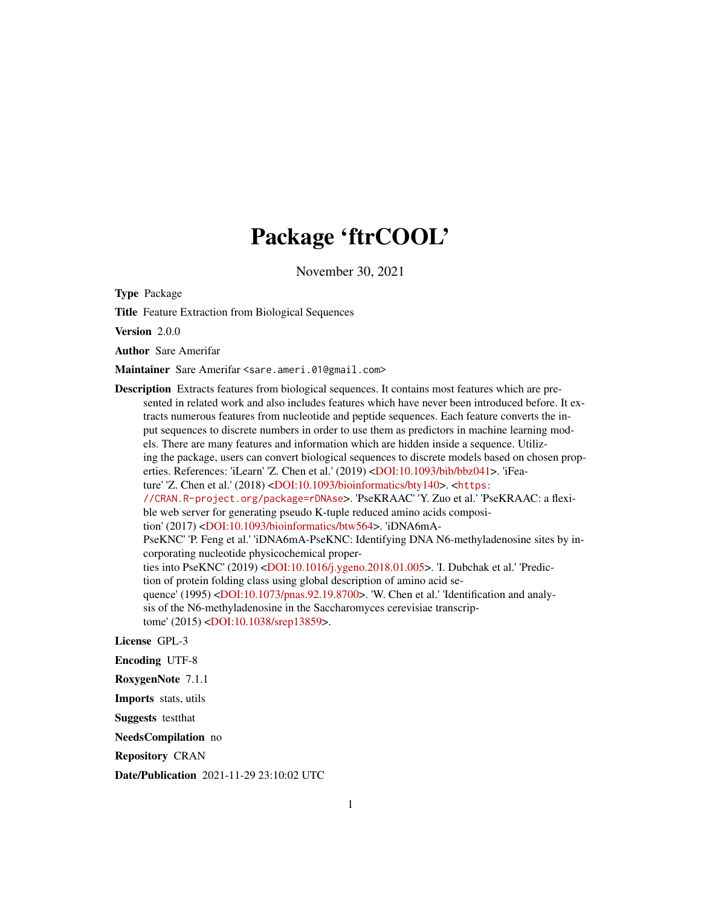# Package 'ftrCOOL'

November 30, 2021

**Type** Package

**Title** Feature Extraction from Biological Sequences

**Version** 2.0.0

**Author** Sare Amerifar

**Maintainer** Sare Amerifar <sare.ameri.01@gmail.com>

**Description** Extracts features from biological sequences. It contains most features which are presented in related work and also includes features which have never been introduced before. It extracts numerous features from nucleotide and peptide sequences. Each feature converts the input sequences to discrete numbers in order to use them as predictors in machine learning models. There are many features and information which are hidden inside a sequence. Utilizing the package, users can convert biological sequences to discrete models based on chosen properties. References: 'iLearn' 'Z. Chen et al.' (2019) <DOI:10.1093/bib/bbz041>. 'iFeature' 'Z. Chen et al.' (2018) <DOI:10.1093/bioinformatics/bty140>. <https://CRAN.R-project.org/package=rDNAse>. 'PseKRAAC' 'Y. Zuo et al.' 'PseKRAAC: a flexible web server for generating pseudo K-tuple reduced amino acids composition' (2017) <DOI:10.1093/bioinformatics/btw564>. 'iDNA6mA-PseKNC' 'P. Feng et al.' 'iDNA6mA-PseKNC: Identifying DNA N6-methyladenosine sites by incorporating nucleotide physicochemical properties into PseKNC' (2019) <DOI:10.1016/j.ygeno.2018.01.005>. 'I. Dubchak et al.' 'Prediction of protein folding class using global description of amino acid sequence' (1995) <DOI:10.1073/pnas.92.19.8700>. 'W. Chen et al.' 'Identification and analysis of the N6-methyladenosine in the Saccharomyces cerevisiae transcriptome' (2015) <DOI:10.1038/srep13859>.

**License** GPL-3

**Encoding** UTF-8

**RoxygenNote** 7.1.1

**Imports** stats, utils

**Suggests** testthat

**NeedsCompilation** no

**Repository** CRAN

**Date/Publication** 2021-11-29 23:10:02 UTC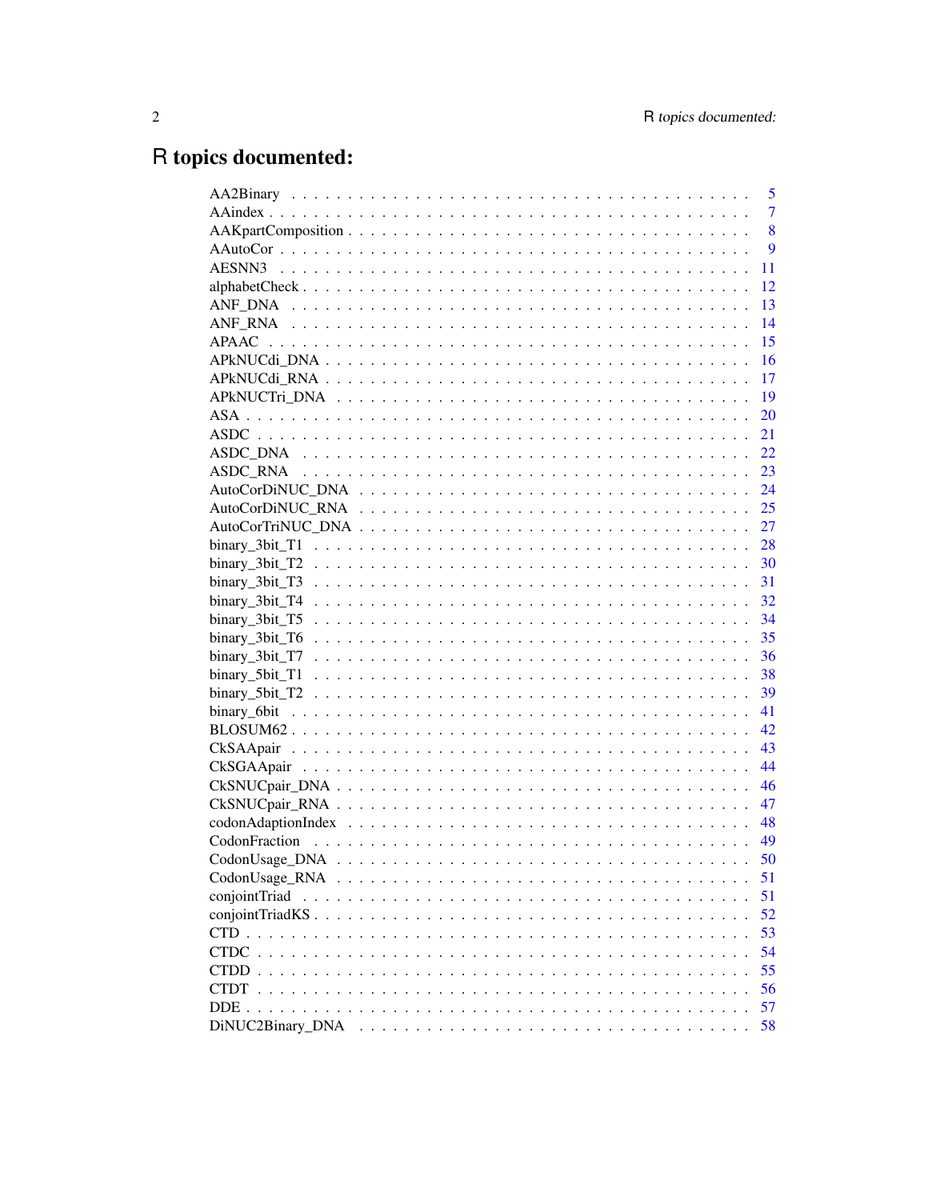# R topics documented:

| | |
|---|---|
| AA2Binary | 5 |
| AAindex | 7 |
| AAKpartComposition | 8 |
| AAutoCor | 9 |
| AESNN3 | 11 |
| alphabetCheck | 12 |
| ANF_DNA | 13 |
| ANF_RNA | 14 |
| APAAC | 15 |
| APkNUCdi_DNA | 16 |
| APkNUCdi_RNA | 17 |
| APkNUCTri_DNA | 19 |
| ASA | 20 |
| ASDC | 21 |
| ASDC_DNA | 22 |
| ASDC_RNA | 23 |
| AutoCorDiNUC_DNA | 24 |
| AutoCorDiNUC_RNA | 25 |
| AutoCorTriNUC_DNA | 27 |
| binary_3bit_T1 | 28 |
| binary_3bit_T2 | 30 |
| binary_3bit_T3 | 31 |
| binary_3bit_T4 | 32 |
| binary_3bit_T5 | 34 |
| binary_3bit_T6 | 35 |
| binary_3bit_T7 | 36 |
| binary_5bit_T1 | 38 |
| binary_5bit_T2 | 39 |
| binary_6bit | 41 |
| BLOSUM62 | 42 |
| CkSAApair | 43 |
| CkSGAApair | 44 |
| CkSNUCpair_DNA | 46 |
| CkSNUCpair_RNA | 47 |
| codonAdaptionIndex | 48 |
| CodonFraction | 49 |
| CodonUsage_DNA | 50 |
| CodonUsage_RNA | 51 |
| conjointTriad | 51 |
| conjointTriadKS | 52 |
| CTD | 53 |
| CTDC | 54 |
| CTDD | 55 |
| CTDT | 56 |
| DDE | 57 |
| DiNUC2Binary_DNA | 58 |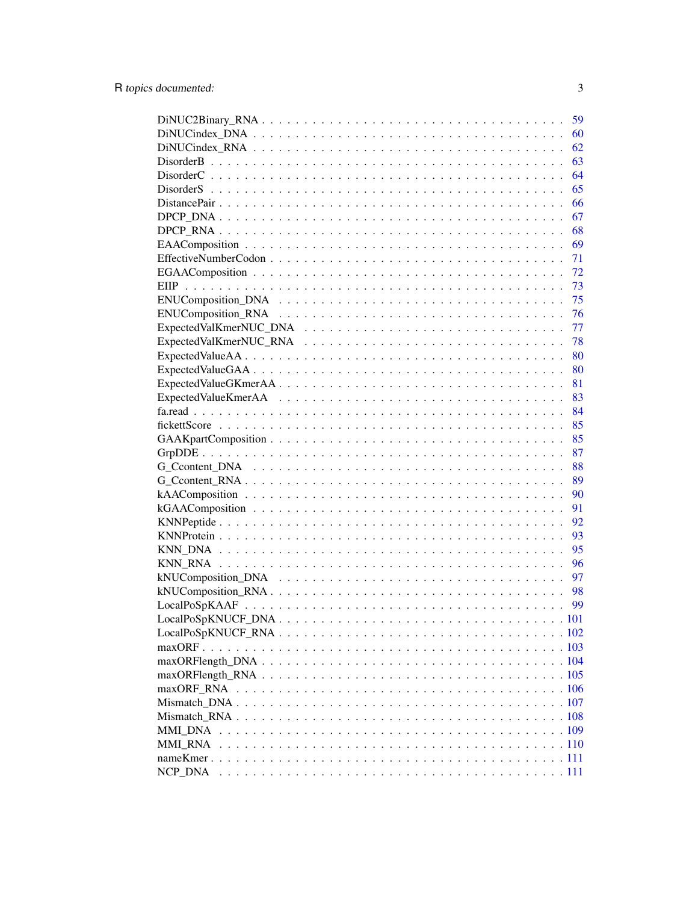DiNUC2Binary_RNA . . . . . . . . . . . . . . . . . . . . . . . . . . . . . . . 59
DiNUCindex_DNA . . . . . . . . . . . . . . . . . . . . . . . . . . . . . . . . 60
DiNUCindex_RNA . . . . . . . . . . . . . . . . . . . . . . . . . . . . . . . . 62
DisorderB . . . . . . . . . . . . . . . . . . . . . . . . . . . . . . . . . . . 63
DisorderC . . . . . . . . . . . . . . . . . . . . . . . . . . . . . . . . . . . 64
DisorderS . . . . . . . . . . . . . . . . . . . . . . . . . . . . . . . . . . . 65
DistancePair . . . . . . . . . . . . . . . . . . . . . . . . . . . . . . . . . . 66
DPCP_DNA . . . . . . . . . . . . . . . . . . . . . . . . . . . . . . . . . . . 67
DPCP_RNA . . . . . . . . . . . . . . . . . . . . . . . . . . . . . . . . . . . 68
EAAComposition . . . . . . . . . . . . . . . . . . . . . . . . . . . . . . . . 69
EffectiveNumberCodon . . . . . . . . . . . . . . . . . . . . . . . . . . . . . 71
EGAAComposition . . . . . . . . . . . . . . . . . . . . . . . . . . . . . . . . 72
EIIP . . . . . . . . . . . . . . . . . . . . . . . . . . . . . . . . . . . . . . 73
ENUComposition_DNA . . . . . . . . . . . . . . . . . . . . . . . . . . . . . . 75
ENUComposition_RNA . . . . . . . . . . . . . . . . . . . . . . . . . . . . . . 76
ExpectedValKmerNUC_DNA . . . . . . . . . . . . . . . . . . . . . . . . . . . . 77
ExpectedValKmerNUC_RNA . . . . . . . . . . . . . . . . . . . . . . . . . . . . 78
ExpectedValueAA . . . . . . . . . . . . . . . . . . . . . . . . . . . . . . . . 80
ExpectedValueGAA . . . . . . . . . . . . . . . . . . . . . . . . . . . . . . . . 80
ExpectedValueGKmerAA . . . . . . . . . . . . . . . . . . . . . . . . . . . . . 81
ExpectedValueKmerAA . . . . . . . . . . . . . . . . . . . . . . . . . . . . . . 83
fa.read . . . . . . . . . . . . . . . . . . . . . . . . . . . . . . . . . . . . 84
fickettScore . . . . . . . . . . . . . . . . . . . . . . . . . . . . . . . . . . 85
GAAKpartComposition . . . . . . . . . . . . . . . . . . . . . . . . . . . . . . 85
GrpDDE . . . . . . . . . . . . . . . . . . . . . . . . . . . . . . . . . . . . . 87
G_Ccontent_DNA . . . . . . . . . . . . . . . . . . . . . . . . . . . . . . . . 88
G_Ccontent_RNA . . . . . . . . . . . . . . . . . . . . . . . . . . . . . . . . 89
kAAComposition . . . . . . . . . . . . . . . . . . . . . . . . . . . . . . . . 90
kGAAComposition . . . . . . . . . . . . . . . . . . . . . . . . . . . . . . . . 91
KNNPeptide . . . . . . . . . . . . . . . . . . . . . . . . . . . . . . . . . . . 92
KNNProtein . . . . . . . . . . . . . . . . . . . . . . . . . . . . . . . . . . . 93
KNN_DNA . . . . . . . . . . . . . . . . . . . . . . . . . . . . . . . . . . . . 95
KNN_RNA . . . . . . . . . . . . . . . . . . . . . . . . . . . . . . . . . . . . 96
kNUComposition_DNA . . . . . . . . . . . . . . . . . . . . . . . . . . . . . . 97
kNUComposition_RNA . . . . . . . . . . . . . . . . . . . . . . . . . . . . . . 98
LocalPoSpKAAF . . . . . . . . . . . . . . . . . . . . . . . . . . . . . . . . . 99
LocalPoSpKNUCF_DNA . . . . . . . . . . . . . . . . . . . . . . . . . . . . . . 101
LocalPoSpKNUCF_RNA . . . . . . . . . . . . . . . . . . . . . . . . . . . . . . 102
maxORF . . . . . . . . . . . . . . . . . . . . . . . . . . . . . . . . . . . . . 103
maxORFlength_DNA . . . . . . . . . . . . . . . . . . . . . . . . . . . . . . . 104
maxORFlength_RNA . . . . . . . . . . . . . . . . . . . . . . . . . . . . . . . 105
maxORF_RNA . . . . . . . . . . . . . . . . . . . . . . . . . . . . . . . . . . . 106
Mismatch_DNA . . . . . . . . . . . . . . . . . . . . . . . . . . . . . . . . . 107
Mismatch_RNA . . . . . . . . . . . . . . . . . . . . . . . . . . . . . . . . . 108
MMI_DNA . . . . . . . . . . . . . . . . . . . . . . . . . . . . . . . . . . . . 109
MMI_RNA . . . . . . . . . . . . . . . . . . . . . . . . . . . . . . . . . . . . 110
nameKmer . . . . . . . . . . . . . . . . . . . . . . . . . . . . . . . . . . . . 111
NCP_DNA . . . . . . . . . . . . . . . . . . . . . . . . . . . . . . . . . . . . 111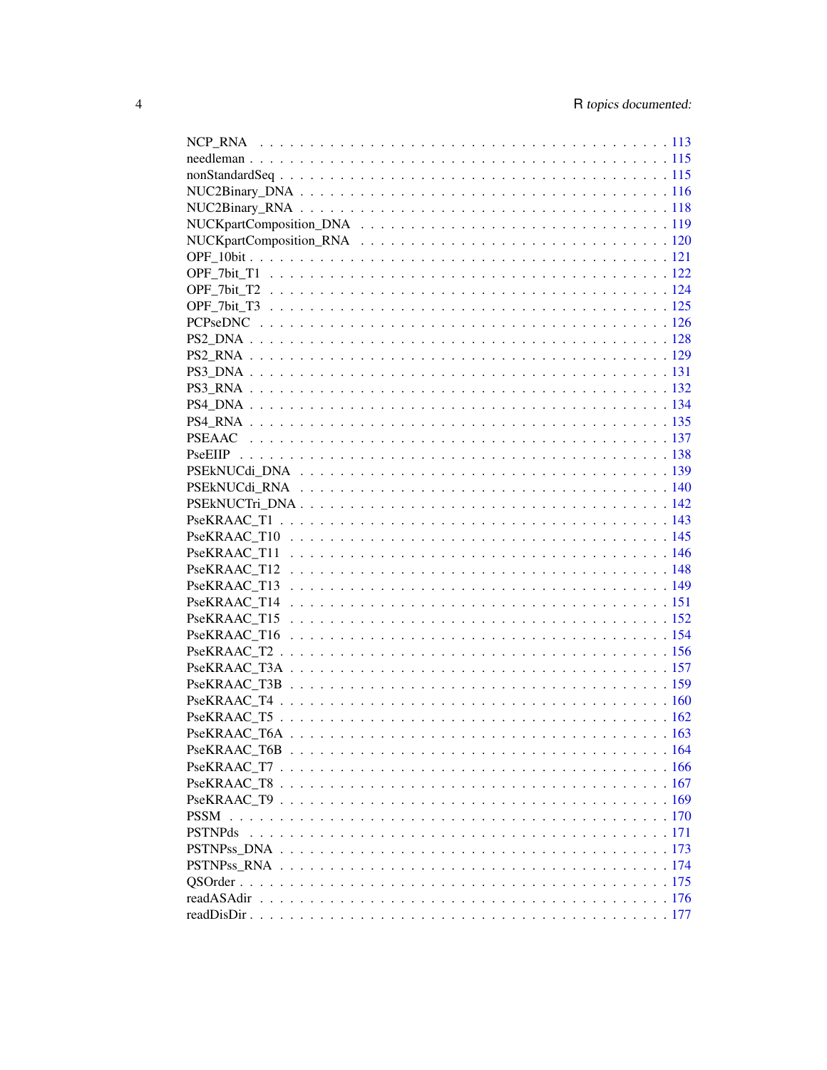NCP_RNA . . . . . . . . . . . . . . . . . . . . . . . . . . . . . . . . . . . . 113
needleman . . . . . . . . . . . . . . . . . . . . . . . . . . . . . . . . . . . . 115
nonStandardSeq . . . . . . . . . . . . . . . . . . . . . . . . . . . . . . . . . . 115
NUC2Binary_DNA . . . . . . . . . . . . . . . . . . . . . . . . . . . . . . . . . 116
NUC2Binary_RNA . . . . . . . . . . . . . . . . . . . . . . . . . . . . . . . . . 118
NUCKpartComposition_DNA . . . . . . . . . . . . . . . . . . . . . . . . . . . . 119
NUCKpartComposition_RNA . . . . . . . . . . . . . . . . . . . . . . . . . . . . 120
OPF_10bit . . . . . . . . . . . . . . . . . . . . . . . . . . . . . . . . . . . . 121
OPF_7bit_T1 . . . . . . . . . . . . . . . . . . . . . . . . . . . . . . . . . . . 122
OPF_7bit_T2 . . . . . . . . . . . . . . . . . . . . . . . . . . . . . . . . . . . 124
OPF_7bit_T3 . . . . . . . . . . . . . . . . . . . . . . . . . . . . . . . . . . . 125
PCPseDNC . . . . . . . . . . . . . . . . . . . . . . . . . . . . . . . . . . . . 126
PS2_DNA . . . . . . . . . . . . . . . . . . . . . . . . . . . . . . . . . . . . . 128
PS2_RNA . . . . . . . . . . . . . . . . . . . . . . . . . . . . . . . . . . . . . 129
PS3_DNA . . . . . . . . . . . . . . . . . . . . . . . . . . . . . . . . . . . . . 131
PS3_RNA . . . . . . . . . . . . . . . . . . . . . . . . . . . . . . . . . . . . . 132
PS4_DNA . . . . . . . . . . . . . . . . . . . . . . . . . . . . . . . . . . . . . 134
PS4_RNA . . . . . . . . . . . . . . . . . . . . . . . . . . . . . . . . . . . . . 135
PSEAAC . . . . . . . . . . . . . . . . . . . . . . . . . . . . . . . . . . . . . 137
PseEIIP . . . . . . . . . . . . . . . . . . . . . . . . . . . . . . . . . . . . . 138
PSEkNUCdi_DNA . . . . . . . . . . . . . . . . . . . . . . . . . . . . . . . . . 139
PSEkNUCdi_RNA . . . . . . . . . . . . . . . . . . . . . . . . . . . . . . . . . 140
PSEkNUCTri_DNA . . . . . . . . . . . . . . . . . . . . . . . . . . . . . . . . . 142
PseKRAAC_T1 . . . . . . . . . . . . . . . . . . . . . . . . . . . . . . . . . . 143
PseKRAAC_T10 . . . . . . . . . . . . . . . . . . . . . . . . . . . . . . . . . . 145
PseKRAAC_T11 . . . . . . . . . . . . . . . . . . . . . . . . . . . . . . . . . . 146
PseKRAAC_T12 . . . . . . . . . . . . . . . . . . . . . . . . . . . . . . . . . . 148
PseKRAAC_T13 . . . . . . . . . . . . . . . . . . . . . . . . . . . . . . . . . . 149
PseKRAAC_T14 . . . . . . . . . . . . . . . . . . . . . . . . . . . . . . . . . . 151
PseKRAAC_T15 . . . . . . . . . . . . . . . . . . . . . . . . . . . . . . . . . . 152
PseKRAAC_T16 . . . . . . . . . . . . . . . . . . . . . . . . . . . . . . . . . . 154
PseKRAAC_T2 . . . . . . . . . . . . . . . . . . . . . . . . . . . . . . . . . . 156
PseKRAAC_T3A . . . . . . . . . . . . . . . . . . . . . . . . . . . . . . . . . . 157
PseKRAAC_T3B . . . . . . . . . . . . . . . . . . . . . . . . . . . . . . . . . . 159
PseKRAAC_T4 . . . . . . . . . . . . . . . . . . . . . . . . . . . . . . . . . . 160
PseKRAAC_T5 . . . . . . . . . . . . . . . . . . . . . . . . . . . . . . . . . . 162
PseKRAAC_T6A . . . . . . . . . . . . . . . . . . . . . . . . . . . . . . . . . . 163
PseKRAAC_T6B . . . . . . . . . . . . . . . . . . . . . . . . . . . . . . . . . . 164
PseKRAAC_T7 . . . . . . . . . . . . . . . . . . . . . . . . . . . . . . . . . . 166
PseKRAAC_T8 . . . . . . . . . . . . . . . . . . . . . . . . . . . . . . . . . . 167
PseKRAAC_T9 . . . . . . . . . . . . . . . . . . . . . . . . . . . . . . . . . . 169
PSSM . . . . . . . . . . . . . . . . . . . . . . . . . . . . . . . . . . . . . . 170
PSTNPds . . . . . . . . . . . . . . . . . . . . . . . . . . . . . . . . . . . . . 171
PSTNPss_DNA . . . . . . . . . . . . . . . . . . . . . . . . . . . . . . . . . . 173
PSTNPss_RNA . . . . . . . . . . . . . . . . . . . . . . . . . . . . . . . . . . 174
QSOrder . . . . . . . . . . . . . . . . . . . . . . . . . . . . . . . . . . . . . 175
readASAdir . . . . . . . . . . . . . . . . . . . . . . . . . . . . . . . . . . . 176
readDisDir . . . . . . . . . . . . . . . . . . . . . . . . . . . . . . . . . . . . 177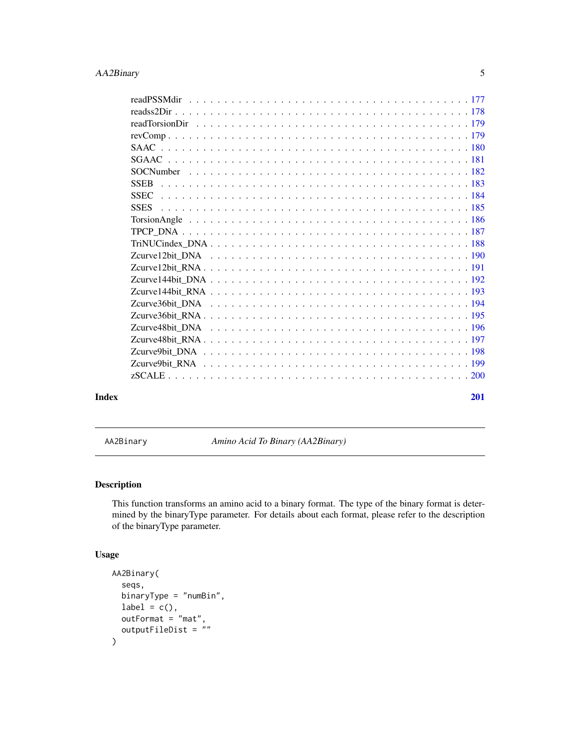readPSSMdir . . . . . . . . . . . . . . . . . . . . . . . . . . . . . . . . . . . . 177
readss2Dir . . . . . . . . . . . . . . . . . . . . . . . . . . . . . . . . . . . . . 178
readTorsionDir . . . . . . . . . . . . . . . . . . . . . . . . . . . . . . . . . . . 179
revComp . . . . . . . . . . . . . . . . . . . . . . . . . . . . . . . . . . . . . . . 179
SAAC . . . . . . . . . . . . . . . . . . . . . . . . . . . . . . . . . . . . . . . . . 180
SGAAC . . . . . . . . . . . . . . . . . . . . . . . . . . . . . . . . . . . . . . . . 181
SOCNumber . . . . . . . . . . . . . . . . . . . . . . . . . . . . . . . . . . . . . 182
SSEB . . . . . . . . . . . . . . . . . . . . . . . . . . . . . . . . . . . . . . . . . 183
SSEC . . . . . . . . . . . . . . . . . . . . . . . . . . . . . . . . . . . . . . . . . 184
SSES . . . . . . . . . . . . . . . . . . . . . . . . . . . . . . . . . . . . . . . . . 185
TorsionAngle . . . . . . . . . . . . . . . . . . . . . . . . . . . . . . . . . . . . 186
TPCP_DNA . . . . . . . . . . . . . . . . . . . . . . . . . . . . . . . . . . . . . . 187
TriNUCindex_DNA . . . . . . . . . . . . . . . . . . . . . . . . . . . . . . . . . . 188
Zcurve12bit_DNA . . . . . . . . . . . . . . . . . . . . . . . . . . . . . . . . . . 190
Zcurve12bit_RNA . . . . . . . . . . . . . . . . . . . . . . . . . . . . . . . . . . 191
Zcurve144bit_DNA . . . . . . . . . . . . . . . . . . . . . . . . . . . . . . . . . 192
Zcurve144bit_RNA . . . . . . . . . . . . . . . . . . . . . . . . . . . . . . . . . 193
Zcurve36bit_DNA . . . . . . . . . . . . . . . . . . . . . . . . . . . . . . . . . . 194
Zcurve36bit_RNA . . . . . . . . . . . . . . . . . . . . . . . . . . . . . . . . . . 195
Zcurve48bit_DNA . . . . . . . . . . . . . . . . . . . . . . . . . . . . . . . . . . 196
Zcurve48bit_RNA . . . . . . . . . . . . . . . . . . . . . . . . . . . . . . . . . . 197
Zcurve9bit_DNA . . . . . . . . . . . . . . . . . . . . . . . . . . . . . . . . . . . 198
Zcurve9bit_RNA . . . . . . . . . . . . . . . . . . . . . . . . . . . . . . . . . . . 199
zSCALE . . . . . . . . . . . . . . . . . . . . . . . . . . . . . . . . . . . . . . . . 200

**Index** **201**

---

`AA2Binary` *Amino Acid To Binary (AA2Binary)*

---

## Description

This function transforms an amino acid to a binary format. The type of the binary format is determined by the binaryType parameter. For details about each format, please refer to the description of the binaryType parameter.

## Usage

```
AA2Binary(
  seqs,
  binaryType = "numBin",
  label = c(),
  outFormat = "mat",
  outputFileDist = ""
)
```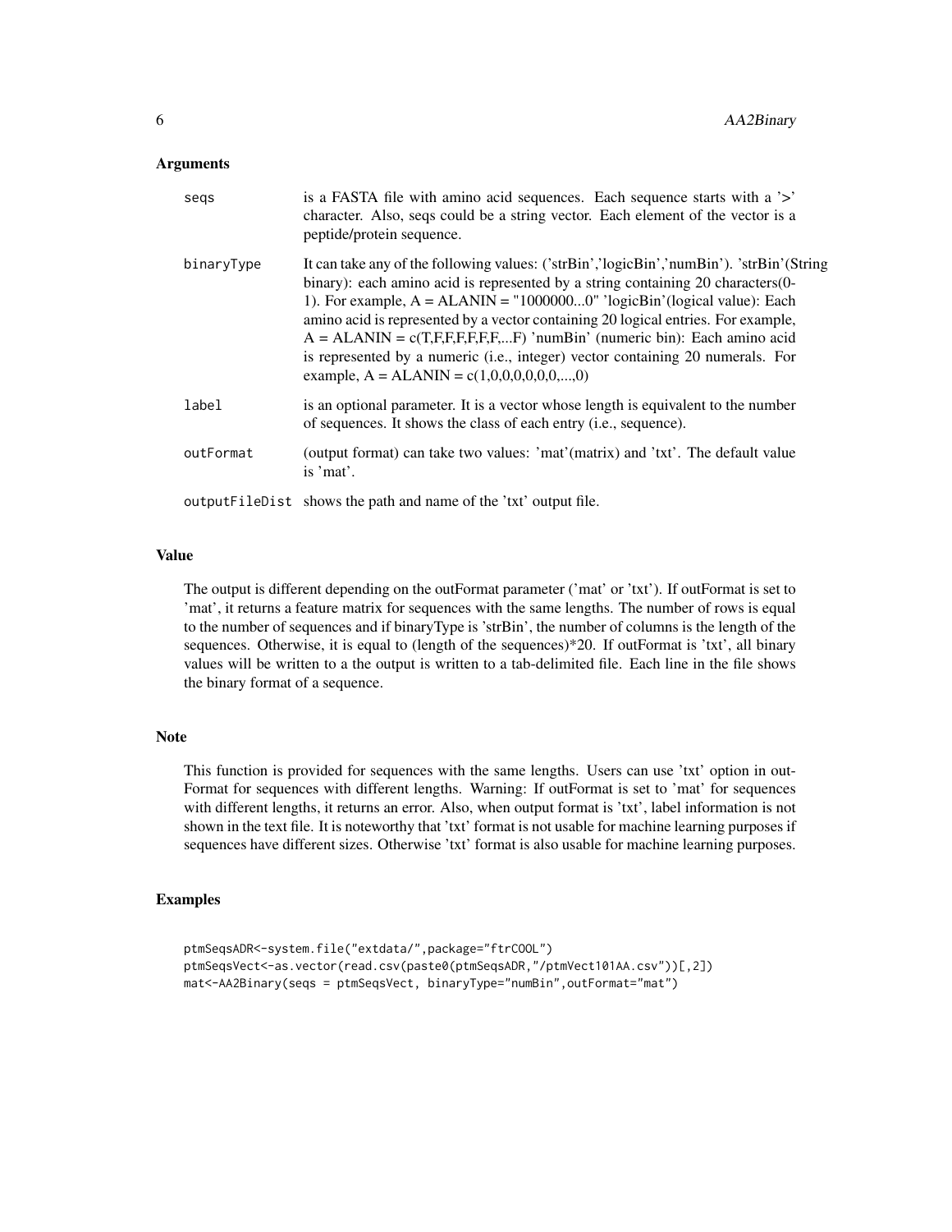### Arguments

| | |
|---|---|
| `seqs` | is a FASTA file with amino acid sequences. Each sequence starts with a '>' character. Also, seqs could be a string vector. Each element of the vector is a peptide/protein sequence. |
| `binaryType` | It can take any of the following values: ('strBin','logicBin','numBin'). 'strBin'(String binary): each amino acid is represented by a string containing 20 characters(0-1). For example, A = ALANIN = "1000000...0" 'logicBin'(logical value): Each amino acid is represented by a vector containing 20 logical entries. For example, A = ALANIN = c(T,F,F,F,F,F,F,...F) 'numBin' (numeric bin): Each amino acid is represented by a numeric (i.e., integer) vector containing 20 numerals. For example, A = ALANIN = c(1,0,0,0,0,0,0,...,0) |
| `label` | is an optional parameter. It is a vector whose length is equivalent to the number of sequences. It shows the class of each entry (i.e., sequence). |
| `outFormat` | (output format) can take two values: 'mat'(matrix) and 'txt'. The default value is 'mat'. |
| `outputFileDist` | shows the path and name of the 'txt' output file. |

### Value

The output is different depending on the outFormat parameter ('mat' or 'txt'). If outFormat is set to 'mat', it returns a feature matrix for sequences with the same lengths. The number of rows is equal to the number of sequences and if binaryType is 'strBin', the number of columns is the length of the sequences. Otherwise, it is equal to (length of the sequences)*20. If outFormat is 'txt', all binary values will be written to a the output is written to a tab-delimited file. Each line in the file shows the binary format of a sequence.

### Note

This function is provided for sequences with the same lengths. Users can use 'txt' option in outFormat for sequences with different lengths. Warning: If outFormat is set to 'mat' for sequences with different lengths, it returns an error. Also, when output format is 'txt', label information is not shown in the text file. It is noteworthy that 'txt' format is not usable for machine learning purposes if sequences have different sizes. Otherwise 'txt' format is also usable for machine learning purposes.

### Examples

```
ptmSeqsADR<-system.file("extdata/",package="ftrCOOL")
ptmSeqsVect<-as.vector(read.csv(paste0(ptmSeqsADR,"/ptmVect101AA.csv"))[,2])
mat<-AA2Binary(seqs = ptmSeqsVect, binaryType="numBin",outFormat="mat")
```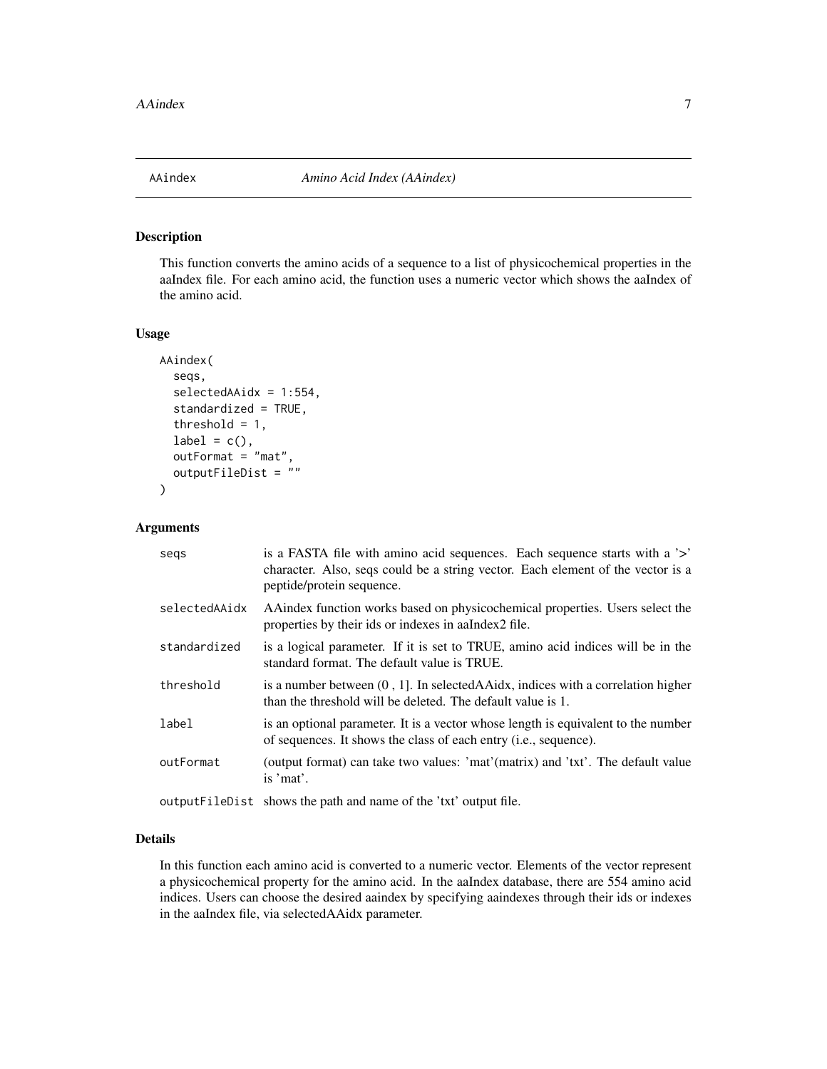# AAindex — *Amino Acid Index (AAindex)*

## Description

This function converts the amino acids of a sequence to a list of physicochemical properties in the aaIndex file. For each amino acid, the function uses a numeric vector which shows the aaIndex of the amino acid.

## Usage

```
AAindex(
  seqs,
  selectedAAidx = 1:554,
  standardized = TRUE,
  threshold = 1,
  label = c(),
  outFormat = "mat",
  outputFileDist = ""
)
```

## Arguments

| | |
|---|---|
| `seqs` | is a FASTA file with amino acid sequences. Each sequence starts with a '>' character. Also, seqs could be a string vector. Each element of the vector is a peptide/protein sequence. |
| `selectedAAidx` | AAindex function works based on physicochemical properties. Users select the properties by their ids or indexes in aaIndex2 file. |
| `standardized` | is a logical parameter. If it is set to TRUE, amino acid indices will be in the standard format. The default value is TRUE. |
| `threshold` | is a number between (0 , 1]. In selectedAAidx, indices with a correlation higher than the threshold will be deleted. The default value is 1. |
| `label` | is an optional parameter. It is a vector whose length is equivalent to the number of sequences. It shows the class of each entry (i.e., sequence). |
| `outFormat` | (output format) can take two values: 'mat'(matrix) and 'txt'. The default value is 'mat'. |
| `outputFileDist` | shows the path and name of the 'txt' output file. |

## Details

In this function each amino acid is converted to a numeric vector. Elements of the vector represent a physicochemical property for the amino acid. In the aaIndex database, there are 554 amino acid indices. Users can choose the desired aaindex by specifying aaindexes through their ids or indexes in the aaIndex file, via selectedAAidx parameter.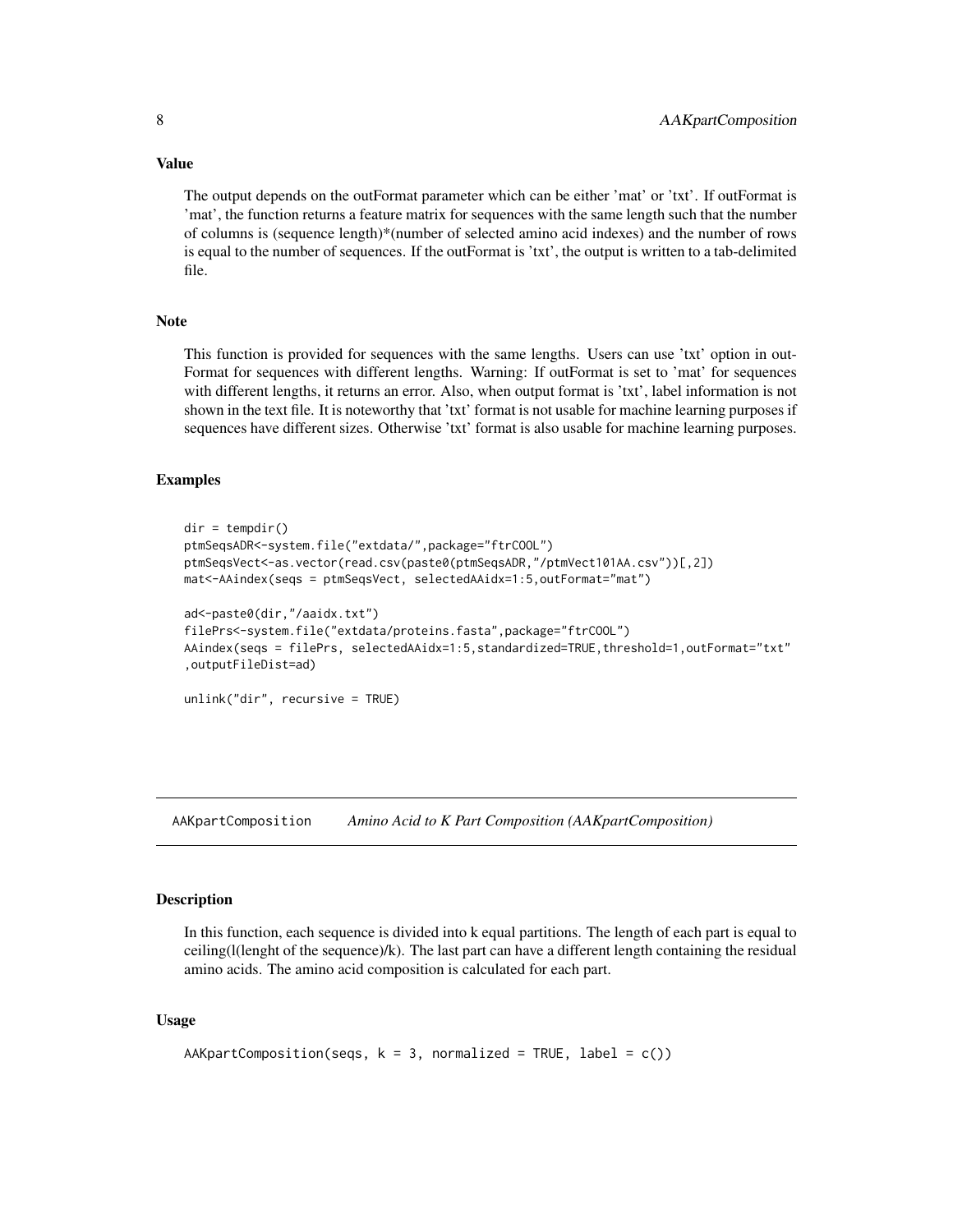### Value

The output depends on the outFormat parameter which can be either 'mat' or 'txt'. If outFormat is 'mat', the function returns a feature matrix for sequences with the same length such that the number of columns is (sequence length)*(number of selected amino acid indexes) and the number of rows is equal to the number of sequences. If the outFormat is 'txt', the output is written to a tab-delimited file.

### Note

This function is provided for sequences with the same lengths. Users can use 'txt' option in outFormat for sequences with different lengths. Warning: If outFormat is set to 'mat' for sequences with different lengths, it returns an error. Also, when output format is 'txt', label information is not shown in the text file. It is noteworthy that 'txt' format is not usable for machine learning purposes if sequences have different sizes. Otherwise 'txt' format is also usable for machine learning purposes.

### Examples

```
dir = tempdir()
ptmSeqsADR<-system.file("extdata/",package="ftrCOOL")
ptmSeqsVect<-as.vector(read.csv(paste0(ptmSeqsADR,"/ptmVect101AA.csv"))[,2])
mat<-AAindex(seqs = ptmSeqsVect, selectedAAidx=1:5,outFormat="mat")

ad<-paste0(dir,"/aaidx.txt")
filePrs<-system.file("extdata/proteins.fasta",package="ftrCOOL")
AAindex(seqs = filePrs, selectedAAidx=1:5,standardized=TRUE,threshold=1,outFormat="txt"
,outputFileDist=ad)

unlink("dir", recursive = TRUE)
```

---

## AAKpartComposition *Amino Acid to K Part Composition (AAKpartComposition)*

### Description

In this function, each sequence is divided into k equal partitions. The length of each part is equal to ceiling(l(lenght of the sequence)/k). The last part can have a different length containing the residual amino acids. The amino acid composition is calculated for each part.

### Usage

```
AAKpartComposition(seqs, k = 3, normalized = TRUE, label = c())
```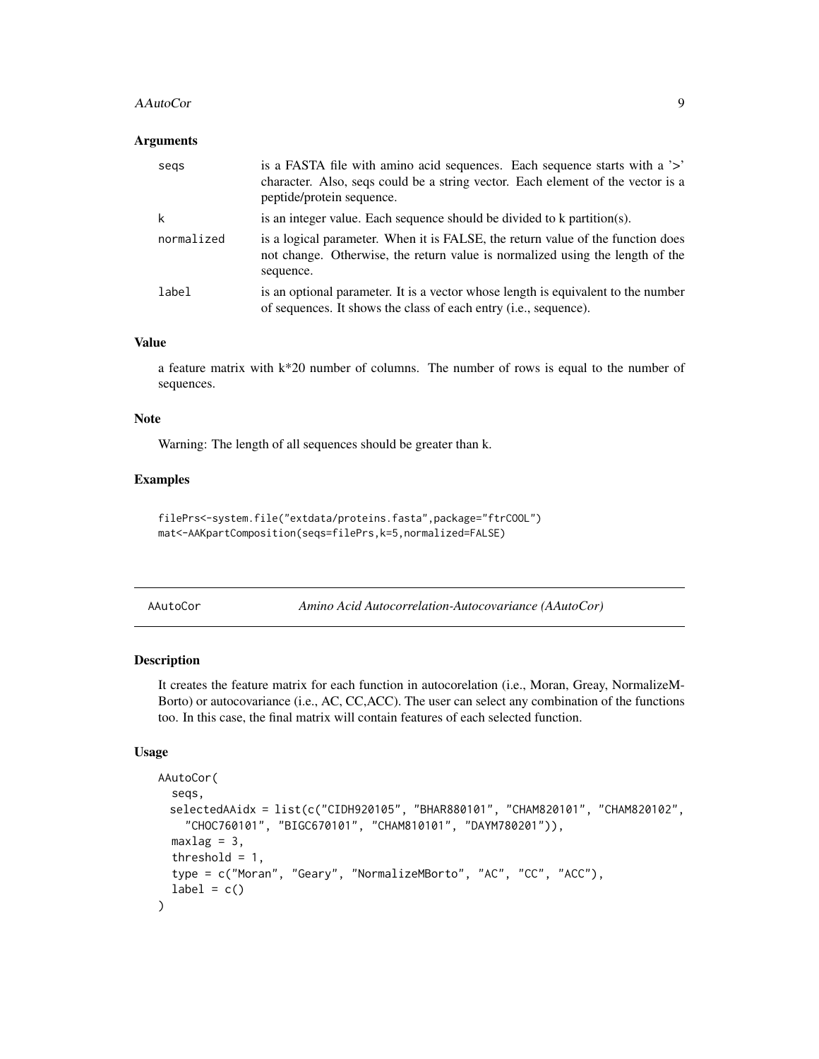### Arguments

| | |
|---|---|
| seqs | is a FASTA file with amino acid sequences. Each sequence starts with a '>' character. Also, seqs could be a string vector. Each element of the vector is a peptide/protein sequence. |
| k | is an integer value. Each sequence should be divided to k partition(s). |
| normalized | is a logical parameter. When it is FALSE, the return value of the function does not change. Otherwise, the return value is normalized using the length of the sequence. |
| label | is an optional parameter. It is a vector whose length is equivalent to the number of sequences. It shows the class of each entry (i.e., sequence). |

### Value

a feature matrix with k*20 number of columns. The number of rows is equal to the number of sequences.

### Note

Warning: The length of all sequences should be greater than k.

### Examples

```
filePrs<-system.file("extdata/proteins.fasta",package="ftrCOOL")
mat<-AAKpartComposition(seqs=filePrs,k=5,normalized=FALSE)
```

---

## AAutoCor — *Amino Acid Autocorrelation-Autocovariance (AAutoCor)*

### Description

It creates the feature matrix for each function in autocorelation (i.e., Moran, Greay, NormalizeM-Borto) or autocovariance (i.e., AC, CC,ACC). The user can select any combination of the functions too. In this case, the final matrix will contain features of each selected function.

### Usage

```
AAutoCor(
  seqs,
  selectedAAidx = list(c("CIDH920105", "BHAR880101", "CHAM820101", "CHAM820102",
    "CHOC760101", "BIGC670101", "CHAM810101", "DAYM780201")),
  maxlag = 3,
  threshold = 1,
  type = c("Moran", "Geary", "NormalizeMBorto", "AC", "CC", "ACC"),
  label = c()
)
```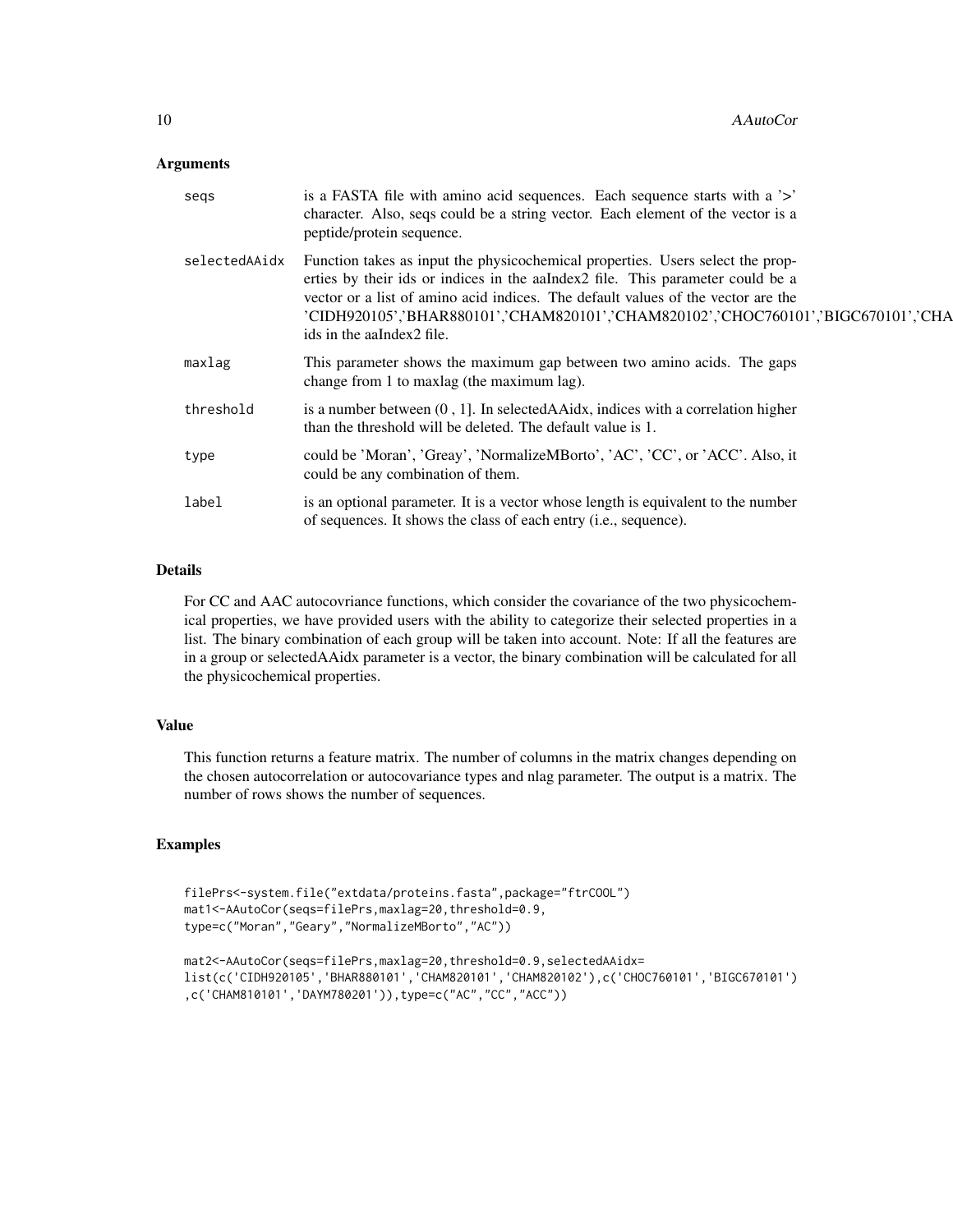## Arguments

| | |
|---|---|
| seqs | is a FASTA file with amino acid sequences. Each sequence starts with a '>' character. Also, seqs could be a string vector. Each element of the vector is a peptide/protein sequence. |
| selectedAAidx | Function takes as input the physicochemical properties. Users select the properties by their ids or indices in the aaIndex2 file. This parameter could be a vector or a list of amino acid indices. The default values of the vector are the 'CIDH920105','BHAR880101','CHAM820101','CHAM820102','CHOC760101','BIGC670101','CHA ids in the aaIndex2 file. |
| maxlag | This parameter shows the maximum gap between two amino acids. The gaps change from 1 to maxlag (the maximum lag). |
| threshold | is a number between (0 , 1]. In selectedAAidx, indices with a correlation higher than the threshold will be deleted. The default value is 1. |
| type | could be 'Moran', 'Greay', 'NormalizeMBorto', 'AC', 'CC', or 'ACC'. Also, it could be any combination of them. |
| label | is an optional parameter. It is a vector whose length is equivalent to the number of sequences. It shows the class of each entry (i.e., sequence). |

## Details

For CC and AAC autocovriance functions, which consider the covariance of the two physicochemical properties, we have provided users with the ability to categorize their selected properties in a list. The binary combination of each group will be taken into account. Note: If all the features are in a group or selectedAAidx parameter is a vector, the binary combination will be calculated for all the physicochemical properties.

## Value

This function returns a feature matrix. The number of columns in the matrix changes depending on the chosen autocorrelation or autocovariance types and nlag parameter. The output is a matrix. The number of rows shows the number of sequences.

## Examples

```
filePrs<-system.file("extdata/proteins.fasta",package="ftrCOOL")
mat1<-AAutoCor(seqs=filePrs,maxlag=20,threshold=0.9,
type=c("Moran","Geary","NormalizeMBorto","AC"))

mat2<-AAutoCor(seqs=filePrs,maxlag=20,threshold=0.9,selectedAAidx=
list(c('CIDH920105','BHAR880101','CHAM820101','CHAM820102'),c('CHOC760101','BIGC670101')
,c('CHAM810101','DAYM780201')),type=c("AC","CC","ACC"))
```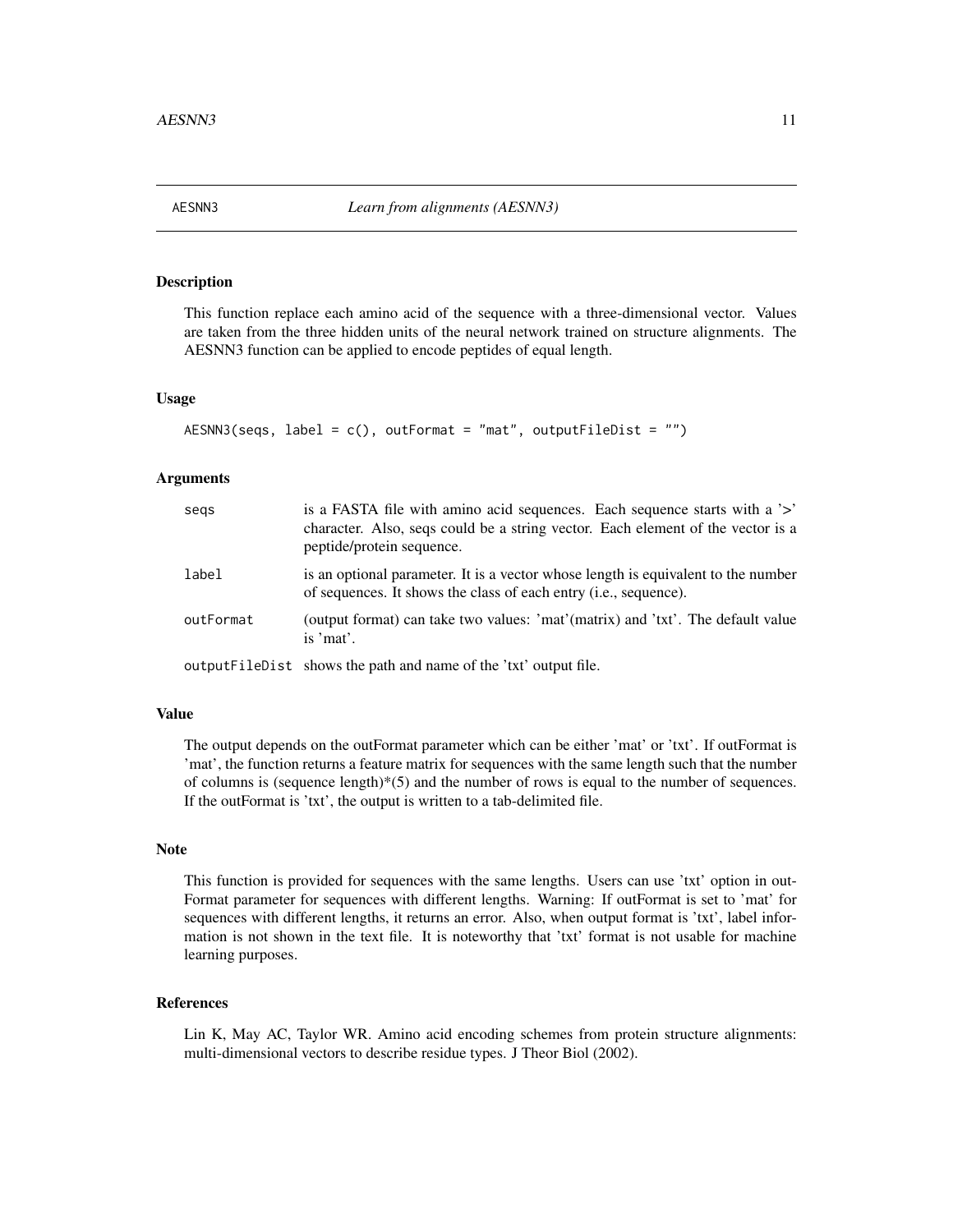# AESNN3 — *Learn from alignments (AESNN3)*

## Description

This function replace each amino acid of the sequence with a three-dimensional vector. Values are taken from the three hidden units of the neural network trained on structure alignments. The AESNN3 function can be applied to encode peptides of equal length.

## Usage

```
AESNN3(seqs, label = c(), outFormat = "mat", outputFileDist = "")
```

## Arguments

| | |
|---|---|
| seqs | is a FASTA file with amino acid sequences. Each sequence starts with a '>' character. Also, seqs could be a string vector. Each element of the vector is a peptide/protein sequence. |
| label | is an optional parameter. It is a vector whose length is equivalent to the number of sequences. It shows the class of each entry (i.e., sequence). |
| outFormat | (output format) can take two values: 'mat'(matrix) and 'txt'. The default value is 'mat'. |
| outputFileDist | shows the path and name of the 'txt' output file. |

## Value

The output depends on the outFormat parameter which can be either 'mat' or 'txt'. If outFormat is 'mat', the function returns a feature matrix for sequences with the same length such that the number of columns is (sequence length)*(5) and the number of rows is equal to the number of sequences. If the outFormat is 'txt', the output is written to a tab-delimited file.

## Note

This function is provided for sequences with the same lengths. Users can use 'txt' option in outFormat parameter for sequences with different lengths. Warning: If outFormat is set to 'mat' for sequences with different lengths, it returns an error. Also, when output format is 'txt', label information is not shown in the text file. It is noteworthy that 'txt' format is not usable for machine learning purposes.

## References

Lin K, May AC, Taylor WR. Amino acid encoding schemes from protein structure alignments: multi-dimensional vectors to describe residue types. J Theor Biol (2002).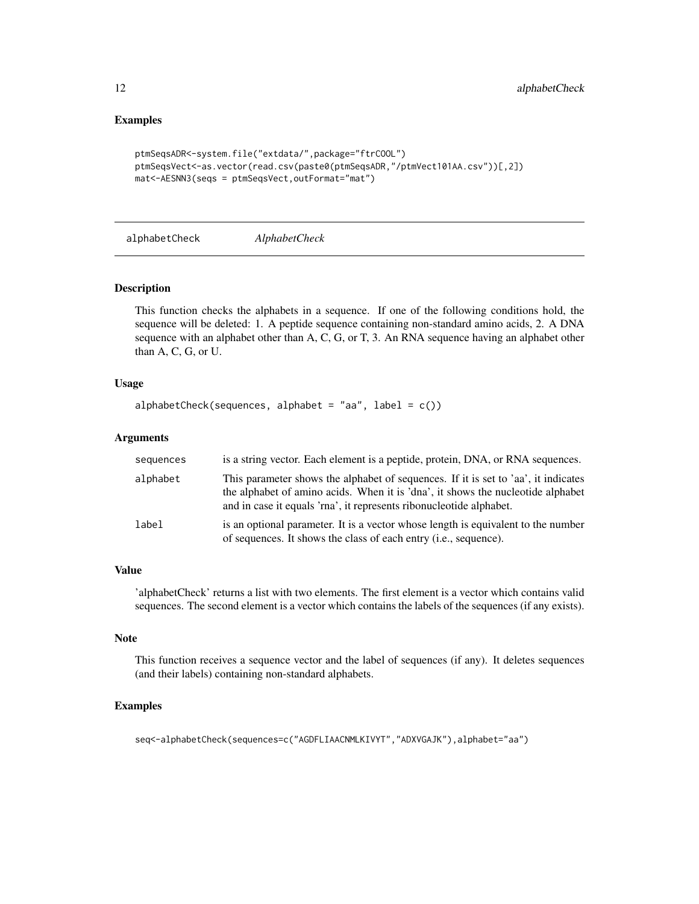## Examples

```
ptmSeqsADR<-system.file("extdata/",package="ftrCOOL")
ptmSeqsVect<-as.vector(read.csv(paste0(ptmSeqsADR,"/ptmVect101AA.csv"))[,2])
mat<-AESNN3(seqs = ptmSeqsVect,outFormat="mat")
```

---

# alphabetCheck *AlphabetCheck*

---

## Description

This function checks the alphabets in a sequence. If one of the following conditions hold, the sequence will be deleted: 1. A peptide sequence containing non-standard amino acids, 2. A DNA sequence with an alphabet other than A, C, G, or T, 3. An RNA sequence having an alphabet other than A, C, G, or U.

## Usage

```
alphabetCheck(sequences, alphabet = "aa", label = c())
```

## Arguments

| | |
|---|---|
| `sequences` | is a string vector. Each element is a peptide, protein, DNA, or RNA sequences. |
| `alphabet` | This parameter shows the alphabet of sequences. If it is set to 'aa', it indicates the alphabet of amino acids. When it is 'dna', it shows the nucleotide alphabet and in case it equals 'rna', it represents ribonucleotide alphabet. |
| `label` | is an optional parameter. It is a vector whose length is equivalent to the number of sequences. It shows the class of each entry (i.e., sequence). |

## Value

'alphabetCheck' returns a list with two elements. The first element is a vector which contains valid sequences. The second element is a vector which contains the labels of the sequences (if any exists).

## Note

This function receives a sequence vector and the label of sequences (if any). It deletes sequences (and their labels) containing non-standard alphabets.

## Examples

```
seq<-alphabetCheck(sequences=c("AGDFLIAACNMLKIVYT","ADXVGAJK"),alphabet="aa")
```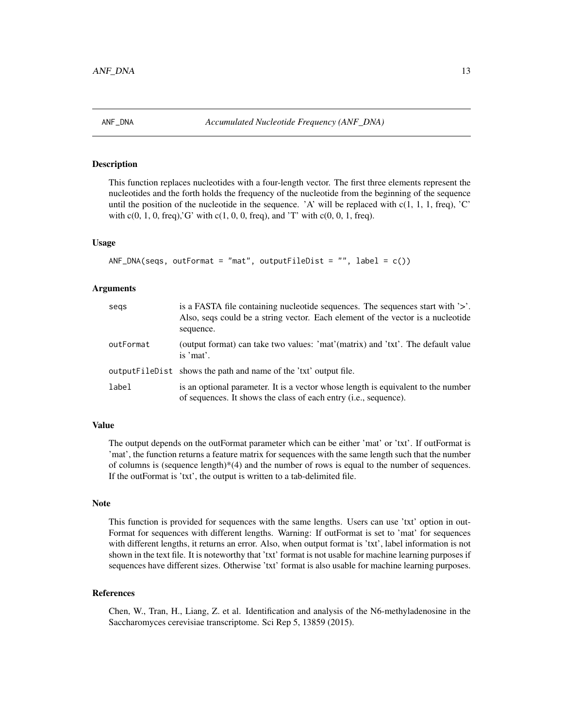## ANF_DNA — *Accumulated Nucleotide Frequency (ANF_DNA)*

### Description

This function replaces nucleotides with a four-length vector. The first three elements represent the nucleotides and the forth holds the frequency of the nucleotide from the beginning of the sequence until the position of the nucleotide in the sequence. 'A' will be replaced with c(1, 1, 1, freq), 'C' with c(0, 1, 0, freq),'G' with c(1, 0, 0, freq), and 'T' with c(0, 0, 1, freq).

### Usage

```
ANF_DNA(seqs, outFormat = "mat", outputFileDist = "", label = c())
```

### Arguments

| | |
|---|---|
| `seqs` | is a FASTA file containing nucleotide sequences. The sequences start with '>'. Also, seqs could be a string vector. Each element of the vector is a nucleotide sequence. |
| `outFormat` | (output format) can take two values: 'mat'(matrix) and 'txt'. The default value is 'mat'. |
| `outputFileDist` | shows the path and name of the 'txt' output file. |
| `label` | is an optional parameter. It is a vector whose length is equivalent to the number of sequences. It shows the class of each entry (i.e., sequence). |

### Value

The output depends on the outFormat parameter which can be either 'mat' or 'txt'. If outFormat is 'mat', the function returns a feature matrix for sequences with the same length such that the number of columns is (sequence length)*(4) and the number of rows is equal to the number of sequences. If the outFormat is 'txt', the output is written to a tab-delimited file.

### Note

This function is provided for sequences with the same lengths. Users can use 'txt' option in outFormat for sequences with different lengths. Warning: If outFormat is set to 'mat' for sequences with different lengths, it returns an error. Also, when output format is 'txt', label information is not shown in the text file. It is noteworthy that 'txt' format is not usable for machine learning purposes if sequences have different sizes. Otherwise 'txt' format is also usable for machine learning purposes.

### References

Chen, W., Tran, H., Liang, Z. et al. Identification and analysis of the N6-methyladenosine in the Saccharomyces cerevisiae transcriptome. Sci Rep 5, 13859 (2015).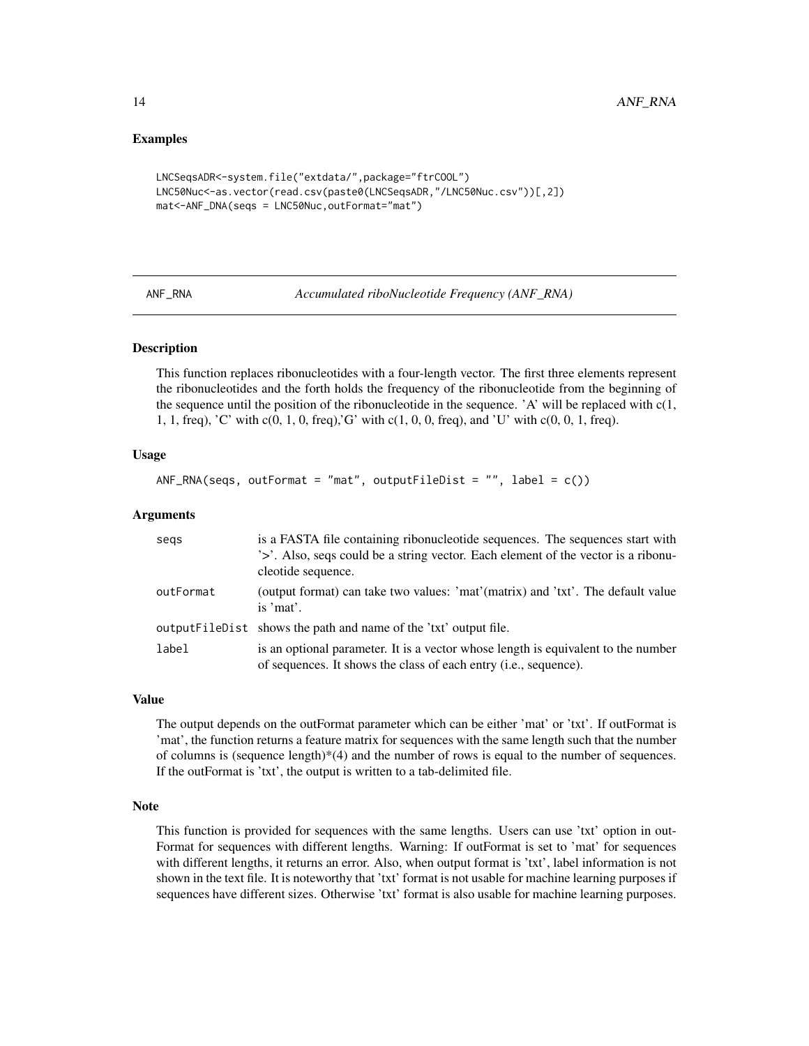### Examples

```
LNCSeqsADR<-system.file("extdata/",package="ftrCOOL")
LNC50Nuc<-as.vector(read.csv(paste0(LNCSeqsADR,"/LNC50Nuc.csv"))[,2])
mat<-ANF_DNA(seqs = LNC50Nuc,outFormat="mat")
```

---

## ANF_RNA    *Accumulated riboNucleotide Frequency (ANF_RNA)*

---

### Description

This function replaces ribonucleotides with a four-length vector. The first three elements represent the ribonucleotides and the forth holds the frequency of the ribonucleotide from the beginning of the sequence until the position of the ribonucleotide in the sequence. 'A' will be replaced with c(1, 1, 1, freq), 'C' with c(0, 1, 0, freq),'G' with c(1, 0, 0, freq), and 'U' with c(0, 0, 1, freq).

### Usage

```
ANF_RNA(seqs, outFormat = "mat", outputFileDist = "", label = c())
```

### Arguments

| | |
|---|---|
| seqs | is a FASTA file containing ribonucleotide sequences. The sequences start with '>'. Also, seqs could be a string vector. Each element of the vector is a ribonucleotide sequence. |
| outFormat | (output format) can take two values: 'mat'(matrix) and 'txt'. The default value is 'mat'. |
| outputFileDist | shows the path and name of the 'txt' output file. |
| label | is an optional parameter. It is a vector whose length is equivalent to the number of sequences. It shows the class of each entry (i.e., sequence). |

### Value

The output depends on the outFormat parameter which can be either 'mat' or 'txt'. If outFormat is 'mat', the function returns a feature matrix for sequences with the same length such that the number of columns is (sequence length)*(4) and the number of rows is equal to the number of sequences. If the outFormat is 'txt', the output is written to a tab-delimited file.

### Note

This function is provided for sequences with the same lengths. Users can use 'txt' option in outFormat for sequences with different lengths. Warning: If outFormat is set to 'mat' for sequences with different lengths, it returns an error. Also, when output format is 'txt', label information is not shown in the text file. It is noteworthy that 'txt' format is not usable for machine learning purposes if sequences have different sizes. Otherwise 'txt' format is also usable for machine learning purposes.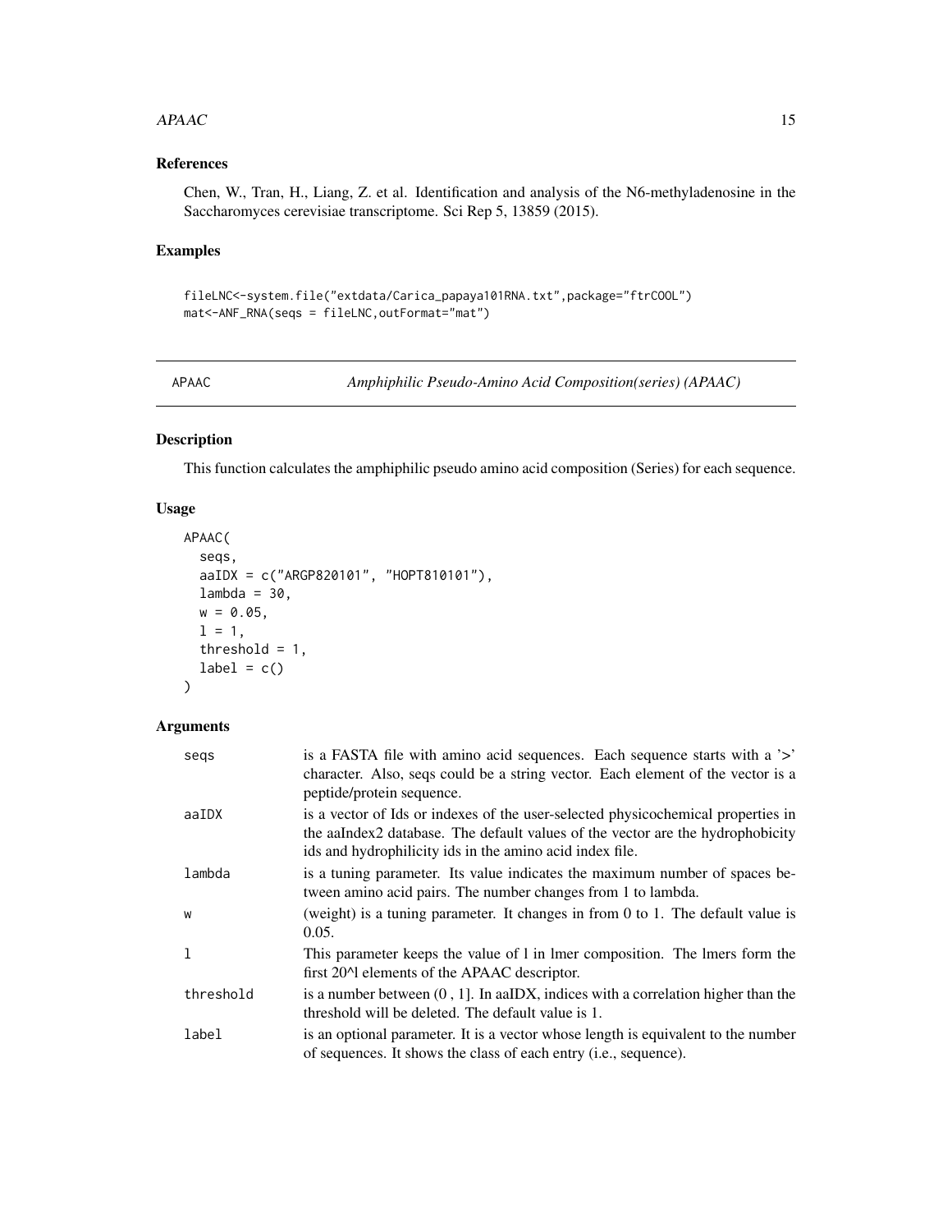## References

Chen, W., Tran, H., Liang, Z. et al. Identification and analysis of the N6-methyladenosine in the Saccharomyces cerevisiae transcriptome. Sci Rep 5, 13859 (2015).

## Examples

```
fileLNC<-system.file("extdata/Carica_papaya101RNA.txt",package="ftrCOOL")
mat<-ANF_RNA(seqs = fileLNC,outFormat="mat")
```

---

# APAAC — *Amphiphilic Pseudo-Amino Acid Composition(series) (APAAC)*

## Description

This function calculates the amphiphilic pseudo amino acid composition (Series) for each sequence.

## Usage

```
APAAC(
  seqs,
  aaIDX = c("ARGP820101", "HOPT810101"),
  lambda = 30,
  w = 0.05,
  l = 1,
  threshold = 1,
  label = c()
)
```

## Arguments

| | |
|---|---|
| seqs | is a FASTA file with amino acid sequences. Each sequence starts with a '>' character. Also, seqs could be a string vector. Each element of the vector is a peptide/protein sequence. |
| aaIDX | is a vector of Ids or indexes of the user-selected physicochemical properties in the aaIndex2 database. The default values of the vector are the hydrophobicity ids and hydrophilicity ids in the amino acid index file. |
| lambda | is a tuning parameter. Its value indicates the maximum number of spaces between amino acid pairs. The number changes from 1 to lambda. |
| w | (weight) is a tuning parameter. It changes in from 0 to 1. The default value is 0.05. |
| l | This parameter keeps the value of l in lmer composition. The lmers form the first 20^l elements of the APAAC descriptor. |
| threshold | is a number between (0 , 1]. In aaIDX, indices with a correlation higher than the threshold will be deleted. The default value is 1. |
| label | is an optional parameter. It is a vector whose length is equivalent to the number of sequences. It shows the class of each entry (i.e., sequence). |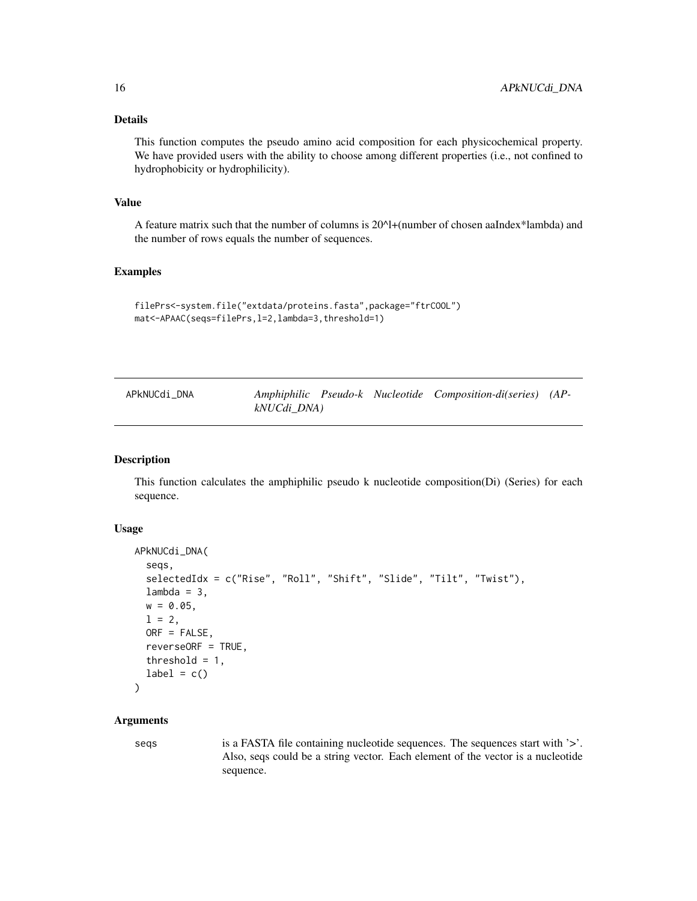## Details

This function computes the pseudo amino acid composition for each physicochemical property. We have provided users with the ability to choose among different properties (i.e., not confined to hydrophobicity or hydrophilicity).

## Value

A feature matrix such that the number of columns is 20^l+(number of chosen aaIndex*lambda) and the number of rows equals the number of sequences.

## Examples

```
filePrs<-system.file("extdata/proteins.fasta",package="ftrCOOL")
mat<-APAAC(seqs=filePrs,l=2,lambda=3,threshold=1)
```

---

# APkNUCdi_DNA — *Amphiphilic Pseudo-k Nucleotide Composition-di(series) (APkNUCdi_DNA)*

---

## Description

This function calculates the amphiphilic pseudo k nucleotide composition(Di) (Series) for each sequence.

## Usage

```
APkNUCdi_DNA(
  seqs,
  selectedIdx = c("Rise", "Roll", "Shift", "Slide", "Tilt", "Twist"),
  lambda = 3,
  w = 0.05,
  l = 2,
  ORF = FALSE,
  reverseORF = TRUE,
  threshold = 1,
  label = c()
)
```

## Arguments

| | |
|---|---|
| seqs | is a FASTA file containing nucleotide sequences. The sequences start with '>'. Also, seqs could be a string vector. Each element of the vector is a nucleotide sequence. |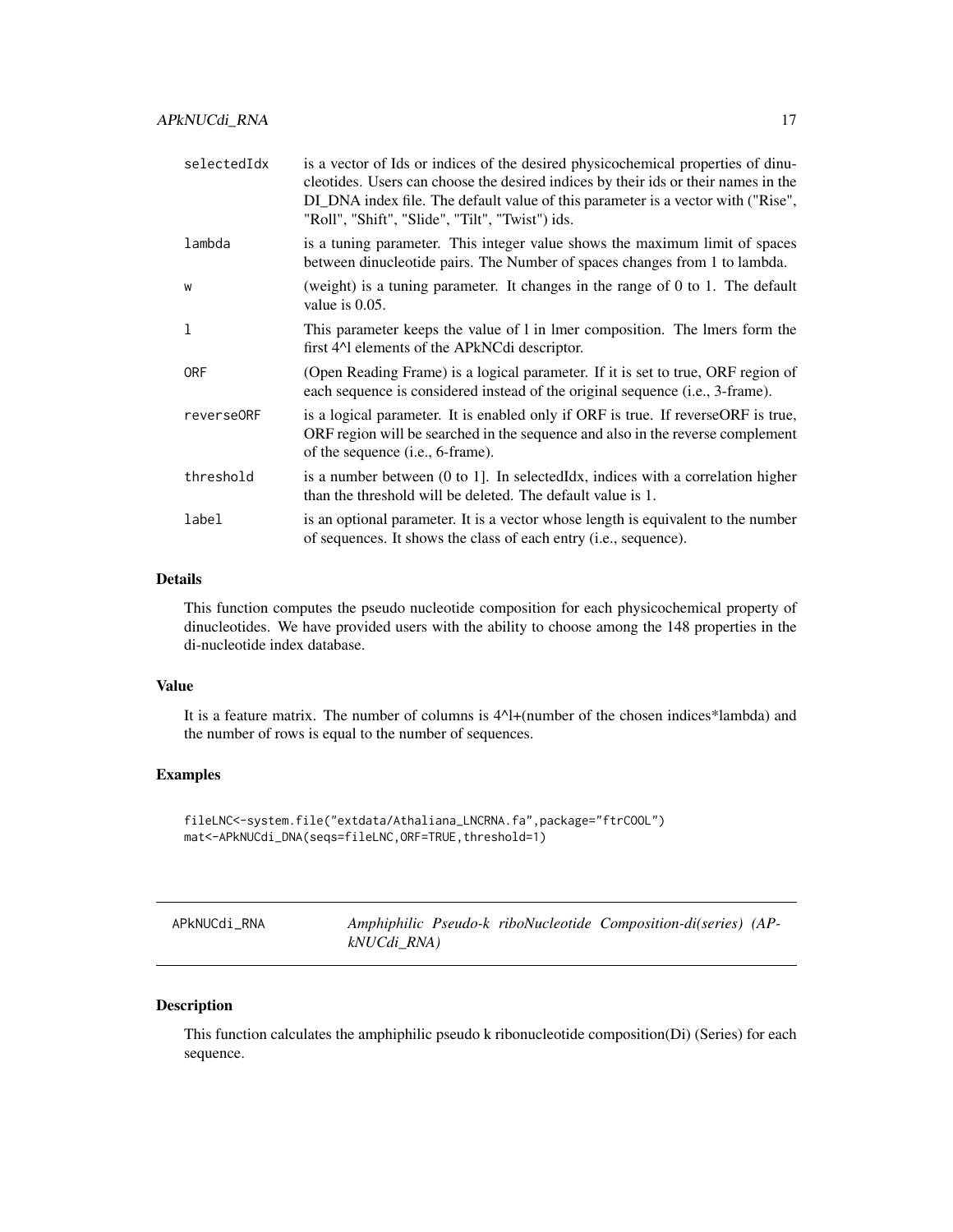| | |
|---|---|
| selectedIdx | is a vector of Ids or indices of the desired physicochemical properties of dinucleotides. Users can choose the desired indices by their ids or their names in the DI_DNA index file. The default value of this parameter is a vector with ("Rise", "Roll", "Shift", "Slide", "Tilt", "Twist") ids. |
| lambda | is a tuning parameter. This integer value shows the maximum limit of spaces between dinucleotide pairs. The Number of spaces changes from 1 to lambda. |
| w | (weight) is a tuning parameter. It changes in the range of 0 to 1. The default value is 0.05. |
| l | This parameter keeps the value of l in lmer composition. The lmers form the first 4^l elements of the APkNCdi descriptor. |
| ORF | (Open Reading Frame) is a logical parameter. If it is set to true, ORF region of each sequence is considered instead of the original sequence (i.e., 3-frame). |
| reverseORF | is a logical parameter. It is enabled only if ORF is true. If reverseORF is true, ORF region will be searched in the sequence and also in the reverse complement of the sequence (i.e., 6-frame). |
| threshold | is a number between (0 to 1]. In selectedIdx, indices with a correlation higher than the threshold will be deleted. The default value is 1. |
| label | is an optional parameter. It is a vector whose length is equivalent to the number of sequences. It shows the class of each entry (i.e., sequence). |

### Details

This function computes the pseudo nucleotide composition for each physicochemical property of dinucleotides. We have provided users with the ability to choose among the 148 properties in the di-nucleotide index database.

### Value

It is a feature matrix. The number of columns is 4^l+(number of the chosen indices*lambda) and the number of rows is equal to the number of sequences.

### Examples

```
fileLNC<-system.file("extdata/Athaliana_LNCRNA.fa",package="ftrCOOL")
mat<-APkNUCdi_DNA(seqs=fileLNC,ORF=TRUE,threshold=1)
```

---

## APkNUCdi_RNA — *Amphiphilic Pseudo-k riboNucleotide Composition-di(series) (APkNUCdi_RNA)*

### Description

This function calculates the amphiphilic pseudo k ribonucleotide composition(Di) (Series) for each sequence.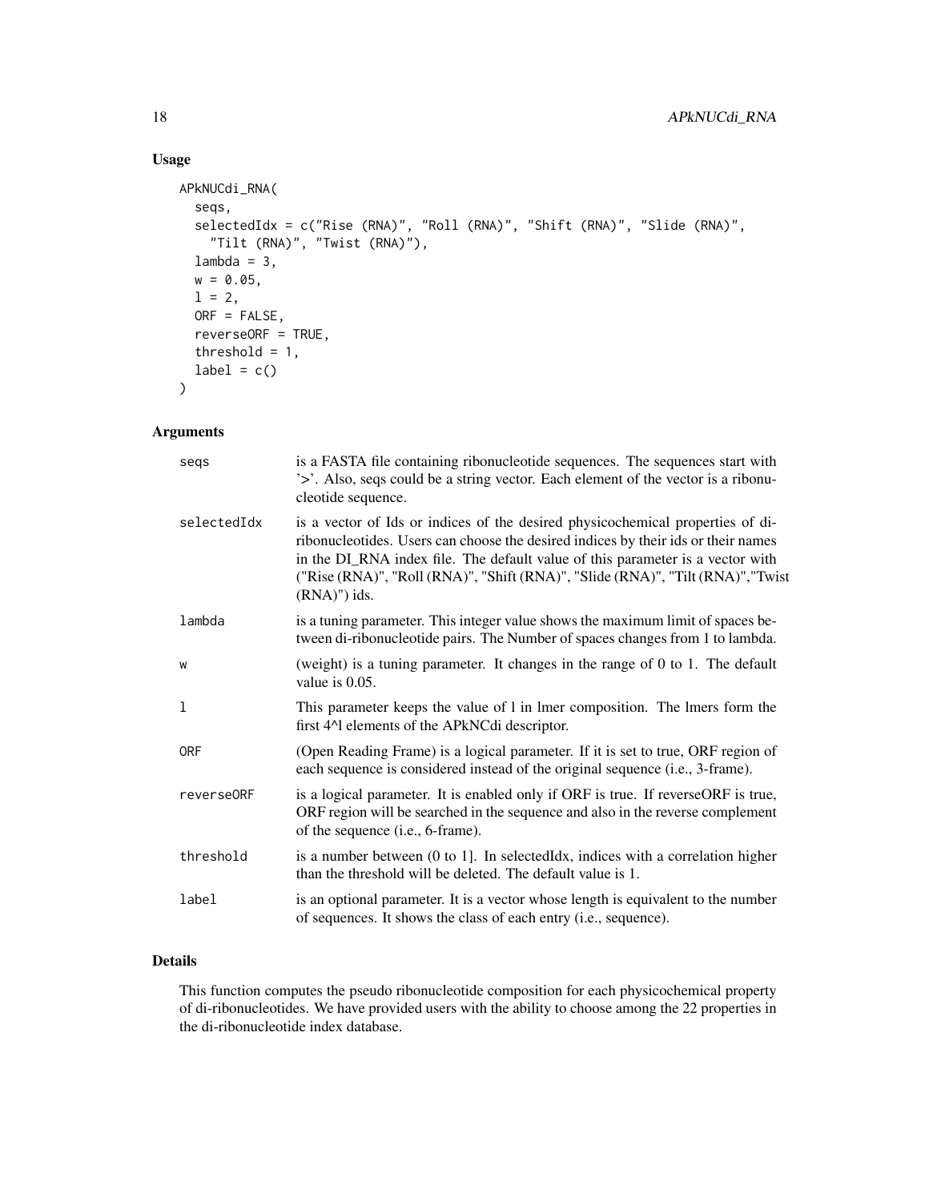## Usage

```
APkNUCdi_RNA(
  seqs,
  selectedIdx = c("Rise (RNA)", "Roll (RNA)", "Shift (RNA)", "Slide (RNA)",
    "Tilt (RNA)", "Twist (RNA)"),
  lambda = 3,
  w = 0.05,
  l = 2,
  ORF = FALSE,
  reverseORF = TRUE,
  threshold = 1,
  label = c()
)
```

## Arguments

| | |
|---|---|
| seqs | is a FASTA file containing ribonucleotide sequences. The sequences start with '>'. Also, seqs could be a string vector. Each element of the vector is a ribonucleotide sequence. |
| selectedIdx | is a vector of Ids or indices of the desired physicochemical properties of di-ribonucleotides. Users can choose the desired indices by their ids or their names in the DI_RNA index file. The default value of this parameter is a vector with ("Rise (RNA)", "Roll (RNA)", "Shift (RNA)", "Slide (RNA)", "Tilt (RNA)","Twist (RNA)") ids. |
| lambda | is a tuning parameter. This integer value shows the maximum limit of spaces between di-ribonucleotide pairs. The Number of spaces changes from 1 to lambda. |
| w | (weight) is a tuning parameter. It changes in the range of 0 to 1. The default value is 0.05. |
| l | This parameter keeps the value of l in lmer composition. The lmers form the first 4^l elements of the APkNCdi descriptor. |
| ORF | (Open Reading Frame) is a logical parameter. If it is set to true, ORF region of each sequence is considered instead of the original sequence (i.e., 3-frame). |
| reverseORF | is a logical parameter. It is enabled only if ORF is true. If reverseORF is true, ORF region will be searched in the sequence and also in the reverse complement of the sequence (i.e., 6-frame). |
| threshold | is a number between (0 to 1]. In selectedIdx, indices with a correlation higher than the threshold will be deleted. The default value is 1. |
| label | is an optional parameter. It is a vector whose length is equivalent to the number of sequences. It shows the class of each entry (i.e., sequence). |

## Details

This function computes the pseudo ribonucleotide composition for each physicochemical property of di-ribonucleotides. We have provided users with the ability to choose among the 22 properties in the di-ribonucleotide index database.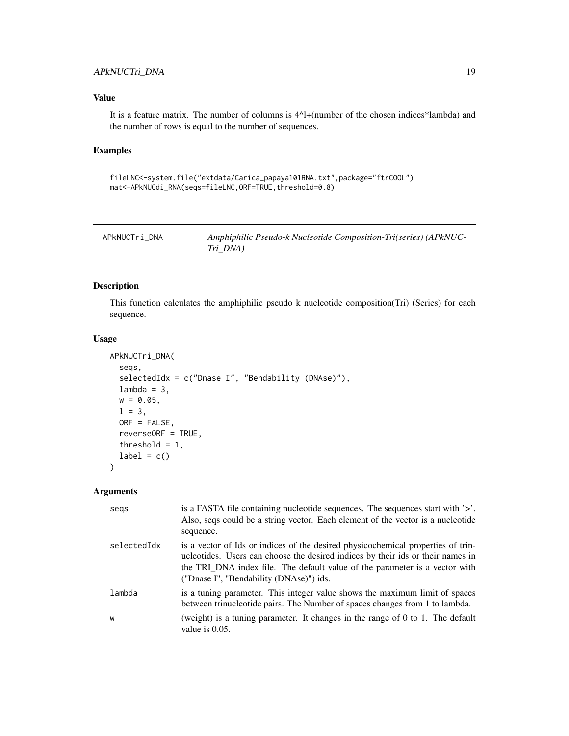### Value

It is a feature matrix. The number of columns is 4^l+(number of the chosen indices*lambda) and the number of rows is equal to the number of sequences.

### Examples

```
fileLNC<-system.file("extdata/Carica_papaya101RNA.txt",package="ftrCOOL")
mat<-APkNUCdi_RNA(seqs=fileLNC,ORF=TRUE,threshold=0.8)
```

---

## APkNUCTri_DNA — *Amphiphilic Pseudo-k Nucleotide Composition-Tri(series) (APkNUC-Tri_DNA)*

---

### Description

This function calculates the amphiphilic pseudo k nucleotide composition(Tri) (Series) for each sequence.

### Usage

```
APkNUCTri_DNA(
  seqs,
  selectedIdx = c("Dnase I", "Bendability (DNAse)"),
  lambda = 3,
  w = 0.05,
  l = 3,
  ORF = FALSE,
  reverseORF = TRUE,
  threshold = 1,
  label = c()
)
```

### Arguments

| | |
|---|---|
| seqs | is a FASTA file containing nucleotide sequences. The sequences start with '>'. Also, seqs could be a string vector. Each element of the vector is a nucleotide sequence. |
| selectedIdx | is a vector of Ids or indices of the desired physicochemical properties of trinucleotides. Users can choose the desired indices by their ids or their names in the TRI_DNA index file. The default value of the parameter is a vector with ("Dnase I", "Bendability (DNAse)") ids. |
| lambda | is a tuning parameter. This integer value shows the maximum limit of spaces between trinucleotide pairs. The Number of spaces changes from 1 to lambda. |
| w | (weight) is a tuning parameter. It changes in the range of 0 to 1. The default value is 0.05. |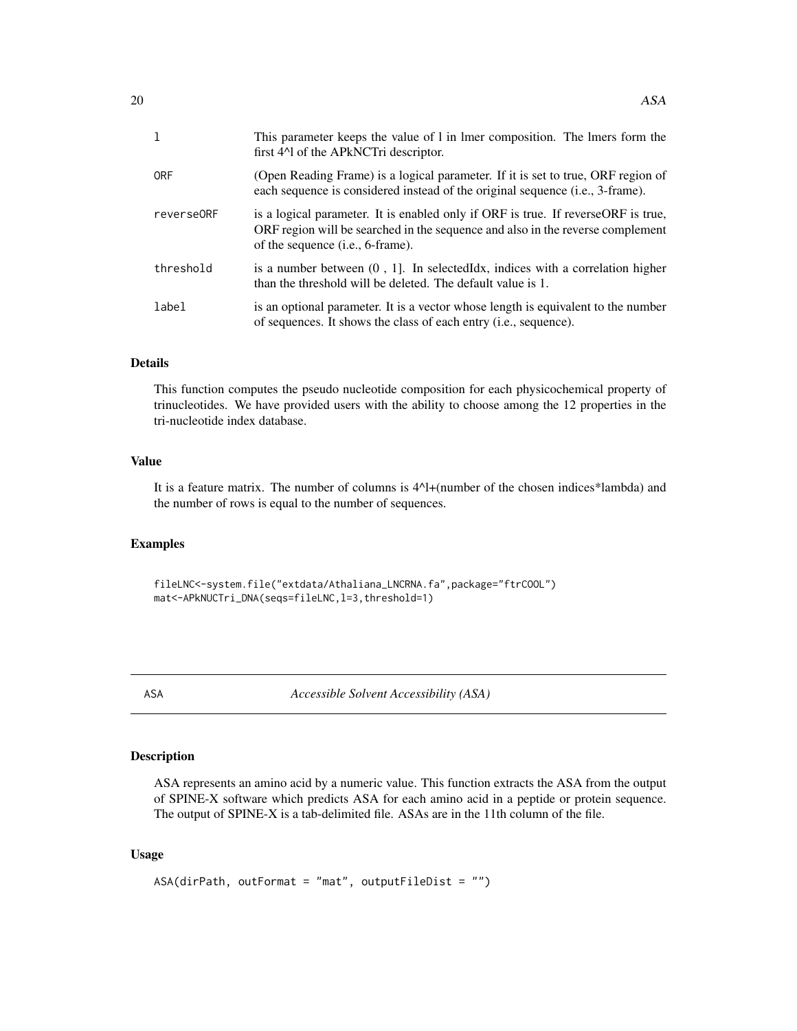| | |
|---|---|
| l | This parameter keeps the value of l in lmer composition. The lmers form the first 4^l of the APkNCTri descriptor. |
| ORF | (Open Reading Frame) is a logical parameter. If it is set to true, ORF region of each sequence is considered instead of the original sequence (i.e., 3-frame). |
| reverseORF | is a logical parameter. It is enabled only if ORF is true. If reverseORF is true, ORF region will be searched in the sequence and also in the reverse complement of the sequence (i.e., 6-frame). |
| threshold | is a number between (0 , 1]. In selectedIdx, indices with a correlation higher than the threshold will be deleted. The default value is 1. |
| label | is an optional parameter. It is a vector whose length is equivalent to the number of sequences. It shows the class of each entry (i.e., sequence). |

### Details

This function computes the pseudo nucleotide composition for each physicochemical property of trinucleotides. We have provided users with the ability to choose among the 12 properties in the tri-nucleotide index database.

### Value

It is a feature matrix. The number of columns is 4^l+(number of the chosen indices*lambda) and the number of rows is equal to the number of sequences.

### Examples

```
fileLNC<-system.file("extdata/Athaliana_LNCRNA.fa",package="ftrCOOL")
mat<-APkNUCTri_DNA(seqs=fileLNC,l=3,threshold=1)
```

---

## ASA *Accessible Solvent Accessibility (ASA)*

---

### Description

ASA represents an amino acid by a numeric value. This function extracts the ASA from the output of SPINE-X software which predicts ASA for each amino acid in a peptide or protein sequence. The output of SPINE-X is a tab-delimited file. ASAs are in the 11th column of the file.

### Usage

```
ASA(dirPath, outFormat = "mat", outputFileDist = "")
```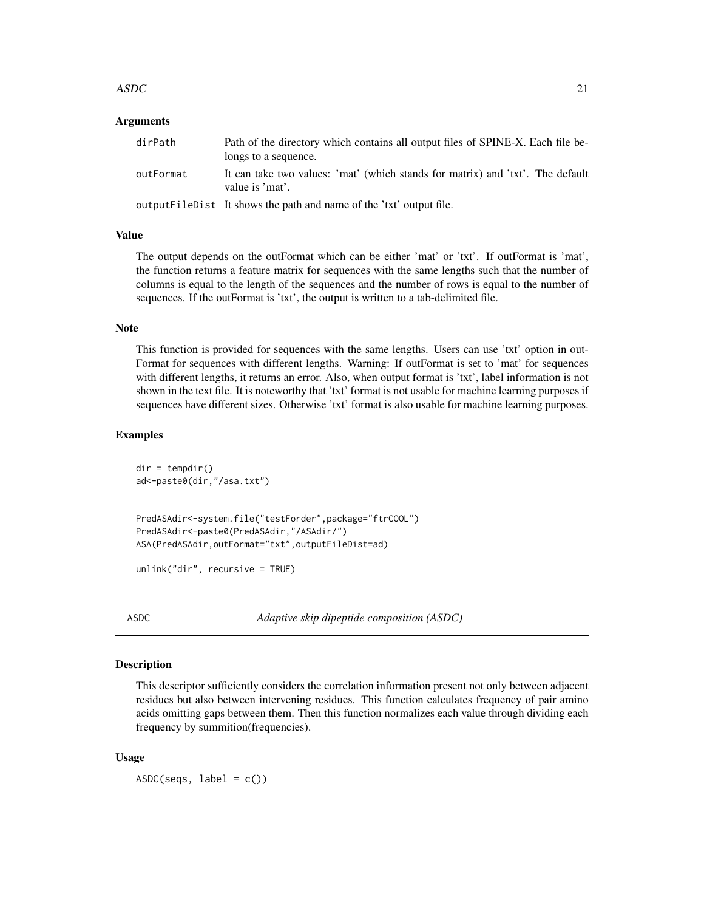### Arguments

| | |
|---|---|
| dirPath | Path of the directory which contains all output files of SPINE-X. Each file belongs to a sequence. |
| outFormat | It can take two values: 'mat' (which stands for matrix) and 'txt'. The default value is 'mat'. |
| outputFileDist | It shows the path and name of the 'txt' output file. |

### Value

The output depends on the outFormat which can be either 'mat' or 'txt'. If outFormat is 'mat', the function returns a feature matrix for sequences with the same lengths such that the number of columns is equal to the length of the sequences and the number of rows is equal to the number of sequences. If the outFormat is 'txt', the output is written to a tab-delimited file.

### Note

This function is provided for sequences with the same lengths. Users can use 'txt' option in outFormat for sequences with different lengths. Warning: If outFormat is set to 'mat' for sequences with different lengths, it returns an error. Also, when output format is 'txt', label information is not shown in the text file. It is noteworthy that 'txt' format is not usable for machine learning purposes if sequences have different sizes. Otherwise 'txt' format is also usable for machine learning purposes.

### Examples

```
dir = tempdir()
ad<-paste0(dir,"/asa.txt")


PredASAdir<-system.file("testForder",package="ftrCOOL")
PredASAdir<-paste0(PredASAdir,"/ASAdir/")
ASA(PredASAdir,outFormat="txt",outputFileDist=ad)

unlink("dir", recursive = TRUE)
```

---

## ASDC — *Adaptive skip dipeptide composition (ASDC)*

---

### Description

This descriptor sufficiently considers the correlation information present not only between adjacent residues but also between intervening residues. This function calculates frequency of pair amino acids omitting gaps between them. Then this function normalizes each value through dividing each frequency by summition(frequencies).

### Usage

```
ASDC(seqs, label = c())
```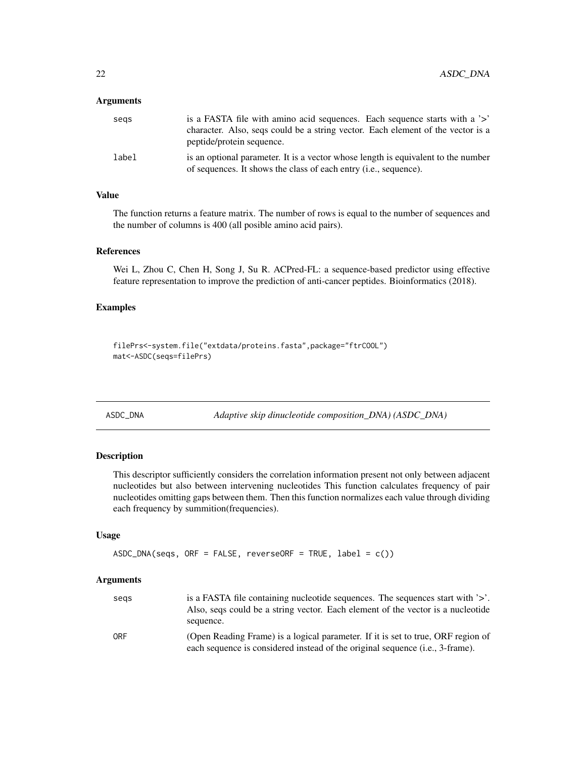### Arguments

| | |
|---|---|
| seqs | is a FASTA file with amino acid sequences. Each sequence starts with a '>' character. Also, seqs could be a string vector. Each element of the vector is a peptide/protein sequence. |
| label | is an optional parameter. It is a vector whose length is equivalent to the number of sequences. It shows the class of each entry (i.e., sequence). |

### Value

The function returns a feature matrix. The number of rows is equal to the number of sequences and the number of columns is 400 (all posible amino acid pairs).

### References

Wei L, Zhou C, Chen H, Song J, Su R. ACPred-FL: a sequence-based predictor using effective feature representation to improve the prediction of anti-cancer peptides. Bioinformatics (2018).

### Examples

```
filePrs<-system.file("extdata/proteins.fasta",package="ftrCOOL")
mat<-ASDC(seqs=filePrs)
```

---

## ASDC_DNA *Adaptive skip dinucleotide composition_DNA) (ASDC_DNA)*

### Description

This descriptor sufficiently considers the correlation information present not only between adjacent nucleotides but also between intervening nucleotides This function calculates frequency of pair nucleotides omitting gaps between them. Then this function normalizes each value through dividing each frequency by summition(frequencies).

### Usage

```
ASDC_DNA(seqs, ORF = FALSE, reverseORF = TRUE, label = c())
```

### Arguments

| | |
|---|---|
| seqs | is a FASTA file containing nucleotide sequences. The sequences start with '>'. Also, seqs could be a string vector. Each element of the vector is a nucleotide sequence. |
| ORF | (Open Reading Frame) is a logical parameter. If it is set to true, ORF region of each sequence is considered instead of the original sequence (i.e., 3-frame). |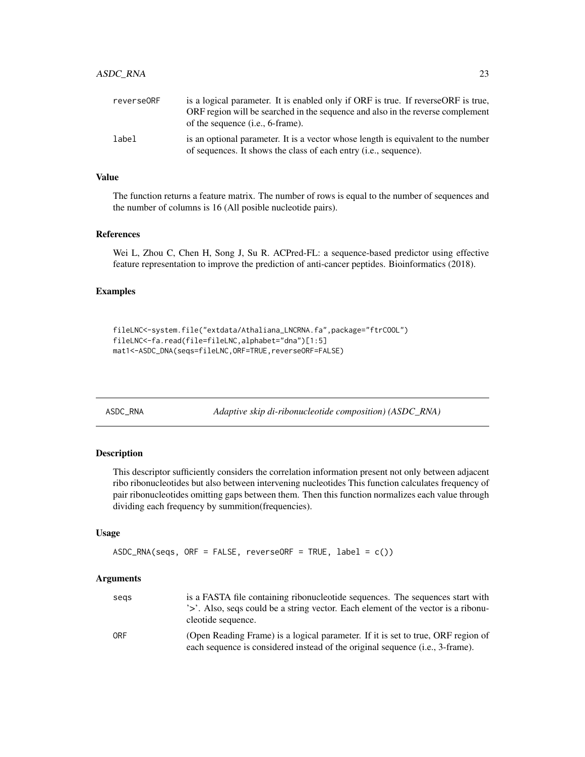| | |
|---|---|
| reverseORF | is a logical parameter. It is enabled only if ORF is true. If reverseORF is true, ORF region will be searched in the sequence and also in the reverse complement of the sequence (i.e., 6-frame). |
| label | is an optional parameter. It is a vector whose length is equivalent to the number of sequences. It shows the class of each entry (i.e., sequence). |

### Value

The function returns a feature matrix. The number of rows is equal to the number of sequences and the number of columns is 16 (All posible nucleotide pairs).

### References

Wei L, Zhou C, Chen H, Song J, Su R. ACPred-FL: a sequence-based predictor using effective feature representation to improve the prediction of anti-cancer peptides. Bioinformatics (2018).

### Examples

```
fileLNC<-system.file("extdata/Athaliana_LNCRNA.fa",package="ftrCOOL")
fileLNC<-fa.read(file=fileLNC,alphabet="dna")[1:5]
mat1<-ASDC_DNA(seqs=fileLNC,ORF=TRUE,reverseORF=FALSE)
```

---

## ASDC_RNA — *Adaptive skip di-ribonucleotide composition) (ASDC_RNA)*

### Description

This descriptor sufficiently considers the correlation information present not only between adjacent ribo ribonucleotides but also between intervening nucleotides This function calculates frequency of pair ribonucleotides omitting gaps between them. Then this function normalizes each value through dividing each frequency by summition(frequencies).

### Usage

```
ASDC_RNA(seqs, ORF = FALSE, reverseORF = TRUE, label = c())
```

### Arguments

| | |
|---|---|
| seqs | is a FASTA file containing ribonucleotide sequences. The sequences start with '>'. Also, seqs could be a string vector. Each element of the vector is a ribonucleotide sequence. |
| ORF | (Open Reading Frame) is a logical parameter. If it is set to true, ORF region of each sequence is considered instead of the original sequence (i.e., 3-frame). |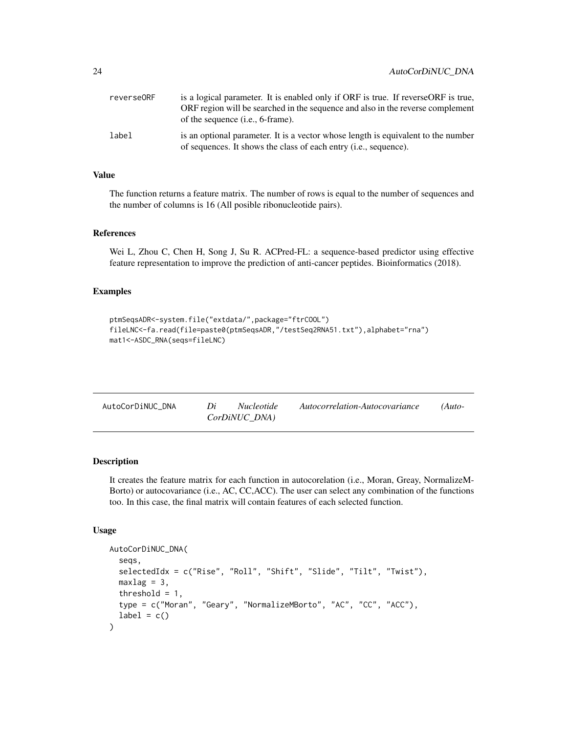| | |
|---|---|
| reverseORF | is a logical parameter. It is enabled only if ORF is true. If reverseORF is true, ORF region will be searched in the sequence and also in the reverse complement of the sequence (i.e., 6-frame). |
| label | is an optional parameter. It is a vector whose length is equivalent to the number of sequences. It shows the class of each entry (i.e., sequence). |

### Value

The function returns a feature matrix. The number of rows is equal to the number of sequences and the number of columns is 16 (All posible ribonucleotide pairs).

### References

Wei L, Zhou C, Chen H, Song J, Su R. ACPred-FL: a sequence-based predictor using effective feature representation to improve the prediction of anti-cancer peptides. Bioinformatics (2018).

### Examples

```
ptmSeqsADR<-system.file("extdata/",package="ftrCOOL")
fileLNC<-fa.read(file=paste0(ptmSeqsADR,"/testSeq2RNA51.txt"),alphabet="rna")
mat1<-ASDC_RNA(seqs=fileLNC)
```

---

## AutoCorDiNUC_DNA *Di Nucleotide Autocorrelation-Autocovariance (AutoCorDiNUC_DNA)*

---

### Description

It creates the feature matrix for each function in autocorelation (i.e., Moran, Greay, NormalizeM-Borto) or autocovariance (i.e., AC, CC,ACC). The user can select any combination of the functions too. In this case, the final matrix will contain features of each selected function.

### Usage

```
AutoCorDiNUC_DNA(
  seqs,
  selectedIdx = c("Rise", "Roll", "Shift", "Slide", "Tilt", "Twist"),
  maxlag = 3,
  threshold = 1,
  type = c("Moran", "Geary", "NormalizeMBorto", "AC", "CC", "ACC"),
  label = c()
)
```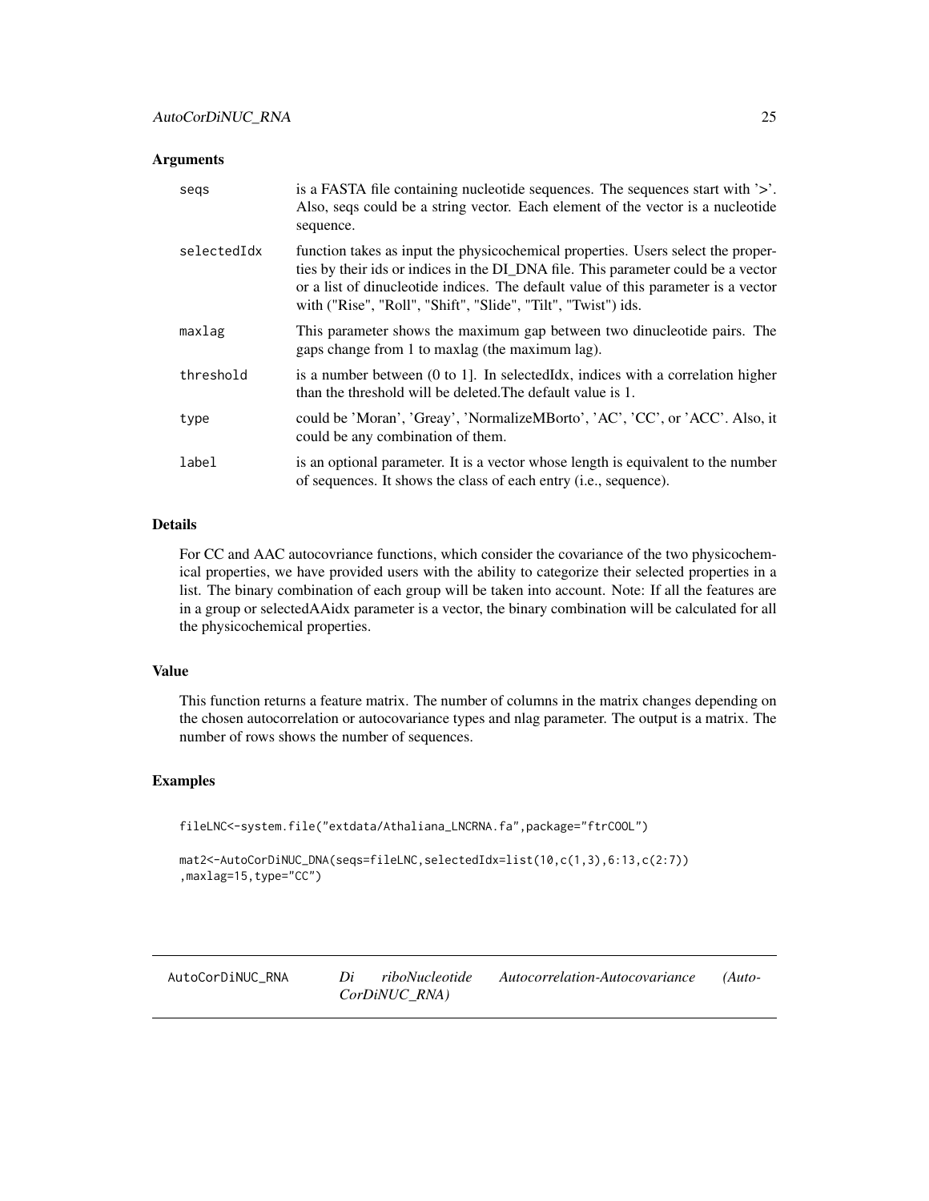### Arguments

| | |
|---|---|
| seqs | is a FASTA file containing nucleotide sequences. The sequences start with '>'. Also, seqs could be a string vector. Each element of the vector is a nucleotide sequence. |
| selectedIdx | function takes as input the physicochemical properties. Users select the properties by their ids or indices in the DI_DNA file. This parameter could be a vector or a list of dinucleotide indices. The default value of this parameter is a vector with ("Rise", "Roll", "Shift", "Slide", "Tilt", "Twist") ids. |
| maxlag | This parameter shows the maximum gap between two dinucleotide pairs. The gaps change from 1 to maxlag (the maximum lag). |
| threshold | is a number between (0 to 1]. In selectedIdx, indices with a correlation higher than the threshold will be deleted.The default value is 1. |
| type | could be 'Moran', 'Greay', 'NormalizeMBorto', 'AC', 'CC', or 'ACC'. Also, it could be any combination of them. |
| label | is an optional parameter. It is a vector whose length is equivalent to the number of sequences. It shows the class of each entry (i.e., sequence). |

### Details

For CC and AAC autocovriance functions, which consider the covariance of the two physicochemical properties, we have provided users with the ability to categorize their selected properties in a list. The binary combination of each group will be taken into account. Note: If all the features are in a group or selectedAAidx parameter is a vector, the binary combination will be calculated for all the physicochemical properties.

### Value

This function returns a feature matrix. The number of columns in the matrix changes depending on the chosen autocorrelation or autocovariance types and nlag parameter. The output is a matrix. The number of rows shows the number of sequences.

### Examples

```
fileLNC<-system.file("extdata/Athaliana_LNCRNA.fa",package="ftrCOOL")

mat2<-AutoCorDiNUC_DNA(seqs=fileLNC,selectedIdx=list(10,c(1,3),6:13,c(2:7))
,maxlag=15,type="CC")
```

---

## AutoCorDiNUC_RNA *Di riboNucleotide Autocorrelation-Autocovariance (AutoCorDiNUC_RNA)*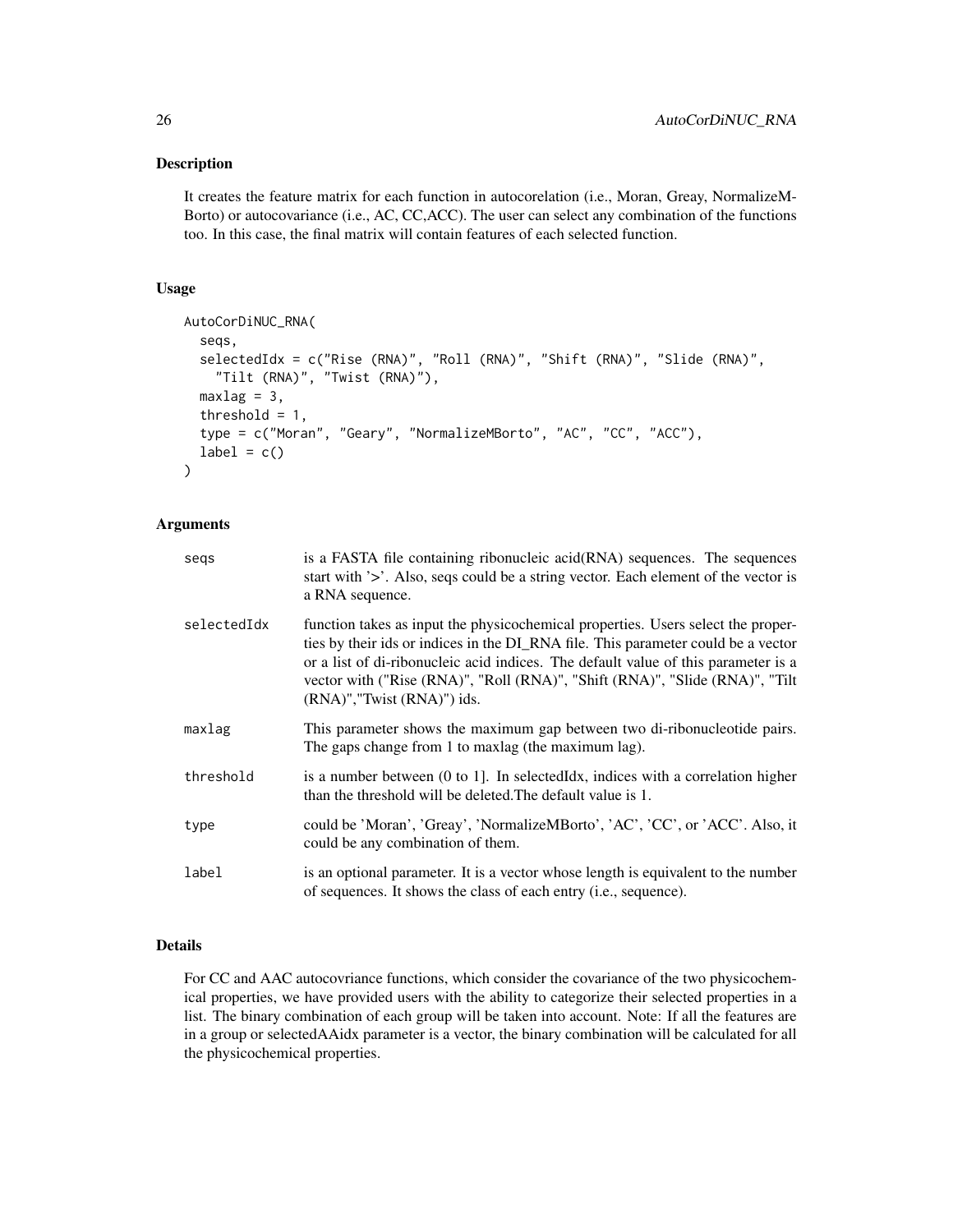## Description

It creates the feature matrix for each function in autocorelation (i.e., Moran, Greay, NormalizeMBorto) or autocovariance (i.e., AC, CC,ACC). The user can select any combination of the functions too. In this case, the final matrix will contain features of each selected function.

## Usage

```
AutoCorDiNUC_RNA(
  seqs,
  selectedIdx = c("Rise (RNA)", "Roll (RNA)", "Shift (RNA)", "Slide (RNA)",
    "Tilt (RNA)", "Twist (RNA)"),
  maxlag = 3,
  threshold = 1,
  type = c("Moran", "Geary", "NormalizeMBorto", "AC", "CC", "ACC"),
  label = c()
)
```

## Arguments

| | |
|---|---|
| seqs | is a FASTA file containing ribonucleic acid(RNA) sequences. The sequences start with '>'. Also, seqs could be a string vector. Each element of the vector is a RNA sequence. |
| selectedIdx | function takes as input the physicochemical properties. Users select the properties by their ids or indices in the DI_RNA file. This parameter could be a vector or a list of di-ribonucleic acid indices. The default value of this parameter is a vector with ("Rise (RNA)", "Roll (RNA)", "Shift (RNA)", "Slide (RNA)", "Tilt (RNA)","Twist (RNA)") ids. |
| maxlag | This parameter shows the maximum gap between two di-ribonucleotide pairs. The gaps change from 1 to maxlag (the maximum lag). |
| threshold | is a number between (0 to 1]. In selectedIdx, indices with a correlation higher than the threshold will be deleted.The default value is 1. |
| type | could be 'Moran', 'Greay', 'NormalizeMBorto', 'AC', 'CC', or 'ACC'. Also, it could be any combination of them. |
| label | is an optional parameter. It is a vector whose length is equivalent to the number of sequences. It shows the class of each entry (i.e., sequence). |

## Details

For CC and AAC autocovriance functions, which consider the covariance of the two physicochemical properties, we have provided users with the ability to categorize their selected properties in a list. The binary combination of each group will be taken into account. Note: If all the features are in a group or selectedAAidx parameter is a vector, the binary combination will be calculated for all the physicochemical properties.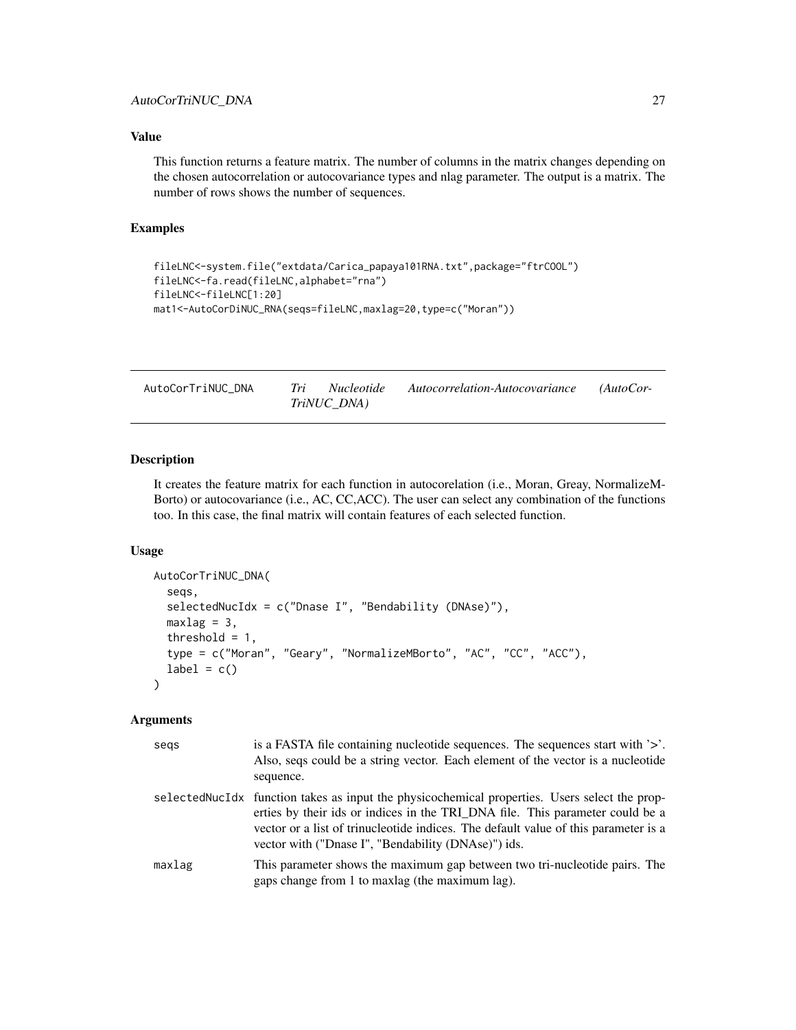### Value

This function returns a feature matrix. The number of columns in the matrix changes depending on the chosen autocorrelation or autocovariance types and nlag parameter. The output is a matrix. The number of rows shows the number of sequences.

### Examples

```
fileLNC<-system.file("extdata/Carica_papaya101RNA.txt",package="ftrCOOL")
fileLNC<-fa.read(fileLNC,alphabet="rna")
fileLNC<-fileLNC[1:20]
mat1<-AutoCorDiNUC_RNA(seqs=fileLNC,maxlag=20,type=c("Moran"))
```

---

## AutoCorTriNUC_DNA    *Tri Nucleotide Autocorrelation-Autocovariance (AutoCorTriNUC_DNA)*

---

### Description

It creates the feature matrix for each function in autocorelation (i.e., Moran, Greay, NormalizeMBorto) or autocovariance (i.e., AC, CC,ACC). The user can select any combination of the functions too. In this case, the final matrix will contain features of each selected function.

### Usage

```
AutoCorTriNUC_DNA(
  seqs,
  selectedNucIdx = c("Dnase I", "Bendability (DNAse)"),
  maxlag = 3,
  threshold = 1,
  type = c("Moran", "Geary", "NormalizeMBorto", "AC", "CC", "ACC"),
  label = c()
)
```

### Arguments

| | |
|---|---|
| seqs | is a FASTA file containing nucleotide sequences. The sequences start with '>'. Also, seqs could be a string vector. Each element of the vector is a nucleotide sequence. |
| selectedNucIdx | function takes as input the physicochemical properties. Users select the properties by their ids or indices in the TRI_DNA file. This parameter could be a vector or a list of trinucleotide indices. The default value of this parameter is a vector with ("Dnase I", "Bendability (DNAse)") ids. |
| maxlag | This parameter shows the maximum gap between two tri-nucleotide pairs. The gaps change from 1 to maxlag (the maximum lag). |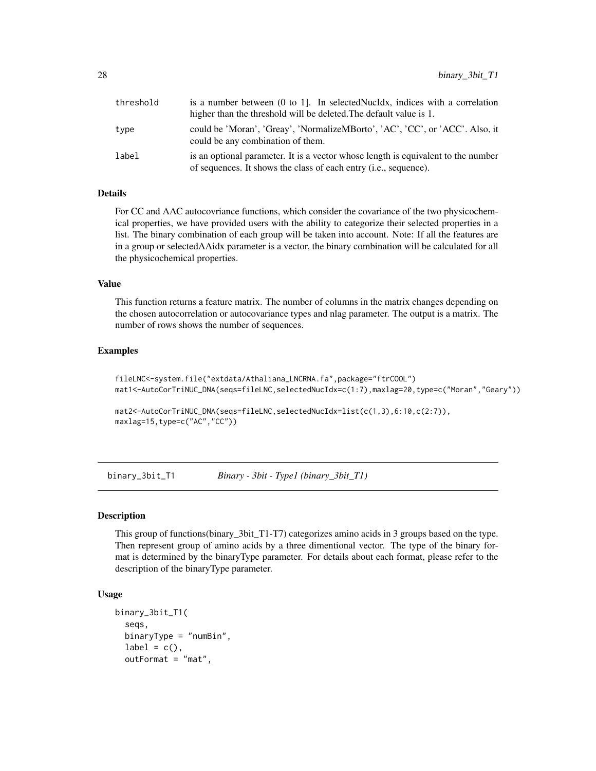| | |
|---|---|
| threshold | is a number between (0 to 1]. In selectedNucIdx, indices with a correlation higher than the threshold will be deleted.The default value is 1. |
| type | could be 'Moran', 'Greay', 'NormalizeMBorto', 'AC', 'CC', or 'ACC'. Also, it could be any combination of them. |
| label | is an optional parameter. It is a vector whose length is equivalent to the number of sequences. It shows the class of each entry (i.e., sequence). |

### Details

For CC and AAC autocovriance functions, which consider the covariance of the two physicochemical properties, we have provided users with the ability to categorize their selected properties in a list. The binary combination of each group will be taken into account. Note: If all the features are in a group or selectedAAidx parameter is a vector, the binary combination will be calculated for all the physicochemical properties.

### Value

This function returns a feature matrix. The number of columns in the matrix changes depending on the chosen autocorrelation or autocovariance types and nlag parameter. The output is a matrix. The number of rows shows the number of sequences.

### Examples

```
fileLNC<-system.file("extdata/Athaliana_LNCRNA.fa",package="ftrCOOL")
mat1<-AutoCorTriNUC_DNA(seqs=fileLNC,selectedNucIdx=c(1:7),maxlag=20,type=c("Moran","Geary"))

mat2<-AutoCorTriNUC_DNA(seqs=fileLNC,selectedNucIdx=list(c(1,3),6:10,c(2:7)),
maxlag=15,type=c("AC","CC"))
```

---

## binary_3bit_T1 — *Binary - 3bit - Type1 (binary_3bit_T1)*

### Description

This group of functions(binary_3bit_T1-T7) categorizes amino acids in 3 groups based on the type. Then represent group of amino acids by a three dimentional vector. The type of the binary format is determined by the binaryType parameter. For details about each format, please refer to the description of the binaryType parameter.

### Usage

```
binary_3bit_T1(
  seqs,
  binaryType = "numBin",
  label = c(),
  outFormat = "mat",
```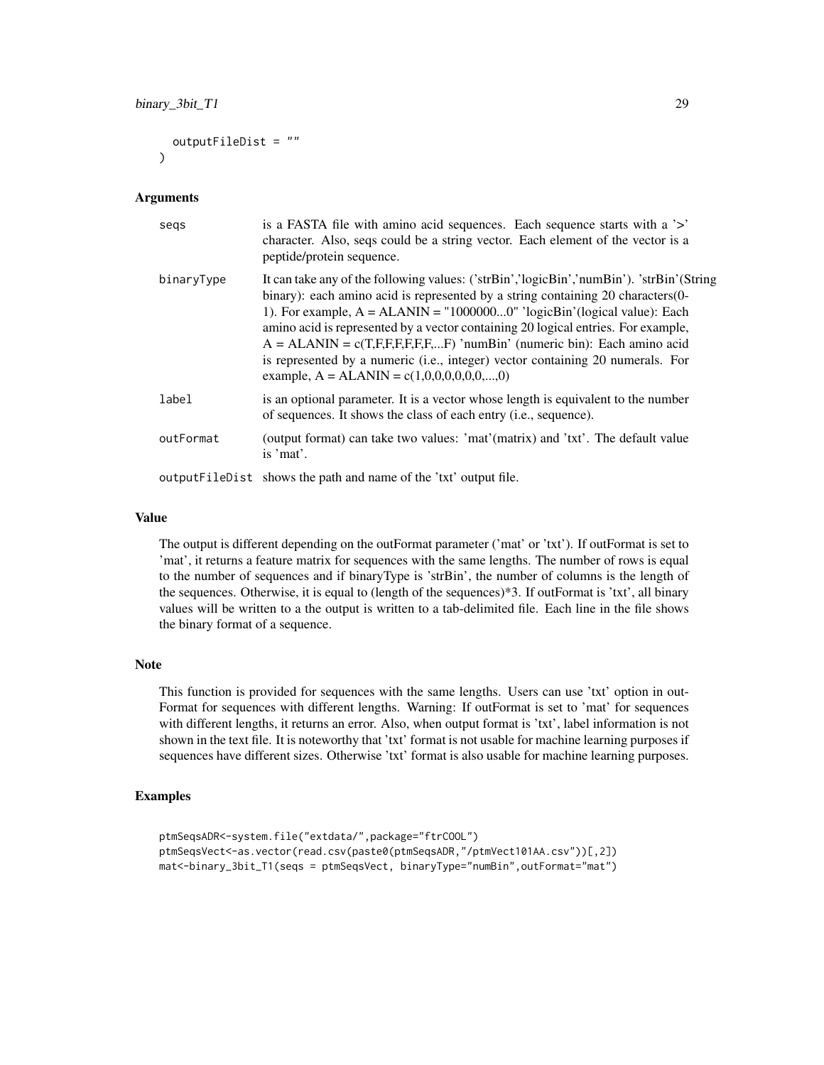```
  outputFileDist = ""
)
```

### Arguments

| | |
|---|---|
| `seqs` | is a FASTA file with amino acid sequences. Each sequence starts with a '>' character. Also, seqs could be a string vector. Each element of the vector is a peptide/protein sequence. |
| `binaryType` | It can take any of the following values: ('strBin','logicBin','numBin'). 'strBin'(String binary): each amino acid is represented by a string containing 20 characters(0-1). For example, A = ALANIN = "1000000...0" 'logicBin'(logical value): Each amino acid is represented by a vector containing 20 logical entries. For example, A = ALANIN = c(T,F,F,F,F,F,F,...F) 'numBin' (numeric bin): Each amino acid is represented by a numeric (i.e., integer) vector containing 20 numerals. For example, A = ALANIN = c(1,0,0,0,0,0,0,...,0) |
| `label` | is an optional parameter. It is a vector whose length is equivalent to the number of sequences. It shows the class of each entry (i.e., sequence). |
| `outFormat` | (output format) can take two values: 'mat'(matrix) and 'txt'. The default value is 'mat'. |
| `outputFileDist` | shows the path and name of the 'txt' output file. |

### Value

The output is different depending on the outFormat parameter ('mat' or 'txt'). If outFormat is set to 'mat', it returns a feature matrix for sequences with the same lengths. The number of rows is equal to the number of sequences and if binaryType is 'strBin', the number of columns is the length of the sequences. Otherwise, it is equal to (length of the sequences)*3. If outFormat is 'txt', all binary values will be written to a the output is written to a tab-delimited file. Each line in the file shows the binary format of a sequence.

### Note

This function is provided for sequences with the same lengths. Users can use 'txt' option in outFormat for sequences with different lengths. Warning: If outFormat is set to 'mat' for sequences with different lengths, it returns an error. Also, when output format is 'txt', label information is not shown in the text file. It is noteworthy that 'txt' format is not usable for machine learning purposes if sequences have different sizes. Otherwise 'txt' format is also usable for machine learning purposes.

### Examples

```
ptmSeqsADR<-system.file("extdata/",package="ftrCOOL")
ptmSeqsVect<-as.vector(read.csv(paste0(ptmSeqsADR,"/ptmVect101AA.csv"))[,2])
mat<-binary_3bit_T1(seqs = ptmSeqsVect, binaryType="numBin",outFormat="mat")
```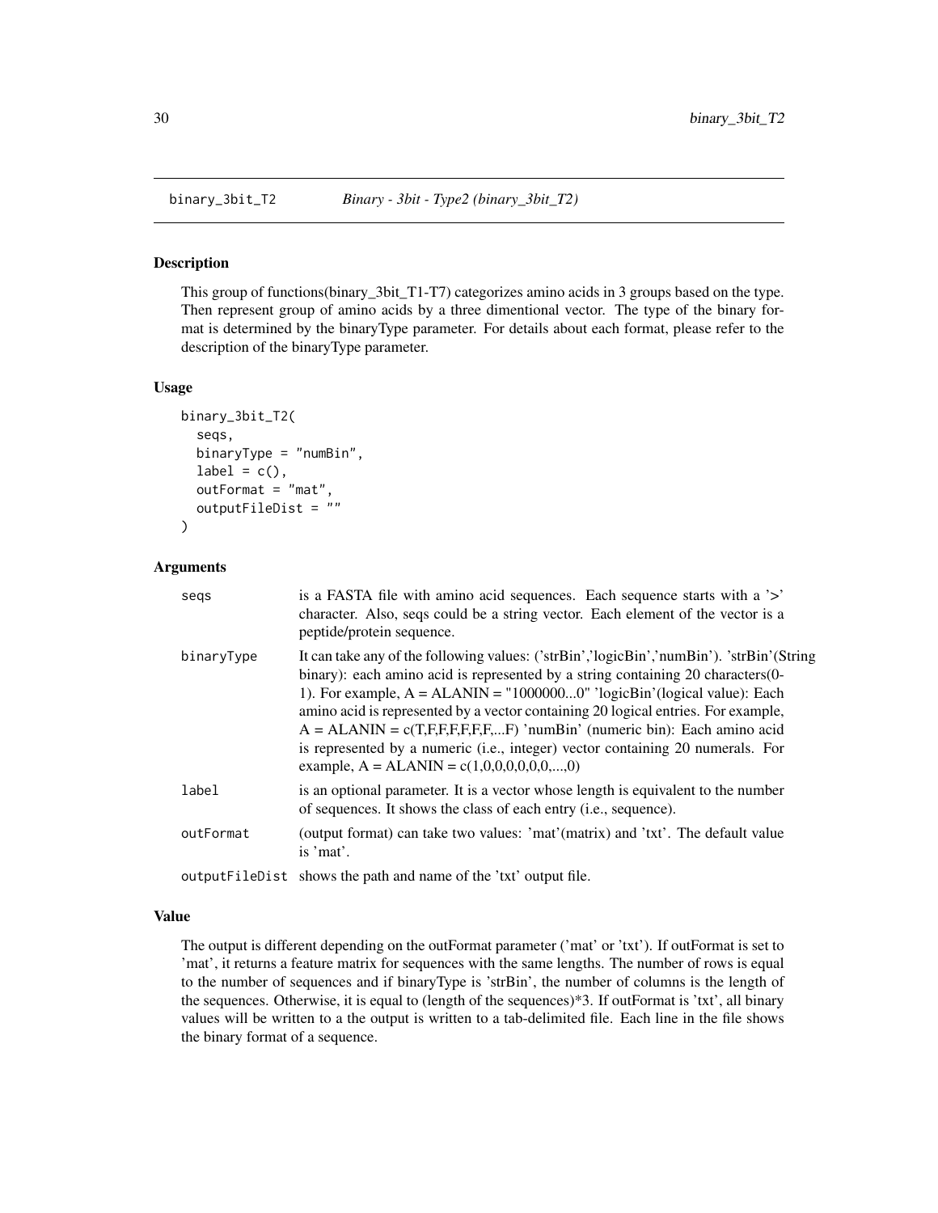`binary_3bit_T2` *Binary - 3bit - Type2 (binary_3bit_T2)*

## Description

This group of functions(binary_3bit_T1-T7) categorizes amino acids in 3 groups based on the type. Then represent group of amino acids by a three dimentional vector. The type of the binary format is determined by the binaryType parameter. For details about each format, please refer to the description of the binaryType parameter.

## Usage

```
binary_3bit_T2(
  seqs,
  binaryType = "numBin",
  label = c(),
  outFormat = "mat",
  outputFileDist = ""
)
```

## Arguments

| | |
|---|---|
| seqs | is a FASTA file with amino acid sequences. Each sequence starts with a '>' character. Also, seqs could be a string vector. Each element of the vector is a peptide/protein sequence. |
| binaryType | It can take any of the following values: ('strBin','logicBin','numBin'). 'strBin'(String binary): each amino acid is represented by a string containing 20 characters(0-1). For example, A = ALANIN = "1000000...0" 'logicBin'(logical value): Each amino acid is represented by a vector containing 20 logical entries. For example, A = ALANIN = c(T,F,F,F,F,F,F,...F) 'numBin' (numeric bin): Each amino acid is represented by a numeric (i.e., integer) vector containing 20 numerals. For example, A = ALANIN = c(1,0,0,0,0,0,0,...,0) |
| label | is an optional parameter. It is a vector whose length is equivalent to the number of sequences. It shows the class of each entry (i.e., sequence). |
| outFormat | (output format) can take two values: 'mat'(matrix) and 'txt'. The default value is 'mat'. |
| outputFileDist | shows the path and name of the 'txt' output file. |

## Value

The output is different depending on the outFormat parameter ('mat' or 'txt'). If outFormat is set to 'mat', it returns a feature matrix for sequences with the same lengths. The number of rows is equal to the number of sequences and if binaryType is 'strBin', the number of columns is the length of the sequences. Otherwise, it is equal to (length of the sequences)*3. If outFormat is 'txt', all binary values will be written to a the output is written to a tab-delimited file. Each line in the file shows the binary format of a sequence.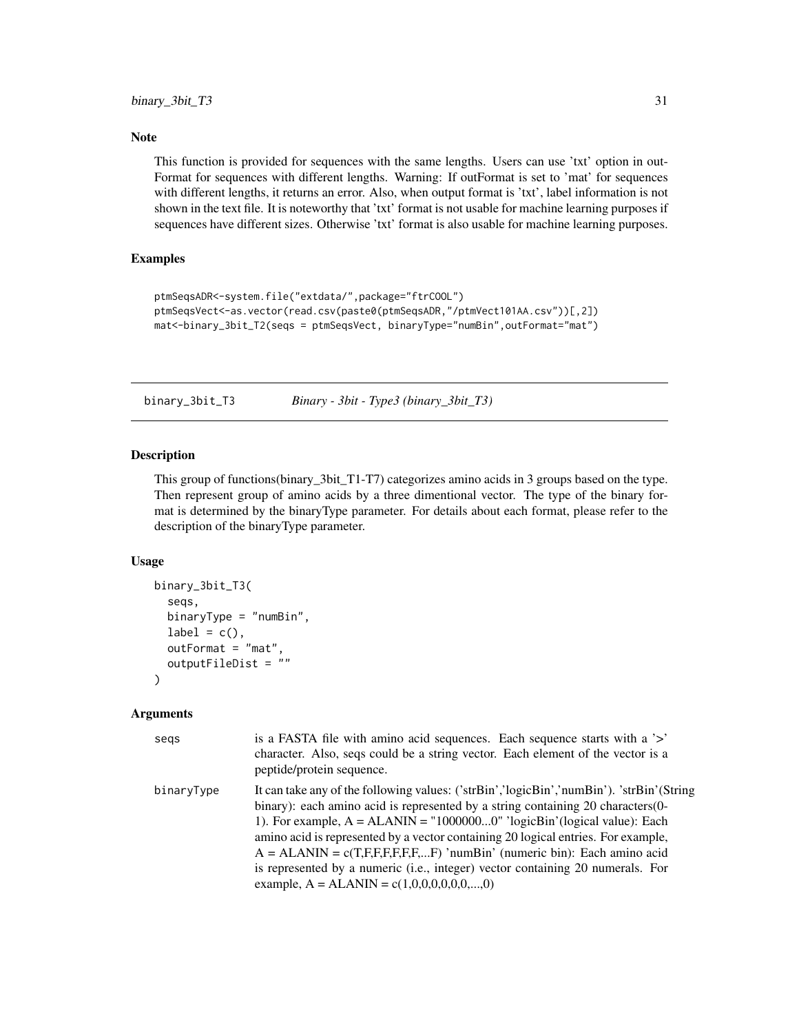### Note

This function is provided for sequences with the same lengths. Users can use 'txt' option in outFormat for sequences with different lengths. Warning: If outFormat is set to 'mat' for sequences with different lengths, it returns an error. Also, when output format is 'txt', label information is not shown in the text file. It is noteworthy that 'txt' format is not usable for machine learning purposes if sequences have different sizes. Otherwise 'txt' format is also usable for machine learning purposes.

### Examples

```
ptmSeqsADR<-system.file("extdata/",package="ftrCOOL")
ptmSeqsVect<-as.vector(read.csv(paste0(ptmSeqsADR,"/ptmVect101AA.csv"))[,2])
mat<-binary_3bit_T2(seqs = ptmSeqsVect, binaryType="numBin",outFormat="mat")
```

---

## binary_3bit_T3 *Binary - 3bit - Type3 (binary_3bit_T3)*

---

### Description

This group of functions(binary_3bit_T1-T7) categorizes amino acids in 3 groups based on the type. Then represent group of amino acids by a three dimentional vector. The type of the binary format is determined by the binaryType parameter. For details about each format, please refer to the description of the binaryType parameter.

### Usage

```
binary_3bit_T3(
  seqs,
  binaryType = "numBin",
  label = c(),
  outFormat = "mat",
  outputFileDist = ""
)
```

### Arguments

| | |
|---|---|
| seqs | is a FASTA file with amino acid sequences. Each sequence starts with a '>' character. Also, seqs could be a string vector. Each element of the vector is a peptide/protein sequence. |
| binaryType | It can take any of the following values: ('strBin','logicBin','numBin'). 'strBin'(String binary): each amino acid is represented by a string containing 20 characters(0-1). For example, A = ALANIN = "1000000...0" 'logicBin'(logical value): Each amino acid is represented by a vector containing 20 logical entries. For example, A = ALANIN = c(T,F,F,F,F,F,F,...F) 'numBin' (numeric bin): Each amino acid is represented by a numeric (i.e., integer) vector containing 20 numerals. For example, A = ALANIN = c(1,0,0,0,0,0,0,...,0) |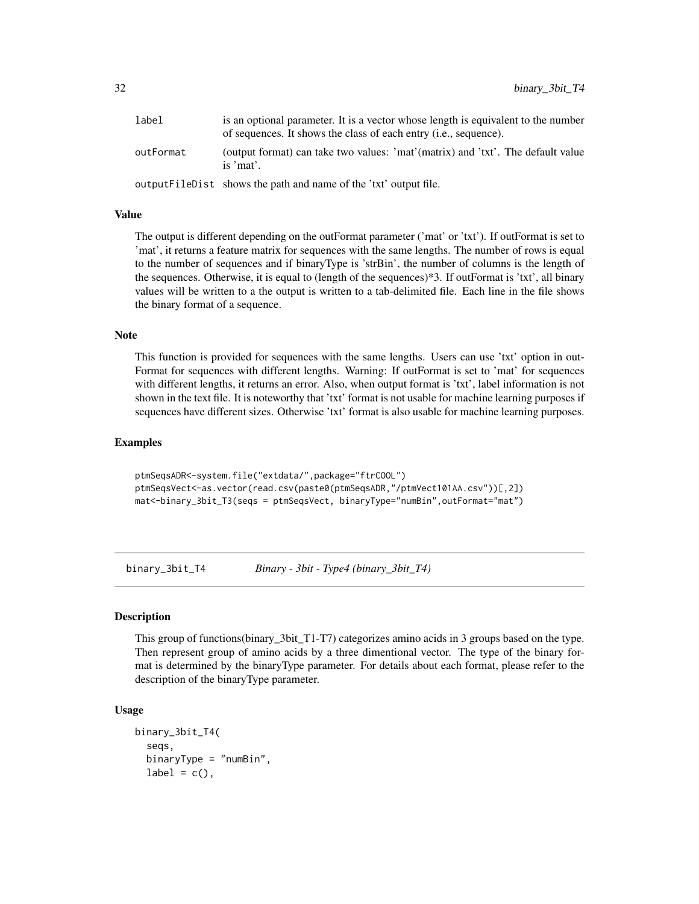| | |
|---|---|
| label | is an optional parameter. It is a vector whose length is equivalent to the number of sequences. It shows the class of each entry (i.e., sequence). |
| outFormat | (output format) can take two values: 'mat'(matrix) and 'txt'. The default value is 'mat'. |
| outputFileDist | shows the path and name of the 'txt' output file. |

### Value

The output is different depending on the outFormat parameter ('mat' or 'txt'). If outFormat is set to 'mat', it returns a feature matrix for sequences with the same lengths. The number of rows is equal to the number of sequences and if binaryType is 'strBin', the number of columns is the length of the sequences. Otherwise, it is equal to (length of the sequences)*3. If outFormat is 'txt', all binary values will be written to a the output is written to a tab-delimited file. Each line in the file shows the binary format of a sequence.

### Note

This function is provided for sequences with the same lengths. Users can use 'txt' option in outFormat for sequences with different lengths. Warning: If outFormat is set to 'mat' for sequences with different lengths, it returns an error. Also, when output format is 'txt', label information is not shown in the text file. It is noteworthy that 'txt' format is not usable for machine learning purposes if sequences have different sizes. Otherwise 'txt' format is also usable for machine learning purposes.

### Examples

```
ptmSeqsADR<-system.file("extdata/",package="ftrCOOL")
ptmSeqsVect<-as.vector(read.csv(paste0(ptmSeqsADR,"/ptmVect101AA.csv"))[,2])
mat<-binary_3bit_T3(seqs = ptmSeqsVect, binaryType="numBin",outFormat="mat")
```

---

## binary_3bit_T4 *Binary - 3bit - Type4 (binary_3bit_T4)*

### Description

This group of functions(binary_3bit_T1-T7) categorizes amino acids in 3 groups based on the type. Then represent group of amino acids by a three dimentional vector. The type of the binary format is determined by the binaryType parameter. For details about each format, please refer to the description of the binaryType parameter.

### Usage

```
binary_3bit_T4(
  seqs,
  binaryType = "numBin",
  label = c(),
```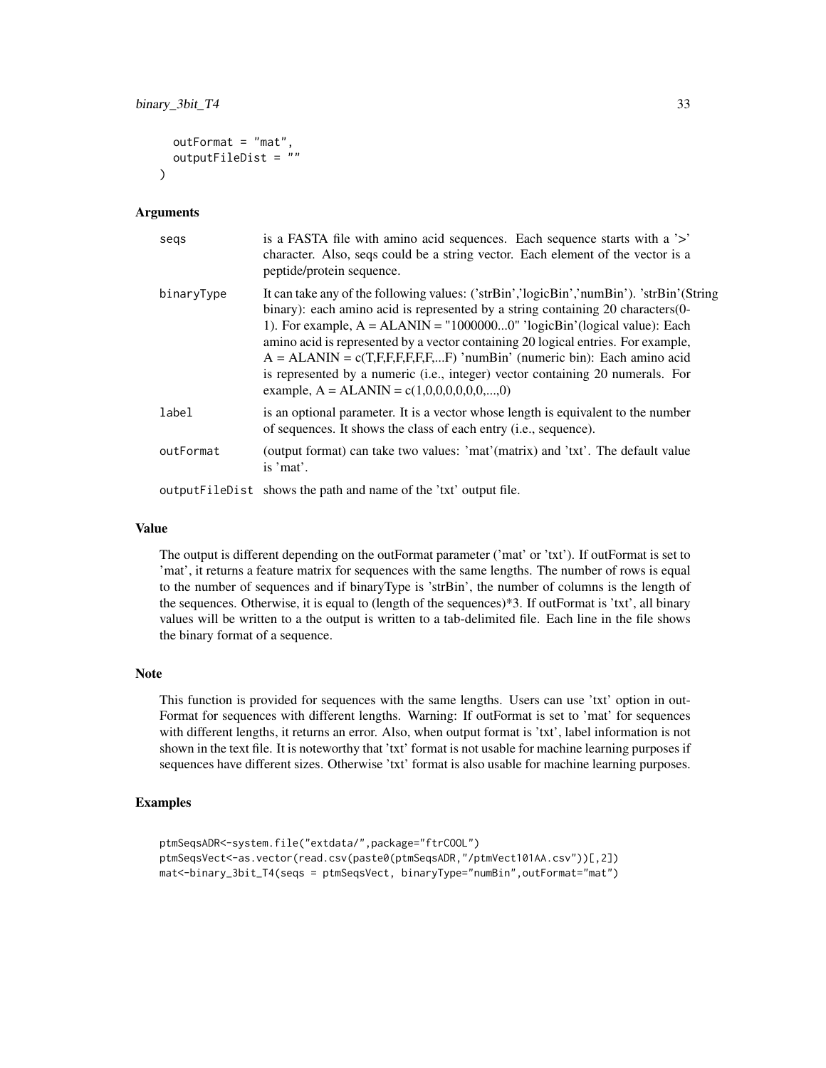```
  outFormat = "mat",
  outputFileDist = ""
)
```

### Arguments

| | |
|---|---|
| seqs | is a FASTA file with amino acid sequences. Each sequence starts with a '>' character. Also, seqs could be a string vector. Each element of the vector is a peptide/protein sequence. |
| binaryType | It can take any of the following values: ('strBin','logicBin','numBin'). 'strBin'(String binary): each amino acid is represented by a string containing 20 characters(0-1). For example, A = ALANIN = "1000000...0" 'logicBin'(logical value): Each amino acid is represented by a vector containing 20 logical entries. For example, A = ALANIN = c(T,F,F,F,F,F,F,...F) 'numBin' (numeric bin): Each amino acid is represented by a numeric (i.e., integer) vector containing 20 numerals. For example, A = ALANIN = c(1,0,0,0,0,0,0,...,0) |
| label | is an optional parameter. It is a vector whose length is equivalent to the number of sequences. It shows the class of each entry (i.e., sequence). |
| outFormat | (output format) can take two values: 'mat'(matrix) and 'txt'. The default value is 'mat'. |
| outputFileDist | shows the path and name of the 'txt' output file. |

### Value

The output is different depending on the outFormat parameter ('mat' or 'txt'). If outFormat is set to 'mat', it returns a feature matrix for sequences with the same lengths. The number of rows is equal to the number of sequences and if binaryType is 'strBin', the number of columns is the length of the sequences. Otherwise, it is equal to (length of the sequences)*3. If outFormat is 'txt', all binary values will be written to a the output is written to a tab-delimited file. Each line in the file shows the binary format of a sequence.

### Note

This function is provided for sequences with the same lengths. Users can use 'txt' option in outFormat for sequences with different lengths. Warning: If outFormat is set to 'mat' for sequences with different lengths, it returns an error. Also, when output format is 'txt', label information is not shown in the text file. It is noteworthy that 'txt' format is not usable for machine learning purposes if sequences have different sizes. Otherwise 'txt' format is also usable for machine learning purposes.

### Examples

```
ptmSeqsADR<-system.file("extdata/",package="ftrCOOL")
ptmSeqsVect<-as.vector(read.csv(paste0(ptmSeqsADR,"/ptmVect101AA.csv"))[,2])
mat<-binary_3bit_T4(seqs = ptmSeqsVect, binaryType="numBin",outFormat="mat")
```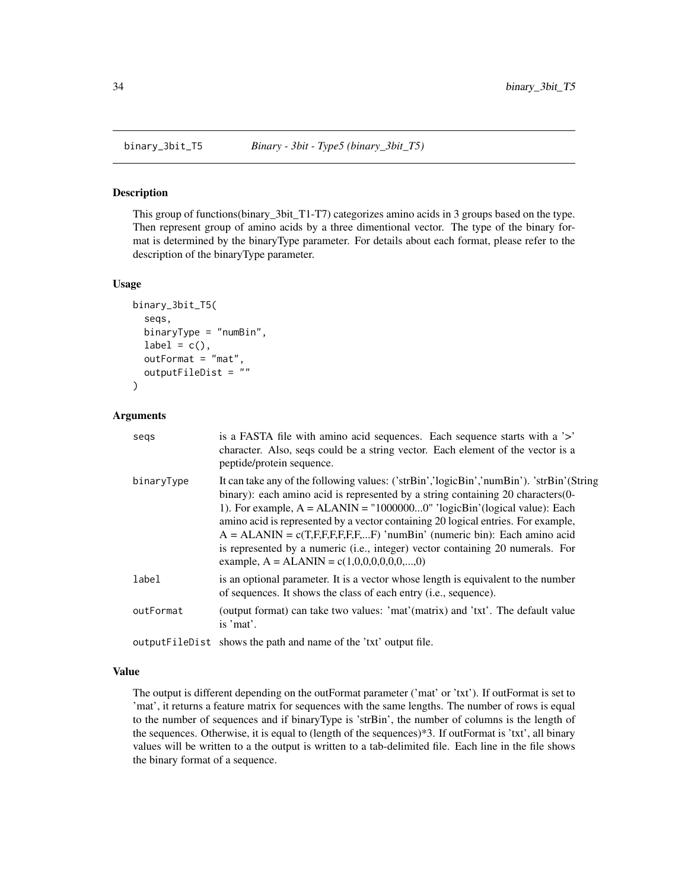## binary_3bit_T5 — *Binary - 3bit - Type5 (binary_3bit_T5)*

### Description

This group of functions(binary_3bit_T1-T7) categorizes amino acids in 3 groups based on the type. Then represent group of amino acids by a three dimentional vector. The type of the binary format is determined by the binaryType parameter. For details about each format, please refer to the description of the binaryType parameter.

### Usage

```
binary_3bit_T5(
  seqs,
  binaryType = "numBin",
  label = c(),
  outFormat = "mat",
  outputFileDist = ""
)
```

### Arguments

| | |
|---|---|
| seqs | is a FASTA file with amino acid sequences. Each sequence starts with a '>' character. Also, seqs could be a string vector. Each element of the vector is a peptide/protein sequence. |
| binaryType | It can take any of the following values: ('strBin','logicBin','numBin'). 'strBin'(String binary): each amino acid is represented by a string containing 20 characters(0-1). For example, A = ALANIN = "1000000...0" 'logicBin'(logical value): Each amino acid is represented by a vector containing 20 logical entries. For example, A = ALANIN = c(T,F,F,F,F,F,F,...F) 'numBin' (numeric bin): Each amino acid is represented by a numeric (i.e., integer) vector containing 20 numerals. For example, A = ALANIN = c(1,0,0,0,0,0,0,...,0) |
| label | is an optional parameter. It is a vector whose length is equivalent to the number of sequences. It shows the class of each entry (i.e., sequence). |
| outFormat | (output format) can take two values: 'mat'(matrix) and 'txt'. The default value is 'mat'. |
| outputFileDist | shows the path and name of the 'txt' output file. |

### Value

The output is different depending on the outFormat parameter ('mat' or 'txt'). If outFormat is set to 'mat', it returns a feature matrix for sequences with the same lengths. The number of rows is equal to the number of sequences and if binaryType is 'strBin', the number of columns is the length of the sequences. Otherwise, it is equal to (length of the sequences)*3. If outFormat is 'txt', all binary values will be written to a the output is written to a tab-delimited file. Each line in the file shows the binary format of a sequence.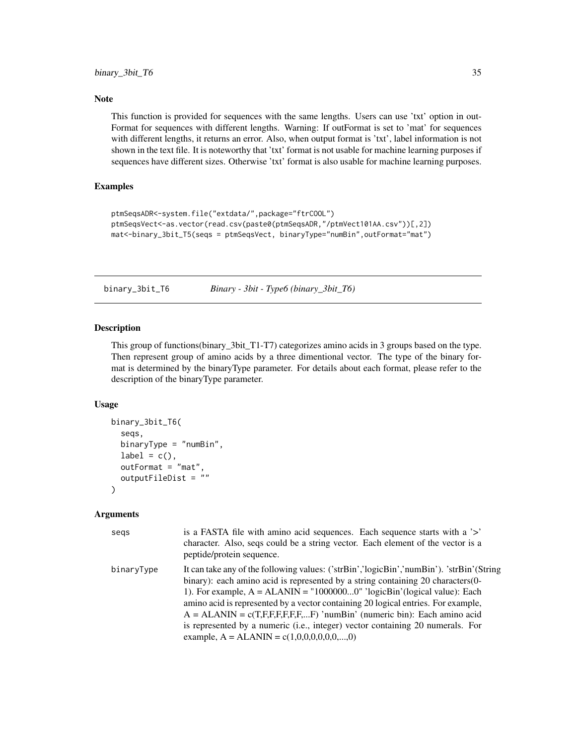### Note

This function is provided for sequences with the same lengths. Users can use 'txt' option in outFormat for sequences with different lengths. Warning: If outFormat is set to 'mat' for sequences with different lengths, it returns an error. Also, when output format is 'txt', label information is not shown in the text file. It is noteworthy that 'txt' format is not usable for machine learning purposes if sequences have different sizes. Otherwise 'txt' format is also usable for machine learning purposes.

### Examples

```
ptmSeqsADR<-system.file("extdata/",package="ftrCOOL")
ptmSeqsVect<-as.vector(read.csv(paste0(ptmSeqsADR,"/ptmVect101AA.csv"))[,2])
mat<-binary_3bit_T5(seqs = ptmSeqsVect, binaryType="numBin",outFormat="mat")
```

---

## binary_3bit_T6 &nbsp;&nbsp;&nbsp; *Binary - 3bit - Type6 (binary_3bit_T6)*

---

### Description

This group of functions(binary_3bit_T1-T7) categorizes amino acids in 3 groups based on the type. Then represent group of amino acids by a three dimentional vector. The type of the binary format is determined by the binaryType parameter. For details about each format, please refer to the description of the binaryType parameter.

### Usage

```
binary_3bit_T6(
  seqs,
  binaryType = "numBin",
  label = c(),
  outFormat = "mat",
  outputFileDist = ""
)
```

### Arguments

| | |
|---|---|
| seqs | is a FASTA file with amino acid sequences. Each sequence starts with a '>' character. Also, seqs could be a string vector. Each element of the vector is a peptide/protein sequence. |
| binaryType | It can take any of the following values: ('strBin','logicBin','numBin'). 'strBin'(String binary): each amino acid is represented by a string containing 20 characters(0-1). For example, A = ALANIN = "1000000...0" 'logicBin'(logical value): Each amino acid is represented by a vector containing 20 logical entries. For example, A = ALANIN = c(T,F,F,F,F,F,F,...F) 'numBin' (numeric bin): Each amino acid is represented by a numeric (i.e., integer) vector containing 20 numerals. For example, A = ALANIN = c(1,0,0,0,0,0,0,...,0) |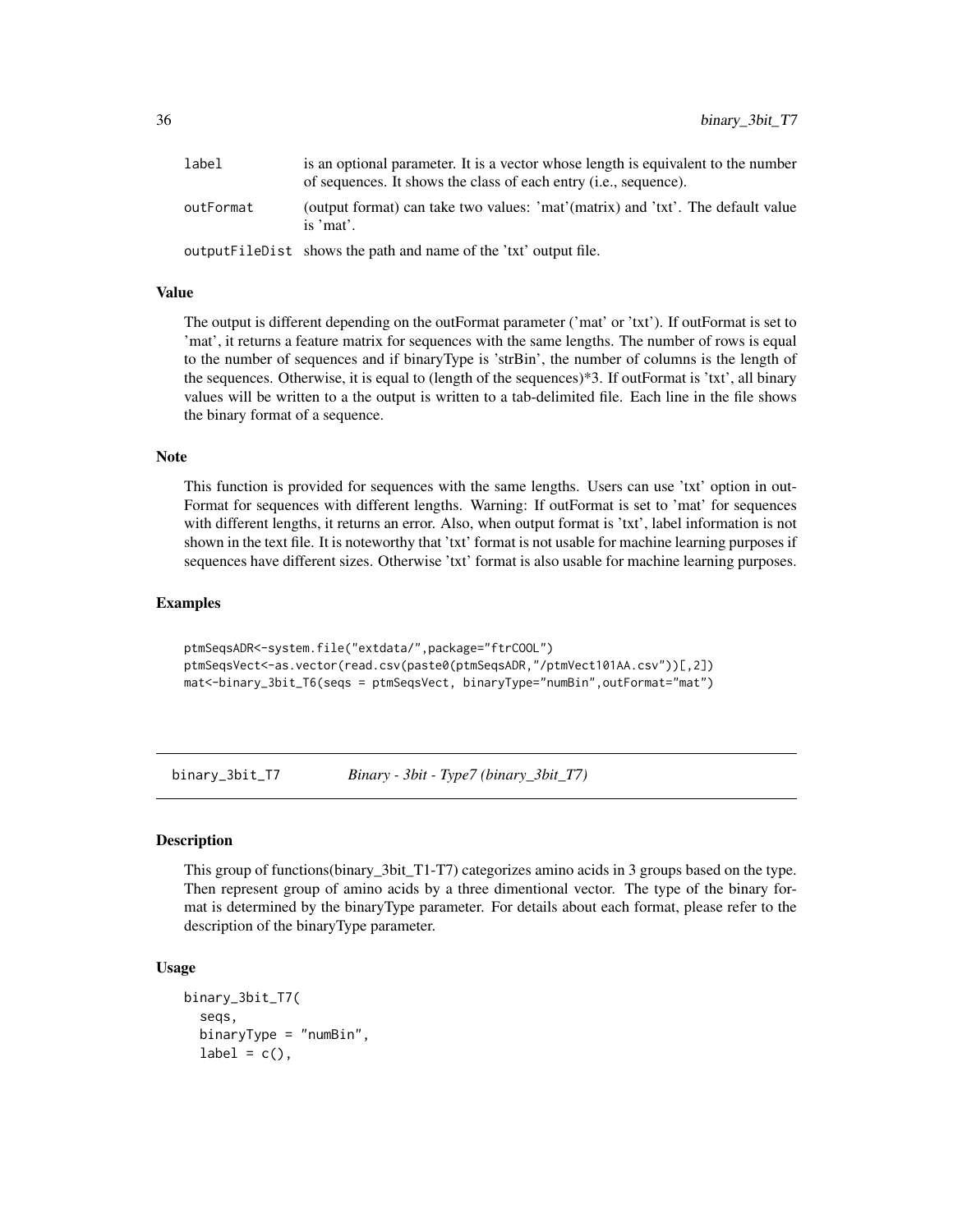| | |
|---|---|
| label | is an optional parameter. It is a vector whose length is equivalent to the number of sequences. It shows the class of each entry (i.e., sequence). |
| outFormat | (output format) can take two values: 'mat'(matrix) and 'txt'. The default value is 'mat'. |
| outputFileDist | shows the path and name of the 'txt' output file. |

### Value

The output is different depending on the outFormat parameter ('mat' or 'txt'). If outFormat is set to 'mat', it returns a feature matrix for sequences with the same lengths. The number of rows is equal to the number of sequences and if binaryType is 'strBin', the number of columns is the length of the sequences. Otherwise, it is equal to (length of the sequences)*3. If outFormat is 'txt', all binary values will be written to a the output is written to a tab-delimited file. Each line in the file shows the binary format of a sequence.

### Note

This function is provided for sequences with the same lengths. Users can use 'txt' option in outFormat for sequences with different lengths. Warning: If outFormat is set to 'mat' for sequences with different lengths, it returns an error. Also, when output format is 'txt', label information is not shown in the text file. It is noteworthy that 'txt' format is not usable for machine learning purposes if sequences have different sizes. Otherwise 'txt' format is also usable for machine learning purposes.

### Examples

```
ptmSeqsADR<-system.file("extdata/",package="ftrCOOL")
ptmSeqsVect<-as.vector(read.csv(paste0(ptmSeqsADR,"/ptmVect101AA.csv"))[,2])
mat<-binary_3bit_T6(seqs = ptmSeqsVect, binaryType="numBin",outFormat="mat")
```

---

## binary_3bit_T7 *Binary - 3bit - Type7 (binary_3bit_T7)*

### Description

This group of functions(binary_3bit_T1-T7) categorizes amino acids in 3 groups based on the type. Then represent group of amino acids by a three dimentional vector. The type of the binary format is determined by the binaryType parameter. For details about each format, please refer to the description of the binaryType parameter.

### Usage

```
binary_3bit_T7(
  seqs,
  binaryType = "numBin",
  label = c(),
```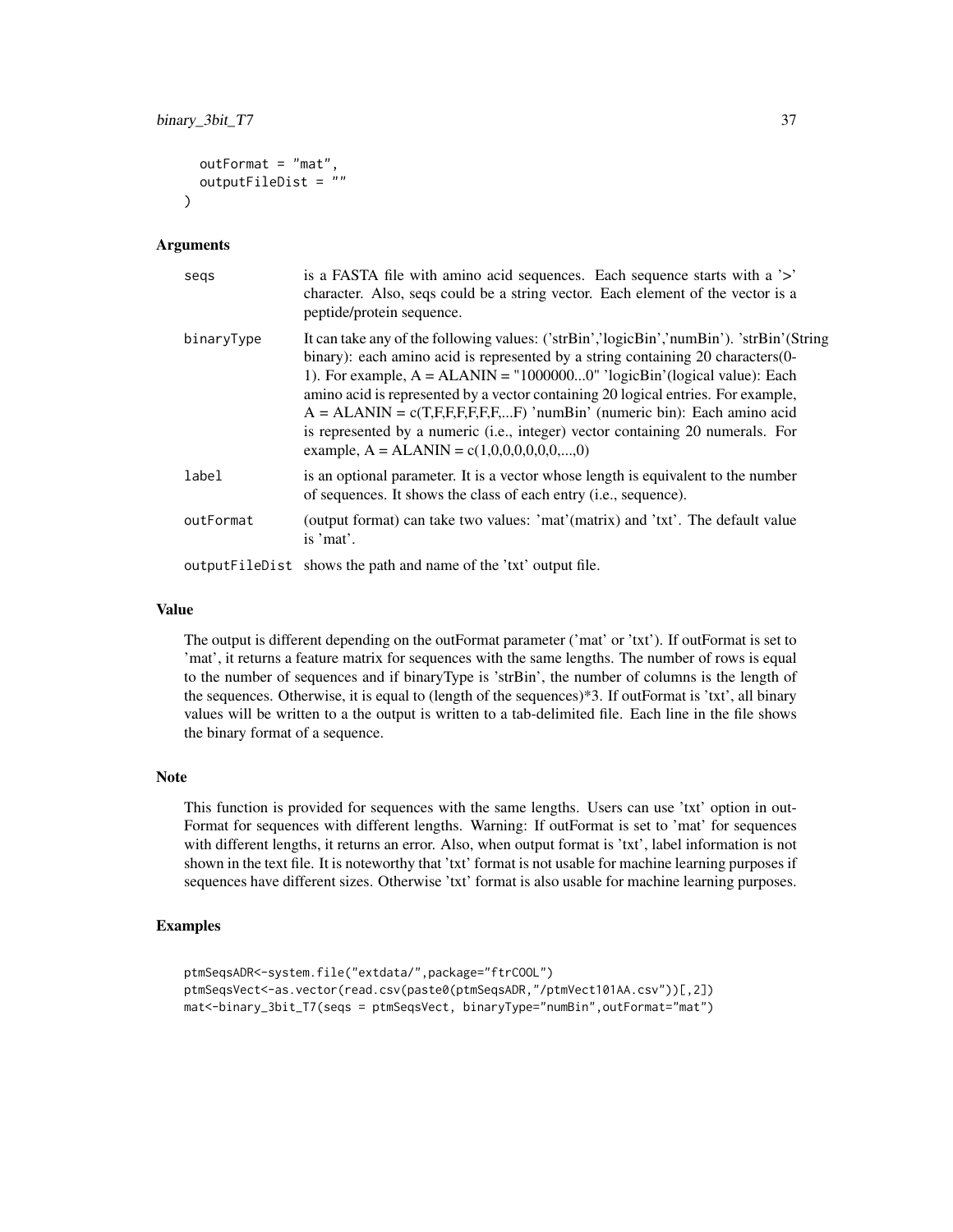```
  outFormat = "mat",
  outputFileDist = ""
)
```

### Arguments

| | |
|---|---|
| seqs | is a FASTA file with amino acid sequences. Each sequence starts with a '>' character. Also, seqs could be a string vector. Each element of the vector is a peptide/protein sequence. |
| binaryType | It can take any of the following values: ('strBin','logicBin','numBin'). 'strBin'(String binary): each amino acid is represented by a string containing 20 characters(0-1). For example, A = ALANIN = "1000000...0" 'logicBin'(logical value): Each amino acid is represented by a vector containing 20 logical entries. For example, A = ALANIN = c(T,F,F,F,F,F,F,...F) 'numBin' (numeric bin): Each amino acid is represented by a numeric (i.e., integer) vector containing 20 numerals. For example, A = ALANIN = c(1,0,0,0,0,0,0,...,0) |
| label | is an optional parameter. It is a vector whose length is equivalent to the number of sequences. It shows the class of each entry (i.e., sequence). |
| outFormat | (output format) can take two values: 'mat'(matrix) and 'txt'. The default value is 'mat'. |
| outputFileDist | shows the path and name of the 'txt' output file. |

### Value

The output is different depending on the outFormat parameter ('mat' or 'txt'). If outFormat is set to 'mat', it returns a feature matrix for sequences with the same lengths. The number of rows is equal to the number of sequences and if binaryType is 'strBin', the number of columns is the length of the sequences. Otherwise, it is equal to (length of the sequences)*3. If outFormat is 'txt', all binary values will be written to a the output is written to a tab-delimited file. Each line in the file shows the binary format of a sequence.

### Note

This function is provided for sequences with the same lengths. Users can use 'txt' option in outFormat for sequences with different lengths. Warning: If outFormat is set to 'mat' for sequences with different lengths, it returns an error. Also, when output format is 'txt', label information is not shown in the text file. It is noteworthy that 'txt' format is not usable for machine learning purposes if sequences have different sizes. Otherwise 'txt' format is also usable for machine learning purposes.

### Examples

```
ptmSeqsADR<-system.file("extdata/",package="ftrCOOL")
ptmSeqsVect<-as.vector(read.csv(paste0(ptmSeqsADR,"/ptmVect101AA.csv"))[,2])
mat<-binary_3bit_T7(seqs = ptmSeqsVect, binaryType="numBin",outFormat="mat")
```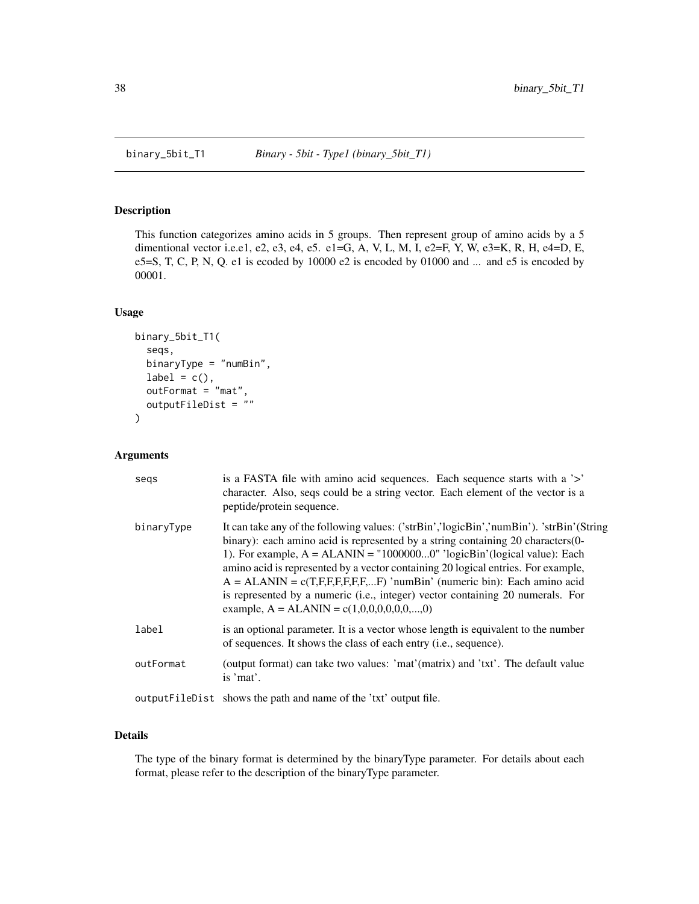binary_5bit_T1 *Binary - 5bit - Type1 (binary_5bit_T1)*

## Description

This function categorizes amino acids in 5 groups. Then represent group of amino acids by a 5 dimentional vector i.e.e1, e2, e3, e4, e5. e1=G, A, V, L, M, I, e2=F, Y, W, e3=K, R, H, e4=D, E, e5=S, T, C, P, N, Q. e1 is ecoded by 10000 e2 is encoded by 01000 and ... and e5 is encoded by 00001.

## Usage

```
binary_5bit_T1(
  seqs,
  binaryType = "numBin",
  label = c(),
  outFormat = "mat",
  outputFileDist = ""
)
```

## Arguments

| | |
|---|---|
| seqs | is a FASTA file with amino acid sequences. Each sequence starts with a '>' character. Also, seqs could be a string vector. Each element of the vector is a peptide/protein sequence. |
| binaryType | It can take any of the following values: ('strBin','logicBin','numBin'). 'strBin'(String binary): each amino acid is represented by a string containing 20 characters(0-1). For example, A = ALANIN = "1000000...0" 'logicBin'(logical value): Each amino acid is represented by a vector containing 20 logical entries. For example, A = ALANIN = c(T,F,F,F,F,F,F,...F) 'numBin' (numeric bin): Each amino acid is represented by a numeric (i.e., integer) vector containing 20 numerals. For example, A = ALANIN = c(1,0,0,0,0,0,0,...,0) |
| label | is an optional parameter. It is a vector whose length is equivalent to the number of sequences. It shows the class of each entry (i.e., sequence). |
| outFormat | (output format) can take two values: 'mat'(matrix) and 'txt'. The default value is 'mat'. |
| outputFileDist | shows the path and name of the 'txt' output file. |

## Details

The type of the binary format is determined by the binaryType parameter. For details about each format, please refer to the description of the binaryType parameter.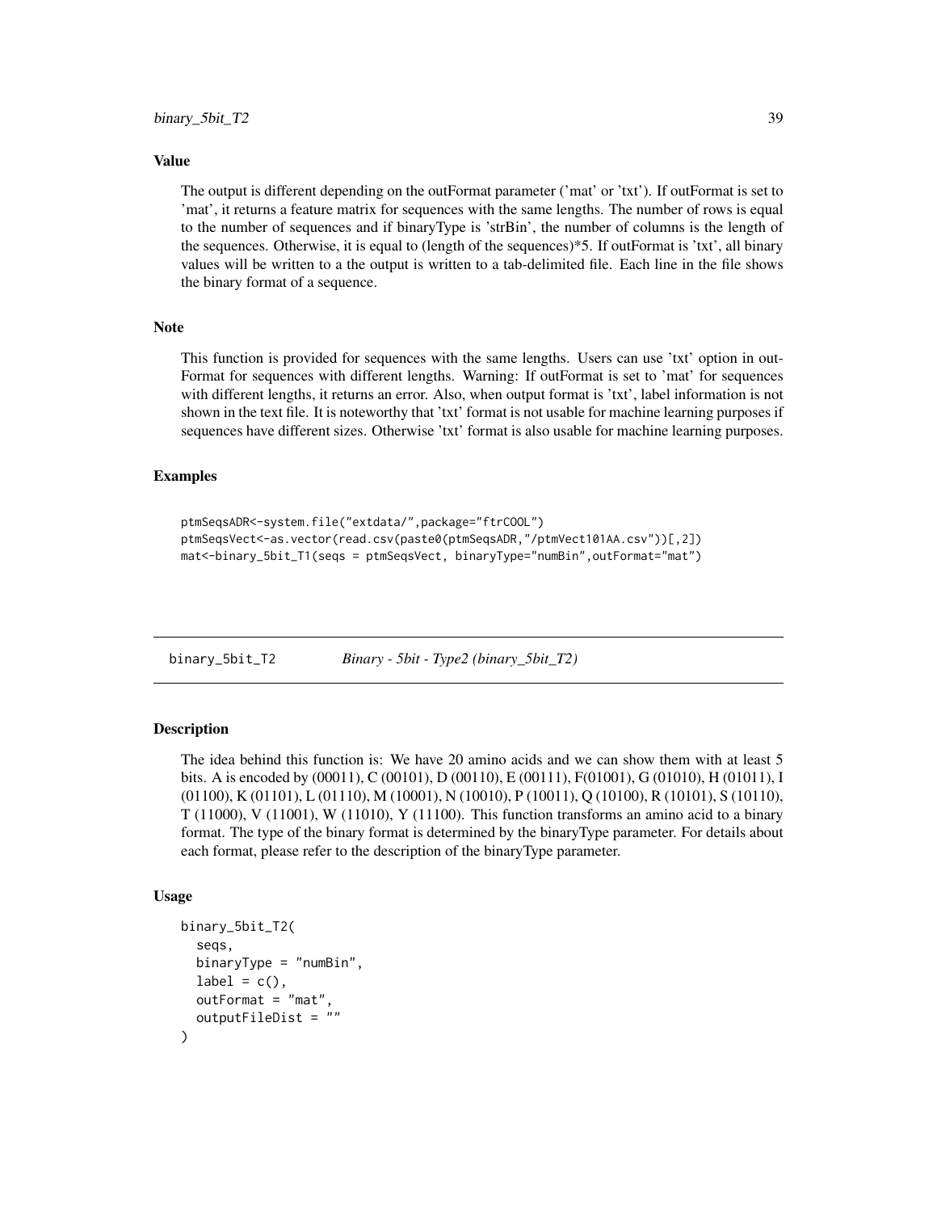### Value

The output is different depending on the outFormat parameter ('mat' or 'txt'). If outFormat is set to 'mat', it returns a feature matrix for sequences with the same lengths. The number of rows is equal to the number of sequences and if binaryType is 'strBin', the number of columns is the length of the sequences. Otherwise, it is equal to (length of the sequences)*5. If outFormat is 'txt', all binary values will be written to a the output is written to a tab-delimited file. Each line in the file shows the binary format of a sequence.

### Note

This function is provided for sequences with the same lengths. Users can use 'txt' option in outFormat for sequences with different lengths. Warning: If outFormat is set to 'mat' for sequences with different lengths, it returns an error. Also, when output format is 'txt', label information is not shown in the text file. It is noteworthy that 'txt' format is not usable for machine learning purposes if sequences have different sizes. Otherwise 'txt' format is also usable for machine learning purposes.

### Examples

```
ptmSeqsADR<-system.file("extdata/",package="ftrCOOL")
ptmSeqsVect<-as.vector(read.csv(paste0(ptmSeqsADR,"/ptmVect101AA.csv"))[,2])
mat<-binary_5bit_T1(seqs = ptmSeqsVect, binaryType="numBin",outFormat="mat")
```

---

## binary_5bit_T2 — *Binary - 5bit - Type2 (binary_5bit_T2)*

---

### Description

The idea behind this function is: We have 20 amino acids and we can show them with at least 5 bits. A is encoded by (00011), C (00101), D (00110), E (00111), F(01001), G (01010), H (01011), I (01100), K (01101), L (01110), M (10001), N (10010), P (10011), Q (10100), R (10101), S (10110), T (11000), V (11001), W (11010), Y (11100). This function transforms an amino acid to a binary format. The type of the binary format is determined by the binaryType parameter. For details about each format, please refer to the description of the binaryType parameter.

### Usage

```
binary_5bit_T2(
  seqs,
  binaryType = "numBin",
  label = c(),
  outFormat = "mat",
  outputFileDist = ""
)
```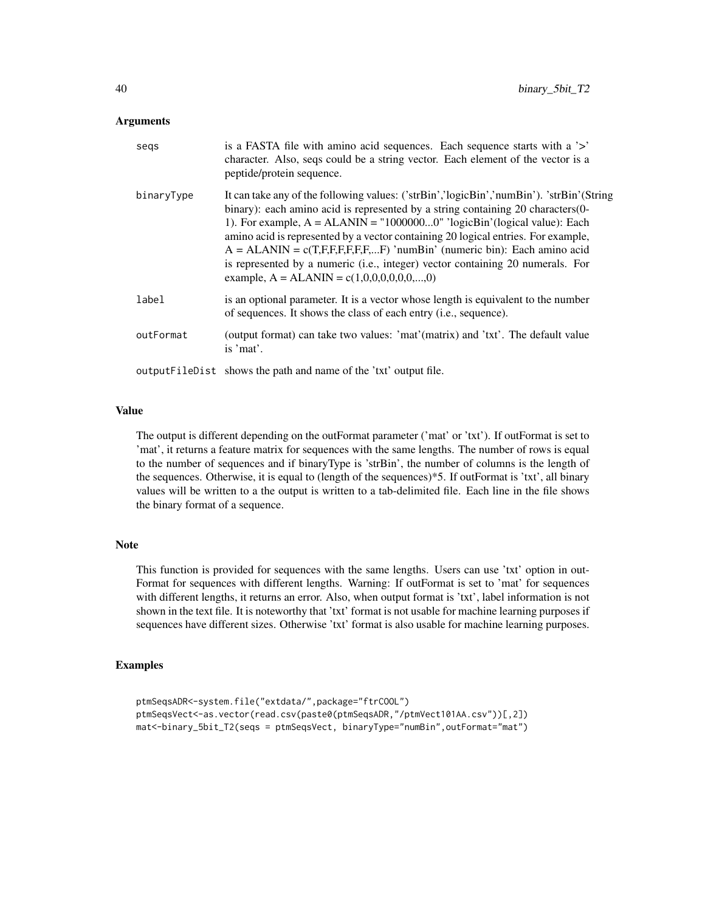## Arguments

| | |
|---|---|
| seqs | is a FASTA file with amino acid sequences. Each sequence starts with a '>' character. Also, seqs could be a string vector. Each element of the vector is a peptide/protein sequence. |
| binaryType | It can take any of the following values: ('strBin','logicBin','numBin'). 'strBin'(String binary): each amino acid is represented by a string containing 20 characters(0-1). For example, A = ALANIN = "1000000...0" 'logicBin'(logical value): Each amino acid is represented by a vector containing 20 logical entries. For example, A = ALANIN = c(T,F,F,F,F,F,F,...F) 'numBin' (numeric bin): Each amino acid is represented by a numeric (i.e., integer) vector containing 20 numerals. For example, A = ALANIN = c(1,0,0,0,0,0,0,...,0) |
| label | is an optional parameter. It is a vector whose length is equivalent to the number of sequences. It shows the class of each entry (i.e., sequence). |
| outFormat | (output format) can take two values: 'mat'(matrix) and 'txt'. The default value is 'mat'. |
| outputFileDist | shows the path and name of the 'txt' output file. |

## Value

The output is different depending on the outFormat parameter ('mat' or 'txt'). If outFormat is set to 'mat', it returns a feature matrix for sequences with the same lengths. The number of rows is equal to the number of sequences and if binaryType is 'strBin', the number of columns is the length of the sequences. Otherwise, it is equal to (length of the sequences)*5. If outFormat is 'txt', all binary values will be written to a the output is written to a tab-delimited file. Each line in the file shows the binary format of a sequence.

## Note

This function is provided for sequences with the same lengths. Users can use 'txt' option in outFormat for sequences with different lengths. Warning: If outFormat is set to 'mat' for sequences with different lengths, it returns an error. Also, when output format is 'txt', label information is not shown in the text file. It is noteworthy that 'txt' format is not usable for machine learning purposes if sequences have different sizes. Otherwise 'txt' format is also usable for machine learning purposes.

## Examples

```
ptmSeqsADR<-system.file("extdata/",package="ftrCOOL")
ptmSeqsVect<-as.vector(read.csv(paste0(ptmSeqsADR,"/ptmVect101AA.csv"))[,2])
mat<-binary_5bit_T2(seqs = ptmSeqsVect, binaryType="numBin",outFormat="mat")
```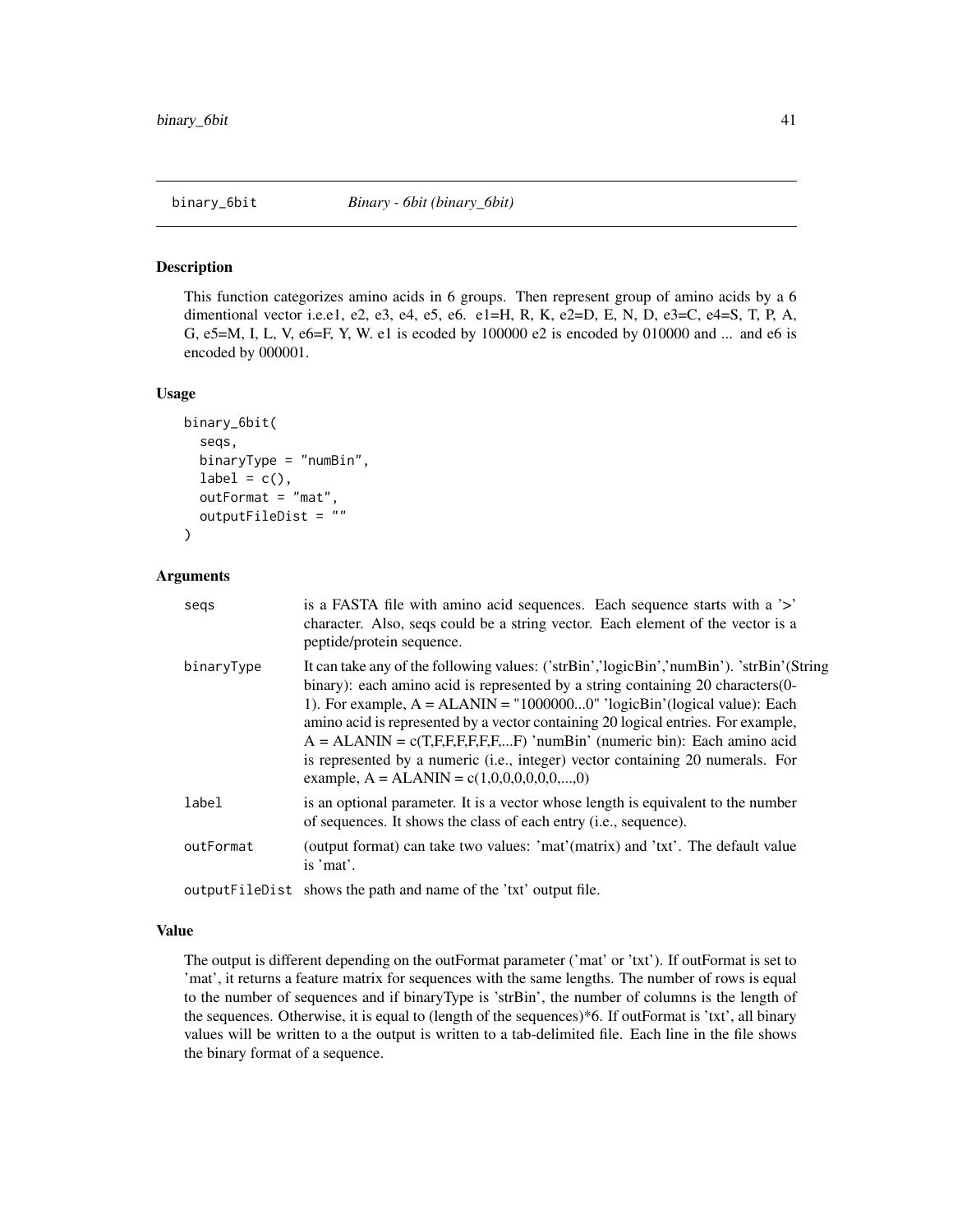## binary_6bit — *Binary - 6bit (binary_6bit)*

### Description

This function categorizes amino acids in 6 groups. Then represent group of amino acids by a 6 dimentional vector i.e.e1, e2, e3, e4, e5, e6. e1=H, R, K, e2=D, E, N, D, e3=C, e4=S, T, P, A, G, e5=M, I, L, V, e6=F, Y, W. e1 is ecoded by 100000 e2 is encoded by 010000 and ... and e6 is encoded by 000001.

### Usage

```
binary_6bit(
  seqs,
  binaryType = "numBin",
  label = c(),
  outFormat = "mat",
  outputFileDist = ""
)
```

### Arguments

| | |
|---|---|
| seqs | is a FASTA file with amino acid sequences. Each sequence starts with a '>' character. Also, seqs could be a string vector. Each element of the vector is a peptide/protein sequence. |
| binaryType | It can take any of the following values: ('strBin','logicBin','numBin'). 'strBin'(String binary): each amino acid is represented by a string containing 20 characters(0-1). For example, A = ALANIN = "1000000...0" 'logicBin'(logical value): Each amino acid is represented by a vector containing 20 logical entries. For example, A = ALANIN = c(T,F,F,F,F,F,F,...F) 'numBin' (numeric bin): Each amino acid is represented by a numeric (i.e., integer) vector containing 20 numerals. For example, A = ALANIN = c(1,0,0,0,0,0,0,...,0) |
| label | is an optional parameter. It is a vector whose length is equivalent to the number of sequences. It shows the class of each entry (i.e., sequence). |
| outFormat | (output format) can take two values: 'mat'(matrix) and 'txt'. The default value is 'mat'. |
| outputFileDist | shows the path and name of the 'txt' output file. |

### Value

The output is different depending on the outFormat parameter ('mat' or 'txt'). If outFormat is set to 'mat', it returns a feature matrix for sequences with the same lengths. The number of rows is equal to the number of sequences and if binaryType is 'strBin', the number of columns is the length of the sequences. Otherwise, it is equal to (length of the sequences)*6. If outFormat is 'txt', all binary values will be written to a the output is written to a tab-delimited file. Each line in the file shows the binary format of a sequence.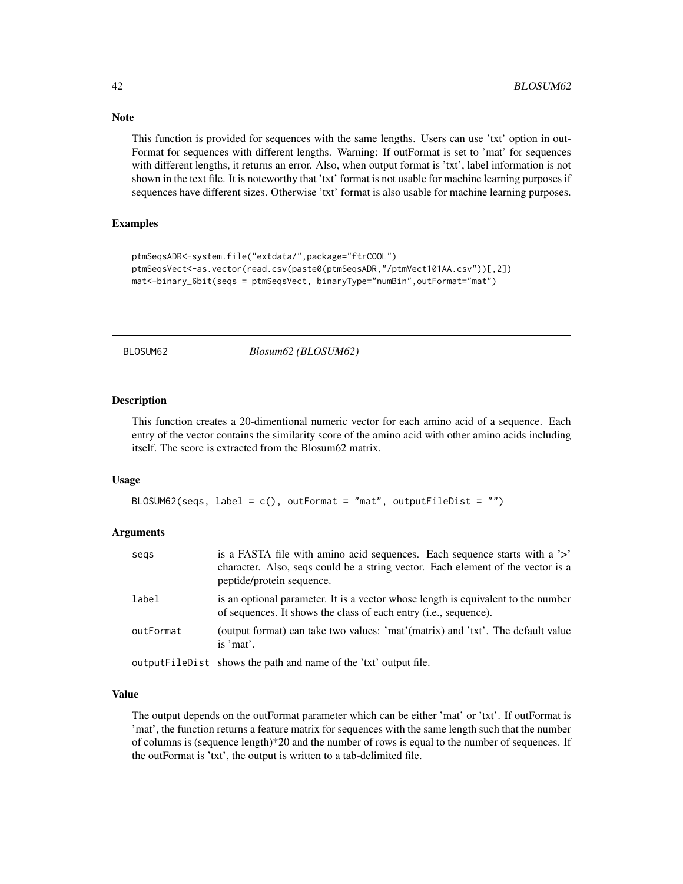## Note

This function is provided for sequences with the same lengths. Users can use 'txt' option in outFormat for sequences with different lengths. Warning: If outFormat is set to 'mat' for sequences with different lengths, it returns an error. Also, when output format is 'txt', label information is not shown in the text file. It is noteworthy that 'txt' format is not usable for machine learning purposes if sequences have different sizes. Otherwise 'txt' format is also usable for machine learning purposes.

## Examples

```
ptmSeqsADR<-system.file("extdata/",package="ftrCOOL")
ptmSeqsVect<-as.vector(read.csv(paste0(ptmSeqsADR,"/ptmVect101AA.csv"))[,2])
mat<-binary_6bit(seqs = ptmSeqsVect, binaryType="numBin",outFormat="mat")
```

---

# BLOSUM62 — *Blosum62 (BLOSUM62)*

## Description

This function creates a 20-dimentional numeric vector for each amino acid of a sequence. Each entry of the vector contains the similarity score of the amino acid with other amino acids including itself. The score is extracted from the Blosum62 matrix.

## Usage

```
BLOSUM62(seqs, label = c(), outFormat = "mat", outputFileDist = "")
```

## Arguments

| | |
|---|---|
| seqs | is a FASTA file with amino acid sequences. Each sequence starts with a '>' character. Also, seqs could be a string vector. Each element of the vector is a peptide/protein sequence. |
| label | is an optional parameter. It is a vector whose length is equivalent to the number of sequences. It shows the class of each entry (i.e., sequence). |
| outFormat | (output format) can take two values: 'mat'(matrix) and 'txt'. The default value is 'mat'. |
| outputFileDist | shows the path and name of the 'txt' output file. |

## Value

The output depends on the outFormat parameter which can be either 'mat' or 'txt'. If outFormat is 'mat', the function returns a feature matrix for sequences with the same length such that the number of columns is (sequence length)*20 and the number of rows is equal to the number of sequences. If the outFormat is 'txt', the output is written to a tab-delimited file.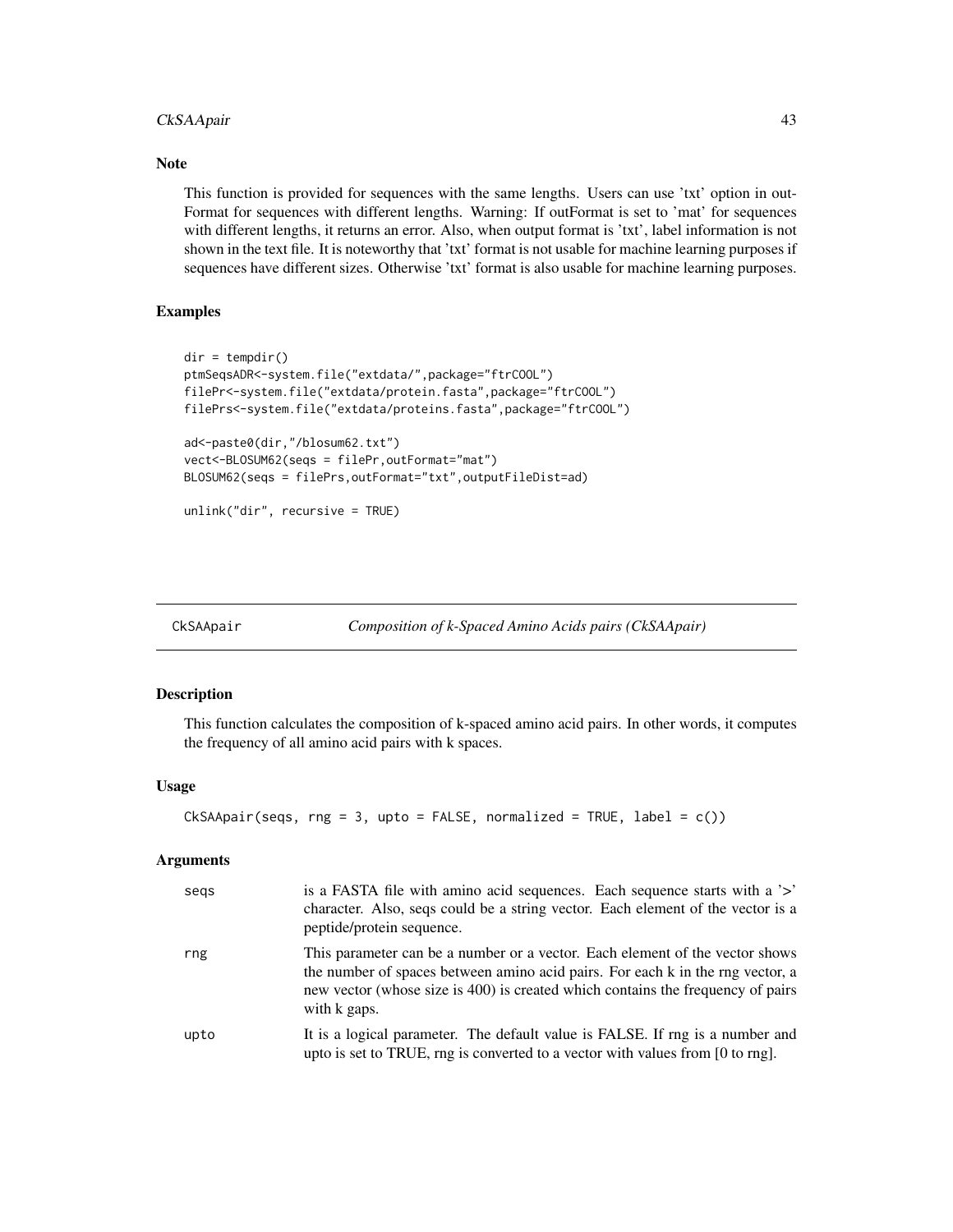## Note

This function is provided for sequences with the same lengths. Users can use 'txt' option in outFormat for sequences with different lengths. Warning: If outFormat is set to 'mat' for sequences with different lengths, it returns an error. Also, when output format is 'txt', label information is not shown in the text file. It is noteworthy that 'txt' format is not usable for machine learning purposes if sequences have different sizes. Otherwise 'txt' format is also usable for machine learning purposes.

## Examples

```
dir = tempdir()
ptmSeqsADR<-system.file("extdata/",package="ftrCOOL")
filePr<-system.file("extdata/protein.fasta",package="ftrCOOL")
filePrs<-system.file("extdata/proteins.fasta",package="ftrCOOL")

ad<-paste0(dir,"/blosum62.txt")
vect<-BLOSUM62(seqs = filePr,outFormat="mat")
BLOSUM62(seqs = filePrs,outFormat="txt",outputFileDist=ad)

unlink("dir", recursive = TRUE)
```

---

# CkSAApair — *Composition of k-Spaced Amino Acids pairs (CkSAApair)*

## Description

This function calculates the composition of k-spaced amino acid pairs. In other words, it computes the frequency of all amino acid pairs with k spaces.

## Usage

```
CkSAApair(seqs, rng = 3, upto = FALSE, normalized = TRUE, label = c())
```

## Arguments

| | |
|---|---|
| seqs | is a FASTA file with amino acid sequences. Each sequence starts with a '>' character. Also, seqs could be a string vector. Each element of the vector is a peptide/protein sequence. |
| rng | This parameter can be a number or a vector. Each element of the vector shows the number of spaces between amino acid pairs. For each k in the rng vector, a new vector (whose size is 400) is created which contains the frequency of pairs with k gaps. |
| upto | It is a logical parameter. The default value is FALSE. If rng is a number and upto is set to TRUE, rng is converted to a vector with values from [0 to rng]. |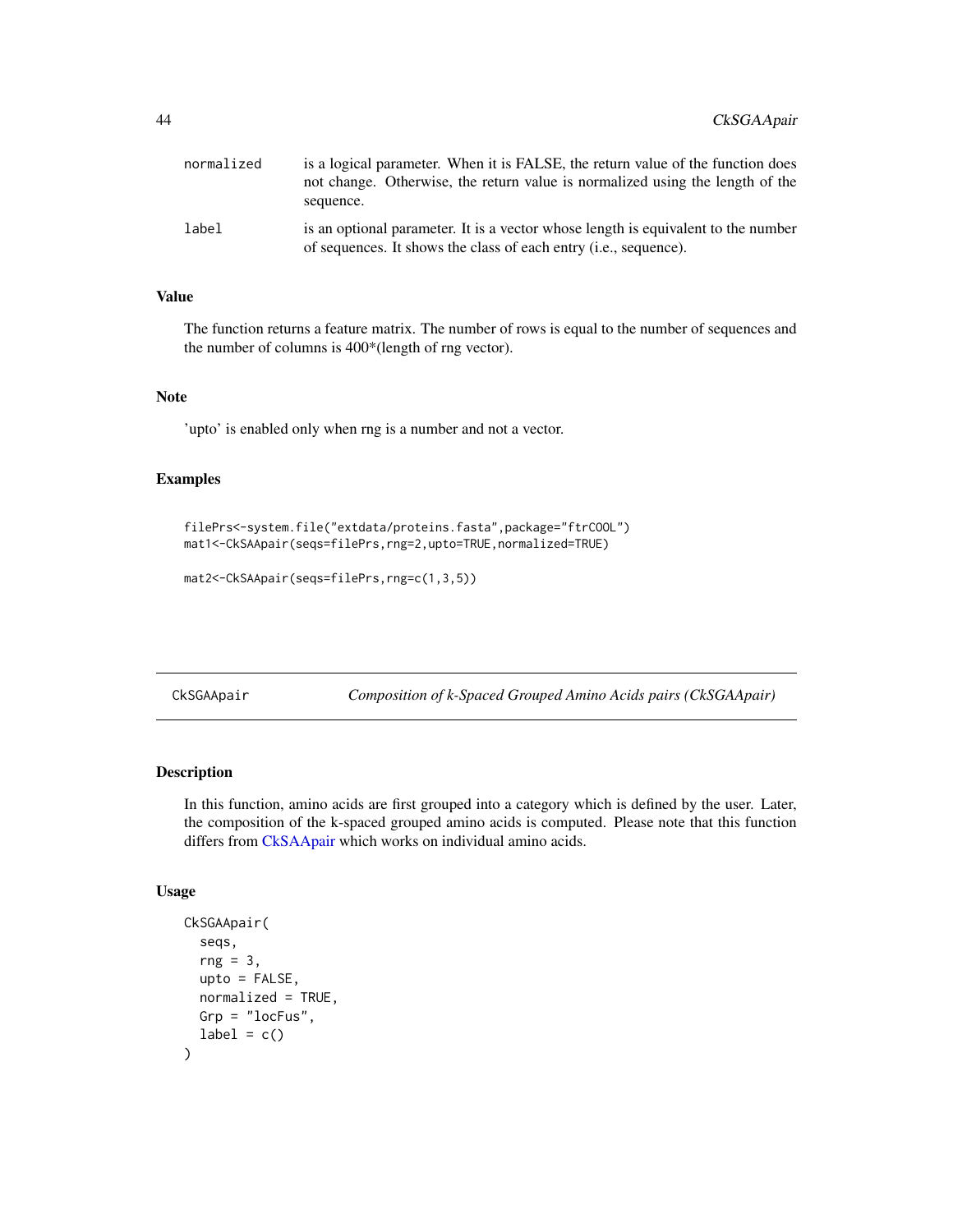normalized is a logical parameter. When it is FALSE, the return value of the function does not change. Otherwise, the return value is normalized using the length of the sequence.

label is an optional parameter. It is a vector whose length is equivalent to the number of sequences. It shows the class of each entry (i.e., sequence).

### Value

The function returns a feature matrix. The number of rows is equal to the number of sequences and the number of columns is 400*(length of rng vector).

### Note

'upto' is enabled only when rng is a number and not a vector.

### Examples

```
filePrs<-system.file("extdata/proteins.fasta",package="ftrCOOL")
mat1<-CkSAApair(seqs=filePrs,rng=2,upto=TRUE,normalized=TRUE)

mat2<-CkSAApair(seqs=filePrs,rng=c(1,3,5))
```

---

## CkSGAApair *Composition of k-Spaced Grouped Amino Acids pairs (CkSGAApair)*

### Description

In this function, amino acids are first grouped into a category which is defined by the user. Later, the composition of the k-spaced grouped amino acids is computed. Please note that this function differs from CkSAApair which works on individual amino acids.

### Usage

```
CkSGAApair(
  seqs,
  rng = 3,
  upto = FALSE,
  normalized = TRUE,
  Grp = "locFus",
  label = c()
)
```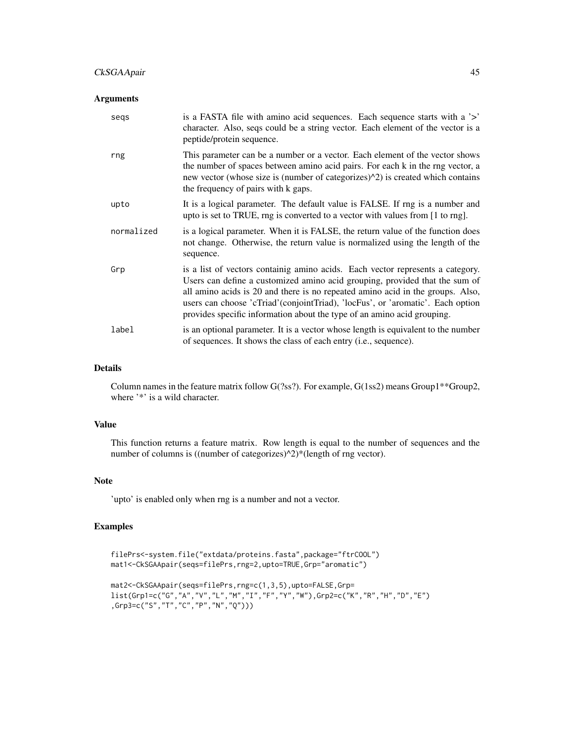### Arguments

| | |
|---|---|
| seqs | is a FASTA file with amino acid sequences. Each sequence starts with a '>' character. Also, seqs could be a string vector. Each element of the vector is a peptide/protein sequence. |
| rng | This parameter can be a number or a vector. Each element of the vector shows the number of spaces between amino acid pairs. For each k in the rng vector, a new vector (whose size is (number of categorizes)^2) is created which contains the frequency of pairs with k gaps. |
| upto | It is a logical parameter. The default value is FALSE. If rng is a number and upto is set to TRUE, rng is converted to a vector with values from [1 to rng]. |
| normalized | is a logical parameter. When it is FALSE, the return value of the function does not change. Otherwise, the return value is normalized using the length of the sequence. |
| Grp | is a list of vectors containig amino acids. Each vector represents a category. Users can define a customized amino acid grouping, provided that the sum of all amino acids is 20 and there is no repeated amino acid in the groups. Also, users can choose 'cTriad'(conjointTriad), 'locFus', or 'aromatic'. Each option provides specific information about the type of an amino acid grouping. |
| label | is an optional parameter. It is a vector whose length is equivalent to the number of sequences. It shows the class of each entry (i.e., sequence). |

### Details

Column names in the feature matrix follow G(?ss?). For example, G(1ss2) means Group1**Group2, where '*' is a wild character.

### Value

This function returns a feature matrix. Row length is equal to the number of sequences and the number of columns is ((number of categorizes)^2)*(length of rng vector).

### Note

'upto' is enabled only when rng is a number and not a vector.

### Examples

```
filePrs<-system.file("extdata/proteins.fasta",package="ftrCOOL")
mat1<-CkSGAApair(seqs=filePrs,rng=2,upto=TRUE,Grp="aromatic")

mat2<-CkSGAApair(seqs=filePrs,rng=c(1,3,5),upto=FALSE,Grp=
list(Grp1=c("G","A","V","L","M","I","F","Y","W"),Grp2=c("K","R","H","D","E")
,Grp3=c("S","T","C","P","N","Q")))
```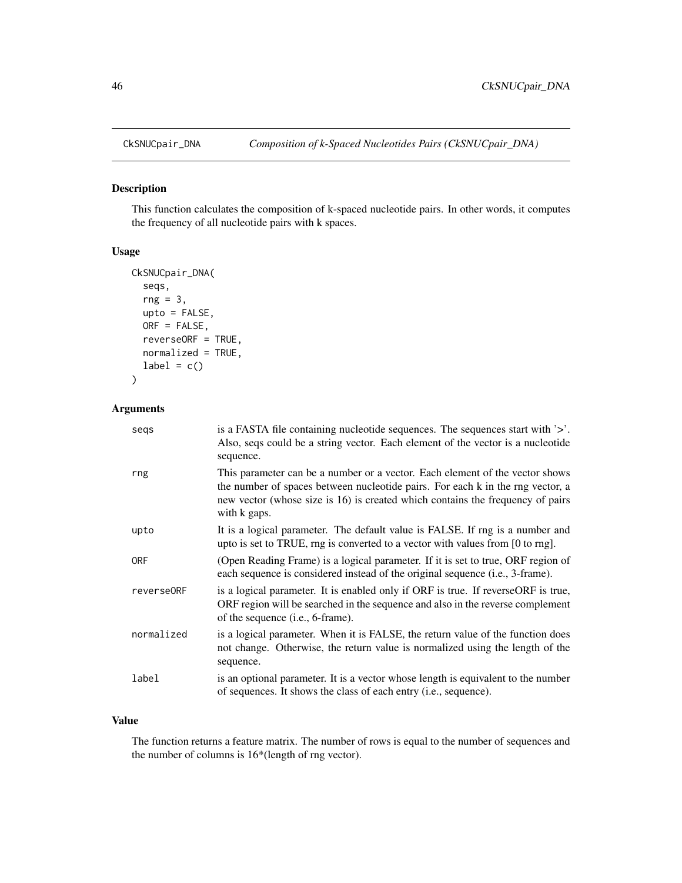# CkSNUCpair_DNA — *Composition of k-Spaced Nucleotides Pairs (CkSNUCpair_DNA)*

## Description

This function calculates the composition of k-spaced nucleotide pairs. In other words, it computes the frequency of all nucleotide pairs with k spaces.

## Usage

```
CkSNUCpair_DNA(
  seqs,
  rng = 3,
  upto = FALSE,
  ORF = FALSE,
  reverseORF = TRUE,
  normalized = TRUE,
  label = c()
)
```

## Arguments

| | |
|---|---|
| seqs | is a FASTA file containing nucleotide sequences. The sequences start with '>'. Also, seqs could be a string vector. Each element of the vector is a nucleotide sequence. |
| rng | This parameter can be a number or a vector. Each element of the vector shows the number of spaces between nucleotide pairs. For each k in the rng vector, a new vector (whose size is 16) is created which contains the frequency of pairs with k gaps. |
| upto | It is a logical parameter. The default value is FALSE. If rng is a number and upto is set to TRUE, rng is converted to a vector with values from [0 to rng]. |
| ORF | (Open Reading Frame) is a logical parameter. If it is set to true, ORF region of each sequence is considered instead of the original sequence (i.e., 3-frame). |
| reverseORF | is a logical parameter. It is enabled only if ORF is true. If reverseORF is true, ORF region will be searched in the sequence and also in the reverse complement of the sequence (i.e., 6-frame). |
| normalized | is a logical parameter. When it is FALSE, the return value of the function does not change. Otherwise, the return value is normalized using the length of the sequence. |
| label | is an optional parameter. It is a vector whose length is equivalent to the number of sequences. It shows the class of each entry (i.e., sequence). |

## Value

The function returns a feature matrix. The number of rows is equal to the number of sequences and the number of columns is 16*(length of rng vector).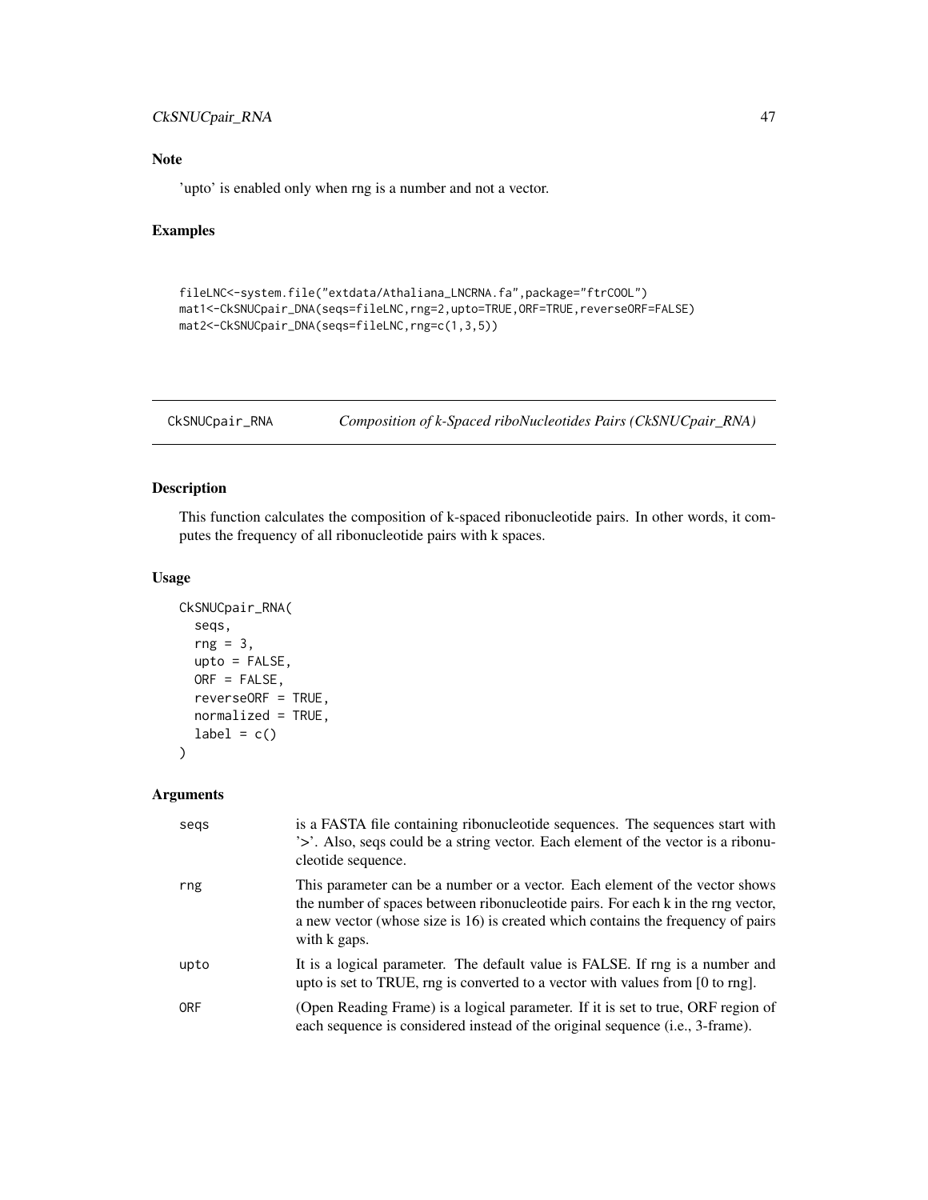## Note

'upto' is enabled only when rng is a number and not a vector.

## Examples

```
fileLNC<-system.file("extdata/Athaliana_LNCRNA.fa",package="ftrCOOL")
mat1<-CkSNUCpair_DNA(seqs=fileLNC,rng=2,upto=TRUE,ORF=TRUE,reverseORF=FALSE)
mat2<-CkSNUCpair_DNA(seqs=fileLNC,rng=c(1,3,5))
```

---

# CkSNUCpair_RNA    *Composition of k-Spaced riboNucleotides Pairs (CkSNUCpair_RNA)*

---

## Description

This function calculates the composition of k-spaced ribonucleotide pairs. In other words, it computes the frequency of all ribonucleotide pairs with k spaces.

## Usage

```
CkSNUCpair_RNA(
  seqs,
  rng = 3,
  upto = FALSE,
  ORF = FALSE,
  reverseORF = TRUE,
  normalized = TRUE,
  label = c()
)
```

## Arguments

| | |
|---|---|
| seqs | is a FASTA file containing ribonucleotide sequences. The sequences start with '>'. Also, seqs could be a string vector. Each element of the vector is a ribonucleotide sequence. |
| rng | This parameter can be a number or a vector. Each element of the vector shows the number of spaces between ribonucleotide pairs. For each k in the rng vector, a new vector (whose size is 16) is created which contains the frequency of pairs with k gaps. |
| upto | It is a logical parameter. The default value is FALSE. If rng is a number and upto is set to TRUE, rng is converted to a vector with values from [0 to rng]. |
| ORF | (Open Reading Frame) is a logical parameter. If it is set to true, ORF region of each sequence is considered instead of the original sequence (i.e., 3-frame). |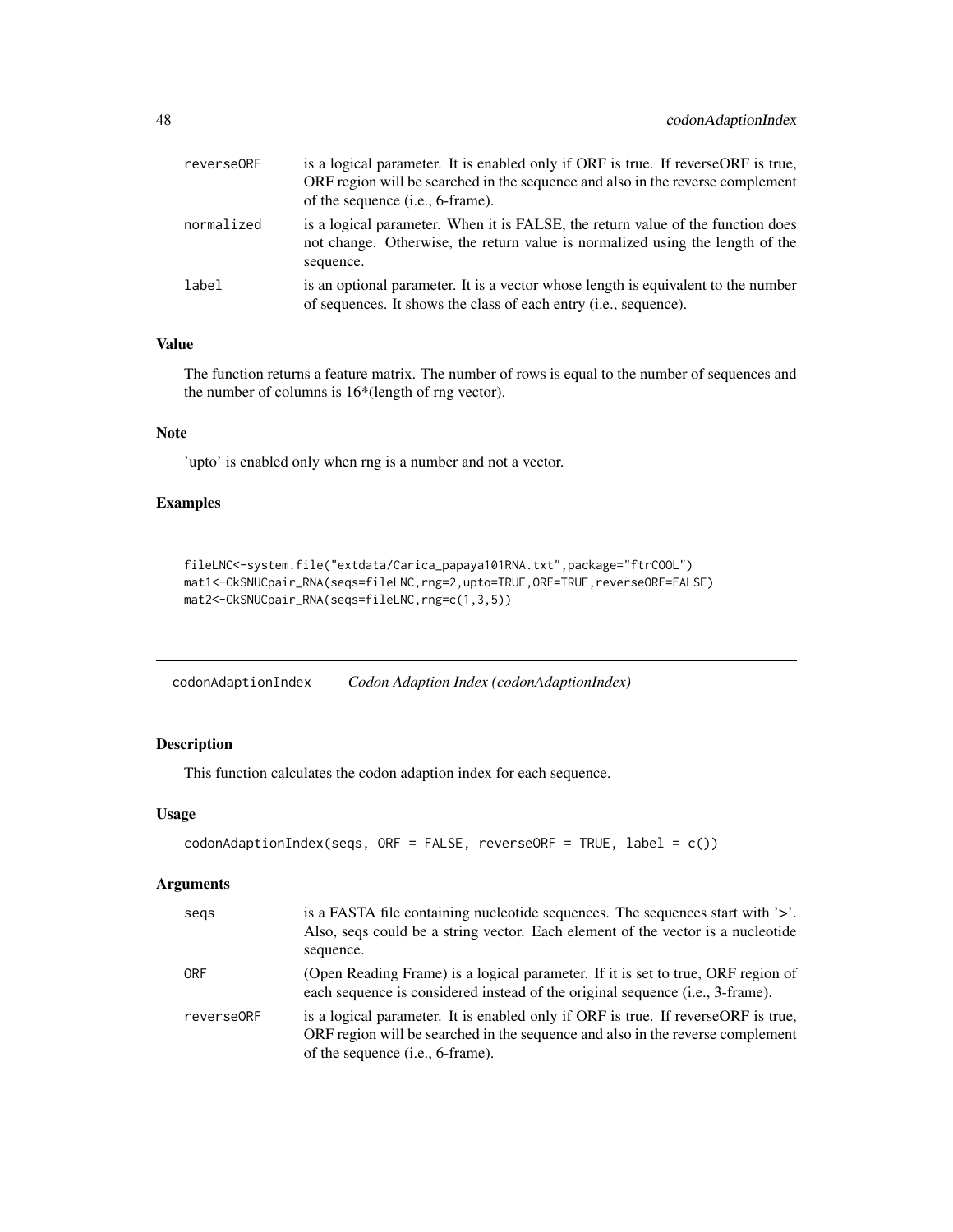| | |
|---|---|
| reverseORF | is a logical parameter. It is enabled only if ORF is true. If reverseORF is true, ORF region will be searched in the sequence and also in the reverse complement of the sequence (i.e., 6-frame). |
| normalized | is a logical parameter. When it is FALSE, the return value of the function does not change. Otherwise, the return value is normalized using the length of the sequence. |
| label | is an optional parameter. It is a vector whose length is equivalent to the number of sequences. It shows the class of each entry (i.e., sequence). |

### Value

The function returns a feature matrix. The number of rows is equal to the number of sequences and the number of columns is 16*(length of rng vector).

### Note

'upto' is enabled only when rng is a number and not a vector.

### Examples

```
fileLNC<-system.file("extdata/Carica_papaya101RNA.txt",package="ftrCOOL")
mat1<-CkSNUCpair_RNA(seqs=fileLNC,rng=2,upto=TRUE,ORF=TRUE,reverseORF=FALSE)
mat2<-CkSNUCpair_RNA(seqs=fileLNC,rng=c(1,3,5))
```

---

## codonAdaptionIndex *Codon Adaption Index (codonAdaptionIndex)*

---

### Description

This function calculates the codon adaption index for each sequence.

### Usage

```
codonAdaptionIndex(seqs, ORF = FALSE, reverseORF = TRUE, label = c())
```

### Arguments

| | |
|---|---|
| seqs | is a FASTA file containing nucleotide sequences. The sequences start with '>'. Also, seqs could be a string vector. Each element of the vector is a nucleotide sequence. |
| ORF | (Open Reading Frame) is a logical parameter. If it is set to true, ORF region of each sequence is considered instead of the original sequence (i.e., 3-frame). |
| reverseORF | is a logical parameter. It is enabled only if ORF is true. If reverseORF is true, ORF region will be searched in the sequence and also in the reverse complement of the sequence (i.e., 6-frame). |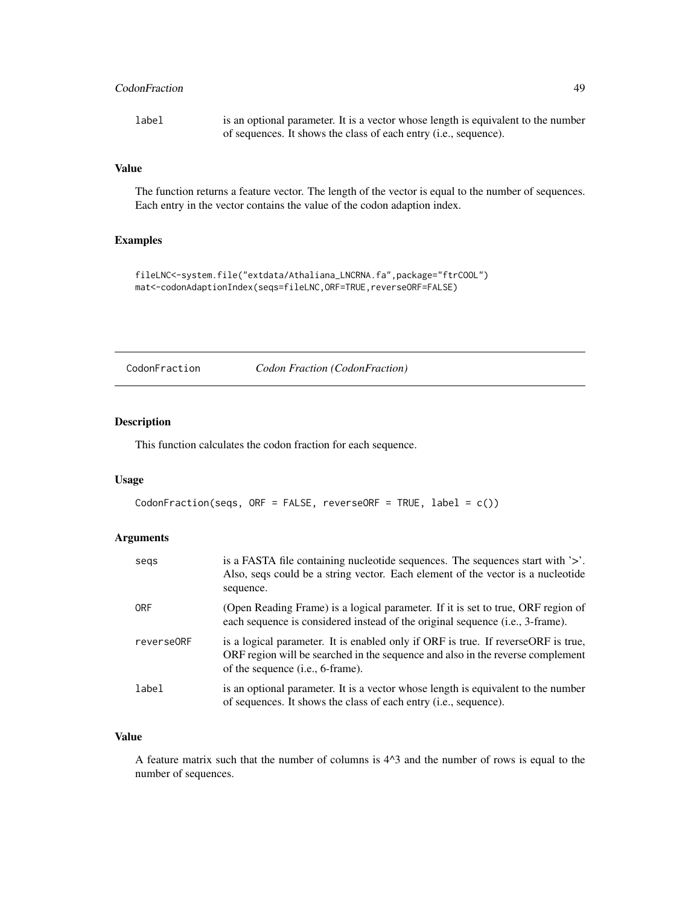| | |
|---|---|
| label | is an optional parameter. It is a vector whose length is equivalent to the number of sequences. It shows the class of each entry (i.e., sequence). |

### Value

The function returns a feature vector. The length of the vector is equal to the number of sequences. Each entry in the vector contains the value of the codon adaption index.

### Examples

```
fileLNC<-system.file("extdata/Athaliana_LNCRNA.fa",package="ftrCOOL")
mat<-codonAdaptionIndex(seqs=fileLNC,ORF=TRUE,reverseORF=FALSE)
```

---

## CodonFraction *Codon Fraction (CodonFraction)*

---

### Description

This function calculates the codon fraction for each sequence.

### Usage

```
CodonFraction(seqs, ORF = FALSE, reverseORF = TRUE, label = c())
```

### Arguments

| | |
|---|---|
| seqs | is a FASTA file containing nucleotide sequences. The sequences start with '>'. Also, seqs could be a string vector. Each element of the vector is a nucleotide sequence. |
| ORF | (Open Reading Frame) is a logical parameter. If it is set to true, ORF region of each sequence is considered instead of the original sequence (i.e., 3-frame). |
| reverseORF | is a logical parameter. It is enabled only if ORF is true. If reverseORF is true, ORF region will be searched in the sequence and also in the reverse complement of the sequence (i.e., 6-frame). |
| label | is an optional parameter. It is a vector whose length is equivalent to the number of sequences. It shows the class of each entry (i.e., sequence). |

### Value

A feature matrix such that the number of columns is $4^3$ and the number of rows is equal to the number of sequences.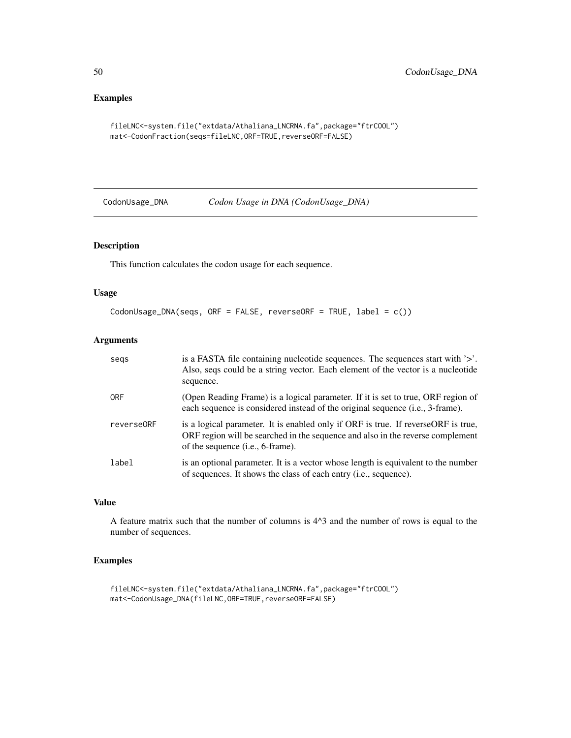## Examples

```
fileLNC<-system.file("extdata/Athaliana_LNCRNA.fa",package="ftrCOOL")
mat<-CodonFraction(seqs=fileLNC,ORF=TRUE,reverseORF=FALSE)
```

---

# CodonUsage_DNA    *Codon Usage in DNA (CodonUsage_DNA)*

---

## Description

This function calculates the codon usage for each sequence.

## Usage

```
CodonUsage_DNA(seqs, ORF = FALSE, reverseORF = TRUE, label = c())
```

## Arguments

| | |
|---|---|
| seqs | is a FASTA file containing nucleotide sequences. The sequences start with '>'. Also, seqs could be a string vector. Each element of the vector is a nucleotide sequence. |
| ORF | (Open Reading Frame) is a logical parameter. If it is set to true, ORF region of each sequence is considered instead of the original sequence (i.e., 3-frame). |
| reverseORF | is a logical parameter. It is enabled only if ORF is true. If reverseORF is true, ORF region will be searched in the sequence and also in the reverse complement of the sequence (i.e., 6-frame). |
| label | is an optional parameter. It is a vector whose length is equivalent to the number of sequences. It shows the class of each entry (i.e., sequence). |

## Value

A feature matrix such that the number of columns is $4^3$ and the number of rows is equal to the number of sequences.

## Examples

```
fileLNC<-system.file("extdata/Athaliana_LNCRNA.fa",package="ftrCOOL")
mat<-CodonUsage_DNA(fileLNC,ORF=TRUE,reverseORF=FALSE)
```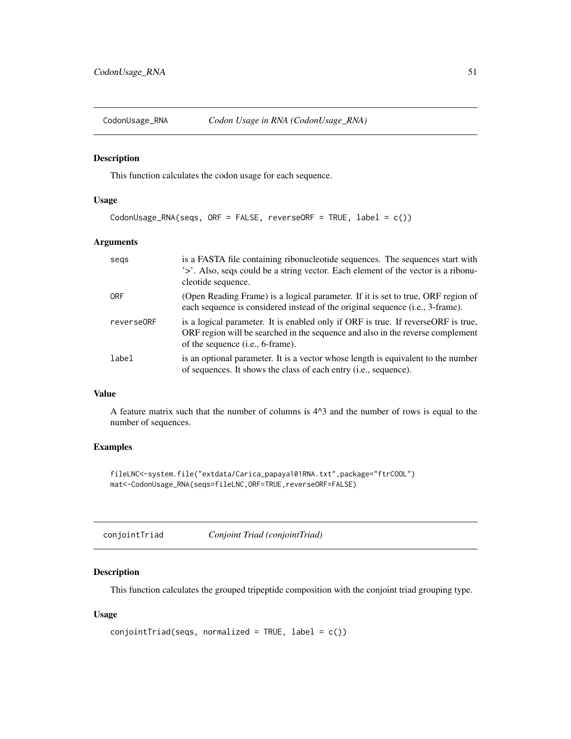## CodonUsage_RNA *Codon Usage in RNA (CodonUsage_RNA)*

### Description

This function calculates the codon usage for each sequence.

### Usage

```
CodonUsage_RNA(seqs, ORF = FALSE, reverseORF = TRUE, label = c())
```

### Arguments

| | |
|---|---|
| seqs | is a FASTA file containing ribonucleotide sequences. The sequences start with '>'. Also, seqs could be a string vector. Each element of the vector is a ribonucleotide sequence. |
| ORF | (Open Reading Frame) is a logical parameter. If it is set to true, ORF region of each sequence is considered instead of the original sequence (i.e., 3-frame). |
| reverseORF | is a logical parameter. It is enabled only if ORF is true. If reverseORF is true, ORF region will be searched in the sequence and also in the reverse complement of the sequence (i.e., 6-frame). |
| label | is an optional parameter. It is a vector whose length is equivalent to the number of sequences. It shows the class of each entry (i.e., sequence). |

### Value

A feature matrix such that the number of columns is 4^3 and the number of rows is equal to the number of sequences.

### Examples

```
fileLNC<-system.file("extdata/Carica_papaya101RNA.txt",package="ftrCOOL")
mat<-CodonUsage_RNA(seqs=fileLNC,ORF=TRUE,reverseORF=FALSE)
```

## conjointTriad *Conjoint Triad (conjointTriad)*

### Description

This function calculates the grouped tripeptide composition with the conjoint triad grouping type.

### Usage

```
conjointTriad(seqs, normalized = TRUE, label = c())
```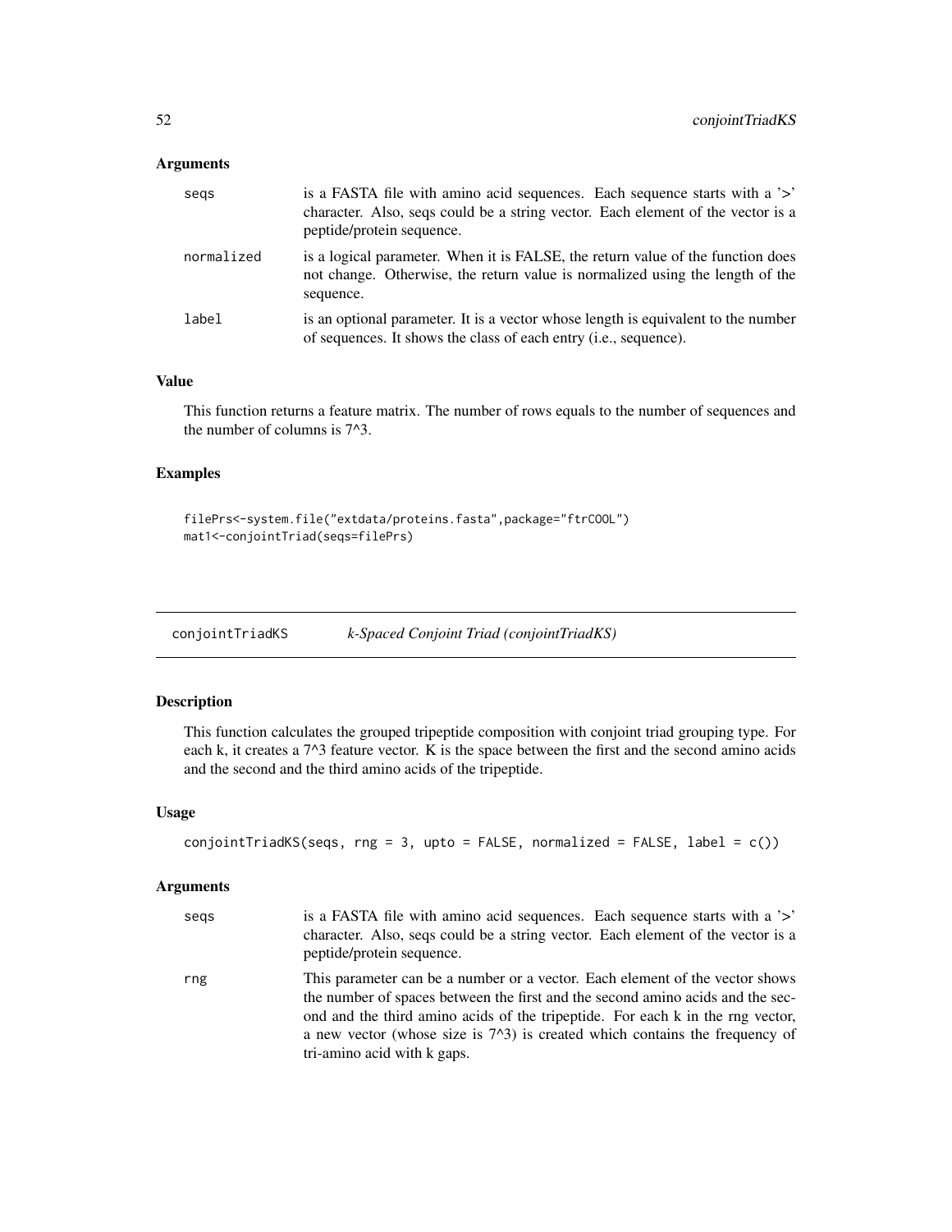## Arguments

| | |
|---|---|
| seqs | is a FASTA file with amino acid sequences. Each sequence starts with a '>' character. Also, seqs could be a string vector. Each element of the vector is a peptide/protein sequence. |
| normalized | is a logical parameter. When it is FALSE, the return value of the function does not change. Otherwise, the return value is normalized using the length of the sequence. |
| label | is an optional parameter. It is a vector whose length is equivalent to the number of sequences. It shows the class of each entry (i.e., sequence). |

## Value

This function returns a feature matrix. The number of rows equals to the number of sequences and the number of columns is 7^3.

## Examples

```
filePrs<-system.file("extdata/proteins.fasta",package="ftrCOOL")
mat1<-conjointTriad(seqs=filePrs)
```

---

# conjointTriadKS    *k-Spaced Conjoint Triad (conjointTriadKS)*

---

## Description

This function calculates the grouped tripeptide composition with conjoint triad grouping type. For each k, it creates a 7^3 feature vector. K is the space between the first and the second amino acids and the second and the third amino acids of the tripeptide.

## Usage

```
conjointTriadKS(seqs, rng = 3, upto = FALSE, normalized = FALSE, label = c())
```

## Arguments

| | |
|---|---|
| seqs | is a FASTA file with amino acid sequences. Each sequence starts with a '>' character. Also, seqs could be a string vector. Each element of the vector is a peptide/protein sequence. |
| rng | This parameter can be a number or a vector. Each element of the vector shows the number of spaces between the first and the second amino acids and the second and the third amino acids of the tripeptide. For each k in the rng vector, a new vector (whose size is 7^3) is created which contains the frequency of tri-amino acid with k gaps. |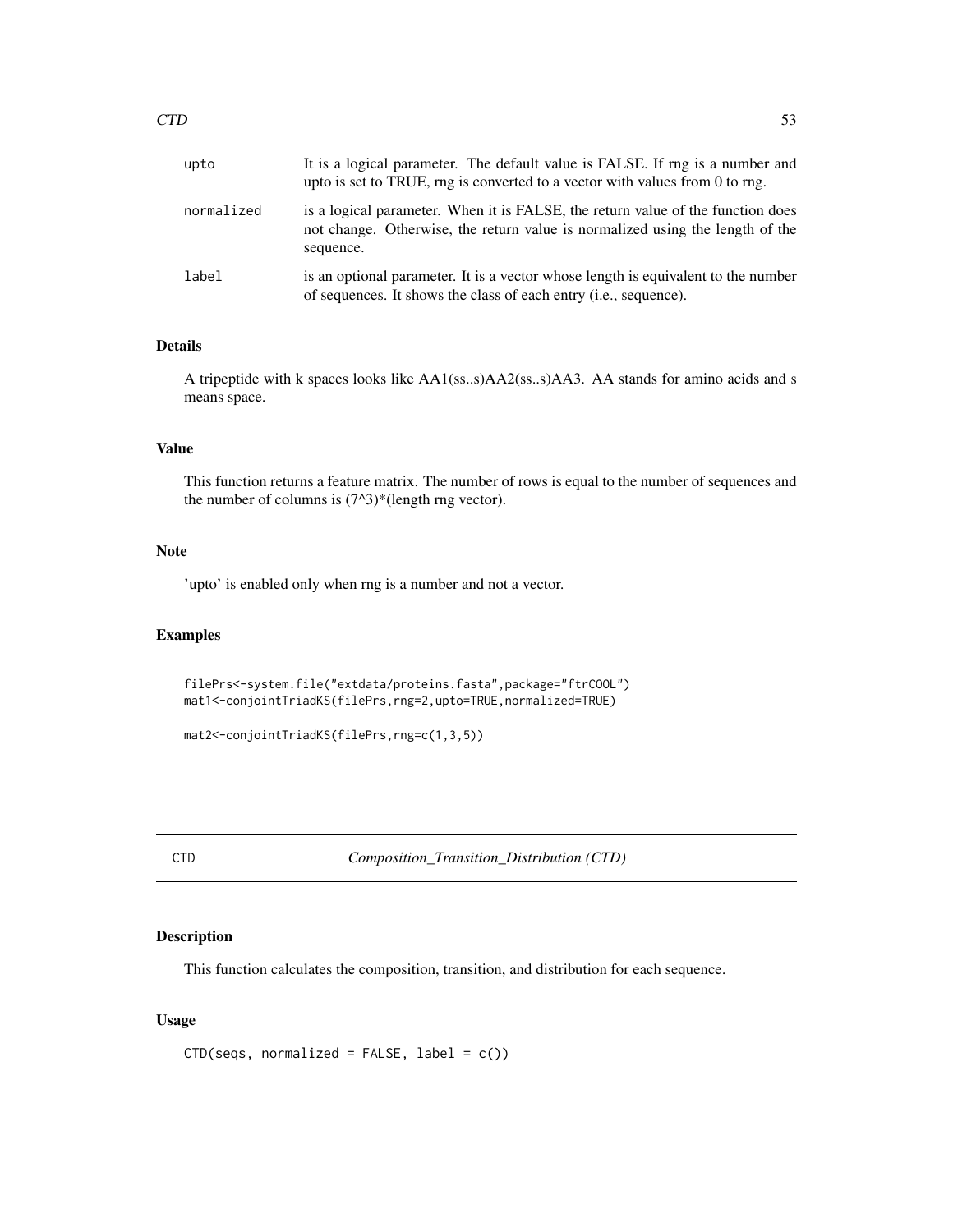| | |
|---|---|
| upto | It is a logical parameter. The default value is FALSE. If rng is a number and upto is set to TRUE, rng is converted to a vector with values from 0 to rng. |
| normalized | is a logical parameter. When it is FALSE, the return value of the function does not change. Otherwise, the return value is normalized using the length of the sequence. |
| label | is an optional parameter. It is a vector whose length is equivalent to the number of sequences. It shows the class of each entry (i.e., sequence). |

## Details

A tripeptide with k spaces looks like AA1(ss..s)AA2(ss..s)AA3. AA stands for amino acids and s means space.

## Value

This function returns a feature matrix. The number of rows is equal to the number of sequences and the number of columns is (7^3)*(length rng vector).

## Note

'upto' is enabled only when rng is a number and not a vector.

## Examples

```
filePrs<-system.file("extdata/proteins.fasta",package="ftrCOOL")
mat1<-conjointTriadKS(filePrs,rng=2,upto=TRUE,normalized=TRUE)

mat2<-conjointTriadKS(filePrs,rng=c(1,3,5))
```

---

# CTD    *Composition_Transition_Distribution (CTD)*

---

## Description

This function calculates the composition, transition, and distribution for each sequence.

## Usage

```
CTD(seqs, normalized = FALSE, label = c())
```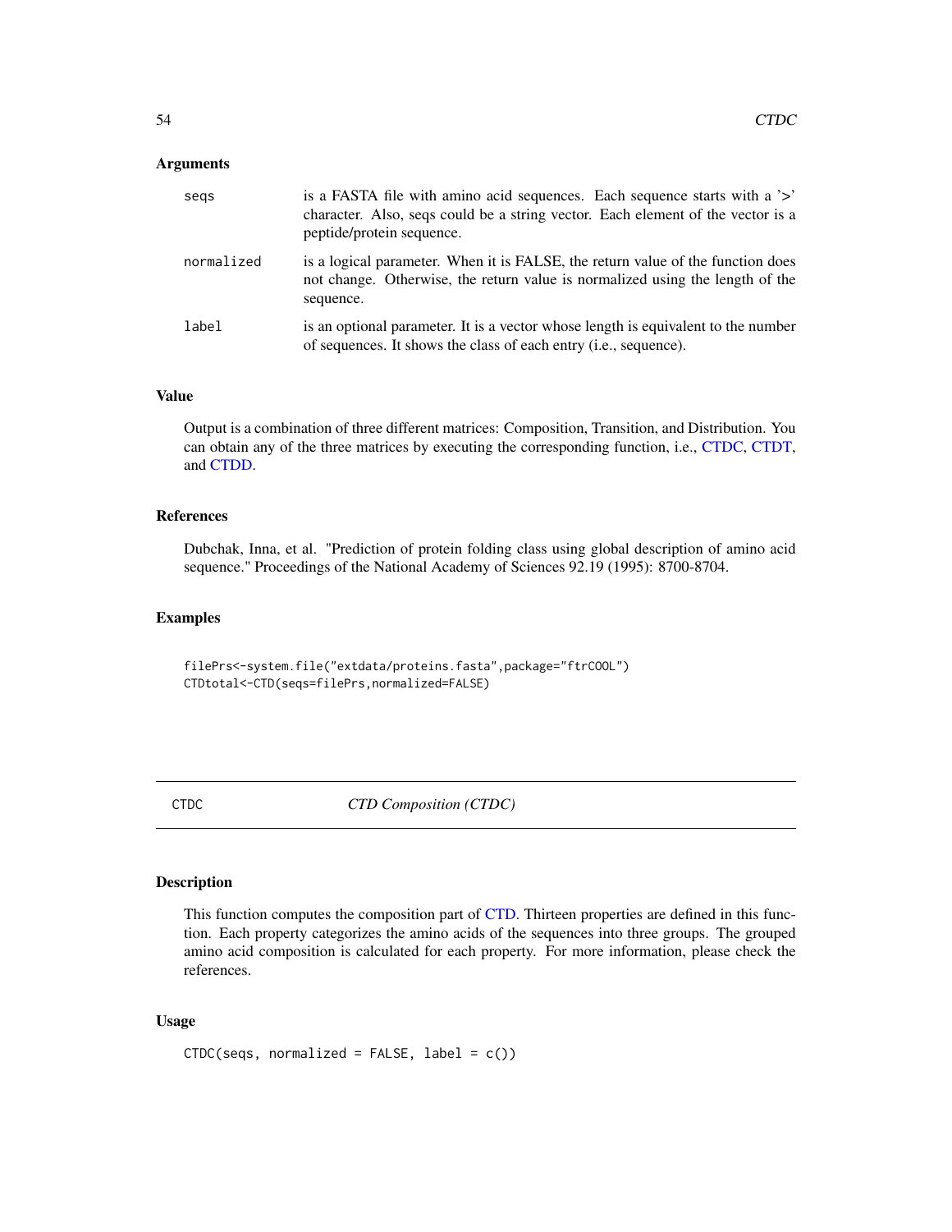### Arguments

| | |
|---|---|
| seqs | is a FASTA file with amino acid sequences. Each sequence starts with a '>' character. Also, seqs could be a string vector. Each element of the vector is a peptide/protein sequence. |
| normalized | is a logical parameter. When it is FALSE, the return value of the function does not change. Otherwise, the return value is normalized using the length of the sequence. |
| label | is an optional parameter. It is a vector whose length is equivalent to the number of sequences. It shows the class of each entry (i.e., sequence). |

### Value

Output is a combination of three different matrices: Composition, Transition, and Distribution. You can obtain any of the three matrices by executing the corresponding function, i.e., CTDC, CTDT, and CTDD.

### References

Dubchak, Inna, et al. "Prediction of protein folding class using global description of amino acid sequence." Proceedings of the National Academy of Sciences 92.19 (1995): 8700-8704.

### Examples

```
filePrs<-system.file("extdata/proteins.fasta",package="ftrCOOL")
CTDtotal<-CTD(seqs=filePrs,normalized=FALSE)
```

---

## CTDC *CTD Composition (CTDC)*

---

### Description

This function computes the composition part of CTD. Thirteen properties are defined in this function. Each property categorizes the amino acids of the sequences into three groups. The grouped amino acid composition is calculated for each property. For more information, please check the references.

### Usage

```
CTDC(seqs, normalized = FALSE, label = c())
```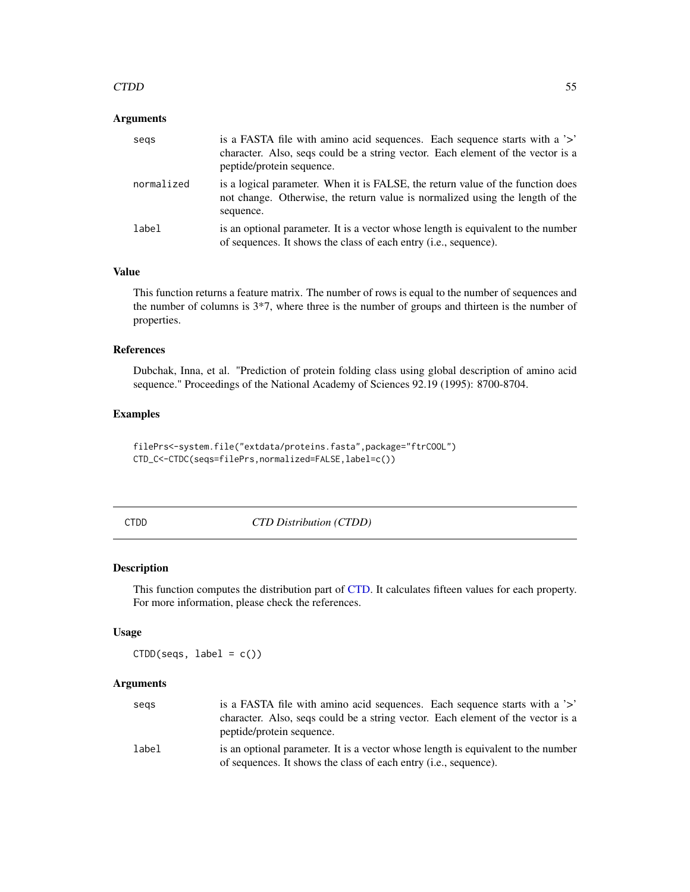### Arguments

| | |
|---|---|
| seqs | is a FASTA file with amino acid sequences. Each sequence starts with a '>' character. Also, seqs could be a string vector. Each element of the vector is a peptide/protein sequence. |
| normalized | is a logical parameter. When it is FALSE, the return value of the function does not change. Otherwise, the return value is normalized using the length of the sequence. |
| label | is an optional parameter. It is a vector whose length is equivalent to the number of sequences. It shows the class of each entry (i.e., sequence). |

### Value

This function returns a feature matrix. The number of rows is equal to the number of sequences and the number of columns is 3*7, where three is the number of groups and thirteen is the number of properties.

### References

Dubchak, Inna, et al. "Prediction of protein folding class using global description of amino acid sequence." Proceedings of the National Academy of Sciences 92.19 (1995): 8700-8704.

### Examples

```
filePrs<-system.file("extdata/proteins.fasta",package="ftrCOOL")
CTD_C<-CTDC(seqs=filePrs,normalized=FALSE,label=c())
```

---

## CTDD — *CTD Distribution (CTDD)*

### Description

This function computes the distribution part of CTD. It calculates fifteen values for each property. For more information, please check the references.

### Usage

```
CTDD(seqs, label = c())
```

### Arguments

| | |
|---|---|
| seqs | is a FASTA file with amino acid sequences. Each sequence starts with a '>' character. Also, seqs could be a string vector. Each element of the vector is a peptide/protein sequence. |
| label | is an optional parameter. It is a vector whose length is equivalent to the number of sequences. It shows the class of each entry (i.e., sequence). |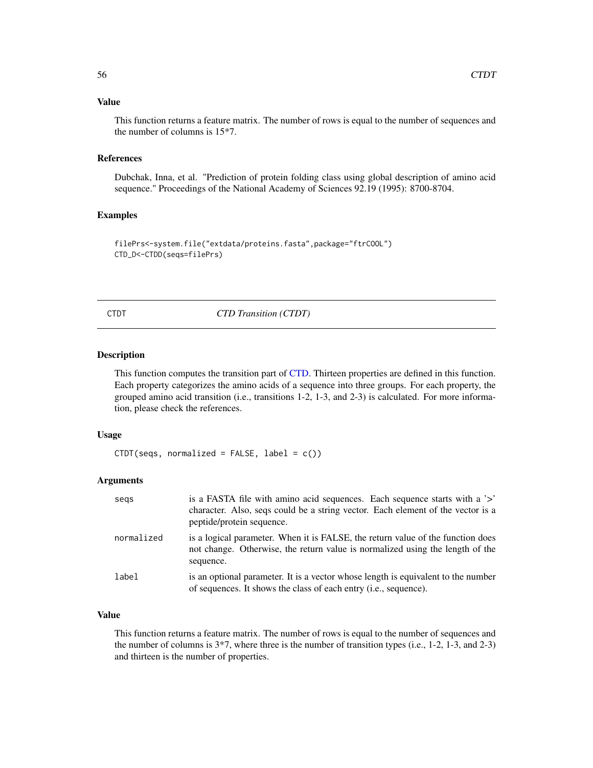## Value

This function returns a feature matrix. The number of rows is equal to the number of sequences and the number of columns is 15*7.

## References

Dubchak, Inna, et al. "Prediction of protein folding class using global description of amino acid sequence." Proceedings of the National Academy of Sciences 92.19 (1995): 8700-8704.

## Examples

```
filePrs<-system.file("extdata/proteins.fasta",package="ftrCOOL")
CTD_D<-CTDD(seqs=filePrs)
```

---

# CTDT *CTD Transition (CTDT)*

## Description

This function computes the transition part of CTD. Thirteen properties are defined in this function. Each property categorizes the amino acids of a sequence into three groups. For each property, the grouped amino acid transition (i.e., transitions 1-2, 1-3, and 2-3) is calculated. For more information, please check the references.

## Usage

```
CTDT(seqs, normalized = FALSE, label = c())
```

## Arguments

| | |
|---|---|
| seqs | is a FASTA file with amino acid sequences. Each sequence starts with a '>' character. Also, seqs could be a string vector. Each element of the vector is a peptide/protein sequence. |
| normalized | is a logical parameter. When it is FALSE, the return value of the function does not change. Otherwise, the return value is normalized using the length of the sequence. |
| label | is an optional parameter. It is a vector whose length is equivalent to the number of sequences. It shows the class of each entry (i.e., sequence). |

## Value

This function returns a feature matrix. The number of rows is equal to the number of sequences and the number of columns is 3*7, where three is the number of transition types (i.e., 1-2, 1-3, and 2-3) and thirteen is the number of properties.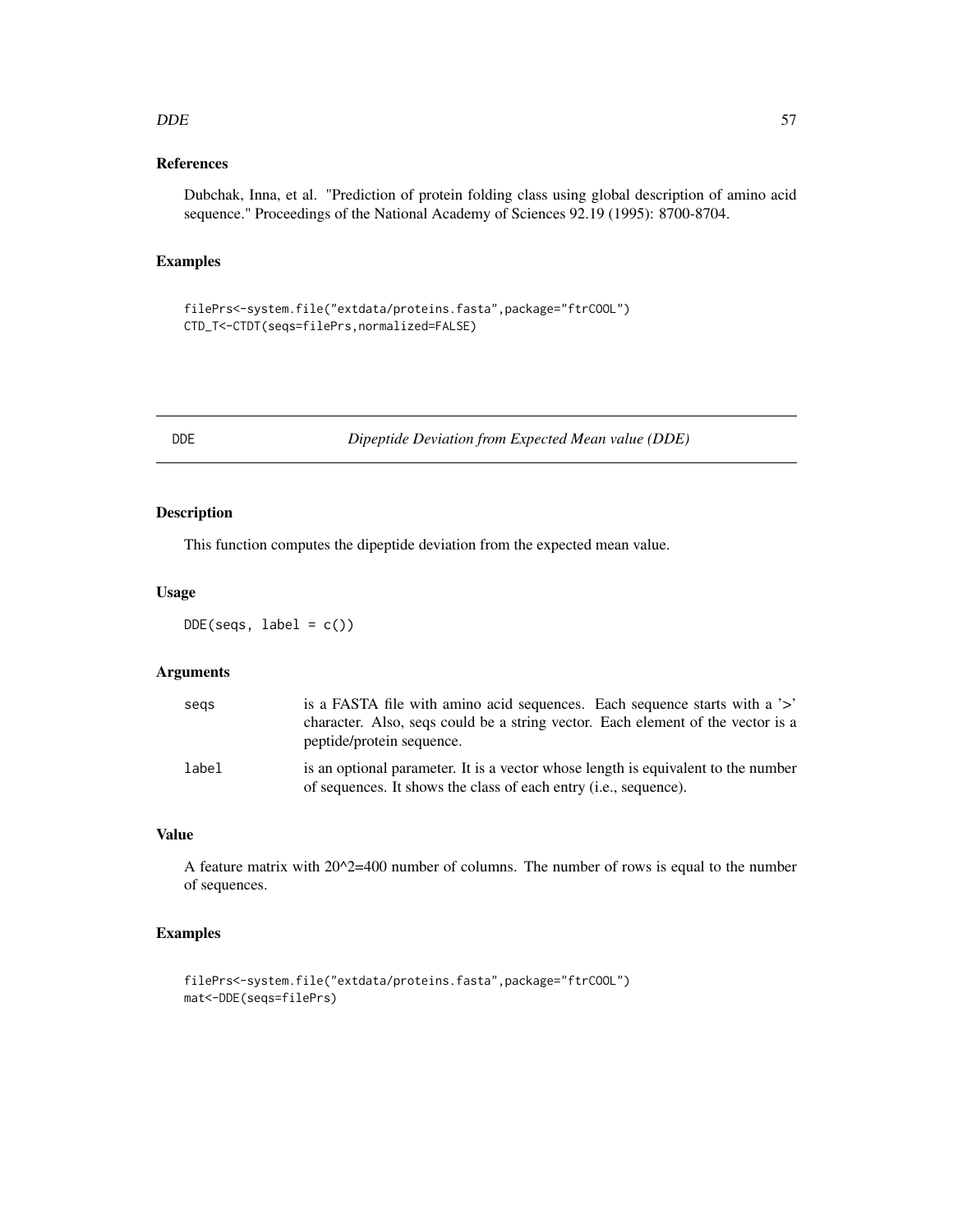## References

Dubchak, Inna, et al. "Prediction of protein folding class using global description of amino acid sequence." Proceedings of the National Academy of Sciences 92.19 (1995): 8700-8704.

## Examples

```
filePrs<-system.file("extdata/proteins.fasta",package="ftrCOOL")
CTD_T<-CTDT(seqs=filePrs,normalized=FALSE)
```

---

# DDE — *Dipeptide Deviation from Expected Mean value (DDE)*

## Description

This function computes the dipeptide deviation from the expected mean value.

## Usage

```
DDE(seqs, label = c())
```

## Arguments

| | |
|---|---|
| seqs | is a FASTA file with amino acid sequences. Each sequence starts with a '>' character. Also, seqs could be a string vector. Each element of the vector is a peptide/protein sequence. |
| label | is an optional parameter. It is a vector whose length is equivalent to the number of sequences. It shows the class of each entry (i.e., sequence). |

## Value

A feature matrix with 20^2=400 number of columns. The number of rows is equal to the number of sequences.

## Examples

```
filePrs<-system.file("extdata/proteins.fasta",package="ftrCOOL")
mat<-DDE(seqs=filePrs)
```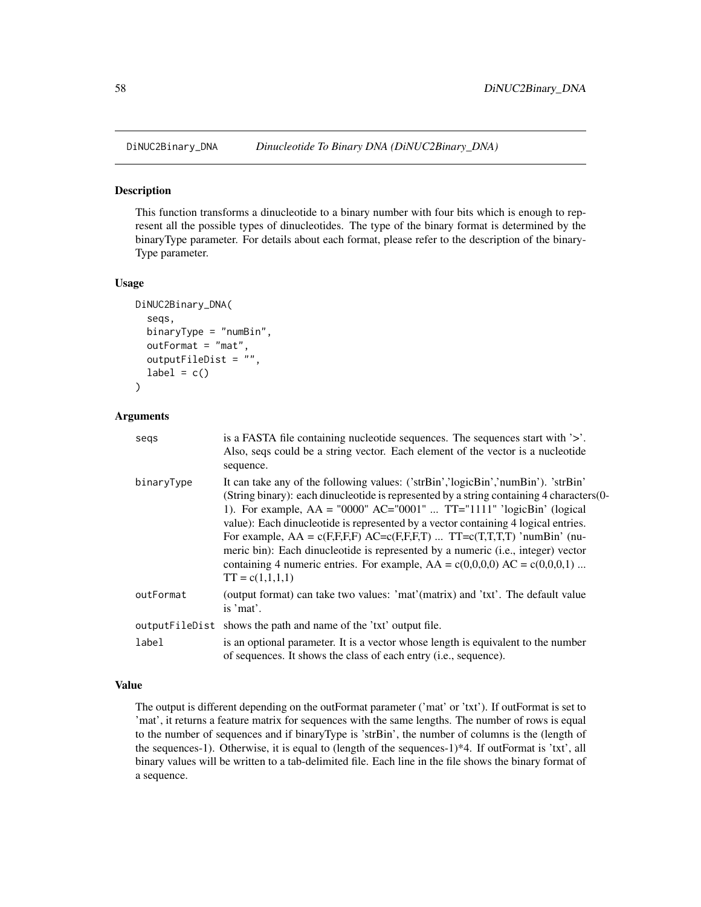## DiNUC2Binary_DNA *Dinucleotide To Binary DNA (DiNUC2Binary_DNA)*

### Description

This function transforms a dinucleotide to a binary number with four bits which is enough to represent all the possible types of dinucleotides. The type of the binary format is determined by the binaryType parameter. For details about each format, please refer to the description of the binaryType parameter.

### Usage

```
DiNUC2Binary_DNA(
  seqs,
  binaryType = "numBin",
  outFormat = "mat",
  outputFileDist = "",
  label = c()
)
```

### Arguments

| | |
|---|---|
| seqs | is a FASTA file containing nucleotide sequences. The sequences start with '>'. Also, seqs could be a string vector. Each element of the vector is a nucleotide sequence. |
| binaryType | It can take any of the following values: ('strBin','logicBin','numBin'). 'strBin' (String binary): each dinucleotide is represented by a string containing 4 characters(0-1). For example, AA = "0000" AC="0001" ... TT="1111" 'logicBin' (logical value): Each dinucleotide is represented by a vector containing 4 logical entries. For example, AA = c(F,F,F,F) AC=c(F,F,F,T) ... TT=c(T,T,T,T) 'numBin' (numeric bin): Each dinucleotide is represented by a numeric (i.e., integer) vector containing 4 numeric entries. For example, AA = c(0,0,0,0) AC = c(0,0,0,1) ... TT = c(1,1,1,1) |
| outFormat | (output format) can take two values: 'mat'(matrix) and 'txt'. The default value is 'mat'. |
| outputFileDist | shows the path and name of the 'txt' output file. |
| label | is an optional parameter. It is a vector whose length is equivalent to the number of sequences. It shows the class of each entry (i.e., sequence). |

### Value

The output is different depending on the outFormat parameter ('mat' or 'txt'). If outFormat is set to 'mat', it returns a feature matrix for sequences with the same lengths. The number of rows is equal to the number of sequences and if binaryType is 'strBin', the number of columns is the (length of the sequences-1). Otherwise, it is equal to (length of the sequences-1)*4. If outFormat is 'txt', all binary values will be written to a tab-delimited file. Each line in the file shows the binary format of a sequence.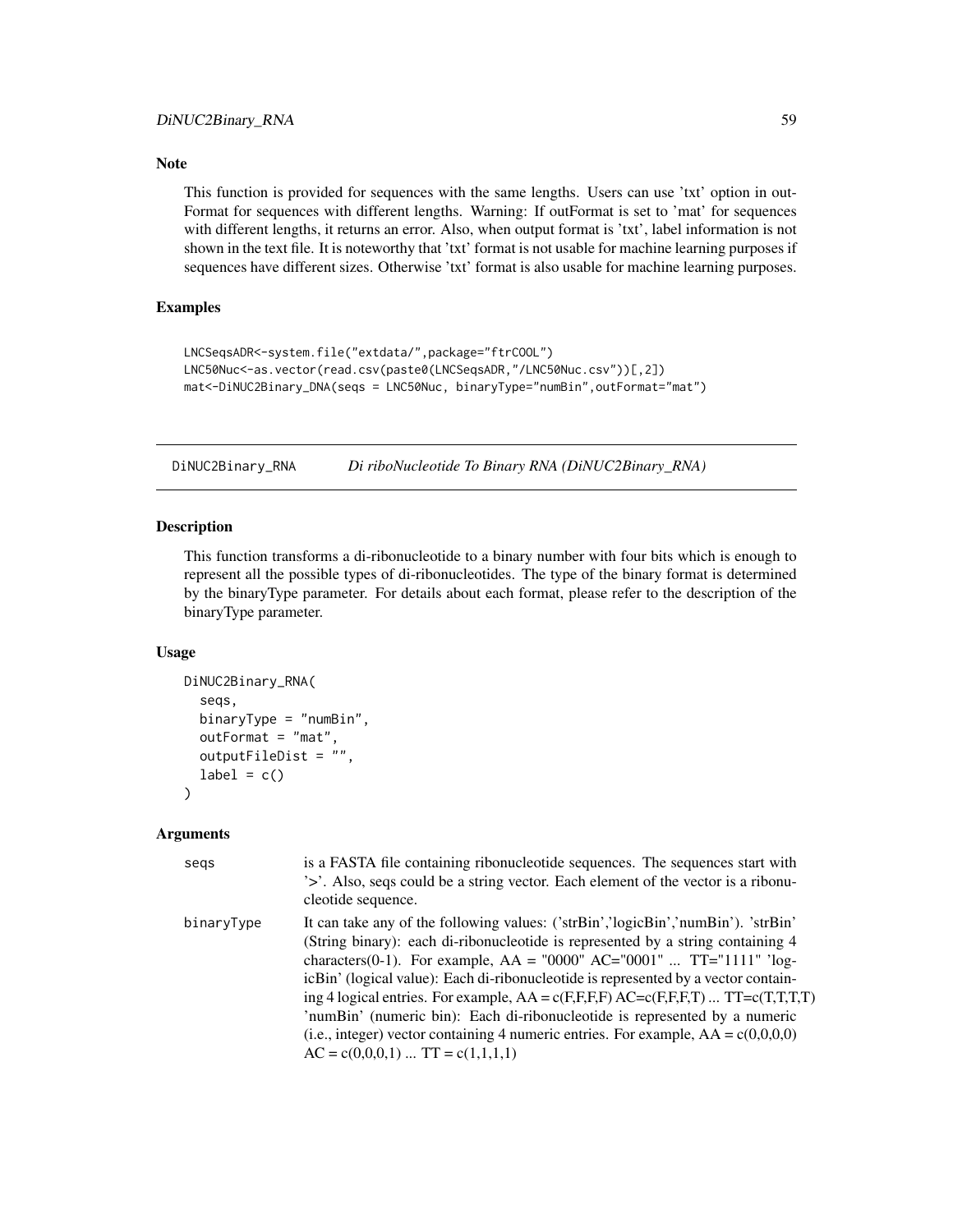## Note

This function is provided for sequences with the same lengths. Users can use 'txt' option in outFormat for sequences with different lengths. Warning: If outFormat is set to 'mat' for sequences with different lengths, it returns an error. Also, when output format is 'txt', label information is not shown in the text file. It is noteworthy that 'txt' format is not usable for machine learning purposes if sequences have different sizes. Otherwise 'txt' format is also usable for machine learning purposes.

## Examples

```
LNCSeqsADR<-system.file("extdata/",package="ftrCOOL")
LNC50Nuc<-as.vector(read.csv(paste0(LNCSeqsADR,"/LNC50Nuc.csv"))[,2])
mat<-DiNUC2Binary_DNA(seqs = LNC50Nuc, binaryType="numBin",outFormat="mat")
```

---

# DiNUC2Binary_RNA    *Di riboNucleotide To Binary RNA (DiNUC2Binary_RNA)*

## Description

This function transforms a di-ribonucleotide to a binary number with four bits which is enough to represent all the possible types of di-ribonucleotides. The type of the binary format is determined by the binaryType parameter. For details about each format, please refer to the description of the binaryType parameter.

## Usage

```
DiNUC2Binary_RNA(
  seqs,
  binaryType = "numBin",
  outFormat = "mat",
  outputFileDist = "",
  label = c()
)
```

## Arguments

| | |
|---|---|
| seqs | is a FASTA file containing ribonucleotide sequences. The sequences start with '>'. Also, seqs could be a string vector. Each element of the vector is a ribonucleotide sequence. |
| binaryType | It can take any of the following values: ('strBin','logicBin','numBin'). 'strBin' (String binary): each di-ribonucleotide is represented by a string containing 4 characters(0-1). For example, AA = "0000" AC="0001" ... TT="1111" 'logicBin' (logical value): Each di-ribonucleotide is represented by a vector containing 4 logical entries. For example, AA = c(F,F,F,F) AC=c(F,F,F,T) ... TT=c(T,T,T,T) 'numBin' (numeric bin): Each di-ribonucleotide is represented by a numeric (i.e., integer) vector containing 4 numeric entries. For example, AA = c(0,0,0,0) AC = c(0,0,0,1) ... TT = c(1,1,1,1) |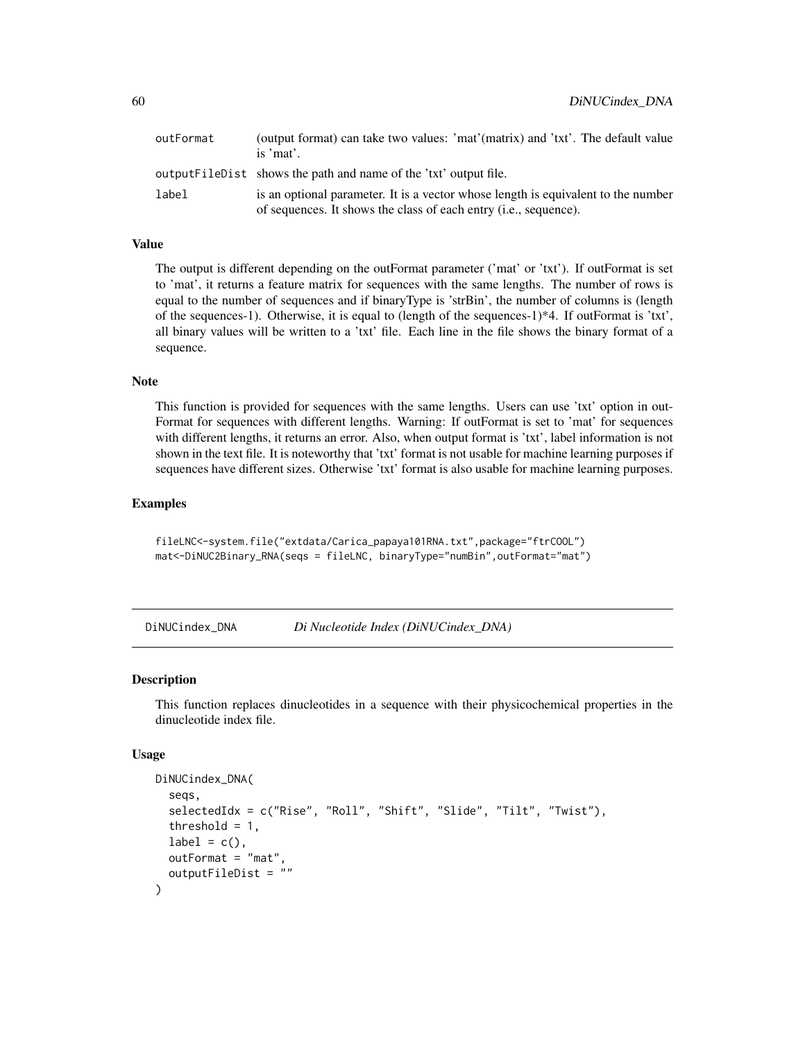| | |
|---|---|
| outFormat | (output format) can take two values: 'mat'(matrix) and 'txt'. The default value is 'mat'. |
| outputFileDist | shows the path and name of the 'txt' output file. |
| label | is an optional parameter. It is a vector whose length is equivalent to the number of sequences. It shows the class of each entry (i.e., sequence). |

### Value

The output is different depending on the outFormat parameter ('mat' or 'txt'). If outFormat is set to 'mat', it returns a feature matrix for sequences with the same lengths. The number of rows is equal to the number of sequences and if binaryType is 'strBin', the number of columns is (length of the sequences-1). Otherwise, it is equal to (length of the sequences-1)*4. If outFormat is 'txt', all binary values will be written to a 'txt' file. Each line in the file shows the binary format of a sequence.

### Note

This function is provided for sequences with the same lengths. Users can use 'txt' option in outFormat for sequences with different lengths. Warning: If outFormat is set to 'mat' for sequences with different lengths, it returns an error. Also, when output format is 'txt', label information is not shown in the text file. It is noteworthy that 'txt' format is not usable for machine learning purposes if sequences have different sizes. Otherwise 'txt' format is also usable for machine learning purposes.

### Examples

```
fileLNC<-system.file("extdata/Carica_papaya101RNA.txt",package="ftrCOOL")
mat<-DiNUC2Binary_RNA(seqs = fileLNC, binaryType="numBin",outFormat="mat")
```

---

## DiNUCindex_DNA — *Di Nucleotide Index (DiNUCindex_DNA)*

---

### Description

This function replaces dinucleotides in a sequence with their physicochemical properties in the dinucleotide index file.

### Usage

```
DiNUCindex_DNA(
  seqs,
  selectedIdx = c("Rise", "Roll", "Shift", "Slide", "Tilt", "Twist"),
  threshold = 1,
  label = c(),
  outFormat = "mat",
  outputFileDist = ""
)
```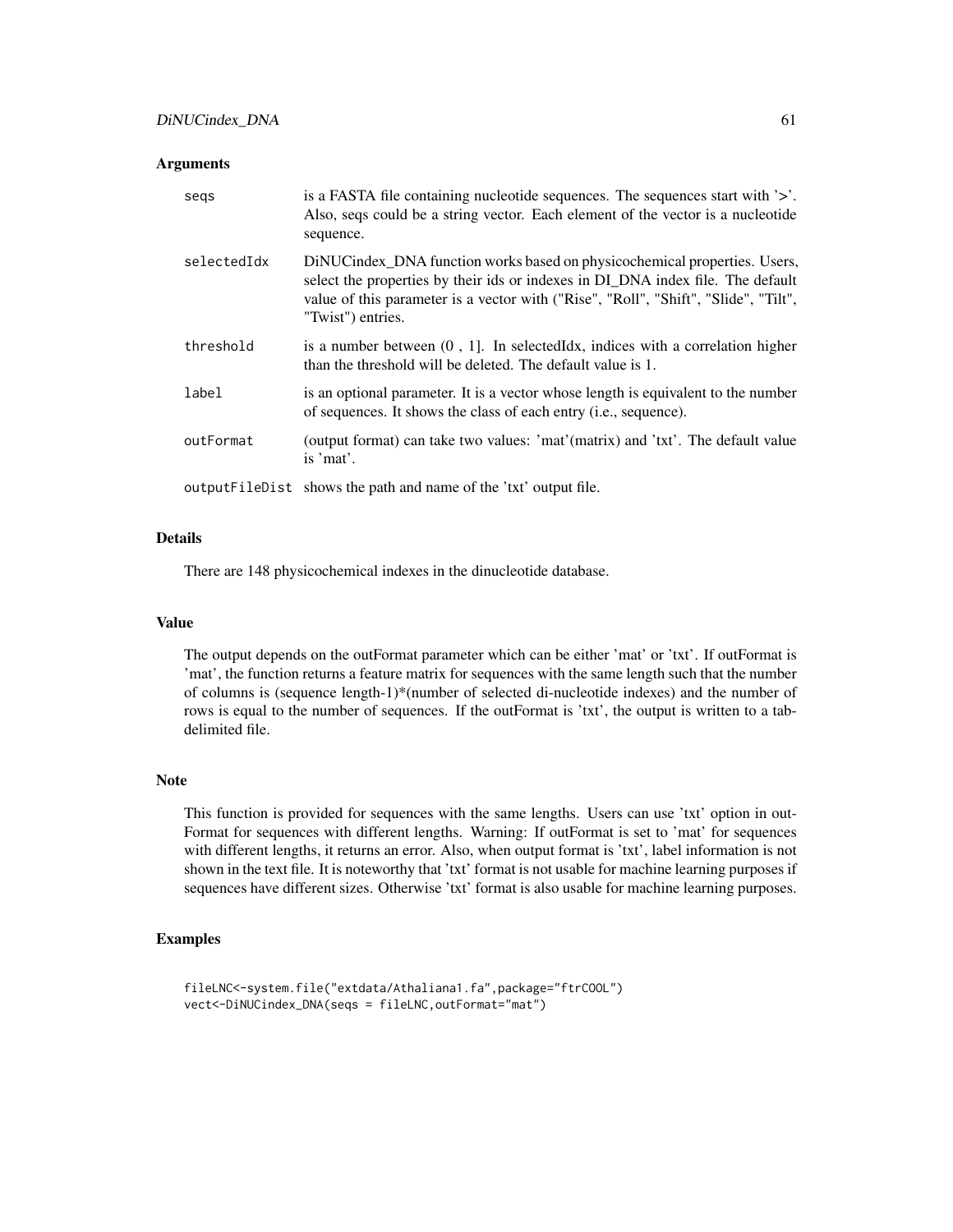### Arguments

| | |
|---|---|
| `seqs` | is a FASTA file containing nucleotide sequences. The sequences start with '>'. Also, seqs could be a string vector. Each element of the vector is a nucleotide sequence. |
| `selectedIdx` | DiNUCindex_DNA function works based on physicochemical properties. Users, select the properties by their ids or indexes in DI_DNA index file. The default value of this parameter is a vector with ("Rise", "Roll", "Shift", "Slide", "Tilt", "Twist") entries. |
| `threshold` | is a number between (0 , 1]. In selectedIdx, indices with a correlation higher than the threshold will be deleted. The default value is 1. |
| `label` | is an optional parameter. It is a vector whose length is equivalent to the number of sequences. It shows the class of each entry (i.e., sequence). |
| `outFormat` | (output format) can take two values: 'mat'(matrix) and 'txt'. The default value is 'mat'. |
| `outputFileDist` | shows the path and name of the 'txt' output file. |

### Details

There are 148 physicochemical indexes in the dinucleotide database.

### Value

The output depends on the outFormat parameter which can be either 'mat' or 'txt'. If outFormat is 'mat', the function returns a feature matrix for sequences with the same length such that the number of columns is (sequence length-1)*(number of selected di-nucleotide indexes) and the number of rows is equal to the number of sequences. If the outFormat is 'txt', the output is written to a tab-delimited file.

### Note

This function is provided for sequences with the same lengths. Users can use 'txt' option in outFormat for sequences with different lengths. Warning: If outFormat is set to 'mat' for sequences with different lengths, it returns an error. Also, when output format is 'txt', label information is not shown in the text file. It is noteworthy that 'txt' format is not usable for machine learning purposes if sequences have different sizes. Otherwise 'txt' format is also usable for machine learning purposes.

### Examples

```
fileLNC<-system.file("extdata/Athaliana1.fa",package="ftrCOOL")
vect<-DiNUCindex_DNA(seqs = fileLNC,outFormat="mat")
```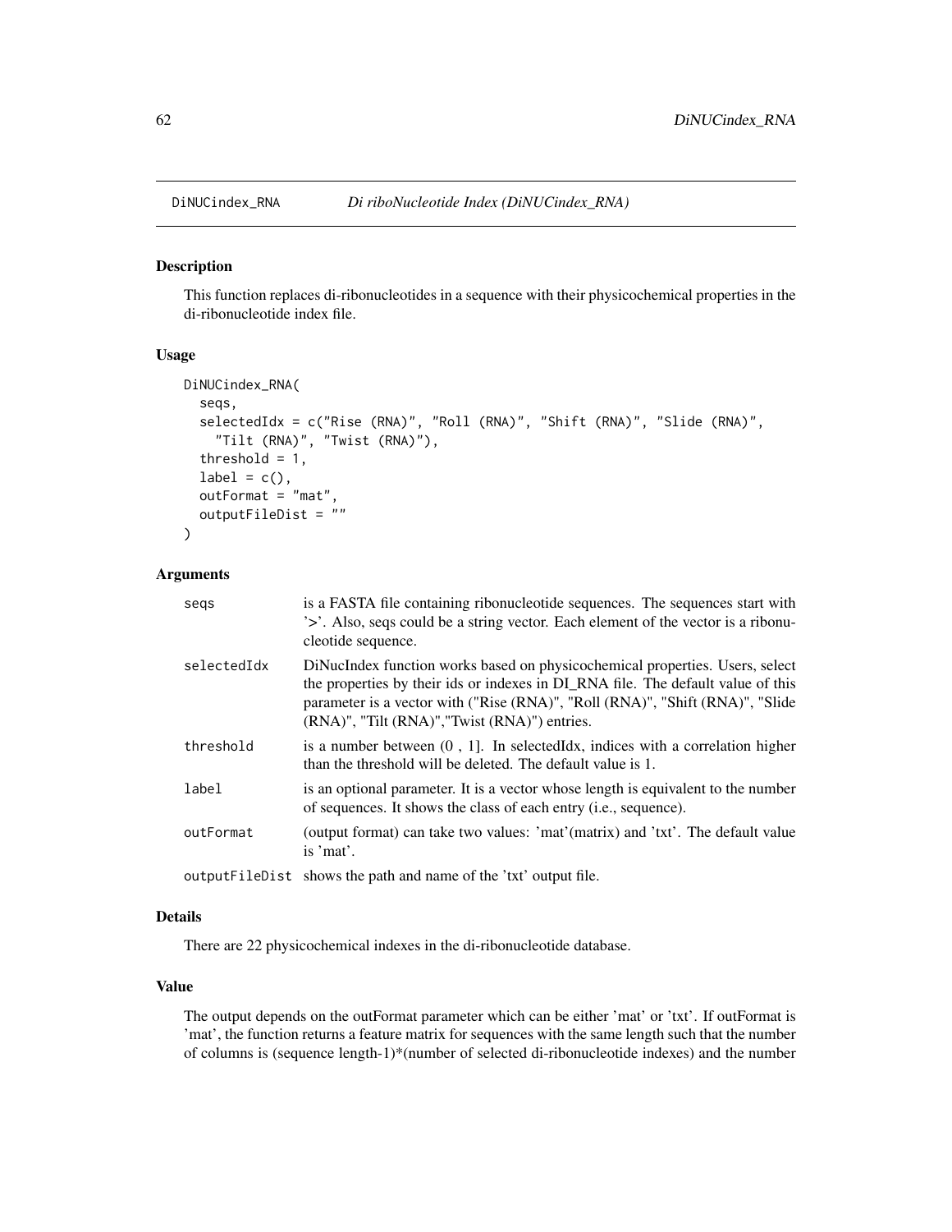DiNUCindex_RNA *Di riboNucleotide Index (DiNUCindex_RNA)*

## Description

This function replaces di-ribonucleotides in a sequence with their physicochemical properties in the di-ribonucleotide index file.

## Usage

```
DiNUCindex_RNA(
  seqs,
  selectedIdx = c("Rise (RNA)", "Roll (RNA)", "Shift (RNA)", "Slide (RNA)",
    "Tilt (RNA)", "Twist (RNA)"),
  threshold = 1,
  label = c(),
  outFormat = "mat",
  outputFileDist = ""
)
```

## Arguments

| | |
|---|---|
| seqs | is a FASTA file containing ribonucleotide sequences. The sequences start with '>'. Also, seqs could be a string vector. Each element of the vector is a ribonucleotide sequence. |
| selectedIdx | DiNucIndex function works based on physicochemical properties. Users, select the properties by their ids or indexes in DI_RNA file. The default value of this parameter is a vector with ("Rise (RNA)", "Roll (RNA)", "Shift (RNA)", "Slide (RNA)", "Tilt (RNA)","Twist (RNA)") entries. |
| threshold | is a number between (0 , 1]. In selectedIdx, indices with a correlation higher than the threshold will be deleted. The default value is 1. |
| label | is an optional parameter. It is a vector whose length is equivalent to the number of sequences. It shows the class of each entry (i.e., sequence). |
| outFormat | (output format) can take two values: 'mat'(matrix) and 'txt'. The default value is 'mat'. |
| outputFileDist | shows the path and name of the 'txt' output file. |

## Details

There are 22 physicochemical indexes in the di-ribonucleotide database.

## Value

The output depends on the outFormat parameter which can be either 'mat' or 'txt'. If outFormat is 'mat', the function returns a feature matrix for sequences with the same length such that the number of columns is (sequence length-1)*(number of selected di-ribonucleotide indexes) and the number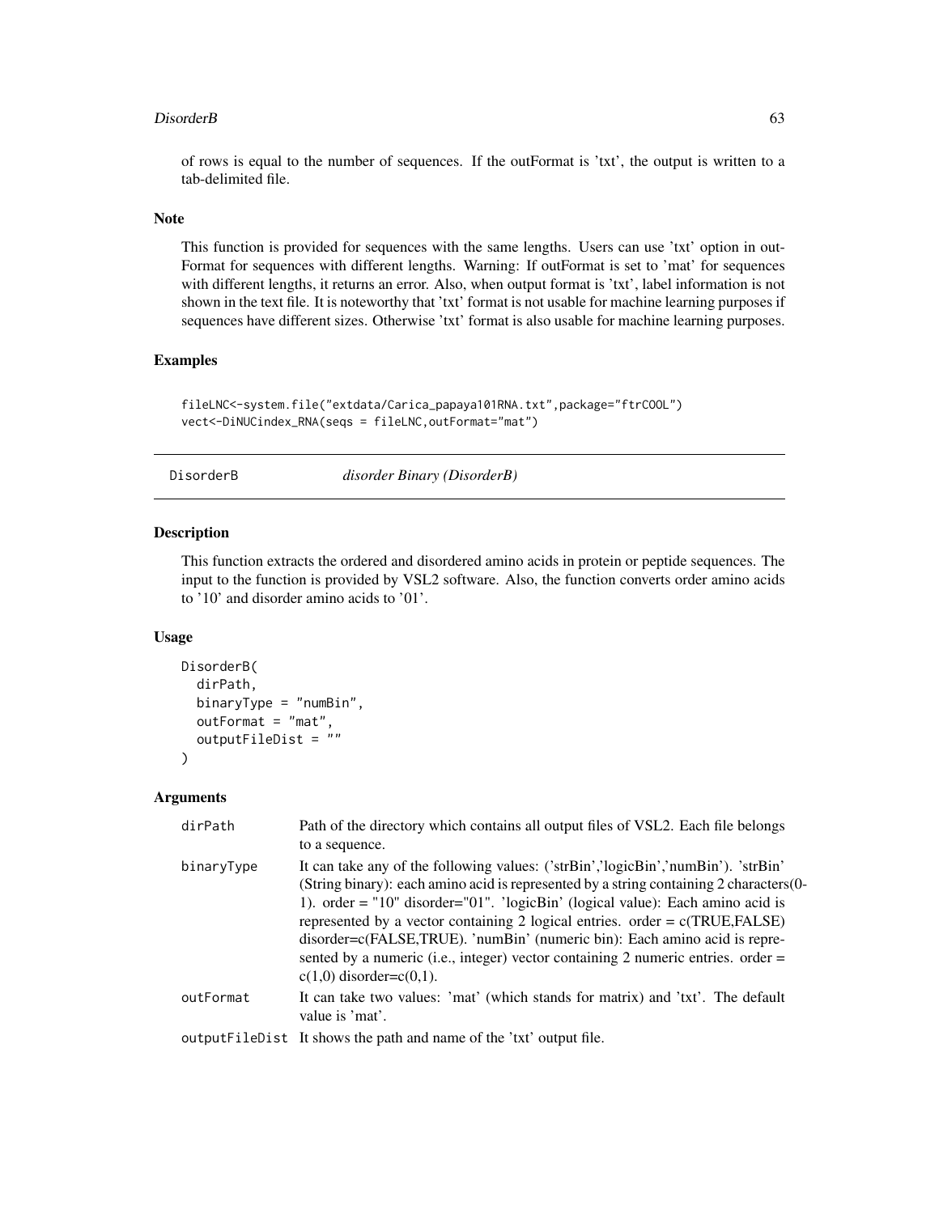of rows is equal to the number of sequences. If the outFormat is 'txt', the output is written to a tab-delimited file.

### Note

This function is provided for sequences with the same lengths. Users can use 'txt' option in outFormat for sequences with different lengths. Warning: If outFormat is set to 'mat' for sequences with different lengths, it returns an error. Also, when output format is 'txt', label information is not shown in the text file. It is noteworthy that 'txt' format is not usable for machine learning purposes if sequences have different sizes. Otherwise 'txt' format is also usable for machine learning purposes.

### Examples

```
fileLNC<-system.file("extdata/Carica_papaya101RNA.txt",package="ftrCOOL")
vect<-DiNUCindex_RNA(seqs = fileLNC,outFormat="mat")
```

---

## DisorderB — *disorder Binary (DisorderB)*

### Description

This function extracts the ordered and disordered amino acids in protein or peptide sequences. The input to the function is provided by VSL2 software. Also, the function converts order amino acids to '10' and disorder amino acids to '01'.

### Usage

```
DisorderB(
  dirPath,
  binaryType = "numBin",
  outFormat = "mat",
  outputFileDist = ""
)
```

### Arguments

| | |
|---|---|
| dirPath | Path of the directory which contains all output files of VSL2. Each file belongs to a sequence. |
| binaryType | It can take any of the following values: ('strBin','logicBin','numBin'). 'strBin' (String binary): each amino acid is represented by a string containing 2 characters(0-1). order = "10" disorder="01". 'logicBin' (logical value): Each amino acid is represented by a vector containing 2 logical entries. order = c(TRUE,FALSE) disorder=c(FALSE,TRUE). 'numBin' (numeric bin): Each amino acid is represented by a numeric (i.e., integer) vector containing 2 numeric entries. order = c(1,0) disorder=c(0,1). |
| outFormat | It can take two values: 'mat' (which stands for matrix) and 'txt'. The default value is 'mat'. |
| outputFileDist | It shows the path and name of the 'txt' output file. |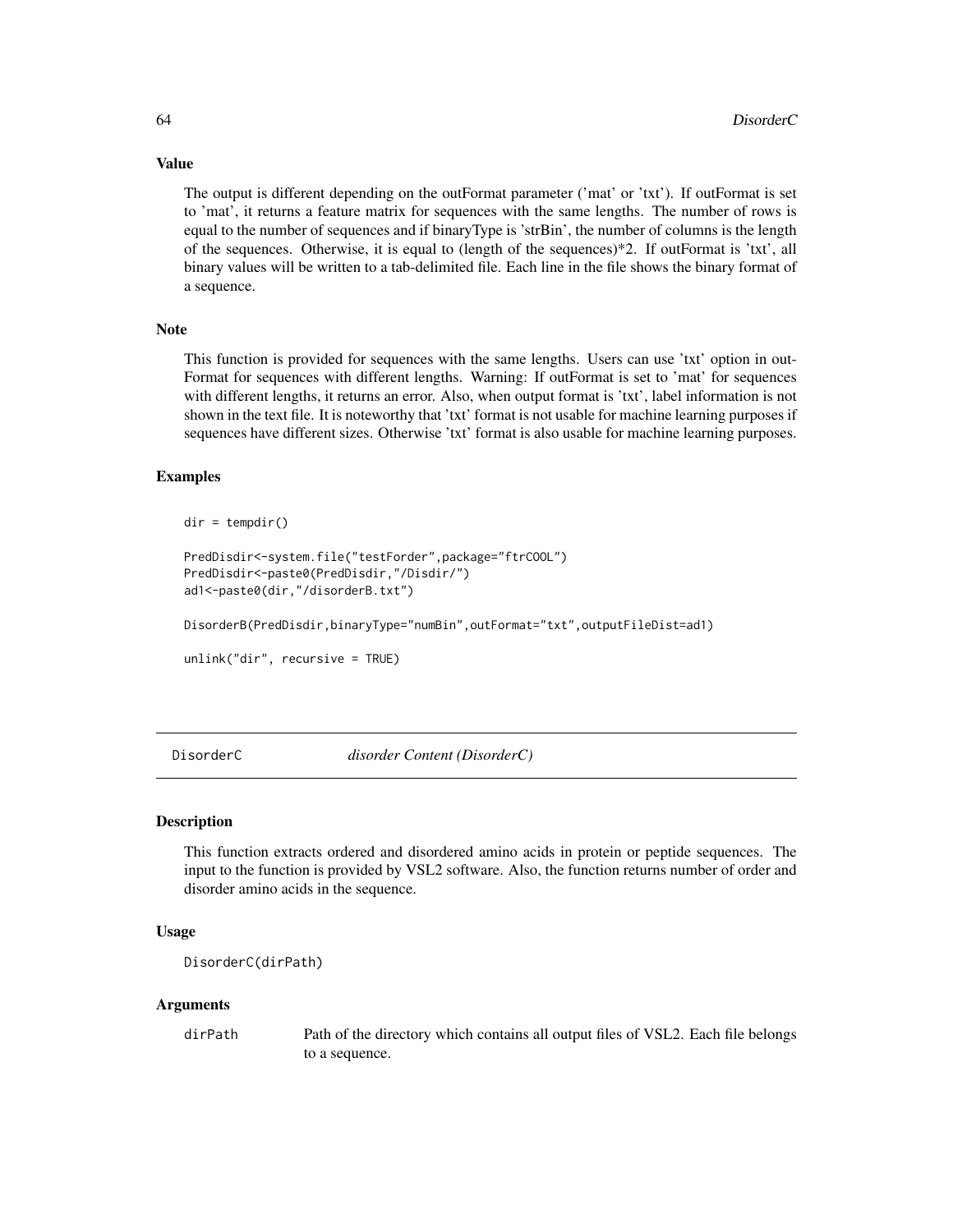### Value

The output is different depending on the outFormat parameter ('mat' or 'txt'). If outFormat is set to 'mat', it returns a feature matrix for sequences with the same lengths. The number of rows is equal to the number of sequences and if binaryType is 'strBin', the number of columns is the length of the sequences. Otherwise, it is equal to (length of the sequences)*2. If outFormat is 'txt', all binary values will be written to a tab-delimited file. Each line in the file shows the binary format of a sequence.

### Note

This function is provided for sequences with the same lengths. Users can use 'txt' option in outFormat for sequences with different lengths. Warning: If outFormat is set to 'mat' for sequences with different lengths, it returns an error. Also, when output format is 'txt', label information is not shown in the text file. It is noteworthy that 'txt' format is not usable for machine learning purposes if sequences have different sizes. Otherwise 'txt' format is also usable for machine learning purposes.

### Examples

```
dir = tempdir()

PredDisdir<-system.file("testForder",package="ftrCOOL")
PredDisdir<-paste0(PredDisdir,"/Disdir/")
ad1<-paste0(dir,"/disorderB.txt")

DisorderB(PredDisdir,binaryType="numBin",outFormat="txt",outputFileDist=ad1)

unlink("dir", recursive = TRUE)
```

---

## DisorderC    *disorder Content (DisorderC)*

### Description

This function extracts ordered and disordered amino acids in protein or peptide sequences. The input to the function is provided by VSL2 software. Also, the function returns number of order and disorder amino acids in the sequence.

### Usage

```
DisorderC(dirPath)
```

### Arguments

| | |
|---|---|
| dirPath | Path of the directory which contains all output files of VSL2. Each file belongs to a sequence. |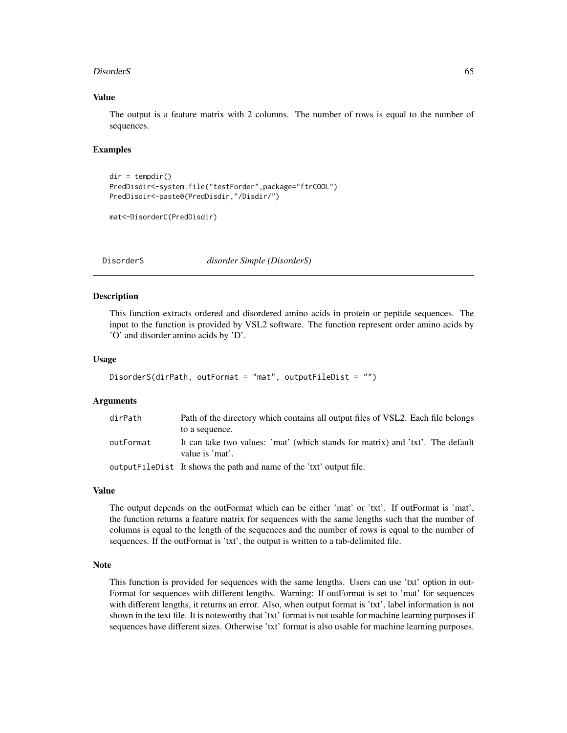### Value

The output is a feature matrix with 2 columns. The number of rows is equal to the number of sequences.

### Examples

```
dir = tempdir()
PredDisdir<-system.file("testForder",package="ftrCOOL")
PredDisdir<-paste0(PredDisdir,"/Disdir/")

mat<-DisorderC(PredDisdir)
```

---

## DisorderS *disorder Simple (DisorderS)*

### Description

This function extracts ordered and disordered amino acids in protein or peptide sequences. The input to the function is provided by VSL2 software. The function represent order amino acids by 'O' and disorder amino acids by 'D'.

### Usage

```
DisorderS(dirPath, outFormat = "mat", outputFileDist = "")
```

### Arguments

| | |
|---|---|
| dirPath | Path of the directory which contains all output files of VSL2. Each file belongs to a sequence. |
| outFormat | It can take two values: 'mat' (which stands for matrix) and 'txt'. The default value is 'mat'. |
| outputFileDist | It shows the path and name of the 'txt' output file. |

### Value

The output depends on the outFormat which can be either 'mat' or 'txt'. If outFormat is 'mat', the function returns a feature matrix for sequences with the same lengths such that the number of columns is equal to the length of the sequences and the number of rows is equal to the number of sequences. If the outFormat is 'txt', the output is written to a tab-delimited file.

### Note

This function is provided for sequences with the same lengths. Users can use 'txt' option in outFormat for sequences with different lengths. Warning: If outFormat is set to 'mat' for sequences with different lengths, it returns an error. Also, when output format is 'txt', label information is not shown in the text file. It is noteworthy that 'txt' format is not usable for machine learning purposes if sequences have different sizes. Otherwise 'txt' format is also usable for machine learning purposes.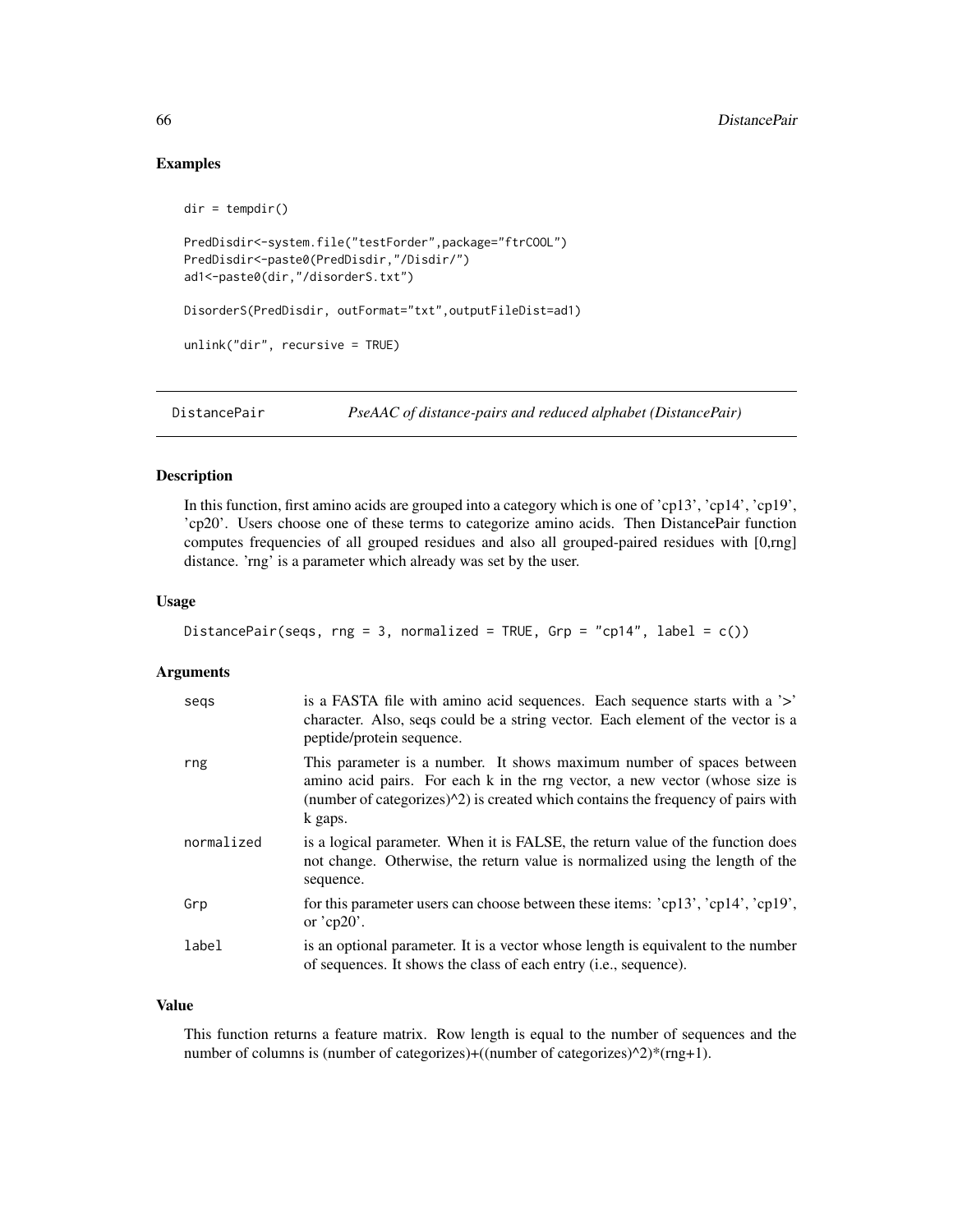## Examples

```
dir = tempdir()

PredDisdir<-system.file("testForder",package="ftrCOOL")
PredDisdir<-paste0(PredDisdir,"/Disdir/")
ad1<-paste0(dir,"/disorderS.txt")

DisorderS(PredDisdir, outFormat="txt",outputFileDist=ad1)

unlink("dir", recursive = TRUE)
```

# DistancePair    *PseAAC of distance-pairs and reduced alphabet (DistancePair)*

## Description

In this function, first amino acids are grouped into a category which is one of 'cp13', 'cp14', 'cp19', 'cp20'. Users choose one of these terms to categorize amino acids. Then DistancePair function computes frequencies of all grouped residues and also all grouped-paired residues with [0,rng] distance. 'rng' is a parameter which already was set by the user.

## Usage

```
DistancePair(seqs, rng = 3, normalized = TRUE, Grp = "cp14", label = c())
```

## Arguments

| | |
|---|---|
| seqs | is a FASTA file with amino acid sequences. Each sequence starts with a '>' character. Also, seqs could be a string vector. Each element of the vector is a peptide/protein sequence. |
| rng | This parameter is a number. It shows maximum number of spaces between amino acid pairs. For each k in the rng vector, a new vector (whose size is (number of categorizes)^2) is created which contains the frequency of pairs with k gaps. |
| normalized | is a logical parameter. When it is FALSE, the return value of the function does not change. Otherwise, the return value is normalized using the length of the sequence. |
| Grp | for this parameter users can choose between these items: 'cp13', 'cp14', 'cp19', or 'cp20'. |
| label | is an optional parameter. It is a vector whose length is equivalent to the number of sequences. It shows the class of each entry (i.e., sequence). |

## Value

This function returns a feature matrix. Row length is equal to the number of sequences and the number of columns is (number of categorizes)+((number of categorizes)^2)*(rng+1).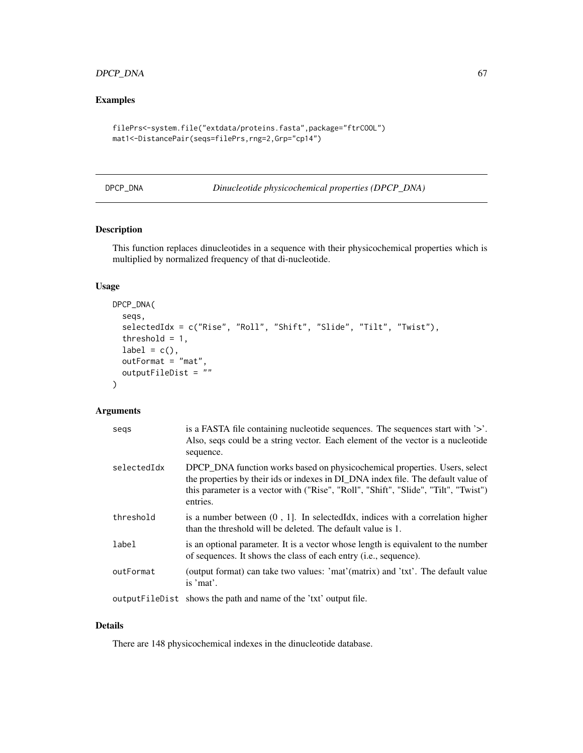## Examples

```
filePrs<-system.file("extdata/proteins.fasta",package="ftrCOOL")
mat1<-DistancePair(seqs=filePrs,rng=2,Grp="cp14")
```

# DPCP_DNA *Dinucleotide physicochemical properties (DPCP_DNA)*

## Description

This function replaces dinucleotides in a sequence with their physicochemical properties which is multiplied by normalized frequency of that di-nucleotide.

## Usage

```
DPCP_DNA(
  seqs,
  selectedIdx = c("Rise", "Roll", "Shift", "Slide", "Tilt", "Twist"),
  threshold = 1,
  label = c(),
  outFormat = "mat",
  outputFileDist = ""
)
```

## Arguments

| | |
|---|---|
| seqs | is a FASTA file containing nucleotide sequences. The sequences start with '>'. Also, seqs could be a string vector. Each element of the vector is a nucleotide sequence. |
| selectedIdx | DPCP_DNA function works based on physicochemical properties. Users, select the properties by their ids or indexes in DI_DNA index file. The default value of this parameter is a vector with ("Rise", "Roll", "Shift", "Slide", "Tilt", "Twist") entries. |
| threshold | is a number between (0 , 1]. In selectedIdx, indices with a correlation higher than the threshold will be deleted. The default value is 1. |
| label | is an optional parameter. It is a vector whose length is equivalent to the number of sequences. It shows the class of each entry (i.e., sequence). |
| outFormat | (output format) can take two values: 'mat'(matrix) and 'txt'. The default value is 'mat'. |
| outputFileDist | shows the path and name of the 'txt' output file. |

## Details

There are 148 physicochemical indexes in the dinucleotide database.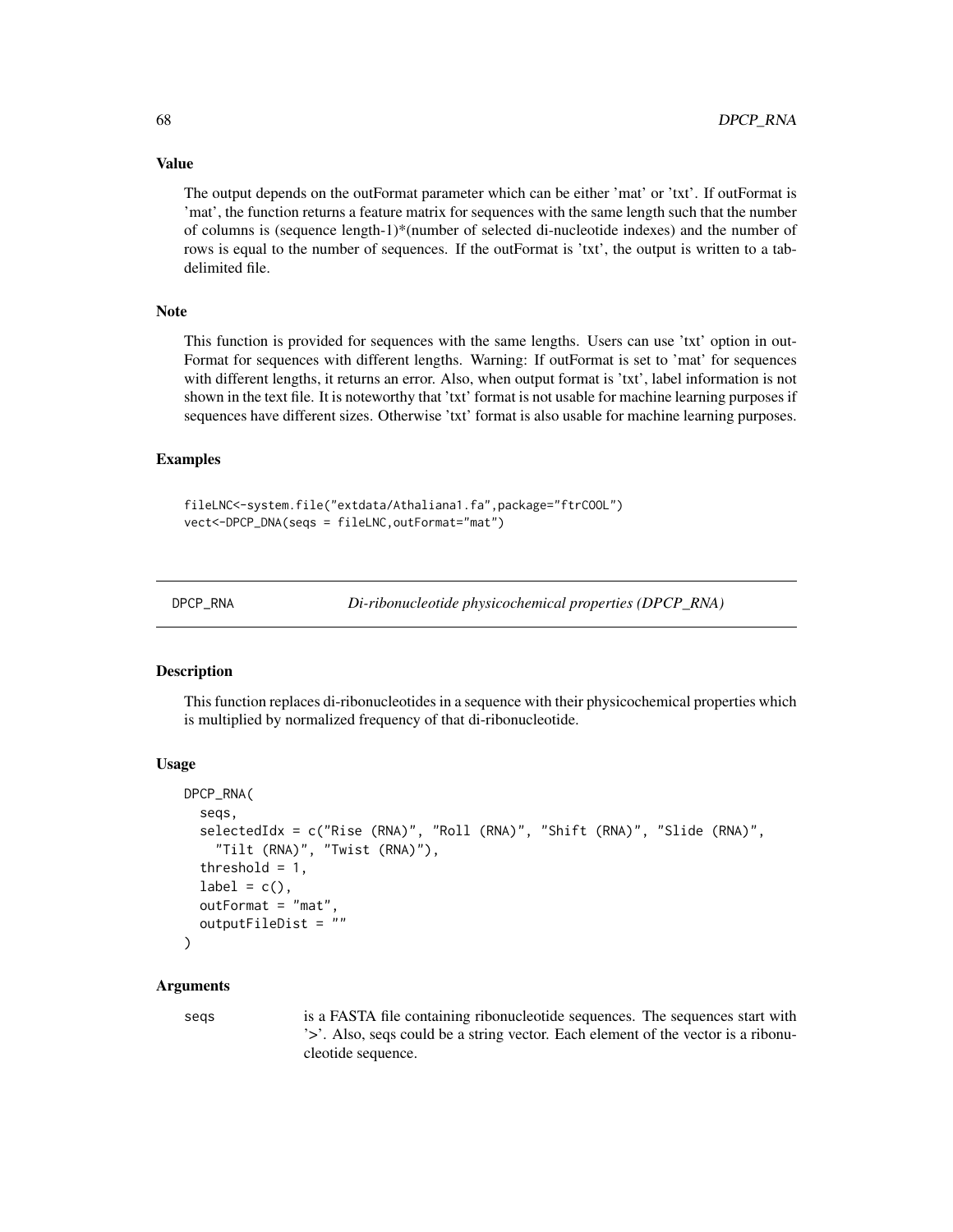### Value

The output depends on the outFormat parameter which can be either 'mat' or 'txt'. If outFormat is 'mat', the function returns a feature matrix for sequences with the same length such that the number of columns is (sequence length-1)*(number of selected di-nucleotide indexes) and the number of rows is equal to the number of sequences. If the outFormat is 'txt', the output is written to a tab-delimited file.

### Note

This function is provided for sequences with the same lengths. Users can use 'txt' option in outFormat for sequences with different lengths. Warning: If outFormat is set to 'mat' for sequences with different lengths, it returns an error. Also, when output format is 'txt', label information is not shown in the text file. It is noteworthy that 'txt' format is not usable for machine learning purposes if sequences have different sizes. Otherwise 'txt' format is also usable for machine learning purposes.

### Examples

```
fileLNC<-system.file("extdata/Athaliana1.fa",package="ftrCOOL")
vect<-DPCP_DNA(seqs = fileLNC,outFormat="mat")
```

---

## DPCP_RNA — *Di-ribonucleotide physicochemical properties (DPCP_RNA)*

### Description

This function replaces di-ribonucleotides in a sequence with their physicochemical properties which is multiplied by normalized frequency of that di-ribonucleotide.

### Usage

```
DPCP_RNA(
  seqs,
  selectedIdx = c("Rise (RNA)", "Roll (RNA)", "Shift (RNA)", "Slide (RNA)",
    "Tilt (RNA)", "Twist (RNA)"),
  threshold = 1,
  label = c(),
  outFormat = "mat",
  outputFileDist = ""
)
```

### Arguments

| | |
|---|---|
| seqs | is a FASTA file containing ribonucleotide sequences. The sequences start with '>'. Also, seqs could be a string vector. Each element of the vector is a ribonucleotide sequence. |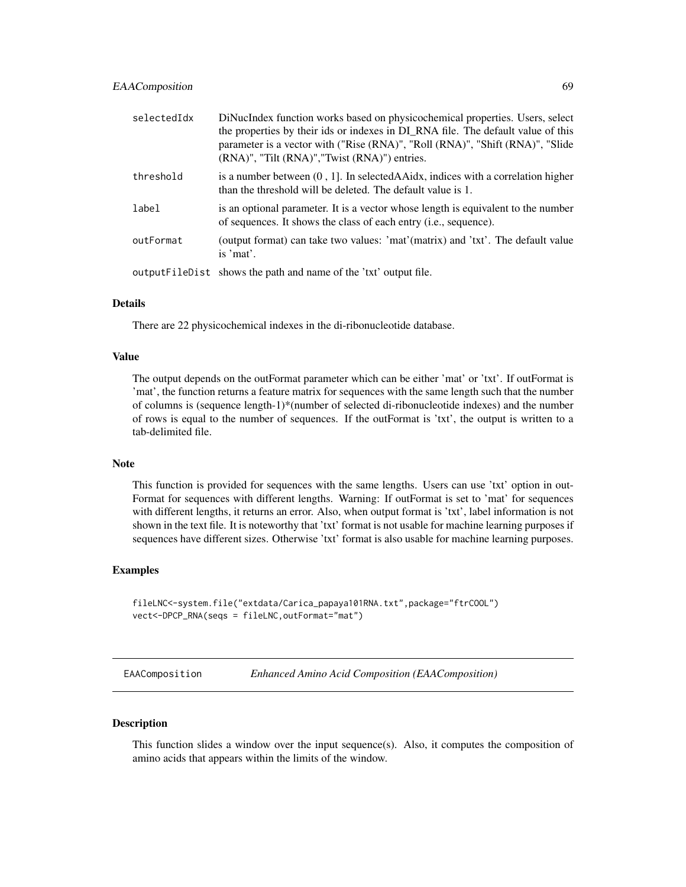| | |
|---|---|
| selectedIdx | DiNucIndex function works based on physicochemical properties. Users, select the properties by their ids or indexes in DI_RNA file. The default value of this parameter is a vector with ("Rise (RNA)", "Roll (RNA)", "Shift (RNA)", "Slide (RNA)", "Tilt (RNA)","Twist (RNA)") entries. |
| threshold | is a number between (0 , 1]. In selectedAAidx, indices with a correlation higher than the threshold will be deleted. The default value is 1. |
| label | is an optional parameter. It is a vector whose length is equivalent to the number of sequences. It shows the class of each entry (i.e., sequence). |
| outFormat | (output format) can take two values: 'mat'(matrix) and 'txt'. The default value is 'mat'. |
| outputFileDist | shows the path and name of the 'txt' output file. |

### Details

There are 22 physicochemical indexes in the di-ribonucleotide database.

### Value

The output depends on the outFormat parameter which can be either 'mat' or 'txt'. If outFormat is 'mat', the function returns a feature matrix for sequences with the same length such that the number of columns is (sequence length-1)*(number of selected di-ribonucleotide indexes) and the number of rows is equal to the number of sequences. If the outFormat is 'txt', the output is written to a tab-delimited file.

### Note

This function is provided for sequences with the same lengths. Users can use 'txt' option in outFormat for sequences with different lengths. Warning: If outFormat is set to 'mat' for sequences with different lengths, it returns an error. Also, when output format is 'txt', label information is not shown in the text file. It is noteworthy that 'txt' format is not usable for machine learning purposes if sequences have different sizes. Otherwise 'txt' format is also usable for machine learning purposes.

### Examples

```
fileLNC<-system.file("extdata/Carica_papaya101RNA.txt",package="ftrCOOL")
vect<-DPCP_RNA(seqs = fileLNC,outFormat="mat")
```

---

## EAAComposition — *Enhanced Amino Acid Composition (EAAComposition)*

---

### Description

This function slides a window over the input sequence(s). Also, it computes the composition of amino acids that appears within the limits of the window.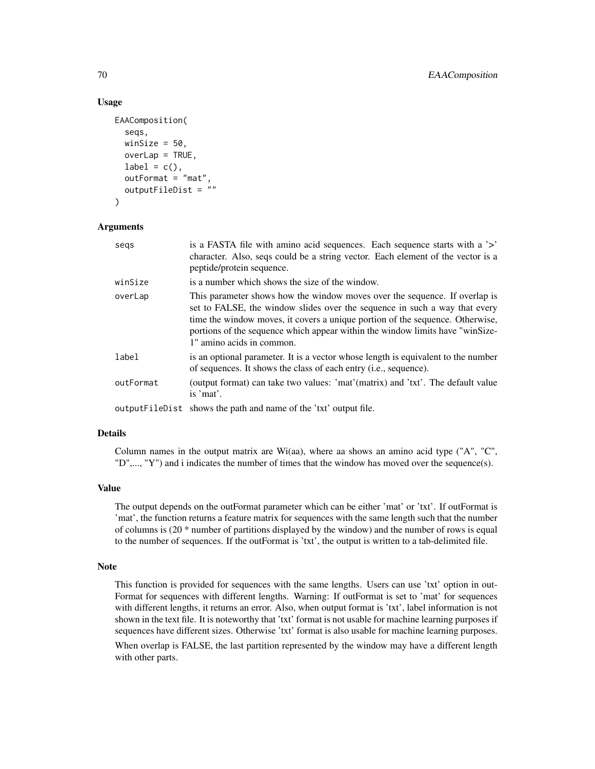## Usage

```
EAAComposition(
  seqs,
  winSize = 50,
  overLap = TRUE,
  label = c(),
  outFormat = "mat",
  outputFileDist = ""
)
```

## Arguments

| | |
|---|---|
| seqs | is a FASTA file with amino acid sequences. Each sequence starts with a '>' character. Also, seqs could be a string vector. Each element of the vector is a peptide/protein sequence. |
| winSize | is a number which shows the size of the window. |
| overLap | This parameter shows how the window moves over the sequence. If overlap is set to FALSE, the window slides over the sequence in such a way that every time the window moves, it covers a unique portion of the sequence. Otherwise, portions of the sequence which appear within the window limits have "winSize-1" amino acids in common. |
| label | is an optional parameter. It is a vector whose length is equivalent to the number of sequences. It shows the class of each entry (i.e., sequence). |
| outFormat | (output format) can take two values: 'mat'(matrix) and 'txt'. The default value is 'mat'. |
| outputFileDist | shows the path and name of the 'txt' output file. |

## Details

Column names in the output matrix are Wi(aa), where aa shows an amino acid type ("A", "C", "D",..., "Y") and i indicates the number of times that the window has moved over the sequence(s).

## Value

The output depends on the outFormat parameter which can be either 'mat' or 'txt'. If outFormat is 'mat', the function returns a feature matrix for sequences with the same length such that the number of columns is (20 * number of partitions displayed by the window) and the number of rows is equal to the number of sequences. If the outFormat is 'txt', the output is written to a tab-delimited file.

## Note

This function is provided for sequences with the same lengths. Users can use 'txt' option in outFormat for sequences with different lengths. Warning: If outFormat is set to 'mat' for sequences with different lengths, it returns an error. Also, when output format is 'txt', label information is not shown in the text file. It is noteworthy that 'txt' format is not usable for machine learning purposes if sequences have different sizes. Otherwise 'txt' format is also usable for machine learning purposes.

When overlap is FALSE, the last partition represented by the window may have a different length with other parts.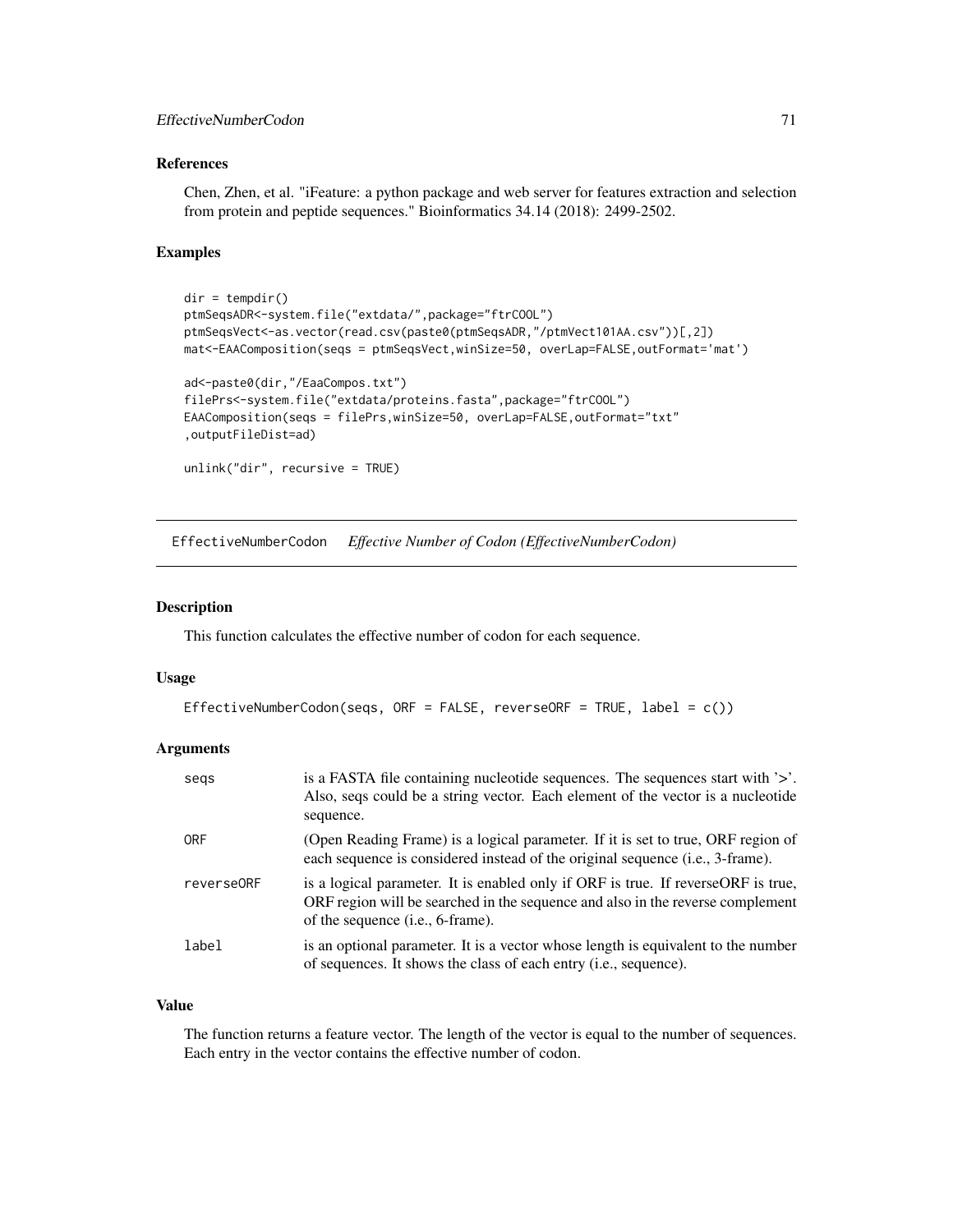### References

Chen, Zhen, et al. "iFeature: a python package and web server for features extraction and selection from protein and peptide sequences." Bioinformatics 34.14 (2018): 2499-2502.

### Examples

```
dir = tempdir()
ptmSeqsADR<-system.file("extdata/",package="ftrCOOL")
ptmSeqsVect<-as.vector(read.csv(paste0(ptmSeqsADR,"/ptmVect101AA.csv"))[,2])
mat<-EAAComposition(seqs = ptmSeqsVect,winSize=50, overLap=FALSE,outFormat='mat')

ad<-paste0(dir,"/EaaCompos.txt")
filePrs<-system.file("extdata/proteins.fasta",package="ftrCOOL")
EAAComposition(seqs = filePrs,winSize=50, overLap=FALSE,outFormat="txt"
,outputFileDist=ad)

unlink("dir", recursive = TRUE)
```

---

## EffectiveNumberCodon *Effective Number of Codon (EffectiveNumberCodon)*

### Description

This function calculates the effective number of codon for each sequence.

### Usage

```
EffectiveNumberCodon(seqs, ORF = FALSE, reverseORF = TRUE, label = c())
```

### Arguments

| | |
|---|---|
| seqs | is a FASTA file containing nucleotide sequences. The sequences start with '>'. Also, seqs could be a string vector. Each element of the vector is a nucleotide sequence. |
| ORF | (Open Reading Frame) is a logical parameter. If it is set to true, ORF region of each sequence is considered instead of the original sequence (i.e., 3-frame). |
| reverseORF | is a logical parameter. It is enabled only if ORF is true. If reverseORF is true, ORF region will be searched in the sequence and also in the reverse complement of the sequence (i.e., 6-frame). |
| label | is an optional parameter. It is a vector whose length is equivalent to the number of sequences. It shows the class of each entry (i.e., sequence). |

### Value

The function returns a feature vector. The length of the vector is equal to the number of sequences. Each entry in the vector contains the effective number of codon.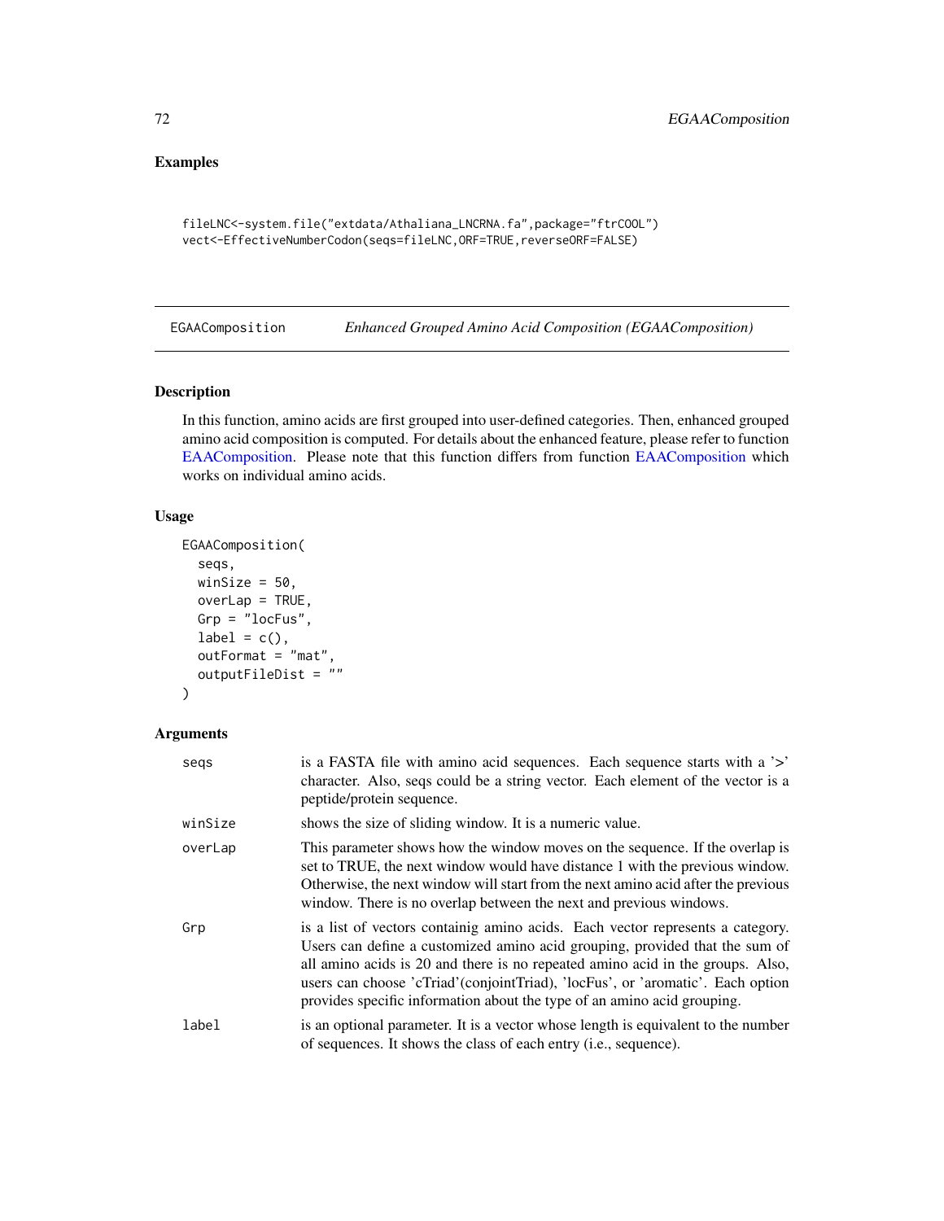## Examples

```
fileLNC<-system.file("extdata/Athaliana_LNCRNA.fa",package="ftrCOOL")
vect<-EffectiveNumberCodon(seqs=fileLNC,ORF=TRUE,reverseORF=FALSE)
```

---

# EGAAComposition — *Enhanced Grouped Amino Acid Composition (EGAAComposition)*

## Description

In this function, amino acids are first grouped into user-defined categories. Then, enhanced grouped amino acid composition is computed. For details about the enhanced feature, please refer to function EAAComposition. Please note that this function differs from function EAAComposition which works on individual amino acids.

## Usage

```
EGAAComposition(
  seqs,
  winSize = 50,
  overLap = TRUE,
  Grp = "locFus",
  label = c(),
  outFormat = "mat",
  outputFileDist = ""
)
```

## Arguments

| | |
|---|---|
| seqs | is a FASTA file with amino acid sequences. Each sequence starts with a '>' character. Also, seqs could be a string vector. Each element of the vector is a peptide/protein sequence. |
| winSize | shows the size of sliding window. It is a numeric value. |
| overLap | This parameter shows how the window moves on the sequence. If the overlap is set to TRUE, the next window would have distance 1 with the previous window. Otherwise, the next window will start from the next amino acid after the previous window. There is no overlap between the next and previous windows. |
| Grp | is a list of vectors containig amino acids. Each vector represents a category. Users can define a customized amino acid grouping, provided that the sum of all amino acids is 20 and there is no repeated amino acid in the groups. Also, users can choose 'cTriad'(conjointTriad), 'locFus', or 'aromatic'. Each option provides specific information about the type of an amino acid grouping. |
| label | is an optional parameter. It is a vector whose length is equivalent to the number of sequences. It shows the class of each entry (i.e., sequence). |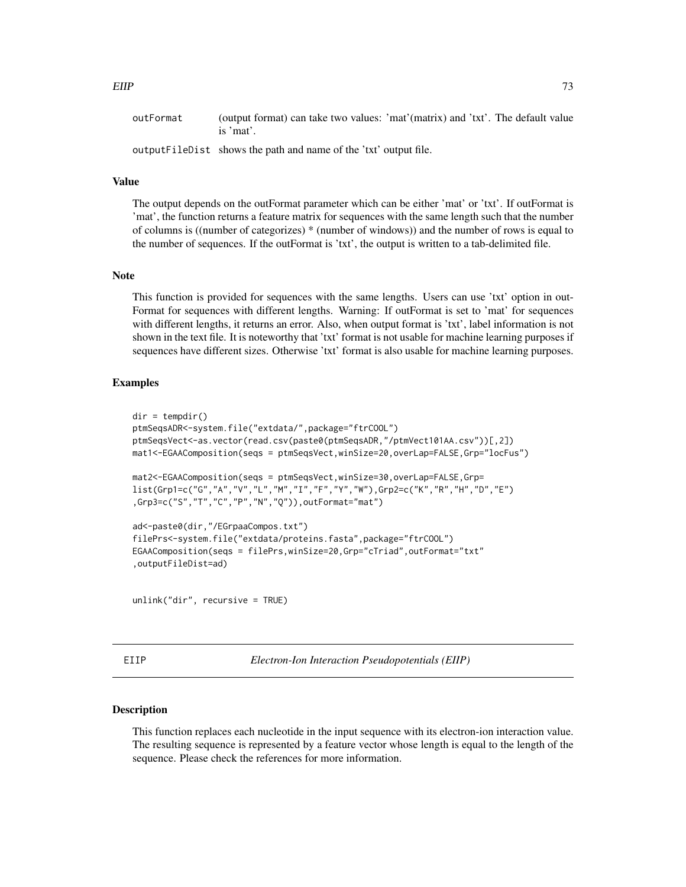outFormat (output format) can take two values: 'mat'(matrix) and 'txt'. The default value is 'mat'.

outputFileDist shows the path and name of the 'txt' output file.

## Value

The output depends on the outFormat parameter which can be either 'mat' or 'txt'. If outFormat is 'mat', the function returns a feature matrix for sequences with the same length such that the number of columns is ((number of categorizes) * (number of windows)) and the number of rows is equal to the number of sequences. If the outFormat is 'txt', the output is written to a tab-delimited file.

## Note

This function is provided for sequences with the same lengths. Users can use 'txt' option in outFormat for sequences with different lengths. Warning: If outFormat is set to 'mat' for sequences with different lengths, it returns an error. Also, when output format is 'txt', label information is not shown in the text file. It is noteworthy that 'txt' format is not usable for machine learning purposes if sequences have different sizes. Otherwise 'txt' format is also usable for machine learning purposes.

## Examples

```
dir = tempdir()
ptmSeqsADR<-system.file("extdata/",package="ftrCOOL")
ptmSeqsVect<-as.vector(read.csv(paste0(ptmSeqsADR,"/ptmVect101AA.csv"))[,2])
mat1<-EGAAComposition(seqs = ptmSeqsVect,winSize=20,overLap=FALSE,Grp="locFus")

mat2<-EGAAComposition(seqs = ptmSeqsVect,winSize=30,overLap=FALSE,Grp=
list(Grp1=c("G","A","V","L","M","I","F","Y","W"),Grp2=c("K","R","H","D","E")
,Grp3=c("S","T","C","P","N","Q")),outFormat="mat")

ad<-paste0(dir,"/EGrpaaCompos.txt")
filePrs<-system.file("extdata/proteins.fasta",package="ftrCOOL")
EGAAComposition(seqs = filePrs,winSize=20,Grp="cTriad",outFormat="txt"
,outputFileDist=ad)


unlink("dir", recursive = TRUE)
```

---

# EIIP *Electron-Ion Interaction Pseudopotentials (EIIP)*

---

## Description

This function replaces each nucleotide in the input sequence with its electron-ion interaction value. The resulting sequence is represented by a feature vector whose length is equal to the length of the sequence. Please check the references for more information.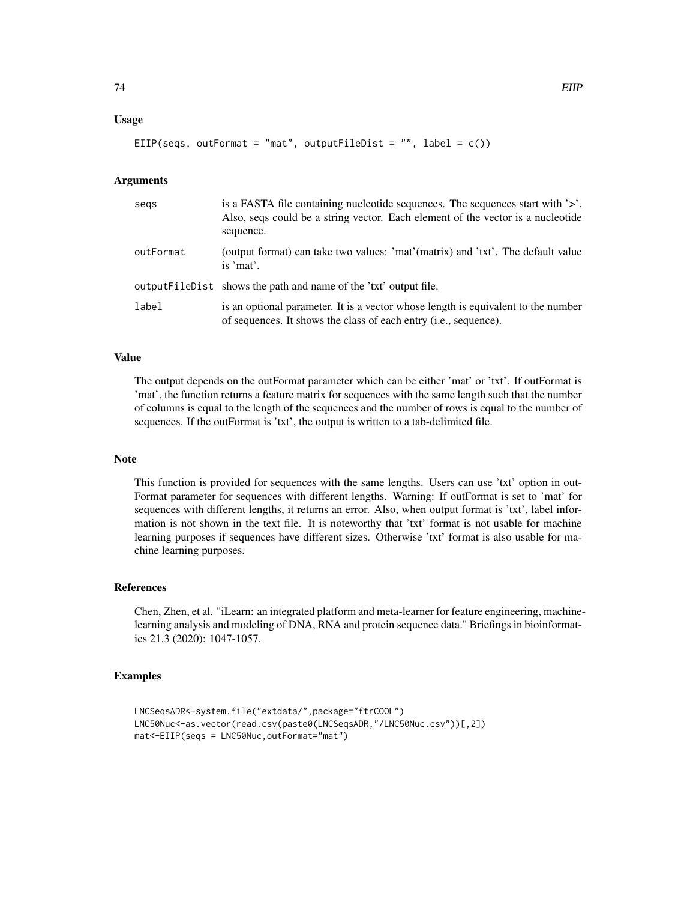### Usage

```
EIIP(seqs, outFormat = "mat", outputFileDist = "", label = c())
```

### Arguments

| | |
|---|---|
| seqs | is a FASTA file containing nucleotide sequences. The sequences start with '>'. Also, seqs could be a string vector. Each element of the vector is a nucleotide sequence. |
| outFormat | (output format) can take two values: 'mat'(matrix) and 'txt'. The default value is 'mat'. |
| outputFileDist | shows the path and name of the 'txt' output file. |
| label | is an optional parameter. It is a vector whose length is equivalent to the number of sequences. It shows the class of each entry (i.e., sequence). |

### Value

The output depends on the outFormat parameter which can be either 'mat' or 'txt'. If outFormat is 'mat', the function returns a feature matrix for sequences with the same length such that the number of columns is equal to the length of the sequences and the number of rows is equal to the number of sequences. If the outFormat is 'txt', the output is written to a tab-delimited file.

### Note

This function is provided for sequences with the same lengths. Users can use 'txt' option in outFormat parameter for sequences with different lengths. Warning: If outFormat is set to 'mat' for sequences with different lengths, it returns an error. Also, when output format is 'txt', label information is not shown in the text file. It is noteworthy that 'txt' format is not usable for machine learning purposes if sequences have different sizes. Otherwise 'txt' format is also usable for machine learning purposes.

### References

Chen, Zhen, et al. "iLearn: an integrated platform and meta-learner for feature engineering, machine-learning analysis and modeling of DNA, RNA and protein sequence data." Briefings in bioinformatics 21.3 (2020): 1047-1057.

### Examples

```
LNCSeqsADR<-system.file("extdata/",package="ftrCOOL")
LNC50Nuc<-as.vector(read.csv(paste0(LNCSeqsADR,"/LNC50Nuc.csv"))[,2])
mat<-EIIP(seqs = LNC50Nuc,outFormat="mat")
```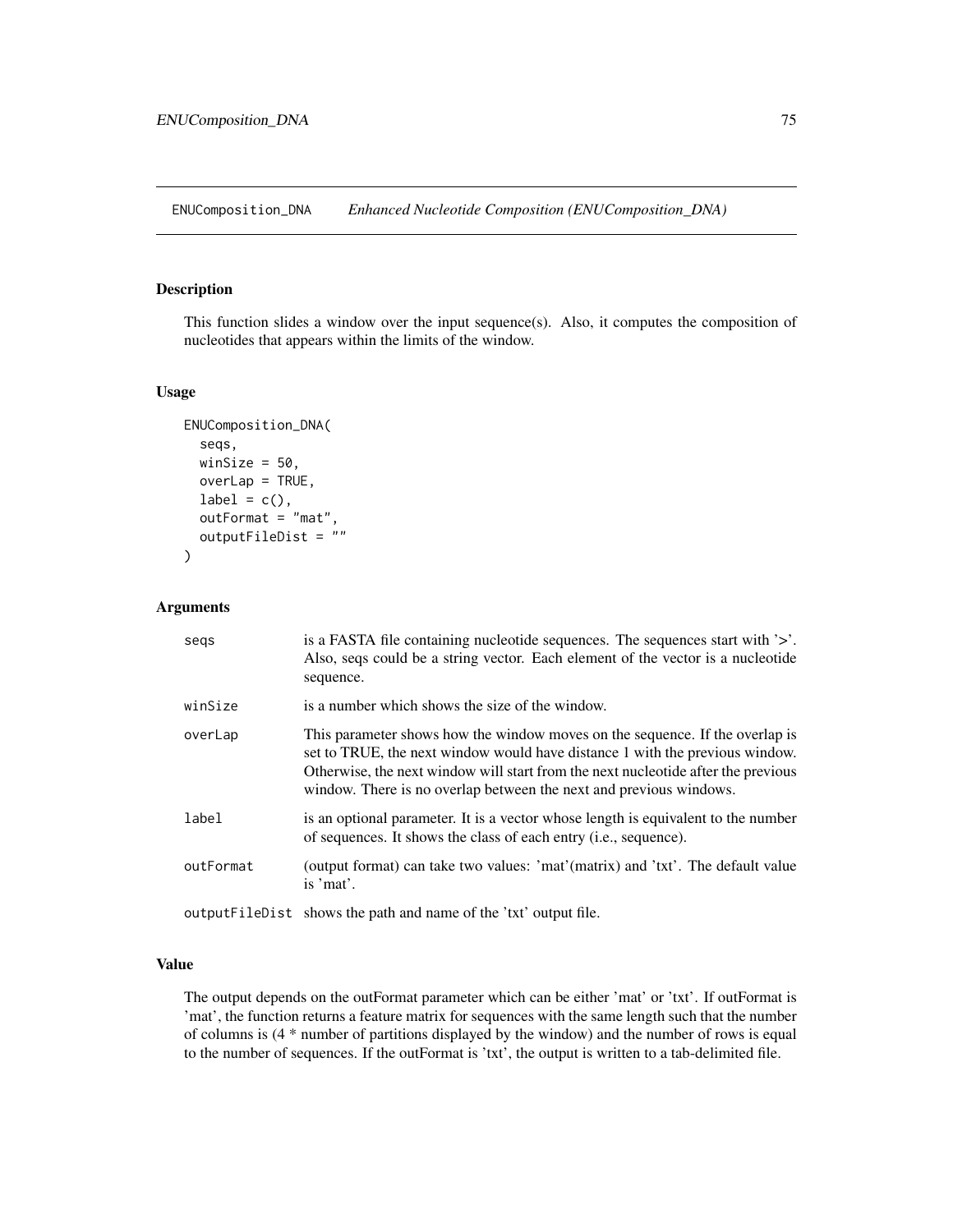## ENUComposition_DNA *Enhanced Nucleotide Composition (ENUComposition_DNA)*

### Description

This function slides a window over the input sequence(s). Also, it computes the composition of nucleotides that appears within the limits of the window.

### Usage

```
ENUComposition_DNA(
  seqs,
  winSize = 50,
  overLap = TRUE,
  label = c(),
  outFormat = "mat",
  outputFileDist = ""
)
```

### Arguments

| | |
|---|---|
| seqs | is a FASTA file containing nucleotide sequences. The sequences start with '>'. Also, seqs could be a string vector. Each element of the vector is a nucleotide sequence. |
| winSize | is a number which shows the size of the window. |
| overLap | This parameter shows how the window moves on the sequence. If the overlap is set to TRUE, the next window would have distance 1 with the previous window. Otherwise, the next window will start from the next nucleotide after the previous window. There is no overlap between the next and previous windows. |
| label | is an optional parameter. It is a vector whose length is equivalent to the number of sequences. It shows the class of each entry (i.e., sequence). |
| outFormat | (output format) can take two values: 'mat'(matrix) and 'txt'. The default value is 'mat'. |
| outputFileDist | shows the path and name of the 'txt' output file. |

### Value

The output depends on the outFormat parameter which can be either 'mat' or 'txt'. If outFormat is 'mat', the function returns a feature matrix for sequences with the same length such that the number of columns is (4 * number of partitions displayed by the window) and the number of rows is equal to the number of sequences. If the outFormat is 'txt', the output is written to a tab-delimited file.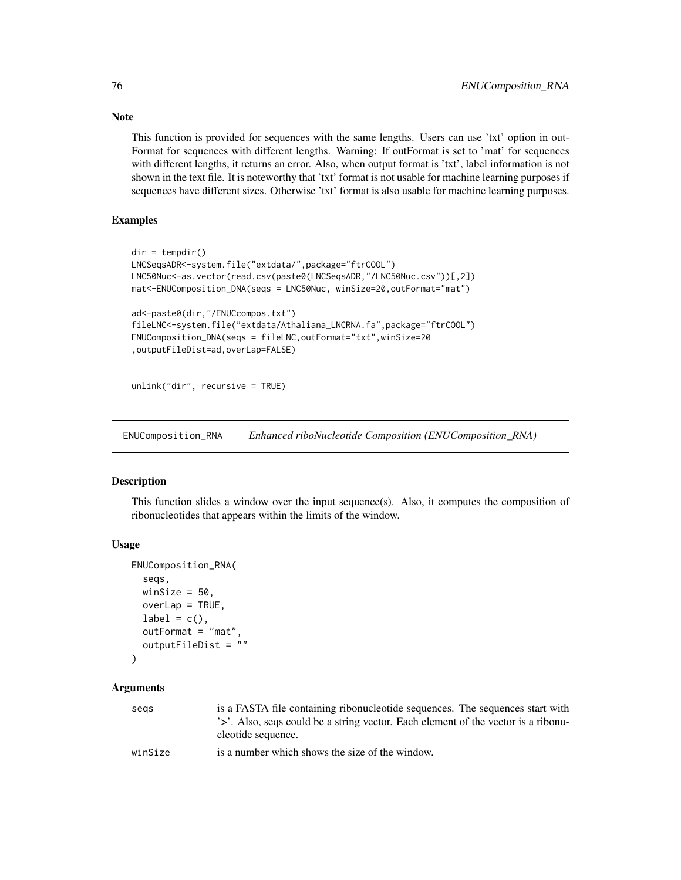## Note

This function is provided for sequences with the same lengths. Users can use 'txt' option in outFormat for sequences with different lengths. Warning: If outFormat is set to 'mat' for sequences with different lengths, it returns an error. Also, when output format is 'txt', label information is not shown in the text file. It is noteworthy that 'txt' format is not usable for machine learning purposes if sequences have different sizes. Otherwise 'txt' format is also usable for machine learning purposes.

## Examples

```
dir = tempdir()
LNCSeqsADR<-system.file("extdata/",package="ftrCOOL")
LNC50Nuc<-as.vector(read.csv(paste0(LNCSeqsADR,"/LNC50Nuc.csv"))[,2])
mat<-ENUComposition_DNA(seqs = LNC50Nuc, winSize=20,outFormat="mat")

ad<-paste0(dir,"/ENUCcompos.txt")
fileLNC<-system.file("extdata/Athaliana_LNCRNA.fa",package="ftrCOOL")
ENUComposition_DNA(seqs = fileLNC,outFormat="txt",winSize=20
,outputFileDist=ad,overLap=FALSE)


unlink("dir", recursive = TRUE)
```

---

# ENUComposition_RNA *Enhanced riboNucleotide Composition (ENUComposition_RNA)*

## Description

This function slides a window over the input sequence(s). Also, it computes the composition of ribonucleotides that appears within the limits of the window.

## Usage

```
ENUComposition_RNA(
  seqs,
  winSize = 50,
  overLap = TRUE,
  label = c(),
  outFormat = "mat",
  outputFileDist = ""
)
```

## Arguments

| | |
|---|---|
| seqs | is a FASTA file containing ribonucleotide sequences. The sequences start with '>'. Also, seqs could be a string vector. Each element of the vector is a ribonucleotide sequence. |
| winSize | is a number which shows the size of the window. |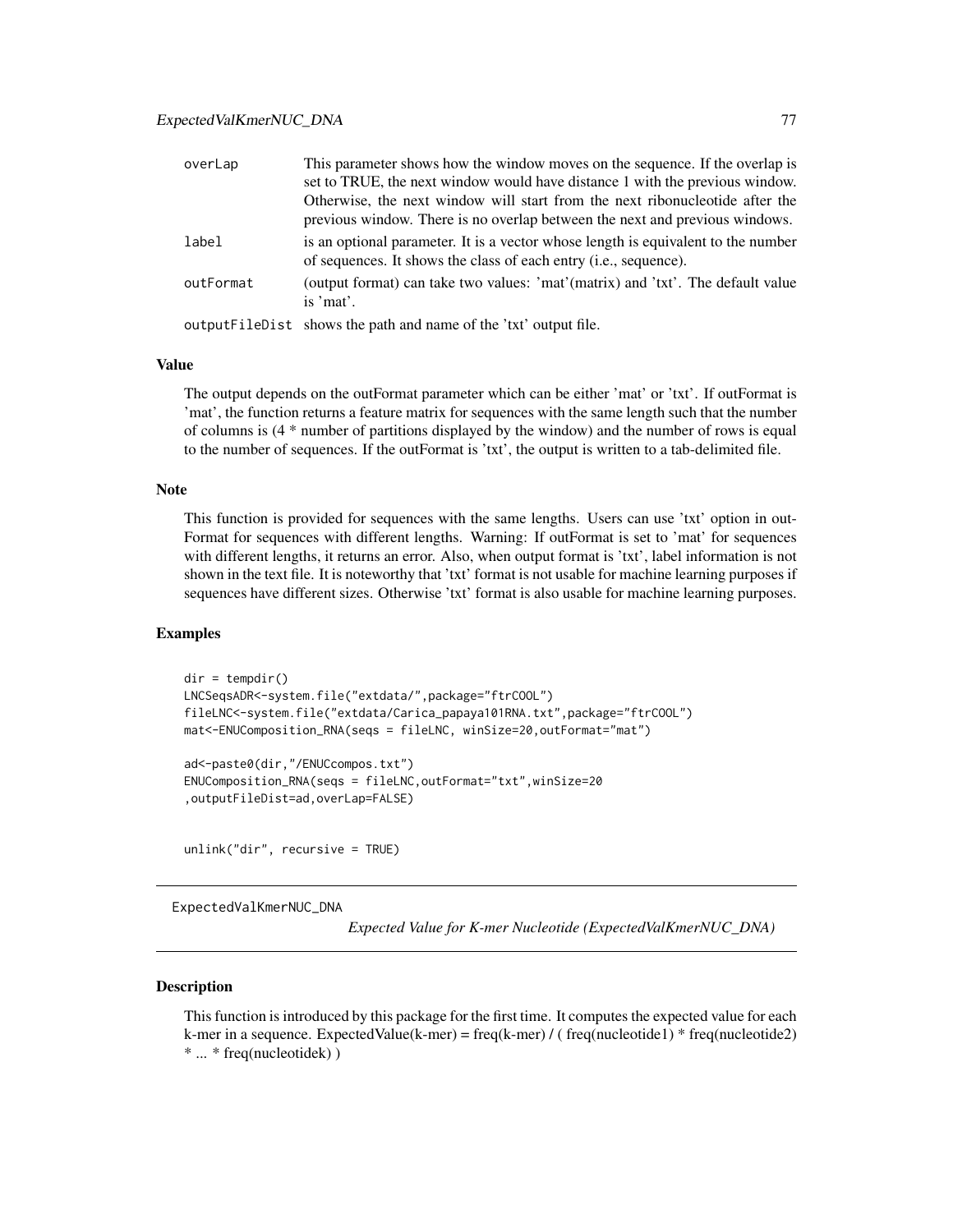| | |
|---|---|
| overLap | This parameter shows how the window moves on the sequence. If the overlap is set to TRUE, the next window would have distance 1 with the previous window. Otherwise, the next window will start from the next ribonucleotide after the previous window. There is no overlap between the next and previous windows. |
| label | is an optional parameter. It is a vector whose length is equivalent to the number of sequences. It shows the class of each entry (i.e., sequence). |
| outFormat | (output format) can take two values: 'mat'(matrix) and 'txt'. The default value is 'mat'. |
| outputFileDist | shows the path and name of the 'txt' output file. |

### Value

The output depends on the outFormat parameter which can be either 'mat' or 'txt'. If outFormat is 'mat', the function returns a feature matrix for sequences with the same length such that the number of columns is (4 * number of partitions displayed by the window) and the number of rows is equal to the number of sequences. If the outFormat is 'txt', the output is written to a tab-delimited file.

### Note

This function is provided for sequences with the same lengths. Users can use 'txt' option in outFormat for sequences with different lengths. Warning: If outFormat is set to 'mat' for sequences with different lengths, it returns an error. Also, when output format is 'txt', label information is not shown in the text file. It is noteworthy that 'txt' format is not usable for machine learning purposes if sequences have different sizes. Otherwise 'txt' format is also usable for machine learning purposes.

### Examples

```
dir = tempdir()
LNCSeqsADR<-system.file("extdata/",package="ftrCOOL")
fileLNC<-system.file("extdata/Carica_papaya101RNA.txt",package="ftrCOOL")
mat<-ENUComposition_RNA(seqs = fileLNC, winSize=20,outFormat="mat")

ad<-paste0(dir,"/ENUCcompos.txt")
ENUComposition_RNA(seqs = fileLNC,outFormat="txt",winSize=20
,outputFileDist=ad,overLap=FALSE)


unlink("dir", recursive = TRUE)
```

---

## ExpectedValKmerNUC_DNA

*Expected Value for K-mer Nucleotide (ExpectedValKmerNUC_DNA)*

### Description

This function is introduced by this package for the first time. It computes the expected value for each k-mer in a sequence. ExpectedValue(k-mer) = freq(k-mer) / ( freq(nucleotide1) * freq(nucleotide2) * ... * freq(nucleotidek) )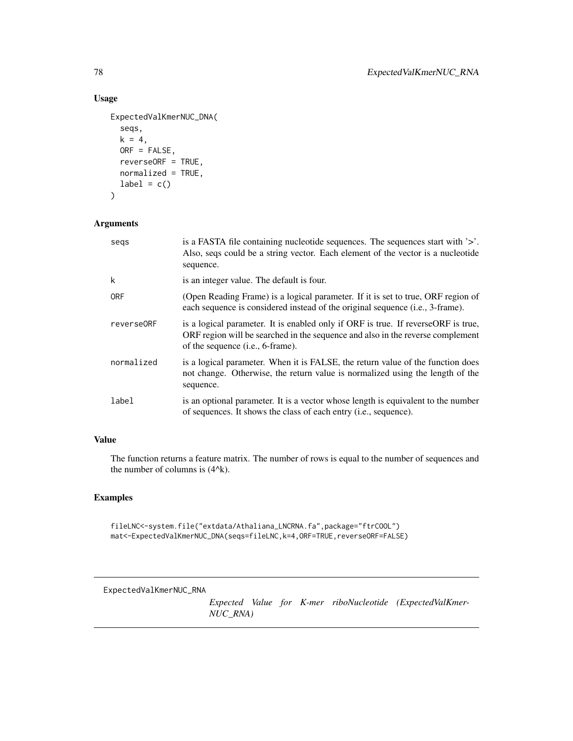### Usage

```
ExpectedValKmerNUC_DNA(
  seqs,
  k = 4,
  ORF = FALSE,
  reverseORF = TRUE,
  normalized = TRUE,
  label = c()
)
```

### Arguments

| | |
|---|---|
| seqs | is a FASTA file containing nucleotide sequences. The sequences start with '>'. Also, seqs could be a string vector. Each element of the vector is a nucleotide sequence. |
| k | is an integer value. The default is four. |
| ORF | (Open Reading Frame) is a logical parameter. If it is set to true, ORF region of each sequence is considered instead of the original sequence (i.e., 3-frame). |
| reverseORF | is a logical parameter. It is enabled only if ORF is true. If reverseORF is true, ORF region will be searched in the sequence and also in the reverse complement of the sequence (i.e., 6-frame). |
| normalized | is a logical parameter. When it is FALSE, the return value of the function does not change. Otherwise, the return value is normalized using the length of the sequence. |
| label | is an optional parameter. It is a vector whose length is equivalent to the number of sequences. It shows the class of each entry (i.e., sequence). |

### Value

The function returns a feature matrix. The number of rows is equal to the number of sequences and the number of columns is (4^k).

### Examples

```
fileLNC<-system.file("extdata/Athaliana_LNCRNA.fa",package="ftrCOOL")
mat<-ExpectedValKmerNUC_DNA(seqs=fileLNC,k=4,ORF=TRUE,reverseORF=FALSE)
```

---

## ExpectedValKmerNUC_RNA

*Expected Value for K-mer riboNucleotide (ExpectedValKmerNUC_RNA)*

---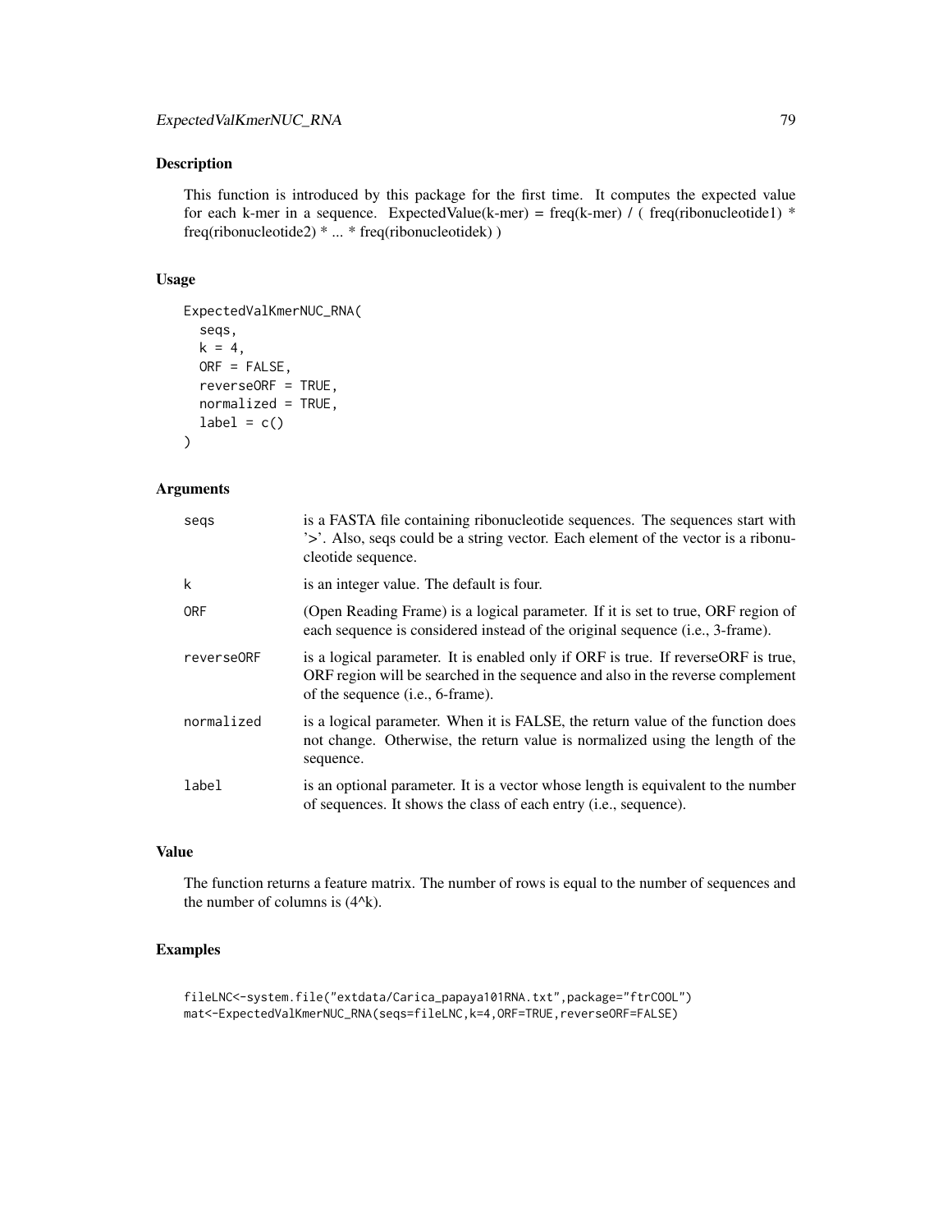## Description

This function is introduced by this package for the first time. It computes the expected value for each k-mer in a sequence. ExpectedValue(k-mer) = freq(k-mer) / ( freq(ribonucleotide1) * freq(ribonucleotide2) * ... * freq(ribonucleotidek) )

## Usage

```
ExpectedValKmerNUC_RNA(
  seqs,
  k = 4,
  ORF = FALSE,
  reverseORF = TRUE,
  normalized = TRUE,
  label = c()
)
```

## Arguments

| | |
|---|---|
| seqs | is a FASTA file containing ribonucleotide sequences. The sequences start with '>'. Also, seqs could be a string vector. Each element of the vector is a ribonucleotide sequence. |
| k | is an integer value. The default is four. |
| ORF | (Open Reading Frame) is a logical parameter. If it is set to true, ORF region of each sequence is considered instead of the original sequence (i.e., 3-frame). |
| reverseORF | is a logical parameter. It is enabled only if ORF is true. If reverseORF is true, ORF region will be searched in the sequence and also in the reverse complement of the sequence (i.e., 6-frame). |
| normalized | is a logical parameter. When it is FALSE, the return value of the function does not change. Otherwise, the return value is normalized using the length of the sequence. |
| label | is an optional parameter. It is a vector whose length is equivalent to the number of sequences. It shows the class of each entry (i.e., sequence). |

## Value

The function returns a feature matrix. The number of rows is equal to the number of sequences and the number of columns is (4^k).

## Examples

```
fileLNC<-system.file("extdata/Carica_papaya101RNA.txt",package="ftrCOOL")
mat<-ExpectedValKmerNUC_RNA(seqs=fileLNC,k=4,ORF=TRUE,reverseORF=FALSE)
```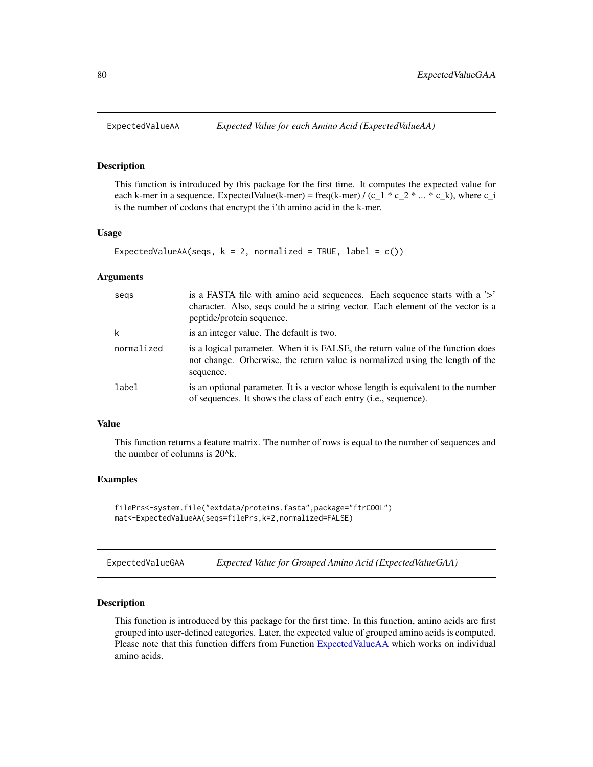## ExpectedValueAA *Expected Value for each Amino Acid (ExpectedValueAA)*

### Description

This function is introduced by this package for the first time. It computes the expected value for each k-mer in a sequence. ExpectedValue(k-mer) = freq(k-mer) / ($c_1$ * $c_2$ * ... * $c_k$), where $c_i$ is the number of codons that encrypt the i'th amino acid in the k-mer.

### Usage

```
ExpectedValueAA(seqs, k = 2, normalized = TRUE, label = c())
```

### Arguments

| | |
|---|---|
| seqs | is a FASTA file with amino acid sequences. Each sequence starts with a '>' character. Also, seqs could be a string vector. Each element of the vector is a peptide/protein sequence. |
| k | is an integer value. The default is two. |
| normalized | is a logical parameter. When it is FALSE, the return value of the function does not change. Otherwise, the return value is normalized using the length of the sequence. |
| label | is an optional parameter. It is a vector whose length is equivalent to the number of sequences. It shows the class of each entry (i.e., sequence). |

### Value

This function returns a feature matrix. The number of rows is equal to the number of sequences and the number of columns is $20^k$.

### Examples

```
filePrs<-system.file("extdata/proteins.fasta",package="ftrCOOL")
mat<-ExpectedValueAA(seqs=filePrs,k=2,normalized=FALSE)
```

## ExpectedValueGAA *Expected Value for Grouped Amino Acid (ExpectedValueGAA)*

### Description

This function is introduced by this package for the first time. In this function, amino acids are first grouped into user-defined categories. Later, the expected value of grouped amino acids is computed. Please note that this function differs from Function ExpectedValueAA which works on individual amino acids.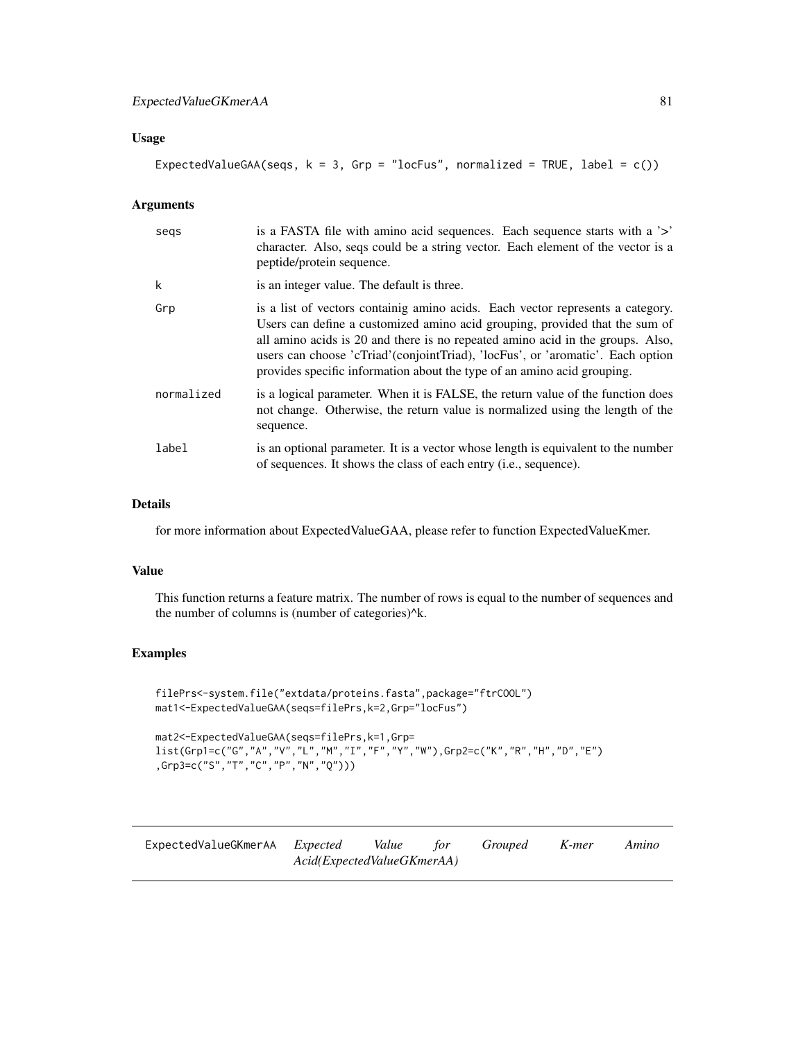### Usage

```
ExpectedValueGAA(seqs, k = 3, Grp = "locFus", normalized = TRUE, label = c())
```

### Arguments

| | |
|---|---|
| seqs | is a FASTA file with amino acid sequences. Each sequence starts with a '>' character. Also, seqs could be a string vector. Each element of the vector is a peptide/protein sequence. |
| k | is an integer value. The default is three. |
| Grp | is a list of vectors containig amino acids. Each vector represents a category. Users can define a customized amino acid grouping, provided that the sum of all amino acids is 20 and there is no repeated amino acid in the groups. Also, users can choose 'cTriad'(conjointTriad), 'locFus', or 'aromatic'. Each option provides specific information about the type of an amino acid grouping. |
| normalized | is a logical parameter. When it is FALSE, the return value of the function does not change. Otherwise, the return value is normalized using the length of the sequence. |
| label | is an optional parameter. It is a vector whose length is equivalent to the number of sequences. It shows the class of each entry (i.e., sequence). |

### Details

for more information about ExpectedValueGAA, please refer to function ExpectedValueKmer.

### Value

This function returns a feature matrix. The number of rows is equal to the number of sequences and the number of columns is (number of categories)^k.

### Examples

```
filePrs<-system.file("extdata/proteins.fasta",package="ftrCOOL")
mat1<-ExpectedValueGAA(seqs=filePrs,k=2,Grp="locFus")

mat2<-ExpectedValueGAA(seqs=filePrs,k=1,Grp=
list(Grp1=c("G","A","V","L","M","I","F","Y","W"),Grp2=c("K","R","H","D","E")
,Grp3=c("S","T","C","P","N","Q")))
```

---

## ExpectedValueGKmerAA *Expected Value for Grouped K-mer Amino Acid(ExpectedValueGKmerAA)*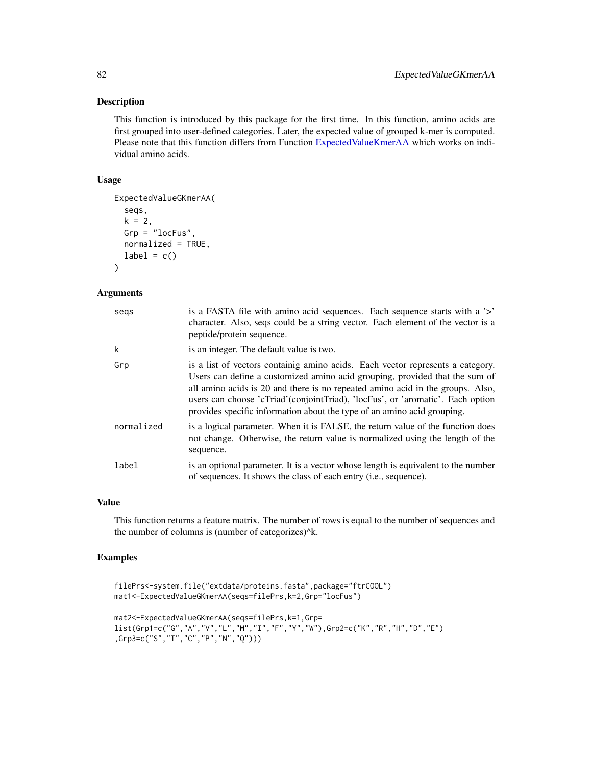## Description

This function is introduced by this package for the first time. In this function, amino acids are first grouped into user-defined categories. Later, the expected value of grouped k-mer is computed. Please note that this function differs from Function ExpectedValueKmerAA which works on individual amino acids.

## Usage

```
ExpectedValueGKmerAA(
  seqs,
  k = 2,
  Grp = "locFus",
  normalized = TRUE,
  label = c()
)
```

## Arguments

| | |
|---|---|
| seqs | is a FASTA file with amino acid sequences. Each sequence starts with a '>' character. Also, seqs could be a string vector. Each element of the vector is a peptide/protein sequence. |
| k | is an integer. The default value is two. |
| Grp | is a list of vectors containig amino acids. Each vector represents a category. Users can define a customized amino acid grouping, provided that the sum of all amino acids is 20 and there is no repeated amino acid in the groups. Also, users can choose 'cTriad'(conjointTriad), 'locFus', or 'aromatic'. Each option provides specific information about the type of an amino acid grouping. |
| normalized | is a logical parameter. When it is FALSE, the return value of the function does not change. Otherwise, the return value is normalized using the length of the sequence. |
| label | is an optional parameter. It is a vector whose length is equivalent to the number of sequences. It shows the class of each entry (i.e., sequence). |

## Value

This function returns a feature matrix. The number of rows is equal to the number of sequences and the number of columns is (number of categorizes)^k.

## Examples

```
filePrs<-system.file("extdata/proteins.fasta",package="ftrCOOL")
mat1<-ExpectedValueGKmerAA(seqs=filePrs,k=2,Grp="locFus")

mat2<-ExpectedValueGKmerAA(seqs=filePrs,k=1,Grp=
list(Grp1=c("G","A","V","L","M","I","F","Y","W"),Grp2=c("K","R","H","D","E")
,Grp3=c("S","T","C","P","N","Q")))
```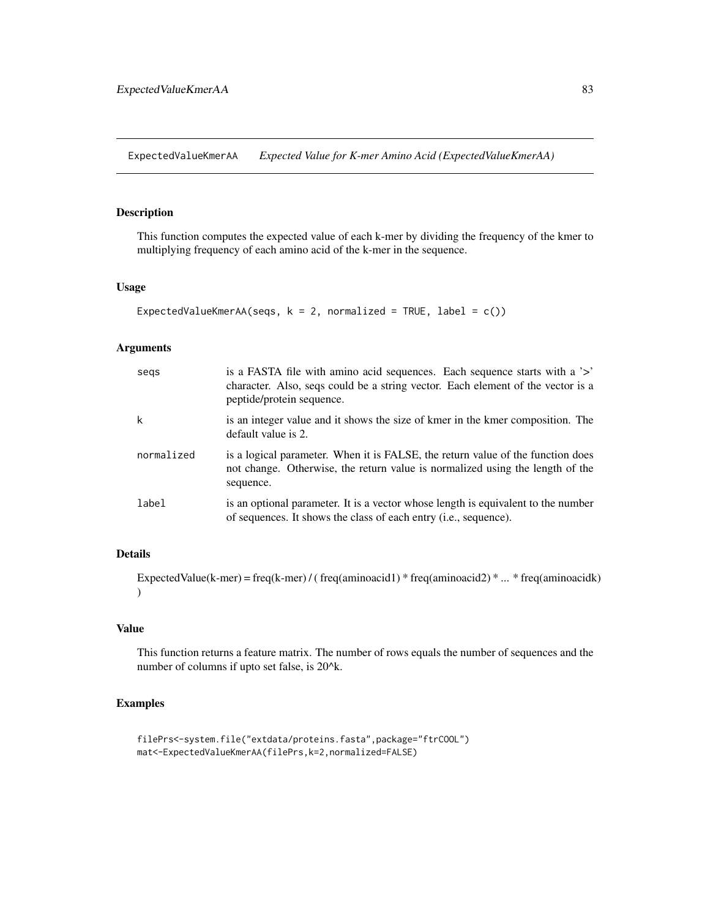## ExpectedValueKmerAA *Expected Value for K-mer Amino Acid (ExpectedValueKmerAA)*

### Description

This function computes the expected value of each k-mer by dividing the frequency of the kmer to multiplying frequency of each amino acid of the k-mer in the sequence.

### Usage

```
ExpectedValueKmerAA(seqs, k = 2, normalized = TRUE, label = c())
```

### Arguments

| | |
|---|---|
| seqs | is a FASTA file with amino acid sequences. Each sequence starts with a '>' character. Also, seqs could be a string vector. Each element of the vector is a peptide/protein sequence. |
| k | is an integer value and it shows the size of kmer in the kmer composition. The default value is 2. |
| normalized | is a logical parameter. When it is FALSE, the return value of the function does not change. Otherwise, the return value is normalized using the length of the sequence. |
| label | is an optional parameter. It is a vector whose length is equivalent to the number of sequences. It shows the class of each entry (i.e., sequence). |

### Details

ExpectedValue(k-mer) = freq(k-mer) / ( freq(aminoacid1) * freq(aminoacid2) * ... * freq(aminoacidk) )

### Value

This function returns a feature matrix. The number of rows equals the number of sequences and the number of columns if upto set false, is $20^k$.

### Examples

```
filePrs<-system.file("extdata/proteins.fasta",package="ftrCOOL")
mat<-ExpectedValueKmerAA(filePrs,k=2,normalized=FALSE)
```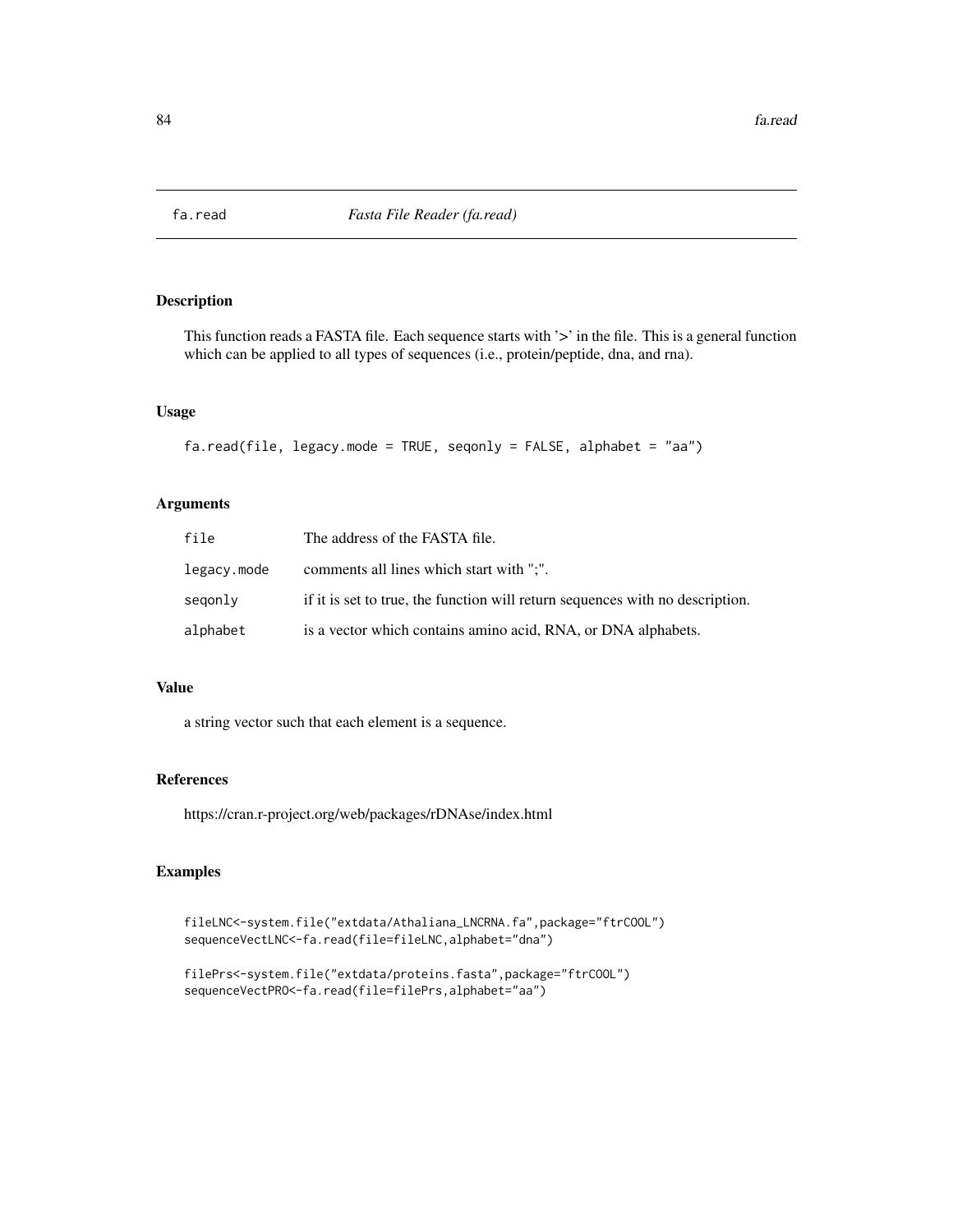# fa.read — *Fasta File Reader (fa.read)*

## Description

This function reads a FASTA file. Each sequence starts with '>' in the file. This is a general function which can be applied to all types of sequences (i.e., protein/peptide, dna, and rna).

## Usage

```
fa.read(file, legacy.mode = TRUE, seqonly = FALSE, alphabet = "aa")
```

## Arguments

| | |
|---|---|
| `file` | The address of the FASTA file. |
| `legacy.mode` | comments all lines which start with ";". |
| `seqonly` | if it is set to true, the function will return sequences with no description. |
| `alphabet` | is a vector which contains amino acid, RNA, or DNA alphabets. |

## Value

a string vector such that each element is a sequence.

## References

https://cran.r-project.org/web/packages/rDNAse/index.html

## Examples

```
fileLNC<-system.file("extdata/Athaliana_LNCRNA.fa",package="ftrCOOL")
sequenceVectLNC<-fa.read(file=fileLNC,alphabet="dna")

filePrs<-system.file("extdata/proteins.fasta",package="ftrCOOL")
sequenceVectPRO<-fa.read(file=filePrs,alphabet="aa")
```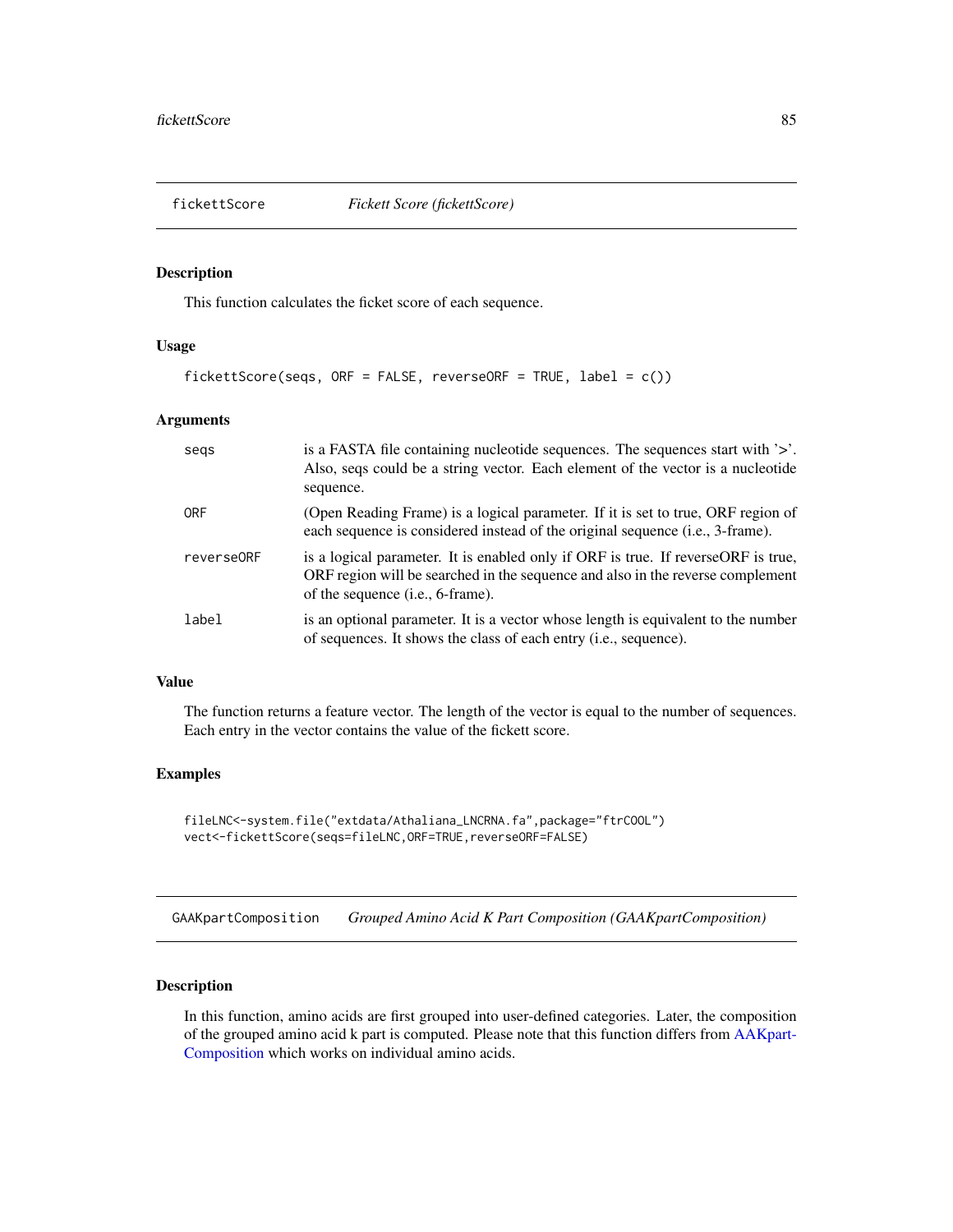## fickettScore *Fickett Score (fickettScore)*

### Description

This function calculates the ficket score of each sequence.

### Usage

```
fickettScore(seqs, ORF = FALSE, reverseORF = TRUE, label = c())
```

### Arguments

| | |
|---|---|
| seqs | is a FASTA file containing nucleotide sequences. The sequences start with '>'. Also, seqs could be a string vector. Each element of the vector is a nucleotide sequence. |
| ORF | (Open Reading Frame) is a logical parameter. If it is set to true, ORF region of each sequence is considered instead of the original sequence (i.e., 3-frame). |
| reverseORF | is a logical parameter. It is enabled only if ORF is true. If reverseORF is true, ORF region will be searched in the sequence and also in the reverse complement of the sequence (i.e., 6-frame). |
| label | is an optional parameter. It is a vector whose length is equivalent to the number of sequences. It shows the class of each entry (i.e., sequence). |

### Value

The function returns a feature vector. The length of the vector is equal to the number of sequences. Each entry in the vector contains the value of the fickett score.

### Examples

```
fileLNC<-system.file("extdata/Athaliana_LNCRNA.fa",package="ftrCOOL")
vect<-fickettScore(seqs=fileLNC,ORF=TRUE,reverseORF=FALSE)
```

## GAAKpartComposition *Grouped Amino Acid K Part Composition (GAAKpartComposition)*

### Description

In this function, amino acids are first grouped into user-defined categories. Later, the composition of the grouped amino acid k part is computed. Please note that this function differs from AAKpart-Composition which works on individual amino acids.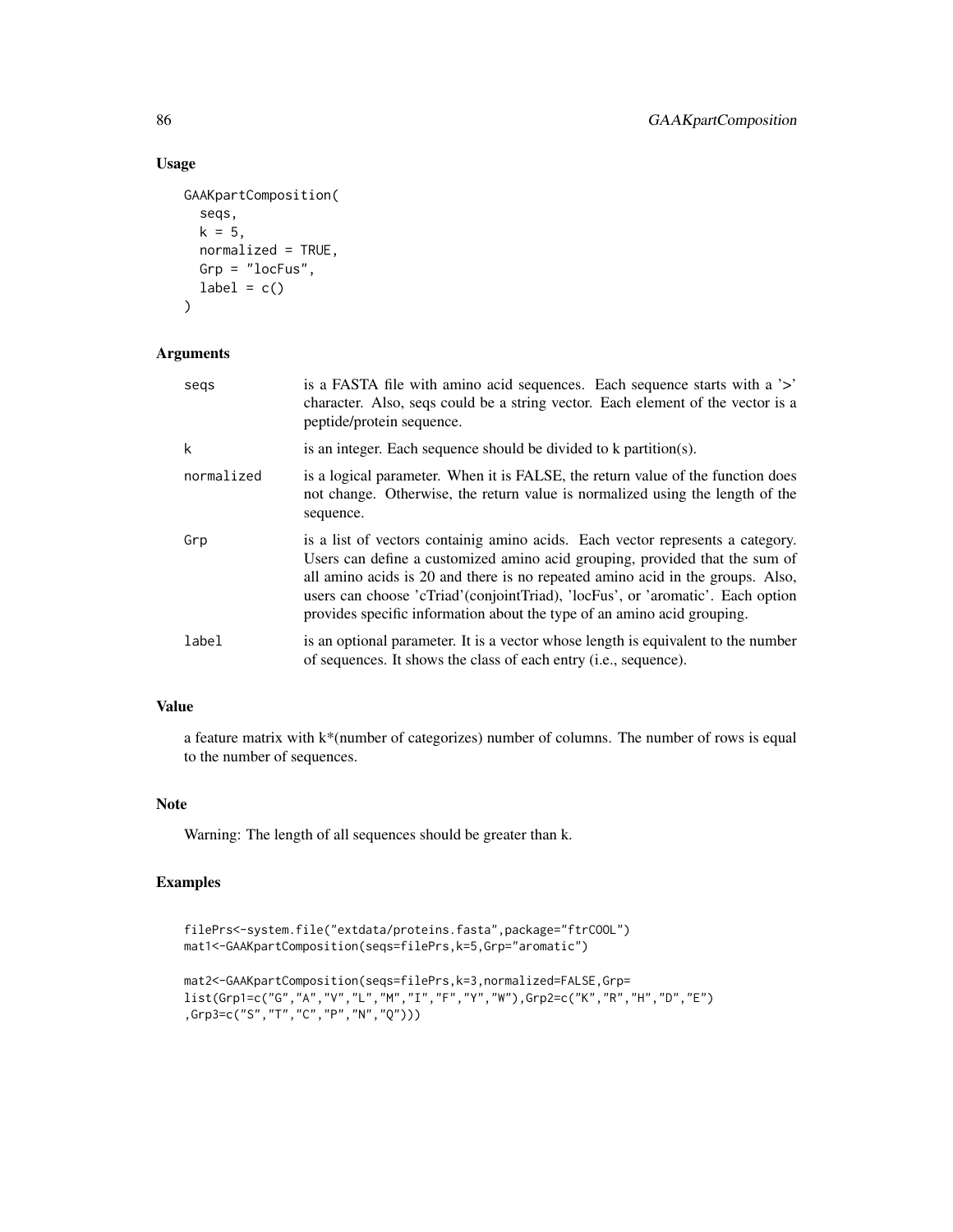### Usage

```
GAAKpartComposition(
  seqs,
  k = 5,
  normalized = TRUE,
  Grp = "locFus",
  label = c()
)
```

### Arguments

| | |
|---|---|
| seqs | is a FASTA file with amino acid sequences. Each sequence starts with a '>' character. Also, seqs could be a string vector. Each element of the vector is a peptide/protein sequence. |
| k | is an integer. Each sequence should be divided to k partition(s). |
| normalized | is a logical parameter. When it is FALSE, the return value of the function does not change. Otherwise, the return value is normalized using the length of the sequence. |
| Grp | is a list of vectors containig amino acids. Each vector represents a category. Users can define a customized amino acid grouping, provided that the sum of all amino acids is 20 and there is no repeated amino acid in the groups. Also, users can choose 'cTriad'(conjointTriad), 'locFus', or 'aromatic'. Each option provides specific information about the type of an amino acid grouping. |
| label | is an optional parameter. It is a vector whose length is equivalent to the number of sequences. It shows the class of each entry (i.e., sequence). |

### Value

a feature matrix with k*(number of categorizes) number of columns. The number of rows is equal to the number of sequences.

### Note

Warning: The length of all sequences should be greater than k.

### Examples

```
filePrs<-system.file("extdata/proteins.fasta",package="ftrCOOL")
mat1<-GAAKpartComposition(seqs=filePrs,k=5,Grp="aromatic")

mat2<-GAAKpartComposition(seqs=filePrs,k=3,normalized=FALSE,Grp=
list(Grp1=c("G","A","V","L","M","I","F","Y","W"),Grp2=c("K","R","H","D","E")
,Grp3=c("S","T","C","P","N","Q")))
```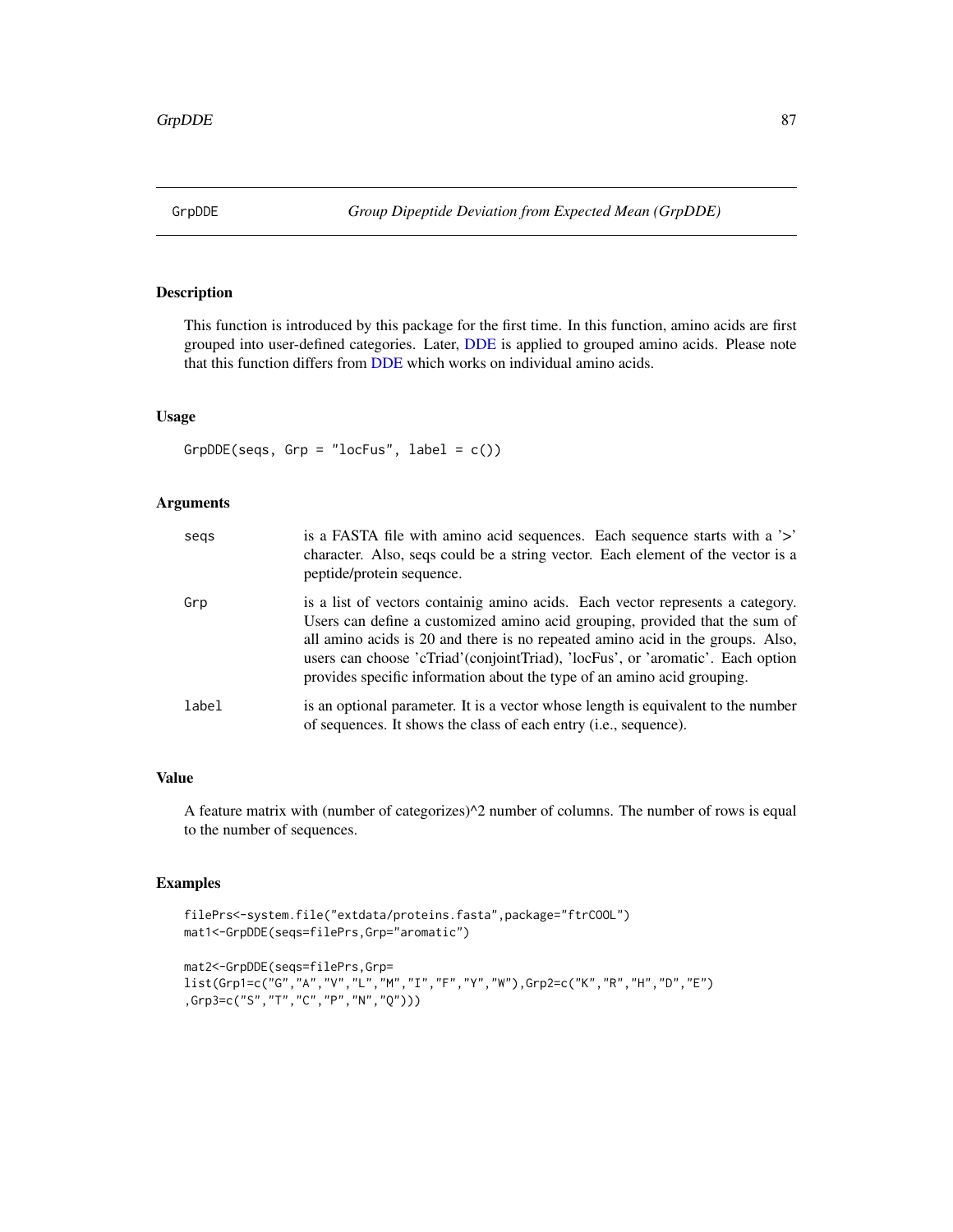## GrpDDE — *Group Dipeptide Deviation from Expected Mean (GrpDDE)*

### Description

This function is introduced by this package for the first time. In this function, amino acids are first grouped into user-defined categories. Later, DDE is applied to grouped amino acids. Please note that this function differs from DDE which works on individual amino acids.

### Usage

```
GrpDDE(seqs, Grp = "locFus", label = c())
```

### Arguments

| | |
|---|---|
| seqs | is a FASTA file with amino acid sequences. Each sequence starts with a '>' character. Also, seqs could be a string vector. Each element of the vector is a peptide/protein sequence. |
| Grp | is a list of vectors containig amino acids. Each vector represents a category. Users can define a customized amino acid grouping, provided that the sum of all amino acids is 20 and there is no repeated amino acid in the groups. Also, users can choose 'cTriad'(conjointTriad), 'locFus', or 'aromatic'. Each option provides specific information about the type of an amino acid grouping. |
| label | is an optional parameter. It is a vector whose length is equivalent to the number of sequences. It shows the class of each entry (i.e., sequence). |

### Value

A feature matrix with (number of categorizes)^2 number of columns. The number of rows is equal to the number of sequences.

### Examples

```
filePrs<-system.file("extdata/proteins.fasta",package="ftrCOOL")
mat1<-GrpDDE(seqs=filePrs,Grp="aromatic")

mat2<-GrpDDE(seqs=filePrs,Grp=
list(Grp1=c("G","A","V","L","M","I","F","Y","W"),Grp2=c("K","R","H","D","E")
,Grp3=c("S","T","C","P","N","Q")))
```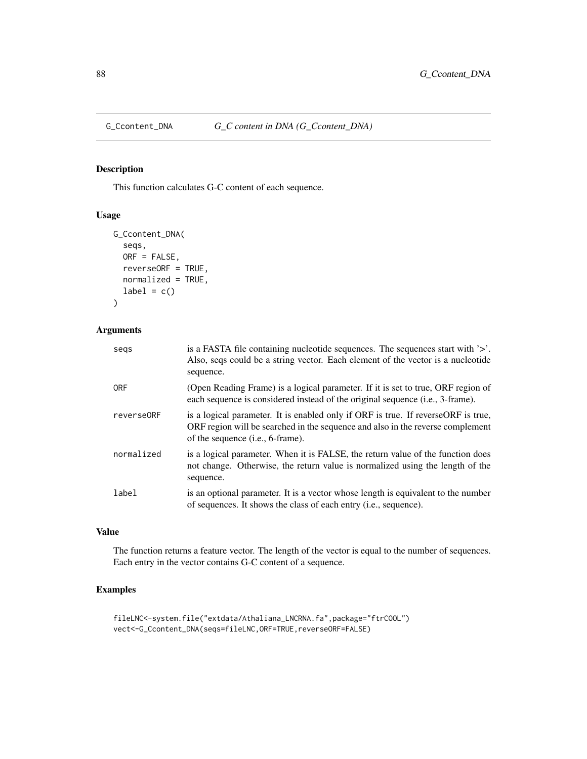G_Ccontent_DNA *G_C content in DNA (G_Ccontent_DNA)*

## Description

This function calculates G-C content of each sequence.

## Usage

```
G_Ccontent_DNA(
  seqs,
  ORF = FALSE,
  reverseORF = TRUE,
  normalized = TRUE,
  label = c()
)
```

## Arguments

| | |
|---|---|
| seqs | is a FASTA file containing nucleotide sequences. The sequences start with '>'. Also, seqs could be a string vector. Each element of the vector is a nucleotide sequence. |
| ORF | (Open Reading Frame) is a logical parameter. If it is set to true, ORF region of each sequence is considered instead of the original sequence (i.e., 3-frame). |
| reverseORF | is a logical parameter. It is enabled only if ORF is true. If reverseORF is true, ORF region will be searched in the sequence and also in the reverse complement of the sequence (i.e., 6-frame). |
| normalized | is a logical parameter. When it is FALSE, the return value of the function does not change. Otherwise, the return value is normalized using the length of the sequence. |
| label | is an optional parameter. It is a vector whose length is equivalent to the number of sequences. It shows the class of each entry (i.e., sequence). |

## Value

The function returns a feature vector. The length of the vector is equal to the number of sequences. Each entry in the vector contains G-C content of a sequence.

## Examples

```
fileLNC<-system.file("extdata/Athaliana_LNCRNA.fa",package="ftrCOOL")
vect<-G_Ccontent_DNA(seqs=fileLNC,ORF=TRUE,reverseORF=FALSE)
```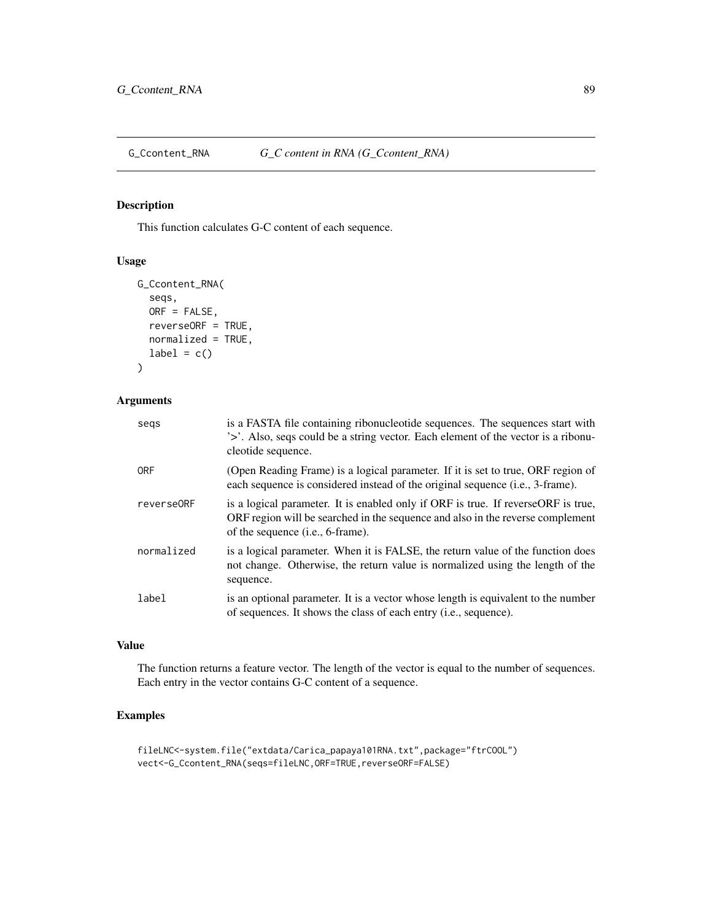## G_Ccontent_RNA — *G_C content in RNA (G_Ccontent_RNA)*

### Description

This function calculates G-C content of each sequence.

### Usage

```
G_Ccontent_RNA(
  seqs,
  ORF = FALSE,
  reverseORF = TRUE,
  normalized = TRUE,
  label = c()
)
```

### Arguments

| | |
|---|---|
| seqs | is a FASTA file containing ribonucleotide sequences. The sequences start with '>'. Also, seqs could be a string vector. Each element of the vector is a ribonucleotide sequence. |
| ORF | (Open Reading Frame) is a logical parameter. If it is set to true, ORF region of each sequence is considered instead of the original sequence (i.e., 3-frame). |
| reverseORF | is a logical parameter. It is enabled only if ORF is true. If reverseORF is true, ORF region will be searched in the sequence and also in the reverse complement of the sequence (i.e., 6-frame). |
| normalized | is a logical parameter. When it is FALSE, the return value of the function does not change. Otherwise, the return value is normalized using the length of the sequence. |
| label | is an optional parameter. It is a vector whose length is equivalent to the number of sequences. It shows the class of each entry (i.e., sequence). |

### Value

The function returns a feature vector. The length of the vector is equal to the number of sequences. Each entry in the vector contains G-C content of a sequence.

### Examples

```
fileLNC<-system.file("extdata/Carica_papaya101RNA.txt",package="ftrCOOL")
vect<-G_Ccontent_RNA(seqs=fileLNC,ORF=TRUE,reverseORF=FALSE)
```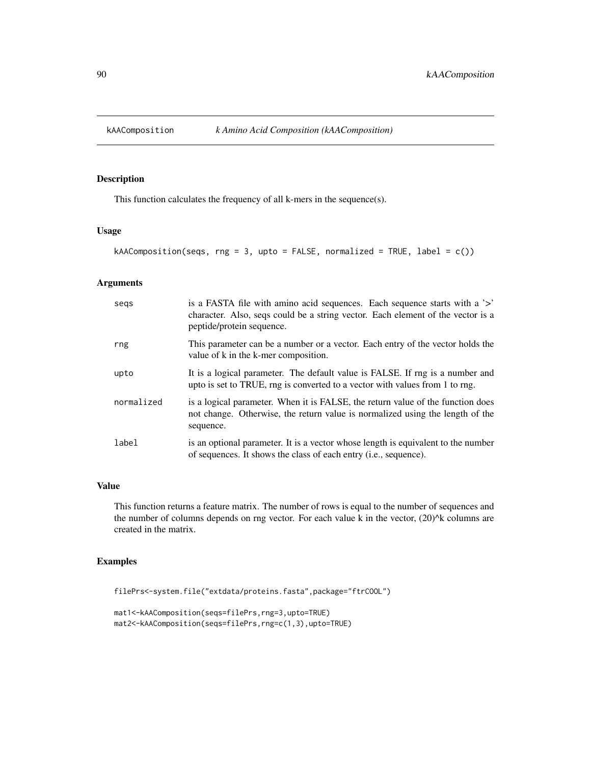# kAAComposition — *k Amino Acid Composition (kAAComposition)*

## Description

This function calculates the frequency of all k-mers in the sequence(s).

## Usage

```
kAAComposition(seqs, rng = 3, upto = FALSE, normalized = TRUE, label = c())
```

## Arguments

| | |
|---|---|
| seqs | is a FASTA file with amino acid sequences. Each sequence starts with a '>' character. Also, seqs could be a string vector. Each element of the vector is a peptide/protein sequence. |
| rng | This parameter can be a number or a vector. Each entry of the vector holds the value of k in the k-mer composition. |
| upto | It is a logical parameter. The default value is FALSE. If rng is a number and upto is set to TRUE, rng is converted to a vector with values from 1 to rng. |
| normalized | is a logical parameter. When it is FALSE, the return value of the function does not change. Otherwise, the return value is normalized using the length of the sequence. |
| label | is an optional parameter. It is a vector whose length is equivalent to the number of sequences. It shows the class of each entry (i.e., sequence). |

## Value

This function returns a feature matrix. The number of rows is equal to the number of sequences and the number of columns depends on rng vector. For each value k in the vector, (20)^k columns are created in the matrix.

## Examples

```
filePrs<-system.file("extdata/proteins.fasta",package="ftrCOOL")

mat1<-kAAComposition(seqs=filePrs,rng=3,upto=TRUE)
mat2<-kAAComposition(seqs=filePrs,rng=c(1,3),upto=TRUE)
```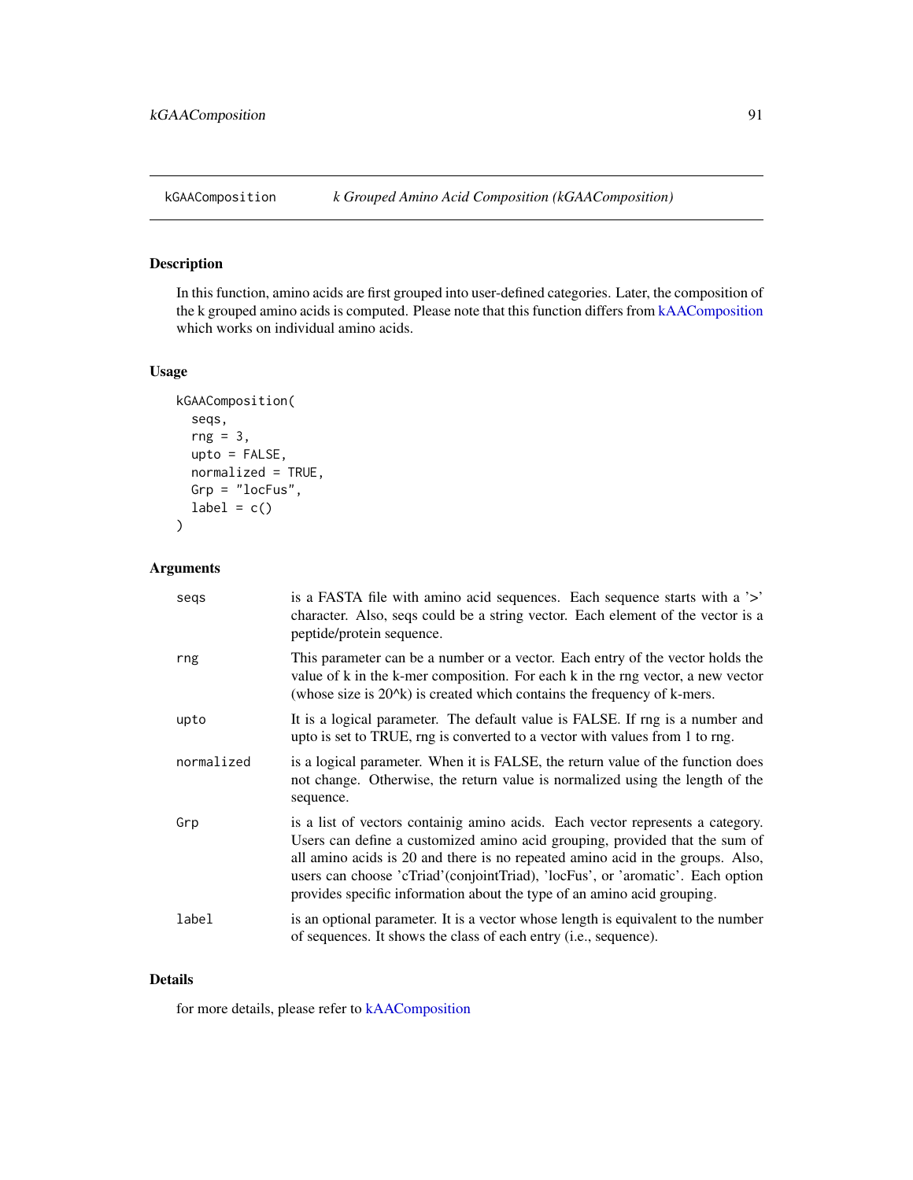kGAAComposition *k Grouped Amino Acid Composition (kGAAComposition)*

## Description

In this function, amino acids are first grouped into user-defined categories. Later, the composition of the k grouped amino acids is computed. Please note that this function differs from kAAComposition which works on individual amino acids.

## Usage

```
kGAAComposition(
  seqs,
  rng = 3,
  upto = FALSE,
  normalized = TRUE,
  Grp = "locFus",
  label = c()
)
```

## Arguments

| | |
|---|---|
| seqs | is a FASTA file with amino acid sequences. Each sequence starts with a '>' character. Also, seqs could be a string vector. Each element of the vector is a peptide/protein sequence. |
| rng | This parameter can be a number or a vector. Each entry of the vector holds the value of k in the k-mer composition. For each k in the rng vector, a new vector (whose size is 20^k) is created which contains the frequency of k-mers. |
| upto | It is a logical parameter. The default value is FALSE. If rng is a number and upto is set to TRUE, rng is converted to a vector with values from 1 to rng. |
| normalized | is a logical parameter. When it is FALSE, the return value of the function does not change. Otherwise, the return value is normalized using the length of the sequence. |
| Grp | is a list of vectors containig amino acids. Each vector represents a category. Users can define a customized amino acid grouping, provided that the sum of all amino acids is 20 and there is no repeated amino acid in the groups. Also, users can choose 'cTriad'(conjointTriad), 'locFus', or 'aromatic'. Each option provides specific information about the type of an amino acid grouping. |
| label | is an optional parameter. It is a vector whose length is equivalent to the number of sequences. It shows the class of each entry (i.e., sequence). |

## Details

for more details, please refer to kAAComposition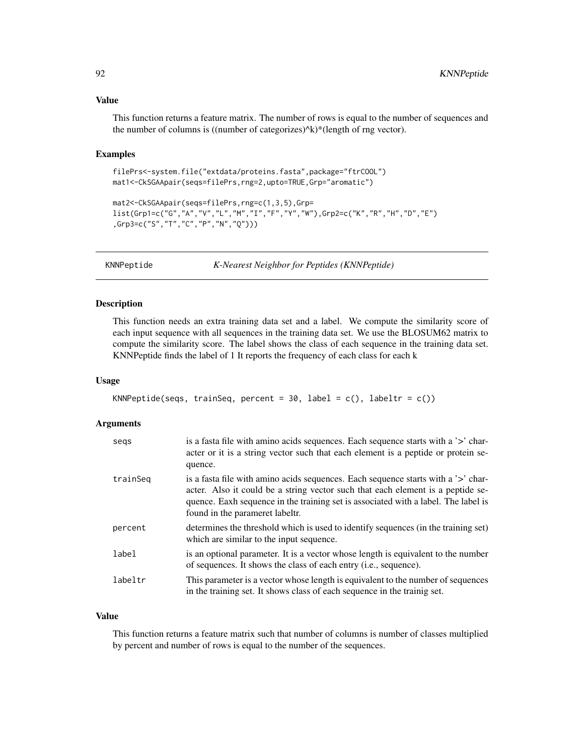### Value

This function returns a feature matrix. The number of rows is equal to the number of sequences and the number of columns is ((number of categorizes)^k)*(length of rng vector).

### Examples

```
filePrs<-system.file("extdata/proteins.fasta",package="ftrCOOL")
mat1<-CkSGAApair(seqs=filePrs,rng=2,upto=TRUE,Grp="aromatic")

mat2<-CkSGAApair(seqs=filePrs,rng=c(1,3,5),Grp=
list(Grp1=c("G","A","V","L","M","I","F","Y","W"),Grp2=c("K","R","H","D","E")
,Grp3=c("S","T","C","P","N","Q")))
```

---

## KNNPeptide — *K-Nearest Neighbor for Peptides (KNNPeptide)*

### Description

This function needs an extra training data set and a label. We compute the similarity score of each input sequence with all sequences in the training data set. We use the BLOSUM62 matrix to compute the similarity score. The label shows the class of each sequence in the training data set. KNNPeptide finds the label of 1 It reports the frequency of each class for each k

### Usage

```
KNNPeptide(seqs, trainSeq, percent = 30, label = c(), labeltr = c())
```

### Arguments

| | |
|---|---|
| seqs | is a fasta file with amino acids sequences. Each sequence starts with a '>' character or it is a string vector such that each element is a peptide or protein sequence. |
| trainSeq | is a fasta file with amino acids sequences. Each sequence starts with a '>' character. Also it could be a string vector such that each element is a peptide sequence. Eaxh sequence in the training set is associated with a label. The label is found in the parameret labeltr. |
| percent | determines the threshold which is used to identify sequences (in the training set) which are similar to the input sequence. |
| label | is an optional parameter. It is a vector whose length is equivalent to the number of sequences. It shows the class of each entry (i.e., sequence). |
| labeltr | This parameter is a vector whose length is equivalent to the number of sequences in the training set. It shows class of each sequence in the trainig set. |

### Value

This function returns a feature matrix such that number of columns is number of classes multiplied by percent and number of rows is equal to the number of the sequences.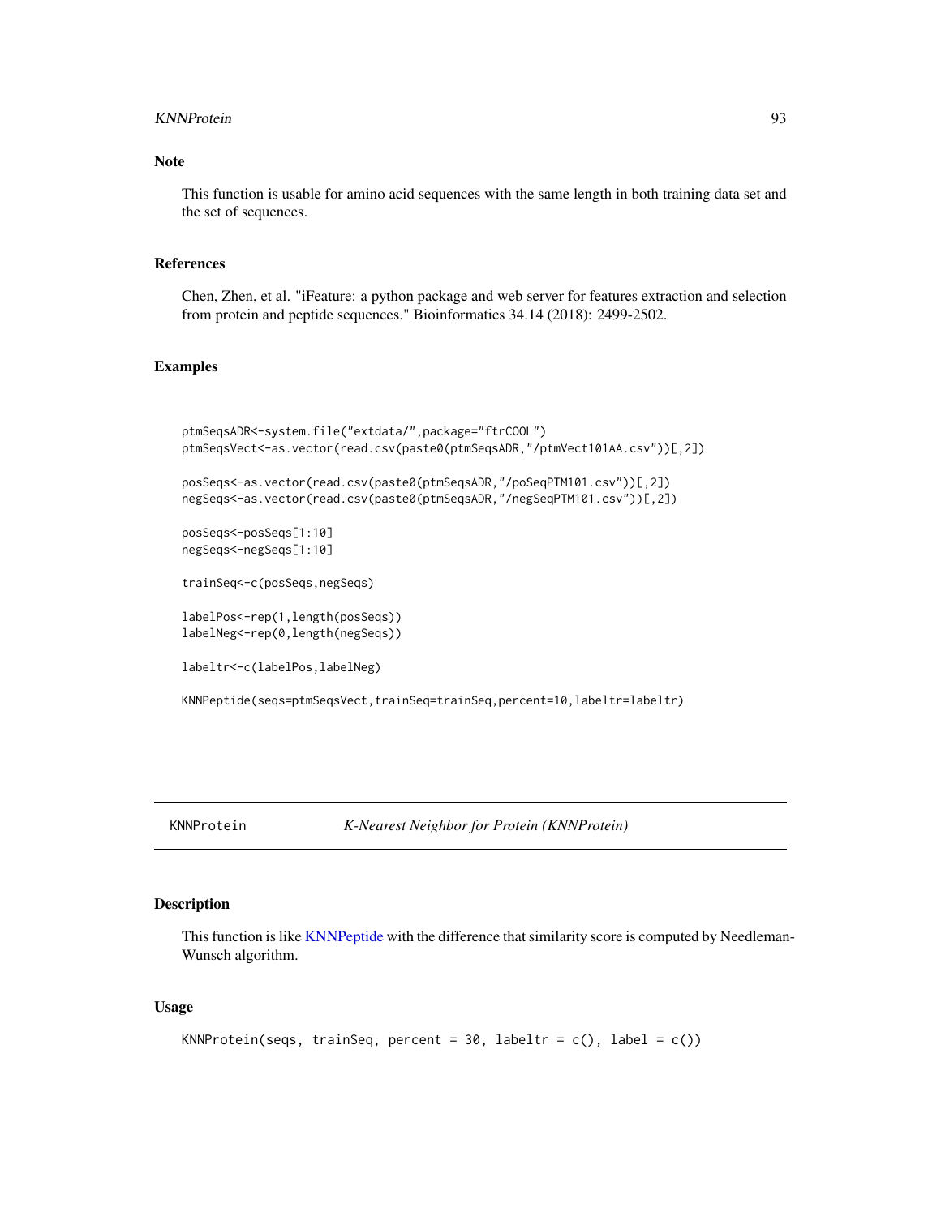## Note

This function is usable for amino acid sequences with the same length in both training data set and the set of sequences.

## References

Chen, Zhen, et al. "iFeature: a python package and web server for features extraction and selection from protein and peptide sequences." Bioinformatics 34.14 (2018): 2499-2502.

## Examples

```
ptmSeqsADR<-system.file("extdata/",package="ftrCOOL")
ptmSeqsVect<-as.vector(read.csv(paste0(ptmSeqsADR,"/ptmVect101AA.csv"))[,2])

posSeqs<-as.vector(read.csv(paste0(ptmSeqsADR,"/poSeqPTM101.csv"))[,2])
negSeqs<-as.vector(read.csv(paste0(ptmSeqsADR,"/negSeqPTM101.csv"))[,2])

posSeqs<-posSeqs[1:10]
negSeqs<-negSeqs[1:10]

trainSeq<-c(posSeqs,negSeqs)

labelPos<-rep(1,length(posSeqs))
labelNeg<-rep(0,length(negSeqs))

labeltr<-c(labelPos,labelNeg)

KNNPeptide(seqs=ptmSeqsVect,trainSeq=trainSeq,percent=10,labeltr=labeltr)
```

---

# KNNProtein *K-Nearest Neighbor for Protein (KNNProtein)*

## Description

This function is like KNNPeptide with the difference that similarity score is computed by Needleman-Wunsch algorithm.

## Usage

```
KNNProtein(seqs, trainSeq, percent = 30, labeltr = c(), label = c())
```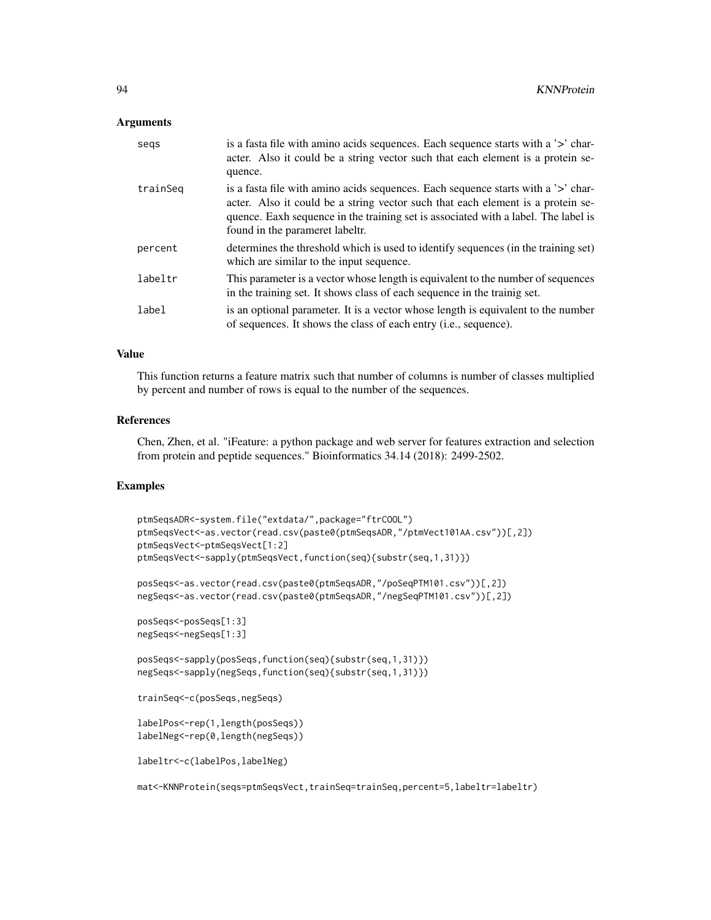## Arguments

| | |
|---|---|
| seqs | is a fasta file with amino acids sequences. Each sequence starts with a '>' character. Also it could be a string vector such that each element is a protein sequence. |
| trainSeq | is a fasta file with amino acids sequences. Each sequence starts with a '>' character. Also it could be a string vector such that each element is a protein sequence. Eaxh sequence in the training set is associated with a label. The label is found in the parameret labeltr. |
| percent | determines the threshold which is used to identify sequences (in the training set) which are similar to the input sequence. |
| labeltr | This parameter is a vector whose length is equivalent to the number of sequences in the training set. It shows class of each sequence in the trainig set. |
| label | is an optional parameter. It is a vector whose length is equivalent to the number of sequences. It shows the class of each entry (i.e., sequence). |

## Value

This function returns a feature matrix such that number of columns is number of classes multiplied by percent and number of rows is equal to the number of the sequences.

## References

Chen, Zhen, et al. "iFeature: a python package and web server for features extraction and selection from protein and peptide sequences." Bioinformatics 34.14 (2018): 2499-2502.

## Examples

```
ptmSeqsADR<-system.file("extdata/",package="ftrCOOL")
ptmSeqsVect<-as.vector(read.csv(paste0(ptmSeqsADR,"/ptmVect101AA.csv"))[,2])
ptmSeqsVect<-ptmSeqsVect[1:2]
ptmSeqsVect<-sapply(ptmSeqsVect,function(seq){substr(seq,1,31)})

posSeqs<-as.vector(read.csv(paste0(ptmSeqsADR,"/poSeqPTM101.csv"))[,2])
negSeqs<-as.vector(read.csv(paste0(ptmSeqsADR,"/negSeqPTM101.csv"))[,2])

posSeqs<-posSeqs[1:3]
negSeqs<-negSeqs[1:3]

posSeqs<-sapply(posSeqs,function(seq){substr(seq,1,31)})
negSeqs<-sapply(negSeqs,function(seq){substr(seq,1,31)})

trainSeq<-c(posSeqs,negSeqs)

labelPos<-rep(1,length(posSeqs))
labelNeg<-rep(0,length(negSeqs))

labeltr<-c(labelPos,labelNeg)

mat<-KNNProtein(seqs=ptmSeqsVect,trainSeq=trainSeq,percent=5,labeltr=labeltr)
```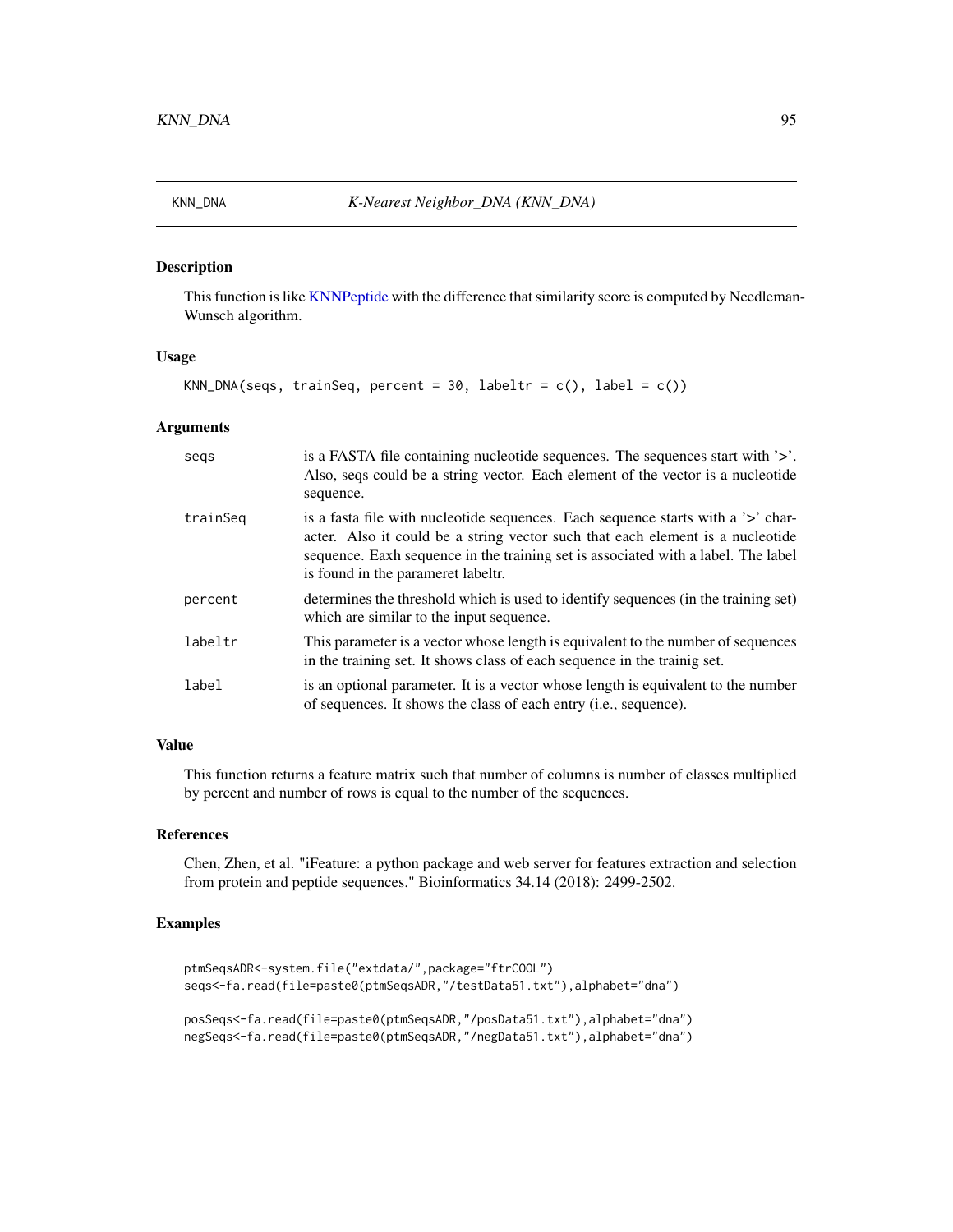# KNN_DNA — *K-Nearest Neighbor_DNA (KNN_DNA)*

## Description

This function is like KNNPeptide with the difference that similarity score is computed by Needleman-Wunsch algorithm.

## Usage

```
KNN_DNA(seqs, trainSeq, percent = 30, labeltr = c(), label = c())
```

## Arguments

| | |
|---|---|
| seqs | is a FASTA file containing nucleotide sequences. The sequences start with '>'. Also, seqs could be a string vector. Each element of the vector is a nucleotide sequence. |
| trainSeq | is a fasta file with nucleotide sequences. Each sequence starts with a '>' character. Also it could be a string vector such that each element is a nucleotide sequence. Eaxh sequence in the training set is associated with a label. The label is found in the parameret labeltr. |
| percent | determines the threshold which is used to identify sequences (in the training set) which are similar to the input sequence. |
| labeltr | This parameter is a vector whose length is equivalent to the number of sequences in the training set. It shows class of each sequence in the trainig set. |
| label | is an optional parameter. It is a vector whose length is equivalent to the number of sequences. It shows the class of each entry (i.e., sequence). |

## Value

This function returns a feature matrix such that number of columns is number of classes multiplied by percent and number of rows is equal to the number of the sequences.

## References

Chen, Zhen, et al. "iFeature: a python package and web server for features extraction and selection from protein and peptide sequences." Bioinformatics 34.14 (2018): 2499-2502.

## Examples

```
ptmSeqsADR<-system.file("extdata/",package="ftrCOOL")
seqs<-fa.read(file=paste0(ptmSeqsADR,"/testData51.txt"),alphabet="dna")

posSeqs<-fa.read(file=paste0(ptmSeqsADR,"/posData51.txt"),alphabet="dna")
negSeqs<-fa.read(file=paste0(ptmSeqsADR,"/negData51.txt"),alphabet="dna")
```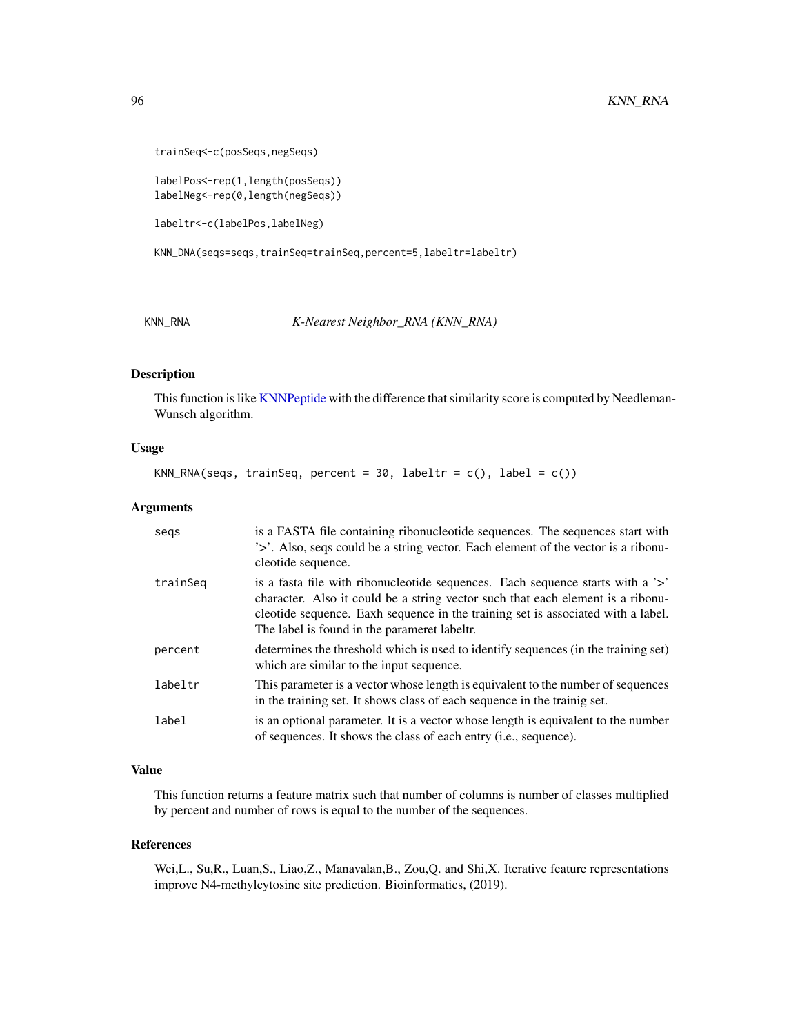```
trainSeq<-c(posSeqs,negSeqs)

labelPos<-rep(1,length(posSeqs))
labelNeg<-rep(0,length(negSeqs))

labeltr<-c(labelPos,labelNeg)

KNN_DNA(seqs=seqs,trainSeq=trainSeq,percent=5,labeltr=labeltr)
```

## KNN_RNA — *K-Nearest Neighbor_RNA (KNN_RNA)*

### Description

This function is like KNNPeptide with the difference that similarity score is computed by Needleman-Wunsch algorithm.

### Usage

```
KNN_RNA(seqs, trainSeq, percent = 30, labeltr = c(), label = c())
```

### Arguments

| | |
|---|---|
| seqs | is a FASTA file containing ribonucleotide sequences. The sequences start with '>'. Also, seqs could be a string vector. Each element of the vector is a ribonucleotide sequence. |
| trainSeq | is a fasta file with ribonucleotide sequences. Each sequence starts with a '>' character. Also it could be a string vector such that each element is a ribonucleotide sequence. Eaxh sequence in the training set is associated with a label. The label is found in the parameret labeltr. |
| percent | determines the threshold which is used to identify sequences (in the training set) which are similar to the input sequence. |
| labeltr | This parameter is a vector whose length is equivalent to the number of sequences in the training set. It shows class of each sequence in the trainig set. |
| label | is an optional parameter. It is a vector whose length is equivalent to the number of sequences. It shows the class of each entry (i.e., sequence). |

### Value

This function returns a feature matrix such that number of columns is number of classes multiplied by percent and number of rows is equal to the number of the sequences.

### References

Wei,L., Su,R., Luan,S., Liao,Z., Manavalan,B., Zou,Q. and Shi,X. Iterative feature representations improve N4-methylcytosine site prediction. Bioinformatics, (2019).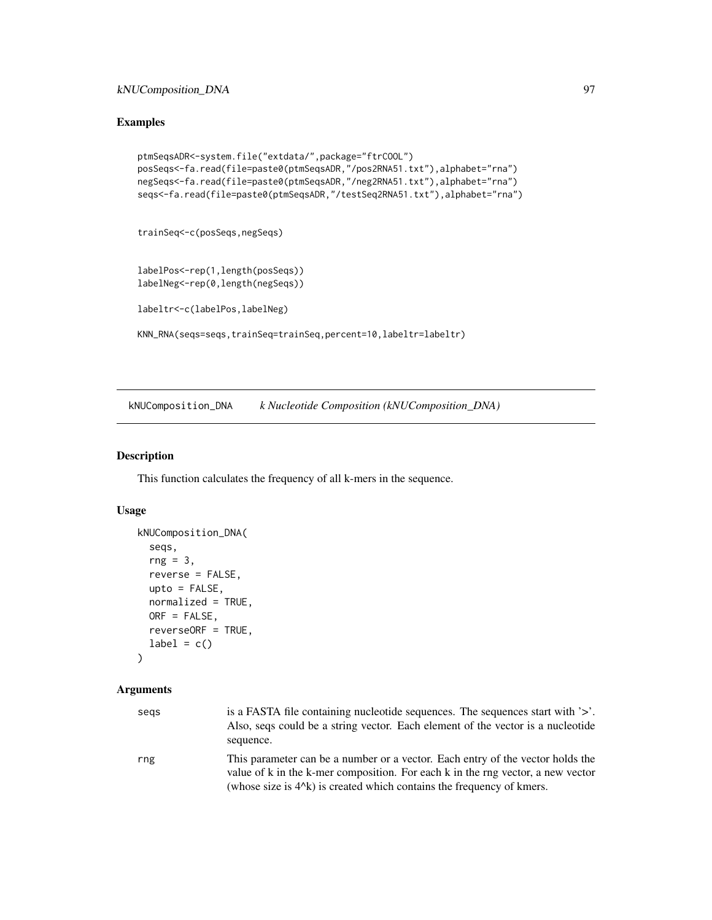## Examples

```
ptmSeqsADR<-system.file("extdata/",package="ftrCOOL")
posSeqs<-fa.read(file=paste0(ptmSeqsADR,"/pos2RNA51.txt"),alphabet="rna")
negSeqs<-fa.read(file=paste0(ptmSeqsADR,"/neg2RNA51.txt"),alphabet="rna")
seqs<-fa.read(file=paste0(ptmSeqsADR,"/testSeq2RNA51.txt"),alphabet="rna")


trainSeq<-c(posSeqs,negSeqs)


labelPos<-rep(1,length(posSeqs))
labelNeg<-rep(0,length(negSeqs))

labeltr<-c(labelPos,labelNeg)

KNN_RNA(seqs=seqs,trainSeq=trainSeq,percent=10,labeltr=labeltr)
```

---

# kNUComposition_DNA *k Nucleotide Composition (kNUComposition_DNA)*

## Description

This function calculates the frequency of all k-mers in the sequence.

## Usage

```
kNUComposition_DNA(
  seqs,
  rng = 3,
  reverse = FALSE,
  upto = FALSE,
  normalized = TRUE,
  ORF = FALSE,
  reverseORF = TRUE,
  label = c()
)
```

## Arguments

| | |
|---|---|
| seqs | is a FASTA file containing nucleotide sequences. The sequences start with '>'. Also, seqs could be a string vector. Each element of the vector is a nucleotide sequence. |
| rng | This parameter can be a number or a vector. Each entry of the vector holds the value of k in the k-mer composition. For each k in the rng vector, a new vector (whose size is 4^k) is created which contains the frequency of kmers. |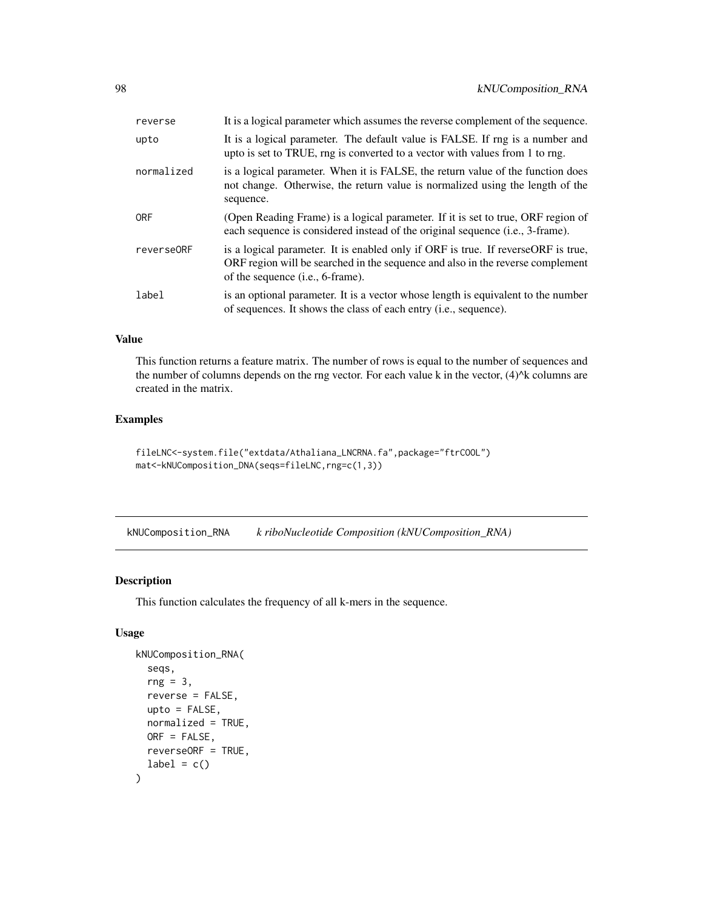| | |
|---|---|
| reverse | It is a logical parameter which assumes the reverse complement of the sequence. |
| upto | It is a logical parameter. The default value is FALSE. If rng is a number and upto is set to TRUE, rng is converted to a vector with values from 1 to rng. |
| normalized | is a logical parameter. When it is FALSE, the return value of the function does not change. Otherwise, the return value is normalized using the length of the sequence. |
| ORF | (Open Reading Frame) is a logical parameter. If it is set to true, ORF region of each sequence is considered instead of the original sequence (i.e., 3-frame). |
| reverseORF | is a logical parameter. It is enabled only if ORF is true. If reverseORF is true, ORF region will be searched in the sequence and also in the reverse complement of the sequence (i.e., 6-frame). |
| label | is an optional parameter. It is a vector whose length is equivalent to the number of sequences. It shows the class of each entry (i.e., sequence). |

### Value

This function returns a feature matrix. The number of rows is equal to the number of sequences and the number of columns depends on the rng vector. For each value k in the vector, (4)^k columns are created in the matrix.

### Examples

```
fileLNC<-system.file("extdata/Athaliana_LNCRNA.fa",package="ftrCOOL")
mat<-kNUComposition_DNA(seqs=fileLNC,rng=c(1,3))
```

---

## kNUComposition_RNA    *k riboNucleotide Composition (kNUComposition_RNA)*

---

### Description

This function calculates the frequency of all k-mers in the sequence.

### Usage

```
kNUComposition_RNA(
  seqs,
  rng = 3,
  reverse = FALSE,
  upto = FALSE,
  normalized = TRUE,
  ORF = FALSE,
  reverseORF = TRUE,
  label = c()
)
```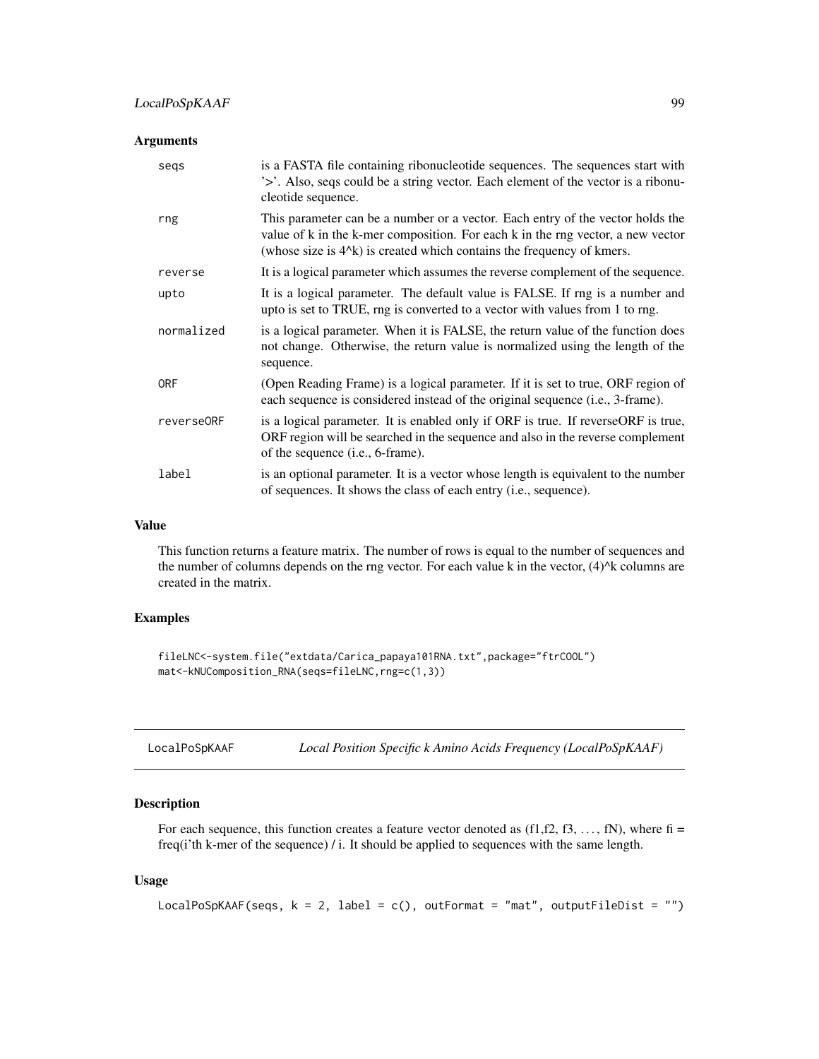### Arguments

| | |
|---|---|
| seqs | is a FASTA file containing ribonucleotide sequences. The sequences start with '>'. Also, seqs could be a string vector. Each element of the vector is a ribonucleotide sequence. |
| rng | This parameter can be a number or a vector. Each entry of the vector holds the value of k in the k-mer composition. For each k in the rng vector, a new vector (whose size is 4^k) is created which contains the frequency of kmers. |
| reverse | It is a logical parameter which assumes the reverse complement of the sequence. |
| upto | It is a logical parameter. The default value is FALSE. If rng is a number and upto is set to TRUE, rng is converted to a vector with values from 1 to rng. |
| normalized | is a logical parameter. When it is FALSE, the return value of the function does not change. Otherwise, the return value is normalized using the length of the sequence. |
| ORF | (Open Reading Frame) is a logical parameter. If it is set to true, ORF region of each sequence is considered instead of the original sequence (i.e., 3-frame). |
| reverseORF | is a logical parameter. It is enabled only if ORF is true. If reverseORF is true, ORF region will be searched in the sequence and also in the reverse complement of the sequence (i.e., 6-frame). |
| label | is an optional parameter. It is a vector whose length is equivalent to the number of sequences. It shows the class of each entry (i.e., sequence). |

### Value

This function returns a feature matrix. The number of rows is equal to the number of sequences and the number of columns depends on the rng vector. For each value k in the vector, (4)^k columns are created in the matrix.

### Examples

```
fileLNC<-system.file("extdata/Carica_papaya101RNA.txt",package="ftrCOOL")
mat<-kNUComposition_RNA(seqs=fileLNC,rng=c(1,3))
```

---

## LocalPoSpKAAF *Local Position Specific k Amino Acids Frequency (LocalPoSpKAAF)*

### Description

For each sequence, this function creates a feature vector denoted as (f1,f2, f3, …, fN), where fi = freq(i'th k-mer of the sequence) / i. It should be applied to sequences with the same length.

### Usage

```
LocalPoSpKAAF(seqs, k = 2, label = c(), outFormat = "mat", outputFileDist = "")
```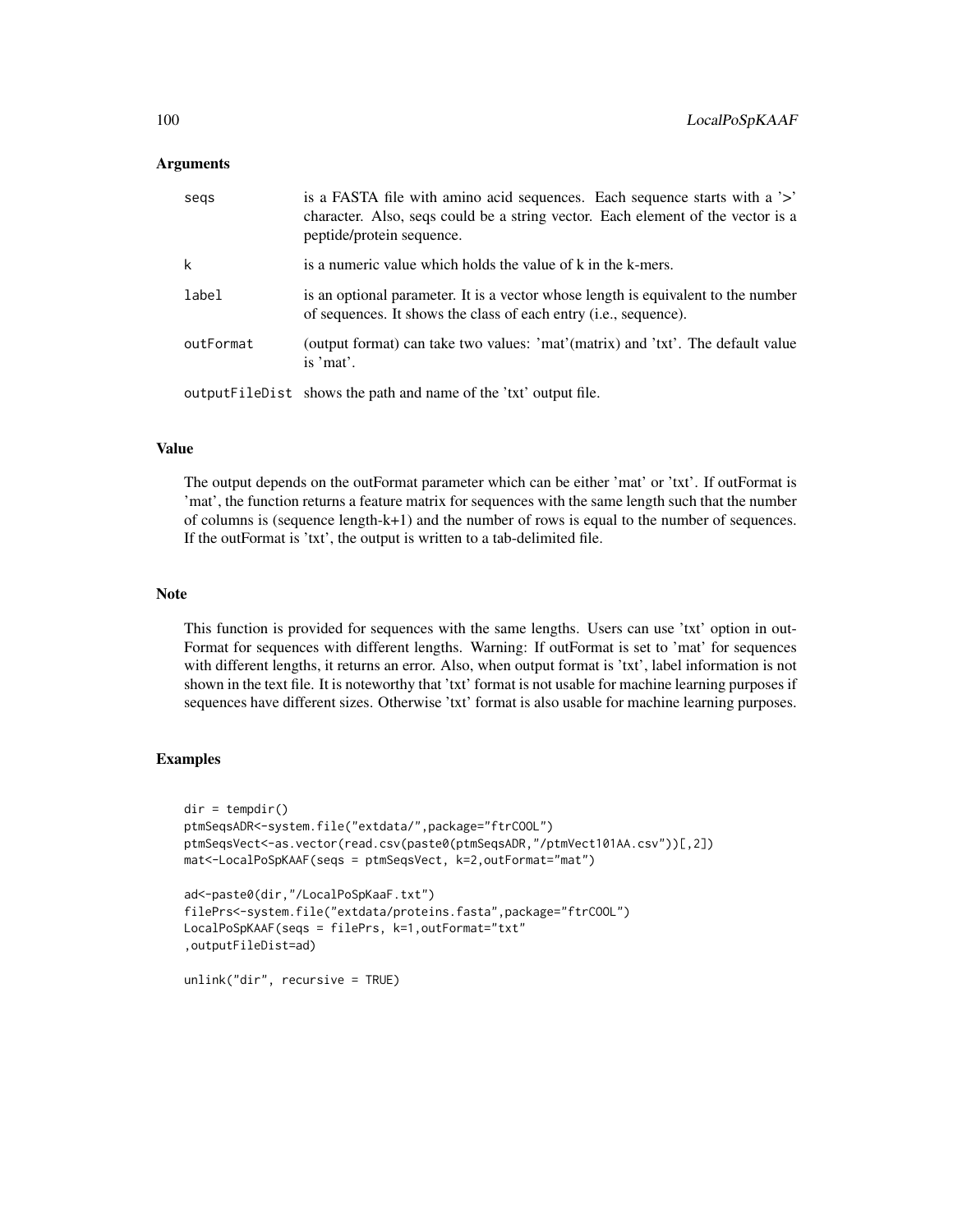## Arguments

| | |
|---|---|
| seqs | is a FASTA file with amino acid sequences. Each sequence starts with a '>' character. Also, seqs could be a string vector. Each element of the vector is a peptide/protein sequence. |
| k | is a numeric value which holds the value of k in the k-mers. |
| label | is an optional parameter. It is a vector whose length is equivalent to the number of sequences. It shows the class of each entry (i.e., sequence). |
| outFormat | (output format) can take two values: 'mat'(matrix) and 'txt'. The default value is 'mat'. |
| outputFileDist | shows the path and name of the 'txt' output file. |

## Value

The output depends on the outFormat parameter which can be either 'mat' or 'txt'. If outFormat is 'mat', the function returns a feature matrix for sequences with the same length such that the number of columns is (sequence length-k+1) and the number of rows is equal to the number of sequences. If the outFormat is 'txt', the output is written to a tab-delimited file.

## Note

This function is provided for sequences with the same lengths. Users can use 'txt' option in outFormat for sequences with different lengths. Warning: If outFormat is set to 'mat' for sequences with different lengths, it returns an error. Also, when output format is 'txt', label information is not shown in the text file. It is noteworthy that 'txt' format is not usable for machine learning purposes if sequences have different sizes. Otherwise 'txt' format is also usable for machine learning purposes.

## Examples

```
dir = tempdir()
ptmSeqsADR<-system.file("extdata/",package="ftrCOOL")
ptmSeqsVect<-as.vector(read.csv(paste0(ptmSeqsADR,"/ptmVect101AA.csv"))[,2])
mat<-LocalPoSpKAAF(seqs = ptmSeqsVect, k=2,outFormat="mat")

ad<-paste0(dir,"/LocalPoSpKaaF.txt")
filePrs<-system.file("extdata/proteins.fasta",package="ftrCOOL")
LocalPoSpKAAF(seqs = filePrs, k=1,outFormat="txt"
,outputFileDist=ad)

unlink("dir", recursive = TRUE)
```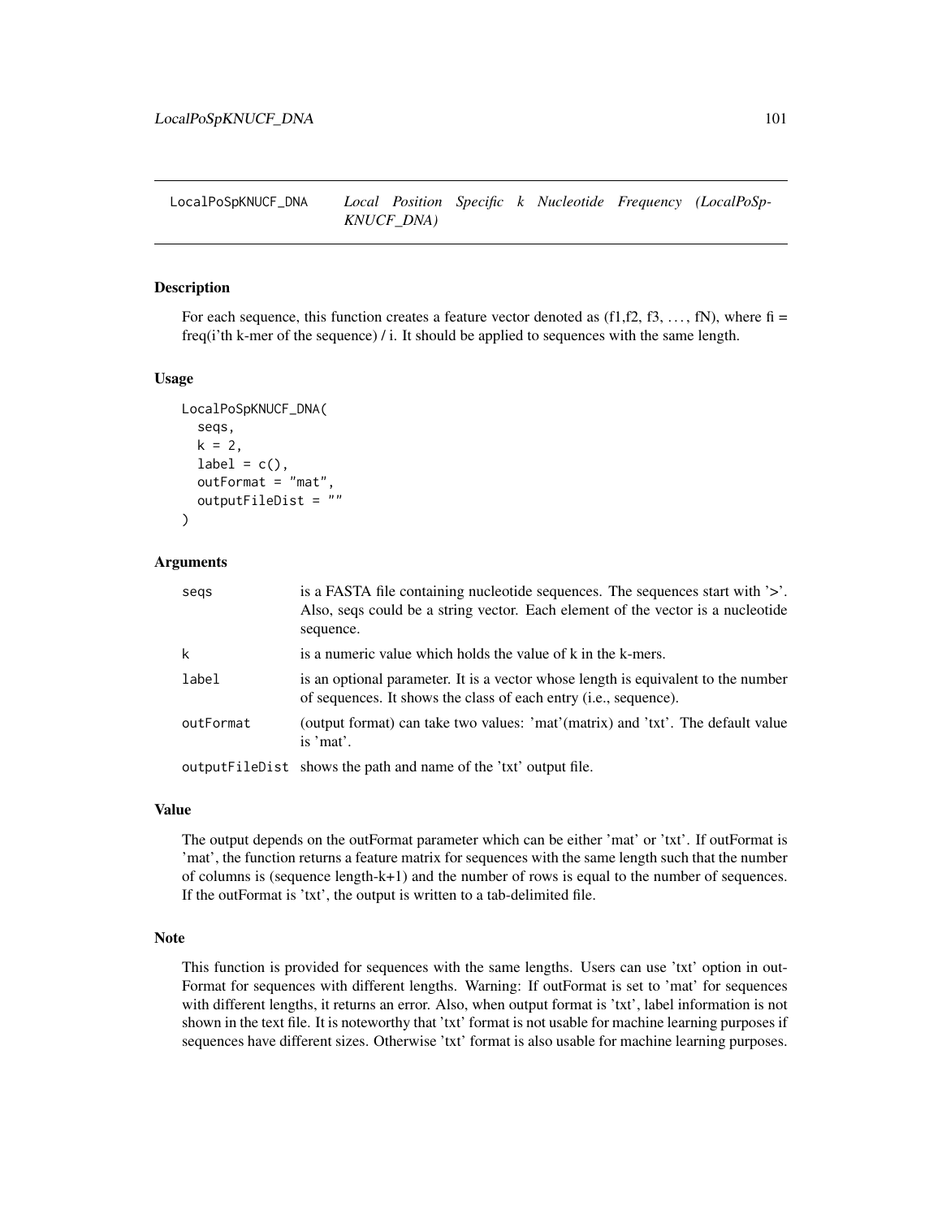# LocalPoSpKNUCF_DNA    *Local Position Specific k Nucleotide Frequency (LocalPoSpKNUCF_DNA)*

## Description

For each sequence, this function creates a feature vector denoted as (f1,f2, f3, ..., fN), where fi = freq(i'th k-mer of the sequence) / i. It should be applied to sequences with the same length.

## Usage

```
LocalPoSpKNUCF_DNA(
  seqs,
  k = 2,
  label = c(),
  outFormat = "mat",
  outputFileDist = ""
)
```

## Arguments

| | |
|---|---|
| seqs | is a FASTA file containing nucleotide sequences. The sequences start with '>'. Also, seqs could be a string vector. Each element of the vector is a nucleotide sequence. |
| k | is a numeric value which holds the value of k in the k-mers. |
| label | is an optional parameter. It is a vector whose length is equivalent to the number of sequences. It shows the class of each entry (i.e., sequence). |
| outFormat | (output format) can take two values: 'mat'(matrix) and 'txt'. The default value is 'mat'. |
| outputFileDist | shows the path and name of the 'txt' output file. |

## Value

The output depends on the outFormat parameter which can be either 'mat' or 'txt'. If outFormat is 'mat', the function returns a feature matrix for sequences with the same length such that the number of columns is (sequence length-k+1) and the number of rows is equal to the number of sequences. If the outFormat is 'txt', the output is written to a tab-delimited file.

## Note

This function is provided for sequences with the same lengths. Users can use 'txt' option in outFormat for sequences with different lengths. Warning: If outFormat is set to 'mat' for sequences with different lengths, it returns an error. Also, when output format is 'txt', label information is not shown in the text file. It is noteworthy that 'txt' format is not usable for machine learning purposes if sequences have different sizes. Otherwise 'txt' format is also usable for machine learning purposes.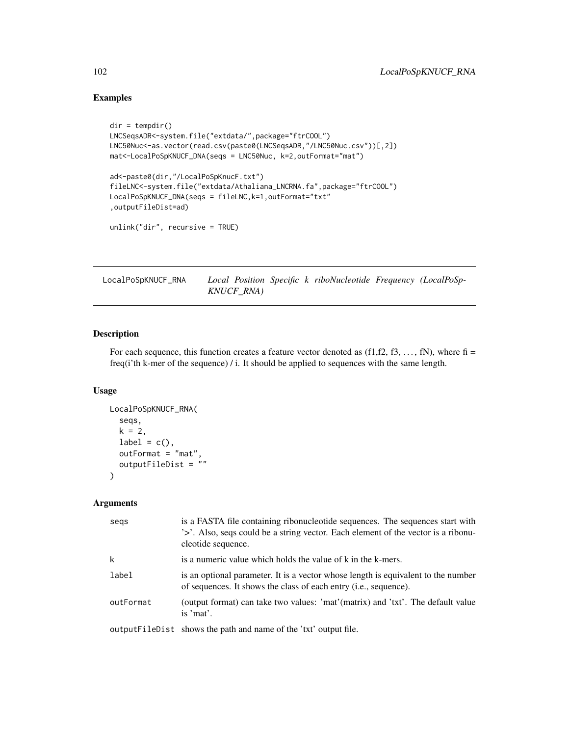## Examples

```
dir = tempdir()
LNCSeqsADR<-system.file("extdata/",package="ftrCOOL")
LNC50Nuc<-as.vector(read.csv(paste0(LNCSeqsADR,"/LNC50Nuc.csv"))[,2])
mat<-LocalPoSpKNUCF_DNA(seqs = LNC50Nuc, k=2,outFormat="mat")

ad<-paste0(dir,"/LocalPoSpKnucF.txt")
fileLNC<-system.file("extdata/Athaliana_LNCRNA.fa",package="ftrCOOL")
LocalPoSpKNUCF_DNA(seqs = fileLNC,k=1,outFormat="txt"
,outputFileDist=ad)

unlink("dir", recursive = TRUE)
```

---

## LocalPoSpKNUCF_RNA — *Local Position Specific k riboNucleotide Frequency (LocalPoSpKNUCF_RNA)*

---

### Description

For each sequence, this function creates a feature vector denoted as (f1,f2, f3, …, fN), where fi = freq(i'th k-mer of the sequence) / i. It should be applied to sequences with the same length.

### Usage

```
LocalPoSpKNUCF_RNA(
  seqs,
  k = 2,
  label = c(),
  outFormat = "mat",
  outputFileDist = ""
)
```

### Arguments

| | |
|---|---|
| seqs | is a FASTA file containing ribonucleotide sequences. The sequences start with '>'. Also, seqs could be a string vector. Each element of the vector is a ribonucleotide sequence. |
| k | is a numeric value which holds the value of k in the k-mers. |
| label | is an optional parameter. It is a vector whose length is equivalent to the number of sequences. It shows the class of each entry (i.e., sequence). |
| outFormat | (output format) can take two values: 'mat'(matrix) and 'txt'. The default value is 'mat'. |
| outputFileDist | shows the path and name of the 'txt' output file. |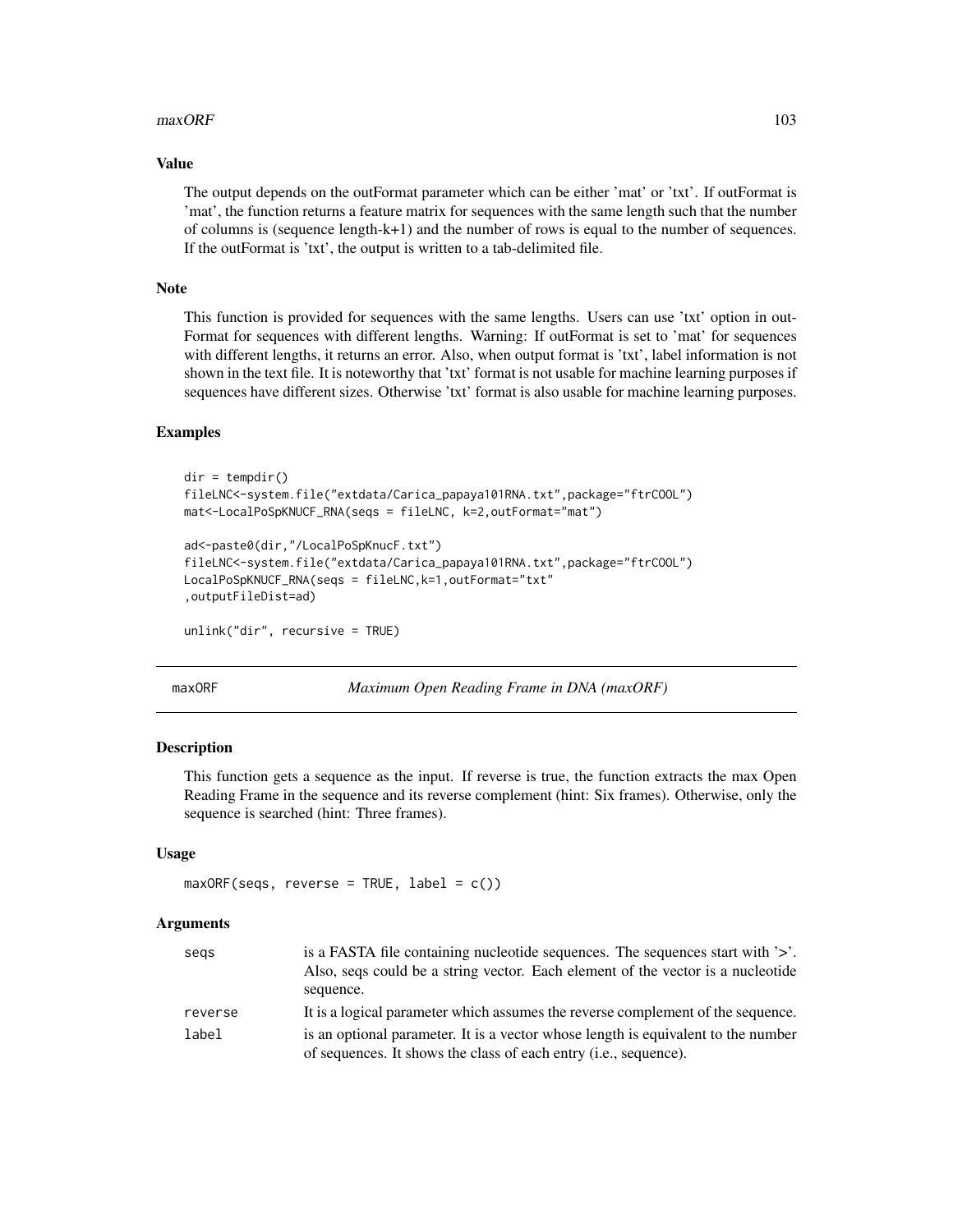### Value

The output depends on the outFormat parameter which can be either 'mat' or 'txt'. If outFormat is 'mat', the function returns a feature matrix for sequences with the same length such that the number of columns is (sequence length-k+1) and the number of rows is equal to the number of sequences. If the outFormat is 'txt', the output is written to a tab-delimited file.

### Note

This function is provided for sequences with the same lengths. Users can use 'txt' option in outFormat for sequences with different lengths. Warning: If outFormat is set to 'mat' for sequences with different lengths, it returns an error. Also, when output format is 'txt', label information is not shown in the text file. It is noteworthy that 'txt' format is not usable for machine learning purposes if sequences have different sizes. Otherwise 'txt' format is also usable for machine learning purposes.

### Examples

```
dir = tempdir()
fileLNC<-system.file("extdata/Carica_papaya101RNA.txt",package="ftrCOOL")
mat<-LocalPoSpKNUCF_RNA(seqs = fileLNC, k=2,outFormat="mat")

ad<-paste0(dir,"/LocalPoSpKnucF.txt")
fileLNC<-system.file("extdata/Carica_papaya101RNA.txt",package="ftrCOOL")
LocalPoSpKNUCF_RNA(seqs = fileLNC,k=1,outFormat="txt"
,outputFileDist=ad)

unlink("dir", recursive = TRUE)
```

---

## maxORF — *Maximum Open Reading Frame in DNA (maxORF)*

### Description

This function gets a sequence as the input. If reverse is true, the function extracts the max Open Reading Frame in the sequence and its reverse complement (hint: Six frames). Otherwise, only the sequence is searched (hint: Three frames).

### Usage

```
maxORF(seqs, reverse = TRUE, label = c())
```

### Arguments

| | |
|---|---|
| seqs | is a FASTA file containing nucleotide sequences. The sequences start with '>'. Also, seqs could be a string vector. Each element of the vector is a nucleotide sequence. |
| reverse | It is a logical parameter which assumes the reverse complement of the sequence. |
| label | is an optional parameter. It is a vector whose length is equivalent to the number of sequences. It shows the class of each entry (i.e., sequence). |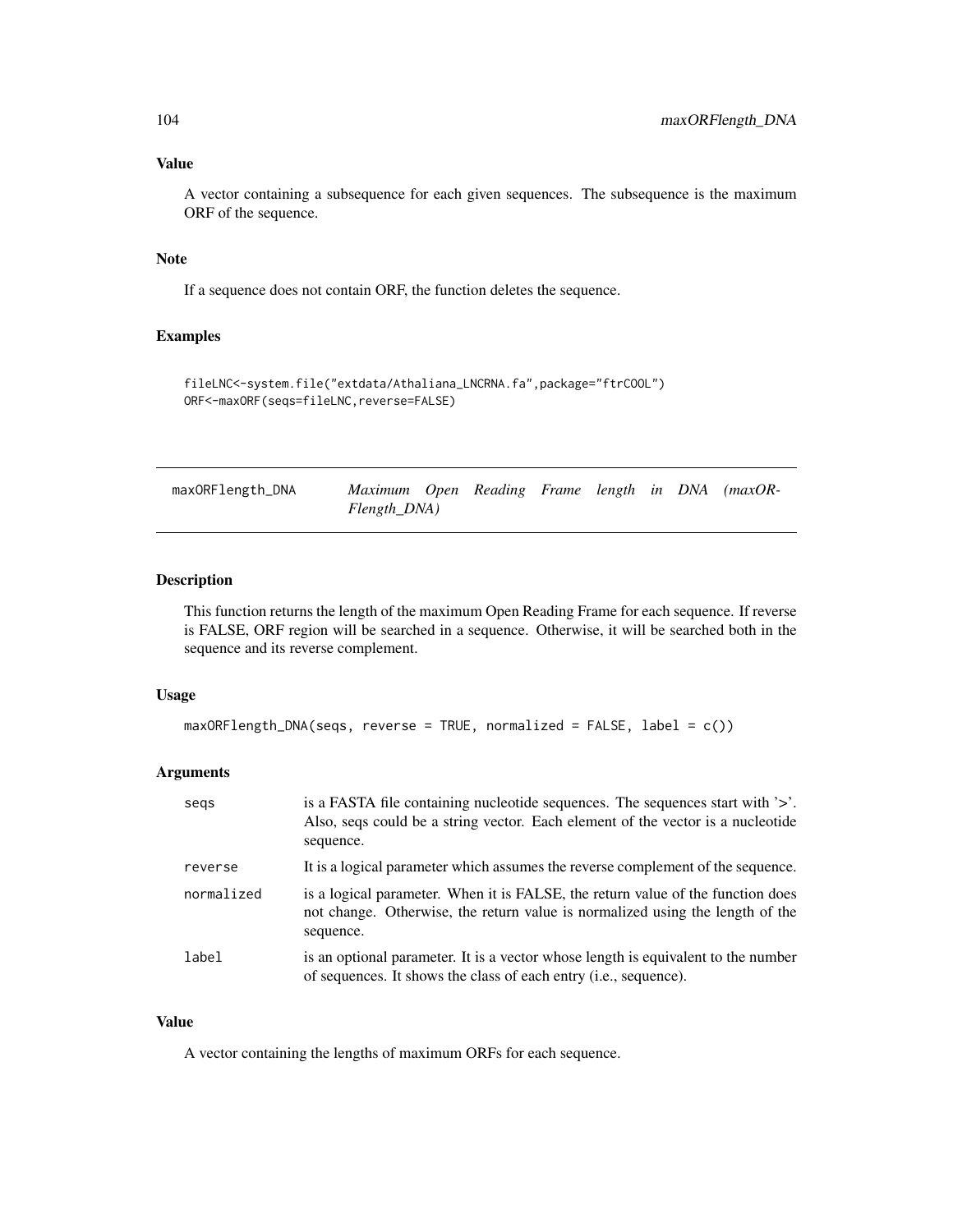### Value

A vector containing a subsequence for each given sequences. The subsequence is the maximum ORF of the sequence.

### Note

If a sequence does not contain ORF, the function deletes the sequence.

### Examples

```
fileLNC<-system.file("extdata/Athaliana_LNCRNA.fa",package="ftrCOOL")
ORF<-maxORF(seqs=fileLNC,reverse=FALSE)
```

---

## maxORFlength_DNA — *Maximum Open Reading Frame length in DNA (maxORFlength_DNA)*

---

### Description

This function returns the length of the maximum Open Reading Frame for each sequence. If reverse is FALSE, ORF region will be searched in a sequence. Otherwise, it will be searched both in the sequence and its reverse complement.

### Usage

```
maxORFlength_DNA(seqs, reverse = TRUE, normalized = FALSE, label = c())
```

### Arguments

| | |
|---|---|
| seqs | is a FASTA file containing nucleotide sequences. The sequences start with '>'. Also, seqs could be a string vector. Each element of the vector is a nucleotide sequence. |
| reverse | It is a logical parameter which assumes the reverse complement of the sequence. |
| normalized | is a logical parameter. When it is FALSE, the return value of the function does not change. Otherwise, the return value is normalized using the length of the sequence. |
| label | is an optional parameter. It is a vector whose length is equivalent to the number of sequences. It shows the class of each entry (i.e., sequence). |

### Value

A vector containing the lengths of maximum ORFs for each sequence.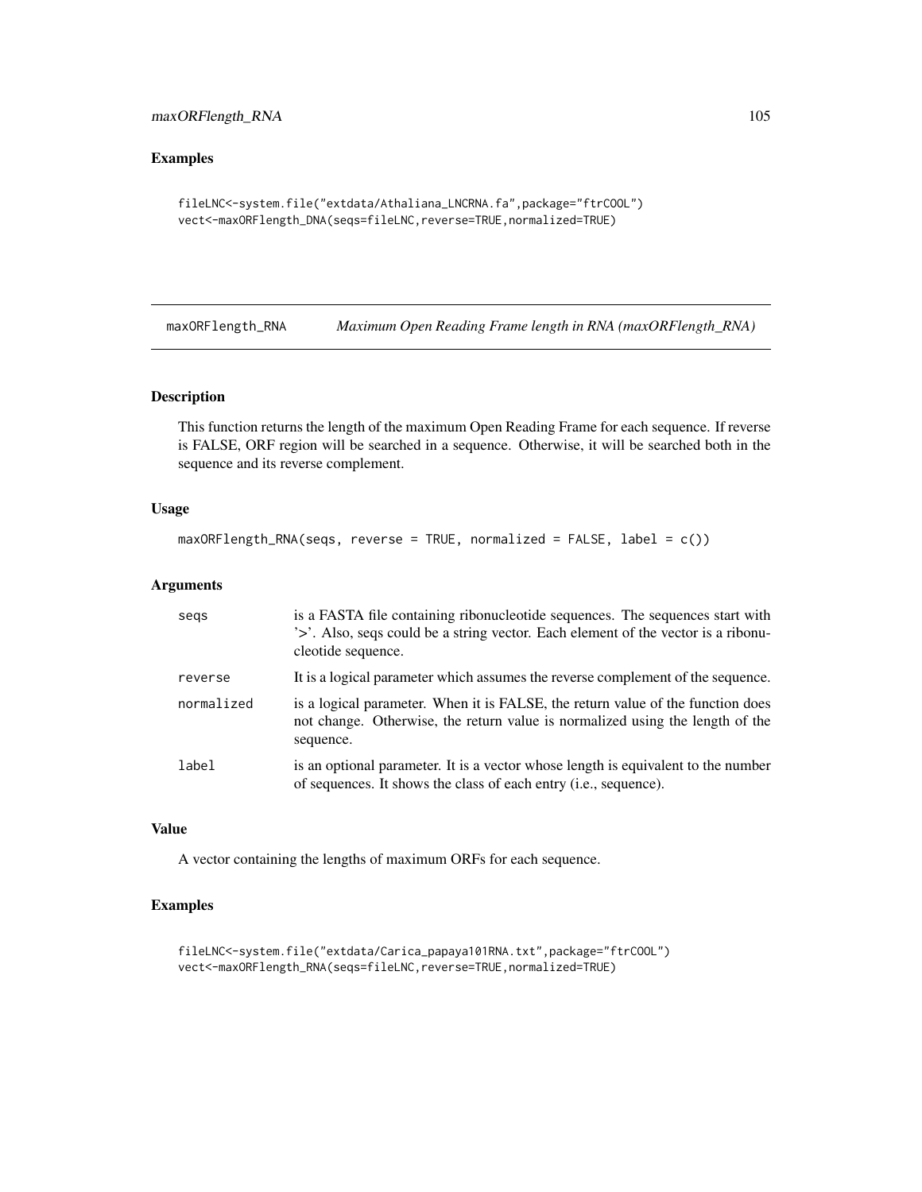## Examples

```
fileLNC<-system.file("extdata/Athaliana_LNCRNA.fa",package="ftrCOOL")
vect<-maxORFlength_DNA(seqs=fileLNC,reverse=TRUE,normalized=TRUE)
```

# maxORFlength_RNA *Maximum Open Reading Frame length in RNA (maxORFlength_RNA)*

## Description

This function returns the length of the maximum Open Reading Frame for each sequence. If reverse is FALSE, ORF region will be searched in a sequence. Otherwise, it will be searched both in the sequence and its reverse complement.

## Usage

```
maxORFlength_RNA(seqs, reverse = TRUE, normalized = FALSE, label = c())
```

## Arguments

| | |
|---|---|
| seqs | is a FASTA file containing ribonucleotide sequences. The sequences start with '>'. Also, seqs could be a string vector. Each element of the vector is a ribonucleotide sequence. |
| reverse | It is a logical parameter which assumes the reverse complement of the sequence. |
| normalized | is a logical parameter. When it is FALSE, the return value of the function does not change. Otherwise, the return value is normalized using the length of the sequence. |
| label | is an optional parameter. It is a vector whose length is equivalent to the number of sequences. It shows the class of each entry (i.e., sequence). |

## Value

A vector containing the lengths of maximum ORFs for each sequence.

## Examples

```
fileLNC<-system.file("extdata/Carica_papaya101RNA.txt",package="ftrCOOL")
vect<-maxORFlength_RNA(seqs=fileLNC,reverse=TRUE,normalized=TRUE)
```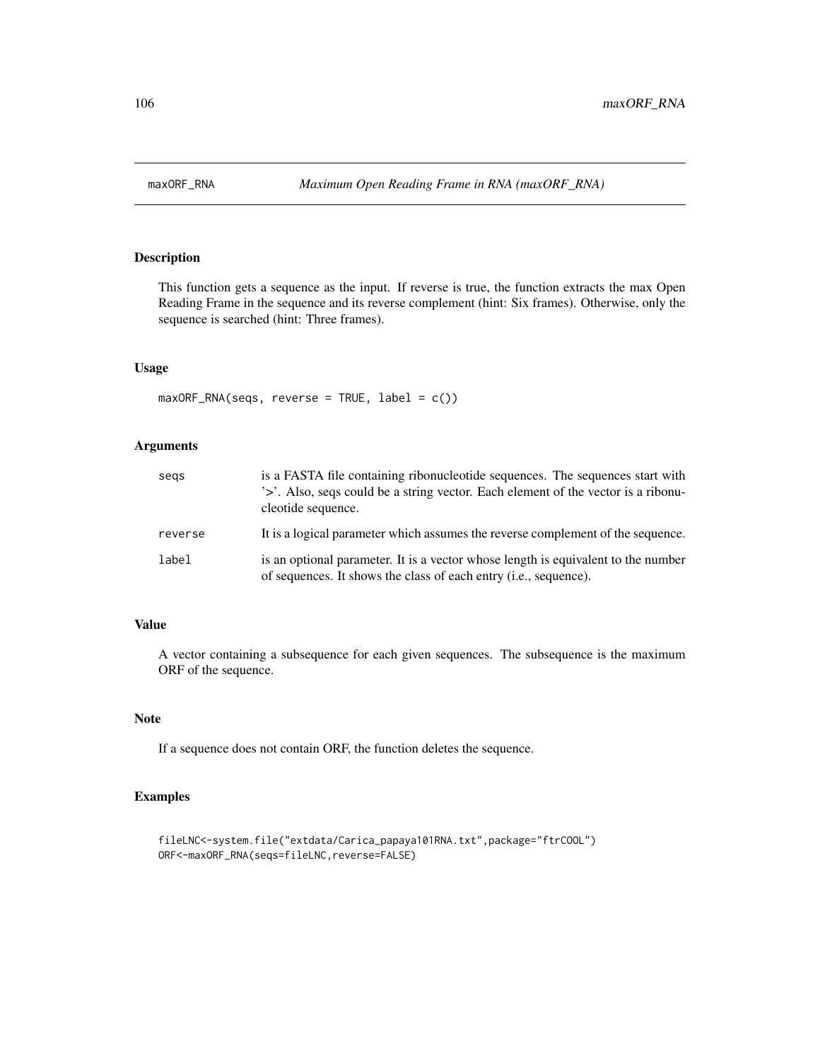# maxORF_RNA — *Maximum Open Reading Frame in RNA (maxORF_RNA)*

## Description

This function gets a sequence as the input. If reverse is true, the function extracts the max Open Reading Frame in the sequence and its reverse complement (hint: Six frames). Otherwise, only the sequence is searched (hint: Three frames).

## Usage

```
maxORF_RNA(seqs, reverse = TRUE, label = c())
```

## Arguments

| | |
|---|---|
| `seqs` | is a FASTA file containing ribonucleotide sequences. The sequences start with '>'. Also, seqs could be a string vector. Each element of the vector is a ribonucleotide sequence. |
| `reverse` | It is a logical parameter which assumes the reverse complement of the sequence. |
| `label` | is an optional parameter. It is a vector whose length is equivalent to the number of sequences. It shows the class of each entry (i.e., sequence). |

## Value

A vector containing a subsequence for each given sequences. The subsequence is the maximum ORF of the sequence.

## Note

If a sequence does not contain ORF, the function deletes the sequence.

## Examples

```
fileLNC<-system.file("extdata/Carica_papaya101RNA.txt",package="ftrCOOL")
ORF<-maxORF_RNA(seqs=fileLNC,reverse=FALSE)
```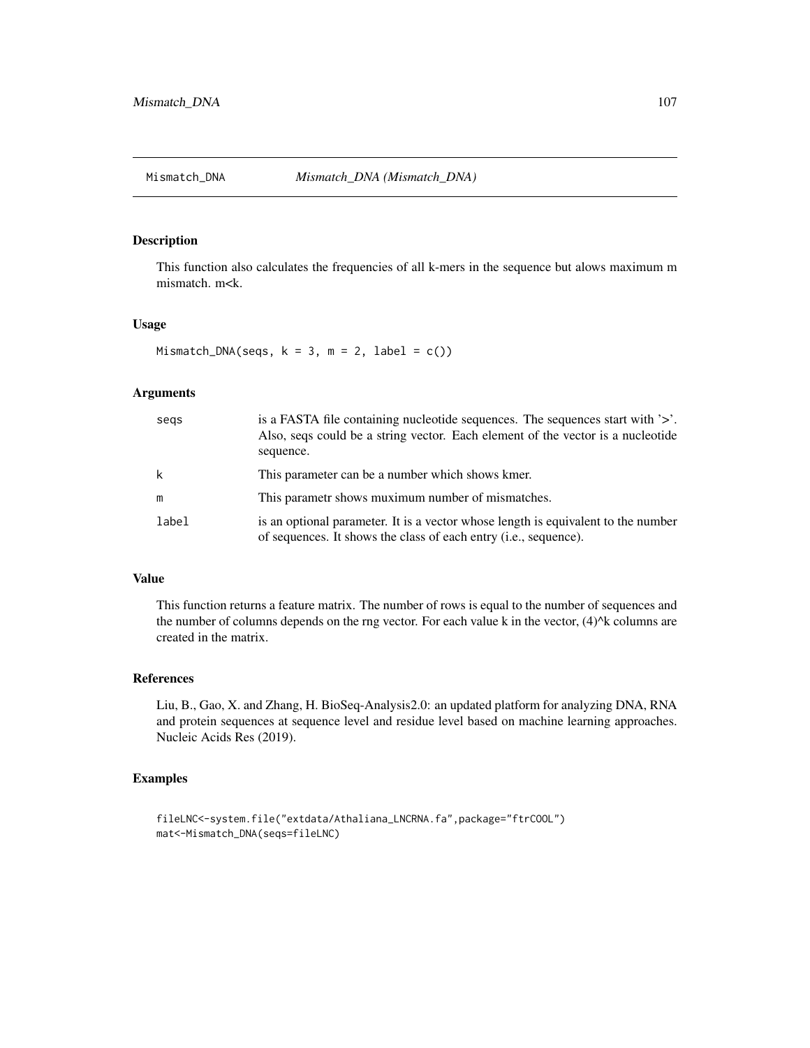# Mismatch_DNA — *Mismatch_DNA (Mismatch_DNA)*

## Description

This function also calculates the frequencies of all k-mers in the sequence but alows maximum m mismatch. m<k.

## Usage

```
Mismatch_DNA(seqs, k = 3, m = 2, label = c())
```

## Arguments

| | |
|---|---|
| seqs | is a FASTA file containing nucleotide sequences. The sequences start with '>'. Also, seqs could be a string vector. Each element of the vector is a nucleotide sequence. |
| k | This parameter can be a number which shows kmer. |
| m | This parametr shows muximum number of mismatches. |
| label | is an optional parameter. It is a vector whose length is equivalent to the number of sequences. It shows the class of each entry (i.e., sequence). |

## Value

This function returns a feature matrix. The number of rows is equal to the number of sequences and the number of columns depends on the rng vector. For each value k in the vector, (4)^k columns are created in the matrix.

## References

Liu, B., Gao, X. and Zhang, H. BioSeq-Analysis2.0: an updated platform for analyzing DNA, RNA and protein sequences at sequence level and residue level based on machine learning approaches. Nucleic Acids Res (2019).

## Examples

```
fileLNC<-system.file("extdata/Athaliana_LNCRNA.fa",package="ftrCOOL")
mat<-Mismatch_DNA(seqs=fileLNC)
```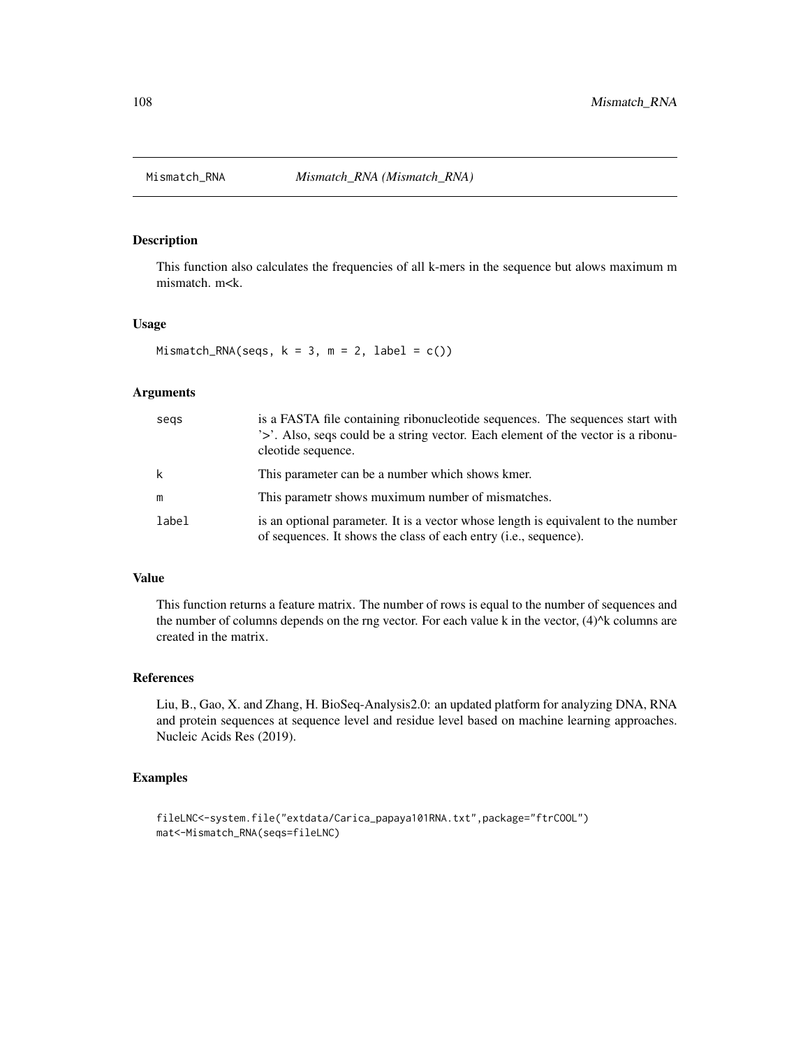# Mismatch_RNA *Mismatch_RNA (Mismatch_RNA)*

## Description

This function also calculates the frequencies of all k-mers in the sequence but alows maximum m mismatch. m<k.

## Usage

```
Mismatch_RNA(seqs, k = 3, m = 2, label = c())
```

## Arguments

| | |
|---|---|
| seqs | is a FASTA file containing ribonucleotide sequences. The sequences start with '>'. Also, seqs could be a string vector. Each element of the vector is a ribonucleotide sequence. |
| k | This parameter can be a number which shows kmer. |
| m | This parametr shows muximum number of mismatches. |
| label | is an optional parameter. It is a vector whose length is equivalent to the number of sequences. It shows the class of each entry (i.e., sequence). |

## Value

This function returns a feature matrix. The number of rows is equal to the number of sequences and the number of columns depends on the rng vector. For each value k in the vector, (4)^k columns are created in the matrix.

## References

Liu, B., Gao, X. and Zhang, H. BioSeq-Analysis2.0: an updated platform for analyzing DNA, RNA and protein sequences at sequence level and residue level based on machine learning approaches. Nucleic Acids Res (2019).

## Examples

```
fileLNC<-system.file("extdata/Carica_papaya101RNA.txt",package="ftrCOOL")
mat<-Mismatch_RNA(seqs=fileLNC)
```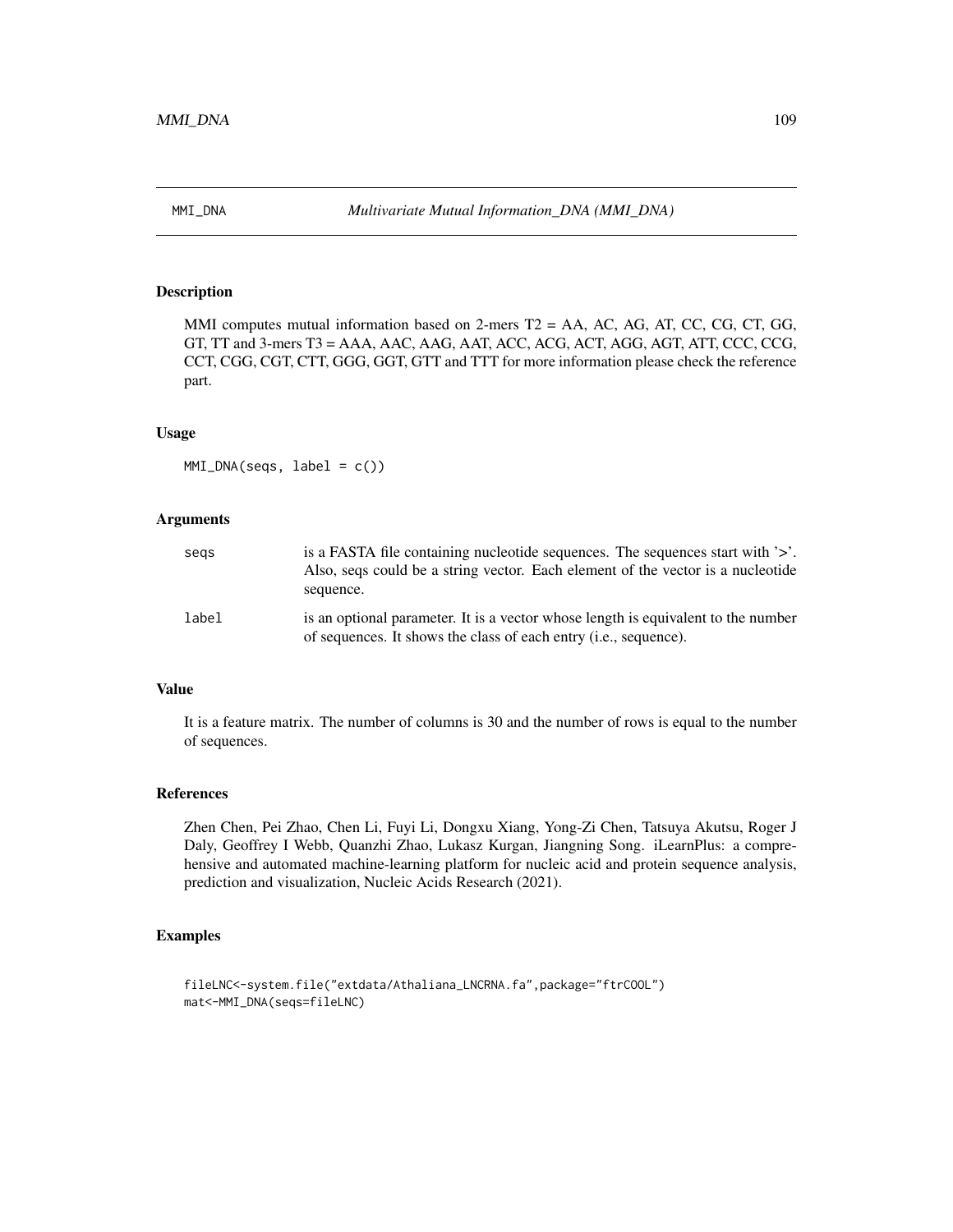MMI_DNA &nbsp;&nbsp;&nbsp;&nbsp; *Multivariate Mutual Information_DNA (MMI_DNA)*

## Description

MMI computes mutual information based on 2-mers T2 = AA, AC, AG, AT, CC, CG, CT, GG, GT, TT and 3-mers T3 = AAA, AAC, AAG, AAT, ACC, ACG, ACT, AGG, AGT, ATT, CCC, CCG, CCT, CGG, CGT, CTT, GGG, GGT, GTT and TTT for more information please check the reference part.

## Usage

```
MMI_DNA(seqs, label = c())
```

## Arguments

| | |
|---|---|
| seqs | is a FASTA file containing nucleotide sequences. The sequences start with '>'. Also, seqs could be a string vector. Each element of the vector is a nucleotide sequence. |
| label | is an optional parameter. It is a vector whose length is equivalent to the number of sequences. It shows the class of each entry (i.e., sequence). |

## Value

It is a feature matrix. The number of columns is 30 and the number of rows is equal to the number of sequences.

## References

Zhen Chen, Pei Zhao, Chen Li, Fuyi Li, Dongxu Xiang, Yong-Zi Chen, Tatsuya Akutsu, Roger J Daly, Geoffrey I Webb, Quanzhi Zhao, Lukasz Kurgan, Jiangning Song. iLearnPlus: a comprehensive and automated machine-learning platform for nucleic acid and protein sequence analysis, prediction and visualization, Nucleic Acids Research (2021).

## Examples

```
fileLNC<-system.file("extdata/Athaliana_LNCRNA.fa",package="ftrCOOL")
mat<-MMI_DNA(seqs=fileLNC)
```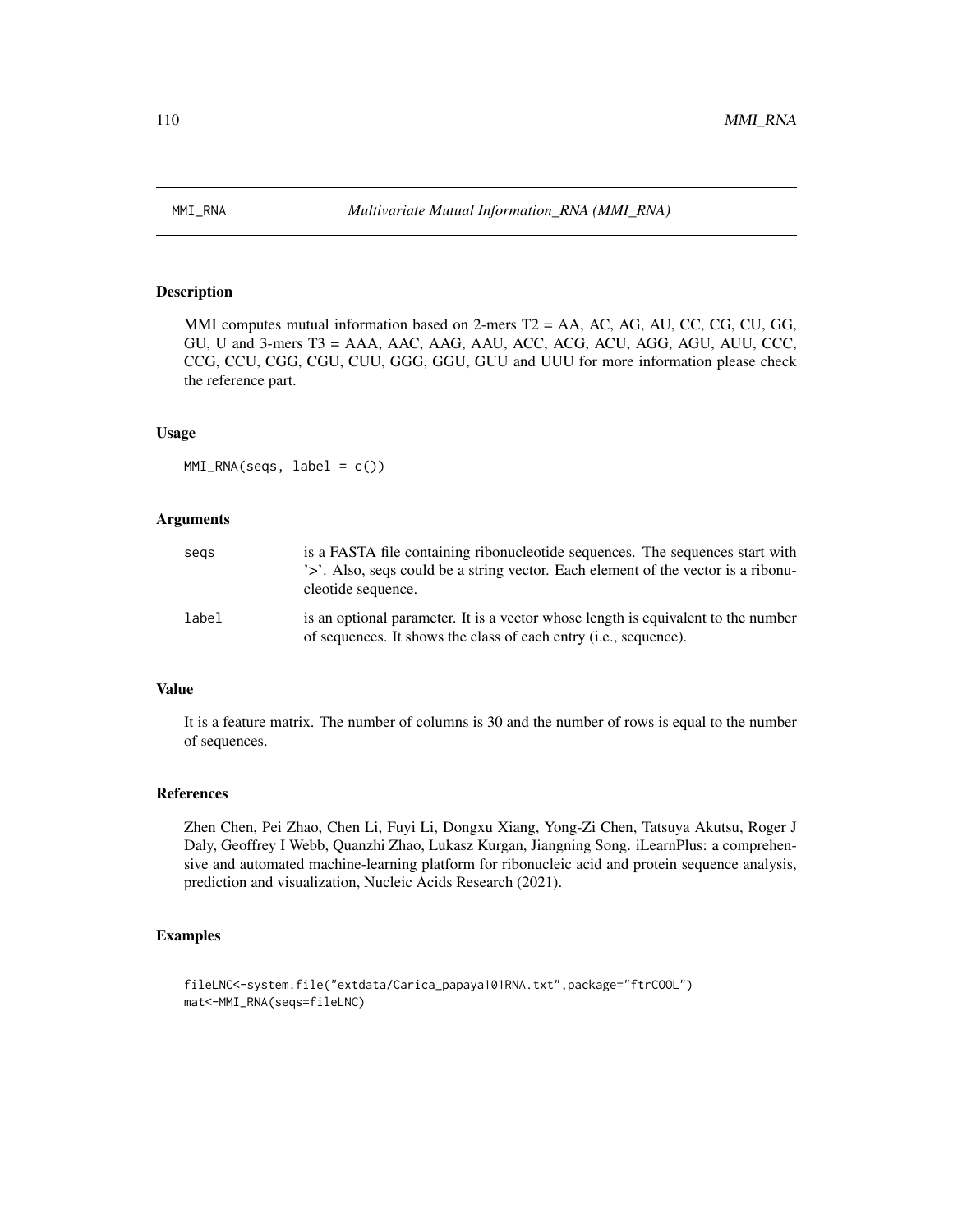MMI_RNA *Multivariate Mutual Information_RNA (MMI_RNA)*

## Description

MMI computes mutual information based on 2-mers T2 = AA, AC, AG, AU, CC, CG, CU, GG, GU, U and 3-mers T3 = AAA, AAC, AAG, AAU, ACC, ACG, ACU, AGG, AGU, AUU, CCC, CCG, CCU, CGG, CGU, CUU, GGG, GGU, GUU and UUU for more information please check the reference part.

## Usage

```
MMI_RNA(seqs, label = c())
```

## Arguments

| | |
|---|---|
| seqs | is a FASTA file containing ribonucleotide sequences. The sequences start with '>'. Also, seqs could be a string vector. Each element of the vector is a ribonucleotide sequence. |
| label | is an optional parameter. It is a vector whose length is equivalent to the number of sequences. It shows the class of each entry (i.e., sequence). |

## Value

It is a feature matrix. The number of columns is 30 and the number of rows is equal to the number of sequences.

## References

Zhen Chen, Pei Zhao, Chen Li, Fuyi Li, Dongxu Xiang, Yong-Zi Chen, Tatsuya Akutsu, Roger J Daly, Geoffrey I Webb, Quanzhi Zhao, Lukasz Kurgan, Jiangning Song. iLearnPlus: a comprehensive and automated machine-learning platform for ribonucleic acid and protein sequence analysis, prediction and visualization, Nucleic Acids Research (2021).

## Examples

```
fileLNC<-system.file("extdata/Carica_papaya101RNA.txt",package="ftrCOOL")
mat<-MMI_RNA(seqs=fileLNC)
```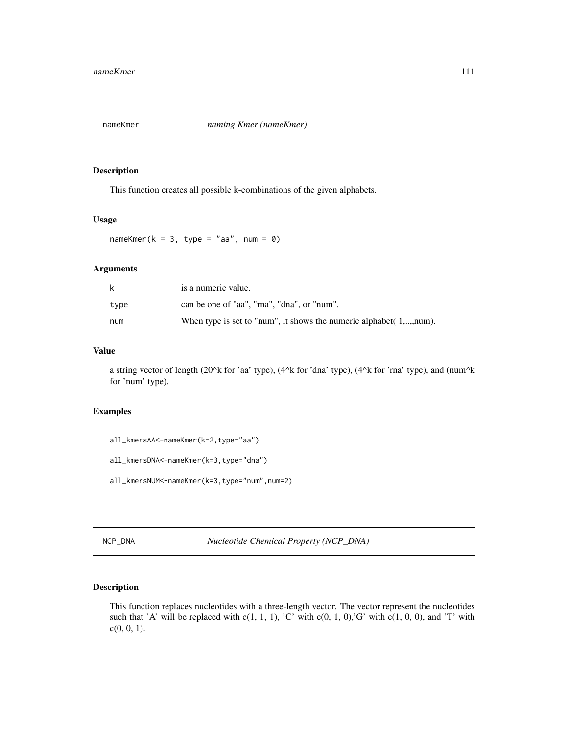## nameKmer — *naming Kmer (nameKmer)*

### Description

This function creates all possible k-combinations of the given alphabets.

### Usage

```
nameKmer(k = 3, type = "aa", num = 0)
```

### Arguments

| | |
|---|---|
| k | is a numeric value. |
| type | can be one of "aa", "rna", "dna", or "num". |
| num | When type is set to "num", it shows the numeric alphabet( 1,..,,num). |

### Value

a string vector of length (20^k for 'aa' type), (4^k for 'dna' type), (4^k for 'rna' type), and (num^k for 'num' type).

### Examples

```
all_kmersAA<-nameKmer(k=2,type="aa")

all_kmersDNA<-nameKmer(k=3,type="dna")

all_kmersNUM<-nameKmer(k=3,type="num",num=2)
```

## NCP_DNA — *Nucleotide Chemical Property (NCP_DNA)*

### Description

This function replaces nucleotides with a three-length vector. The vector represent the nucleotides such that 'A' will be replaced with c(1, 1, 1), 'C' with c(0, 1, 0),'G' with c(1, 0, 0), and 'T' with c(0, 0, 1).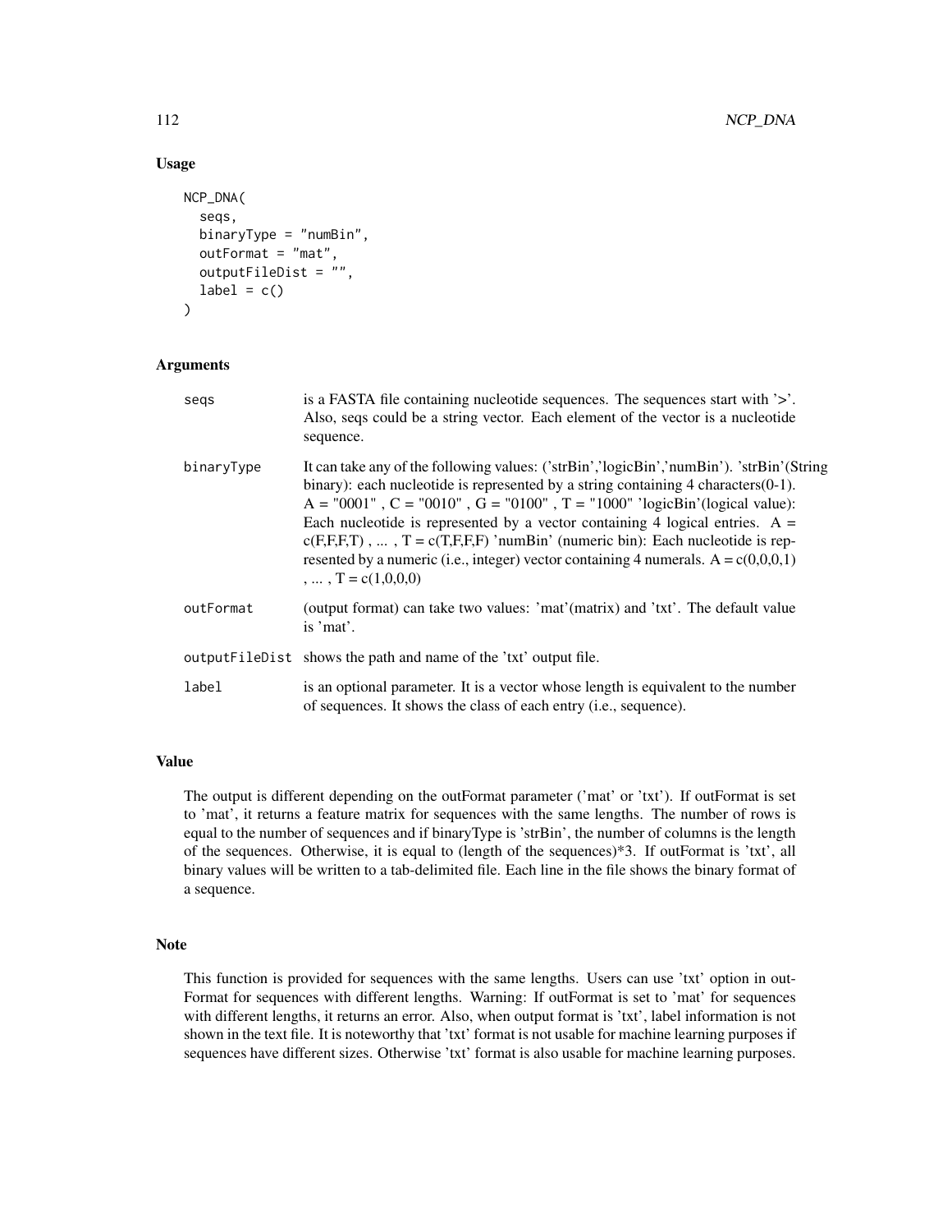## Usage

```
NCP_DNA(
  seqs,
  binaryType = "numBin",
  outFormat = "mat",
  outputFileDist = "",
  label = c()
)
```

## Arguments

| | |
|---|---|
| seqs | is a FASTA file containing nucleotide sequences. The sequences start with '>'. Also, seqs could be a string vector. Each element of the vector is a nucleotide sequence. |
| binaryType | It can take any of the following values: ('strBin','logicBin','numBin'). 'strBin'(String binary): each nucleotide is represented by a string containing 4 characters(0-1). A = "0001" , C = "0010" , G = "0100" , T = "1000" 'logicBin'(logical value): Each nucleotide is represented by a vector containing 4 logical entries. A = c(F,F,F,T) , ... , T = c(T,F,F,F) 'numBin' (numeric bin): Each nucleotide is represented by a numeric (i.e., integer) vector containing 4 numerals. A = c(0,0,0,1) , ... , T = c(1,0,0,0) |
| outFormat | (output format) can take two values: 'mat'(matrix) and 'txt'. The default value is 'mat'. |
| outputFileDist | shows the path and name of the 'txt' output file. |
| label | is an optional parameter. It is a vector whose length is equivalent to the number of sequences. It shows the class of each entry (i.e., sequence). |

## Value

The output is different depending on the outFormat parameter ('mat' or 'txt'). If outFormat is set to 'mat', it returns a feature matrix for sequences with the same lengths. The number of rows is equal to the number of sequences and if binaryType is 'strBin', the number of columns is the length of the sequences. Otherwise, it is equal to (length of the sequences)*3. If outFormat is 'txt', all binary values will be written to a tab-delimited file. Each line in the file shows the binary format of a sequence.

## Note

This function is provided for sequences with the same lengths. Users can use 'txt' option in outFormat for sequences with different lengths. Warning: If outFormat is set to 'mat' for sequences with different lengths, it returns an error. Also, when output format is 'txt', label information is not shown in the text file. It is noteworthy that 'txt' format is not usable for machine learning purposes if sequences have different sizes. Otherwise 'txt' format is also usable for machine learning purposes.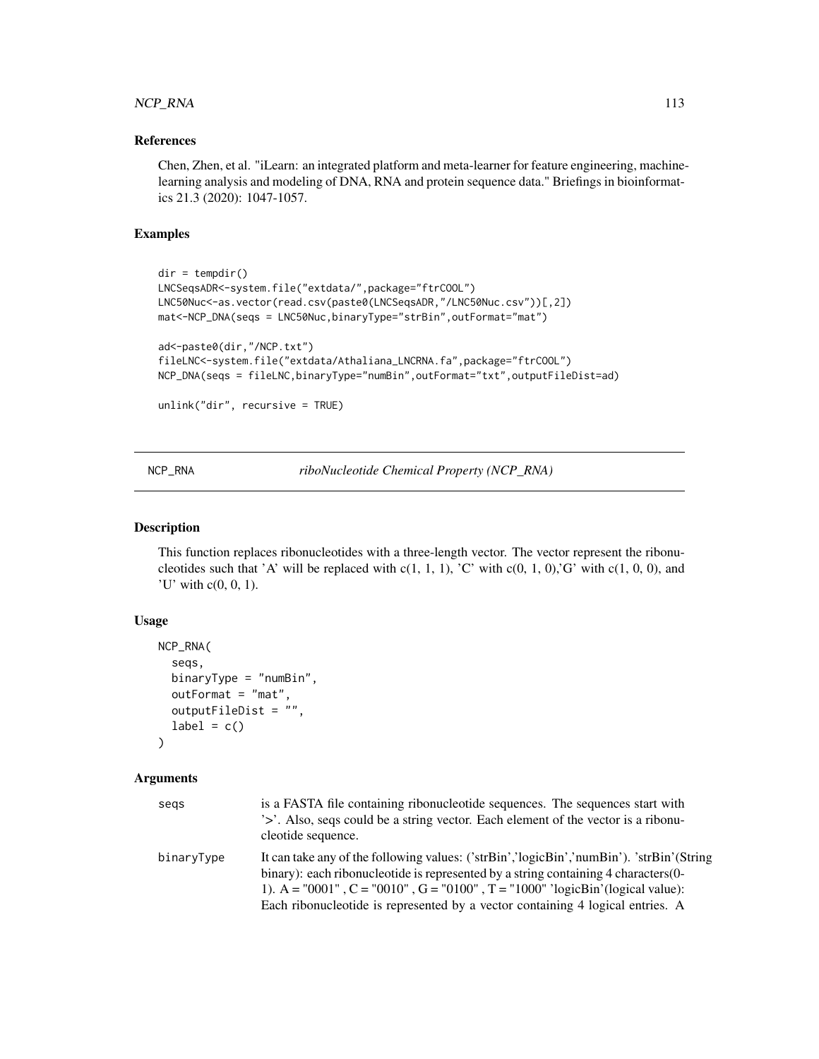### References

Chen, Zhen, et al. "iLearn: an integrated platform and meta-learner for feature engineering, machine-learning analysis and modeling of DNA, RNA and protein sequence data." Briefings in bioinformatics 21.3 (2020): 1047-1057.

### Examples

```
dir = tempdir()
LNCSeqsADR<-system.file("extdata/",package="ftrCOOL")
LNC50Nuc<-as.vector(read.csv(paste0(LNCSeqsADR,"/LNC50Nuc.csv"))[,2])
mat<-NCP_DNA(seqs = LNC50Nuc,binaryType="strBin",outFormat="mat")

ad<-paste0(dir,"/NCP.txt")
fileLNC<-system.file("extdata/Athaliana_LNCRNA.fa",package="ftrCOOL")
NCP_DNA(seqs = fileLNC,binaryType="numBin",outFormat="txt",outputFileDist=ad)

unlink("dir", recursive = TRUE)
```

---

## NCP_RNA — *riboNucleotide Chemical Property (NCP_RNA)*

### Description

This function replaces ribonucleotides with a three-length vector. The vector represent the ribonucleotides such that 'A' will be replaced with c(1, 1, 1), 'C' with c(0, 1, 0),'G' with c(1, 0, 0), and 'U' with c(0, 0, 1).

### Usage

```
NCP_RNA(
  seqs,
  binaryType = "numBin",
  outFormat = "mat",
  outputFileDist = "",
  label = c()
)
```

### Arguments

| | |
|---|---|
| seqs | is a FASTA file containing ribonucleotide sequences. The sequences start with '>'. Also, seqs could be a string vector. Each element of the vector is a ribonucleotide sequence. |
| binaryType | It can take any of the following values: ('strBin','logicBin','numBin'). 'strBin'(String binary): each ribonucleotide is represented by a string containing 4 characters(0-1). A = "0001" , C = "0010" , G = "0100" , T = "1000" 'logicBin'(logical value): Each ribonucleotide is represented by a vector containing 4 logical entries. A |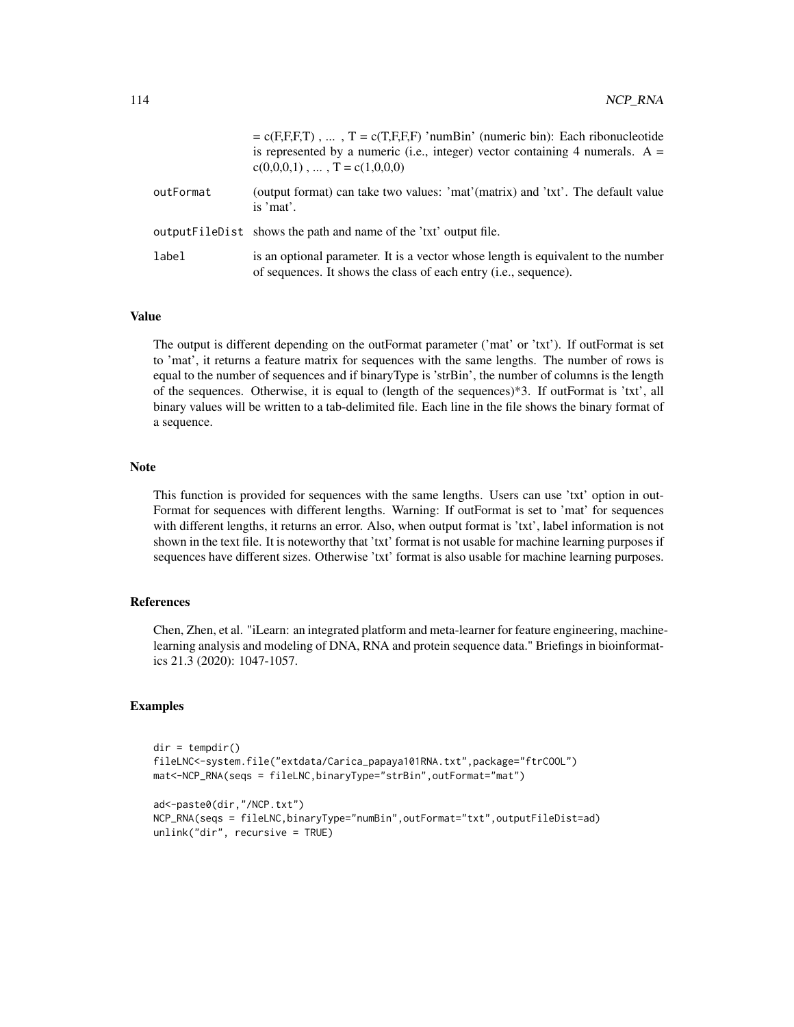| | |
|---|---|
| | = c(F,F,F,T) , ... , T = c(T,F,F,F) 'numBin' (numeric bin): Each ribonucleotide is represented by a numeric (i.e., integer) vector containing 4 numerals. A = c(0,0,0,1) , ... , T = c(1,0,0,0) |
| outFormat | (output format) can take two values: 'mat'(matrix) and 'txt'. The default value is 'mat'. |
| outputFileDist | shows the path and name of the 'txt' output file. |
| label | is an optional parameter. It is a vector whose length is equivalent to the number of sequences. It shows the class of each entry (i.e., sequence). |

## Value

The output is different depending on the outFormat parameter ('mat' or 'txt'). If outFormat is set to 'mat', it returns a feature matrix for sequences with the same lengths. The number of rows is equal to the number of sequences and if binaryType is 'strBin', the number of columns is the length of the sequences. Otherwise, it is equal to (length of the sequences)*3. If outFormat is 'txt', all binary values will be written to a tab-delimited file. Each line in the file shows the binary format of a sequence.

## Note

This function is provided for sequences with the same lengths. Users can use 'txt' option in outFormat for sequences with different lengths. Warning: If outFormat is set to 'mat' for sequences with different lengths, it returns an error. Also, when output format is 'txt', label information is not shown in the text file. It is noteworthy that 'txt' format is not usable for machine learning purposes if sequences have different sizes. Otherwise 'txt' format is also usable for machine learning purposes.

## References

Chen, Zhen, et al. "iLearn: an integrated platform and meta-learner for feature engineering, machine-learning analysis and modeling of DNA, RNA and protein sequence data." Briefings in bioinformatics 21.3 (2020): 1047-1057.

## Examples

```
dir = tempdir()
fileLNC<-system.file("extdata/Carica_papaya101RNA.txt",package="ftrCOOL")
mat<-NCP_RNA(seqs = fileLNC,binaryType="strBin",outFormat="mat")

ad<-paste0(dir,"/NCP.txt")
NCP_RNA(seqs = fileLNC,binaryType="numBin",outFormat="txt",outputFileDist=ad)
unlink("dir", recursive = TRUE)
```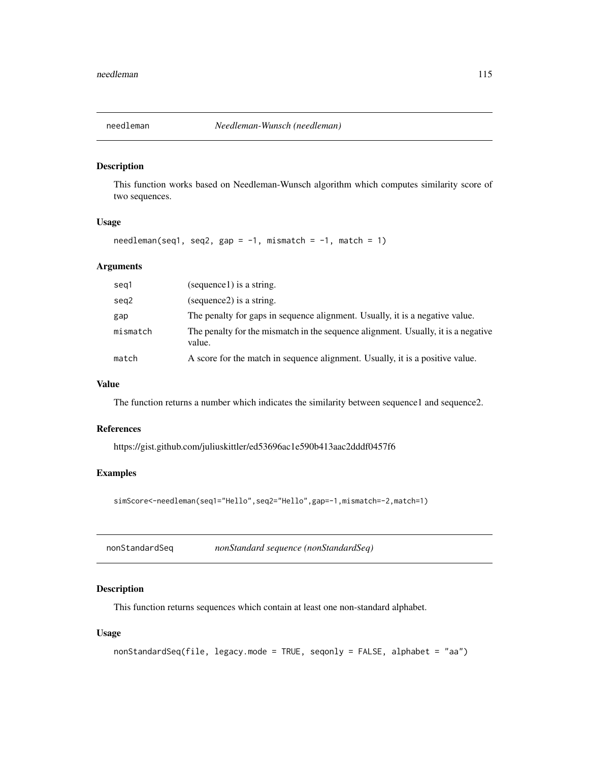## needleman *Needleman-Wunsch (needleman)*

### Description

This function works based on Needleman-Wunsch algorithm which computes similarity score of two sequences.

### Usage

```
needleman(seq1, seq2, gap = -1, mismatch = -1, match = 1)
```

### Arguments

| | |
|---|---|
| seq1 | (sequence1) is a string. |
| seq2 | (sequence2) is a string. |
| gap | The penalty for gaps in sequence alignment. Usually, it is a negative value. |
| mismatch | The penalty for the mismatch in the sequence alignment. Usually, it is a negative value. |
| match | A score for the match in sequence alignment. Usually, it is a positive value. |

### Value

The function returns a number which indicates the similarity between sequence1 and sequence2.

### References

https://gist.github.com/juliuskittler/ed53696ac1e590b413aac2dddf0457f6

### Examples

```
simScore<-needleman(seq1="Hello",seq2="Hello",gap=-1,mismatch=-2,match=1)
```

## nonStandardSeq *nonStandard sequence (nonStandardSeq)*

### Description

This function returns sequences which contain at least one non-standard alphabet.

### Usage

```
nonStandardSeq(file, legacy.mode = TRUE, seqonly = FALSE, alphabet = "aa")
```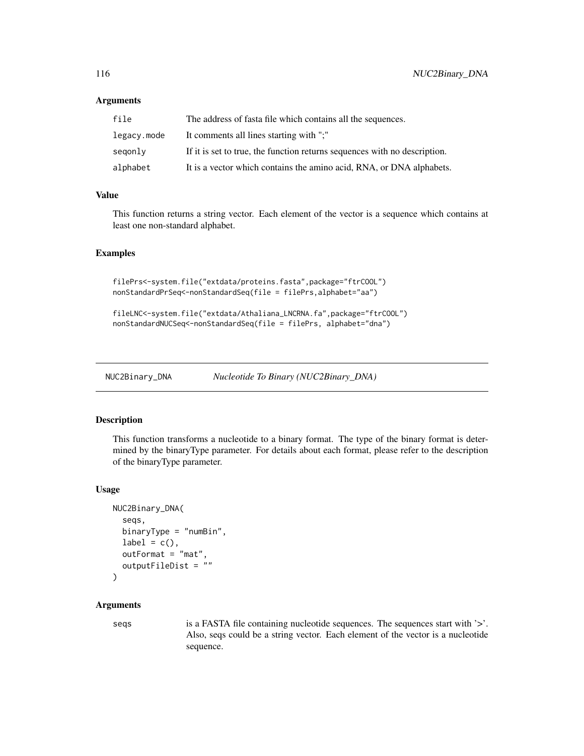### Arguments

| | |
|---|---|
| file | The address of fasta file which contains all the sequences. |
| legacy.mode | It comments all lines starting with ";" |
| seqonly | If it is set to true, the function returns sequences with no description. |
| alphabet | It is a vector which contains the amino acid, RNA, or DNA alphabets. |

### Value

This function returns a string vector. Each element of the vector is a sequence which contains at least one non-standard alphabet.

### Examples

```
filePrs<-system.file("extdata/proteins.fasta",package="ftrCOOL")
nonStandardPrSeq<-nonStandardSeq(file = filePrs,alphabet="aa")

fileLNC<-system.file("extdata/Athaliana_LNCRNA.fa",package="ftrCOOL")
nonStandardNUCSeq<-nonStandardSeq(file = filePrs, alphabet="dna")
```

---

## NUC2Binary_DNA — *Nucleotide To Binary (NUC2Binary_DNA)*

### Description

This function transforms a nucleotide to a binary format. The type of the binary format is determined by the binaryType parameter. For details about each format, please refer to the description of the binaryType parameter.

### Usage

```
NUC2Binary_DNA(
  seqs,
  binaryType = "numBin",
  label = c(),
  outFormat = "mat",
  outputFileDist = ""
)
```

### Arguments

| | |
|---|---|
| seqs | is a FASTA file containing nucleotide sequences. The sequences start with '>'. Also, seqs could be a string vector. Each element of the vector is a nucleotide sequence. |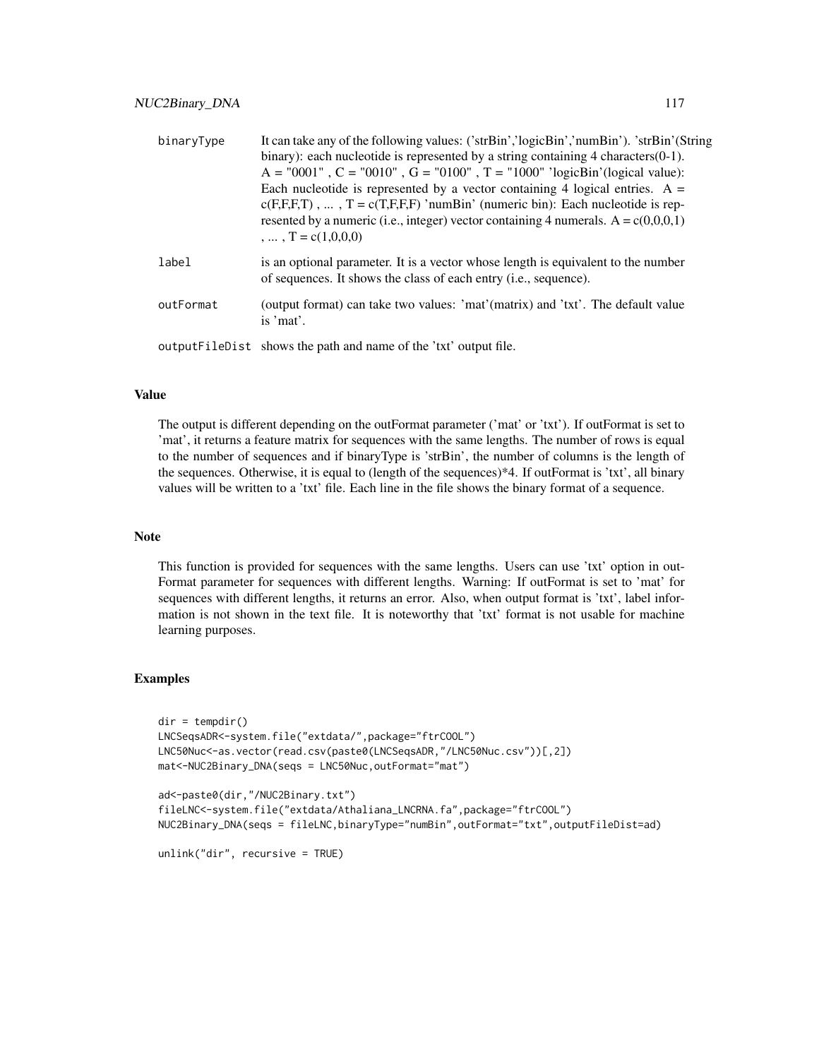| | |
|---|---|
| binaryType | It can take any of the following values: ('strBin','logicBin','numBin'). 'strBin'(String binary): each nucleotide is represented by a string containing 4 characters(0-1). A = "0001" , C = "0010" , G = "0100" , T = "1000" 'logicBin'(logical value): Each nucleotide is represented by a vector containing 4 logical entries. A = c(F,F,F,T) , ... , T = c(T,F,F,F) 'numBin' (numeric bin): Each nucleotide is represented by a numeric (i.e., integer) vector containing 4 numerals. A = c(0,0,0,1) , ... , T = c(1,0,0,0) |
| label | is an optional parameter. It is a vector whose length is equivalent to the number of sequences. It shows the class of each entry (i.e., sequence). |
| outFormat | (output format) can take two values: 'mat'(matrix) and 'txt'. The default value is 'mat'. |
| outputFileDist | shows the path and name of the 'txt' output file. |

## Value

The output is different depending on the outFormat parameter ('mat' or 'txt'). If outFormat is set to 'mat', it returns a feature matrix for sequences with the same lengths. The number of rows is equal to the number of sequences and if binaryType is 'strBin', the number of columns is the length of the sequences. Otherwise, it is equal to (length of the sequences)*4. If outFormat is 'txt', all binary values will be written to a 'txt' file. Each line in the file shows the binary format of a sequence.

## Note

This function is provided for sequences with the same lengths. Users can use 'txt' option in outFormat parameter for sequences with different lengths. Warning: If outFormat is set to 'mat' for sequences with different lengths, it returns an error. Also, when output format is 'txt', label information is not shown in the text file. It is noteworthy that 'txt' format is not usable for machine learning purposes.

## Examples

```
dir = tempdir()
LNCSeqsADR<-system.file("extdata/",package="ftrCOOL")
LNC50Nuc<-as.vector(read.csv(paste0(LNCSeqsADR,"/LNC50Nuc.csv"))[,2])
mat<-NUC2Binary_DNA(seqs = LNC50Nuc,outFormat="mat")

ad<-paste0(dir,"/NUC2Binary.txt")
fileLNC<-system.file("extdata/Athaliana_LNCRNA.fa",package="ftrCOOL")
NUC2Binary_DNA(seqs = fileLNC,binaryType="numBin",outFormat="txt",outputFileDist=ad)

unlink("dir", recursive = TRUE)
```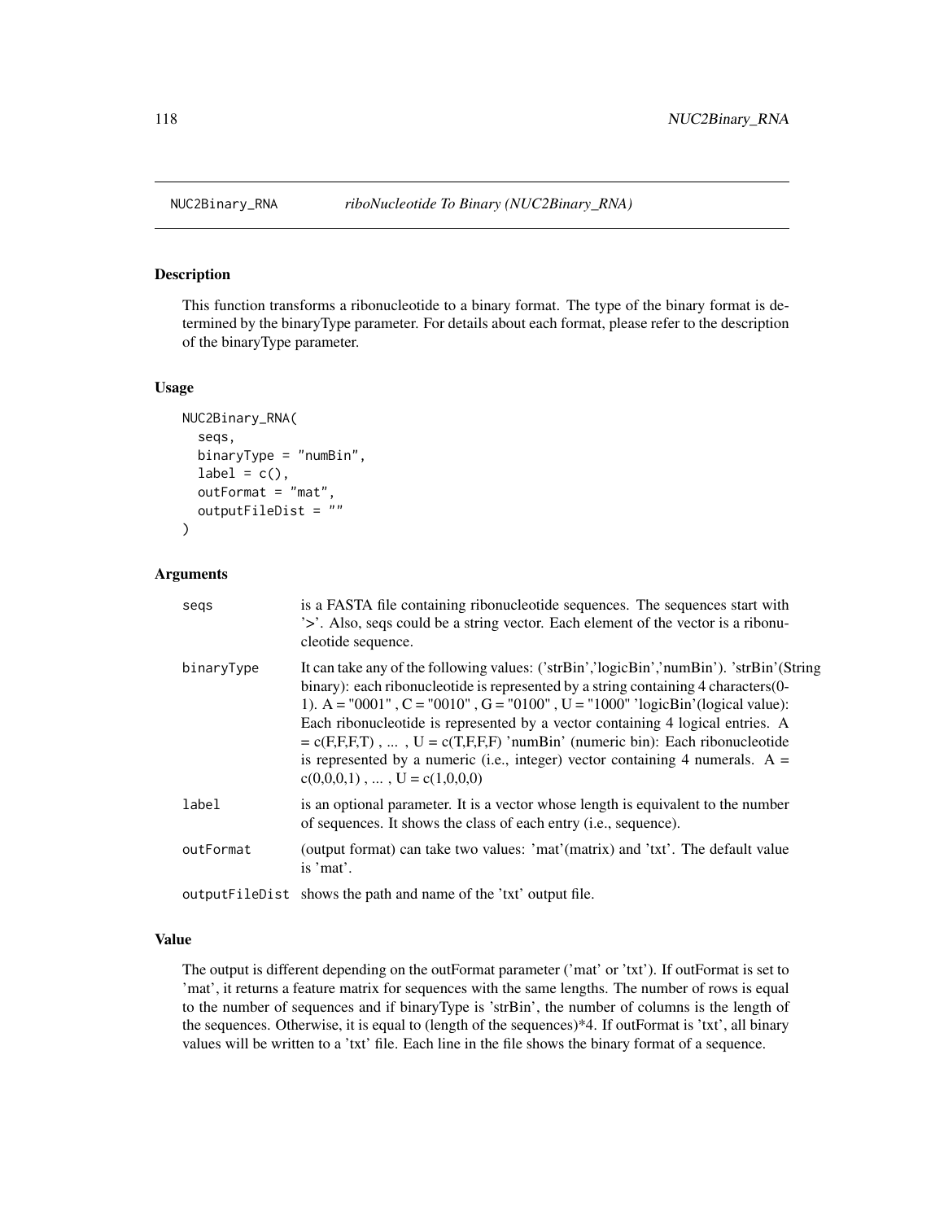NUC2Binary_RNA *riboNucleotide To Binary (NUC2Binary_RNA)*

## Description

This function transforms a ribonucleotide to a binary format. The type of the binary format is determined by the binaryType parameter. For details about each format, please refer to the description of the binaryType parameter.

## Usage

```
NUC2Binary_RNA(
  seqs,
  binaryType = "numBin",
  label = c(),
  outFormat = "mat",
  outputFileDist = ""
)
```

## Arguments

| | |
|---|---|
| seqs | is a FASTA file containing ribonucleotide sequences. The sequences start with '>'. Also, seqs could be a string vector. Each element of the vector is a ribonucleotide sequence. |
| binaryType | It can take any of the following values: ('strBin','logicBin','numBin'). 'strBin'(String binary): each ribonucleotide is represented by a string containing 4 characters(0-1). A = "0001" , C = "0010" , G = "0100" , U = "1000" 'logicBin'(logical value): Each ribonucleotide is represented by a vector containing 4 logical entries. A = c(F,F,F,T) , ... , U = c(T,F,F,F) 'numBin' (numeric bin): Each ribonucleotide is represented by a numeric (i.e., integer) vector containing 4 numerals. A = c(0,0,0,1) , ... , U = c(1,0,0,0) |
| label | is an optional parameter. It is a vector whose length is equivalent to the number of sequences. It shows the class of each entry (i.e., sequence). |
| outFormat | (output format) can take two values: 'mat'(matrix) and 'txt'. The default value is 'mat'. |
| outputFileDist | shows the path and name of the 'txt' output file. |

## Value

The output is different depending on the outFormat parameter ('mat' or 'txt'). If outFormat is set to 'mat', it returns a feature matrix for sequences with the same lengths. The number of rows is equal to the number of sequences and if binaryType is 'strBin', the number of columns is the length of the sequences. Otherwise, it is equal to (length of the sequences)*4. If outFormat is 'txt', all binary values will be written to a 'txt' file. Each line in the file shows the binary format of a sequence.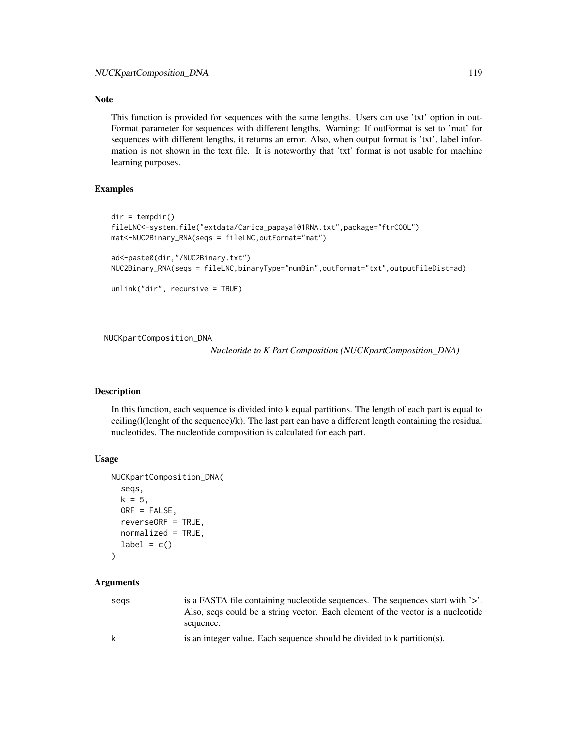### Note

This function is provided for sequences with the same lengths. Users can use 'txt' option in outFormat parameter for sequences with different lengths. Warning: If outFormat is set to 'mat' for sequences with different lengths, it returns an error. Also, when output format is 'txt', label information is not shown in the text file. It is noteworthy that 'txt' format is not usable for machine learning purposes.

### Examples

```
dir = tempdir()
fileLNC<-system.file("extdata/Carica_papaya101RNA.txt",package="ftrCOOL")
mat<-NUC2Binary_RNA(seqs = fileLNC,outFormat="mat")

ad<-paste0(dir,"/NUC2Binary.txt")
NUC2Binary_RNA(seqs = fileLNC,binaryType="numBin",outFormat="txt",outputFileDist=ad)

unlink("dir", recursive = TRUE)
```

---

## NUCKpartComposition_DNA

*Nucleotide to K Part Composition (NUCKpartComposition_DNA)*

### Description

In this function, each sequence is divided into k equal partitions. The length of each part is equal to ceiling(l(lenght of the sequence)/k). The last part can have a different length containing the residual nucleotides. The nucleotide composition is calculated for each part.

### Usage

```
NUCKpartComposition_DNA(
  seqs,
  k = 5,
  ORF = FALSE,
  reverseORF = TRUE,
  normalized = TRUE,
  label = c()
)
```

### Arguments

| | |
|---|---|
| seqs | is a FASTA file containing nucleotide sequences. The sequences start with '>'. Also, seqs could be a string vector. Each element of the vector is a nucleotide sequence. |
| k | is an integer value. Each sequence should be divided to k partition(s). |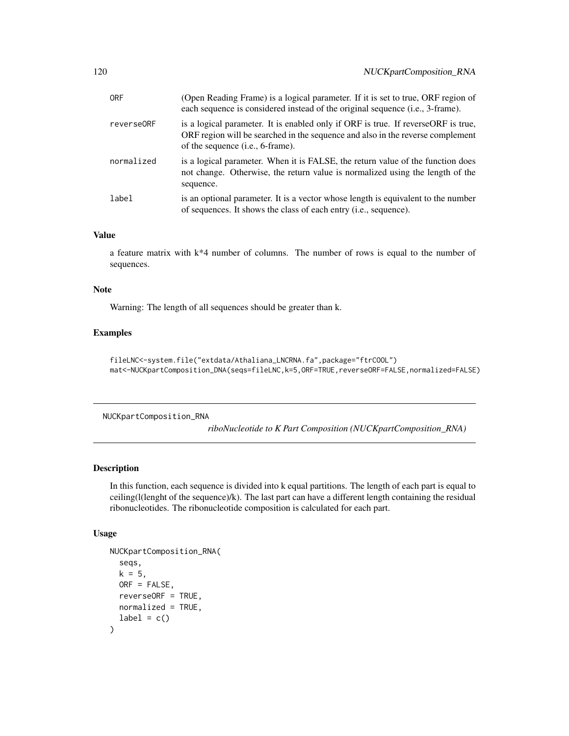| | |
|---|---|
| ORF | (Open Reading Frame) is a logical parameter. If it is set to true, ORF region of each sequence is considered instead of the original sequence (i.e., 3-frame). |
| reverseORF | is a logical parameter. It is enabled only if ORF is true. If reverseORF is true, ORF region will be searched in the sequence and also in the reverse complement of the sequence (i.e., 6-frame). |
| normalized | is a logical parameter. When it is FALSE, the return value of the function does not change. Otherwise, the return value is normalized using the length of the sequence. |
| label | is an optional parameter. It is a vector whose length is equivalent to the number of sequences. It shows the class of each entry (i.e., sequence). |

### Value

a feature matrix with k*4 number of columns. The number of rows is equal to the number of sequences.

### Note

Warning: The length of all sequences should be greater than k.

### Examples

```
fileLNC<-system.file("extdata/Athaliana_LNCRNA.fa",package="ftrCOOL")
mat<-NUCKpartComposition_DNA(seqs=fileLNC,k=5,ORF=TRUE,reverseORF=FALSE,normalized=FALSE)
```

---

## NUCKpartComposition_RNA

*riboNucleotide to K Part Composition (NUCKpartComposition_RNA)*

### Description

In this function, each sequence is divided into k equal partitions. The length of each part is equal to ceiling(l(lenght of the sequence)/k). The last part can have a different length containing the residual ribonucleotides. The ribonucleotide composition is calculated for each part.

### Usage

```
NUCKpartComposition_RNA(
  seqs,
  k = 5,
  ORF = FALSE,
  reverseORF = TRUE,
  normalized = TRUE,
  label = c()
)
```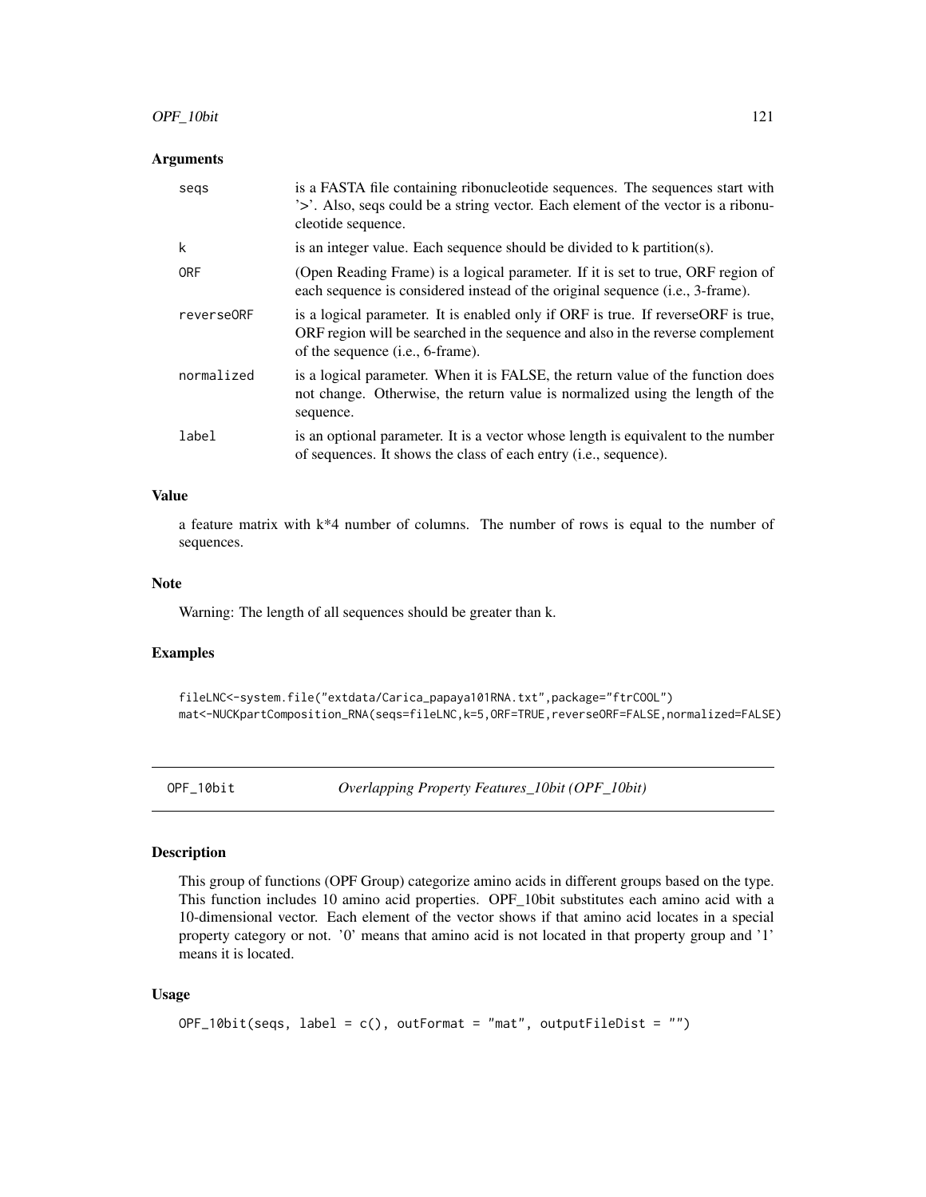### Arguments

| | |
|---|---|
| seqs | is a FASTA file containing ribonucleotide sequences. The sequences start with '>'. Also, seqs could be a string vector. Each element of the vector is a ribonucleotide sequence. |
| k | is an integer value. Each sequence should be divided to k partition(s). |
| ORF | (Open Reading Frame) is a logical parameter. If it is set to true, ORF region of each sequence is considered instead of the original sequence (i.e., 3-frame). |
| reverseORF | is a logical parameter. It is enabled only if ORF is true. If reverseORF is true, ORF region will be searched in the sequence and also in the reverse complement of the sequence (i.e., 6-frame). |
| normalized | is a logical parameter. When it is FALSE, the return value of the function does not change. Otherwise, the return value is normalized using the length of the sequence. |
| label | is an optional parameter. It is a vector whose length is equivalent to the number of sequences. It shows the class of each entry (i.e., sequence). |

### Value

a feature matrix with k*4 number of columns. The number of rows is equal to the number of sequences.

### Note

Warning: The length of all sequences should be greater than k.

### Examples

```
fileLNC<-system.file("extdata/Carica_papaya101RNA.txt",package="ftrCOOL")
mat<-NUCKpartComposition_RNA(seqs=fileLNC,k=5,ORF=TRUE,reverseORF=FALSE,normalized=FALSE)
```

---

## OPF_10bit — *Overlapping Property Features_10bit (OPF_10bit)*

### Description

This group of functions (OPF Group) categorize amino acids in different groups based on the type. This function includes 10 amino acid properties. OPF_10bit substitutes each amino acid with a 10-dimensional vector. Each element of the vector shows if that amino acid locates in a special property category or not. '0' means that amino acid is not located in that property group and '1' means it is located.

### Usage

```
OPF_10bit(seqs, label = c(), outFormat = "mat", outputFileDist = "")
```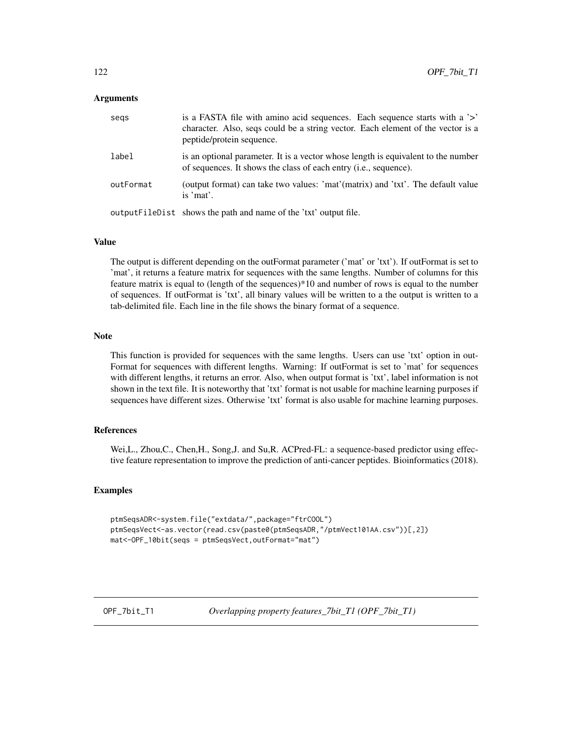### Arguments

| | |
|---|---|
| seqs | is a FASTA file with amino acid sequences. Each sequence starts with a '>' character. Also, seqs could be a string vector. Each element of the vector is a peptide/protein sequence. |
| label | is an optional parameter. It is a vector whose length is equivalent to the number of sequences. It shows the class of each entry (i.e., sequence). |
| outFormat | (output format) can take two values: 'mat'(matrix) and 'txt'. The default value is 'mat'. |
| outputFileDist | shows the path and name of the 'txt' output file. |

### Value

The output is different depending on the outFormat parameter ('mat' or 'txt'). If outFormat is set to 'mat', it returns a feature matrix for sequences with the same lengths. Number of columns for this feature matrix is equal to (length of the sequences)*10 and number of rows is equal to the number of sequences. If outFormat is 'txt', all binary values will be written to a the output is written to a tab-delimited file. Each line in the file shows the binary format of a sequence.

### Note

This function is provided for sequences with the same lengths. Users can use 'txt' option in outFormat for sequences with different lengths. Warning: If outFormat is set to 'mat' for sequences with different lengths, it returns an error. Also, when output format is 'txt', label information is not shown in the text file. It is noteworthy that 'txt' format is not usable for machine learning purposes if sequences have different sizes. Otherwise 'txt' format is also usable for machine learning purposes.

### References

Wei,L., Zhou,C., Chen,H., Song,J. and Su,R. ACPred-FL: a sequence-based predictor using effective feature representation to improve the prediction of anti-cancer peptides. Bioinformatics (2018).

### Examples

```
ptmSeqsADR<-system.file("extdata/",package="ftrCOOL")
ptmSeqsVect<-as.vector(read.csv(paste0(ptmSeqsADR,"/ptmVect101AA.csv"))[,2])
mat<-OPF_10bit(seqs = ptmSeqsVect,outFormat="mat")
```

---

## OPF_7bit_T1    *Overlapping property features_7bit_T1 (OPF_7bit_T1)*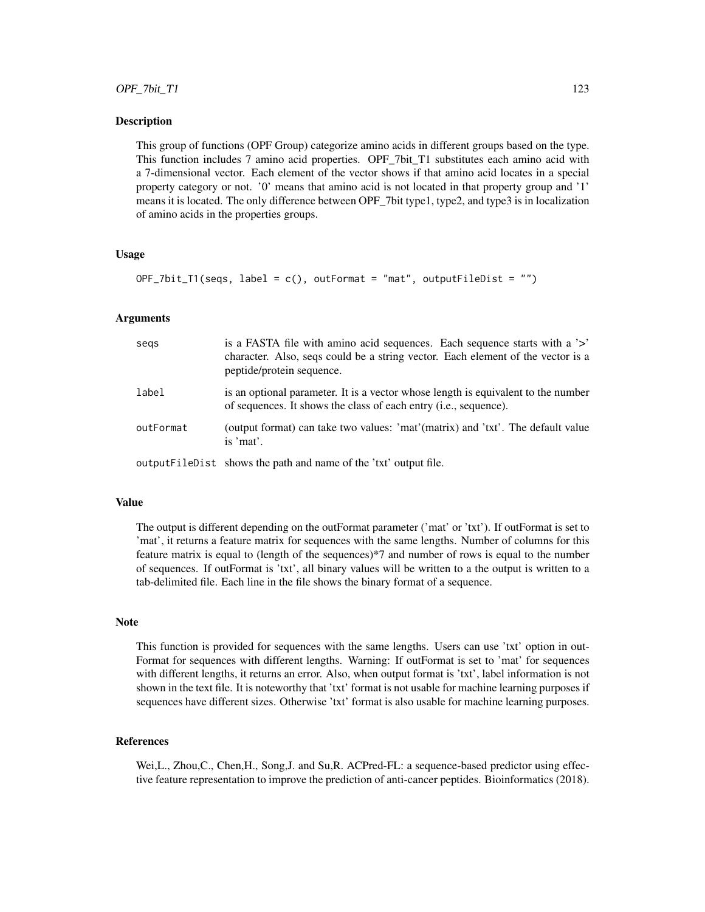## Description

This group of functions (OPF Group) categorize amino acids in different groups based on the type. This function includes 7 amino acid properties. OPF_7bit_T1 substitutes each amino acid with a 7-dimensional vector. Each element of the vector shows if that amino acid locates in a special property category or not. '0' means that amino acid is not located in that property group and '1' means it is located. The only difference between OPF_7bit type1, type2, and type3 is in localization of amino acids in the properties groups.

## Usage

```
OPF_7bit_T1(seqs, label = c(), outFormat = "mat", outputFileDist = "")
```

## Arguments

| | |
|---|---|
| seqs | is a FASTA file with amino acid sequences. Each sequence starts with a '>' character. Also, seqs could be a string vector. Each element of the vector is a peptide/protein sequence. |
| label | is an optional parameter. It is a vector whose length is equivalent to the number of sequences. It shows the class of each entry (i.e., sequence). |
| outFormat | (output format) can take two values: 'mat'(matrix) and 'txt'. The default value is 'mat'. |
| outputFileDist | shows the path and name of the 'txt' output file. |

## Value

The output is different depending on the outFormat parameter ('mat' or 'txt'). If outFormat is set to 'mat', it returns a feature matrix for sequences with the same lengths. Number of columns for this feature matrix is equal to (length of the sequences)*7 and number of rows is equal to the number of sequences. If outFormat is 'txt', all binary values will be written to a the output is written to a tab-delimited file. Each line in the file shows the binary format of a sequence.

## Note

This function is provided for sequences with the same lengths. Users can use 'txt' option in outFormat for sequences with different lengths. Warning: If outFormat is set to 'mat' for sequences with different lengths, it returns an error. Also, when output format is 'txt', label information is not shown in the text file. It is noteworthy that 'txt' format is not usable for machine learning purposes if sequences have different sizes. Otherwise 'txt' format is also usable for machine learning purposes.

## References

Wei,L., Zhou,C., Chen,H., Song,J. and Su,R. ACPred-FL: a sequence-based predictor using effective feature representation to improve the prediction of anti-cancer peptides. Bioinformatics (2018).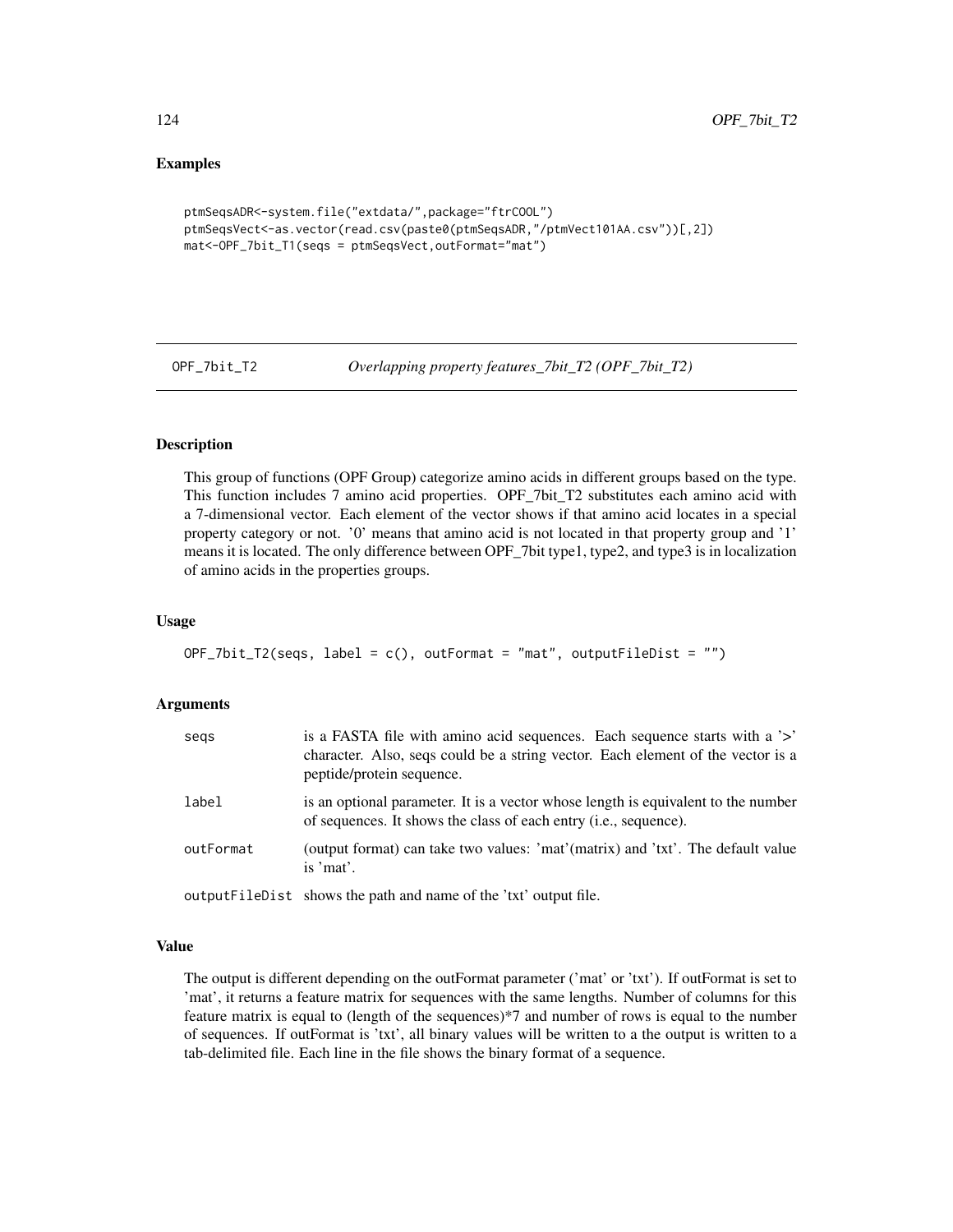## Examples

```
ptmSeqsADR<-system.file("extdata/",package="ftrCOOL")
ptmSeqsVect<-as.vector(read.csv(paste0(ptmSeqsADR,"/ptmVect101AA.csv"))[,2])
mat<-OPF_7bit_T1(seqs = ptmSeqsVect,outFormat="mat")
```

---

# OPF_7bit_T2 — *Overlapping property features_7bit_T2 (OPF_7bit_T2)*

---

## Description

This group of functions (OPF Group) categorize amino acids in different groups based on the type. This function includes 7 amino acid properties. OPF_7bit_T2 substitutes each amino acid with a 7-dimensional vector. Each element of the vector shows if that amino acid locates in a special property category or not. '0' means that amino acid is not located in that property group and '1' means it is located. The only difference between OPF_7bit type1, type2, and type3 is in localization of amino acids in the properties groups.

## Usage

```
OPF_7bit_T2(seqs, label = c(), outFormat = "mat", outputFileDist = "")
```

## Arguments

| | |
|---|---|
| seqs | is a FASTA file with amino acid sequences. Each sequence starts with a '>' character. Also, seqs could be a string vector. Each element of the vector is a peptide/protein sequence. |
| label | is an optional parameter. It is a vector whose length is equivalent to the number of sequences. It shows the class of each entry (i.e., sequence). |
| outFormat | (output format) can take two values: 'mat'(matrix) and 'txt'. The default value is 'mat'. |
| outputFileDist | shows the path and name of the 'txt' output file. |

## Value

The output is different depending on the outFormat parameter ('mat' or 'txt'). If outFormat is set to 'mat', it returns a feature matrix for sequences with the same lengths. Number of columns for this feature matrix is equal to (length of the sequences)*7 and number of rows is equal to the number of sequences. If outFormat is 'txt', all binary values will be written to a the output is written to a tab-delimited file. Each line in the file shows the binary format of a sequence.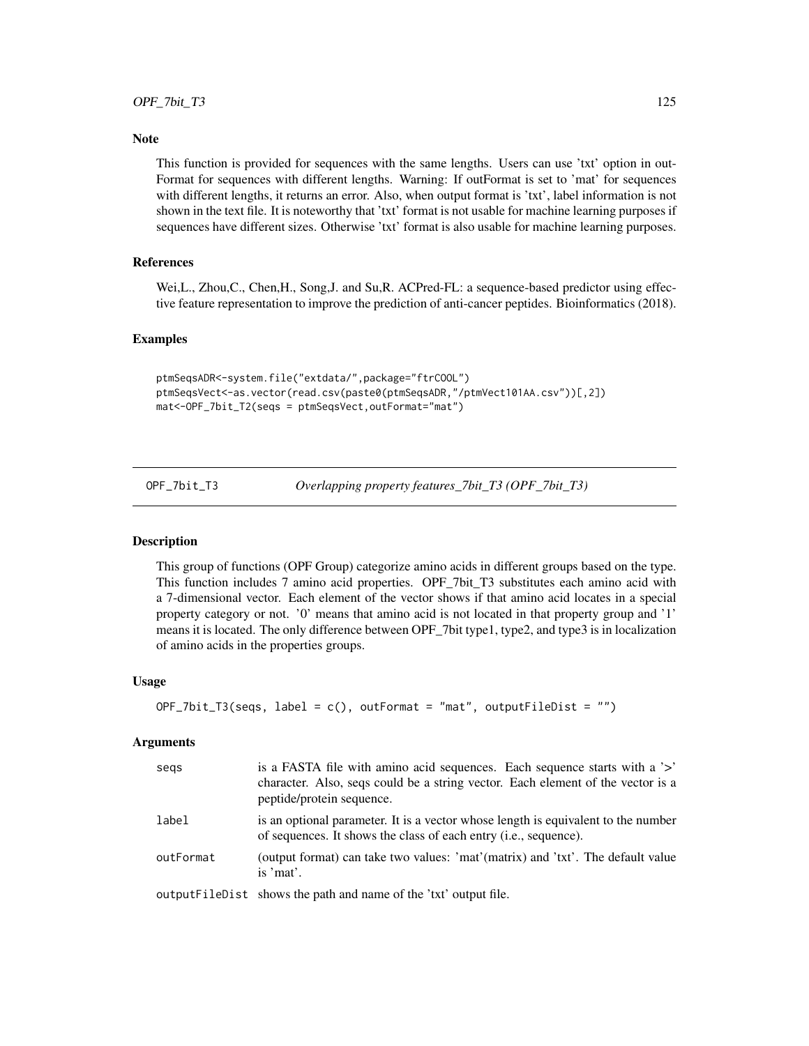## Note

This function is provided for sequences with the same lengths. Users can use 'txt' option in outFormat for sequences with different lengths. Warning: If outFormat is set to 'mat' for sequences with different lengths, it returns an error. Also, when output format is 'txt', label information is not shown in the text file. It is noteworthy that 'txt' format is not usable for machine learning purposes if sequences have different sizes. Otherwise 'txt' format is also usable for machine learning purposes.

## References

Wei,L., Zhou,C., Chen,H., Song,J. and Su,R. ACPred-FL: a sequence-based predictor using effective feature representation to improve the prediction of anti-cancer peptides. Bioinformatics (2018).

## Examples

```
ptmSeqsADR<-system.file("extdata/",package="ftrCOOL")
ptmSeqsVect<-as.vector(read.csv(paste0(ptmSeqsADR,"/ptmVect101AA.csv"))[,2])
mat<-OPF_7bit_T2(seqs = ptmSeqsVect,outFormat="mat")
```

---

# OPF_7bit_T3 — *Overlapping property features_7bit_T3 (OPF_7bit_T3)*

## Description

This group of functions (OPF Group) categorize amino acids in different groups based on the type. This function includes 7 amino acid properties. OPF_7bit_T3 substitutes each amino acid with a 7-dimensional vector. Each element of the vector shows if that amino acid locates in a special property category or not. '0' means that amino acid is not located in that property group and '1' means it is located. The only difference between OPF_7bit type1, type2, and type3 is in localization of amino acids in the properties groups.

## Usage

```
OPF_7bit_T3(seqs, label = c(), outFormat = "mat", outputFileDist = "")
```

## Arguments

| | |
|---|---|
| seqs | is a FASTA file with amino acid sequences. Each sequence starts with a '>' character. Also, seqs could be a string vector. Each element of the vector is a peptide/protein sequence. |
| label | is an optional parameter. It is a vector whose length is equivalent to the number of sequences. It shows the class of each entry (i.e., sequence). |
| outFormat | (output format) can take two values: 'mat'(matrix) and 'txt'. The default value is 'mat'. |
| outputFileDist | shows the path and name of the 'txt' output file. |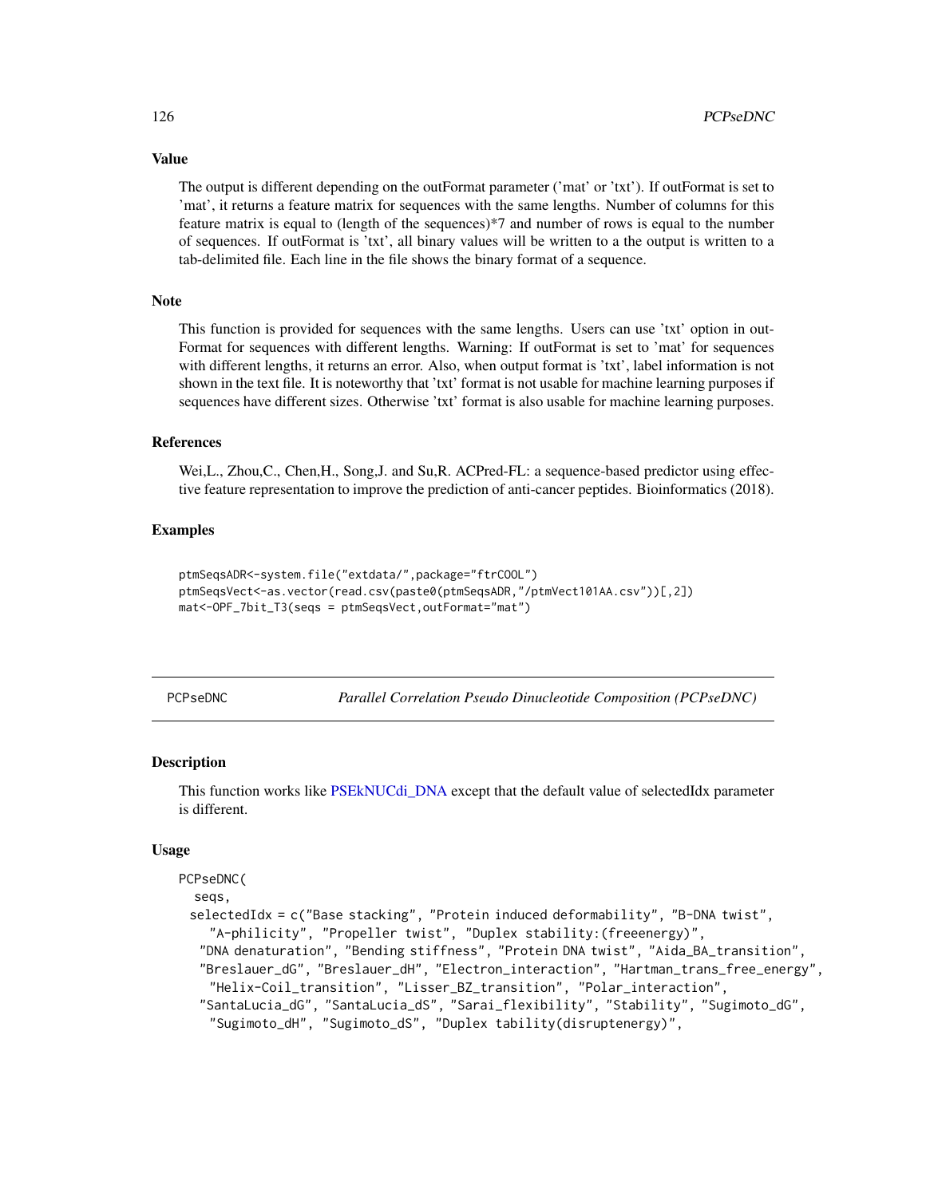### Value

The output is different depending on the outFormat parameter ('mat' or 'txt'). If outFormat is set to 'mat', it returns a feature matrix for sequences with the same lengths. Number of columns for this feature matrix is equal to (length of the sequences)*7 and number of rows is equal to the number of sequences. If outFormat is 'txt', all binary values will be written to a the output is written to a tab-delimited file. Each line in the file shows the binary format of a sequence.

### Note

This function is provided for sequences with the same lengths. Users can use 'txt' option in outFormat for sequences with different lengths. Warning: If outFormat is set to 'mat' for sequences with different lengths, it returns an error. Also, when output format is 'txt', label information is not shown in the text file. It is noteworthy that 'txt' format is not usable for machine learning purposes if sequences have different sizes. Otherwise 'txt' format is also usable for machine learning purposes.

### References

Wei,L., Zhou,C., Chen,H., Song,J. and Su,R. ACPred-FL: a sequence-based predictor using effective feature representation to improve the prediction of anti-cancer peptides. Bioinformatics (2018).

### Examples

```
ptmSeqsADR<-system.file("extdata/",package="ftrCOOL")
ptmSeqsVect<-as.vector(read.csv(paste0(ptmSeqsADR,"/ptmVect101AA.csv"))[,2])
mat<-OPF_7bit_T3(seqs = ptmSeqsVect,outFormat="mat")
```

---

## PCPseDNC — *Parallel Correlation Pseudo Dinucleotide Composition (PCPseDNC)*

### Description

This function works like PSEkNUCdi_DNA except that the default value of selectedIdx parameter is different.

### Usage

```
PCPseDNC(
  seqs,
  selectedIdx = c("Base stacking", "Protein induced deformability", "B-DNA twist",
    "A-philicity", "Propeller twist", "Duplex stability:(freeenergy)",
   "DNA denaturation", "Bending stiffness", "Protein DNA twist", "Aida_BA_transition",
   "Breslauer_dG", "Breslauer_dH", "Electron_interaction", "Hartman_trans_free_energy",
    "Helix-Coil_transition", "Lisser_BZ_transition", "Polar_interaction",
   "SantaLucia_dG", "SantaLucia_dS", "Sarai_flexibility", "Stability", "Sugimoto_dG",
    "Sugimoto_dH", "Sugimoto_dS", "Duplex tability(disruptenergy)",
```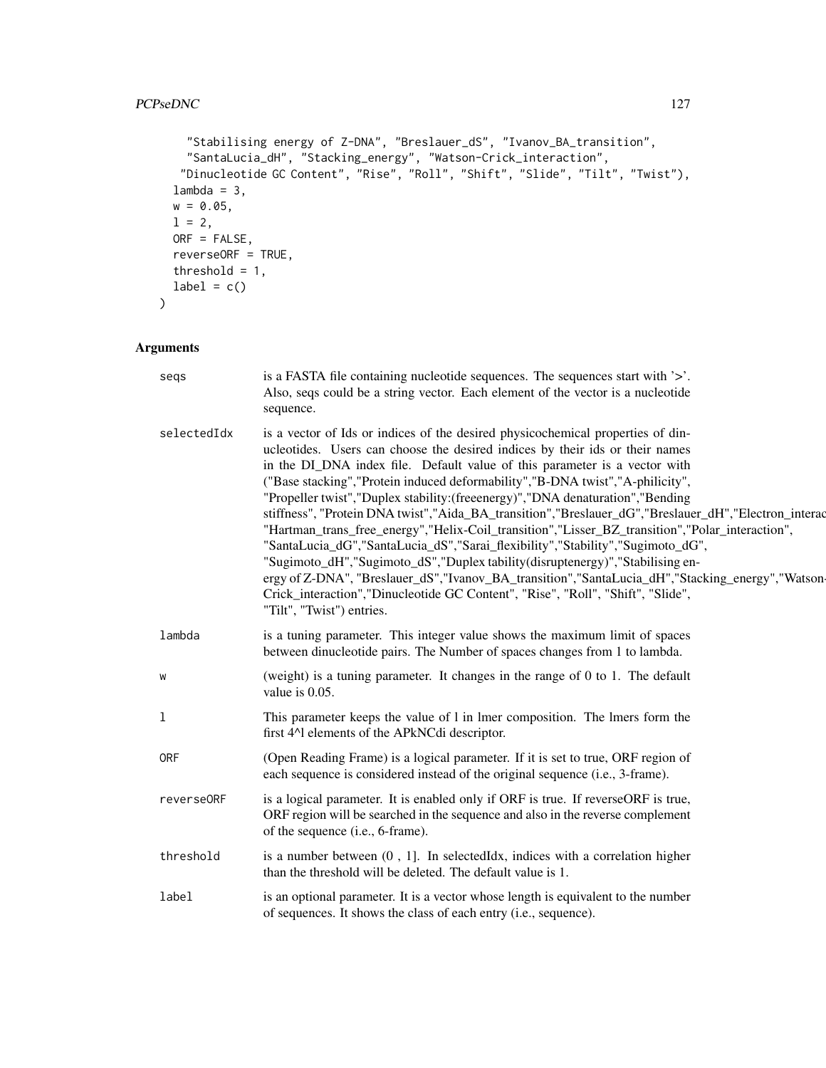```
    "Stabilising energy of Z-DNA", "Breslauer_dS", "Ivanov_BA_transition",
    "SantaLucia_dH", "Stacking_energy", "Watson-Crick_interaction",
   "Dinucleotide GC Content", "Rise", "Roll", "Shift", "Slide", "Tilt", "Twist"),
  lambda = 3,
  w = 0.05,
  l = 2,
  ORF = FALSE,
  reverseORF = TRUE,
  threshold = 1,
  label = c()
)
```

## Arguments

**seqs** is a FASTA file containing nucleotide sequences. The sequences start with '>'. Also, seqs could be a string vector. Each element of the vector is a nucleotide sequence.

**selectedIdx** is a vector of Ids or indices of the desired physicochemical properties of dinucleotides. Users can choose the desired indices by their ids or their names in the DI_DNA index file. Default value of this parameter is a vector with ("Base stacking","Protein induced deformability","B-DNA twist","A-philicity", "Propeller twist","Duplex stability:(freeenergy)","DNA denaturation","Bending stiffness", "Protein DNA twist","Aida_BA_transition","Breslauer_dG","Breslauer_dH","Electron_interac "Hartman_trans_free_energy","Helix-Coil_transition","Lisser_BZ_transition","Polar_interaction", "SantaLucia_dG","SantaLucia_dS","Sarai_flexibility","Stability","Sugimoto_dG", "Sugimoto_dH","Sugimoto_dS","Duplex tability(disruptenergy)","Stabilising energy of Z-DNA", "Breslauer_dS","Ivanov_BA_transition","SantaLucia_dH","Stacking_energy","Watson-Crick_interaction","Dinucleotide GC Content", "Rise", "Roll", "Shift", "Slide", "Tilt", "Twist") entries.

**lambda** is a tuning parameter. This integer value shows the maximum limit of spaces between dinucleotide pairs. The Number of spaces changes from 1 to lambda.

**w** (weight) is a tuning parameter. It changes in the range of 0 to 1. The default value is 0.05.

**l** This parameter keeps the value of l in lmer composition. The lmers form the first 4^l elements of the APkNCdi descriptor.

**ORF** (Open Reading Frame) is a logical parameter. If it is set to true, ORF region of each sequence is considered instead of the original sequence (i.e., 3-frame).

**reverseORF** is a logical parameter. It is enabled only if ORF is true. If reverseORF is true, ORF region will be searched in the sequence and also in the reverse complement of the sequence (i.e., 6-frame).

**threshold** is a number between (0 , 1]. In selectedIdx, indices with a correlation higher than the threshold will be deleted. The default value is 1.

**label** is an optional parameter. It is a vector whose length is equivalent to the number of sequences. It shows the class of each entry (i.e., sequence).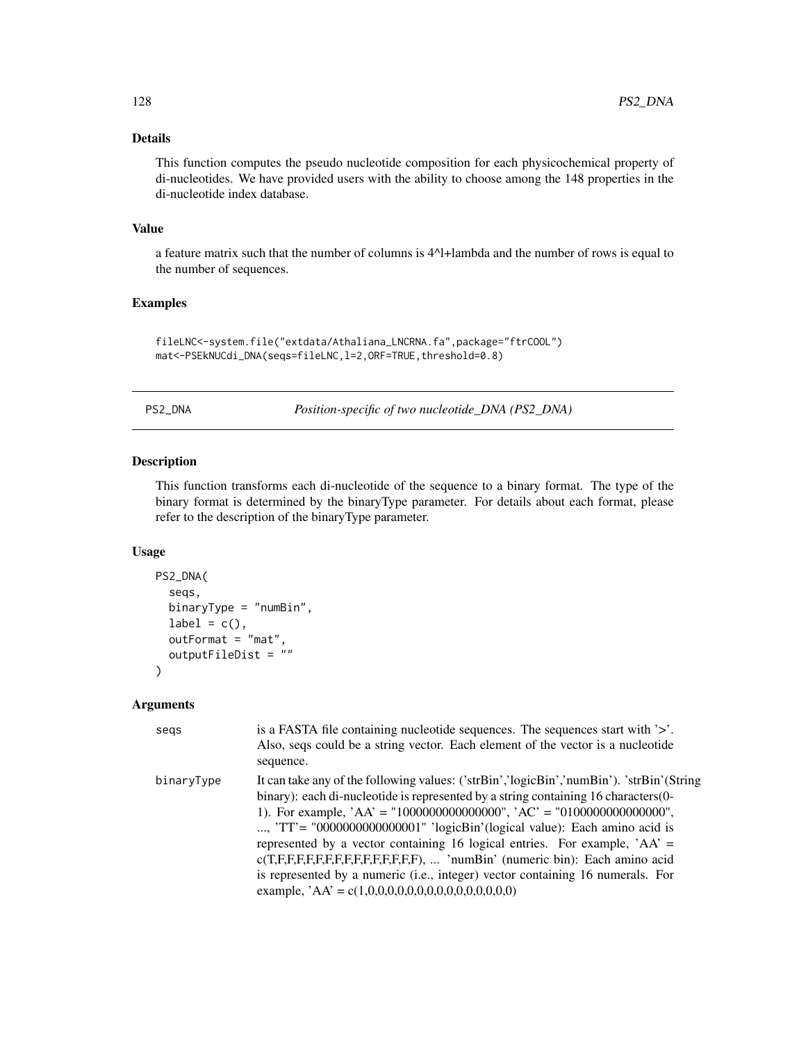## Details

This function computes the pseudo nucleotide composition for each physicochemical property of di-nucleotides. We have provided users with the ability to choose among the 148 properties in the di-nucleotide index database.

## Value

a feature matrix such that the number of columns is 4^l+lambda and the number of rows is equal to the number of sequences.

## Examples

```
fileLNC<-system.file("extdata/Athaliana_LNCRNA.fa",package="ftrCOOL")
mat<-PSEkNUCdi_DNA(seqs=fileLNC,l=2,ORF=TRUE,threshold=0.8)
```

---

# PS2_DNA — *Position-specific of two nucleotide_DNA (PS2_DNA)*

## Description

This function transforms each di-nucleotide of the sequence to a binary format. The type of the binary format is determined by the binaryType parameter. For details about each format, please refer to the description of the binaryType parameter.

## Usage

```
PS2_DNA(
  seqs,
  binaryType = "numBin",
  label = c(),
  outFormat = "mat",
  outputFileDist = ""
)
```

## Arguments

| | |
|---|---|
| seqs | is a FASTA file containing nucleotide sequences. The sequences start with '>'. Also, seqs could be a string vector. Each element of the vector is a nucleotide sequence. |
| binaryType | It can take any of the following values: ('strBin','logicBin','numBin'). 'strBin'(String binary): each di-nucleotide is represented by a string containing 16 characters(0-1). For example, 'AA' = "1000000000000000", 'AC' = "0100000000000000", ..., 'TT'= "0000000000000001" 'logicBin'(logical value): Each amino acid is represented by a vector containing 16 logical entries. For example, 'AA' = c(T,F,F,F,F,F,F,F,F,F,F,F,F,F,F,F), ... 'numBin' (numeric bin): Each amino acid is represented by a numeric (i.e., integer) vector containing 16 numerals. For example, 'AA' = c(1,0,0,0,0,0,0,0,0,0,0,0,0,0,0,0) |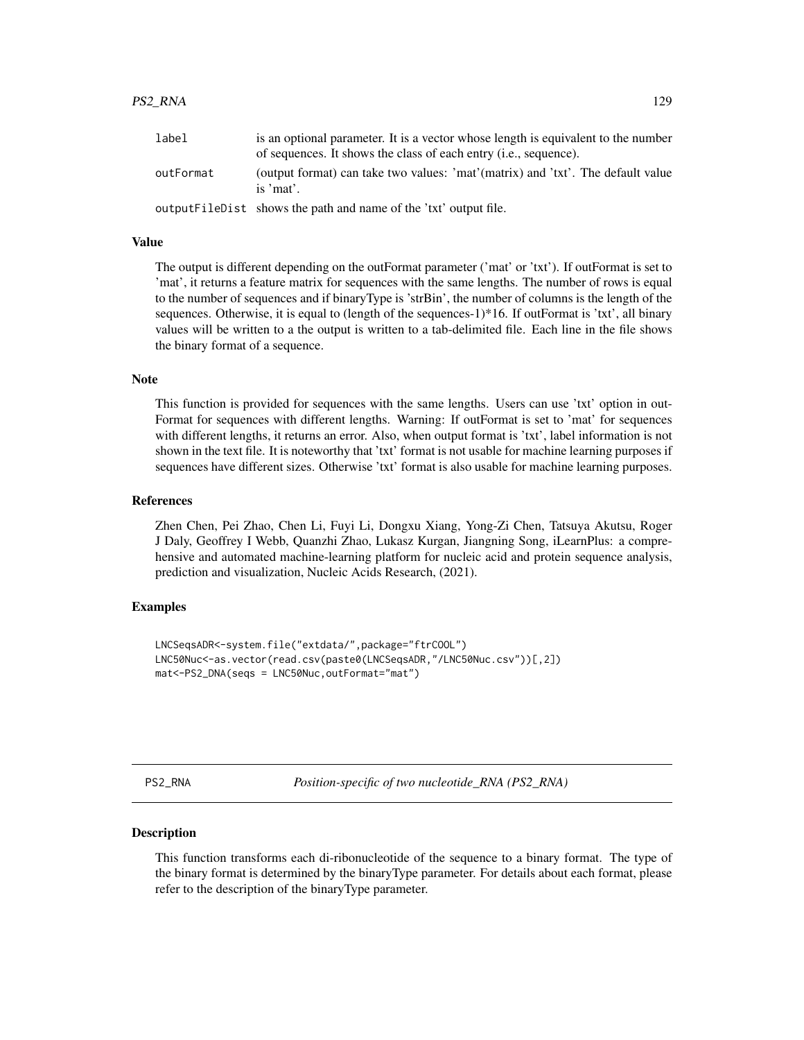| | |
|---|---|
| label | is an optional parameter. It is a vector whose length is equivalent to the number of sequences. It shows the class of each entry (i.e., sequence). |
| outFormat | (output format) can take two values: 'mat'(matrix) and 'txt'. The default value is 'mat'. |
| outputFileDist | shows the path and name of the 'txt' output file. |

### Value

The output is different depending on the outFormat parameter ('mat' or 'txt'). If outFormat is set to 'mat', it returns a feature matrix for sequences with the same lengths. The number of rows is equal to the number of sequences and if binaryType is 'strBin', the number of columns is the length of the sequences. Otherwise, it is equal to (length of the sequences-1)*16. If outFormat is 'txt', all binary values will be written to a the output is written to a tab-delimited file. Each line in the file shows the binary format of a sequence.

### Note

This function is provided for sequences with the same lengths. Users can use 'txt' option in outFormat for sequences with different lengths. Warning: If outFormat is set to 'mat' for sequences with different lengths, it returns an error. Also, when output format is 'txt', label information is not shown in the text file. It is noteworthy that 'txt' format is not usable for machine learning purposes if sequences have different sizes. Otherwise 'txt' format is also usable for machine learning purposes.

### References

Zhen Chen, Pei Zhao, Chen Li, Fuyi Li, Dongxu Xiang, Yong-Zi Chen, Tatsuya Akutsu, Roger J Daly, Geoffrey I Webb, Quanzhi Zhao, Lukasz Kurgan, Jiangning Song, iLearnPlus: a comprehensive and automated machine-learning platform for nucleic acid and protein sequence analysis, prediction and visualization, Nucleic Acids Research, (2021).

### Examples

```
LNCSeqsADR<-system.file("extdata/",package="ftrCOOL")
LNC50Nuc<-as.vector(read.csv(paste0(LNCSeqsADR,"/LNC50Nuc.csv"))[,2])
mat<-PS2_DNA(seqs = LNC50Nuc,outFormat="mat")
```

---

## PS2_RNA — *Position-specific of two nucleotide_RNA (PS2_RNA)*

### Description

This function transforms each di-ribonucleotide of the sequence to a binary format. The type of the binary format is determined by the binaryType parameter. For details about each format, please refer to the description of the binaryType parameter.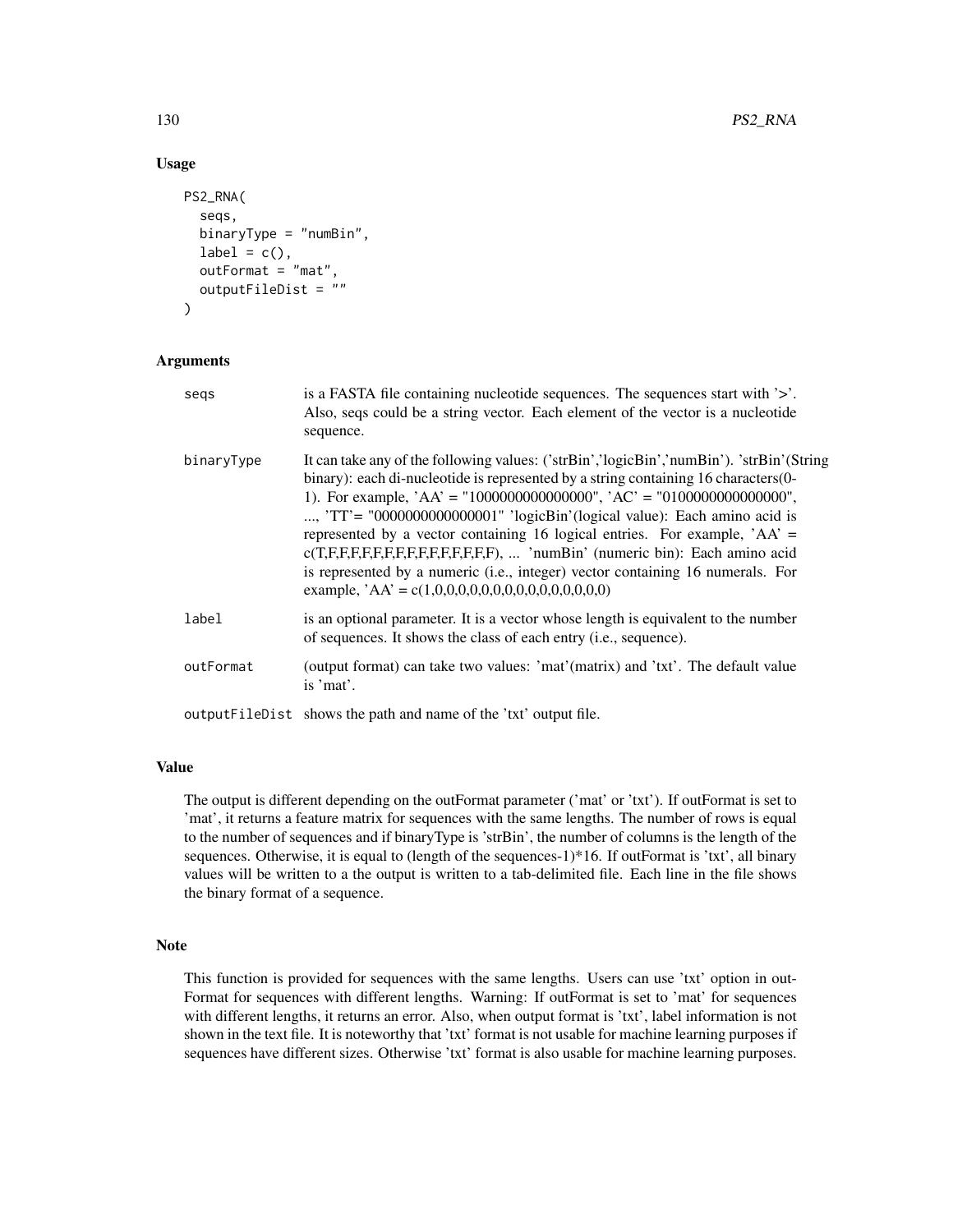### Usage

```
PS2_RNA(
  seqs,
  binaryType = "numBin",
  label = c(),
  outFormat = "mat",
  outputFileDist = ""
)
```

### Arguments

| | |
|---|---|
| seqs | is a FASTA file containing nucleotide sequences. The sequences start with '>'. Also, seqs could be a string vector. Each element of the vector is a nucleotide sequence. |
| binaryType | It can take any of the following values: ('strBin','logicBin','numBin'). 'strBin'(String binary): each di-nucleotide is represented by a string containing 16 characters(0-1). For example, 'AA' = "1000000000000000", 'AC' = "0100000000000000", ..., 'TT'= "0000000000000001" 'logicBin'(logical value): Each amino acid is represented by a vector containing 16 logical entries. For example, 'AA' = c(T,F,F,F,F,F,F,F,F,F,F,F,F,F,F,F), ... 'numBin' (numeric bin): Each amino acid is represented by a numeric (i.e., integer) vector containing 16 numerals. For example, 'AA' = c(1,0,0,0,0,0,0,0,0,0,0,0,0,0,0,0) |
| label | is an optional parameter. It is a vector whose length is equivalent to the number of sequences. It shows the class of each entry (i.e., sequence). |
| outFormat | (output format) can take two values: 'mat'(matrix) and 'txt'. The default value is 'mat'. |
| outputFileDist | shows the path and name of the 'txt' output file. |

### Value

The output is different depending on the outFormat parameter ('mat' or 'txt'). If outFormat is set to 'mat', it returns a feature matrix for sequences with the same lengths. The number of rows is equal to the number of sequences and if binaryType is 'strBin', the number of columns is the length of the sequences. Otherwise, it is equal to (length of the sequences-1)*16. If outFormat is 'txt', all binary values will be written to a the output is written to a tab-delimited file. Each line in the file shows the binary format of a sequence.

### Note

This function is provided for sequences with the same lengths. Users can use 'txt' option in outFormat for sequences with different lengths. Warning: If outFormat is set to 'mat' for sequences with different lengths, it returns an error. Also, when output format is 'txt', label information is not shown in the text file. It is noteworthy that 'txt' format is not usable for machine learning purposes if sequences have different sizes. Otherwise 'txt' format is also usable for machine learning purposes.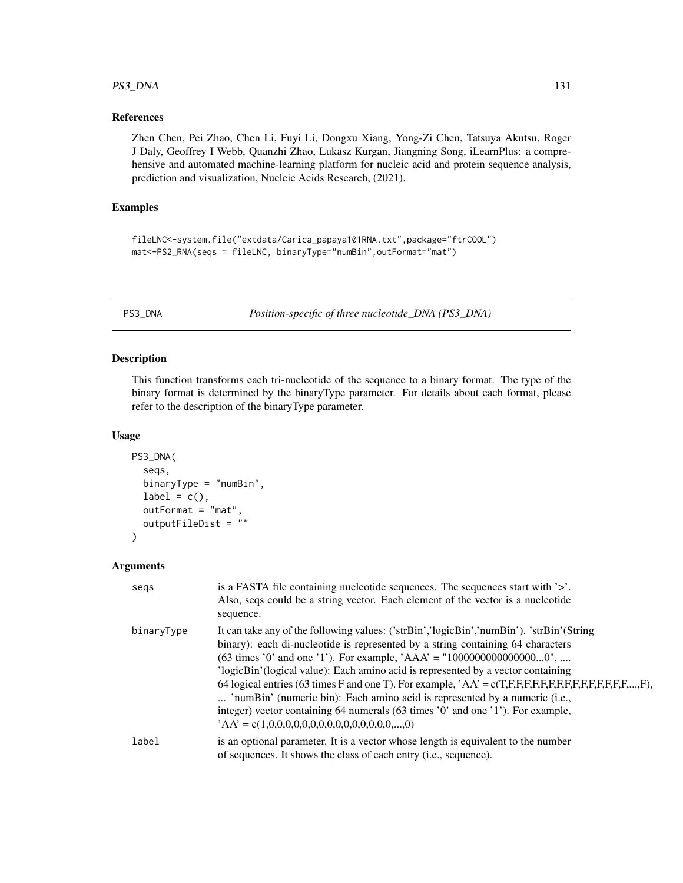### References

Zhen Chen, Pei Zhao, Chen Li, Fuyi Li, Dongxu Xiang, Yong-Zi Chen, Tatsuya Akutsu, Roger J Daly, Geoffrey I Webb, Quanzhi Zhao, Lukasz Kurgan, Jiangning Song, iLearnPlus: a comprehensive and automated machine-learning platform for nucleic acid and protein sequence analysis, prediction and visualization, Nucleic Acids Research, (2021).

### Examples

```
fileLNC<-system.file("extdata/Carica_papaya101RNA.txt",package="ftrCOOL")
mat<-PS2_RNA(seqs = fileLNC, binaryType="numBin",outFormat="mat")
```

---

## PS3_DNA — *Position-specific of three nucleotide_DNA (PS3_DNA)*

---

### Description

This function transforms each tri-nucleotide of the sequence to a binary format. The type of the binary format is determined by the binaryType parameter. For details about each format, please refer to the description of the binaryType parameter.

### Usage

```
PS3_DNA(
  seqs,
  binaryType = "numBin",
  label = c(),
  outFormat = "mat",
  outputFileDist = ""
)
```

### Arguments

| | |
|---|---|
| seqs | is a FASTA file containing nucleotide sequences. The sequences start with '>'. Also, seqs could be a string vector. Each element of the vector is a nucleotide sequence. |
| binaryType | It can take any of the following values: ('strBin','logicBin','numBin'). 'strBin'(String binary): each di-nucleotide is represented by a string containing 64 characters (63 times '0' and one '1'). For example, 'AAA' = "1000000000000000...0", .... 'logicBin'(logical value): Each amino acid is represented by a vector containing 64 logical entries (63 times F and one T). For example, 'AA' = c(T,F,F,F,F,F,F,F,F,F,F,F,F,F,F,F,F,...,F), ... 'numBin' (numeric bin): Each amino acid is represented by a numeric (i.e., integer) vector containing 64 numerals (63 times '0' and one '1'). For example, 'AA' = c(1,0,0,0,0,0,0,0,0,0,0,0,0,0,0,0,0,...,0) |
| label | is an optional parameter. It is a vector whose length is equivalent to the number of sequences. It shows the class of each entry (i.e., sequence). |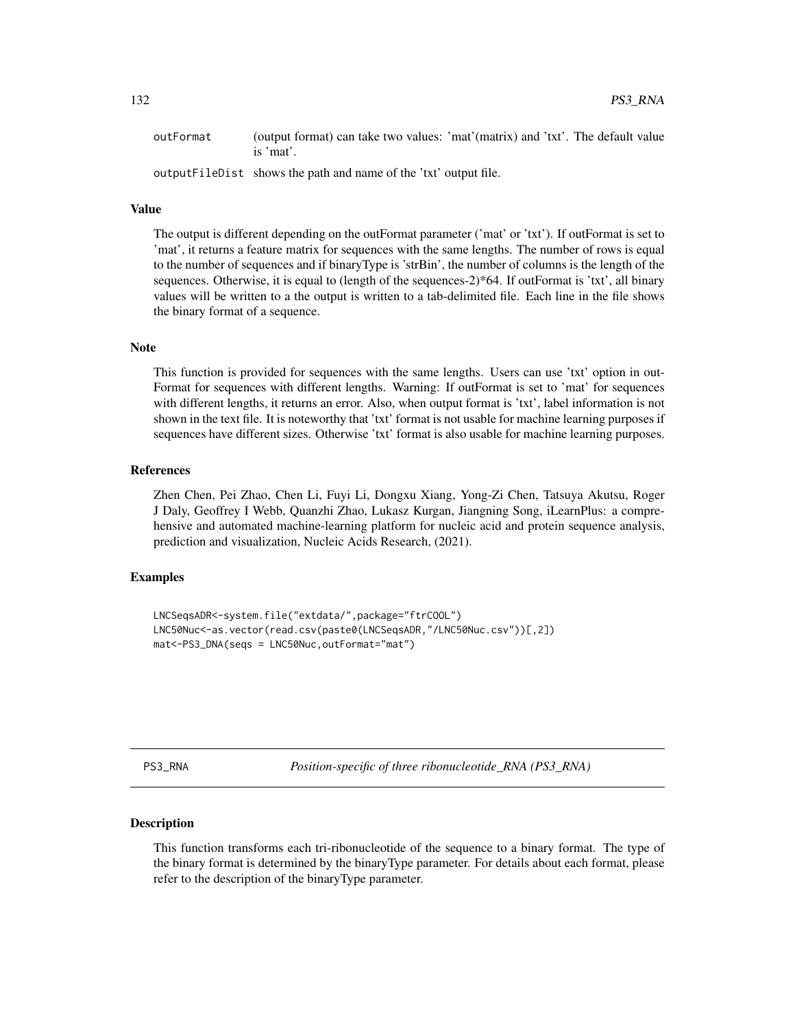outFormat (output format) can take two values: 'mat'(matrix) and 'txt'. The default value is 'mat'.

outputFileDist shows the path and name of the 'txt' output file.

### Value

The output is different depending on the outFormat parameter ('mat' or 'txt'). If outFormat is set to 'mat', it returns a feature matrix for sequences with the same lengths. The number of rows is equal to the number of sequences and if binaryType is 'strBin', the number of columns is the length of the sequences. Otherwise, it is equal to (length of the sequences-2)*64. If outFormat is 'txt', all binary values will be written to a the output is written to a tab-delimited file. Each line in the file shows the binary format of a sequence.

### Note

This function is provided for sequences with the same lengths. Users can use 'txt' option in outFormat for sequences with different lengths. Warning: If outFormat is set to 'mat' for sequences with different lengths, it returns an error. Also, when output format is 'txt', label information is not shown in the text file. It is noteworthy that 'txt' format is not usable for machine learning purposes if sequences have different sizes. Otherwise 'txt' format is also usable for machine learning purposes.

### References

Zhen Chen, Pei Zhao, Chen Li, Fuyi Li, Dongxu Xiang, Yong-Zi Chen, Tatsuya Akutsu, Roger J Daly, Geoffrey I Webb, Quanzhi Zhao, Lukasz Kurgan, Jiangning Song, iLearnPlus: a comprehensive and automated machine-learning platform for nucleic acid and protein sequence analysis, prediction and visualization, Nucleic Acids Research, (2021).

### Examples

```
LNCSeqsADR<-system.file("extdata/",package="ftrCOOL")
LNC50Nuc<-as.vector(read.csv(paste0(LNCSeqsADR,"/LNC50Nuc.csv"))[,2])
mat<-PS3_DNA(seqs = LNC50Nuc,outFormat="mat")
```

## PS3_RNA *Position-specific of three ribonucleotide_RNA (PS3_RNA)*

### Description

This function transforms each tri-ribonucleotide of the sequence to a binary format. The type of the binary format is determined by the binaryType parameter. For details about each format, please refer to the description of the binaryType parameter.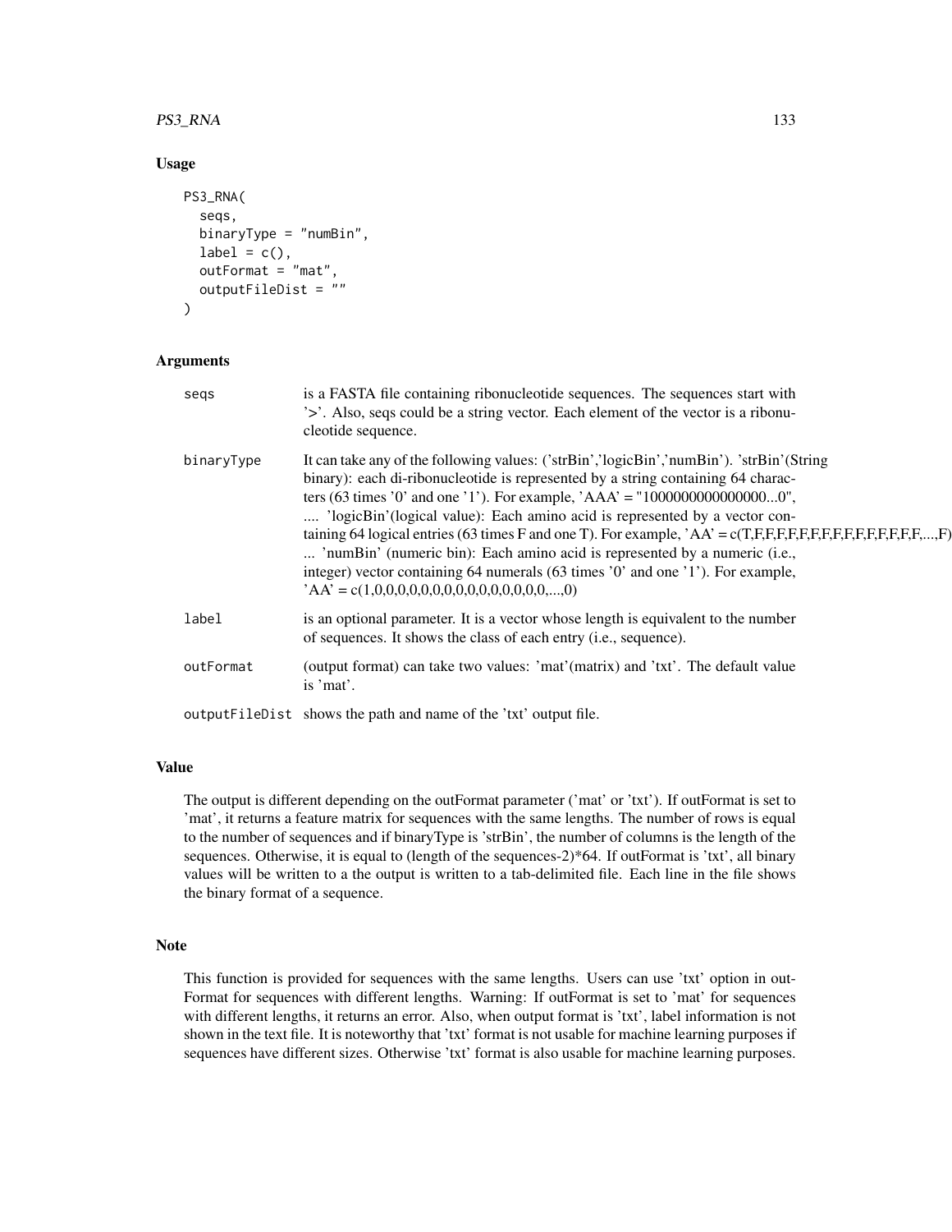## Usage

```
PS3_RNA(
  seqs,
  binaryType = "numBin",
  label = c(),
  outFormat = "mat",
  outputFileDist = ""
)
```

## Arguments

| | |
|---|---|
| `seqs` | is a FASTA file containing ribonucleotide sequences. The sequences start with '>'. Also, seqs could be a string vector. Each element of the vector is a ribonucleotide sequence. |
| `binaryType` | It can take any of the following values: ('strBin','logicBin','numBin'). 'strBin'(String binary): each di-ribonucleotide is represented by a string containing 64 characters (63 times '0' and one '1'). For example, 'AAA' = "1000000000000000...0", .... 'logicBin'(logical value): Each amino acid is represented by a vector containing 64 logical entries (63 times F and one T). For example, 'AA' = c(T,F,F,F,F,F,F,F,F,F,F,F,F,F,F,F,F,...,F) ... 'numBin' (numeric bin): Each amino acid is represented by a numeric (i.e., integer) vector containing 64 numerals (63 times '0' and one '1'). For example, 'AA' = c(1,0,0,0,0,0,0,0,0,0,0,0,0,0,0,0,0,...,0) |
| `label` | is an optional parameter. It is a vector whose length is equivalent to the number of sequences. It shows the class of each entry (i.e., sequence). |
| `outFormat` | (output format) can take two values: 'mat'(matrix) and 'txt'. The default value is 'mat'. |
| `outputFileDist` | shows the path and name of the 'txt' output file. |

## Value

The output is different depending on the outFormat parameter ('mat' or 'txt'). If outFormat is set to 'mat', it returns a feature matrix for sequences with the same lengths. The number of rows is equal to the number of sequences and if binaryType is 'strBin', the number of columns is the length of the sequences. Otherwise, it is equal to (length of the sequences-2)*64. If outFormat is 'txt', all binary values will be written to a the output is written to a tab-delimited file. Each line in the file shows the binary format of a sequence.

## Note

This function is provided for sequences with the same lengths. Users can use 'txt' option in outFormat for sequences with different lengths. Warning: If outFormat is set to 'mat' for sequences with different lengths, it returns an error. Also, when output format is 'txt', label information is not shown in the text file. It is noteworthy that 'txt' format is not usable for machine learning purposes if sequences have different sizes. Otherwise 'txt' format is also usable for machine learning purposes.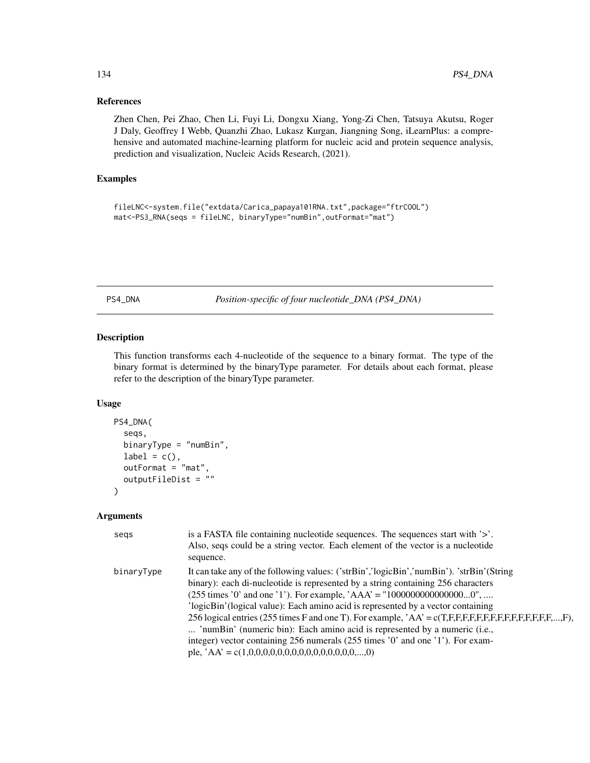### References

Zhen Chen, Pei Zhao, Chen Li, Fuyi Li, Dongxu Xiang, Yong-Zi Chen, Tatsuya Akutsu, Roger J Daly, Geoffrey I Webb, Quanzhi Zhao, Lukasz Kurgan, Jiangning Song, iLearnPlus: a comprehensive and automated machine-learning platform for nucleic acid and protein sequence analysis, prediction and visualization, Nucleic Acids Research, (2021).

### Examples

```
fileLNC<-system.file("extdata/Carica_papaya101RNA.txt",package="ftrCOOL")
mat<-PS3_RNA(seqs = fileLNC, binaryType="numBin",outFormat="mat")
```

---

## PS4_DNA — *Position-specific of four nucleotide_DNA (PS4_DNA)*

### Description

This function transforms each 4-nucleotide of the sequence to a binary format. The type of the binary format is determined by the binaryType parameter. For details about each format, please refer to the description of the binaryType parameter.

### Usage

```
PS4_DNA(
  seqs,
  binaryType = "numBin",
  label = c(),
  outFormat = "mat",
  outputFileDist = ""
)
```

### Arguments

| | |
|---|---|
| seqs | is a FASTA file containing nucleotide sequences. The sequences start with '>'. Also, seqs could be a string vector. Each element of the vector is a nucleotide sequence. |
| binaryType | It can take any of the following values: ('strBin','logicBin','numBin'). 'strBin'(String binary): each di-nucleotide is represented by a string containing 256 characters (255 times '0' and one '1'). For example, 'AAA' = "1000000000000000...0", .... 'logicBin'(logical value): Each amino acid is represented by a vector containing 256 logical entries (255 times F and one T). For example, 'AA' = c(T,F,F,F,F,F,F,F,F,F,F,F,F,F,F,F,...,F), ... 'numBin' (numeric bin): Each amino acid is represented by a numeric (i.e., integer) vector containing 256 numerals (255 times '0' and one '1'). For example, 'AA' = c(1,0,0,0,0,0,0,0,0,0,0,0,0,0,0,0,...,0) |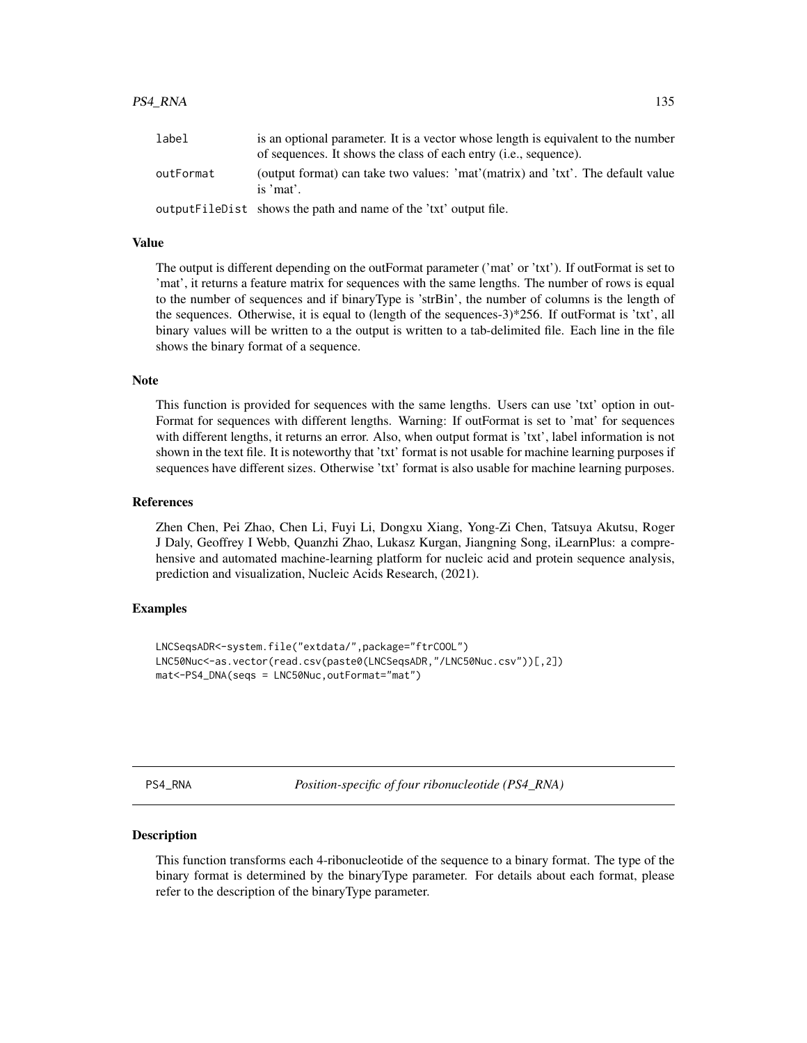| | |
|---|---|
| label | is an optional parameter. It is a vector whose length is equivalent to the number of sequences. It shows the class of each entry (i.e., sequence). |
| outFormat | (output format) can take two values: 'mat'(matrix) and 'txt'. The default value is 'mat'. |
| outputFileDist | shows the path and name of the 'txt' output file. |

### Value

The output is different depending on the outFormat parameter ('mat' or 'txt'). If outFormat is set to 'mat', it returns a feature matrix for sequences with the same lengths. The number of rows is equal to the number of sequences and if binaryType is 'strBin', the number of columns is the length of the sequences. Otherwise, it is equal to (length of the sequences-3)*256. If outFormat is 'txt', all binary values will be written to a the output is written to a tab-delimited file. Each line in the file shows the binary format of a sequence.

### Note

This function is provided for sequences with the same lengths. Users can use 'txt' option in outFormat for sequences with different lengths. Warning: If outFormat is set to 'mat' for sequences with different lengths, it returns an error. Also, when output format is 'txt', label information is not shown in the text file. It is noteworthy that 'txt' format is not usable for machine learning purposes if sequences have different sizes. Otherwise 'txt' format is also usable for machine learning purposes.

### References

Zhen Chen, Pei Zhao, Chen Li, Fuyi Li, Dongxu Xiang, Yong-Zi Chen, Tatsuya Akutsu, Roger J Daly, Geoffrey I Webb, Quanzhi Zhao, Lukasz Kurgan, Jiangning Song, iLearnPlus: a comprehensive and automated machine-learning platform for nucleic acid and protein sequence analysis, prediction and visualization, Nucleic Acids Research, (2021).

### Examples

```
LNCSeqsADR<-system.file("extdata/",package="ftrCOOL")
LNC50Nuc<-as.vector(read.csv(paste0(LNCSeqsADR,"/LNC50Nuc.csv"))[,2])
mat<-PS4_DNA(seqs = LNC50Nuc,outFormat="mat")
```

---

## PS4_RNA — *Position-specific of four ribonucleotide (PS4_RNA)*

### Description

This function transforms each 4-ribonucleotide of the sequence to a binary format. The type of the binary format is determined by the binaryType parameter. For details about each format, please refer to the description of the binaryType parameter.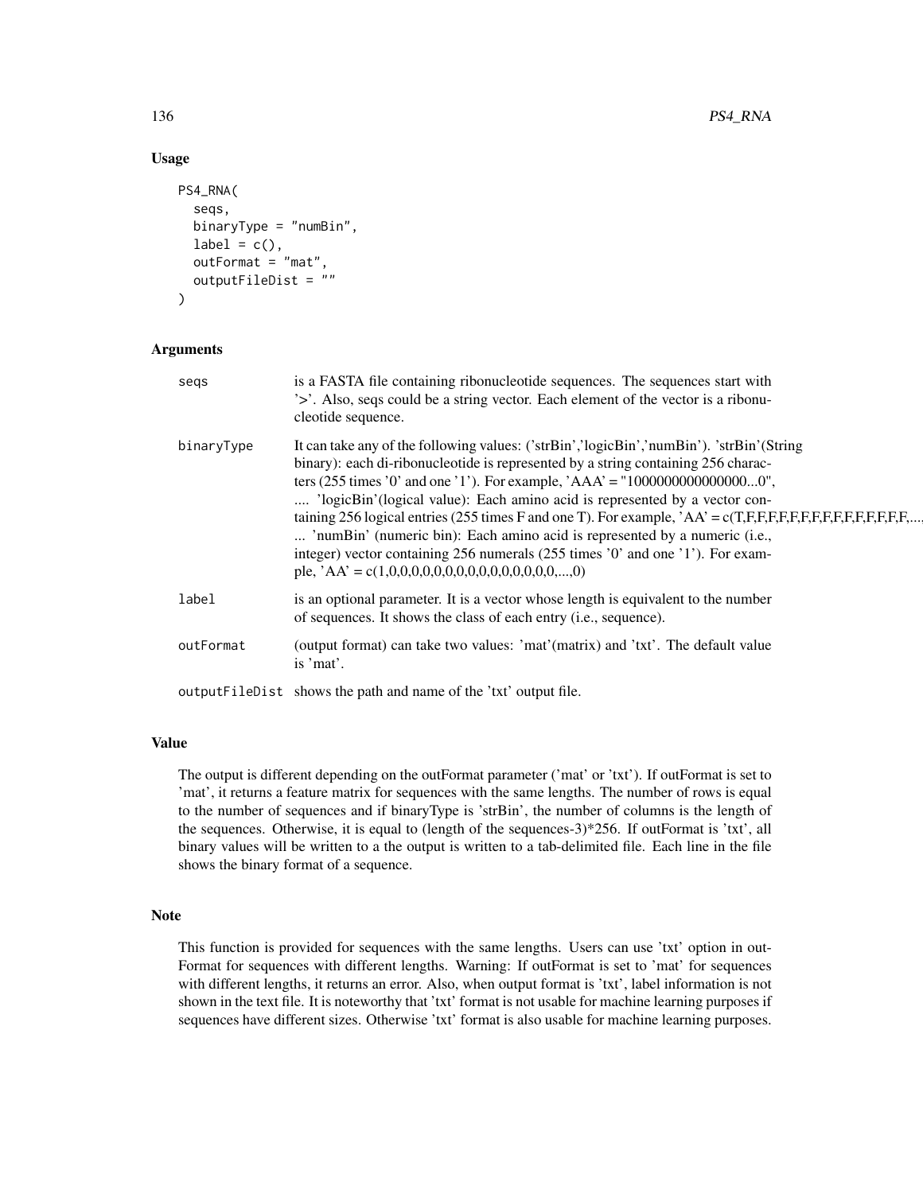## Usage

```
PS4_RNA(
  seqs,
  binaryType = "numBin",
  label = c(),
  outFormat = "mat",
  outputFileDist = ""
)
```

## Arguments

| | |
|---|---|
| seqs | is a FASTA file containing ribonucleotide sequences. The sequences start with '>'. Also, seqs could be a string vector. Each element of the vector is a ribonucleotide sequence. |
| binaryType | It can take any of the following values: ('strBin','logicBin','numBin'). 'strBin'(String binary): each di-ribonucleotide is represented by a string containing 256 characters (255 times '0' and one '1'). For example, 'AAA' = "1000000000000000...0", .... 'logicBin'(logical value): Each amino acid is represented by a vector containing 256 logical entries (255 times F and one T). For example, 'AA' = c(T,F,F,F,F,F,F,F,F,F,F,F,F,F,F,F,... ... 'numBin' (numeric bin): Each amino acid is represented by a numeric (i.e., integer) vector containing 256 numerals (255 times '0' and one '1'). For example, 'AA' = c(1,0,0,0,0,0,0,0,0,0,0,0,0,0,0,0,...,0) |
| label | is an optional parameter. It is a vector whose length is equivalent to the number of sequences. It shows the class of each entry (i.e., sequence). |
| outFormat | (output format) can take two values: 'mat'(matrix) and 'txt'. The default value is 'mat'. |
| outputFileDist | shows the path and name of the 'txt' output file. |

## Value

The output is different depending on the outFormat parameter ('mat' or 'txt'). If outFormat is set to 'mat', it returns a feature matrix for sequences with the same lengths. The number of rows is equal to the number of sequences and if binaryType is 'strBin', the number of columns is the length of the sequences. Otherwise, it is equal to (length of the sequences-3)*256. If outFormat is 'txt', all binary values will be written to a the output is written to a tab-delimited file. Each line in the file shows the binary format of a sequence.

## Note

This function is provided for sequences with the same lengths. Users can use 'txt' option in outFormat for sequences with different lengths. Warning: If outFormat is set to 'mat' for sequences with different lengths, it returns an error. Also, when output format is 'txt', label information is not shown in the text file. It is noteworthy that 'txt' format is not usable for machine learning purposes if sequences have different sizes. Otherwise 'txt' format is also usable for machine learning purposes.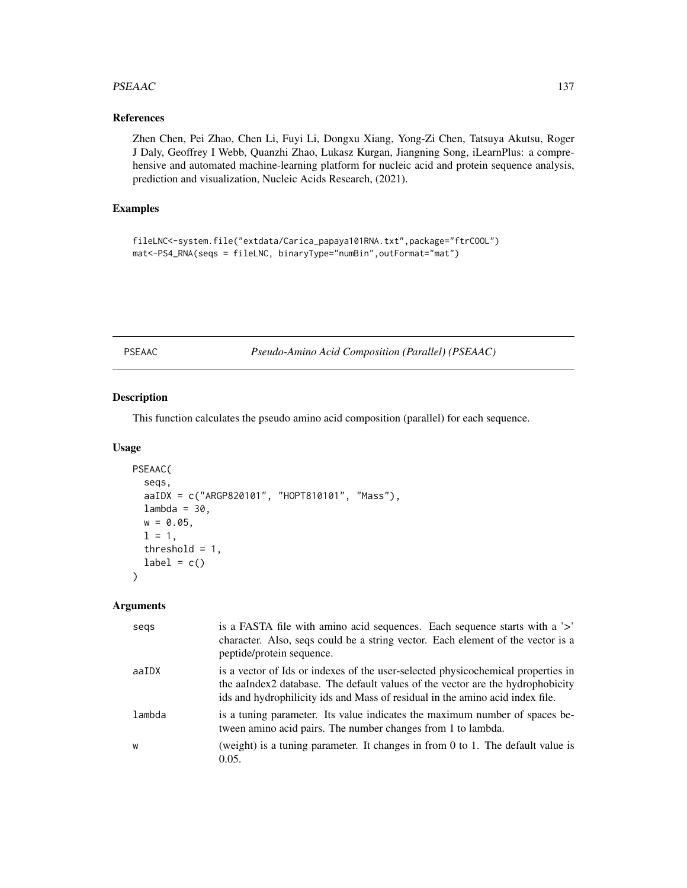## References

Zhen Chen, Pei Zhao, Chen Li, Fuyi Li, Dongxu Xiang, Yong-Zi Chen, Tatsuya Akutsu, Roger J Daly, Geoffrey I Webb, Quanzhi Zhao, Lukasz Kurgan, Jiangning Song, iLearnPlus: a comprehensive and automated machine-learning platform for nucleic acid and protein sequence analysis, prediction and visualization, Nucleic Acids Research, (2021).

## Examples

```
fileLNC<-system.file("extdata/Carica_papaya101RNA.txt",package="ftrCOOL")
mat<-PS4_RNA(seqs = fileLNC, binaryType="numBin",outFormat="mat")
```

---

# PSEAAC *Pseudo-Amino Acid Composition (Parallel) (PSEAAC)*

## Description

This function calculates the pseudo amino acid composition (parallel) for each sequence.

## Usage

```
PSEAAC(
  seqs,
  aaIDX = c("ARGP820101", "HOPT810101", "Mass"),
  lambda = 30,
  w = 0.05,
  l = 1,
  threshold = 1,
  label = c()
)
```

## Arguments

| | |
|---|---|
| seqs | is a FASTA file with amino acid sequences. Each sequence starts with a '>' character. Also, seqs could be a string vector. Each element of the vector is a peptide/protein sequence. |
| aaIDX | is a vector of Ids or indexes of the user-selected physicochemical properties in the aaIndex2 database. The default values of the vector are the hydrophobicity ids and hydrophilicity ids and Mass of residual in the amino acid index file. |
| lambda | is a tuning parameter. Its value indicates the maximum number of spaces between amino acid pairs. The number changes from 1 to lambda. |
| w | (weight) is a tuning parameter. It changes in from 0 to 1. The default value is 0.05. |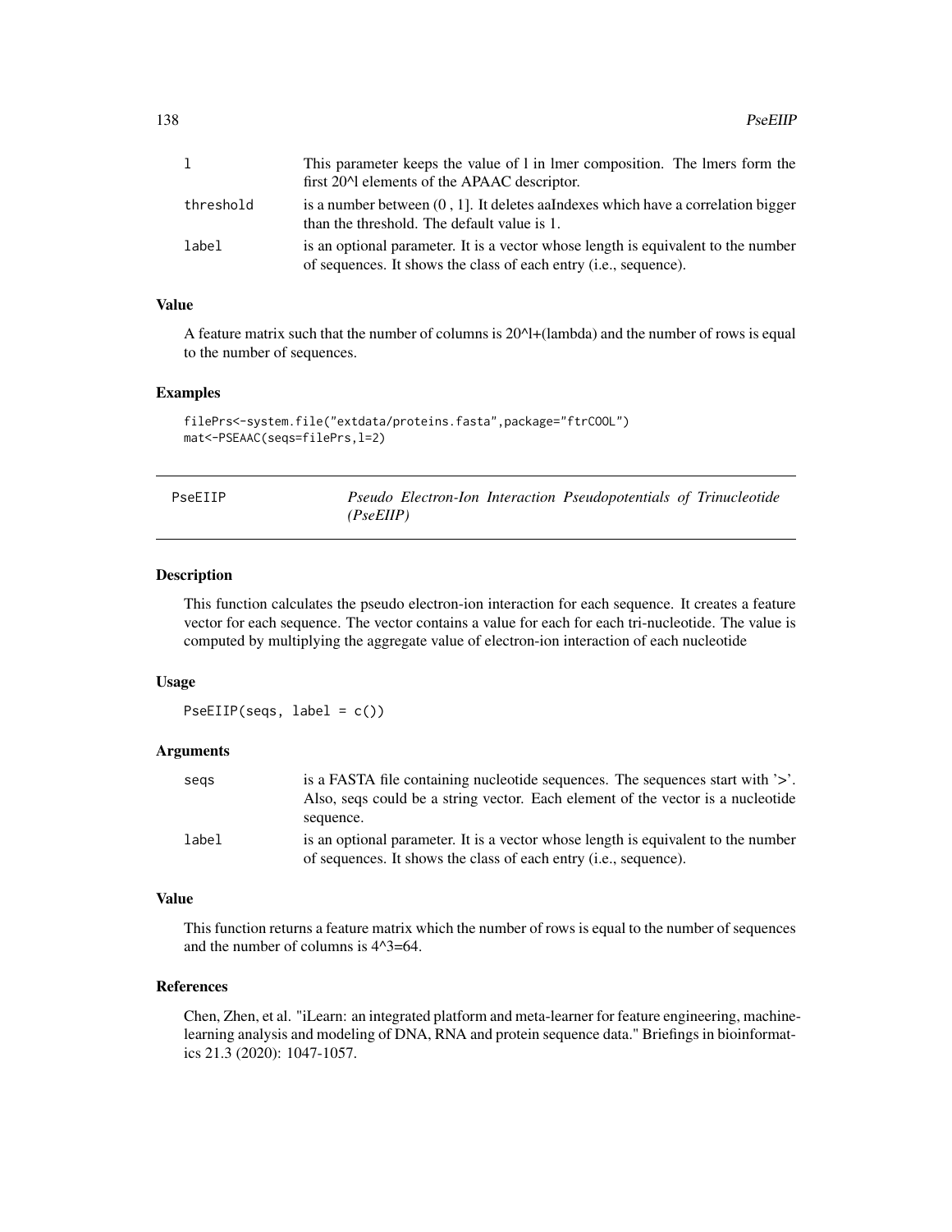| | |
|---|---|
| l | This parameter keeps the value of l in lmer composition. The lmers form the first 20^l elements of the APAAC descriptor. |
| threshold | is a number between (0 , 1]. It deletes aaIndexes which have a correlation bigger than the threshold. The default value is 1. |
| label | is an optional parameter. It is a vector whose length is equivalent to the number of sequences. It shows the class of each entry (i.e., sequence). |

### Value

A feature matrix such that the number of columns is 20^l+(lambda) and the number of rows is equal to the number of sequences.

### Examples

```
filePrs<-system.file("extdata/proteins.fasta",package="ftrCOOL")
mat<-PSEAAC(seqs=filePrs,l=2)
```

---

## PseEIIP — *Pseudo Electron-Ion Interaction Pseudopotentials of Trinucleotide (PseEIIP)*

### Description

This function calculates the pseudo electron-ion interaction for each sequence. It creates a feature vector for each sequence. The vector contains a value for each for each tri-nucleotide. The value is computed by multiplying the aggregate value of electron-ion interaction of each nucleotide

### Usage

```
PseEIIP(seqs, label = c())
```

### Arguments

| | |
|---|---|
| seqs | is a FASTA file containing nucleotide sequences. The sequences start with '>'. Also, seqs could be a string vector. Each element of the vector is a nucleotide sequence. |
| label | is an optional parameter. It is a vector whose length is equivalent to the number of sequences. It shows the class of each entry (i.e., sequence). |

### Value

This function returns a feature matrix which the number of rows is equal to the number of sequences and the number of columns is 4^3=64.

### References

Chen, Zhen, et al. "iLearn: an integrated platform and meta-learner for feature engineering, machine-learning analysis and modeling of DNA, RNA and protein sequence data." Briefings in bioinformatics 21.3 (2020): 1047-1057.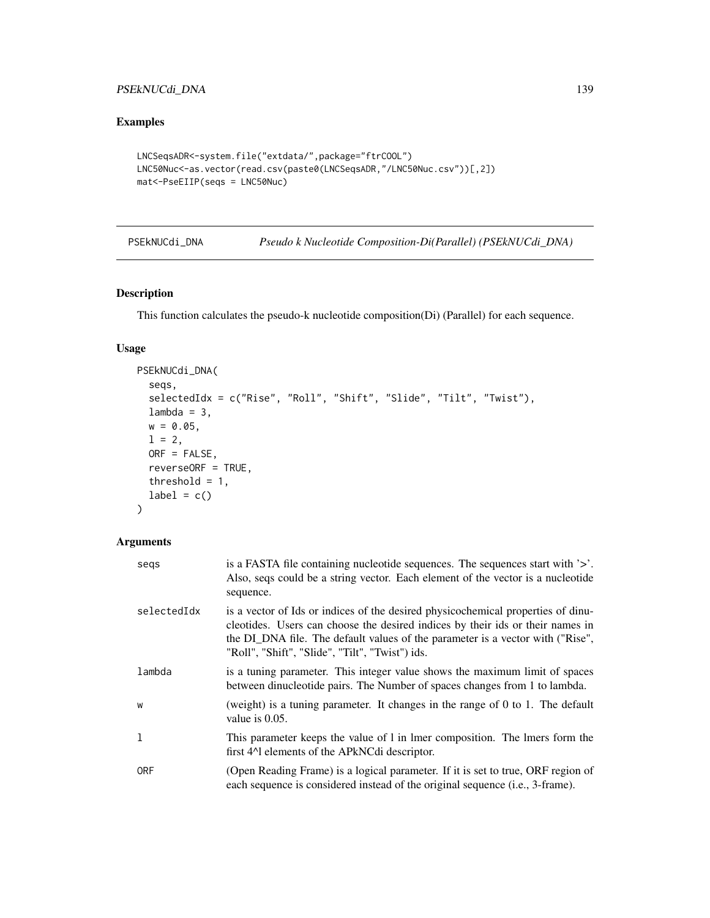## Examples

```
LNCSeqsADR<-system.file("extdata/",package="ftrCOOL")
LNC50Nuc<-as.vector(read.csv(paste0(LNCSeqsADR,"/LNC50Nuc.csv"))[,2])
mat<-PseEIIP(seqs = LNC50Nuc)
```

---

# PSEkNUCdi_DNA    *Pseudo k Nucleotide Composition-Di(Parallel) (PSEkNUCdi_DNA)*

---

## Description

This function calculates the pseudo-k nucleotide composition(Di) (Parallel) for each sequence.

## Usage

```
PSEkNUCdi_DNA(
  seqs,
  selectedIdx = c("Rise", "Roll", "Shift", "Slide", "Tilt", "Twist"),
  lambda = 3,
  w = 0.05,
  l = 2,
  ORF = FALSE,
  reverseORF = TRUE,
  threshold = 1,
  label = c()
)
```

## Arguments

| | |
|---|---|
| seqs | is a FASTA file containing nucleotide sequences. The sequences start with '>'. Also, seqs could be a string vector. Each element of the vector is a nucleotide sequence. |
| selectedIdx | is a vector of Ids or indices of the desired physicochemical properties of dinucleotides. Users can choose the desired indices by their ids or their names in the DI_DNA file. The default values of the parameter is a vector with ("Rise", "Roll", "Shift", "Slide", "Tilt", "Twist") ids. |
| lambda | is a tuning parameter. This integer value shows the maximum limit of spaces between dinucleotide pairs. The Number of spaces changes from 1 to lambda. |
| w | (weight) is a tuning parameter. It changes in the range of 0 to 1. The default value is 0.05. |
| l | This parameter keeps the value of l in lmer composition. The lmers form the first 4^l elements of the APkNCdi descriptor. |
| ORF | (Open Reading Frame) is a logical parameter. If it is set to true, ORF region of each sequence is considered instead of the original sequence (i.e., 3-frame). |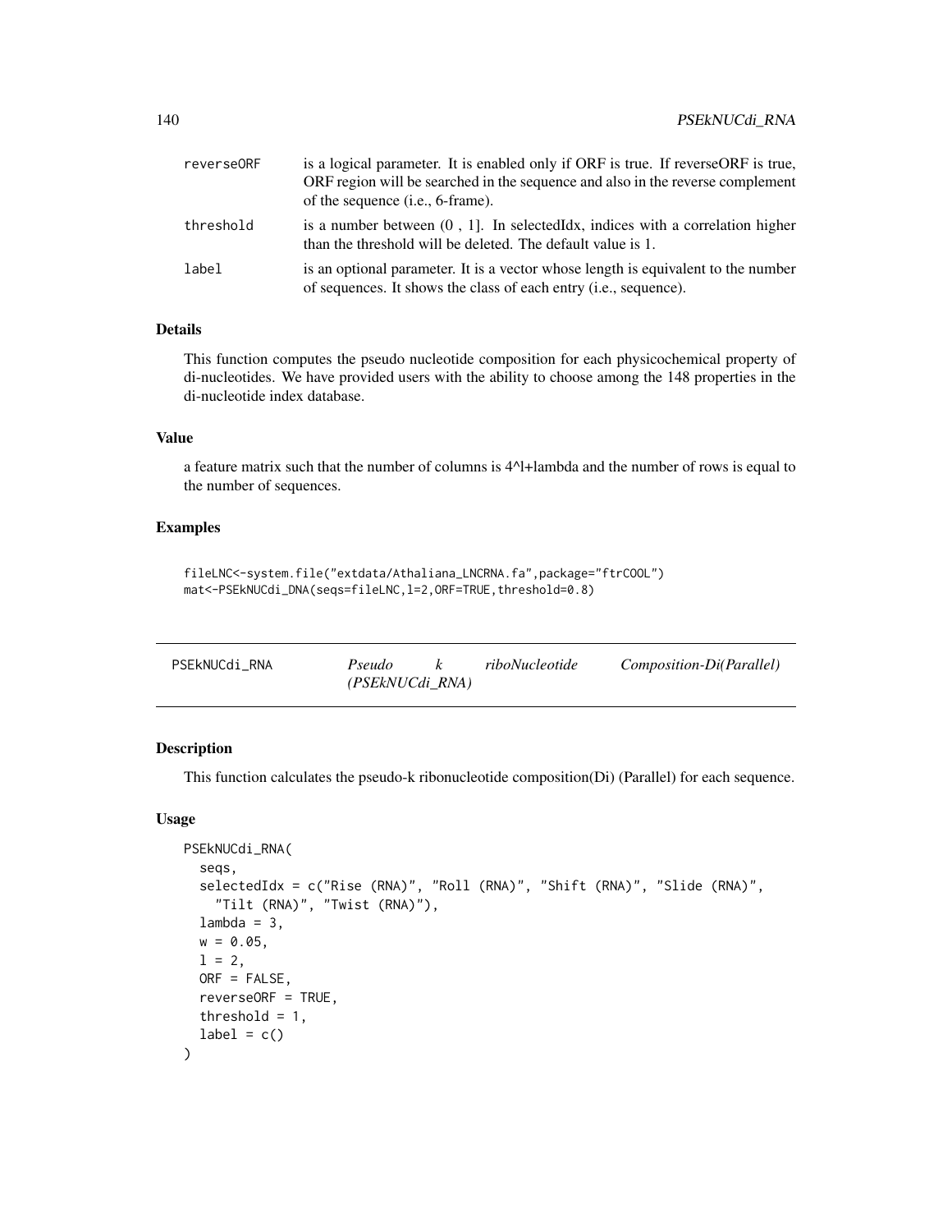| | |
|---|---|
| reverseORF | is a logical parameter. It is enabled only if ORF is true. If reverseORF is true, ORF region will be searched in the sequence and also in the reverse complement of the sequence (i.e., 6-frame). |
| threshold | is a number between (0 , 1]. In selectedIdx, indices with a correlation higher than the threshold will be deleted. The default value is 1. |
| label | is an optional parameter. It is a vector whose length is equivalent to the number of sequences. It shows the class of each entry (i.e., sequence). |

### Details

This function computes the pseudo nucleotide composition for each physicochemical property of di-nucleotides. We have provided users with the ability to choose among the 148 properties in the di-nucleotide index database.

### Value

a feature matrix such that the number of columns is 4^l+lambda and the number of rows is equal to the number of sequences.

### Examples

```
fileLNC<-system.file("extdata/Athaliana_LNCRNA.fa",package="ftrCOOL")
mat<-PSEkNUCdi_DNA(seqs=fileLNC,l=2,ORF=TRUE,threshold=0.8)
```

---

## PSEkNUCdi_RNA — *Pseudo k riboNucleotide Composition-Di(Parallel) (PSEkNUCdi_RNA)*

---

### Description

This function calculates the pseudo-k ribonucleotide composition(Di) (Parallel) for each sequence.

### Usage

```
PSEkNUCdi_RNA(
  seqs,
  selectedIdx = c("Rise (RNA)", "Roll (RNA)", "Shift (RNA)", "Slide (RNA)",
    "Tilt (RNA)", "Twist (RNA)"),
  lambda = 3,
  w = 0.05,
  l = 2,
  ORF = FALSE,
  reverseORF = TRUE,
  threshold = 1,
  label = c()
)
```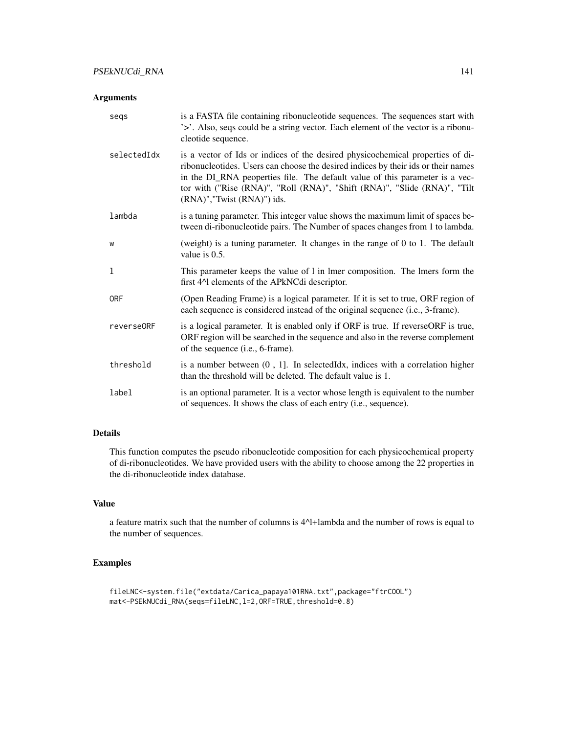## Arguments

| | |
|---|---|
| seqs | is a FASTA file containing ribonucleotide sequences. The sequences start with '>'. Also, seqs could be a string vector. Each element of the vector is a ribonucleotide sequence. |
| selectedIdx | is a vector of Ids or indices of the desired physicochemical properties of di-ribonucleotides. Users can choose the desired indices by their ids or their names in the DI_RNA peoperties file. The default value of this parameter is a vector with ("Rise (RNA)", "Roll (RNA)", "Shift (RNA)", "Slide (RNA)", "Tilt (RNA)","Twist (RNA)") ids. |
| lambda | is a tuning parameter. This integer value shows the maximum limit of spaces between di-ribonucleotide pairs. The Number of spaces changes from 1 to lambda. |
| w | (weight) is a tuning parameter. It changes in the range of 0 to 1. The default value is 0.5. |
| l | This parameter keeps the value of l in lmer composition. The lmers form the first 4^l elements of the APkNCdi descriptor. |
| ORF | (Open Reading Frame) is a logical parameter. If it is set to true, ORF region of each sequence is considered instead of the original sequence (i.e., 3-frame). |
| reverseORF | is a logical parameter. It is enabled only if ORF is true. If reverseORF is true, ORF region will be searched in the sequence and also in the reverse complement of the sequence (i.e., 6-frame). |
| threshold | is a number between (0 , 1]. In selectedIdx, indices with a correlation higher than the threshold will be deleted. The default value is 1. |
| label | is an optional parameter. It is a vector whose length is equivalent to the number of sequences. It shows the class of each entry (i.e., sequence). |

## Details

This function computes the pseudo ribonucleotide composition for each physicochemical property of di-ribonucleotides. We have provided users with the ability to choose among the 22 properties in the di-ribonucleotide index database.

## Value

a feature matrix such that the number of columns is 4^l+lambda and the number of rows is equal to the number of sequences.

## Examples

```
fileLNC<-system.file("extdata/Carica_papaya101RNA.txt",package="ftrCOOL")
mat<-PSEkNUCdi_RNA(seqs=fileLNC,l=2,ORF=TRUE,threshold=0.8)
```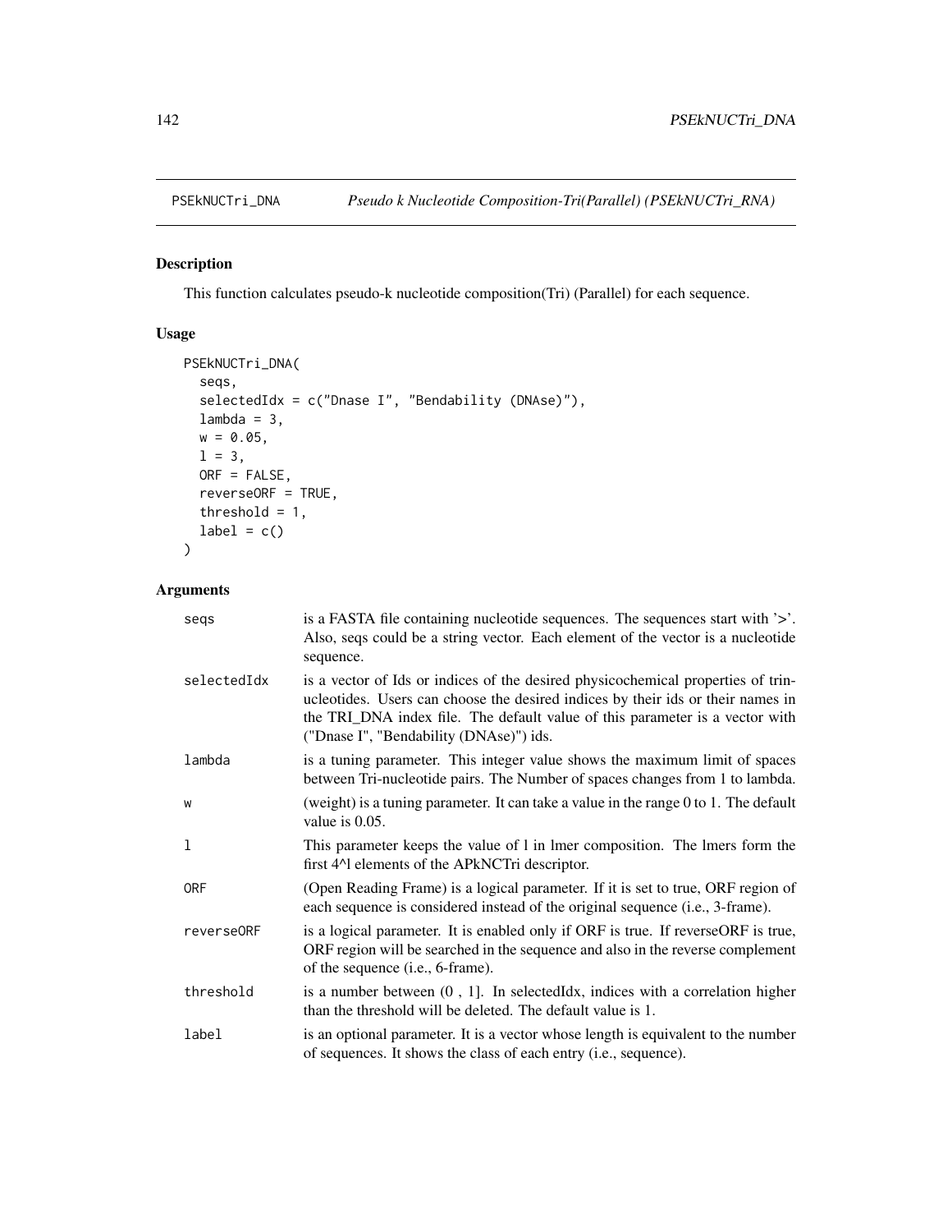PSEkNUCTri_DNA *Pseudo k Nucleotide Composition-Tri(Parallel) (PSEkNUCTri_RNA)*

## Description

This function calculates pseudo-k nucleotide composition(Tri) (Parallel) for each sequence.

## Usage

```
PSEkNUCTri_DNA(
  seqs,
  selectedIdx = c("Dnase I", "Bendability (DNAse)"),
  lambda = 3,
  w = 0.05,
  l = 3,
  ORF = FALSE,
  reverseORF = TRUE,
  threshold = 1,
  label = c()
)
```

## Arguments

| | |
|---|---|
| seqs | is a FASTA file containing nucleotide sequences. The sequences start with '>'. Also, seqs could be a string vector. Each element of the vector is a nucleotide sequence. |
| selectedIdx | is a vector of Ids or indices of the desired physicochemical properties of trinucleotides. Users can choose the desired indices by their ids or their names in the TRI_DNA index file. The default value of this parameter is a vector with ("Dnase I", "Bendability (DNAse)") ids. |
| lambda | is a tuning parameter. This integer value shows the maximum limit of spaces between Tri-nucleotide pairs. The Number of spaces changes from 1 to lambda. |
| w | (weight) is a tuning parameter. It can take a value in the range 0 to 1. The default value is 0.05. |
| l | This parameter keeps the value of l in lmer composition. The lmers form the first 4^l elements of the APkNCTri descriptor. |
| ORF | (Open Reading Frame) is a logical parameter. If it is set to true, ORF region of each sequence is considered instead of the original sequence (i.e., 3-frame). |
| reverseORF | is a logical parameter. It is enabled only if ORF is true. If reverseORF is true, ORF region will be searched in the sequence and also in the reverse complement of the sequence (i.e., 6-frame). |
| threshold | is a number between (0 , 1]. In selectedIdx, indices with a correlation higher than the threshold will be deleted. The default value is 1. |
| label | is an optional parameter. It is a vector whose length is equivalent to the number of sequences. It shows the class of each entry (i.e., sequence). |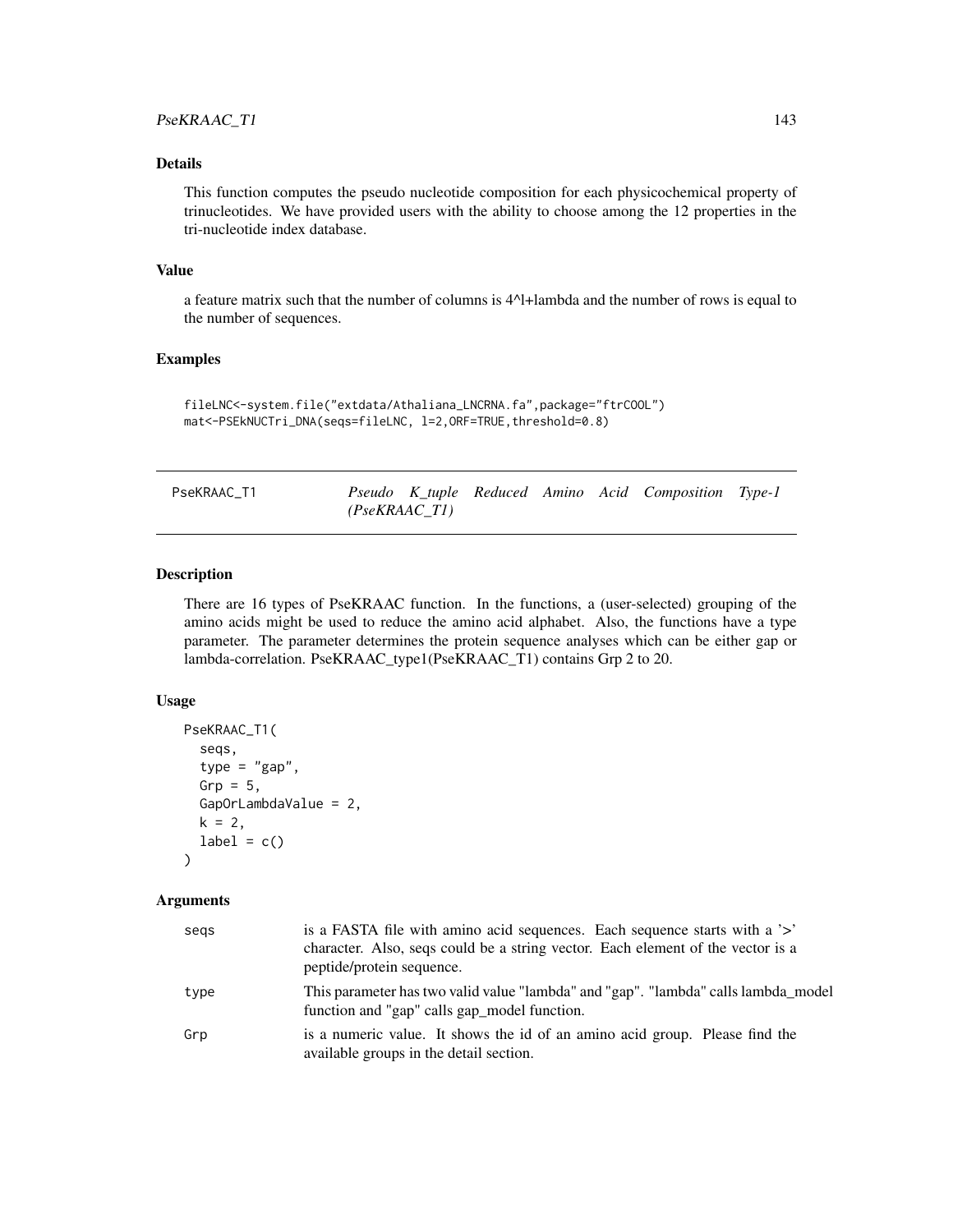### Details

This function computes the pseudo nucleotide composition for each physicochemical property of trinucleotides. We have provided users with the ability to choose among the 12 properties in the tri-nucleotide index database.

### Value

a feature matrix such that the number of columns is 4^l+lambda and the number of rows is equal to the number of sequences.

### Examples

```
fileLNC<-system.file("extdata/Athaliana_LNCRNA.fa",package="ftrCOOL")
mat<-PSEkNUCTri_DNA(seqs=fileLNC, l=2,ORF=TRUE,threshold=0.8)
```

---

## PseKRAAC_T1 — *Pseudo K_tuple Reduced Amino Acid Composition Type-1 (PseKRAAC_T1)*

---

### Description

There are 16 types of PseKRAAC function. In the functions, a (user-selected) grouping of the amino acids might be used to reduce the amino acid alphabet. Also, the functions have a type parameter. The parameter determines the protein sequence analyses which can be either gap or lambda-correlation. PseKRAAC_type1(PseKRAAC_T1) contains Grp 2 to 20.

### Usage

```
PseKRAAC_T1(
  seqs,
  type = "gap",
  Grp = 5,
  GapOrLambdaValue = 2,
  k = 2,
  label = c()
)
```

### Arguments

| | |
|---|---|
| seqs | is a FASTA file with amino acid sequences. Each sequence starts with a '>' character. Also, seqs could be a string vector. Each element of the vector is a peptide/protein sequence. |
| type | This parameter has two valid value "lambda" and "gap". "lambda" calls lambda_model function and "gap" calls gap_model function. |
| Grp | is a numeric value. It shows the id of an amino acid group. Please find the available groups in the detail section. |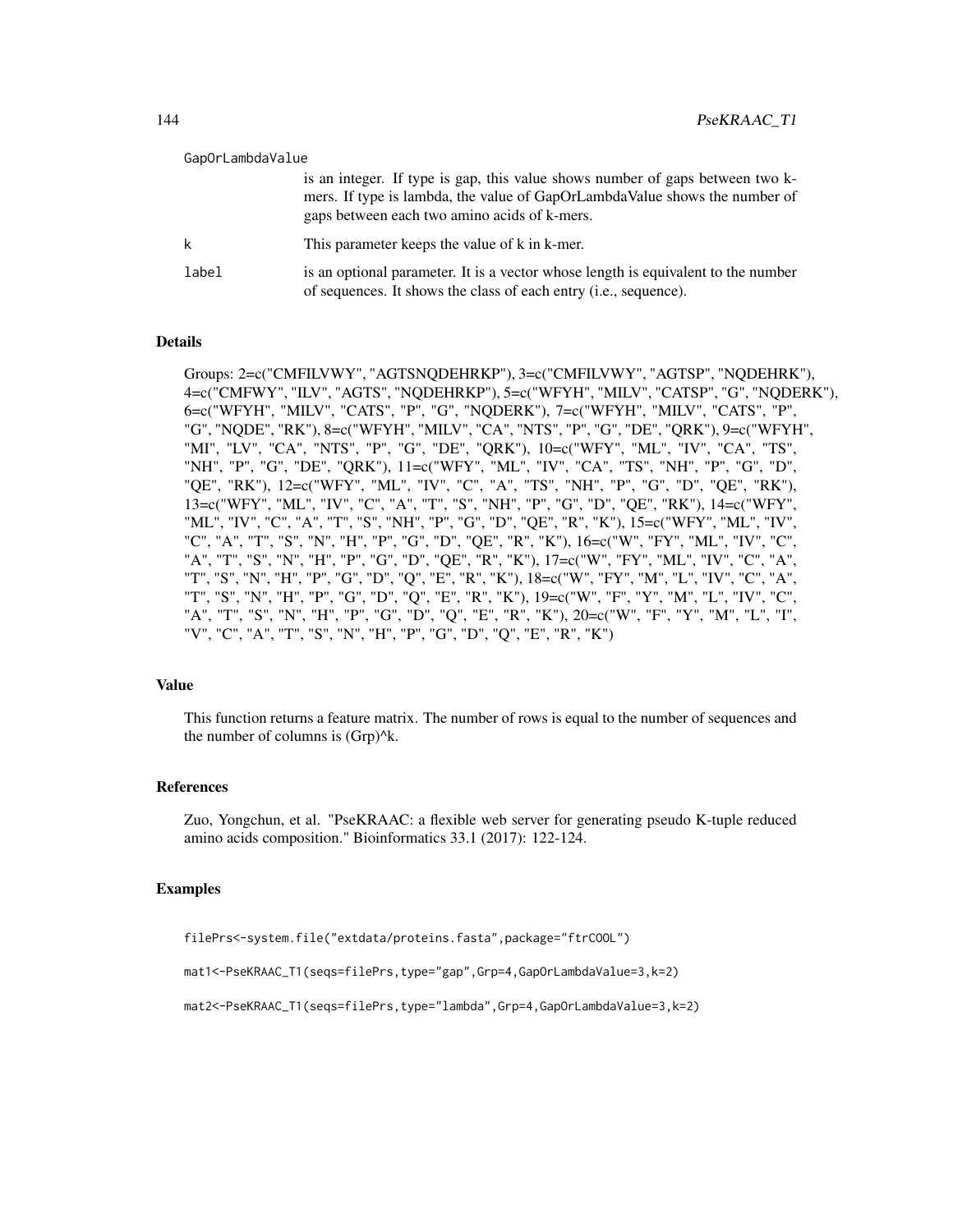GapOrLambdaValue

is an integer. If type is gap, this value shows number of gaps between two k-mers. If type is lambda, the value of GapOrLambdaValue shows the number of gaps between each two amino acids of k-mers.

k
This parameter keeps the value of k in k-mer.

label
is an optional parameter. It is a vector whose length is equivalent to the number of sequences. It shows the class of each entry (i.e., sequence).

### Details

Groups: 2=c("CMFILVWY", "AGTSNQDEHRKP"), 3=c("CMFILVWY", "AGTSP", "NQDEHRK"), 4=c("CMFWY", "ILV", "AGTS", "NQDEHRKP"), 5=c("WFYH", "MILV", "CATSP", "G", "NQDERK"), 6=c("WFYH", "MILV", "CATS", "P", "G", "NQDERK"), 7=c("WFYH", "MILV", "CATS", "P", "G", "NQDE", "RK"), 8=c("WFYH", "MILV", "CA", "NTS", "P", "G", "DE", "QRK"), 9=c("WFYH", "MI", "LV", "CA", "NTS", "P", "G", "DE", "QRK"), 10=c("WFY", "ML", "IV", "CA", "TS", "NH", "P", "G", "DE", "QRK"), 11=c("WFY", "ML", "IV", "CA", "TS", "NH", "P", "G", "D", "QE", "RK"), 12=c("WFY", "ML", "IV", "C", "A", "TS", "NH", "P", "G", "D", "QE", "RK"), 13=c("WFY", "ML", "IV", "C", "A", "T", "S", "NH", "P", "G", "D", "QE", "RK"), 14=c("WFY", "ML", "IV", "C", "A", "T", "S", "NH", "P", "G", "D", "QE", "R", "K"), 15=c("WFY", "ML", "IV", "C", "A", "T", "S", "N", "H", "P", "G", "D", "QE", "R", "K"), 16=c("W", "FY", "ML", "IV", "C", "A", "T", "S", "N", "H", "P", "G", "D", "QE", "R", "K"), 17=c("W", "FY", "ML", "IV", "C", "A", "T", "S", "N", "H", "P", "G", "D", "Q", "E", "R", "K"), 18=c("W", "FY", "M", "L", "IV", "C", "A", "T", "S", "N", "H", "P", "G", "D", "Q", "E", "R", "K"), 19=c("W", "F", "Y", "M", "L", "IV", "C", "A", "T", "S", "N", "H", "P", "G", "D", "Q", "E", "R", "K"), 20=c("W", "F", "Y", "M", "L", "I", "V", "C", "A", "T", "S", "N", "H", "P", "G", "D", "Q", "E", "R", "K")

### Value

This function returns a feature matrix. The number of rows is equal to the number of sequences and the number of columns is (Grp)^k.

### References

Zuo, Yongchun, et al. "PseKRAAC: a flexible web server for generating pseudo K-tuple reduced amino acids composition." Bioinformatics 33.1 (2017): 122-124.

### Examples

```
filePrs<-system.file("extdata/proteins.fasta",package="ftrCOOL")

mat1<-PseKRAAC_T1(seqs=filePrs,type="gap",Grp=4,GapOrLambdaValue=3,k=2)

mat2<-PseKRAAC_T1(seqs=filePrs,type="lambda",Grp=4,GapOrLambdaValue=3,k=2)
```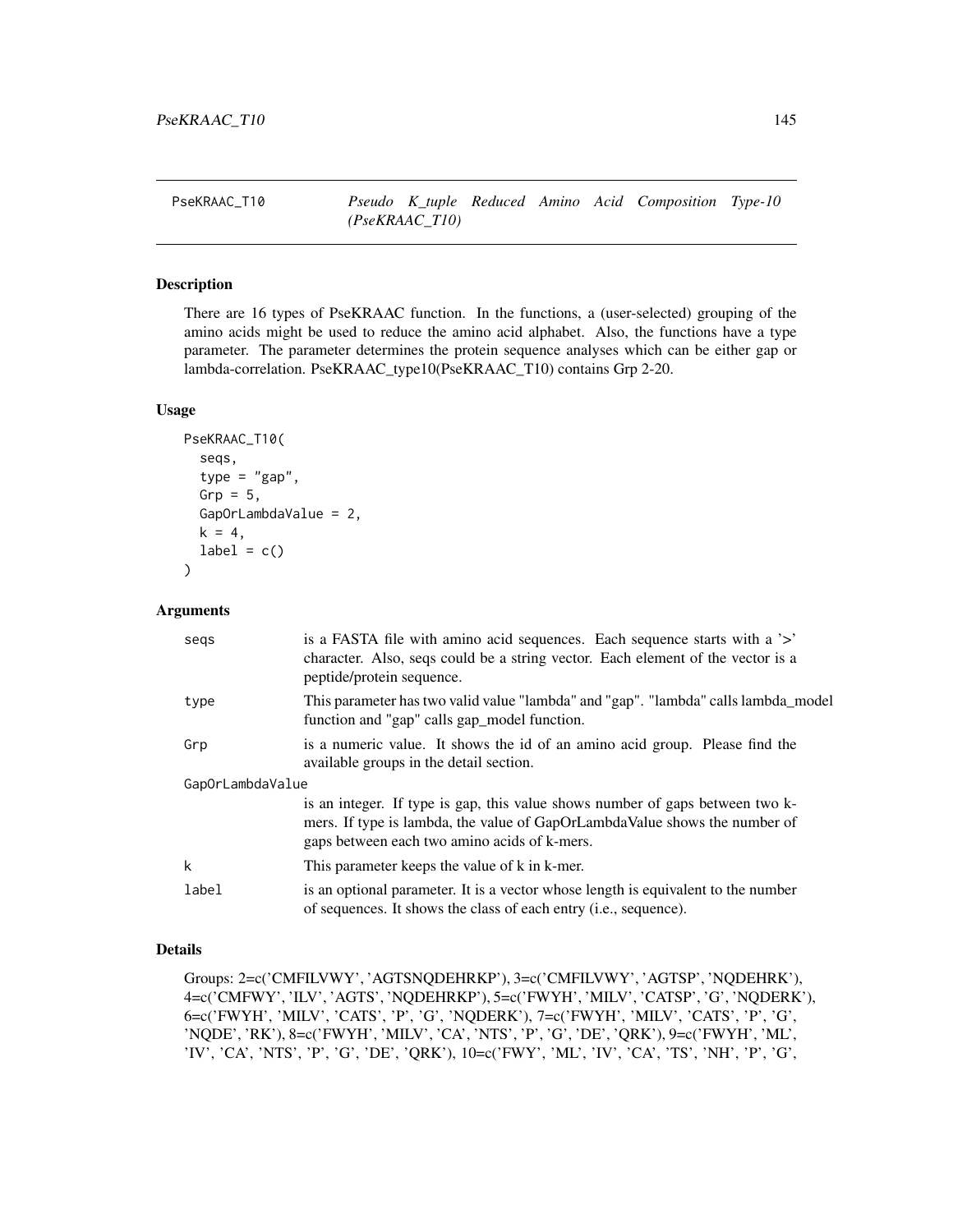PseKRAAC_T10 *Pseudo K_tuple Reduced Amino Acid Composition Type-10 (PseKRAAC_T10)*

## Description

There are 16 types of PseKRAAC function. In the functions, a (user-selected) grouping of the amino acids might be used to reduce the amino acid alphabet. Also, the functions have a type parameter. The parameter determines the protein sequence analyses which can be either gap or lambda-correlation. PseKRAAC_type10(PseKRAAC_T10) contains Grp 2-20.

## Usage

```
PseKRAAC_T10(
  seqs,
  type = "gap",
  Grp = 5,
  GapOrLambdaValue = 2,
  k = 4,
  label = c()
)
```

## Arguments

| | |
|---|---|
| seqs | is a FASTA file with amino acid sequences. Each sequence starts with a '>' character. Also, seqs could be a string vector. Each element of the vector is a peptide/protein sequence. |
| type | This parameter has two valid value "lambda" and "gap". "lambda" calls lambda_model function and "gap" calls gap_model function. |
| Grp | is a numeric value. It shows the id of an amino acid group. Please find the available groups in the detail section. |
| GapOrLambdaValue | is an integer. If type is gap, this value shows number of gaps between two k-mers. If type is lambda, the value of GapOrLambdaValue shows the number of gaps between each two amino acids of k-mers. |
| k | This parameter keeps the value of k in k-mer. |
| label | is an optional parameter. It is a vector whose length is equivalent to the number of sequences. It shows the class of each entry (i.e., sequence). |

## Details

Groups: 2=c('CMFILVWY', 'AGTSNQDEHRKP'), 3=c('CMFILVWY', 'AGTSP', 'NQDEHRK'), 4=c('CMFWY', 'ILV', 'AGTS', 'NQDEHRKP'), 5=c('FWYH', 'MILV', 'CATSP', 'G', 'NQDERK'), 6=c('FWYH', 'MILV', 'CATS', 'P', 'G', 'NQDERK'), 7=c('FWYH', 'MILV', 'CATS', 'P', 'G', 'NQDE', 'RK'), 8=c('FWYH', 'MILV', 'CA', 'NTS', 'P', 'G', 'DE', 'QRK'), 9=c('FWYH', 'ML', 'IV', 'CA', 'NTS', 'P', 'G', 'DE', 'QRK'), 10=c('FWY', 'ML', 'IV', 'CA', 'TS', 'NH', 'P', 'G',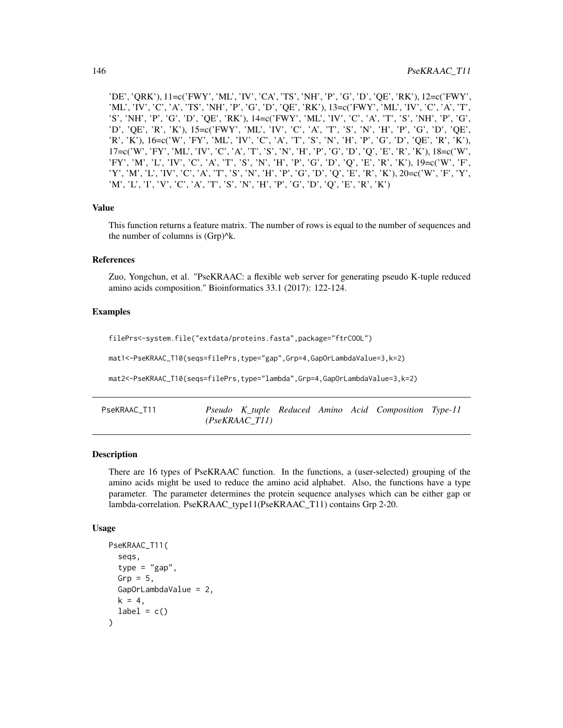'DE', 'QRK'), 11=c('FWY', 'ML', 'IV', 'CA', 'TS', 'NH', 'P', 'G', 'D', 'QE', 'RK'), 12=c('FWY', 'ML', 'IV', 'C', 'A', 'TS', 'NH', 'P', 'G', 'D', 'QE', 'RK'), 13=c('FWY', 'ML', 'IV', 'C', 'A', 'T', 'S', 'NH', 'P', 'G', 'D', 'QE', 'RK'), 14=c('FWY', 'ML', 'IV', 'C', 'A', 'T', 'S', 'NH', 'P', 'G', 'D', 'QE', 'R', 'K'), 15=c('FWY', 'ML', 'IV', 'C', 'A', 'T', 'S', 'N', 'H', 'P', 'G', 'D', 'QE', 'R', 'K'), 16=c('W', 'FY', 'ML', 'IV', 'C', 'A', 'T', 'S', 'N', 'H', 'P', 'G', 'D', 'QE', 'R', 'K'), 17=c('W', 'FY', 'ML', 'IV', 'C', 'A', 'T', 'S', 'N', 'H', 'P', 'G', 'D', 'Q', 'E', 'R', 'K'), 18=c('W', 'FY', 'M', 'L', 'IV', 'C', 'A', 'T', 'S', 'N', 'H', 'P', 'G', 'D', 'Q', 'E', 'R', 'K'), 19=c('W', 'F', 'Y', 'M', 'L', 'IV', 'C', 'A', 'T', 'S', 'N', 'H', 'P', 'G', 'D', 'Q', 'E', 'R', 'K'), 20=c('W', 'F', 'Y', 'M', 'L', 'I', 'V', 'C', 'A', 'T', 'S', 'N', 'H', 'P', 'G', 'D', 'Q', 'E', 'R', 'K')

### Value

This function returns a feature matrix. The number of rows is equal to the number of sequences and the number of columns is (Grp)^k.

### References

Zuo, Yongchun, et al. "PseKRAAC: a flexible web server for generating pseudo K-tuple reduced amino acids composition." Bioinformatics 33.1 (2017): 122-124.

### Examples

```
filePrs<-system.file("extdata/proteins.fasta",package="ftrCOOL")

mat1<-PseKRAAC_T10(seqs=filePrs,type="gap",Grp=4,GapOrLambdaValue=3,k=2)

mat2<-PseKRAAC_T10(seqs=filePrs,type="lambda",Grp=4,GapOrLambdaValue=3,k=2)
```

---

## PseKRAAC_T11 — *Pseudo K_tuple Reduced Amino Acid Composition Type-11 (PseKRAAC_T11)*

### Description

There are 16 types of PseKRAAC function. In the functions, a (user-selected) grouping of the amino acids might be used to reduce the amino acid alphabet. Also, the functions have a type parameter. The parameter determines the protein sequence analyses which can be either gap or lambda-correlation. PseKRAAC_type11(PseKRAAC_T11) contains Grp 2-20.

### Usage

```
PseKRAAC_T11(
  seqs,
  type = "gap",
  Grp = 5,
  GapOrLambdaValue = 2,
  k = 4,
  label = c()
)
```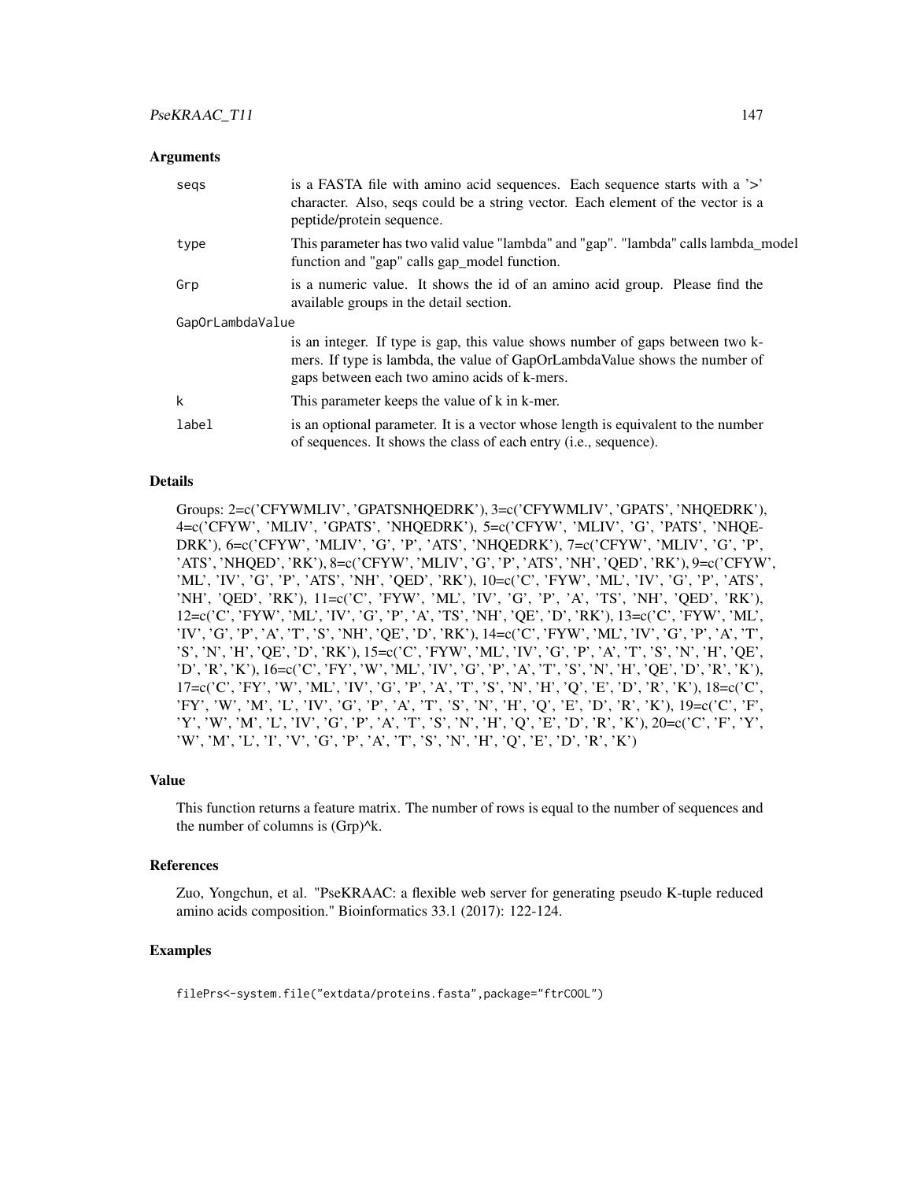## Arguments

| | |
|---|---|
| seqs | is a FASTA file with amino acid sequences. Each sequence starts with a '>' character. Also, seqs could be a string vector. Each element of the vector is a peptide/protein sequence. |
| type | This parameter has two valid value "lambda" and "gap". "lambda" calls lambda_model function and "gap" calls gap_model function. |
| Grp | is a numeric value. It shows the id of an amino acid group. Please find the available groups in the detail section. |
| GapOrLambdaValue | is an integer. If type is gap, this value shows number of gaps between two k-mers. If type is lambda, the value of GapOrLambdaValue shows the number of gaps between each two amino acids of k-mers. |
| k | This parameter keeps the value of k in k-mer. |
| label | is an optional parameter. It is a vector whose length is equivalent to the number of sequences. It shows the class of each entry (i.e., sequence). |

## Details

Groups: 2=c('CFYWMLIV', 'GPATSNHQEDRK'), 3=c('CFYWMLIV', 'GPATS', 'NHQEDRK'), 4=c('CFYW', 'MLIV', 'GPATS', 'NHQEDRK'), 5=c('CFYW', 'MLIV', 'G', 'PATS', 'NHQEDRK'), 6=c('CFYW', 'MLIV', 'G', 'P', 'ATS', 'NHQEDRK'), 7=c('CFYW', 'MLIV', 'G', 'P', 'ATS', 'NHQED', 'RK'), 8=c('CFYW', 'MLIV', 'G', 'P', 'ATS', 'NH', 'QED', 'RK'), 9=c('CFYW', 'ML', 'IV', 'G', 'P', 'ATS', 'NH', 'QED', 'RK'), 10=c('C', 'FYW', 'ML', 'IV', 'G', 'P', 'ATS', 'NH', 'QED', 'RK'), 11=c('C', 'FYW', 'ML', 'IV', 'G', 'P', 'A', 'TS', 'NH', 'QED', 'RK'), 12=c('C', 'FYW', 'ML', 'IV', 'G', 'P', 'A', 'TS', 'NH', 'QE', 'D', 'RK'), 13=c('C', 'FYW', 'ML', 'IV', 'G', 'P', 'A', 'T', 'S', 'NH', 'QE', 'D', 'RK'), 14=c('C', 'FYW', 'ML', 'IV', 'G', 'P', 'A', 'T', 'S', 'N', 'H', 'QE', 'D', 'RK'), 15=c('C', 'FYW', 'ML', 'IV', 'G', 'P', 'A', 'T', 'S', 'N', 'H', 'QE', 'D', 'R', 'K'), 16=c('C', 'FY', 'W', 'ML', 'IV', 'G', 'P', 'A', 'T', 'S', 'N', 'H', 'QE', 'D', 'R', 'K'), 17=c('C', 'FY', 'W', 'ML', 'IV', 'G', 'P', 'A', 'T', 'S', 'N', 'H', 'Q', 'E', 'D', 'R', 'K'), 18=c('C', 'FY', 'W', 'M', 'L', 'IV', 'G', 'P', 'A', 'T', 'S', 'N', 'H', 'Q', 'E', 'D', 'R', 'K'), 19=c('C', 'F', 'Y', 'W', 'M', 'L', 'IV', 'G', 'P', 'A', 'T', 'S', 'N', 'H', 'Q', 'E', 'D', 'R', 'K'), 20=c('C', 'F', 'Y', 'W', 'M', 'L', 'I', 'V', 'G', 'P', 'A', 'T', 'S', 'N', 'H', 'Q', 'E', 'D', 'R', 'K')

## Value

This function returns a feature matrix. The number of rows is equal to the number of sequences and the number of columns is (Grp)^k.

## References

Zuo, Yongchun, et al. "PseKRAAC: a flexible web server for generating pseudo K-tuple reduced amino acids composition." Bioinformatics 33.1 (2017): 122-124.

## Examples

```
filePrs<-system.file("extdata/proteins.fasta",package="ftrCOOL")
```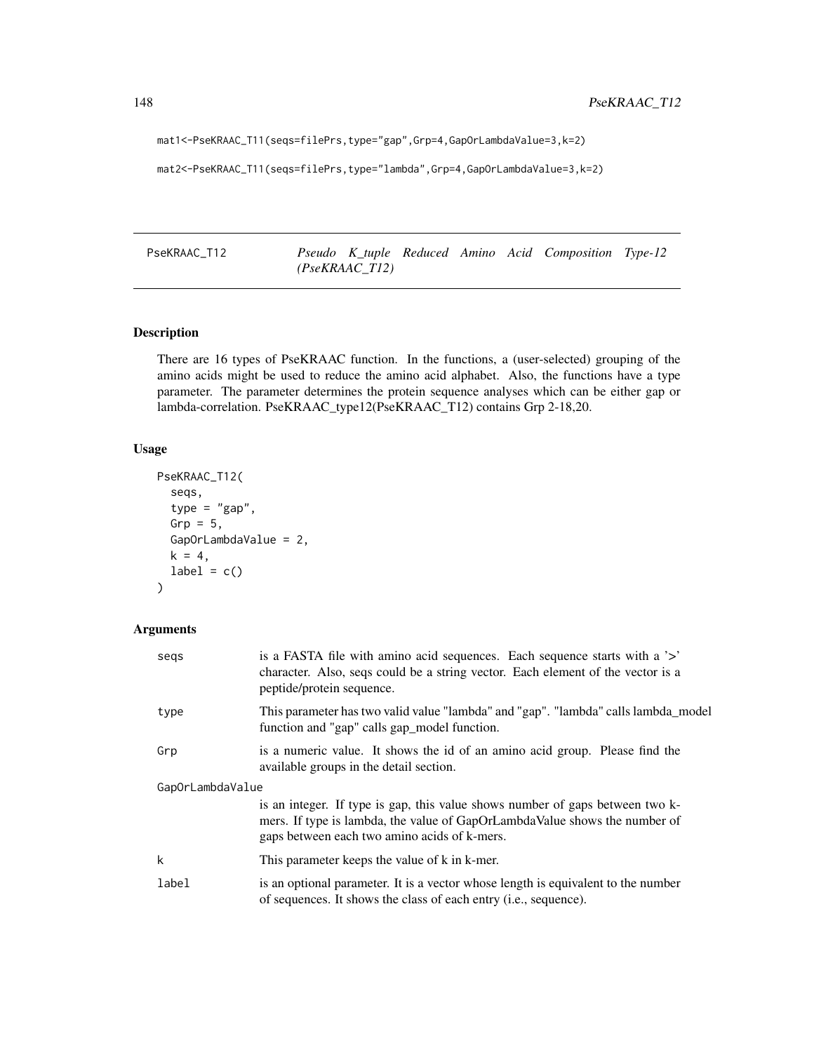```
mat1<-PseKRAAC_T11(seqs=filePrs,type="gap",Grp=4,GapOrLambdaValue=3,k=2)

mat2<-PseKRAAC_T11(seqs=filePrs,type="lambda",Grp=4,GapOrLambdaValue=3,k=2)
```

---

PseKRAAC_T12 *Pseudo K_tuple Reduced Amino Acid Composition Type-12 (PseKRAAC_T12)*

---

## Description

There are 16 types of PseKRAAC function. In the functions, a (user-selected) grouping of the amino acids might be used to reduce the amino acid alphabet. Also, the functions have a type parameter. The parameter determines the protein sequence analyses which can be either gap or lambda-correlation. PseKRAAC_type12(PseKRAAC_T12) contains Grp 2-18,20.

## Usage

```
PseKRAAC_T12(
  seqs,
  type = "gap",
  Grp = 5,
  GapOrLambdaValue = 2,
  k = 4,
  label = c()
)
```

## Arguments

| | |
|---|---|
| seqs | is a FASTA file with amino acid sequences. Each sequence starts with a '>' character. Also, seqs could be a string vector. Each element of the vector is a peptide/protein sequence. |
| type | This parameter has two valid value "lambda" and "gap". "lambda" calls lambda_model function and "gap" calls gap_model function. |
| Grp | is a numeric value. It shows the id of an amino acid group. Please find the available groups in the detail section. |
| GapOrLambdaValue | is an integer. If type is gap, this value shows number of gaps between two k-mers. If type is lambda, the value of GapOrLambdaValue shows the number of gaps between each two amino acids of k-mers. |
| k | This parameter keeps the value of k in k-mer. |
| label | is an optional parameter. It is a vector whose length is equivalent to the number of sequences. It shows the class of each entry (i.e., sequence). |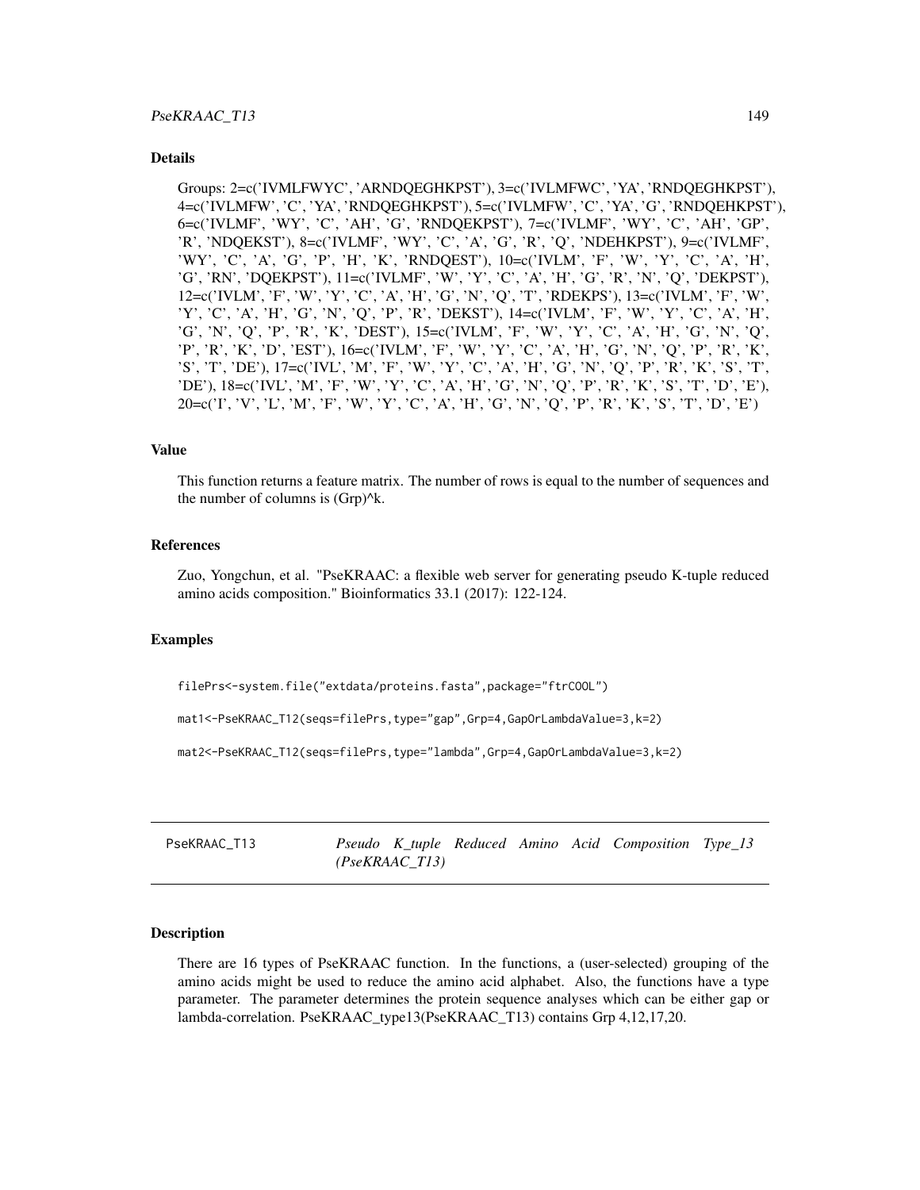## Details

Groups: 2=c('IVMLFWYC', 'ARNDQEGHKPST'), 3=c('IVLMFWC', 'YA', 'RNDQEGHKPST'), 4=c('IVLMFW', 'C', 'YA', 'RNDQEGHKPST'), 5=c('IVLMFW', 'C', 'YA', 'G', 'RNDQEHKPST'), 6=c('IVLMF', 'WY', 'C', 'AH', 'G', 'RNDQEKPST'), 7=c('IVLMF', 'WY', 'C', 'AH', 'GP', 'R', 'NDQEKST'), 8=c('IVLMF', 'WY', 'C', 'A', 'G', 'R', 'Q', 'NDEHKPST'), 9=c('IVLMF', 'WY', 'C', 'A', 'G', 'P', 'H', 'K', 'RNDQEST'), 10=c('IVLM', 'F', 'W', 'Y', 'C', 'A', 'H', 'G', 'RN', 'DQEKPST'), 11=c('IVLMF', 'W', 'Y', 'C', 'A', 'H', 'G', 'R', 'N', 'Q', 'DEKPST'), 12=c('IVLM', 'F', 'W', 'Y', 'C', 'A', 'H', 'G', 'N', 'Q', 'T', 'RDEKPS'), 13=c('IVLM', 'F', 'W', 'Y', 'C', 'A', 'H', 'G', 'N', 'Q', 'P', 'R', 'DEKST'), 14=c('IVLM', 'F', 'W', 'Y', 'C', 'A', 'H', 'G', 'N', 'Q', 'P', 'R', 'K', 'DEST'), 15=c('IVLM', 'F', 'W', 'Y', 'C', 'A', 'H', 'G', 'N', 'Q', 'P', 'R', 'K', 'D', 'EST'), 16=c('IVLM', 'F', 'W', 'Y', 'C', 'A', 'H', 'G', 'N', 'Q', 'P', 'R', 'K', 'S', 'T', 'DE'), 17=c('IVL', 'M', 'F', 'W', 'Y', 'C', 'A', 'H', 'G', 'N', 'Q', 'P', 'R', 'K', 'S', 'T', 'DE'), 18=c('IVL', 'M', 'F', 'W', 'Y', 'C', 'A', 'H', 'G', 'N', 'Q', 'P', 'R', 'K', 'S', 'T', 'D', 'E'), 20=c('I', 'V', 'L', 'M', 'F', 'W', 'Y', 'C', 'A', 'H', 'G', 'N', 'Q', 'P', 'R', 'K', 'S', 'T', 'D', 'E')

## Value

This function returns a feature matrix. The number of rows is equal to the number of sequences and the number of columns is (Grp)^k.

## References

Zuo, Yongchun, et al. "PseKRAAC: a flexible web server for generating pseudo K-tuple reduced amino acids composition." Bioinformatics 33.1 (2017): 122-124.

## Examples

```
filePrs<-system.file("extdata/proteins.fasta",package="ftrCOOL")

mat1<-PseKRAAC_T12(seqs=filePrs,type="gap",Grp=4,GapOrLambdaValue=3,k=2)

mat2<-PseKRAAC_T12(seqs=filePrs,type="lambda",Grp=4,GapOrLambdaValue=3,k=2)
```

# PseKRAAC_T13 — *Pseudo K_tuple Reduced Amino Acid Composition Type_13 (PseKRAAC_T13)*

## Description

There are 16 types of PseKRAAC function. In the functions, a (user-selected) grouping of the amino acids might be used to reduce the amino acid alphabet. Also, the functions have a type parameter. The parameter determines the protein sequence analyses which can be either gap or lambda-correlation. PseKRAAC_type13(PseKRAAC_T13) contains Grp 4,12,17,20.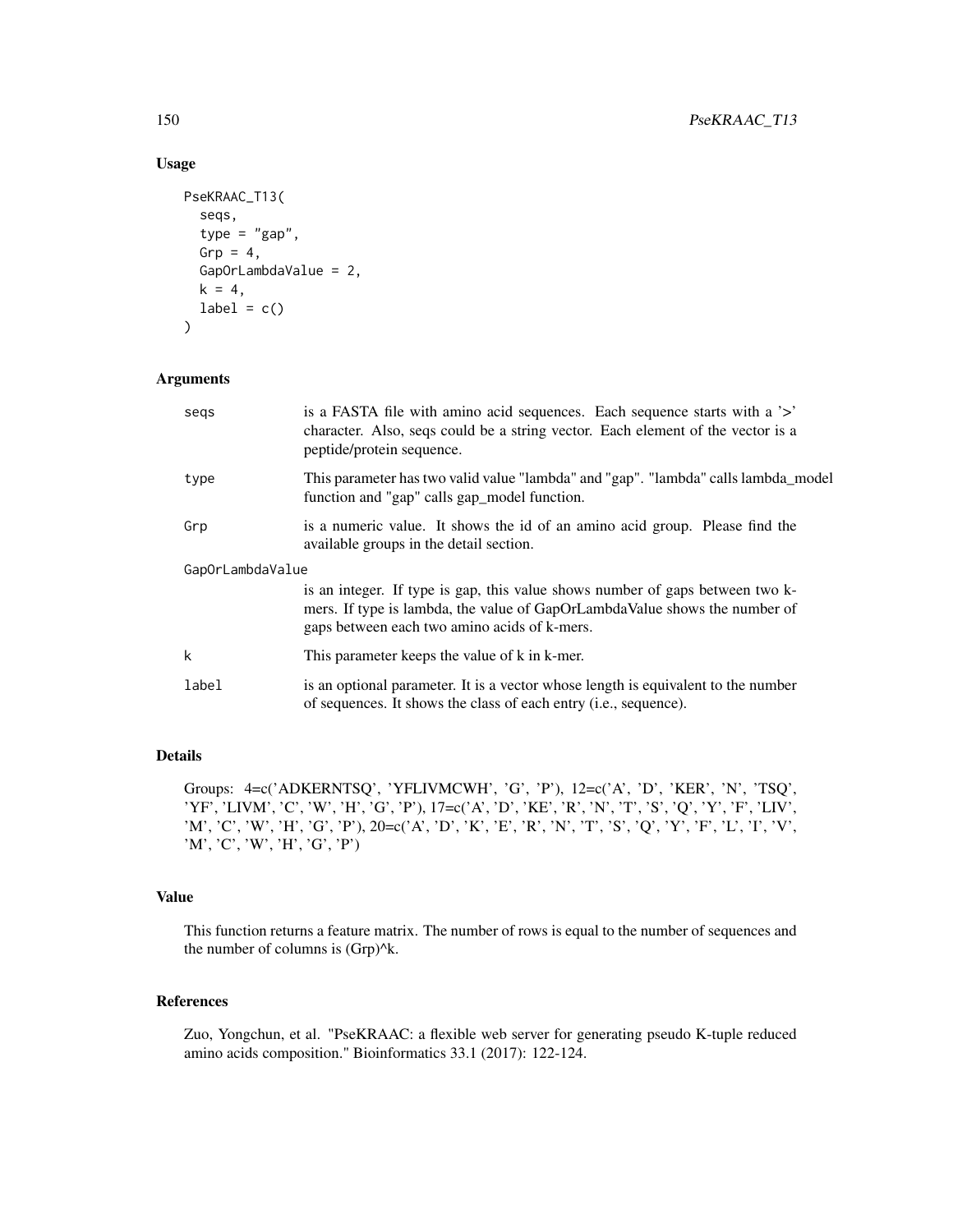## Usage

```
PseKRAAC_T13(
  seqs,
  type = "gap",
  Grp = 4,
  GapOrLambdaValue = 2,
  k = 4,
  label = c()
)
```

## Arguments

| | |
|---|---|
| seqs | is a FASTA file with amino acid sequences. Each sequence starts with a '>' character. Also, seqs could be a string vector. Each element of the vector is a peptide/protein sequence. |
| type | This parameter has two valid value "lambda" and "gap". "lambda" calls lambda_model function and "gap" calls gap_model function. |
| Grp | is a numeric value. It shows the id of an amino acid group. Please find the available groups in the detail section. |
| GapOrLambdaValue | is an integer. If type is gap, this value shows number of gaps between two k-mers. If type is lambda, the value of GapOrLambdaValue shows the number of gaps between each two amino acids of k-mers. |
| k | This parameter keeps the value of k in k-mer. |
| label | is an optional parameter. It is a vector whose length is equivalent to the number of sequences. It shows the class of each entry (i.e., sequence). |

## Details

Groups: 4=c('ADKERNTSQ', 'YFLIVMCWH', 'G', 'P'), 12=c('A', 'D', 'KER', 'N', 'TSQ', 'YF', 'LIVM', 'C', 'W', 'H', 'G', 'P'), 17=c('A', 'D', 'KE', 'R', 'N', 'T', 'S', 'Q', 'Y', 'F', 'LIV', 'M', 'C', 'W', 'H', 'G', 'P'), 20=c('A', 'D', 'K', 'E', 'R', 'N', 'T', 'S', 'Q', 'Y', 'F', 'L', 'I', 'V', 'M', 'C', 'W', 'H', 'G', 'P')

## Value

This function returns a feature matrix. The number of rows is equal to the number of sequences and the number of columns is (Grp)^k.

## References

Zuo, Yongchun, et al. "PseKRAAC: a flexible web server for generating pseudo K-tuple reduced amino acids composition." Bioinformatics 33.1 (2017): 122-124.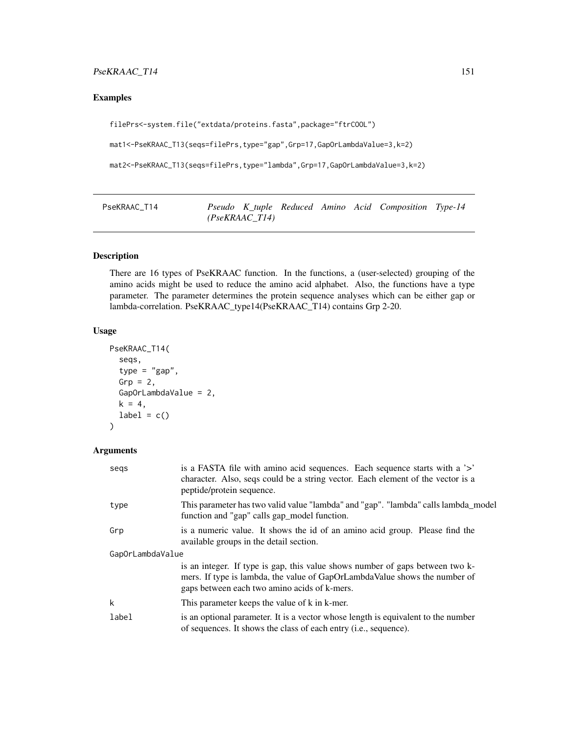## Examples

```
filePrs<-system.file("extdata/proteins.fasta",package="ftrCOOL")

mat1<-PseKRAAC_T13(seqs=filePrs,type="gap",Grp=17,GapOrLambdaValue=3,k=2)

mat2<-PseKRAAC_T13(seqs=filePrs,type="lambda",Grp=17,GapOrLambdaValue=3,k=2)
```

---

# PseKRAAC_T14 — *Pseudo K_tuple Reduced Amino Acid Composition Type-14 (PseKRAAC_T14)*

---

## Description

There are 16 types of PseKRAAC function. In the functions, a (user-selected) grouping of the amino acids might be used to reduce the amino acid alphabet. Also, the functions have a type parameter. The parameter determines the protein sequence analyses which can be either gap or lambda-correlation. PseKRAAC_type14(PseKRAAC_T14) contains Grp 2-20.

## Usage

```
PseKRAAC_T14(
  seqs,
  type = "gap",
  Grp = 2,
  GapOrLambdaValue = 2,
  k = 4,
  label = c()
)
```

## Arguments

| Argument | Description |
|---|---|
| seqs | is a FASTA file with amino acid sequences. Each sequence starts with a '>' character. Also, seqs could be a string vector. Each element of the vector is a peptide/protein sequence. |
| type | This parameter has two valid value "lambda" and "gap". "lambda" calls lambda_model function and "gap" calls gap_model function. |
| Grp | is a numeric value. It shows the id of an amino acid group. Please find the available groups in the detail section. |
| GapOrLambdaValue | is an integer. If type is gap, this value shows number of gaps between two k-mers. If type is lambda, the value of GapOrLambdaValue shows the number of gaps between each two amino acids of k-mers. |
| k | This parameter keeps the value of k in k-mer. |
| label | is an optional parameter. It is a vector whose length is equivalent to the number of sequences. It shows the class of each entry (i.e., sequence). |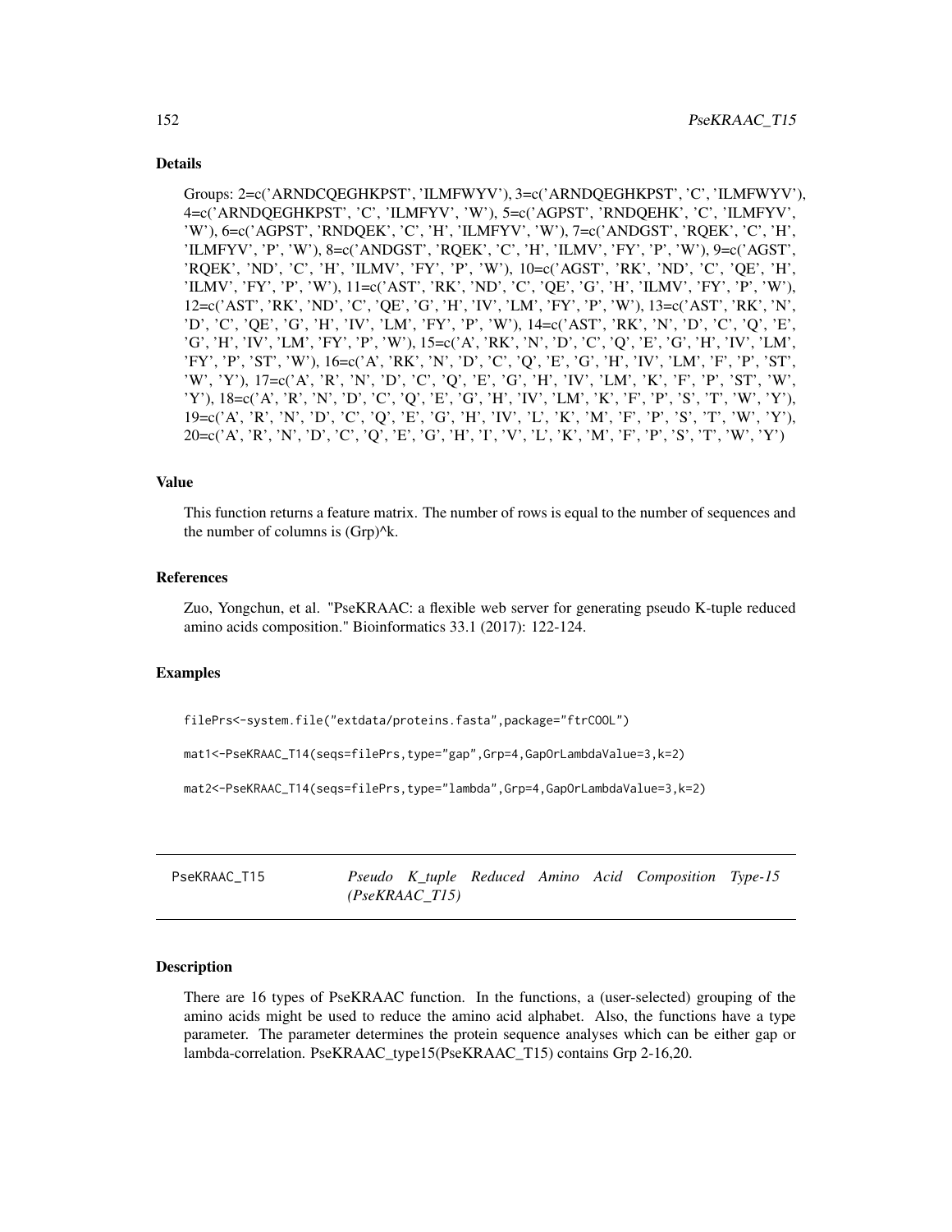### Details

Groups: 2=c('ARNDCQEGHKPST', 'ILMFWYV'), 3=c('ARNDQEGHKPST', 'C', 'ILMFWYV'), 4=c('ARNDQEGHKPST', 'C', 'ILMFYV', 'W'), 5=c('AGPST', 'RNDQEHK', 'C', 'ILMFYV', 'W'), 6=c('AGPST', 'RNDQEK', 'C', 'H', 'ILMFYV', 'W'), 7=c('ANDGST', 'RQEK', 'C', 'H', 'ILMFYV', 'P', 'W'), 8=c('ANDGST', 'RQEK', 'C', 'H', 'ILMV', 'FY', 'P', 'W'), 9=c('AGST', 'RQEK', 'ND', 'C', 'H', 'ILMV', 'FY', 'P', 'W'), 10=c('AGST', 'RK', 'ND', 'C', 'QE', 'H', 'ILMV', 'FY', 'P', 'W'), 11=c('AST', 'RK', 'ND', 'C', 'QE', 'G', 'H', 'ILMV', 'FY', 'P', 'W'), 12=c('AST', 'RK', 'ND', 'C', 'QE', 'G', 'H', 'IV', 'LM', 'FY', 'P', 'W'), 13=c('AST', 'RK', 'N', 'D', 'C', 'QE', 'G', 'H', 'IV', 'LM', 'FY', 'P', 'W'), 14=c('AST', 'RK', 'N', 'D', 'C', 'Q', 'E', 'G', 'H', 'IV', 'LM', 'FY', 'P', 'W'), 15=c('A', 'RK', 'N', 'D', 'C', 'Q', 'E', 'G', 'H', 'IV', 'LM', 'FY', 'P', 'ST', 'W'), 16=c('A', 'RK', 'N', 'D', 'C', 'Q', 'E', 'G', 'H', 'IV', 'LM', 'F', 'P', 'ST', 'W', 'Y'), 17=c('A', 'R', 'N', 'D', 'C', 'Q', 'E', 'G', 'H', 'IV', 'LM', 'K', 'F', 'P', 'ST', 'W', 'Y'), 18=c('A', 'R', 'N', 'D', 'C', 'Q', 'E', 'G', 'H', 'IV', 'LM', 'K', 'F', 'P', 'S', 'T', 'W', 'Y'), 19=c('A', 'R', 'N', 'D', 'C', 'Q', 'E', 'G', 'H', 'IV', 'L', 'K', 'M', 'F', 'P', 'S', 'T', 'W', 'Y'), 20=c('A', 'R', 'N', 'D', 'C', 'Q', 'E', 'G', 'H', 'I', 'V', 'L', 'K', 'M', 'F', 'P', 'S', 'T', 'W', 'Y')

### Value

This function returns a feature matrix. The number of rows is equal to the number of sequences and the number of columns is (Grp)^k.

### References

Zuo, Yongchun, et al. "PseKRAAC: a flexible web server for generating pseudo K-tuple reduced amino acids composition." Bioinformatics 33.1 (2017): 122-124.

### Examples

```
filePrs<-system.file("extdata/proteins.fasta",package="ftrCOOL")

mat1<-PseKRAAC_T14(seqs=filePrs,type="gap",Grp=4,GapOrLambdaValue=3,k=2)

mat2<-PseKRAAC_T14(seqs=filePrs,type="lambda",Grp=4,GapOrLambdaValue=3,k=2)
```

## PseKRAAC_T15 — *Pseudo K_tuple Reduced Amino Acid Composition Type-15 (PseKRAAC_T15)*

### Description

There are 16 types of PseKRAAC function. In the functions, a (user-selected) grouping of the amino acids might be used to reduce the amino acid alphabet. Also, the functions have a type parameter. The parameter determines the protein sequence analyses which can be either gap or lambda-correlation. PseKRAAC_type15(PseKRAAC_T15) contains Grp 2-16,20.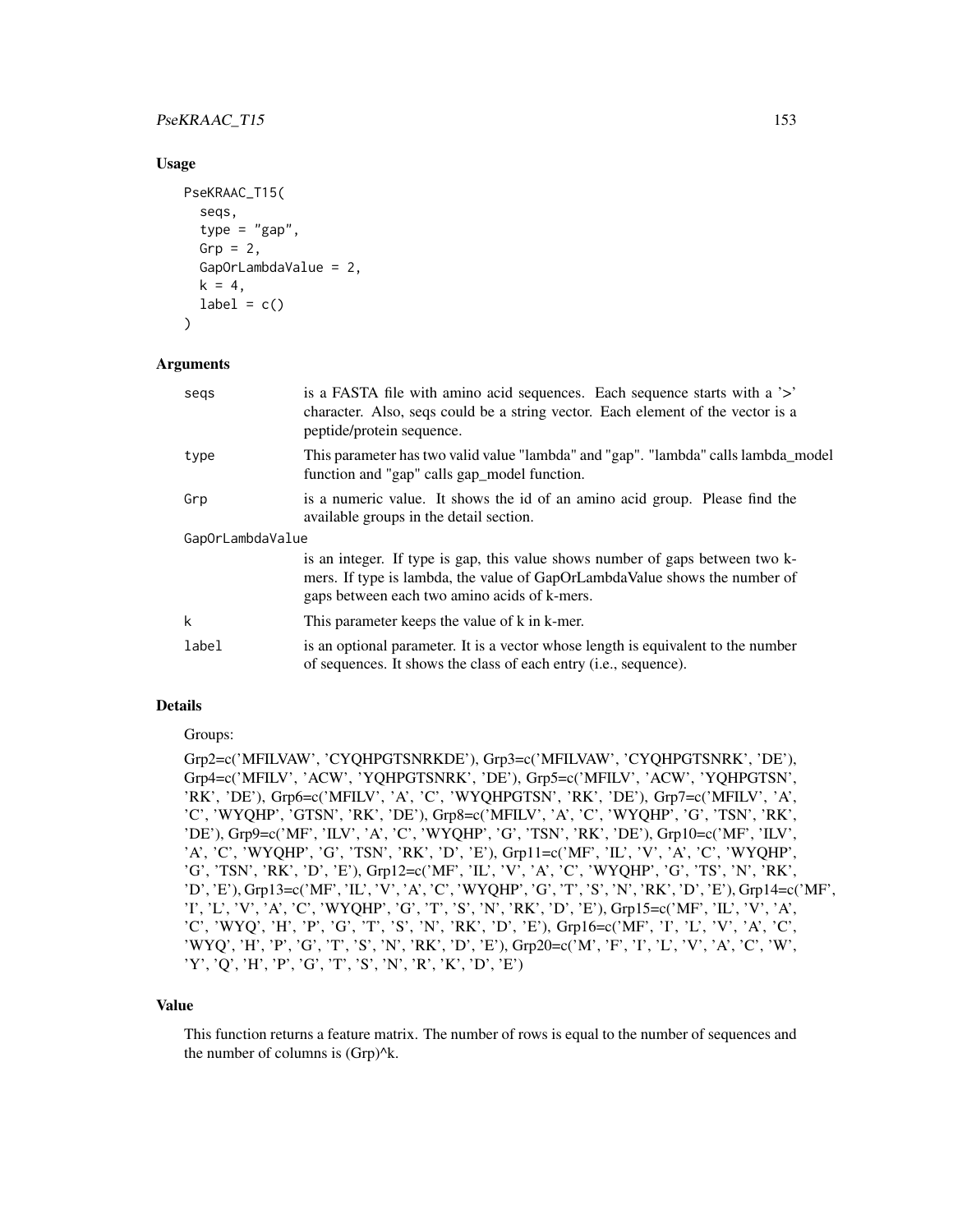## Usage

```
PseKRAAC_T15(
  seqs,
  type = "gap",
  Grp = 2,
  GapOrLambdaValue = 2,
  k = 4,
  label = c()
)
```

## Arguments

| | |
|---|---|
| seqs | is a FASTA file with amino acid sequences. Each sequence starts with a '>' character. Also, seqs could be a string vector. Each element of the vector is a peptide/protein sequence. |
| type | This parameter has two valid value "lambda" and "gap". "lambda" calls lambda_model function and "gap" calls gap_model function. |
| Grp | is a numeric value. It shows the id of an amino acid group. Please find the available groups in the detail section. |
| GapOrLambdaValue | is an integer. If type is gap, this value shows number of gaps between two k-mers. If type is lambda, the value of GapOrLambdaValue shows the number of gaps between each two amino acids of k-mers. |
| k | This parameter keeps the value of k in k-mer. |
| label | is an optional parameter. It is a vector whose length is equivalent to the number of sequences. It shows the class of each entry (i.e., sequence). |

## Details

Groups:

Grp2=c('MFILVAW', 'CYQHPGTSNRKDE'), Grp3=c('MFILVAW', 'CYQHPGTSNRK', 'DE'), Grp4=c('MFILV', 'ACW', 'YQHPGTSNRK', 'DE'), Grp5=c('MFILV', 'ACW', 'YQHPGTSN', 'RK', 'DE'), Grp6=c('MFILV', 'A', 'C', 'WYQHPGTSN', 'RK', 'DE'), Grp7=c('MFILV', 'A', 'C', 'WYQHP', 'GTSN', 'RK', 'DE'), Grp8=c('MFILV', 'A', 'C', 'WYQHP', 'G', 'TSN', 'RK', 'DE'), Grp9=c('MF', 'ILV', 'A', 'C', 'WYQHP', 'G', 'TSN', 'RK', 'DE'), Grp10=c('MF', 'ILV', 'A', 'C', 'WYQHP', 'G', 'TSN', 'RK', 'D', 'E'), Grp11=c('MF', 'IL', 'V', 'A', 'C', 'WYQHP', 'G', 'TSN', 'RK', 'D', 'E'), Grp12=c('MF', 'IL', 'V', 'A', 'C', 'WYQHP', 'G', 'TS', 'N', 'RK', 'D', 'E'), Grp13=c('MF', 'IL', 'V', 'A', 'C', 'WYQHP', 'G', 'T', 'S', 'N', 'RK', 'D', 'E'), Grp14=c('MF', 'I', 'L', 'V', 'A', 'C', 'WYQHP', 'G', 'T', 'S', 'N', 'RK', 'D', 'E'), Grp15=c('MF', 'IL', 'V', 'A', 'C', 'WYQ', 'H', 'P', 'G', 'T', 'S', 'N', 'RK', 'D', 'E'), Grp16=c('MF', 'I', 'L', 'V', 'A', 'C', 'WYQ', 'H', 'P', 'G', 'T', 'S', 'N', 'RK', 'D', 'E'), Grp20=c('M', 'F', 'I', 'L', 'V', 'A', 'C', 'W', 'Y', 'Q', 'H', 'P', 'G', 'T', 'S', 'N', 'R', 'K', 'D', 'E')

## Value

This function returns a feature matrix. The number of rows is equal to the number of sequences and the number of columns is (Grp)^k.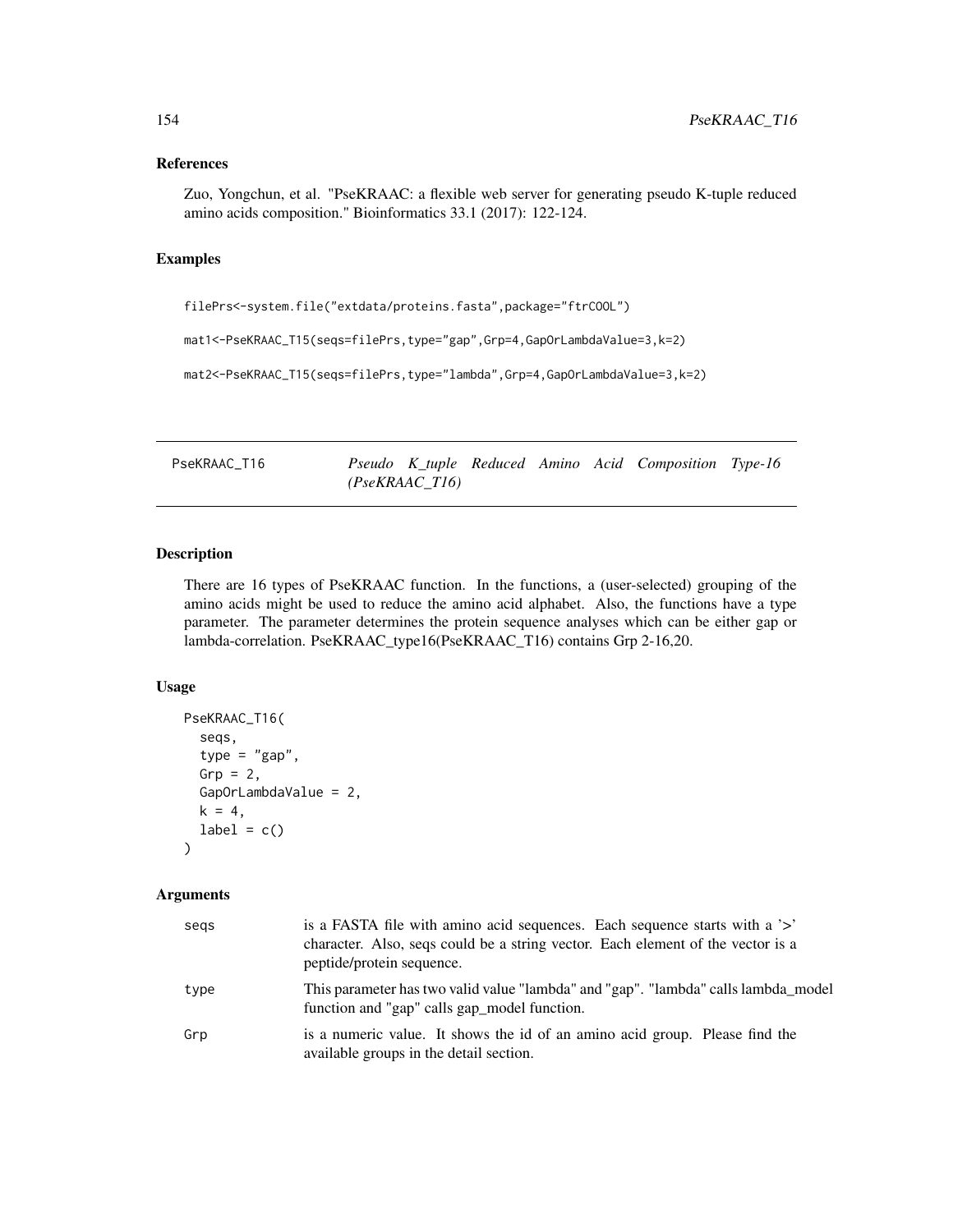## References

Zuo, Yongchun, et al. "PseKRAAC: a flexible web server for generating pseudo K-tuple reduced amino acids composition." Bioinformatics 33.1 (2017): 122-124.

## Examples

```
filePrs<-system.file("extdata/proteins.fasta",package="ftrCOOL")

mat1<-PseKRAAC_T15(seqs=filePrs,type="gap",Grp=4,GapOrLambdaValue=3,k=2)

mat2<-PseKRAAC_T15(seqs=filePrs,type="lambda",Grp=4,GapOrLambdaValue=3,k=2)
```

---

# PseKRAAC_T16 — *Pseudo K_tuple Reduced Amino Acid Composition Type-16 (PseKRAAC_T16)*

## Description

There are 16 types of PseKRAAC function. In the functions, a (user-selected) grouping of the amino acids might be used to reduce the amino acid alphabet. Also, the functions have a type parameter. The parameter determines the protein sequence analyses which can be either gap or lambda-correlation. PseKRAAC_type16(PseKRAAC_T16) contains Grp 2-16,20.

## Usage

```
PseKRAAC_T16(
  seqs,
  type = "gap",
  Grp = 2,
  GapOrLambdaValue = 2,
  k = 4,
  label = c()
)
```

## Arguments

| | |
|---|---|
| seqs | is a FASTA file with amino acid sequences. Each sequence starts with a '>' character. Also, seqs could be a string vector. Each element of the vector is a peptide/protein sequence. |
| type | This parameter has two valid value "lambda" and "gap". "lambda" calls lambda_model function and "gap" calls gap_model function. |
| Grp | is a numeric value. It shows the id of an amino acid group. Please find the available groups in the detail section. |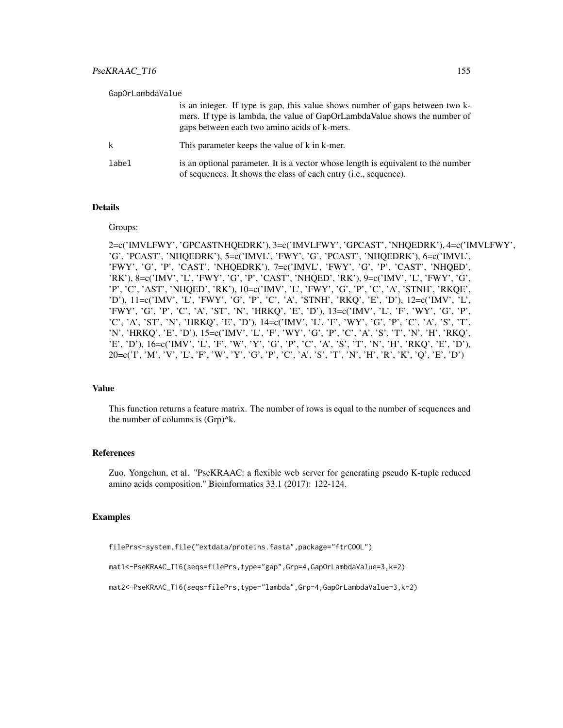GapOrLambdaValue
: is an integer. If type is gap, this value shows number of gaps between two k-mers. If type is lambda, the value of GapOrLambdaValue shows the number of gaps between each two amino acids of k-mers.

k
: This parameter keeps the value of k in k-mer.

label
: is an optional parameter. It is a vector whose length is equivalent to the number of sequences. It shows the class of each entry (i.e., sequence).

### Details

Groups:

2=c('IMVLFWY', 'GPCASTNHQEDRK'), 3=c('IMVLFWY', 'GPCAST', 'NHQEDRK'), 4=c('IMVLFWY', 'G', 'PCAST', 'NHQEDRK'), 5=c('IMVL', 'FWY', 'G', 'PCAST', 'NHQEDRK'), 6=c('IMVL', 'FWY', 'G', 'P', 'CAST', 'NHQEDRK'), 7=c('IMVL', 'FWY', 'G', 'P', 'CAST', 'NHQED', 'RK'), 8=c('IMV', 'L', 'FWY', 'G', 'P', 'CAST', 'NHQED', 'RK'), 9=c('IMV', 'L', 'FWY', 'G', 'P', 'C', 'AST', 'NHQED', 'RK'), 10=c('IMV', 'L', 'FWY', 'G', 'P', 'C', 'A', 'STNH', 'RKQE', 'D'), 11=c('IMV', 'L', 'FWY', 'G', 'P', 'C', 'A', 'STNH', 'RKQ', 'E', 'D'), 12=c('IMV', 'L', 'FWY', 'G', 'P', 'C', 'A', 'ST', 'N', 'HRKQ', 'E', 'D'), 13=c('IMV', 'L', 'F', 'WY', 'G', 'P', 'C', 'A', 'ST', 'N', 'HRKQ', 'E', 'D'), 14=c('IMV', 'L', 'F', 'WY', 'G', 'P', 'C', 'A', 'S', 'T', 'N', 'HRKQ', 'E', 'D'), 15=c('IMV', 'L', 'F', 'WY', 'G', 'P', 'C', 'A', 'S', 'T', 'N', 'H', 'RKQ', 'E', 'D'), 16=c('IMV', 'L', 'F', 'W', 'Y', 'G', 'P', 'C', 'A', 'S', 'T', 'N', 'H', 'RKQ', 'E', 'D'), 20=c('I', 'M', 'V', 'L', 'F', 'W', 'Y', 'G', 'P', 'C', 'A', 'S', 'T', 'N', 'H', 'R', 'K', 'Q', 'E', 'D')

### Value

This function returns a feature matrix. The number of rows is equal to the number of sequences and the number of columns is (Grp)^k.

### References

Zuo, Yongchun, et al. "PseKRAAC: a flexible web server for generating pseudo K-tuple reduced amino acids composition." Bioinformatics 33.1 (2017): 122-124.

### Examples

```
filePrs<-system.file("extdata/proteins.fasta",package="ftrCOOL")

mat1<-PseKRAAC_T16(seqs=filePrs,type="gap",Grp=4,GapOrLambdaValue=3,k=2)

mat2<-PseKRAAC_T16(seqs=filePrs,type="lambda",Grp=4,GapOrLambdaValue=3,k=2)
```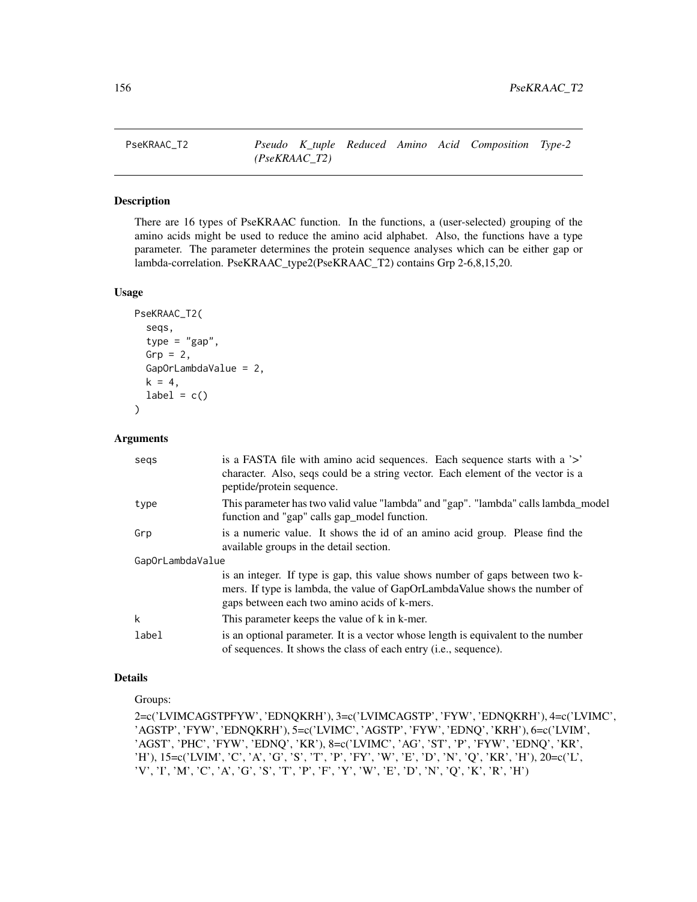# PseKRAAC_T2 — Pseudo K_tuple Reduced Amino Acid Composition Type-2 (PseKRAAC_T2)

## Description

There are 16 types of PseKRAAC function. In the functions, a (user-selected) grouping of the amino acids might be used to reduce the amino acid alphabet. Also, the functions have a type parameter. The parameter determines the protein sequence analyses which can be either gap or lambda-correlation. PseKRAAC_type2(PseKRAAC_T2) contains Grp 2-6,8,15,20.

## Usage

```
PseKRAAC_T2(
  seqs,
  type = "gap",
  Grp = 2,
  GapOrLambdaValue = 2,
  k = 4,
  label = c()
)
```

## Arguments

| | |
|---|---|
| seqs | is a FASTA file with amino acid sequences. Each sequence starts with a '>' character. Also, seqs could be a string vector. Each element of the vector is a peptide/protein sequence. |
| type | This parameter has two valid value "lambda" and "gap". "lambda" calls lambda_model function and "gap" calls gap_model function. |
| Grp | is a numeric value. It shows the id of an amino acid group. Please find the available groups in the detail section. |
| GapOrLambdaValue | is an integer. If type is gap, this value shows number of gaps between two k-mers. If type is lambda, the value of GapOrLambdaValue shows the number of gaps between each two amino acids of k-mers. |
| k | This parameter keeps the value of k in k-mer. |
| label | is an optional parameter. It is a vector whose length is equivalent to the number of sequences. It shows the class of each entry (i.e., sequence). |

## Details

Groups:

2=c('LVIMCAGSTPFYW', 'EDNQKRH'), 3=c('LVIMCAGSTP', 'FYW', 'EDNQKRH'), 4=c('LVIMC', 'AGSTP', 'FYW', 'EDNQKRH'), 5=c('LVIMC', 'AGSTP', 'FYW', 'EDNQ', 'KRH'), 6=c('LVIM', 'AGST', 'PHC', 'FYW', 'EDNQ', 'KR'), 8=c('LVIMC', 'AG', 'ST', 'P', 'FYW', 'EDNQ', 'KR', 'H'), 15=c('LVIM', 'C', 'A', 'G', 'S', 'T', 'P', 'FY', 'W', 'E', 'D', 'N', 'Q', 'KR', 'H'), 20=c('L', 'V', 'I', 'M', 'C', 'A', 'G', 'S', 'T', 'P', 'F', 'Y', 'W', 'E', 'D', 'N', 'Q', 'K', 'R', 'H')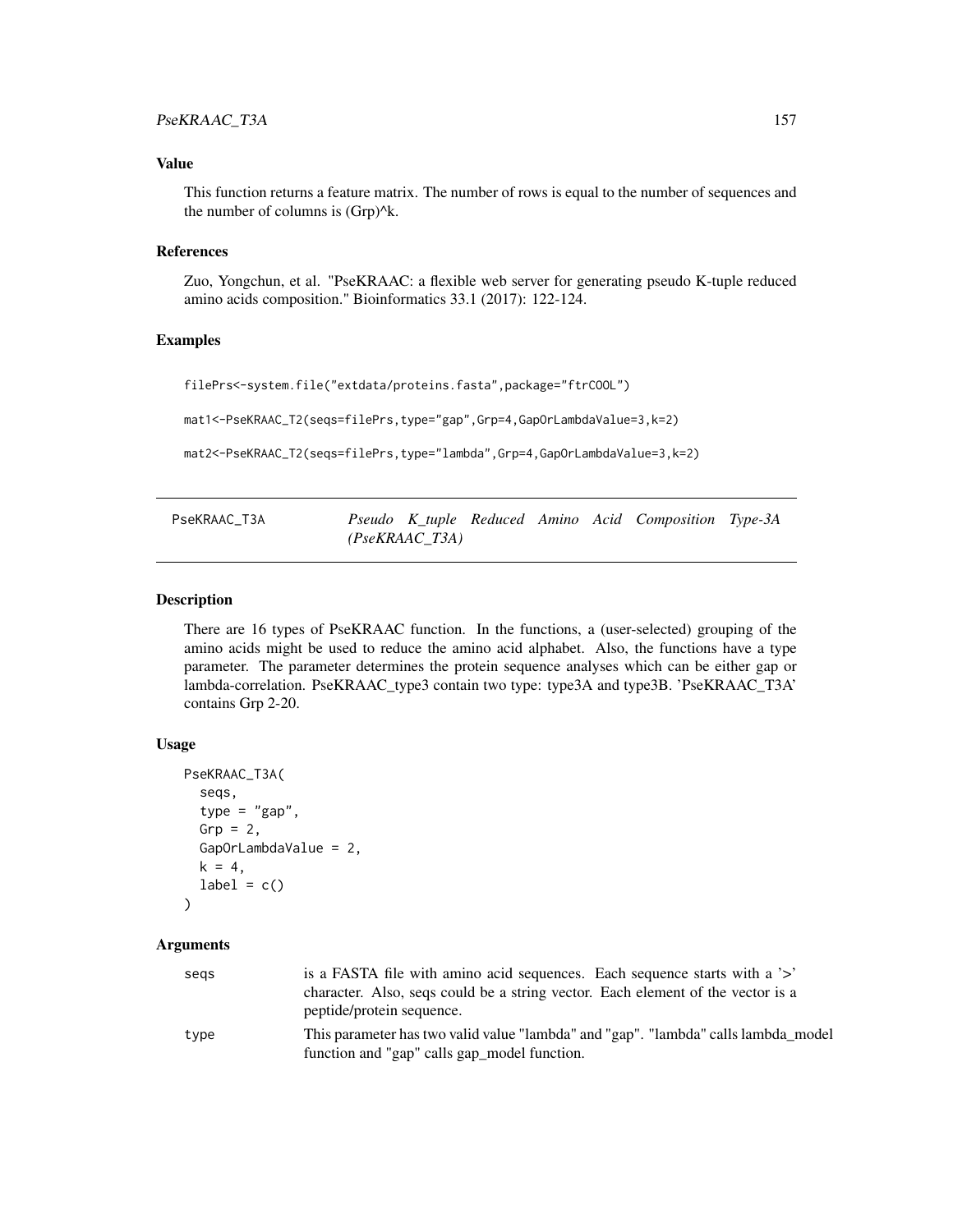### Value

This function returns a feature matrix. The number of rows is equal to the number of sequences and the number of columns is (Grp)^k.

### References

Zuo, Yongchun, et al. "PseKRAAC: a flexible web server for generating pseudo K-tuple reduced amino acids composition." Bioinformatics 33.1 (2017): 122-124.

### Examples

```
filePrs<-system.file("extdata/proteins.fasta",package="ftrCOOL")

mat1<-PseKRAAC_T2(seqs=filePrs,type="gap",Grp=4,GapOrLambdaValue=3,k=2)

mat2<-PseKRAAC_T2(seqs=filePrs,type="lambda",Grp=4,GapOrLambdaValue=3,k=2)
```

---

## PseKRAAC_T3A — *Pseudo K_tuple Reduced Amino Acid Composition Type-3A (PseKRAAC_T3A)*

### Description

There are 16 types of PseKRAAC function. In the functions, a (user-selected) grouping of the amino acids might be used to reduce the amino acid alphabet. Also, the functions have a type parameter. The parameter determines the protein sequence analyses which can be either gap or lambda-correlation. PseKRAAC_type3 contain two type: type3A and type3B. 'PseKRAAC_T3A' contains Grp 2-20.

### Usage

```
PseKRAAC_T3A(
  seqs,
  type = "gap",
  Grp = 2,
  GapOrLambdaValue = 2,
  k = 4,
  label = c()
)
```

### Arguments

| | |
|---|---|
| seqs | is a FASTA file with amino acid sequences. Each sequence starts with a '>' character. Also, seqs could be a string vector. Each element of the vector is a peptide/protein sequence. |
| type | This parameter has two valid value "lambda" and "gap". "lambda" calls lambda_model function and "gap" calls gap_model function. |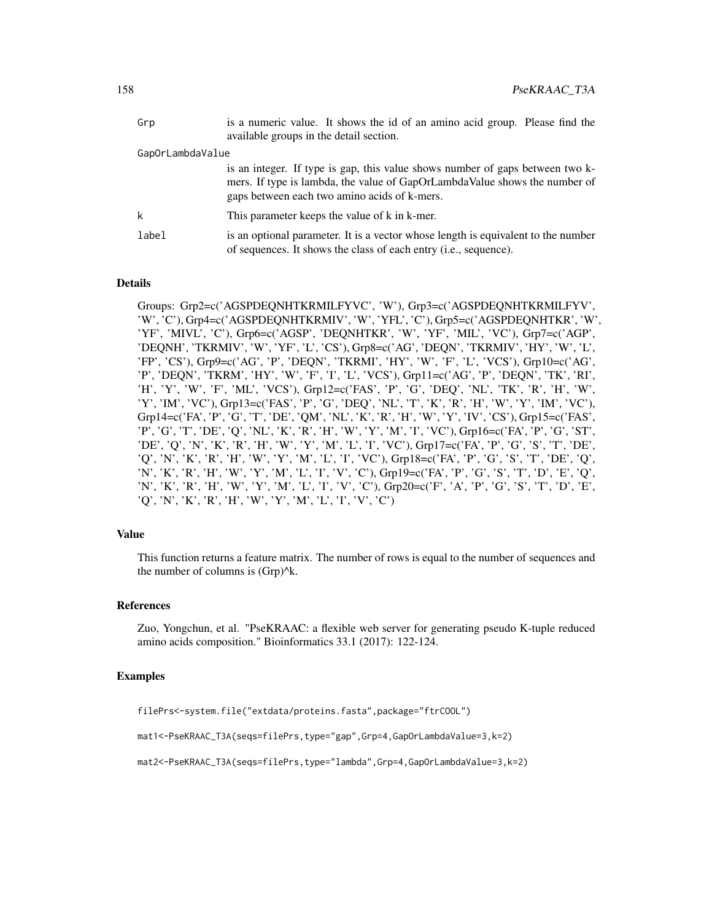| | |
|---|---|
| Grp | is a numeric value. It shows the id of an amino acid group. Please find the available groups in the detail section. |
| GapOrLambdaValue | is an integer. If type is gap, this value shows number of gaps between two k-mers. If type is lambda, the value of GapOrLambdaValue shows the number of gaps between each two amino acids of k-mers. |
| k | This parameter keeps the value of k in k-mer. |
| label | is an optional parameter. It is a vector whose length is equivalent to the number of sequences. It shows the class of each entry (i.e., sequence). |

## Details

Groups: Grp2=c('AGSPDEQNHTKRMILFYVC', 'W'), Grp3=c('AGSPDEQNHTKRMILFYV', 'W', 'C'), Grp4=c('AGSPDEQNHTKRMIV', 'W', 'YFL', 'C'), Grp5=c('AGSPDEQNHTKR', 'W', 'YF', 'MIVL', 'C'), Grp6=c('AGSP', 'DEQNHTKR', 'W', 'YF', 'MIL', 'VC'), Grp7=c('AGP', 'DEQNH', 'TKRMIV', 'W', 'YF', 'L', 'CS'), Grp8=c('AG', 'DEQN', 'TKRMIV', 'HY', 'W', 'L', 'FP', 'CS'), Grp9=c('AG', 'P', 'DEQN', 'TKRMI', 'HY', 'W', 'F', 'L', 'VCS'), Grp10=c('AG', 'P', 'DEQN', 'TKRM', 'HY', 'W', 'F', 'I', 'L', 'VCS'), Grp11=c('AG', 'P', 'DEQN', 'TK', 'RI', 'H', 'Y', 'W', 'F', 'ML', 'VCS'), Grp12=c('FAS', 'P', 'G', 'DEQ', 'NL', 'TK', 'R', 'H', 'W', 'Y', 'IM', 'VC'), Grp13=c('FAS', 'P', 'G', 'DEQ', 'NL', 'T', 'K', 'R', 'H', 'W', 'Y', 'IM', 'VC'), Grp14=c('FA', 'P', 'G', 'T', 'DE', 'QM', 'NL', 'K', 'R', 'H', 'W', 'Y', 'IV', 'CS'), Grp15=c('FAS', 'P', 'G', 'T', 'DE', 'Q', 'NL', 'K', 'R', 'H', 'W', 'Y', 'M', 'I', 'VC'), Grp16=c('FA', 'P', 'G', 'ST', 'DE', 'Q', 'N', 'K', 'R', 'H', 'W', 'Y', 'M', 'L', 'I', 'VC'), Grp17=c('FA', 'P', 'G', 'S', 'T', 'DE', 'Q', 'N', 'K', 'R', 'H', 'W', 'Y', 'M', 'L', 'I', 'VC'), Grp18=c('FA', 'P', 'G', 'S', 'T', 'DE', 'Q', 'N', 'K', 'R', 'H', 'W', 'Y', 'M', 'L', 'I', 'V', 'C'), Grp19=c('FA', 'P', 'G', 'S', 'T', 'D', 'E', 'Q', 'N', 'K', 'R', 'H', 'W', 'Y', 'M', 'L', 'I', 'V', 'C'), Grp20=c('F', 'A', 'P', 'G', 'S', 'T', 'D', 'E', 'Q', 'N', 'K', 'R', 'H', 'W', 'Y', 'M', 'L', 'I', 'V', 'C')

## Value

This function returns a feature matrix. The number of rows is equal to the number of sequences and the number of columns is (Grp)^k.

## References

Zuo, Yongchun, et al. "PseKRAAC: a flexible web server for generating pseudo K-tuple reduced amino acids composition." Bioinformatics 33.1 (2017): 122-124.

## Examples

```
filePrs<-system.file("extdata/proteins.fasta",package="ftrCOOL")

mat1<-PseKRAAC_T3A(seqs=filePrs,type="gap",Grp=4,GapOrLambdaValue=3,k=2)

mat2<-PseKRAAC_T3A(seqs=filePrs,type="lambda",Grp=4,GapOrLambdaValue=3,k=2)
```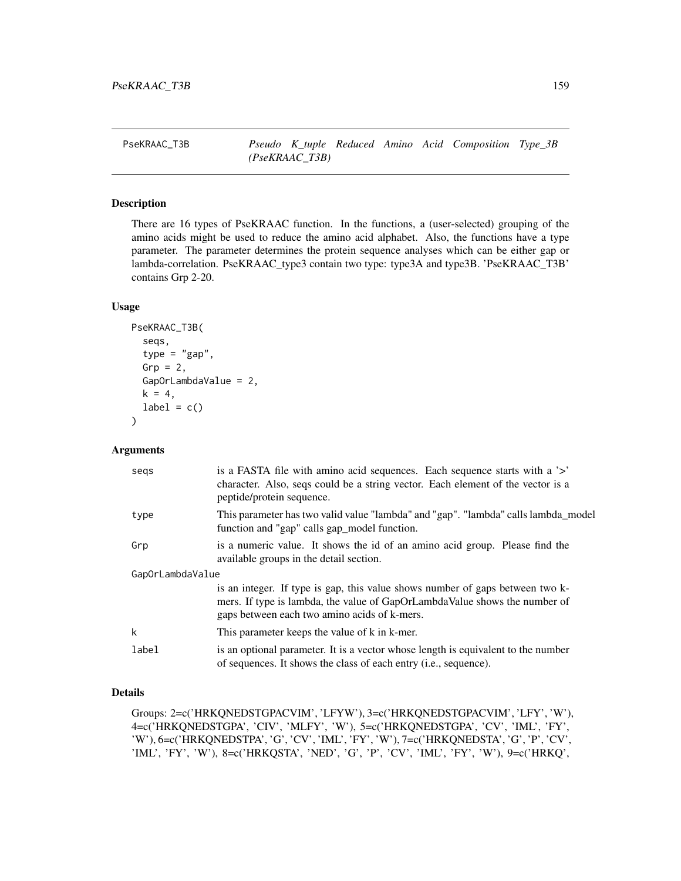## PseKRAAC_T3B *Pseudo K_tuple Reduced Amino Acid Composition Type_3B (PseKRAAC_T3B)*

### Description

There are 16 types of PseKRAAC function. In the functions, a (user-selected) grouping of the amino acids might be used to reduce the amino acid alphabet. Also, the functions have a type parameter. The parameter determines the protein sequence analyses which can be either gap or lambda-correlation. PseKRAAC_type3 contain two type: type3A and type3B. 'PseKRAAC_T3B' contains Grp 2-20.

### Usage

```
PseKRAAC_T3B(
  seqs,
  type = "gap",
  Grp = 2,
  GapOrLambdaValue = 2,
  k = 4,
  label = c()
)
```

### Arguments

- `seqs` is a FASTA file with amino acid sequences. Each sequence starts with a '>' character. Also, seqs could be a string vector. Each element of the vector is a peptide/protein sequence.
- `type` This parameter has two valid value "lambda" and "gap". "lambda" calls lambda_model function and "gap" calls gap_model function.
- `Grp` is a numeric value. It shows the id of an amino acid group. Please find the available groups in the detail section.
- `GapOrLambdaValue` is an integer. If type is gap, this value shows number of gaps between two k-mers. If type is lambda, the value of GapOrLambdaValue shows the number of gaps between each two amino acids of k-mers.
- `k` This parameter keeps the value of k in k-mer.
- `label` is an optional parameter. It is a vector whose length is equivalent to the number of sequences. It shows the class of each entry (i.e., sequence).

### Details

Groups: 2=c('HRKQNEDSTGPACVIM', 'LFYW'), 3=c('HRKQNEDSTGPACVIM', 'LFY', 'W'), 4=c('HRKQNEDSTGPA', 'CIV', 'MLFY', 'W'), 5=c('HRKQNEDSTGPA', 'CV', 'IML', 'FY', 'W'), 6=c('HRKQNEDSTPA', 'G', 'CV', 'IML', 'FY', 'W'), 7=c('HRKQNEDSTA', 'G', 'P', 'CV', 'IML', 'FY', 'W'), 8=c('HRKQSTA', 'NED', 'G', 'P', 'CV', 'IML', 'FY', 'W'), 9=c('HRKQ',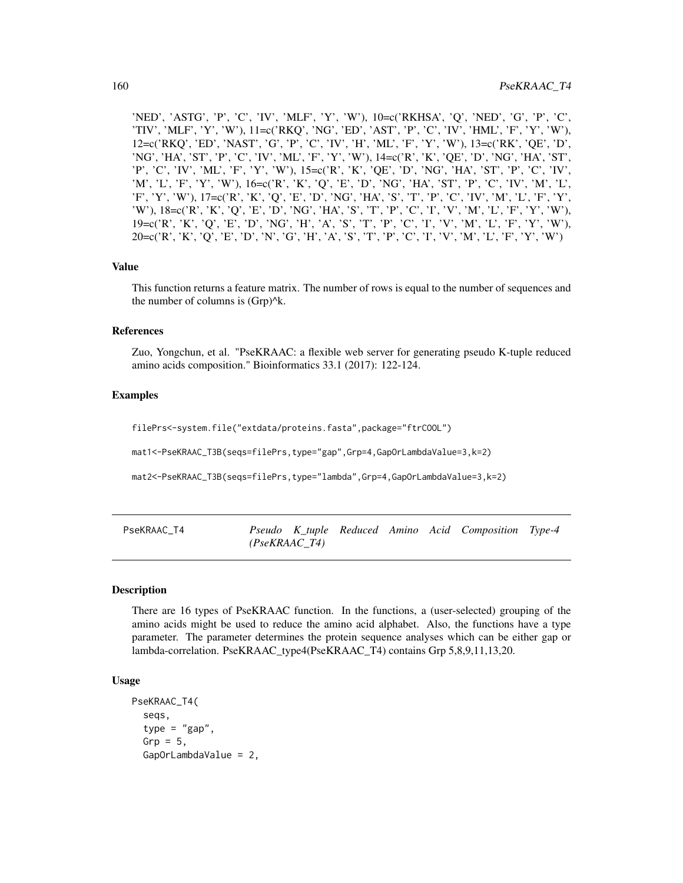'NED', 'ASTG', 'P', 'C', 'IV', 'MLF', 'Y', 'W'), 10=c('RKHSA', 'Q', 'NED', 'G', 'P', 'C', 'TIV', 'MLF', 'Y', 'W'), 11=c('RKQ', 'NG', 'ED', 'AST', 'P', 'C', 'IV', 'HML', 'F', 'Y', 'W'), 12=c('RKQ', 'ED', 'NAST', 'G', 'P', 'C', 'IV', 'H', 'ML', 'F', 'Y', 'W'), 13=c('RK', 'QE', 'D', 'NG', 'HA', 'ST', 'P', 'C', 'IV', 'ML', 'F', 'Y', 'W'), 14=c('R', 'K', 'QE', 'D', 'NG', 'HA', 'ST', 'P', 'C', 'IV', 'ML', 'F', 'Y', 'W'), 15=c('R', 'K', 'QE', 'D', 'NG', 'HA', 'ST', 'P', 'C', 'IV', 'M', 'L', 'F', 'Y', 'W'), 16=c('R', 'K', 'Q', 'E', 'D', 'NG', 'HA', 'ST', 'P', 'C', 'IV', 'M', 'L', 'F', 'Y', 'W'), 17=c('R', 'K', 'Q', 'E', 'D', 'NG', 'HA', 'S', 'T', 'P', 'C', 'IV', 'M', 'L', 'F', 'Y', 'W'), 18=c('R', 'K', 'Q', 'E', 'D', 'NG', 'HA', 'S', 'T', 'P', 'C', 'I', 'V', 'M', 'L', 'F', 'Y', 'W'), 19=c('R', 'K', 'Q', 'E', 'D', 'NG', 'H', 'A', 'S', 'T', 'P', 'C', 'I', 'V', 'M', 'L', 'F', 'Y', 'W'), 20=c('R', 'K', 'Q', 'E', 'D', 'N', 'G', 'H', 'A', 'S', 'T', 'P', 'C', 'I', 'V', 'M', 'L', 'F', 'Y', 'W')

### Value

This function returns a feature matrix. The number of rows is equal to the number of sequences and the number of columns is (Grp)^k.

### References

Zuo, Yongchun, et al. "PseKRAAC: a flexible web server for generating pseudo K-tuple reduced amino acids composition." Bioinformatics 33.1 (2017): 122-124.

### Examples

```
filePrs<-system.file("extdata/proteins.fasta",package="ftrCOOL")

mat1<-PseKRAAC_T3B(seqs=filePrs,type="gap",Grp=4,GapOrLambdaValue=3,k=2)

mat2<-PseKRAAC_T3B(seqs=filePrs,type="lambda",Grp=4,GapOrLambdaValue=3,k=2)
```

## PseKRAAC_T4 — *Pseudo K_tuple Reduced Amino Acid Composition Type-4 (PseKRAAC_T4)*

### Description

There are 16 types of PseKRAAC function. In the functions, a (user-selected) grouping of the amino acids might be used to reduce the amino acid alphabet. Also, the functions have a type parameter. The parameter determines the protein sequence analyses which can be either gap or lambda-correlation. PseKRAAC_type4(PseKRAAC_T4) contains Grp 5,8,9,11,13,20.

### Usage

```
PseKRAAC_T4(
  seqs,
  type = "gap",
  Grp = 5,
  GapOrLambdaValue = 2,
```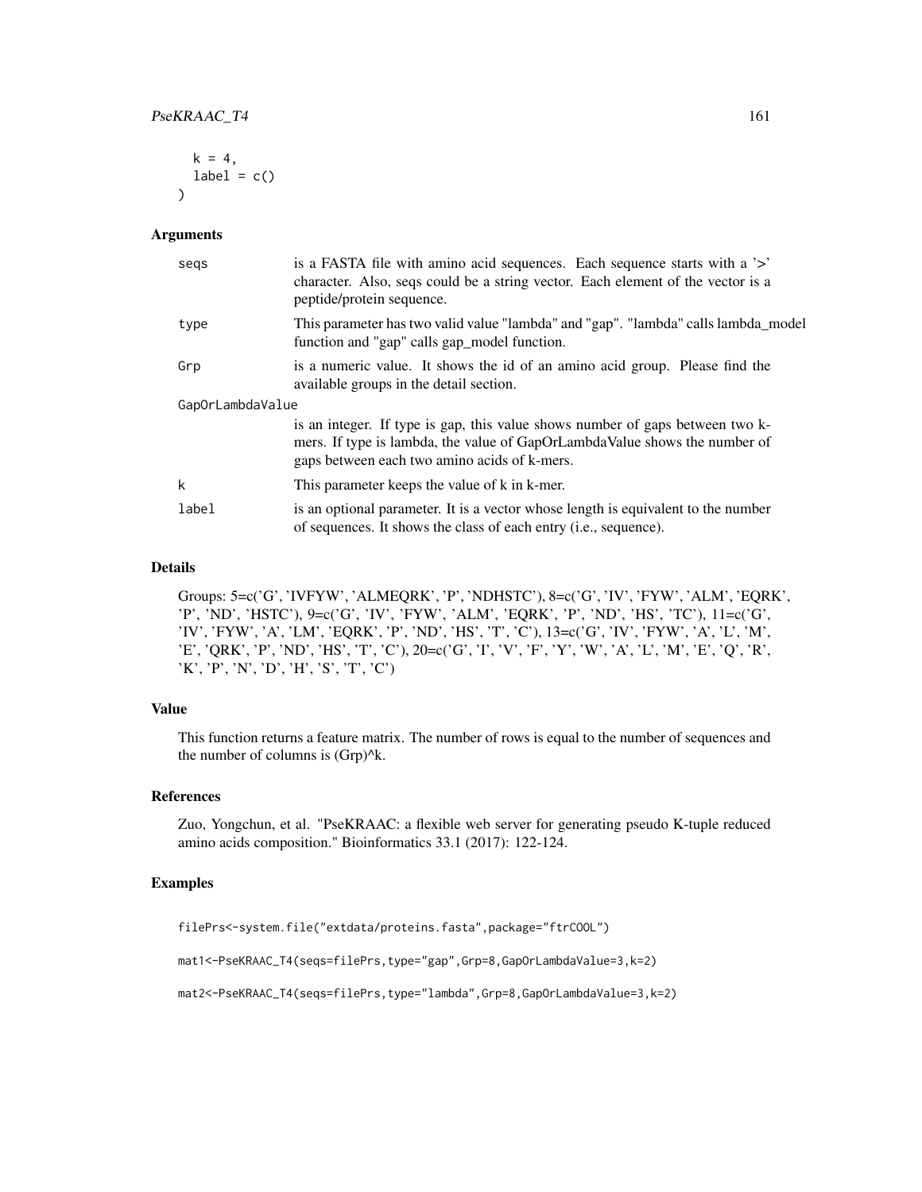```
  k = 4,
  label = c()
)
```

## Arguments

| | |
|---|---|
| seqs | is a FASTA file with amino acid sequences. Each sequence starts with a '>' character. Also, seqs could be a string vector. Each element of the vector is a peptide/protein sequence. |
| type | This parameter has two valid value "lambda" and "gap". "lambda" calls lambda_model function and "gap" calls gap_model function. |
| Grp | is a numeric value. It shows the id of an amino acid group. Please find the available groups in the detail section. |
| GapOrLambdaValue | is an integer. If type is gap, this value shows number of gaps between two k-mers. If type is lambda, the value of GapOrLambdaValue shows the number of gaps between each two amino acids of k-mers. |
| k | This parameter keeps the value of k in k-mer. |
| label | is an optional parameter. It is a vector whose length is equivalent to the number of sequences. It shows the class of each entry (i.e., sequence). |

## Details

Groups: 5=c('G', 'IVFYW', 'ALMEQRK', 'P', 'NDHSTC'), 8=c('G', 'IV', 'FYW', 'ALM', 'EQRK', 'P', 'ND', 'HSTC'), 9=c('G', 'IV', 'FYW', 'ALM', 'EQRK', 'P', 'ND', 'HS', 'TC'), 11=c('G', 'IV', 'FYW', 'A', 'LM', 'EQRK', 'P', 'ND', 'HS', 'T', 'C'), 13=c('G', 'IV', 'FYW', 'A', 'L', 'M', 'E', 'QRK', 'P', 'ND', 'HS', 'T', 'C'), 20=c('G', 'I', 'V', 'F', 'Y', 'W', 'A', 'L', 'M', 'E', 'Q', 'R', 'K', 'P', 'N', 'D', 'H', 'S', 'T', 'C')

## Value

This function returns a feature matrix. The number of rows is equal to the number of sequences and the number of columns is (Grp)^k.

## References

Zuo, Yongchun, et al. "PseKRAAC: a flexible web server for generating pseudo K-tuple reduced amino acids composition." Bioinformatics 33.1 (2017): 122-124.

## Examples

```
filePrs<-system.file("extdata/proteins.fasta",package="ftrCOOL")

mat1<-PseKRAAC_T4(seqs=filePrs,type="gap",Grp=8,GapOrLambdaValue=3,k=2)

mat2<-PseKRAAC_T4(seqs=filePrs,type="lambda",Grp=8,GapOrLambdaValue=3,k=2)
```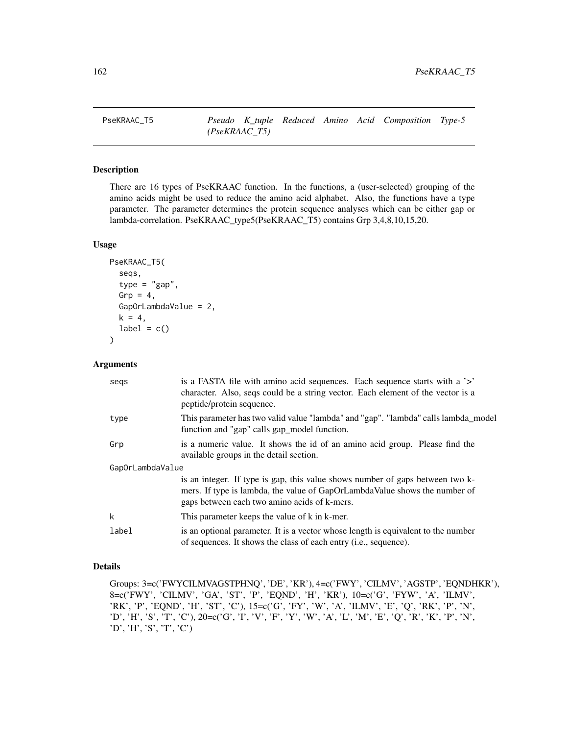# PseKRAAC_T5 — *Pseudo K_tuple Reduced Amino Acid Composition Type-5 (PseKRAAC_T5)*

## Description

There are 16 types of PseKRAAC function. In the functions, a (user-selected) grouping of the amino acids might be used to reduce the amino acid alphabet. Also, the functions have a type parameter. The parameter determines the protein sequence analyses which can be either gap or lambda-correlation. PseKRAAC_type5(PseKRAAC_T5) contains Grp 3,4,8,10,15,20.

## Usage

```
PseKRAAC_T5(
  seqs,
  type = "gap",
  Grp = 4,
  GapOrLambdaValue = 2,
  k = 4,
  label = c()
)
```

## Arguments

| | |
|---|---|
| seqs | is a FASTA file with amino acid sequences. Each sequence starts with a '>' character. Also, seqs could be a string vector. Each element of the vector is a peptide/protein sequence. |
| type | This parameter has two valid value "lambda" and "gap". "lambda" calls lambda_model function and "gap" calls gap_model function. |
| Grp | is a numeric value. It shows the id of an amino acid group. Please find the available groups in the detail section. |
| GapOrLambdaValue | is an integer. If type is gap, this value shows number of gaps between two k-mers. If type is lambda, the value of GapOrLambdaValue shows the number of gaps between each two amino acids of k-mers. |
| k | This parameter keeps the value of k in k-mer. |
| label | is an optional parameter. It is a vector whose length is equivalent to the number of sequences. It shows the class of each entry (i.e., sequence). |

## Details

Groups: 3=c('FWYCILMVAGSTPHNQ', 'DE', 'KR'), 4=c('FWY', 'CILMV', 'AGSTP', 'EQNDHKR'), 8=c('FWY', 'CILMV', 'GA', 'ST', 'P', 'EQND', 'H', 'KR'), 10=c('G', 'FYW', 'A', 'ILMV', 'RK', 'P', 'EQND', 'H', 'ST', 'C'), 15=c('G', 'FY', 'W', 'A', 'ILMV', 'E', 'Q', 'RK', 'P', 'N', 'D', 'H', 'S', 'T', 'C'), 20=c('G', 'I', 'V', 'F', 'Y', 'W', 'A', 'L', 'M', 'E', 'Q', 'R', 'K', 'P', 'N', 'D', 'H', 'S', 'T', 'C')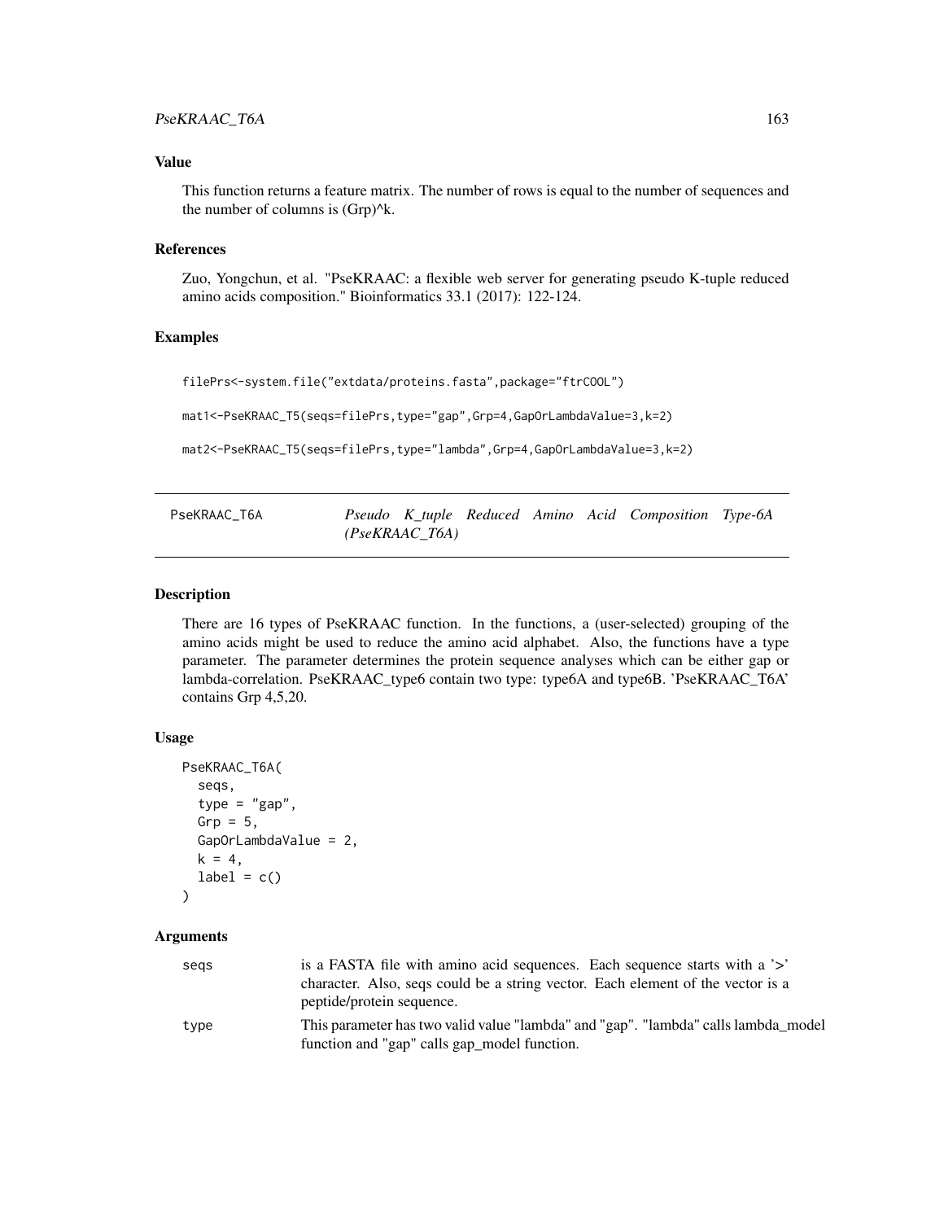### Value

This function returns a feature matrix. The number of rows is equal to the number of sequences and the number of columns is (Grp)^k.

### References

Zuo, Yongchun, et al. "PseKRAAC: a flexible web server for generating pseudo K-tuple reduced amino acids composition." Bioinformatics 33.1 (2017): 122-124.

### Examples

```
filePrs<-system.file("extdata/proteins.fasta",package="ftrCOOL")

mat1<-PseKRAAC_T5(seqs=filePrs,type="gap",Grp=4,GapOrLambdaValue=3,k=2)

mat2<-PseKRAAC_T5(seqs=filePrs,type="lambda",Grp=4,GapOrLambdaValue=3,k=2)
```

---

## PseKRAAC_T6A — *Pseudo K_tuple Reduced Amino Acid Composition Type-6A (PseKRAAC_T6A)*

### Description

There are 16 types of PseKRAAC function. In the functions, a (user-selected) grouping of the amino acids might be used to reduce the amino acid alphabet. Also, the functions have a type parameter. The parameter determines the protein sequence analyses which can be either gap or lambda-correlation. PseKRAAC_type6 contain two type: type6A and type6B. 'PseKRAAC_T6A' contains Grp 4,5,20.

### Usage

```
PseKRAAC_T6A(
  seqs,
  type = "gap",
  Grp = 5,
  GapOrLambdaValue = 2,
  k = 4,
  label = c()
)
```

### Arguments

| | |
|---|---|
| seqs | is a FASTA file with amino acid sequences. Each sequence starts with a '>' character. Also, seqs could be a string vector. Each element of the vector is a peptide/protein sequence. |
| type | This parameter has two valid value "lambda" and "gap". "lambda" calls lambda_model function and "gap" calls gap_model function. |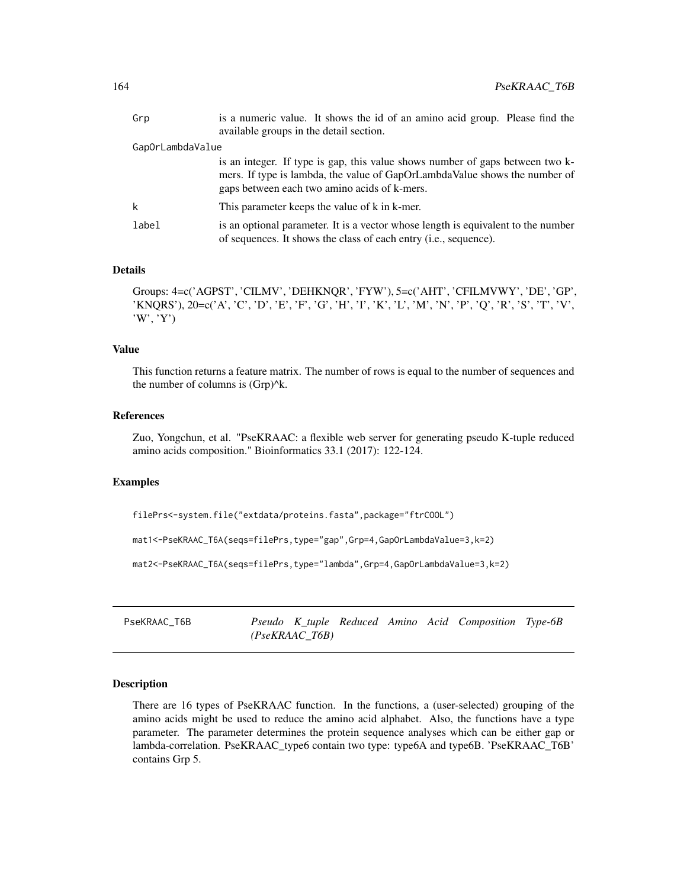Grp is a numeric value. It shows the id of an amino acid group. Please find the available groups in the detail section.

GapOrLambdaValue is an integer. If type is gap, this value shows number of gaps between two k-mers. If type is lambda, the value of GapOrLambdaValue shows the number of gaps between each two amino acids of k-mers.

k This parameter keeps the value of k in k-mer.

label is an optional parameter. It is a vector whose length is equivalent to the number of sequences. It shows the class of each entry (i.e., sequence).

## Details

Groups: 4=c('AGPST', 'CILMV', 'DEHKNQR', 'FYW'), 5=c('AHT', 'CFILMVWY', 'DE', 'GP', 'KNQRS'), 20=c('A', 'C', 'D', 'E', 'F', 'G', 'H', 'I', 'K', 'L', 'M', 'N', 'P', 'Q', 'R', 'S', 'T', 'V', 'W', 'Y')

## Value

This function returns a feature matrix. The number of rows is equal to the number of sequences and the number of columns is (Grp)^k.

## References

Zuo, Yongchun, et al. "PseKRAAC: a flexible web server for generating pseudo K-tuple reduced amino acids composition." Bioinformatics 33.1 (2017): 122-124.

## Examples

```
filePrs<-system.file("extdata/proteins.fasta",package="ftrCOOL")

mat1<-PseKRAAC_T6A(seqs=filePrs,type="gap",Grp=4,GapOrLambdaValue=3,k=2)

mat2<-PseKRAAC_T6A(seqs=filePrs,type="lambda",Grp=4,GapOrLambdaValue=3,k=2)
```

# PseKRAAC_T6B *Pseudo K_tuple Reduced Amino Acid Composition Type-6B (PseKRAAC_T6B)*

## Description

There are 16 types of PseKRAAC function. In the functions, a (user-selected) grouping of the amino acids might be used to reduce the amino acid alphabet. Also, the functions have a type parameter. The parameter determines the protein sequence analyses which can be either gap or lambda-correlation. PseKRAAC_type6 contain two type: type6A and type6B. 'PseKRAAC_T6B' contains Grp 5.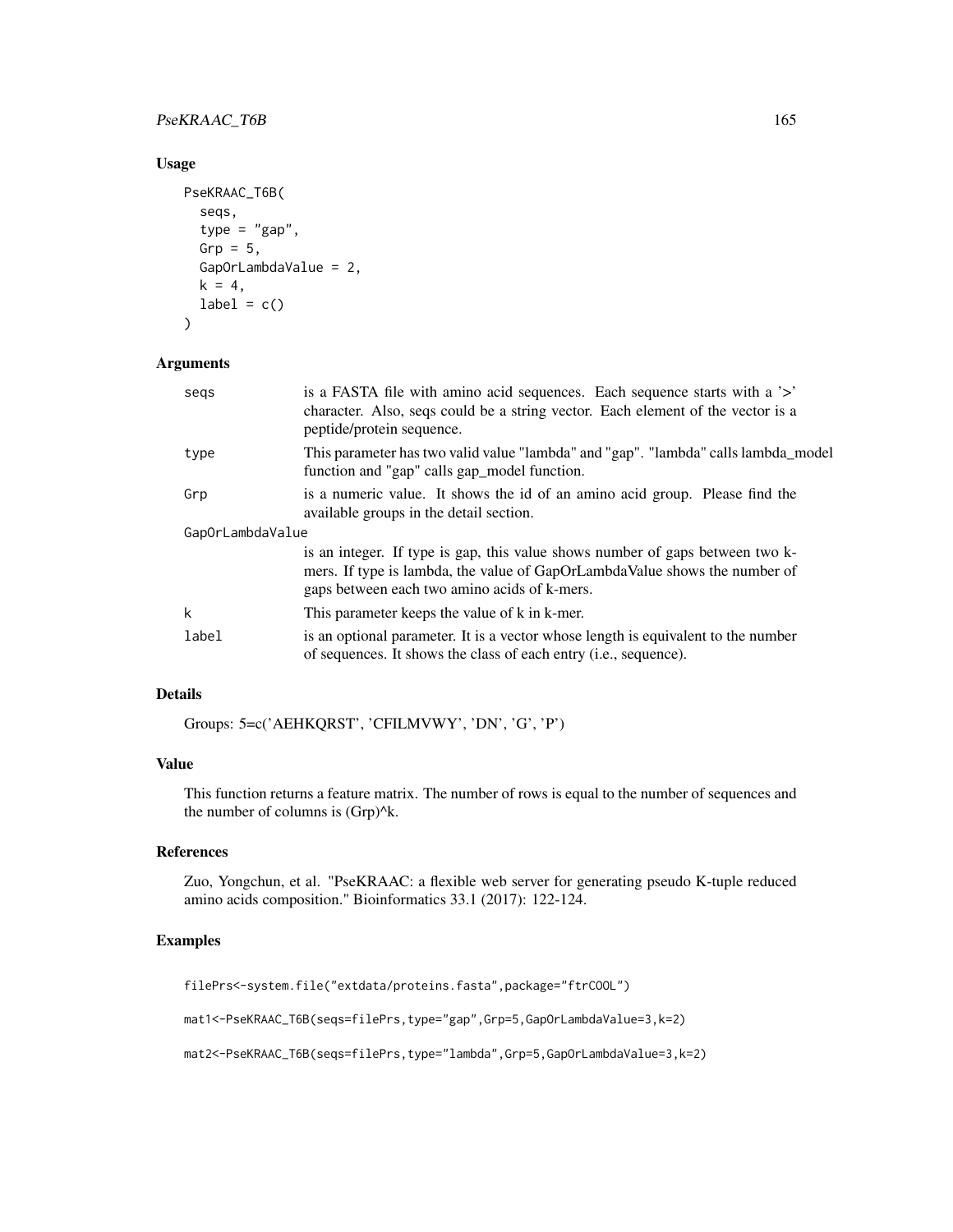## Usage

```
PseKRAAC_T6B(
  seqs,
  type = "gap",
  Grp = 5,
  GapOrLambdaValue = 2,
  k = 4,
  label = c()
)
```

## Arguments

| | |
|---|---|
| seqs | is a FASTA file with amino acid sequences. Each sequence starts with a '>' character. Also, seqs could be a string vector. Each element of the vector is a peptide/protein sequence. |
| type | This parameter has two valid value "lambda" and "gap". "lambda" calls lambda_model function and "gap" calls gap_model function. |
| Grp | is a numeric value. It shows the id of an amino acid group. Please find the available groups in the detail section. |
| GapOrLambdaValue | is an integer. If type is gap, this value shows number of gaps between two k-mers. If type is lambda, the value of GapOrLambdaValue shows the number of gaps between each two amino acids of k-mers. |
| k | This parameter keeps the value of k in k-mer. |
| label | is an optional parameter. It is a vector whose length is equivalent to the number of sequences. It shows the class of each entry (i.e., sequence). |

## Details

Groups: 5=c('AEHKQRST', 'CFILMVWY', 'DN', 'G', 'P')

## Value

This function returns a feature matrix. The number of rows is equal to the number of sequences and the number of columns is (Grp)^k.

## References

Zuo, Yongchun, et al. "PseKRAAC: a flexible web server for generating pseudo K-tuple reduced amino acids composition." Bioinformatics 33.1 (2017): 122-124.

## Examples

```
filePrs<-system.file("extdata/proteins.fasta",package="ftrCOOL")

mat1<-PseKRAAC_T6B(seqs=filePrs,type="gap",Grp=5,GapOrLambdaValue=3,k=2)

mat2<-PseKRAAC_T6B(seqs=filePrs,type="lambda",Grp=5,GapOrLambdaValue=3,k=2)
```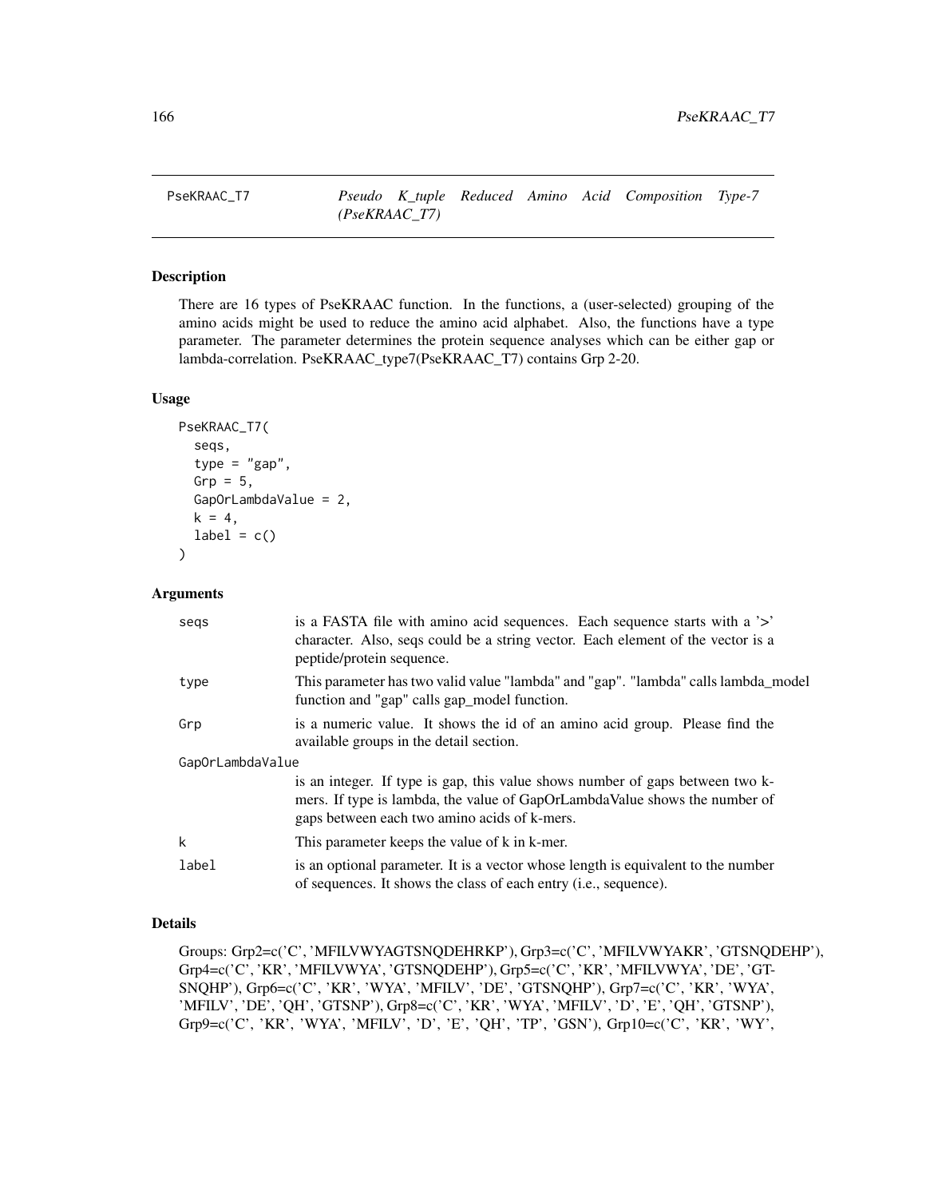# PseKRAAC_T7 — *Pseudo K_tuple Reduced Amino Acid Composition Type-7 (PseKRAAC_T7)*

## Description

There are 16 types of PseKRAAC function. In the functions, a (user-selected) grouping of the amino acids might be used to reduce the amino acid alphabet. Also, the functions have a type parameter. The parameter determines the protein sequence analyses which can be either gap or lambda-correlation. PseKRAAC_type7(PseKRAAC_T7) contains Grp 2-20.

## Usage

```
PseKRAAC_T7(
  seqs,
  type = "gap",
  Grp = 5,
  GapOrLambdaValue = 2,
  k = 4,
  label = c()
)
```

## Arguments

| | |
|---|---|
| seqs | is a FASTA file with amino acid sequences. Each sequence starts with a '>' character. Also, seqs could be a string vector. Each element of the vector is a peptide/protein sequence. |
| type | This parameter has two valid value "lambda" and "gap". "lambda" calls lambda_model function and "gap" calls gap_model function. |
| Grp | is a numeric value. It shows the id of an amino acid group. Please find the available groups in the detail section. |
| GapOrLambdaValue | is an integer. If type is gap, this value shows number of gaps between two k-mers. If type is lambda, the value of GapOrLambdaValue shows the number of gaps between each two amino acids of k-mers. |
| k | This parameter keeps the value of k in k-mer. |
| label | is an optional parameter. It is a vector whose length is equivalent to the number of sequences. It shows the class of each entry (i.e., sequence). |

## Details

Groups: Grp2=c('C', 'MFILVWYAGTSNQDEHRKP'), Grp3=c('C', 'MFILVWYAKR', 'GTSNQDEHP'), Grp4=c('C', 'KR', 'MFILVWYA', 'GTSNQDEHP'), Grp5=c('C', 'KR', 'MFILVWYA', 'DE', 'GTSNQHP'), Grp6=c('C', 'KR', 'WYA', 'MFILV', 'DE', 'GTSNQHP'), Grp7=c('C', 'KR', 'WYA', 'MFILV', 'DE', 'QH', 'GTSNP'), Grp8=c('C', 'KR', 'WYA', 'MFILV', 'D', 'E', 'QH', 'GTSNP'), Grp9=c('C', 'KR', 'WYA', 'MFILV', 'D', 'E', 'QH', 'TP', 'GSN'), Grp10=c('C', 'KR', 'WY',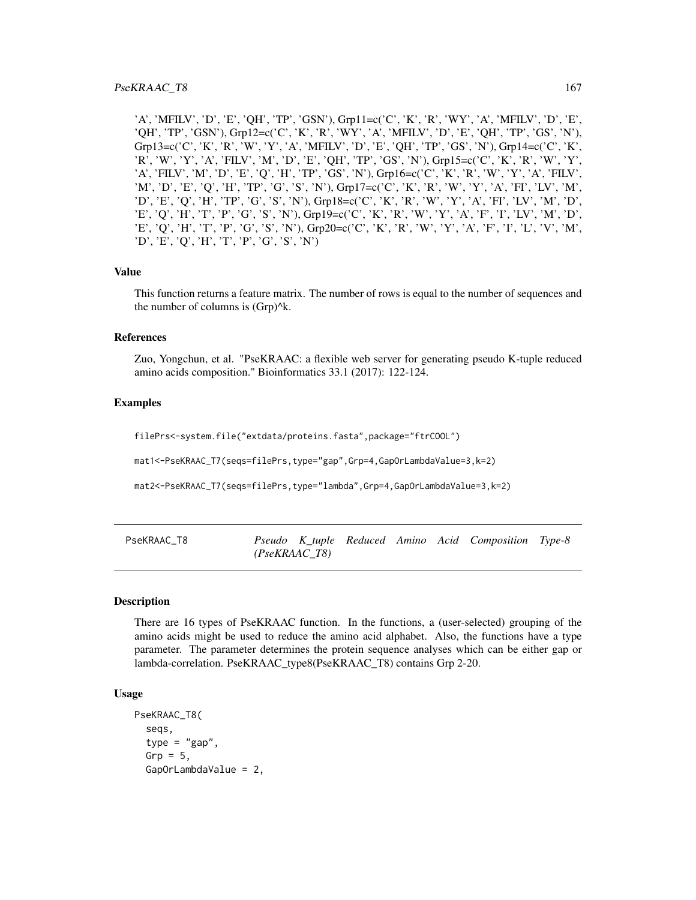'A', 'MFILV', 'D', 'E', 'QH', 'TP', 'GSN'), Grp11=c('C', 'K', 'R', 'WY', 'A', 'MFILV', 'D', 'E', 'QH', 'TP', 'GSN'), Grp12=c('C', 'K', 'R', 'WY', 'A', 'MFILV', 'D', 'E', 'QH', 'TP', 'GS', 'N'), Grp13=c('C', 'K', 'R', 'W', 'Y', 'A', 'MFILV', 'D', 'E', 'QH', 'TP', 'GS', 'N'), Grp14=c('C', 'K', 'R', 'W', 'Y', 'A', 'FILV', 'M', 'D', 'E', 'QH', 'TP', 'GS', 'N'), Grp15=c('C', 'K', 'R', 'W', 'Y', 'A', 'FILV', 'M', 'D', 'E', 'Q', 'H', 'TP', 'GS', 'N'), Grp16=c('C', 'K', 'R', 'W', 'Y', 'A', 'FILV', 'M', 'D', 'E', 'Q', 'H', 'TP', 'G', 'S', 'N'), Grp17=c('C', 'K', 'R', 'W', 'Y', 'A', 'FI', 'LV', 'M', 'D', 'E', 'Q', 'H', 'TP', 'G', 'S', 'N'), Grp18=c('C', 'K', 'R', 'W', 'Y', 'A', 'FI', 'LV', 'M', 'D', 'E', 'Q', 'H', 'T', 'P', 'G', 'S', 'N'), Grp19=c('C', 'K', 'R', 'W', 'Y', 'A', 'F', 'I', 'LV', 'M', 'D', 'E', 'Q', 'H', 'T', 'P', 'G', 'S', 'N'), Grp20=c('C', 'K', 'R', 'W', 'Y', 'A', 'F', 'I', 'L', 'V', 'M', 'D', 'E', 'Q', 'H', 'T', 'P', 'G', 'S', 'N')

### Value

This function returns a feature matrix. The number of rows is equal to the number of sequences and the number of columns is (Grp)^k.

### References

Zuo, Yongchun, et al. "PseKRAAC: a flexible web server for generating pseudo K-tuple reduced amino acids composition." Bioinformatics 33.1 (2017): 122-124.

### Examples

```
filePrs<-system.file("extdata/proteins.fasta",package="ftrCOOL")

mat1<-PseKRAAC_T7(seqs=filePrs,type="gap",Grp=4,GapOrLambdaValue=3,k=2)

mat2<-PseKRAAC_T7(seqs=filePrs,type="lambda",Grp=4,GapOrLambdaValue=3,k=2)
```

---

## PseKRAAC_T8 — *Pseudo K_tuple Reduced Amino Acid Composition Type-8 (PseKRAAC_T8)*

### Description

There are 16 types of PseKRAAC function. In the functions, a (user-selected) grouping of the amino acids might be used to reduce the amino acid alphabet. Also, the functions have a type parameter. The parameter determines the protein sequence analyses which can be either gap or lambda-correlation. PseKRAAC_type8(PseKRAAC_T8) contains Grp 2-20.

### Usage

```
PseKRAAC_T8(
  seqs,
  type = "gap",
  Grp = 5,
  GapOrLambdaValue = 2,
```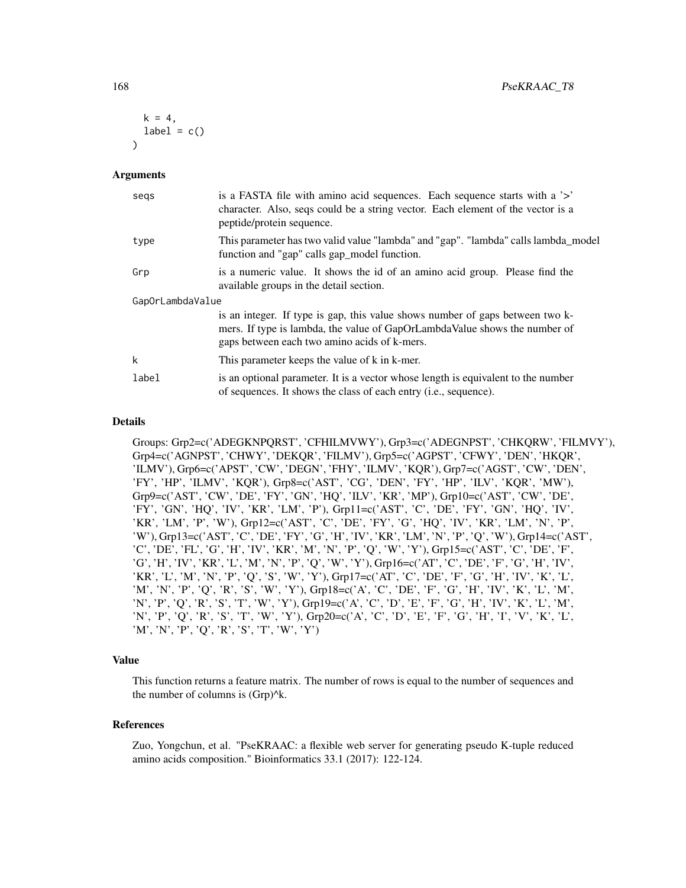```
  k = 4,
  label = c()
)
```

## Arguments

| | |
|---|---|
| seqs | is a FASTA file with amino acid sequences. Each sequence starts with a '>' character. Also, seqs could be a string vector. Each element of the vector is a peptide/protein sequence. |
| type | This parameter has two valid value "lambda" and "gap". "lambda" calls lambda_model function and "gap" calls gap_model function. |
| Grp | is a numeric value. It shows the id of an amino acid group. Please find the available groups in the detail section. |
| GapOrLambdaValue | is an integer. If type is gap, this value shows number of gaps between two k-mers. If type is lambda, the value of GapOrLambdaValue shows the number of gaps between each two amino acids of k-mers. |
| k | This parameter keeps the value of k in k-mer. |
| label | is an optional parameter. It is a vector whose length is equivalent to the number of sequences. It shows the class of each entry (i.e., sequence). |

## Details

Groups: Grp2=c('ADEGKNPQRST', 'CFHILMVWY'), Grp3=c('ADEGNPST', 'CHKQRW', 'FILMVY'), Grp4=c('AGNPST', 'CHWY', 'DEKQR', 'FILMV'), Grp5=c('AGPST', 'CFWY', 'DEN', 'HKQR', 'ILMV'), Grp6=c('APST', 'CW', 'DEGN', 'FHY', 'ILMV', 'KQR'), Grp7=c('AGST', 'CW', 'DEN', 'FY', 'HP', 'ILMV', 'KQR'), Grp8=c('AST', 'CG', 'DEN', 'FY', 'HP', 'ILV', 'KQR', 'MW'), Grp9=c('AST', 'CW', 'DE', 'FY', 'GN', 'HQ', 'ILV', 'KR', 'MP'), Grp10=c('AST', 'CW', 'DE', 'FY', 'GN', 'HQ', 'IV', 'KR', 'LM', 'P'), Grp11=c('AST', 'C', 'DE', 'FY', 'GN', 'HQ', 'IV', 'KR', 'LM', 'P', 'W'), Grp12=c('AST', 'C', 'DE', 'FY', 'G', 'HQ', 'IV', 'KR', 'LM', 'N', 'P', 'W'), Grp13=c('AST', 'C', 'DE', 'FY', 'G', 'H', 'IV', 'KR', 'LM', 'N', 'P', 'Q', 'W'), Grp14=c('AST', 'C', 'DE', 'FL', 'G', 'H', 'IV', 'KR', 'M', 'N', 'P', 'Q', 'W', 'Y'), Grp15=c('AST', 'C', 'DE', 'F', 'G', 'H', 'IV', 'KR', 'L', 'M', 'N', 'P', 'Q', 'W', 'Y'), Grp16=c('AT', 'C', 'DE', 'F', 'G', 'H', 'IV', 'KR', 'L', 'M', 'N', 'P', 'Q', 'S', 'W', 'Y'), Grp17=c('AT', 'C', 'DE', 'F', 'G', 'H', 'IV', 'K', 'L', 'M', 'N', 'P', 'Q', 'R', 'S', 'W', 'Y'), Grp18=c('A', 'C', 'DE', 'F', 'G', 'H', 'IV', 'K', 'L', 'M', 'N', 'P', 'Q', 'R', 'S', 'T', 'W', 'Y'), Grp19=c('A', 'C', 'D', 'E', 'F', 'G', 'H', 'IV', 'K', 'L', 'M', 'N', 'P', 'Q', 'R', 'S', 'T', 'W', 'Y'), Grp20=c('A', 'C', 'D', 'E', 'F', 'G', 'H', 'I', 'V', 'K', 'L', 'M', 'N', 'P', 'Q', 'R', 'S', 'T', 'W', 'Y')

## Value

This function returns a feature matrix. The number of rows is equal to the number of sequences and the number of columns is (Grp)^k.

## References

Zuo, Yongchun, et al. "PseKRAAC: a flexible web server for generating pseudo K-tuple reduced amino acids composition." Bioinformatics 33.1 (2017): 122-124.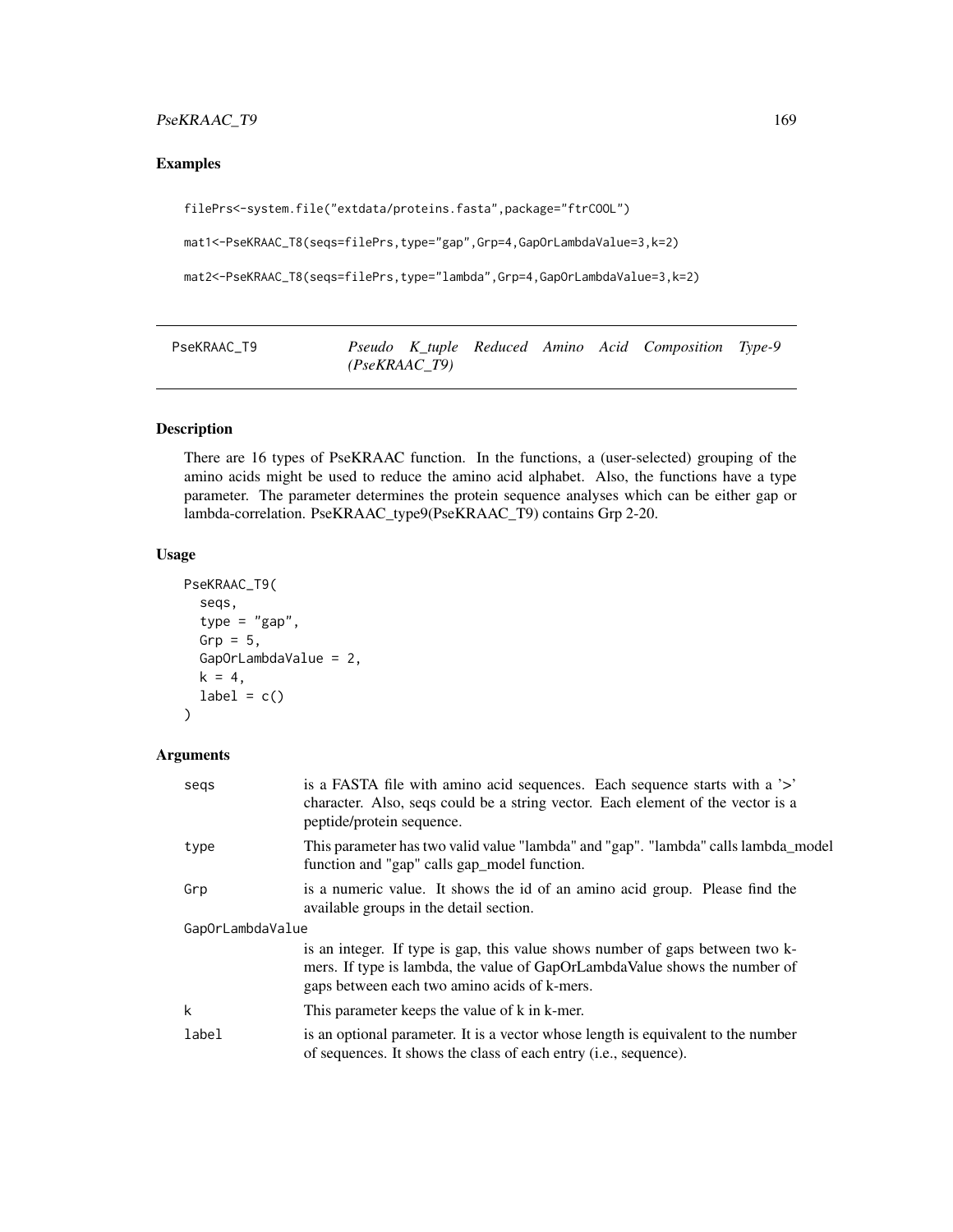## Examples

```
filePrs<-system.file("extdata/proteins.fasta",package="ftrCOOL")

mat1<-PseKRAAC_T8(seqs=filePrs,type="gap",Grp=4,GapOrLambdaValue=3,k=2)

mat2<-PseKRAAC_T8(seqs=filePrs,type="lambda",Grp=4,GapOrLambdaValue=3,k=2)
```

---

# PseKRAAC_T9 — *Pseudo K_tuple Reduced Amino Acid Composition Type-9 (PseKRAAC_T9)*

---

## Description

There are 16 types of PseKRAAC function. In the functions, a (user-selected) grouping of the amino acids might be used to reduce the amino acid alphabet. Also, the functions have a type parameter. The parameter determines the protein sequence analyses which can be either gap or lambda-correlation. PseKRAAC_type9(PseKRAAC_T9) contains Grp 2-20.

## Usage

```
PseKRAAC_T9(
  seqs,
  type = "gap",
  Grp = 5,
  GapOrLambdaValue = 2,
  k = 4,
  label = c()
)
```

## Arguments

| | |
|---|---|
| seqs | is a FASTA file with amino acid sequences. Each sequence starts with a '>' character. Also, seqs could be a string vector. Each element of the vector is a peptide/protein sequence. |
| type | This parameter has two valid value "lambda" and "gap". "lambda" calls lambda_model function and "gap" calls gap_model function. |
| Grp | is a numeric value. It shows the id of an amino acid group. Please find the available groups in the detail section. |
| GapOrLambdaValue | is an integer. If type is gap, this value shows number of gaps between two k-mers. If type is lambda, the value of GapOrLambdaValue shows the number of gaps between each two amino acids of k-mers. |
| k | This parameter keeps the value of k in k-mer. |
| label | is an optional parameter. It is a vector whose length is equivalent to the number of sequences. It shows the class of each entry (i.e., sequence). |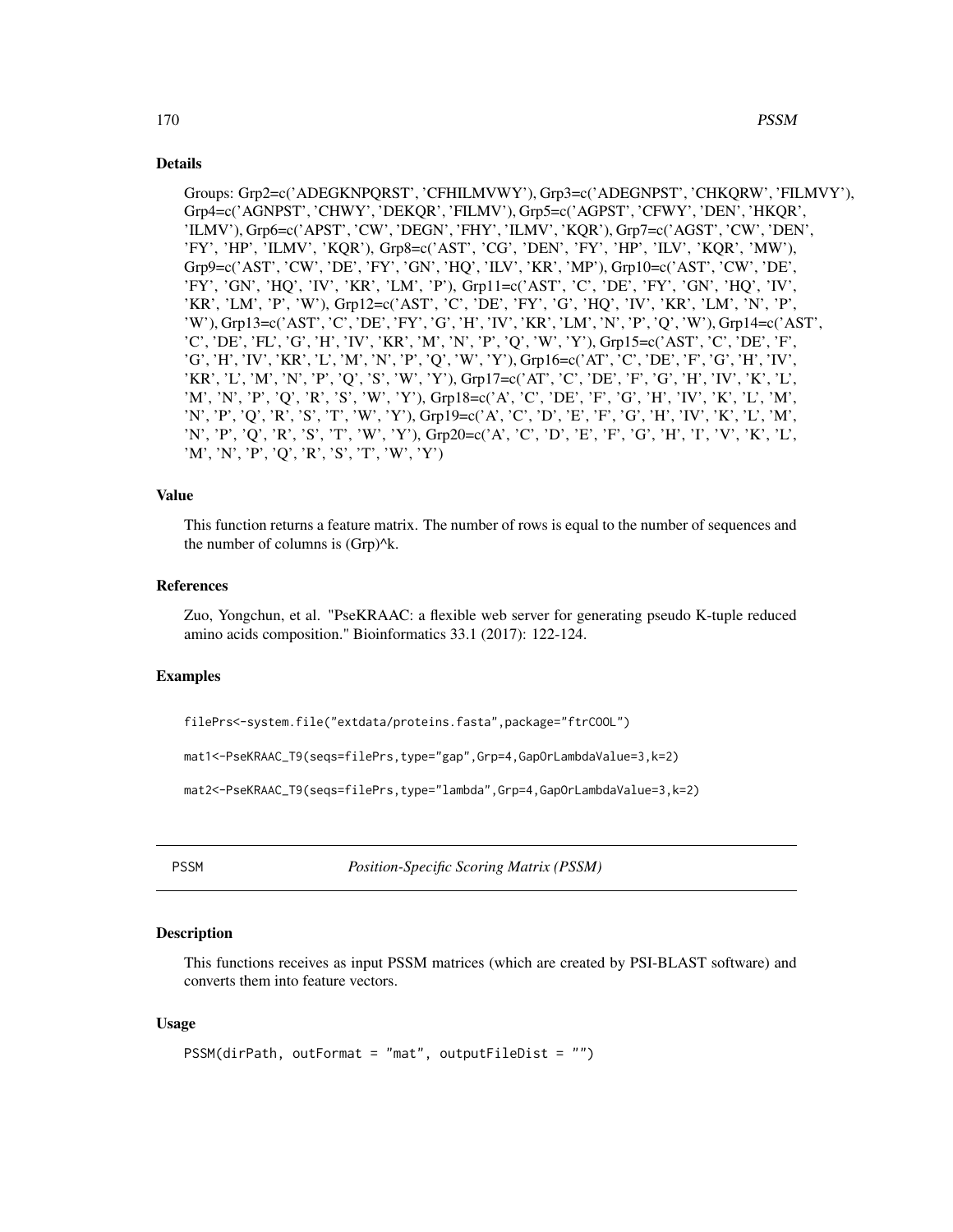### Details

Groups: Grp2=c('ADEGKNPQRST', 'CFHILMVWY'), Grp3=c('ADEGNPST', 'CHKQRW', 'FILMVY'), Grp4=c('AGNPST', 'CHWY', 'DEKQR', 'FILMV'), Grp5=c('AGPST', 'CFWY', 'DEN', 'HKQR', 'ILMV'), Grp6=c('APST', 'CW', 'DEGN', 'FHY', 'ILMV', 'KQR'), Grp7=c('AGST', 'CW', 'DEN', 'FY', 'HP', 'ILMV', 'KQR'), Grp8=c('AST', 'CG', 'DEN', 'FY', 'HP', 'ILV', 'KQR', 'MW'), Grp9=c('AST', 'CW', 'DE', 'FY', 'GN', 'HQ', 'ILV', 'KR', 'MP'), Grp10=c('AST', 'CW', 'DE', 'FY', 'GN', 'HQ', 'IV', 'KR', 'LM', 'P'), Grp11=c('AST', 'C', 'DE', 'FY', 'GN', 'HQ', 'IV', 'KR', 'LM', 'P', 'W'), Grp12=c('AST', 'C', 'DE', 'FY', 'G', 'HQ', 'IV', 'KR', 'LM', 'N', 'P', 'W'), Grp13=c('AST', 'C', 'DE', 'FY', 'G', 'H', 'IV', 'KR', 'LM', 'N', 'P', 'Q', 'W'), Grp14=c('AST', 'C', 'DE', 'FL', 'G', 'H', 'IV', 'KR', 'M', 'N', 'P', 'Q', 'W', 'Y'), Grp15=c('AST', 'C', 'DE', 'F', 'G', 'H', 'IV', 'KR', 'L', 'M', 'N', 'P', 'Q', 'W', 'Y'), Grp16=c('AT', 'C', 'DE', 'F', 'G', 'H', 'IV', 'KR', 'L', 'M', 'N', 'P', 'Q', 'S', 'W', 'Y'), Grp17=c('AT', 'C', 'DE', 'F', 'G', 'H', 'IV', 'K', 'L', 'M', 'N', 'P', 'Q', 'R', 'S', 'W', 'Y'), Grp18=c('A', 'C', 'DE', 'F', 'G', 'H', 'IV', 'K', 'L', 'M', 'N', 'P', 'Q', 'R', 'S', 'T', 'W', 'Y'), Grp19=c('A', 'C', 'D', 'E', 'F', 'G', 'H', 'IV', 'K', 'L', 'M', 'N', 'P', 'Q', 'R', 'S', 'T', 'W', 'Y'), Grp20=c('A', 'C', 'D', 'E', 'F', 'G', 'H', 'I', 'V', 'K', 'L', 'M', 'N', 'P', 'Q', 'R', 'S', 'T', 'W', 'Y')

### Value

This function returns a feature matrix. The number of rows is equal to the number of sequences and the number of columns is (Grp)^k.

### References

Zuo, Yongchun, et al. "PseKRAAC: a flexible web server for generating pseudo K-tuple reduced amino acids composition." Bioinformatics 33.1 (2017): 122-124.

### Examples

```
filePrs<-system.file("extdata/proteins.fasta",package="ftrCOOL")

mat1<-PseKRAAC_T9(seqs=filePrs,type="gap",Grp=4,GapOrLambdaValue=3,k=2)

mat2<-PseKRAAC_T9(seqs=filePrs,type="lambda",Grp=4,GapOrLambdaValue=3,k=2)
```

## PSSM — *Position-Specific Scoring Matrix (PSSM)*

### Description

This functions receives as input PSSM matrices (which are created by PSI-BLAST software) and converts them into feature vectors.

### Usage

```
PSSM(dirPath, outFormat = "mat", outputFileDist = "")
```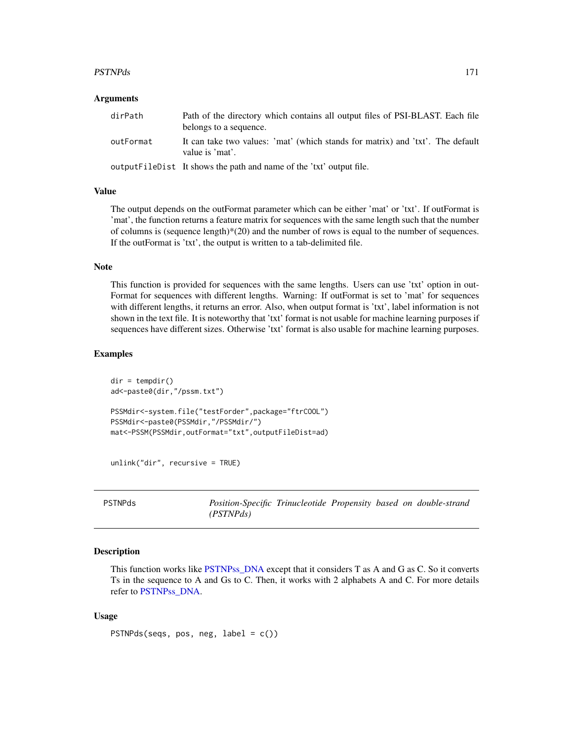### Arguments

| | |
|---|---|
| dirPath | Path of the directory which contains all output files of PSI-BLAST. Each file belongs to a sequence. |
| outFormat | It can take two values: 'mat' (which stands for matrix) and 'txt'. The default value is 'mat'. |
| outputFileDist | It shows the path and name of the 'txt' output file. |

### Value

The output depends on the outFormat parameter which can be either 'mat' or 'txt'. If outFormat is 'mat', the function returns a feature matrix for sequences with the same length such that the number of columns is (sequence length)*(20) and the number of rows is equal to the number of sequences. If the outFormat is 'txt', the output is written to a tab-delimited file.

### Note

This function is provided for sequences with the same lengths. Users can use 'txt' option in outFormat for sequences with different lengths. Warning: If outFormat is set to 'mat' for sequences with different lengths, it returns an error. Also, when output format is 'txt', label information is not shown in the text file. It is noteworthy that 'txt' format is not usable for machine learning purposes if sequences have different sizes. Otherwise 'txt' format is also usable for machine learning purposes.

### Examples

```
dir = tempdir()
ad<-paste0(dir,"/pssm.txt")

PSSMdir<-system.file("testForder",package="ftrCOOL")
PSSMdir<-paste0(PSSMdir,"/PSSMdir/")
mat<-PSSM(PSSMdir,outFormat="txt",outputFileDist=ad)


unlink("dir", recursive = TRUE)
```

---

## PSTNPds — *Position-Specific Trinucleotide Propensity based on double-strand (PSTNPds)*

### Description

This function works like PSTNPss_DNA except that it considers T as A and G as C. So it converts Ts in the sequence to A and Gs to C. Then, it works with 2 alphabets A and C. For more details refer to PSTNPss_DNA.

### Usage

```
PSTNPds(seqs, pos, neg, label = c())
```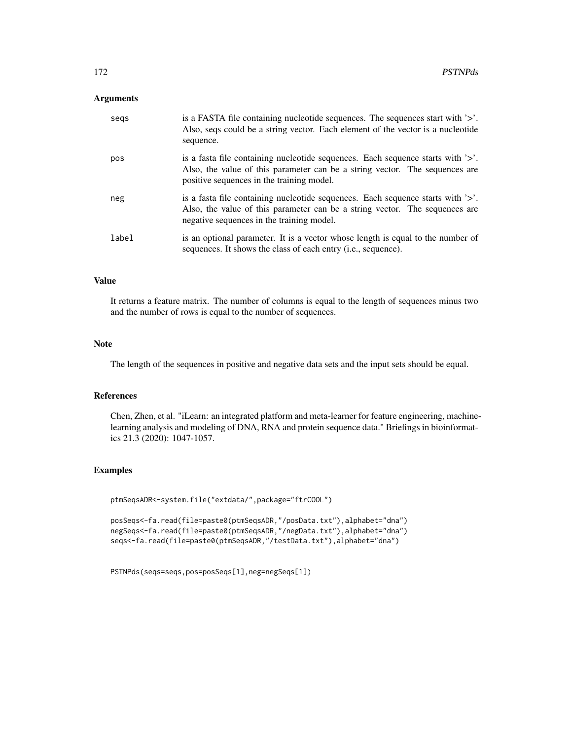### Arguments

| | |
|---|---|
| seqs | is a FASTA file containing nucleotide sequences. The sequences start with '>'. Also, seqs could be a string vector. Each element of the vector is a nucleotide sequence. |
| pos | is a fasta file containing nucleotide sequences. Each sequence starts with '>'. Also, the value of this parameter can be a string vector. The sequences are positive sequences in the training model. |
| neg | is a fasta file containing nucleotide sequences. Each sequence starts with '>'. Also, the value of this parameter can be a string vector. The sequences are negative sequences in the training model. |
| label | is an optional parameter. It is a vector whose length is equal to the number of sequences. It shows the class of each entry (i.e., sequence). |

### Value

It returns a feature matrix. The number of columns is equal to the length of sequences minus two and the number of rows is equal to the number of sequences.

### Note

The length of the sequences in positive and negative data sets and the input sets should be equal.

### References

Chen, Zhen, et al. "iLearn: an integrated platform and meta-learner for feature engineering, machine-learning analysis and modeling of DNA, RNA and protein sequence data." Briefings in bioinformatics 21.3 (2020): 1047-1057.

### Examples

```
ptmSeqsADR<-system.file("extdata/",package="ftrCOOL")

posSeqs<-fa.read(file=paste0(ptmSeqsADR,"/posData.txt"),alphabet="dna")
negSeqs<-fa.read(file=paste0(ptmSeqsADR,"/negData.txt"),alphabet="dna")
seqs<-fa.read(file=paste0(ptmSeqsADR,"/testData.txt"),alphabet="dna")


PSTNPds(seqs=seqs,pos=posSeqs[1],neg=negSeqs[1])
```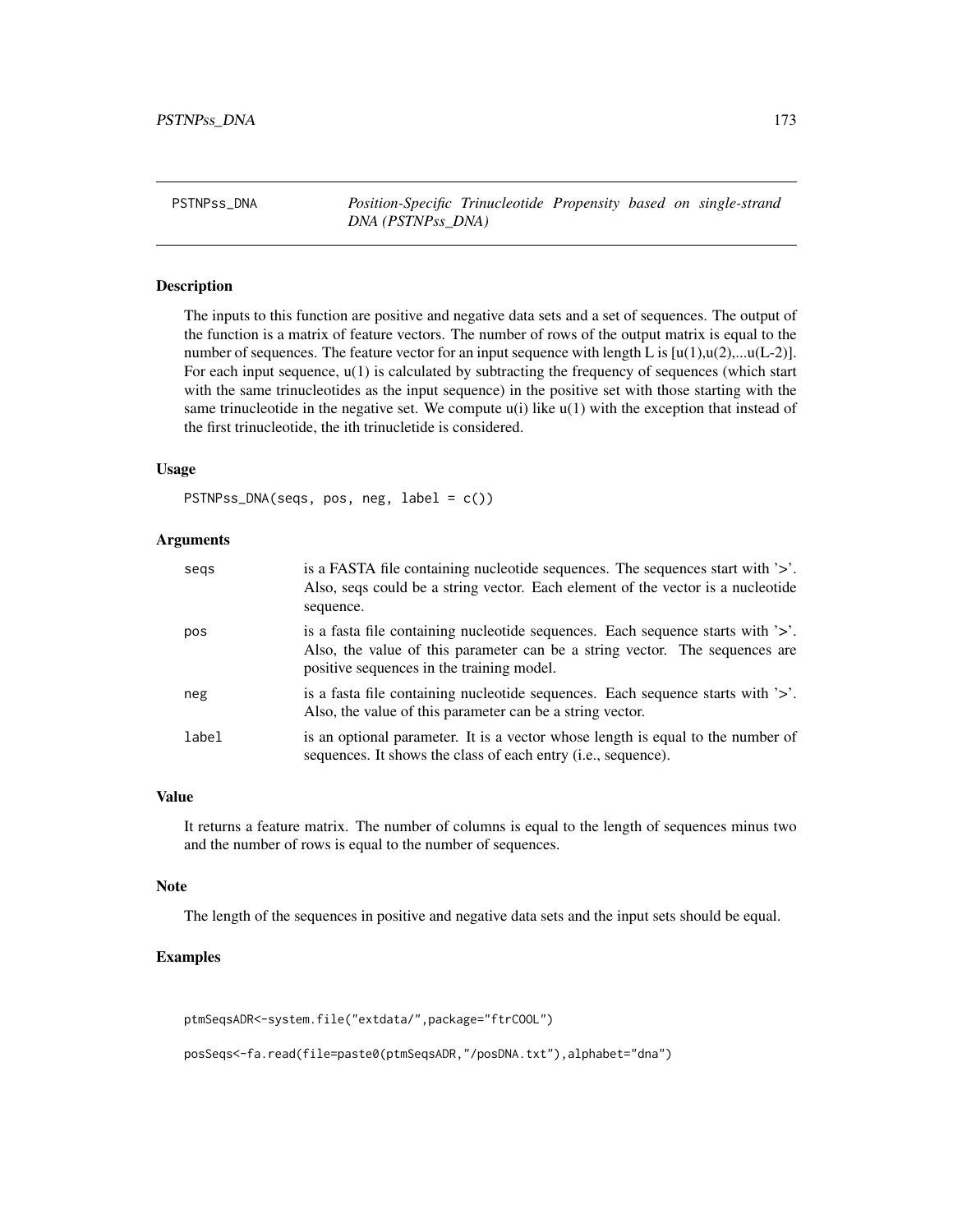PSTNPss_DNA *Position-Specific Trinucleotide Propensity based on single-strand DNA (PSTNPss_DNA)*

## Description

The inputs to this function are positive and negative data sets and a set of sequences. The output of the function is a matrix of feature vectors. The number of rows of the output matrix is equal to the number of sequences. The feature vector for an input sequence with length L is [u(1),u(2),...u(L-2)]. For each input sequence, u(1) is calculated by subtracting the frequency of sequences (which start with the same trinucleotides as the input sequence) in the positive set with those starting with the same trinucleotide in the negative set. We compute u(i) like u(1) with the exception that instead of the first trinucleotide, the ith trinucletide is considered.

## Usage

```
PSTNPss_DNA(seqs, pos, neg, label = c())
```

## Arguments

| | |
|---|---|
| seqs | is a FASTA file containing nucleotide sequences. The sequences start with '>'. Also, seqs could be a string vector. Each element of the vector is a nucleotide sequence. |
| pos | is a fasta file containing nucleotide sequences. Each sequence starts with '>'. Also, the value of this parameter can be a string vector. The sequences are positive sequences in the training model. |
| neg | is a fasta file containing nucleotide sequences. Each sequence starts with '>'. Also, the value of this parameter can be a string vector. |
| label | is an optional parameter. It is a vector whose length is equal to the number of sequences. It shows the class of each entry (i.e., sequence). |

## Value

It returns a feature matrix. The number of columns is equal to the length of sequences minus two and the number of rows is equal to the number of sequences.

## Note

The length of the sequences in positive and negative data sets and the input sets should be equal.

## Examples

```
ptmSeqsADR<-system.file("extdata/",package="ftrCOOL")

posSeqs<-fa.read(file=paste0(ptmSeqsADR,"/posDNA.txt"),alphabet="dna")
```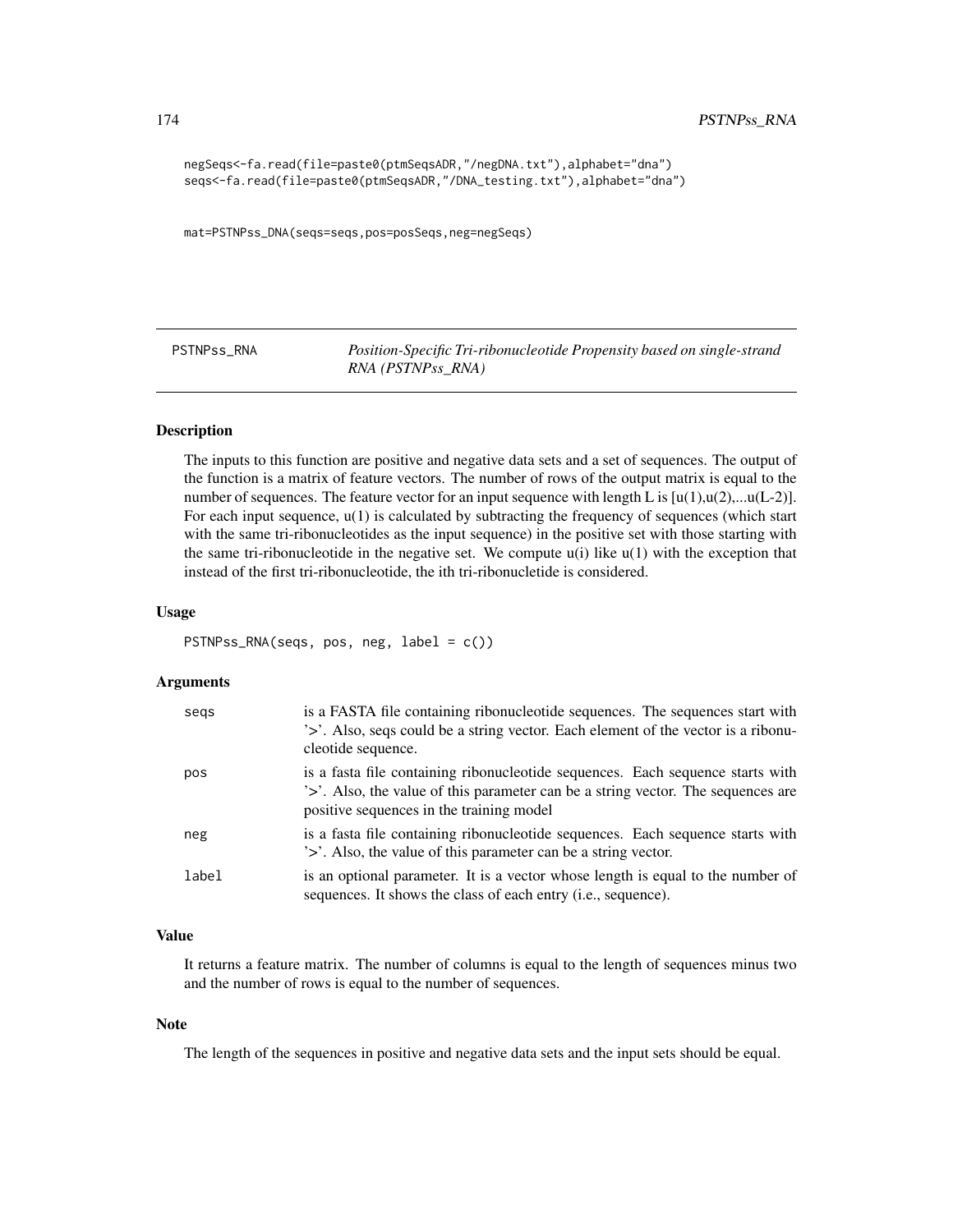```
negSeqs<-fa.read(file=paste0(ptmSeqsADR,"/negDNA.txt"),alphabet="dna")
seqs<-fa.read(file=paste0(ptmSeqsADR,"/DNA_testing.txt"),alphabet="dna")


mat=PSTNPss_DNA(seqs=seqs,pos=posSeqs,neg=negSeqs)
```

## PSTNPss_RNA — *Position-Specific Tri-ribonucleotide Propensity based on single-strand RNA (PSTNPss_RNA)*

### Description

The inputs to this function are positive and negative data sets and a set of sequences. The output of the function is a matrix of feature vectors. The number of rows of the output matrix is equal to the number of sequences. The feature vector for an input sequence with length L is [u(1),u(2),...u(L-2)]. For each input sequence, u(1) is calculated by subtracting the frequency of sequences (which start with the same tri-ribonucleotides as the input sequence) in the positive set with those starting with the same tri-ribonucleotide in the negative set. We compute u(i) like u(1) with the exception that instead of the first tri-ribonucleotide, the ith tri-ribonucletide is considered.

### Usage

```
PSTNPss_RNA(seqs, pos, neg, label = c())
```

### Arguments

| | |
|---|---|
| seqs | is a FASTA file containing ribonucleotide sequences. The sequences start with '>'. Also, seqs could be a string vector. Each element of the vector is a ribonucleotide sequence. |
| pos | is a fasta file containing ribonucleotide sequences. Each sequence starts with '>'. Also, the value of this parameter can be a string vector. The sequences are positive sequences in the training model |
| neg | is a fasta file containing ribonucleotide sequences. Each sequence starts with '>'. Also, the value of this parameter can be a string vector. |
| label | is an optional parameter. It is a vector whose length is equal to the number of sequences. It shows the class of each entry (i.e., sequence). |

### Value

It returns a feature matrix. The number of columns is equal to the length of sequences minus two and the number of rows is equal to the number of sequences.

### Note

The length of the sequences in positive and negative data sets and the input sets should be equal.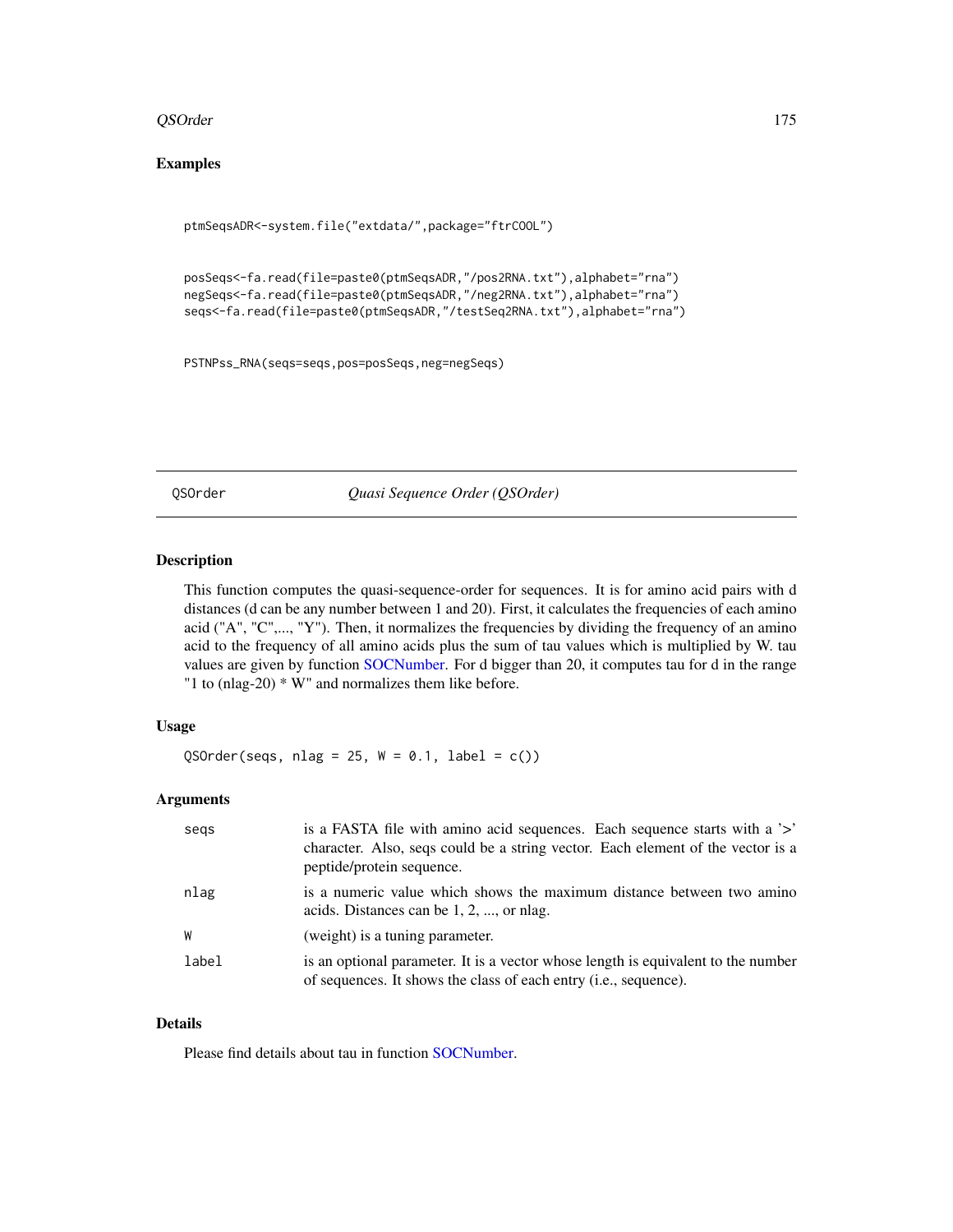## Examples

```
ptmSeqsADR<-system.file("extdata/",package="ftrCOOL")


posSeqs<-fa.read(file=paste0(ptmSeqsADR,"/pos2RNA.txt"),alphabet="rna")
negSeqs<-fa.read(file=paste0(ptmSeqsADR,"/neg2RNA.txt"),alphabet="rna")
seqs<-fa.read(file=paste0(ptmSeqsADR,"/testSeq2RNA.txt"),alphabet="rna")


PSTNPss_RNA(seqs=seqs,pos=posSeqs,neg=negSeqs)
```

---

# QSOrder — *Quasi Sequence Order (QSOrder)*

## Description

This function computes the quasi-sequence-order for sequences. It is for amino acid pairs with d distances (d can be any number between 1 and 20). First, it calculates the frequencies of each amino acid ("A", "C",..., "Y"). Then, it normalizes the frequencies by dividing the frequency of an amino acid to the frequency of all amino acids plus the sum of tau values which is multiplied by W. tau values are given by function SOCNumber. For d bigger than 20, it computes tau for d in the range "1 to (nlag-20) * W" and normalizes them like before.

## Usage

```
QSOrder(seqs, nlag = 25, W = 0.1, label = c())
```

## Arguments

| | |
|---|---|
| seqs | is a FASTA file with amino acid sequences. Each sequence starts with a '>' character. Also, seqs could be a string vector. Each element of the vector is a peptide/protein sequence. |
| nlag | is a numeric value which shows the maximum distance between two amino acids. Distances can be 1, 2, ..., or nlag. |
| W | (weight) is a tuning parameter. |
| label | is an optional parameter. It is a vector whose length is equivalent to the number of sequences. It shows the class of each entry (i.e., sequence). |

## Details

Please find details about tau in function SOCNumber.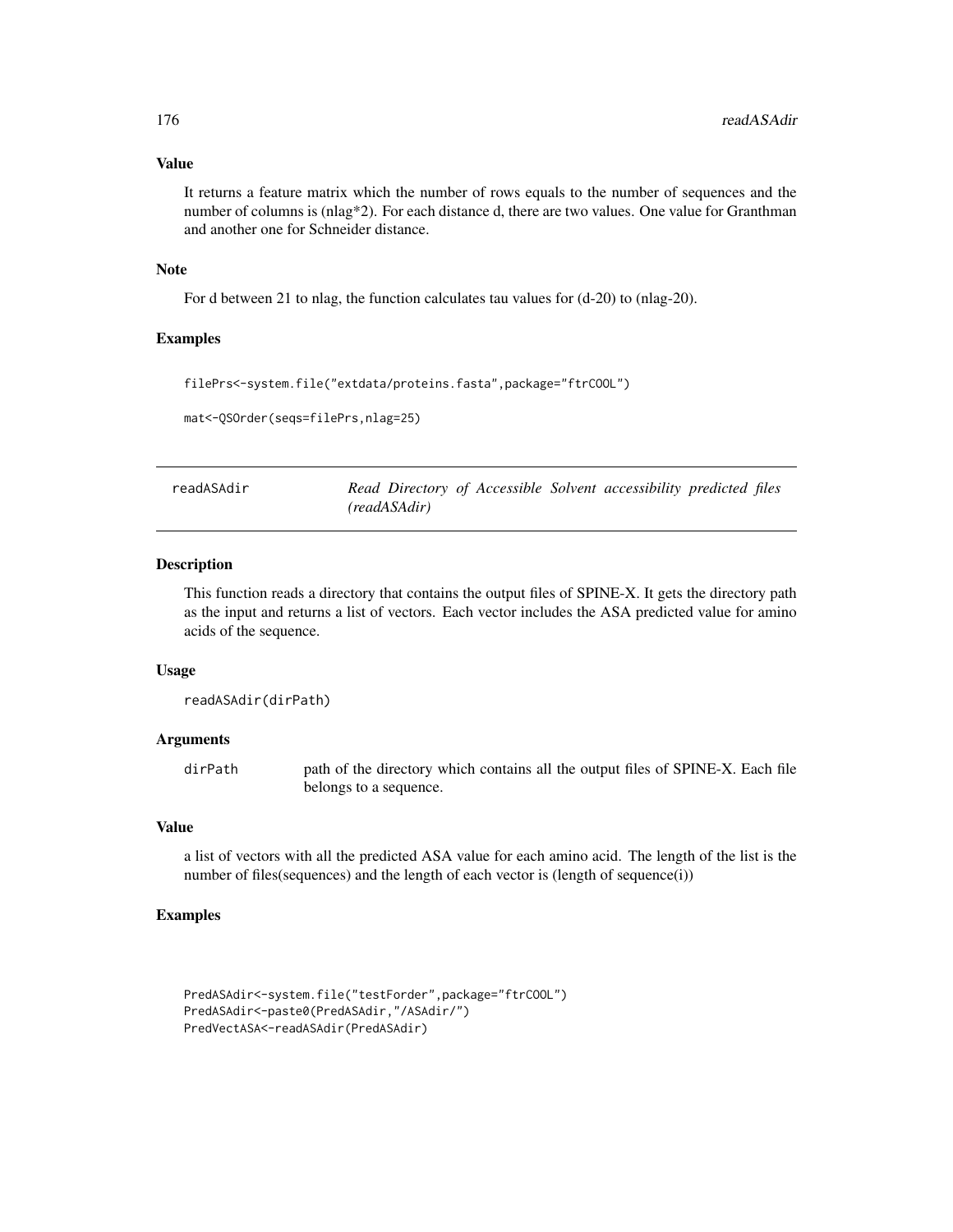### Value

It returns a feature matrix which the number of rows equals to the number of sequences and the number of columns is (nlag*2). For each distance d, there are two values. One value for Granthman and another one for Schneider distance.

### Note

For d between 21 to nlag, the function calculates tau values for (d-20) to (nlag-20).

### Examples

```
filePrs<-system.file("extdata/proteins.fasta",package="ftrCOOL")

mat<-QSOrder(seqs=filePrs,nlag=25)
```

---

## readASAdir — *Read Directory of Accessible Solvent accessibility predicted files (readASAdir)*

---

### Description

This function reads a directory that contains the output files of SPINE-X. It gets the directory path as the input and returns a list of vectors. Each vector includes the ASA predicted value for amino acids of the sequence.

### Usage

```
readASAdir(dirPath)
```

### Arguments

| | |
|---|---|
| dirPath | path of the directory which contains all the output files of SPINE-X. Each file belongs to a sequence. |

### Value

a list of vectors with all the predicted ASA value for each amino acid. The length of the list is the number of files(sequences) and the length of each vector is (length of sequence(i))

### Examples

```
PredASAdir<-system.file("testForder",package="ftrCOOL")
PredASAdir<-paste0(PredASAdir,"/ASAdir/")
PredVectASA<-readASAdir(PredASAdir)
```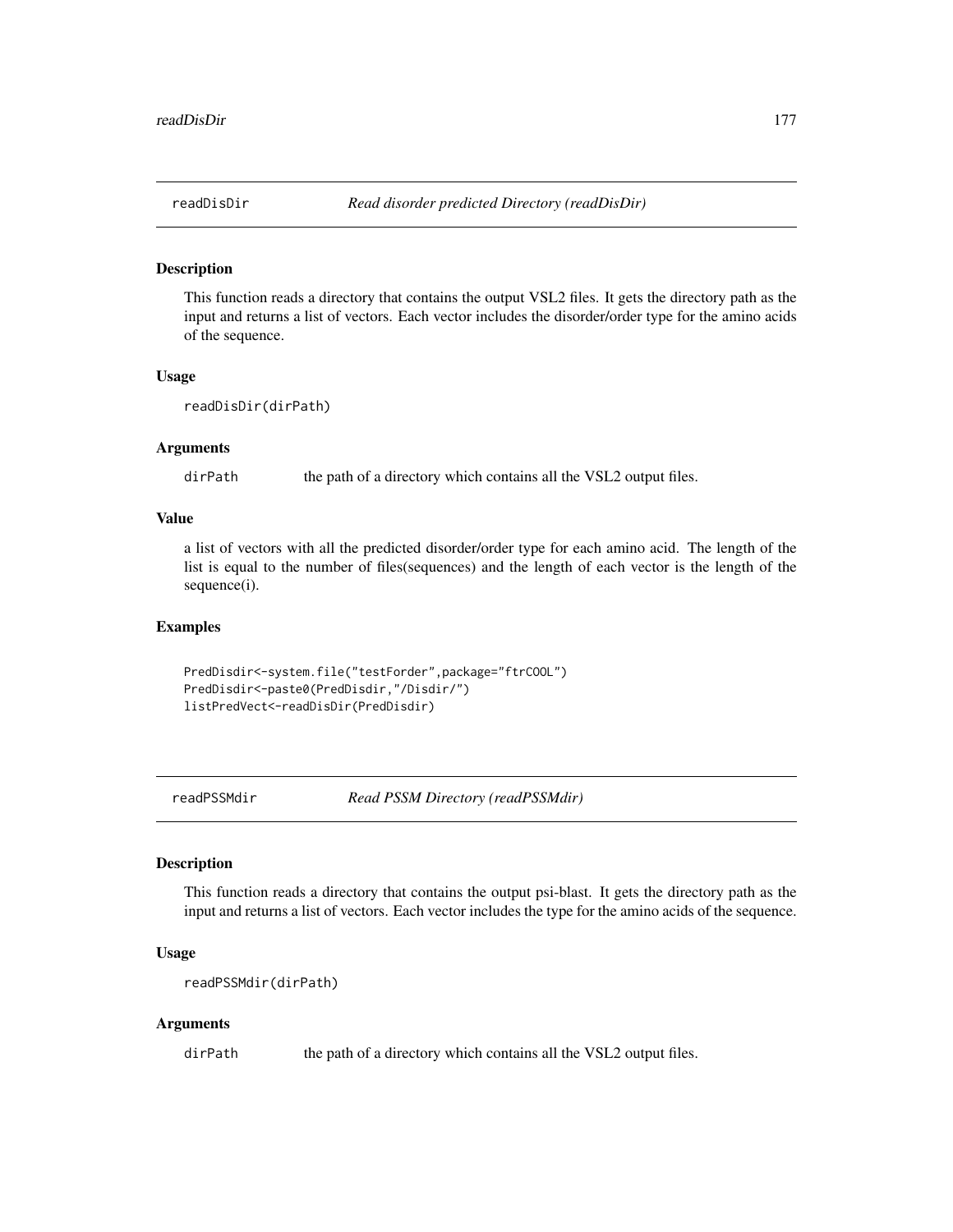## readDisDir — *Read disorder predicted Directory (readDisDir)*

### Description

This function reads a directory that contains the output VSL2 files. It gets the directory path as the input and returns a list of vectors. Each vector includes the disorder/order type for the amino acids of the sequence.

### Usage

```
readDisDir(dirPath)
```

### Arguments

| | |
|---|---|
| dirPath | the path of a directory which contains all the VSL2 output files. |

### Value

a list of vectors with all the predicted disorder/order type for each amino acid. The length of the list is equal to the number of files(sequences) and the length of each vector is the length of the sequence(i).

### Examples

```
PredDisdir<-system.file("testForder",package="ftrCOOL")
PredDisdir<-paste0(PredDisdir,"/Disdir/")
listPredVect<-readDisDir(PredDisdir)
```

## readPSSMdir — *Read PSSM Directory (readPSSMdir)*

### Description

This function reads a directory that contains the output psi-blast. It gets the directory path as the input and returns a list of vectors. Each vector includes the type for the amino acids of the sequence.

### Usage

```
readPSSMdir(dirPath)
```

### Arguments

| | |
|---|---|
| dirPath | the path of a directory which contains all the VSL2 output files. |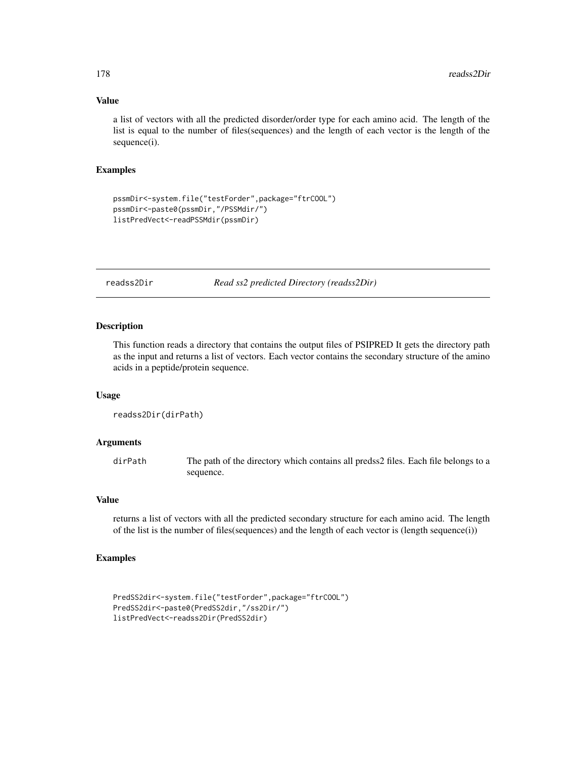### Value

a list of vectors with all the predicted disorder/order type for each amino acid. The length of the list is equal to the number of files(sequences) and the length of each vector is the length of the sequence(i).

### Examples

```
pssmDir<-system.file("testForder",package="ftrCOOL")
pssmDir<-paste0(pssmDir,"/PSSMdir/")
listPredVect<-readPSSMdir(pssmDir)
```

---

## readss2Dir *Read ss2 predicted Directory (readss2Dir)*

---

### Description

This function reads a directory that contains the output files of PSIPRED It gets the directory path as the input and returns a list of vectors. Each vector contains the secondary structure of the amino acids in a peptide/protein sequence.

### Usage

```
readss2Dir(dirPath)
```

### Arguments

| | |
|---|---|
| dirPath | The path of the directory which contains all predss2 files. Each file belongs to a sequence. |

### Value

returns a list of vectors with all the predicted secondary structure for each amino acid. The length of the list is the number of files(sequences) and the length of each vector is (length sequence(i))

### Examples

```
PredSS2dir<-system.file("testForder",package="ftrCOOL")
PredSS2dir<-paste0(PredSS2dir,"/ss2Dir/")
listPredVect<-readss2Dir(PredSS2dir)
```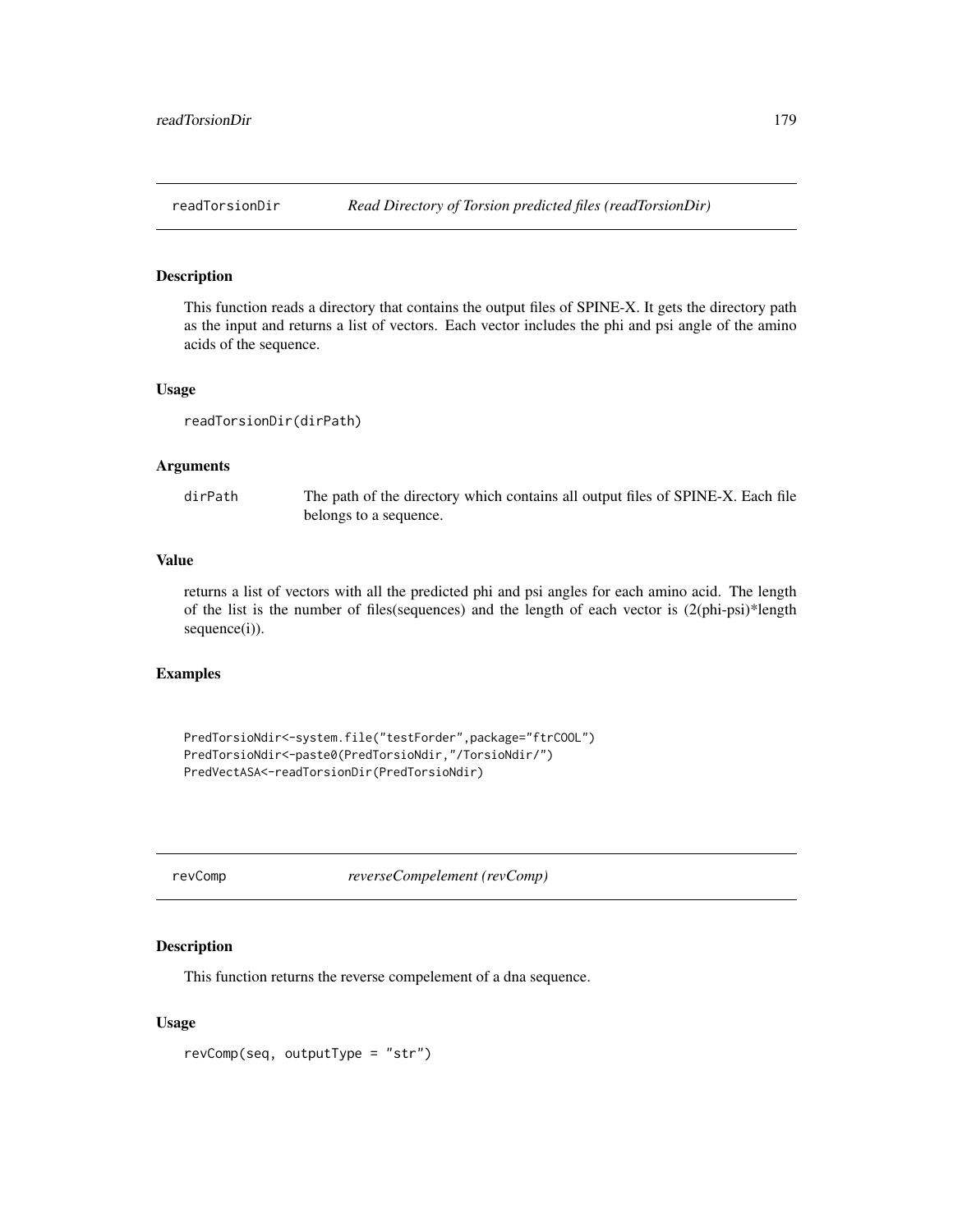## readTorsionDir — *Read Directory of Torsion predicted files (readTorsionDir)*

### Description

This function reads a directory that contains the output files of SPINE-X. It gets the directory path as the input and returns a list of vectors. Each vector includes the phi and psi angle of the amino acids of the sequence.

### Usage

```
readTorsionDir(dirPath)
```

### Arguments

| | |
|---|---|
| dirPath | The path of the directory which contains all output files of SPINE-X. Each file belongs to a sequence. |

### Value

returns a list of vectors with all the predicted phi and psi angles for each amino acid. The length of the list is the number of files(sequences) and the length of each vector is (2(phi-psi)*length sequence(i)).

### Examples

```
PredTorsioNdir<-system.file("testForder",package="ftrCOOL")
PredTorsioNdir<-paste0(PredTorsioNdir,"/TorsioNdir/")
PredVectASA<-readTorsionDir(PredTorsioNdir)
```

## revComp — *reverseCompelement (revComp)*

### Description

This function returns the reverse compelement of a dna sequence.

### Usage

```
revComp(seq, outputType = "str")
```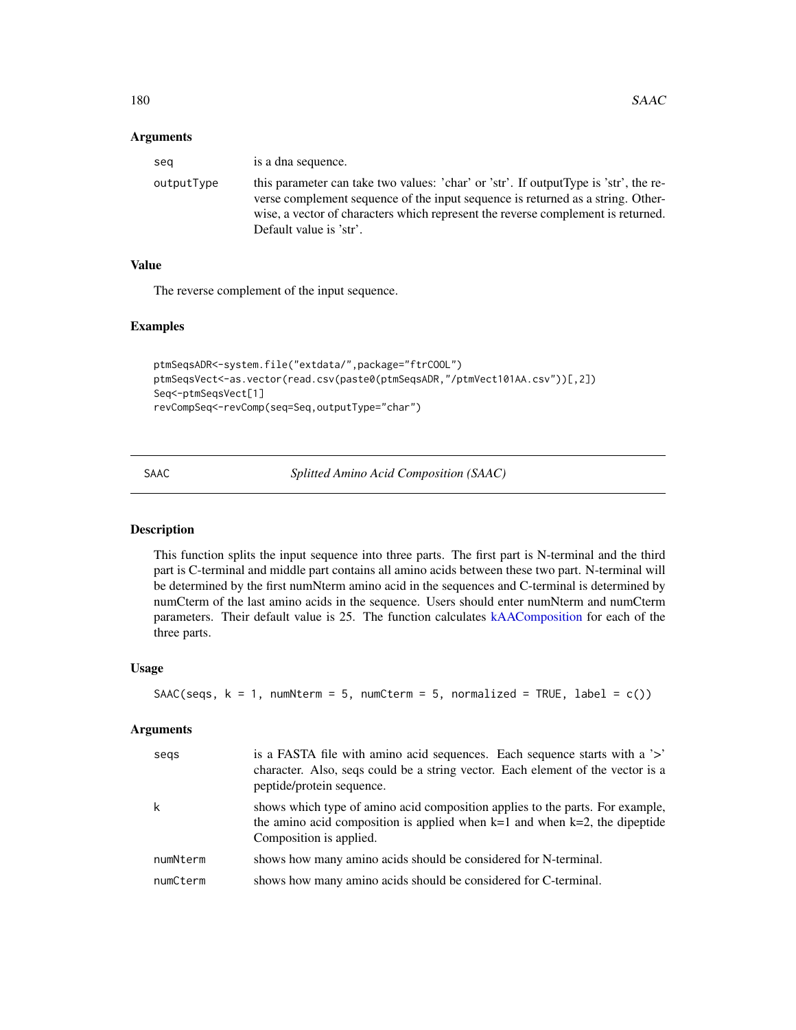### Arguments

| | |
|---|---|
| seq | is a dna sequence. |
| outputType | this parameter can take two values: 'char' or 'str'. If outputType is 'str', the reverse complement sequence of the input sequence is returned as a string. Otherwise, a vector of characters which represent the reverse complement is returned. Default value is 'str'. |

### Value

The reverse complement of the input sequence.

### Examples

```
ptmSeqsADR<-system.file("extdata/",package="ftrCOOL")
ptmSeqsVect<-as.vector(read.csv(paste0(ptmSeqsADR,"/ptmVect101AA.csv"))[,2])
Seq<-ptmSeqsVect[1]
revCompSeq<-revComp(seq=Seq,outputType="char")
```

---

## SAAC — *Splitted Amino Acid Composition (SAAC)*

### Description

This function splits the input sequence into three parts. The first part is N-terminal and the third part is C-terminal and middle part contains all amino acids between these two part. N-terminal will be determined by the first numNterm amino acid in the sequences and C-terminal is determined by numCterm of the last amino acids in the sequence. Users should enter numNterm and numCterm parameters. Their default value is 25. The function calculates kAAComposition for each of the three parts.

### Usage

```
SAAC(seqs, k = 1, numNterm = 5, numCterm = 5, normalized = TRUE, label = c())
```

### Arguments

| | |
|---|---|
| seqs | is a FASTA file with amino acid sequences. Each sequence starts with a '>' character. Also, seqs could be a string vector. Each element of the vector is a peptide/protein sequence. |
| k | shows which type of amino acid composition applies to the parts. For example, the amino acid composition is applied when k=1 and when k=2, the dipeptide Composition is applied. |
| numNterm | shows how many amino acids should be considered for N-terminal. |
| numCterm | shows how many amino acids should be considered for C-terminal. |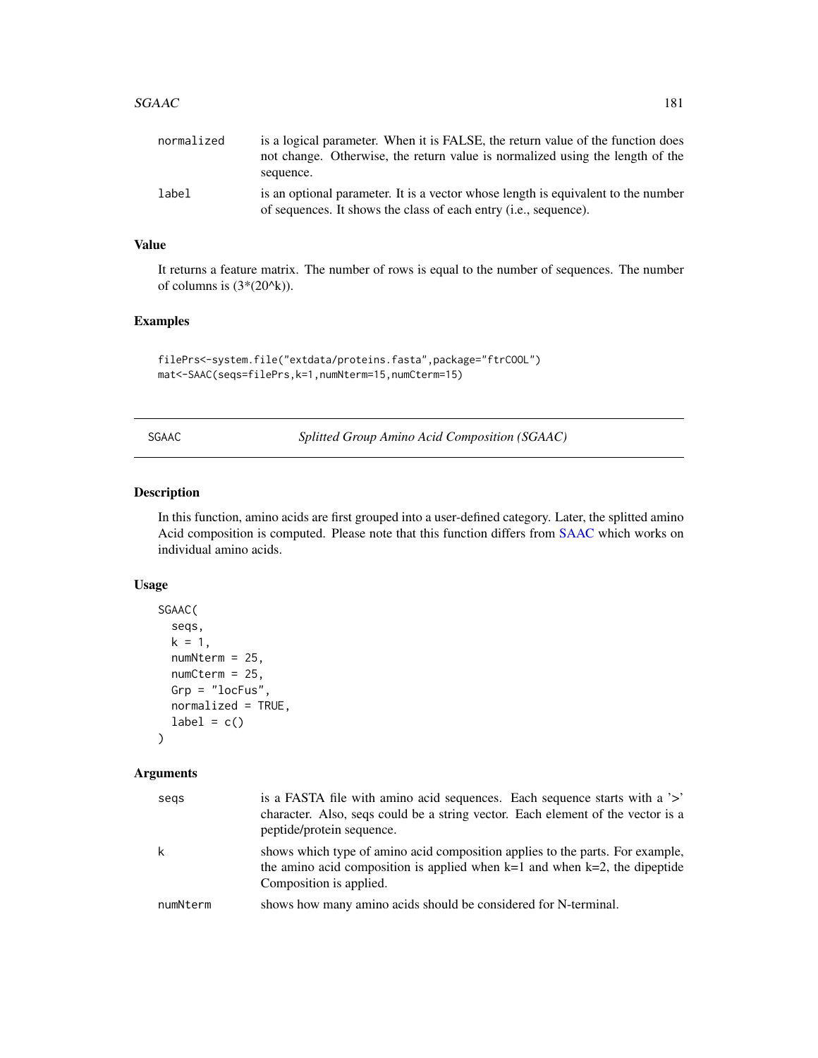| | |
|---|---|
| normalized | is a logical parameter. When it is FALSE, the return value of the function does not change. Otherwise, the return value is normalized using the length of the sequence. |
| label | is an optional parameter. It is a vector whose length is equivalent to the number of sequences. It shows the class of each entry (i.e., sequence). |

### Value

It returns a feature matrix. The number of rows is equal to the number of sequences. The number of columns is (3*(20^k)).

### Examples

```
filePrs<-system.file("extdata/proteins.fasta",package="ftrCOOL")
mat<-SAAC(seqs=filePrs,k=1,numNterm=15,numCterm=15)
```

---

## SGAAC — *Splitted Group Amino Acid Composition (SGAAC)*

### Description

In this function, amino acids are first grouped into a user-defined category. Later, the splitted amino Acid composition is computed. Please note that this function differs from SAAC which works on individual amino acids.

### Usage

```
SGAAC(
  seqs,
  k = 1,
  numNterm = 25,
  numCterm = 25,
  Grp = "locFus",
  normalized = TRUE,
  label = c()
)
```

### Arguments

| | |
|---|---|
| seqs | is a FASTA file with amino acid sequences. Each sequence starts with a '>' character. Also, seqs could be a string vector. Each element of the vector is a peptide/protein sequence. |
| k | shows which type of amino acid composition applies to the parts. For example, the amino acid composition is applied when k=1 and when k=2, the dipeptide Composition is applied. |
| numNterm | shows how many amino acids should be considered for N-terminal. |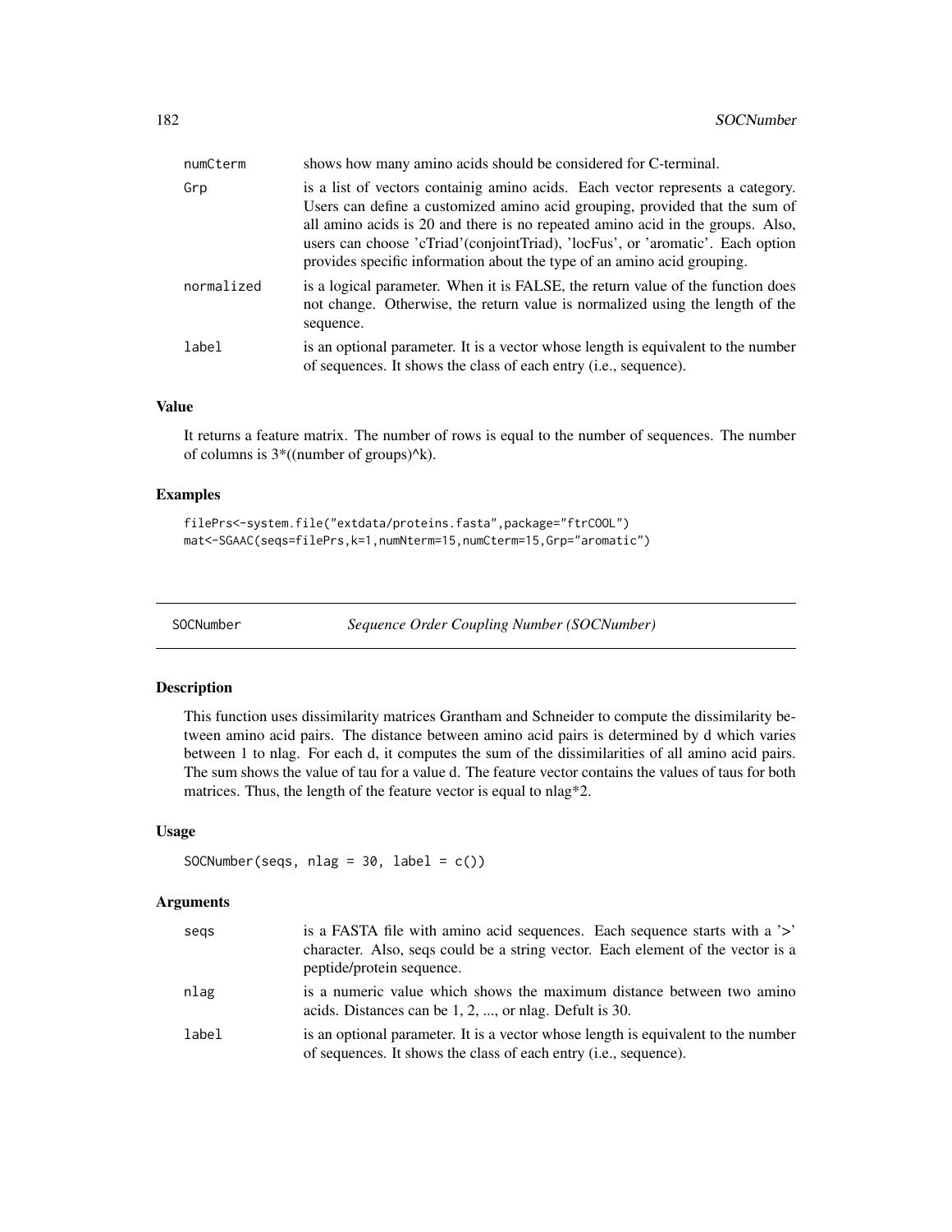| | |
|---|---|
| numCterm | shows how many amino acids should be considered for C-terminal. |
| Grp | is a list of vectors containig amino acids. Each vector represents a category. Users can define a customized amino acid grouping, provided that the sum of all amino acids is 20 and there is no repeated amino acid in the groups. Also, users can choose 'cTriad'(conjointTriad), 'locFus', or 'aromatic'. Each option provides specific information about the type of an amino acid grouping. |
| normalized | is a logical parameter. When it is FALSE, the return value of the function does not change. Otherwise, the return value is normalized using the length of the sequence. |
| label | is an optional parameter. It is a vector whose length is equivalent to the number of sequences. It shows the class of each entry (i.e., sequence). |

### Value

It returns a feature matrix. The number of rows is equal to the number of sequences. The number of columns is 3*((number of groups)^k).

### Examples

```
filePrs<-system.file("extdata/proteins.fasta",package="ftrCOOL")
mat<-SGAAC(seqs=filePrs,k=1,numNterm=15,numCterm=15,Grp="aromatic")
```

---

## SOCNumber — *Sequence Order Coupling Number (SOCNumber)*

### Description

This function uses dissimilarity matrices Grantham and Schneider to compute the dissimilarity between amino acid pairs. The distance between amino acid pairs is determined by d which varies between 1 to nlag. For each d, it computes the sum of the dissimilarities of all amino acid pairs. The sum shows the value of tau for a value d. The feature vector contains the values of taus for both matrices. Thus, the length of the feature vector is equal to nlag*2.

### Usage

```
SOCNumber(seqs, nlag = 30, label = c())
```

### Arguments

| | |
|---|---|
| seqs | is a FASTA file with amino acid sequences. Each sequence starts with a '>' character. Also, seqs could be a string vector. Each element of the vector is a peptide/protein sequence. |
| nlag | is a numeric value which shows the maximum distance between two amino acids. Distances can be 1, 2, ..., or nlag. Defult is 30. |
| label | is an optional parameter. It is a vector whose length is equivalent to the number of sequences. It shows the class of each entry (i.e., sequence). |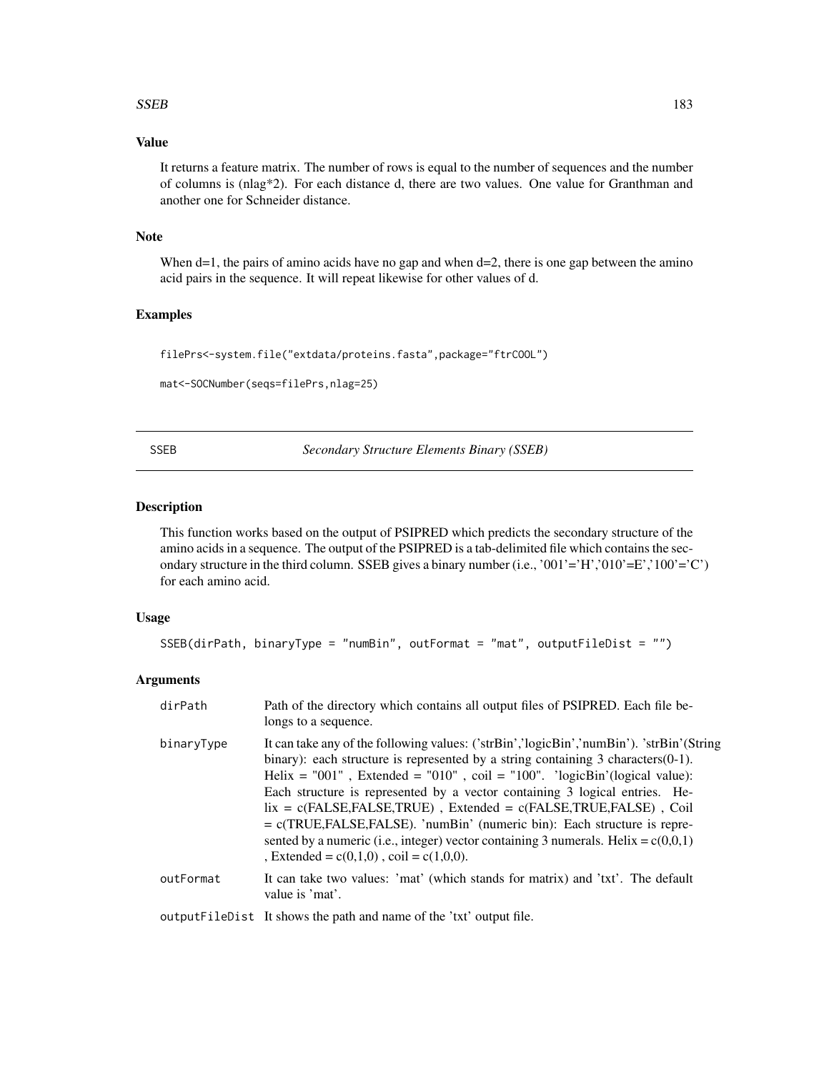### Value

It returns a feature matrix. The number of rows is equal to the number of sequences and the number of columns is (nlag*2). For each distance d, there are two values. One value for Granthman and another one for Schneider distance.

### Note

When d=1, the pairs of amino acids have no gap and when d=2, there is one gap between the amino acid pairs in the sequence. It will repeat likewise for other values of d.

### Examples

```
filePrs<-system.file("extdata/proteins.fasta",package="ftrCOOL")

mat<-SOCNumber(seqs=filePrs,nlag=25)
```

---

## SSEB — *Secondary Structure Elements Binary (SSEB)*

### Description

This function works based on the output of PSIPRED which predicts the secondary structure of the amino acids in a sequence. The output of the PSIPRED is a tab-delimited file which contains the secondary structure in the third column. SSEB gives a binary number (i.e., '001'='H','010'=E','100'='C') for each amino acid.

### Usage

```
SSEB(dirPath, binaryType = "numBin", outFormat = "mat", outputFileDist = "")
```

### Arguments

| | |
|---|---|
| dirPath | Path of the directory which contains all output files of PSIPRED. Each file belongs to a sequence. |
| binaryType | It can take any of the following values: ('strBin','logicBin','numBin'). 'strBin'(String binary): each structure is represented by a string containing 3 characters(0-1). Helix = "001" , Extended = "010" , coil = "100". 'logicBin'(logical value): Each structure is represented by a vector containing 3 logical entries. Helix = c(FALSE,FALSE,TRUE) , Extended = c(FALSE,TRUE,FALSE) , Coil = c(TRUE,FALSE,FALSE). 'numBin' (numeric bin): Each structure is represented by a numeric (i.e., integer) vector containing 3 numerals. Helix = c(0,0,1) , Extended = c(0,1,0) , coil = c(1,0,0). |
| outFormat | It can take two values: 'mat' (which stands for matrix) and 'txt'. The default value is 'mat'. |
| outputFileDist | It shows the path and name of the 'txt' output file. |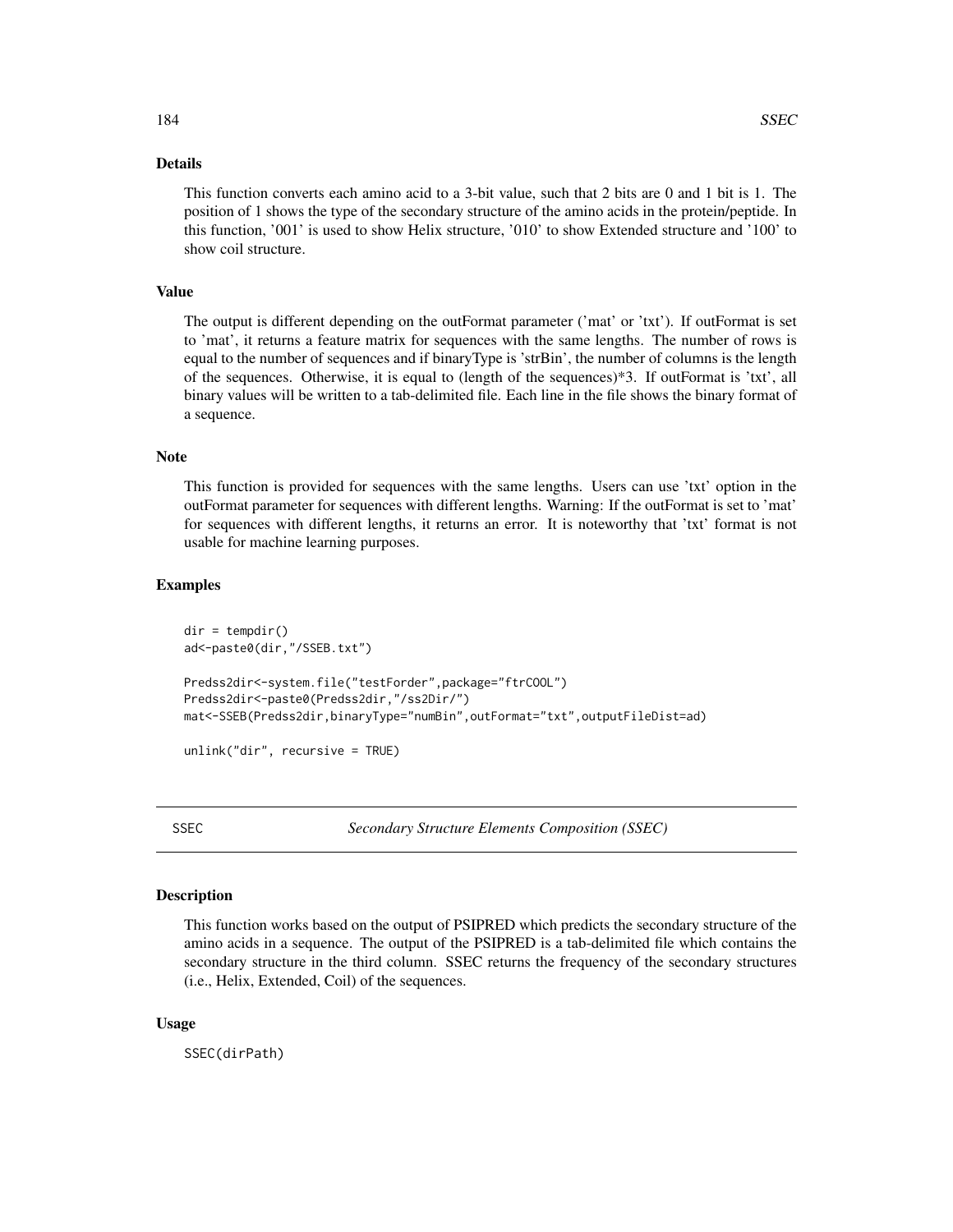### Details

This function converts each amino acid to a 3-bit value, such that 2 bits are 0 and 1 bit is 1. The position of 1 shows the type of the secondary structure of the amino acids in the protein/peptide. In this function, '001' is used to show Helix structure, '010' to show Extended structure and '100' to show coil structure.

### Value

The output is different depending on the outFormat parameter ('mat' or 'txt'). If outFormat is set to 'mat', it returns a feature matrix for sequences with the same lengths. The number of rows is equal to the number of sequences and if binaryType is 'strBin', the number of columns is the length of the sequences. Otherwise, it is equal to (length of the sequences)*3. If outFormat is 'txt', all binary values will be written to a tab-delimited file. Each line in the file shows the binary format of a sequence.

### Note

This function is provided for sequences with the same lengths. Users can use 'txt' option in the outFormat parameter for sequences with different lengths. Warning: If the outFormat is set to 'mat' for sequences with different lengths, it returns an error. It is noteworthy that 'txt' format is not usable for machine learning purposes.

### Examples

```
dir = tempdir()
ad<-paste0(dir,"/SSEB.txt")

Predss2dir<-system.file("testForder",package="ftrCOOL")
Predss2dir<-paste0(Predss2dir,"/ss2Dir/")
mat<-SSEB(Predss2dir,binaryType="numBin",outFormat="txt",outputFileDist=ad)

unlink("dir", recursive = TRUE)
```

---

## SSEC    *Secondary Structure Elements Composition (SSEC)*

### Description

This function works based on the output of PSIPRED which predicts the secondary structure of the amino acids in a sequence. The output of the PSIPRED is a tab-delimited file which contains the secondary structure in the third column. SSEC returns the frequency of the secondary structures (i.e., Helix, Extended, Coil) of the sequences.

### Usage

```
SSEC(dirPath)
```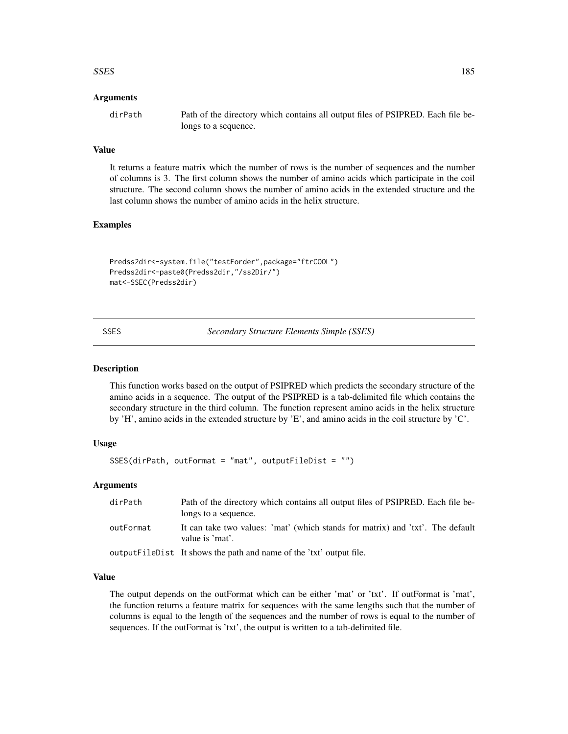### Arguments

dirPath Path of the directory which contains all output files of PSIPRED. Each file belongs to a sequence.

### Value

It returns a feature matrix which the number of rows is the number of sequences and the number of columns is 3. The first column shows the number of amino acids which participate in the coil structure. The second column shows the number of amino acids in the extended structure and the last column shows the number of amino acids in the helix structure.

### Examples

```
Predss2dir<-system.file("testForder",package="ftrCOOL")
Predss2dir<-paste0(Predss2dir,"/ss2Dir/")
mat<-SSEC(Predss2dir)
```

---

## SSES *Secondary Structure Elements Simple (SSES)*

---

### Description

This function works based on the output of PSIPRED which predicts the secondary structure of the amino acids in a sequence. The output of the PSIPRED is a tab-delimited file which contains the secondary structure in the third column. The function represent amino acids in the helix structure by 'H', amino acids in the extended structure by 'E', and amino acids in the coil structure by 'C'.

### Usage

```
SSES(dirPath, outFormat = "mat", outputFileDist = "")
```

### Arguments

| | |
|---|---|
| dirPath | Path of the directory which contains all output files of PSIPRED. Each file belongs to a sequence. |
| outFormat | It can take two values: 'mat' (which stands for matrix) and 'txt'. The default value is 'mat'. |
| outputFileDist | It shows the path and name of the 'txt' output file. |

### Value

The output depends on the outFormat which can be either 'mat' or 'txt'. If outFormat is 'mat', the function returns a feature matrix for sequences with the same lengths such that the number of columns is equal to the length of the sequences and the number of rows is equal to the number of sequences. If the outFormat is 'txt', the output is written to a tab-delimited file.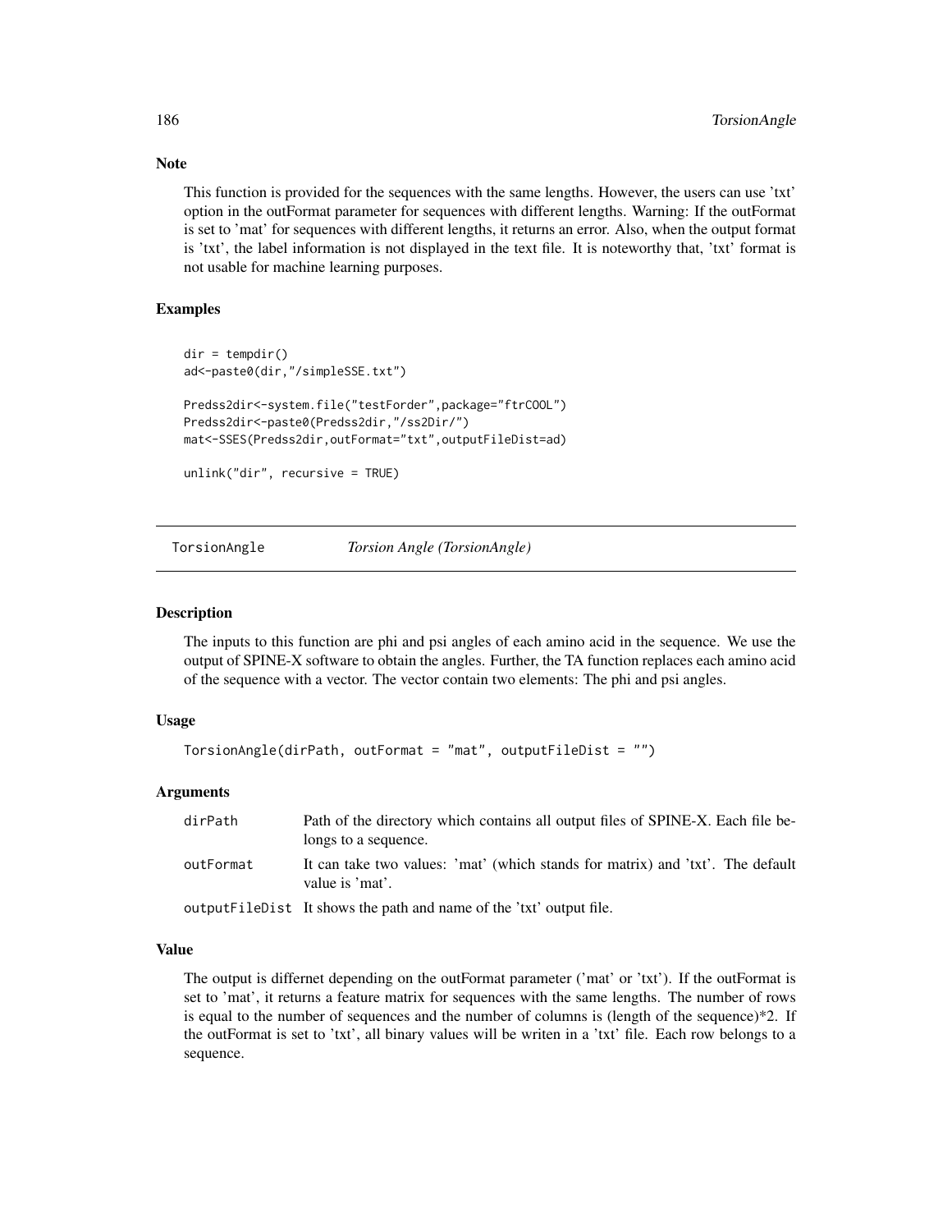## Note

This function is provided for the sequences with the same lengths. However, the users can use 'txt' option in the outFormat parameter for sequences with different lengths. Warning: If the outFormat is set to 'mat' for sequences with different lengths, it returns an error. Also, when the output format is 'txt', the label information is not displayed in the text file. It is noteworthy that, 'txt' format is not usable for machine learning purposes.

## Examples

```
dir = tempdir()
ad<-paste0(dir,"/simpleSSE.txt")

Predss2dir<-system.file("testForder",package="ftrCOOL")
Predss2dir<-paste0(Predss2dir,"/ss2Dir/")
mat<-SSES(Predss2dir,outFormat="txt",outputFileDist=ad)

unlink("dir", recursive = TRUE)
```

---

# TorsionAngle *Torsion Angle (TorsionAngle)*

## Description

The inputs to this function are phi and psi angles of each amino acid in the sequence. We use the output of SPINE-X software to obtain the angles. Further, the TA function replaces each amino acid of the sequence with a vector. The vector contain two elements: The phi and psi angles.

## Usage

```
TorsionAngle(dirPath, outFormat = "mat", outputFileDist = "")
```

## Arguments

| | |
|---|---|
| dirPath | Path of the directory which contains all output files of SPINE-X. Each file belongs to a sequence. |
| outFormat | It can take two values: 'mat' (which stands for matrix) and 'txt'. The default value is 'mat'. |
| outputFileDist | It shows the path and name of the 'txt' output file. |

## Value

The output is differnet depending on the outFormat parameter ('mat' or 'txt'). If the outFormat is set to 'mat', it returns a feature matrix for sequences with the same lengths. The number of rows is equal to the number of sequences and the number of columns is (length of the sequence)*2. If the outFormat is set to 'txt', all binary values will be writen in a 'txt' file. Each row belongs to a sequence.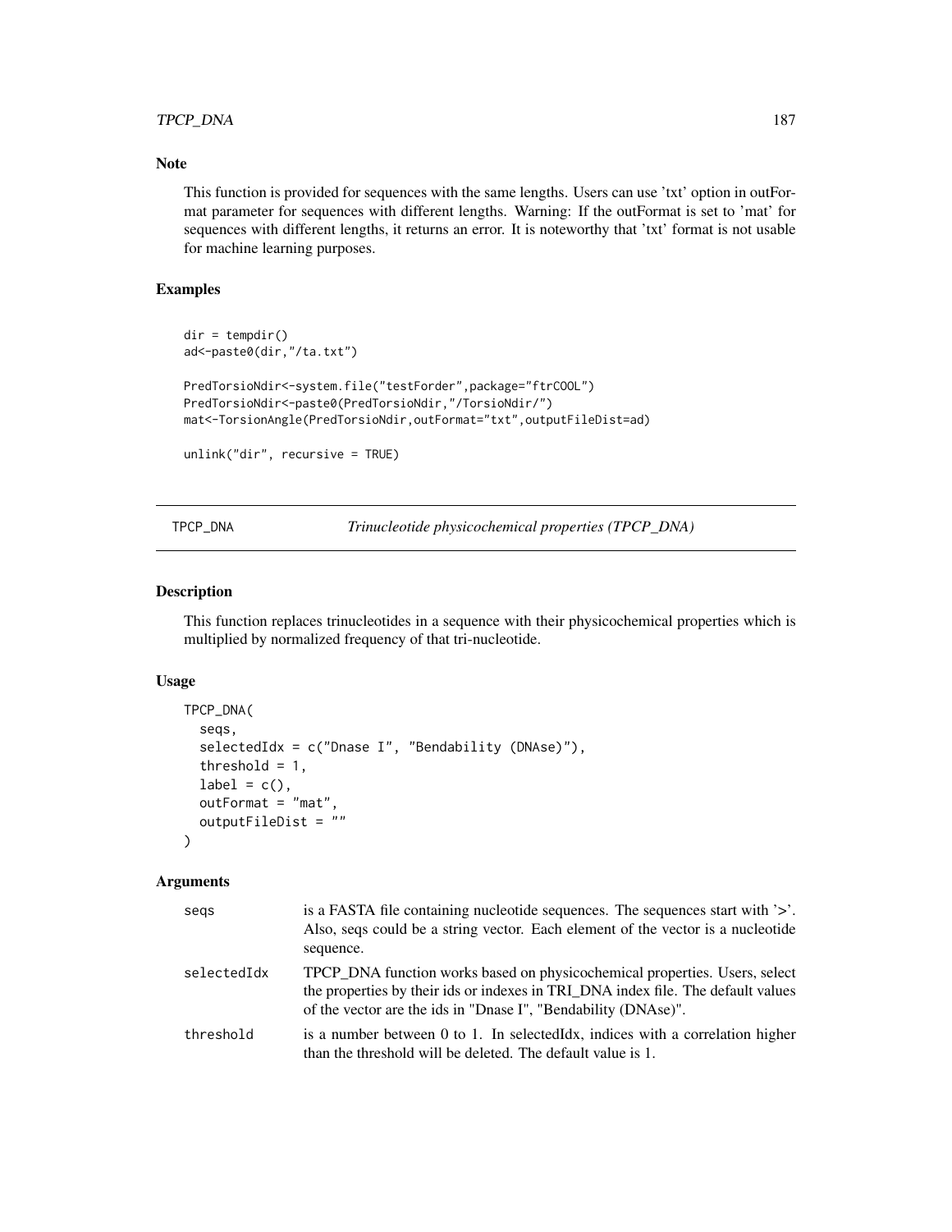### Note

This function is provided for sequences with the same lengths. Users can use 'txt' option in outFormat parameter for sequences with different lengths. Warning: If the outFormat is set to 'mat' for sequences with different lengths, it returns an error. It is noteworthy that 'txt' format is not usable for machine learning purposes.

### Examples

```
dir = tempdir()
ad<-paste0(dir,"/ta.txt")

PredTorsioNdir<-system.file("testForder",package="ftrCOOL")
PredTorsioNdir<-paste0(PredTorsioNdir,"/TorsioNdir/")
mat<-TorsionAngle(PredTorsioNdir,outFormat="txt",outputFileDist=ad)

unlink("dir", recursive = TRUE)
```

---

## TPCP_DNA — *Trinucleotide physicochemical properties (TPCP_DNA)*

### Description

This function replaces trinucleotides in a sequence with their physicochemical properties which is multiplied by normalized frequency of that tri-nucleotide.

### Usage

```
TPCP_DNA(
  seqs,
  selectedIdx = c("Dnase I", "Bendability (DNAse)"),
  threshold = 1,
  label = c(),
  outFormat = "mat",
  outputFileDist = ""
)
```

### Arguments

| | |
|---|---|
| seqs | is a FASTA file containing nucleotide sequences. The sequences start with '>'. Also, seqs could be a string vector. Each element of the vector is a nucleotide sequence. |
| selectedIdx | TPCP_DNA function works based on physicochemical properties. Users, select the properties by their ids or indexes in TRI_DNA index file. The default values of the vector are the ids in "Dnase I", "Bendability (DNAse)". |
| threshold | is a number between 0 to 1. In selectedIdx, indices with a correlation higher than the threshold will be deleted. The default value is 1. |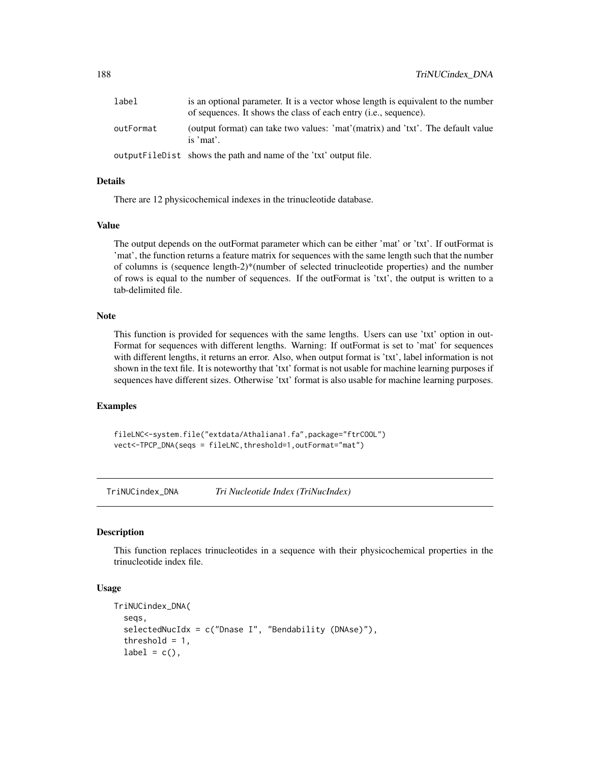| | |
|---|---|
| label | is an optional parameter. It is a vector whose length is equivalent to the number of sequences. It shows the class of each entry (i.e., sequence). |
| outFormat | (output format) can take two values: 'mat'(matrix) and 'txt'. The default value is 'mat'. |
| outputFileDist | shows the path and name of the 'txt' output file. |

### Details

There are 12 physicochemical indexes in the trinucleotide database.

### Value

The output depends on the outFormat parameter which can be either 'mat' or 'txt'. If outFormat is 'mat', the function returns a feature matrix for sequences with the same length such that the number of columns is (sequence length-2)*(number of selected trinucleotide properties) and the number of rows is equal to the number of sequences. If the outFormat is 'txt', the output is written to a tab-delimited file.

### Note

This function is provided for sequences with the same lengths. Users can use 'txt' option in outFormat for sequences with different lengths. Warning: If outFormat is set to 'mat' for sequences with different lengths, it returns an error. Also, when output format is 'txt', label information is not shown in the text file. It is noteworthy that 'txt' format is not usable for machine learning purposes if sequences have different sizes. Otherwise 'txt' format is also usable for machine learning purposes.

### Examples

```
fileLNC<-system.file("extdata/Athaliana1.fa",package="ftrCOOL")
vect<-TPCP_DNA(seqs = fileLNC,threshold=1,outFormat="mat")
```

## TriNUCindex_DNA    *Tri Nucleotide Index (TriNucIndex)*

### Description

This function replaces trinucleotides in a sequence with their physicochemical properties in the trinucleotide index file.

### Usage

```
TriNUCindex_DNA(
  seqs,
  selectedNucIdx = c("Dnase I", "Bendability (DNAse)"),
  threshold = 1,
  label = c(),
```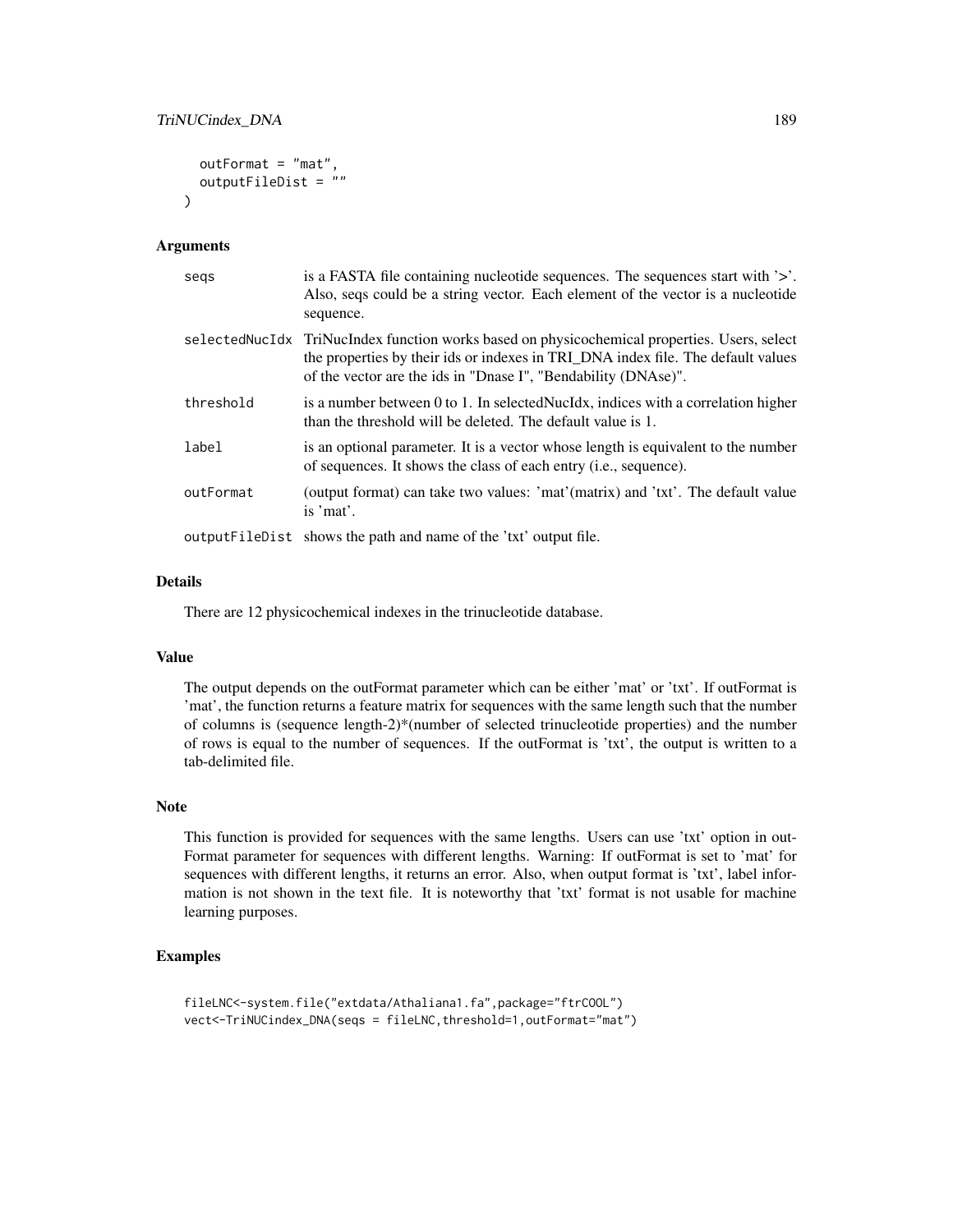```
  outFormat = "mat",
  outputFileDist = ""
)
```

### Arguments

| | |
|---|---|
| seqs | is a FASTA file containing nucleotide sequences. The sequences start with '>'. Also, seqs could be a string vector. Each element of the vector is a nucleotide sequence. |
| selectedNucIdx | TriNucIndex function works based on physicochemical properties. Users, select the properties by their ids or indexes in TRI_DNA index file. The default values of the vector are the ids in "Dnase I", "Bendability (DNAse)". |
| threshold | is a number between 0 to 1. In selectedNucIdx, indices with a correlation higher than the threshold will be deleted. The default value is 1. |
| label | is an optional parameter. It is a vector whose length is equivalent to the number of sequences. It shows the class of each entry (i.e., sequence). |
| outFormat | (output format) can take two values: 'mat'(matrix) and 'txt'. The default value is 'mat'. |
| outputFileDist | shows the path and name of the 'txt' output file. |

### Details

There are 12 physicochemical indexes in the trinucleotide database.

### Value

The output depends on the outFormat parameter which can be either 'mat' or 'txt'. If outFormat is 'mat', the function returns a feature matrix for sequences with the same length such that the number of columns is (sequence length-2)*(number of selected trinucleotide properties) and the number of rows is equal to the number of sequences. If the outFormat is 'txt', the output is written to a tab-delimited file.

### Note

This function is provided for sequences with the same lengths. Users can use 'txt' option in outFormat parameter for sequences with different lengths. Warning: If outFormat is set to 'mat' for sequences with different lengths, it returns an error. Also, when output format is 'txt', label information is not shown in the text file. It is noteworthy that 'txt' format is not usable for machine learning purposes.

### Examples

```
fileLNC<-system.file("extdata/Athaliana1.fa",package="ftrCOOL")
vect<-TriNUCindex_DNA(seqs = fileLNC,threshold=1,outFormat="mat")
```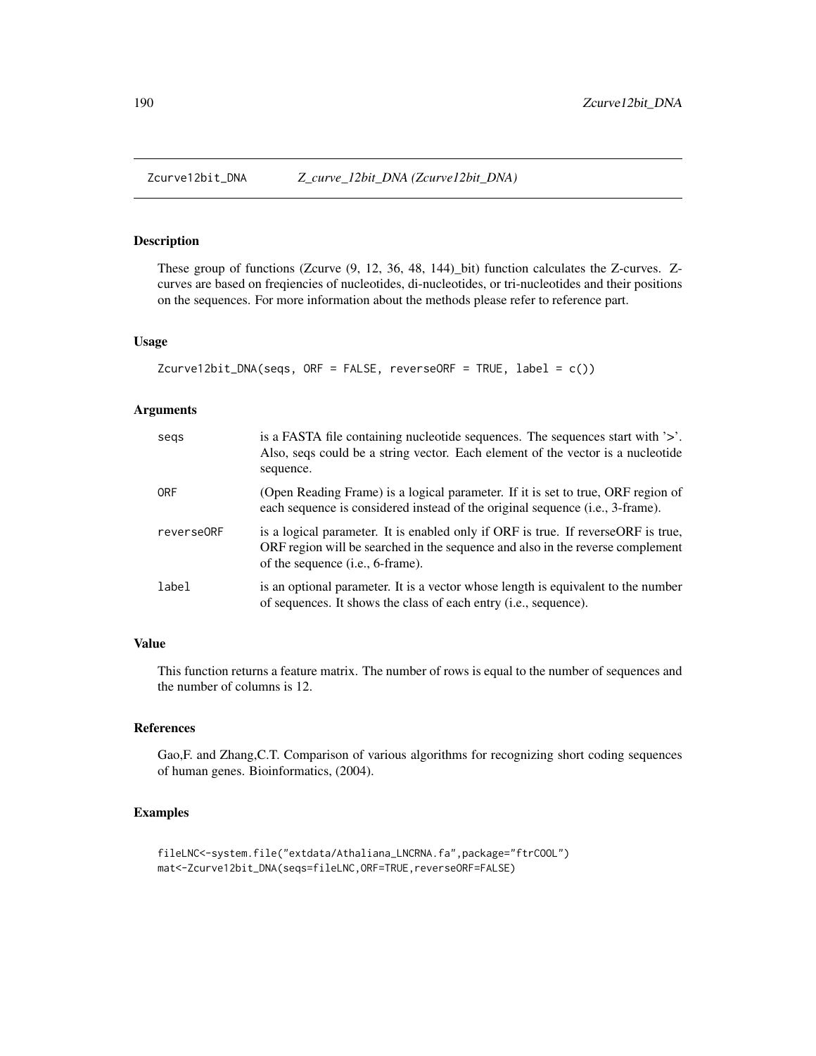Zcurve12bit_DNA — *Z_curve_12bit_DNA (Zcurve12bit_DNA)*

## Description

These group of functions (Zcurve (9, 12, 36, 48, 144)_bit) function calculates the Z-curves. Z-curves are based on freqiencies of nucleotides, di-nucleotides, or tri-nucleotides and their positions on the sequences. For more information about the methods please refer to reference part.

## Usage

```
Zcurve12bit_DNA(seqs, ORF = FALSE, reverseORF = TRUE, label = c())
```

## Arguments

| | |
|---|---|
| seqs | is a FASTA file containing nucleotide sequences. The sequences start with '>'. Also, seqs could be a string vector. Each element of the vector is a nucleotide sequence. |
| ORF | (Open Reading Frame) is a logical parameter. If it is set to true, ORF region of each sequence is considered instead of the original sequence (i.e., 3-frame). |
| reverseORF | is a logical parameter. It is enabled only if ORF is true. If reverseORF is true, ORF region will be searched in the sequence and also in the reverse complement of the sequence (i.e., 6-frame). |
| label | is an optional parameter. It is a vector whose length is equivalent to the number of sequences. It shows the class of each entry (i.e., sequence). |

## Value

This function returns a feature matrix. The number of rows is equal to the number of sequences and the number of columns is 12.

## References

Gao,F. and Zhang,C.T. Comparison of various algorithms for recognizing short coding sequences of human genes. Bioinformatics, (2004).

## Examples

```
fileLNC<-system.file("extdata/Athaliana_LNCRNA.fa",package="ftrCOOL")
mat<-Zcurve12bit_DNA(seqs=fileLNC,ORF=TRUE,reverseORF=FALSE)
```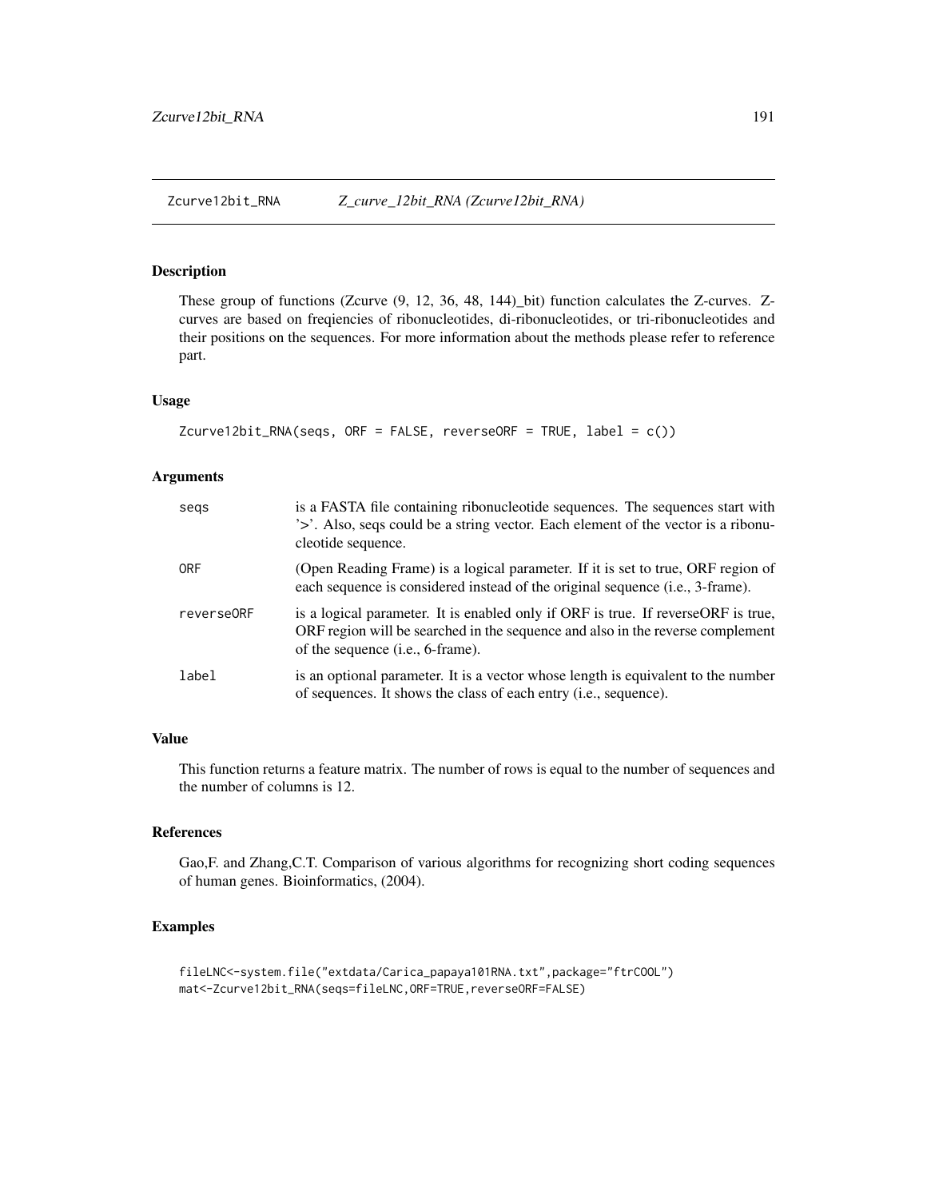## Zcurve12bit_RNA *Z_curve_12bit_RNA (Zcurve12bit_RNA)*

### Description

These group of functions (Zcurve (9, 12, 36, 48, 144)_bit) function calculates the Z-curves. Z-curves are based on freqiencies of ribonucleotides, di-ribonucleotides, or tri-ribonucleotides and their positions on the sequences. For more information about the methods please refer to reference part.

### Usage

```
Zcurve12bit_RNA(seqs, ORF = FALSE, reverseORF = TRUE, label = c())
```

### Arguments

| | |
|---|---|
| seqs | is a FASTA file containing ribonucleotide sequences. The sequences start with '>'. Also, seqs could be a string vector. Each element of the vector is a ribonucleotide sequence. |
| ORF | (Open Reading Frame) is a logical parameter. If it is set to true, ORF region of each sequence is considered instead of the original sequence (i.e., 3-frame). |
| reverseORF | is a logical parameter. It is enabled only if ORF is true. If reverseORF is true, ORF region will be searched in the sequence and also in the reverse complement of the sequence (i.e., 6-frame). |
| label | is an optional parameter. It is a vector whose length is equivalent to the number of sequences. It shows the class of each entry (i.e., sequence). |

### Value

This function returns a feature matrix. The number of rows is equal to the number of sequences and the number of columns is 12.

### References

Gao,F. and Zhang,C.T. Comparison of various algorithms for recognizing short coding sequences of human genes. Bioinformatics, (2004).

### Examples

```
fileLNC<-system.file("extdata/Carica_papaya101RNA.txt",package="ftrCOOL")
mat<-Zcurve12bit_RNA(seqs=fileLNC,ORF=TRUE,reverseORF=FALSE)
```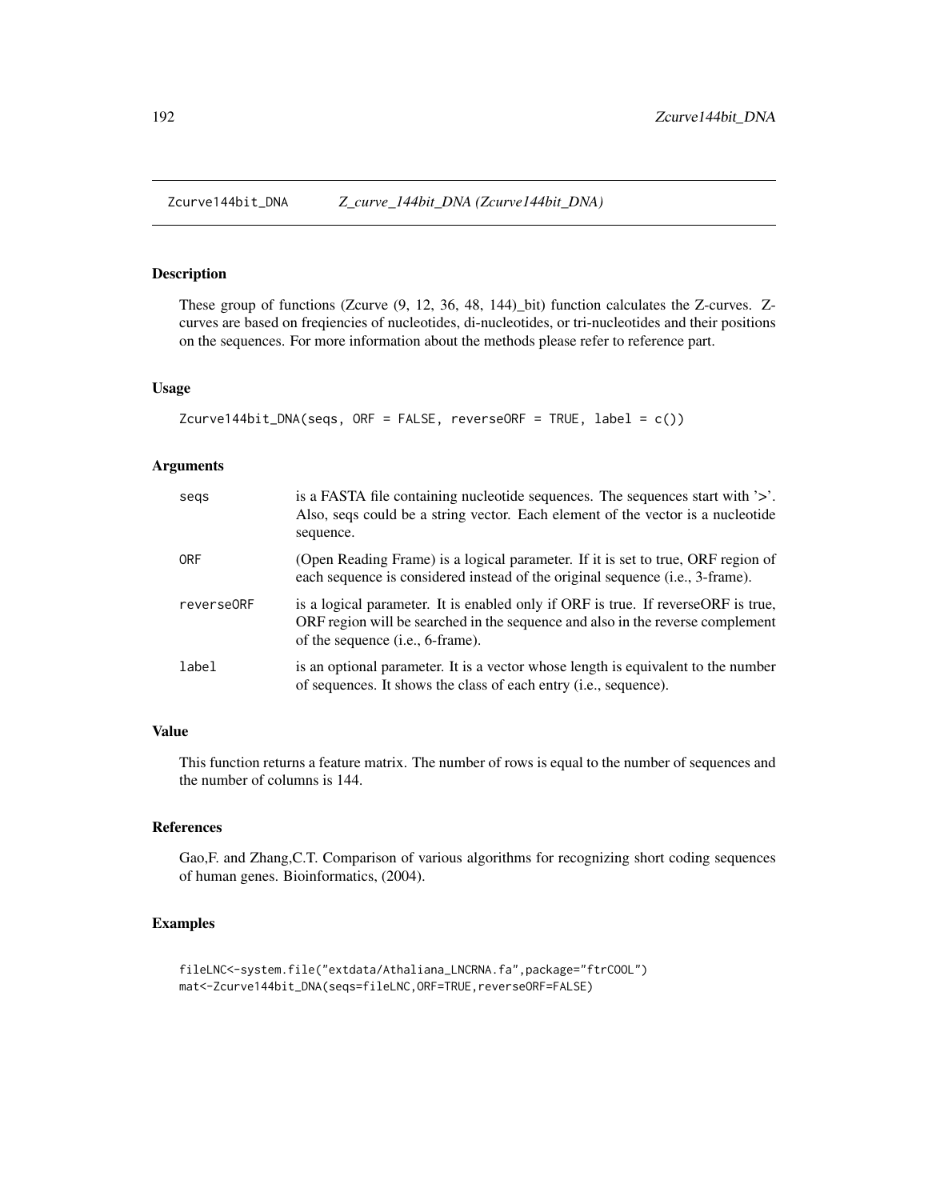## Zcurve144bit_DNA *Z_curve_144bit_DNA (Zcurve144bit_DNA)*

### Description

These group of functions (Zcurve (9, 12, 36, 48, 144)_bit) function calculates the Z-curves. Z-curves are based on freqiencies of nucleotides, di-nucleotides, or tri-nucleotides and their positions on the sequences. For more information about the methods please refer to reference part.

### Usage

```
Zcurve144bit_DNA(seqs, ORF = FALSE, reverseORF = TRUE, label = c())
```

### Arguments

| | |
|---|---|
| seqs | is a FASTA file containing nucleotide sequences. The sequences start with '>'. Also, seqs could be a string vector. Each element of the vector is a nucleotide sequence. |
| ORF | (Open Reading Frame) is a logical parameter. If it is set to true, ORF region of each sequence is considered instead of the original sequence (i.e., 3-frame). |
| reverseORF | is a logical parameter. It is enabled only if ORF is true. If reverseORF is true, ORF region will be searched in the sequence and also in the reverse complement of the sequence (i.e., 6-frame). |
| label | is an optional parameter. It is a vector whose length is equivalent to the number of sequences. It shows the class of each entry (i.e., sequence). |

### Value

This function returns a feature matrix. The number of rows is equal to the number of sequences and the number of columns is 144.

### References

Gao,F. and Zhang,C.T. Comparison of various algorithms for recognizing short coding sequences of human genes. Bioinformatics, (2004).

### Examples

```
fileLNC<-system.file("extdata/Athaliana_LNCRNA.fa",package="ftrCOOL")
mat<-Zcurve144bit_DNA(seqs=fileLNC,ORF=TRUE,reverseORF=FALSE)
```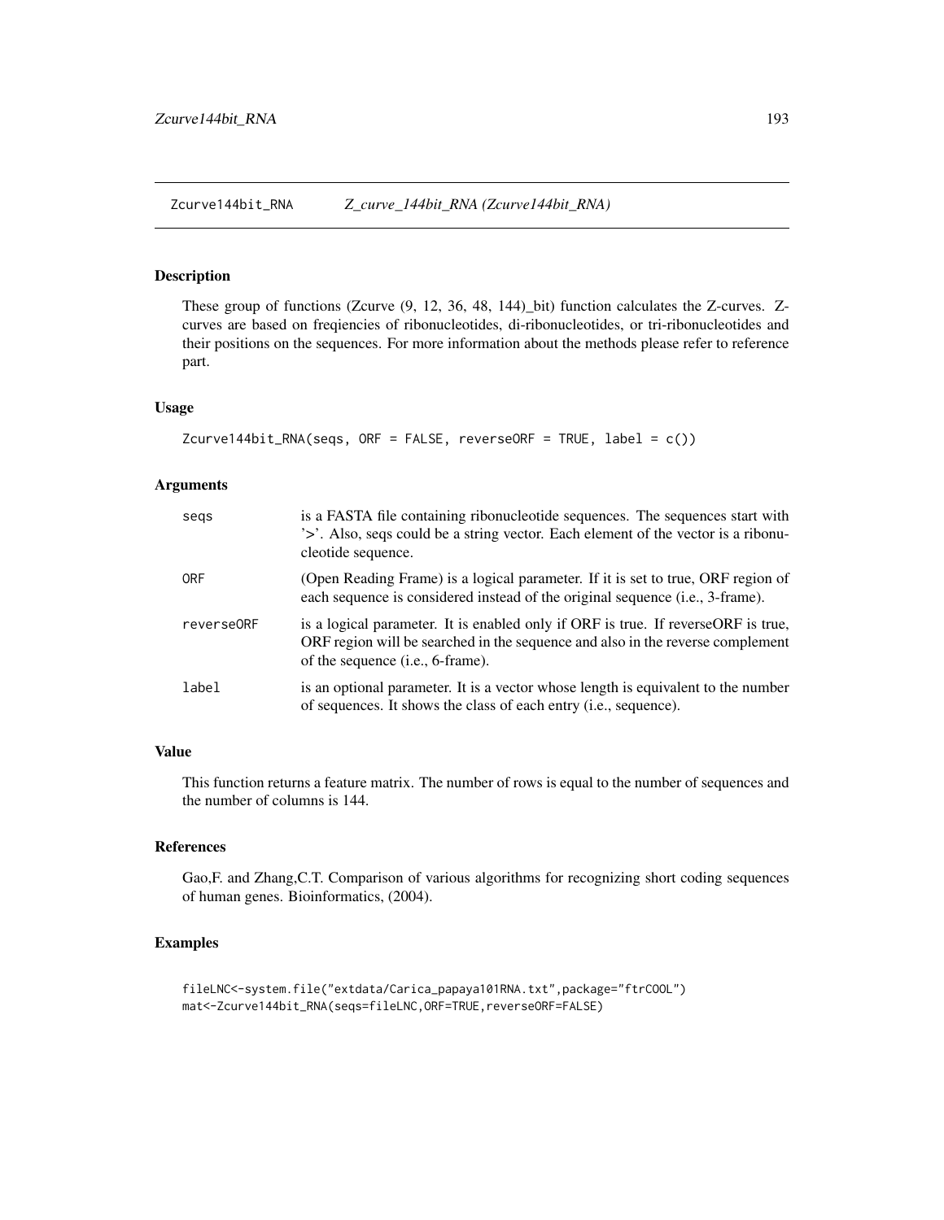Zcurve144bit_RNA &nbsp;&nbsp;&nbsp; *Z_curve_144bit_RNA (Zcurve144bit_RNA)*

## Description

These group of functions (Zcurve (9, 12, 36, 48, 144)_bit) function calculates the Z-curves. Z-curves are based on freqiencies of ribonucleotides, di-ribonucleotides, or tri-ribonucleotides and their positions on the sequences. For more information about the methods please refer to reference part.

## Usage

```
Zcurve144bit_RNA(seqs, ORF = FALSE, reverseORF = TRUE, label = c())
```

## Arguments

| | |
|---|---|
| seqs | is a FASTA file containing ribonucleotide sequences. The sequences start with '>'. Also, seqs could be a string vector. Each element of the vector is a ribonucleotide sequence. |
| ORF | (Open Reading Frame) is a logical parameter. If it is set to true, ORF region of each sequence is considered instead of the original sequence (i.e., 3-frame). |
| reverseORF | is a logical parameter. It is enabled only if ORF is true. If reverseORF is true, ORF region will be searched in the sequence and also in the reverse complement of the sequence (i.e., 6-frame). |
| label | is an optional parameter. It is a vector whose length is equivalent to the number of sequences. It shows the class of each entry (i.e., sequence). |

## Value

This function returns a feature matrix. The number of rows is equal to the number of sequences and the number of columns is 144.

## References

Gao,F. and Zhang,C.T. Comparison of various algorithms for recognizing short coding sequences of human genes. Bioinformatics, (2004).

## Examples

```
fileLNC<-system.file("extdata/Carica_papaya101RNA.txt",package="ftrCOOL")
mat<-Zcurve144bit_RNA(seqs=fileLNC,ORF=TRUE,reverseORF=FALSE)
```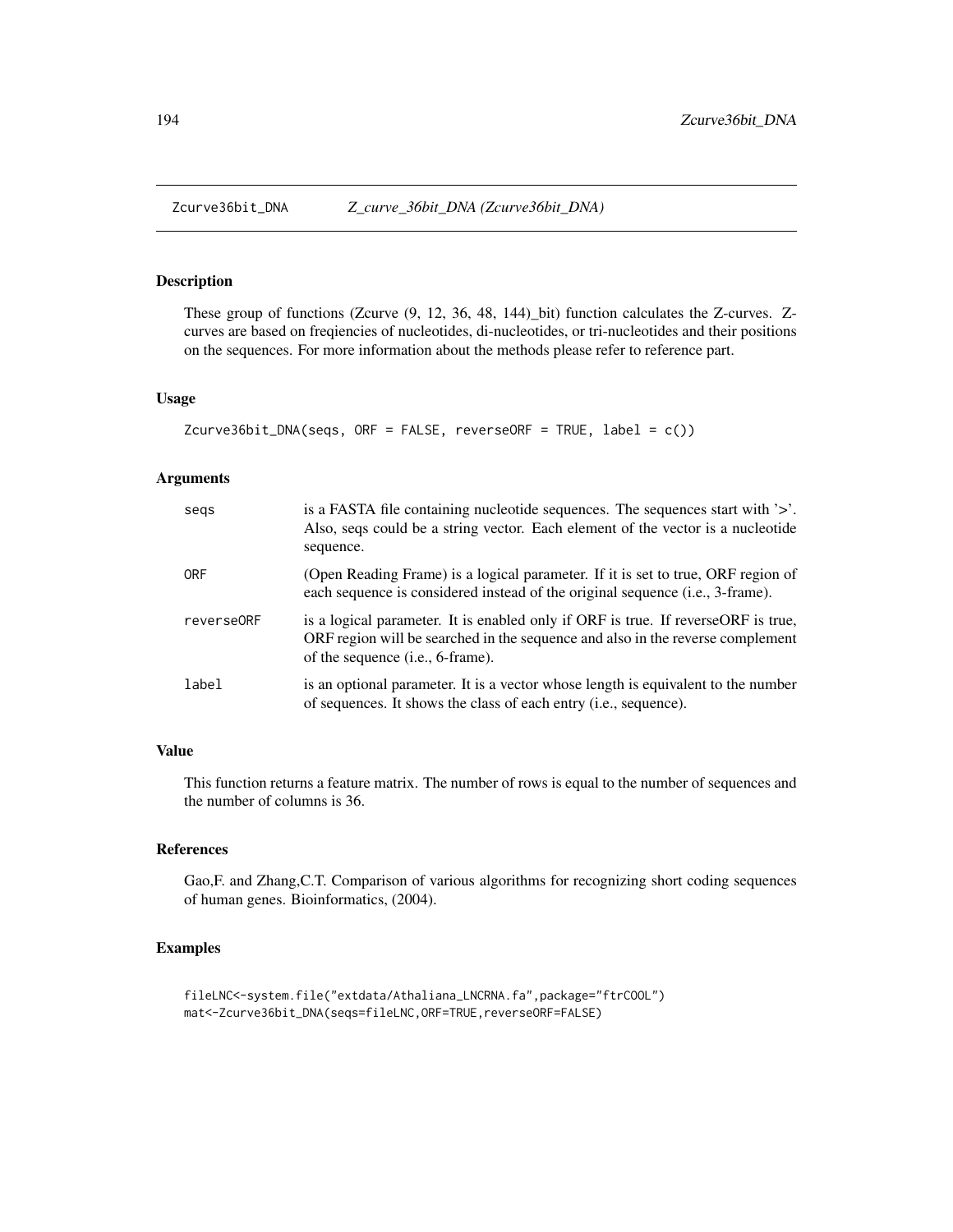# Zcurve36bit_DNA — *Z_curve_36bit_DNA (Zcurve36bit_DNA)*

## Description

These group of functions (Zcurve (9, 12, 36, 48, 144)_bit) function calculates the Z-curves. Z-curves are based on freqiencies of nucleotides, di-nucleotides, or tri-nucleotides and their positions on the sequences. For more information about the methods please refer to reference part.

## Usage

```
Zcurve36bit_DNA(seqs, ORF = FALSE, reverseORF = TRUE, label = c())
```

## Arguments

| | |
|---|---|
| seqs | is a FASTA file containing nucleotide sequences. The sequences start with '>'. Also, seqs could be a string vector. Each element of the vector is a nucleotide sequence. |
| ORF | (Open Reading Frame) is a logical parameter. If it is set to true, ORF region of each sequence is considered instead of the original sequence (i.e., 3-frame). |
| reverseORF | is a logical parameter. It is enabled only if ORF is true. If reverseORF is true, ORF region will be searched in the sequence and also in the reverse complement of the sequence (i.e., 6-frame). |
| label | is an optional parameter. It is a vector whose length is equivalent to the number of sequences. It shows the class of each entry (i.e., sequence). |

## Value

This function returns a feature matrix. The number of rows is equal to the number of sequences and the number of columns is 36.

## References

Gao,F. and Zhang,C.T. Comparison of various algorithms for recognizing short coding sequences of human genes. Bioinformatics, (2004).

## Examples

```
fileLNC<-system.file("extdata/Athaliana_LNCRNA.fa",package="ftrCOOL")
mat<-Zcurve36bit_DNA(seqs=fileLNC,ORF=TRUE,reverseORF=FALSE)
```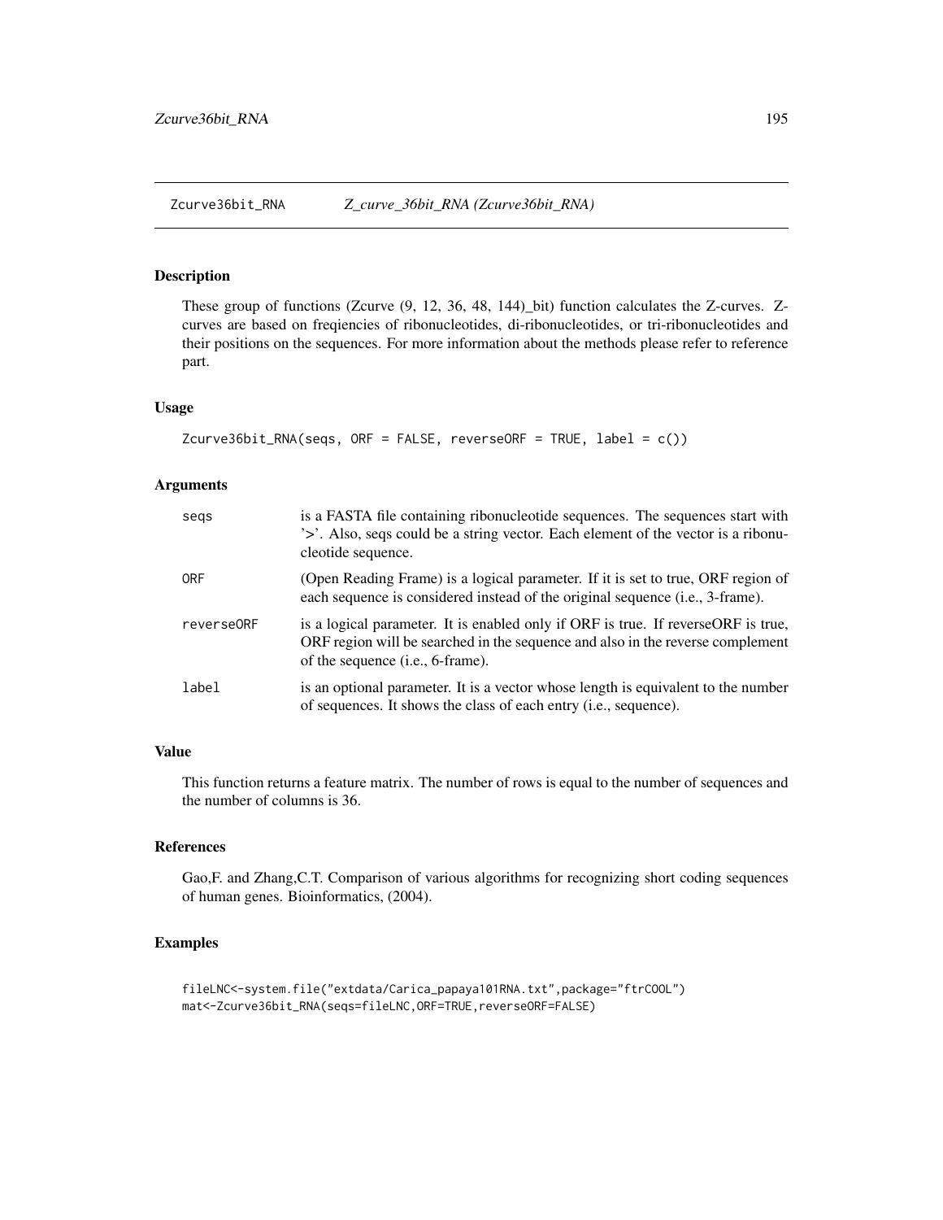# Zcurve36bit_RNA *Z_curve_36bit_RNA (Zcurve36bit_RNA)*

## Description

These group of functions (Zcurve (9, 12, 36, 48, 144)_bit) function calculates the Z-curves. Z-curves are based on freqiencies of ribonucleotides, di-ribonucleotides, or tri-ribonucleotides and their positions on the sequences. For more information about the methods please refer to reference part.

## Usage

```
Zcurve36bit_RNA(seqs, ORF = FALSE, reverseORF = TRUE, label = c())
```

## Arguments

| | |
|---|---|
| seqs | is a FASTA file containing ribonucleotide sequences. The sequences start with '>'. Also, seqs could be a string vector. Each element of the vector is a ribonucleotide sequence. |
| ORF | (Open Reading Frame) is a logical parameter. If it is set to true, ORF region of each sequence is considered instead of the original sequence (i.e., 3-frame). |
| reverseORF | is a logical parameter. It is enabled only if ORF is true. If reverseORF is true, ORF region will be searched in the sequence and also in the reverse complement of the sequence (i.e., 6-frame). |
| label | is an optional parameter. It is a vector whose length is equivalent to the number of sequences. It shows the class of each entry (i.e., sequence). |

## Value

This function returns a feature matrix. The number of rows is equal to the number of sequences and the number of columns is 36.

## References

Gao,F. and Zhang,C.T. Comparison of various algorithms for recognizing short coding sequences of human genes. Bioinformatics, (2004).

## Examples

```
fileLNC<-system.file("extdata/Carica_papaya101RNA.txt",package="ftrCOOL")
mat<-Zcurve36bit_RNA(seqs=fileLNC,ORF=TRUE,reverseORF=FALSE)
```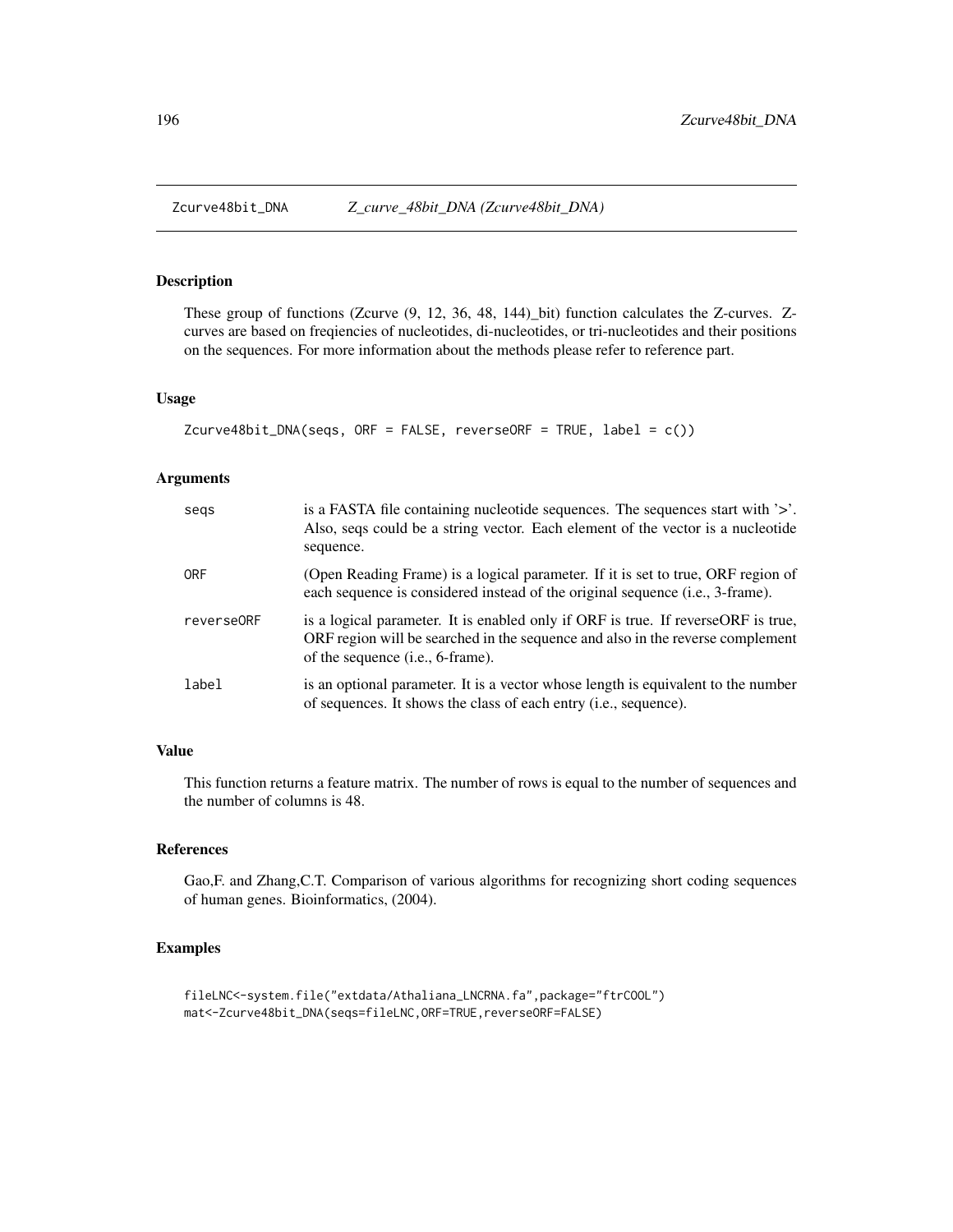Zcurve48bit_DNA *Z_curve_48bit_DNA (Zcurve48bit_DNA)*

## Description

These group of functions (Zcurve (9, 12, 36, 48, 144)_bit) function calculates the Z-curves. Z-curves are based on freqiencies of nucleotides, di-nucleotides, or tri-nucleotides and their positions on the sequences. For more information about the methods please refer to reference part.

## Usage

```
Zcurve48bit_DNA(seqs, ORF = FALSE, reverseORF = TRUE, label = c())
```

## Arguments

| | |
|---|---|
| seqs | is a FASTA file containing nucleotide sequences. The sequences start with '>'. Also, seqs could be a string vector. Each element of the vector is a nucleotide sequence. |
| ORF | (Open Reading Frame) is a logical parameter. If it is set to true, ORF region of each sequence is considered instead of the original sequence (i.e., 3-frame). |
| reverseORF | is a logical parameter. It is enabled only if ORF is true. If reverseORF is true, ORF region will be searched in the sequence and also in the reverse complement of the sequence (i.e., 6-frame). |
| label | is an optional parameter. It is a vector whose length is equivalent to the number of sequences. It shows the class of each entry (i.e., sequence). |

## Value

This function returns a feature matrix. The number of rows is equal to the number of sequences and the number of columns is 48.

## References

Gao,F. and Zhang,C.T. Comparison of various algorithms for recognizing short coding sequences of human genes. Bioinformatics, (2004).

## Examples

```
fileLNC<-system.file("extdata/Athaliana_LNCRNA.fa",package="ftrCOOL")
mat<-Zcurve48bit_DNA(seqs=fileLNC,ORF=TRUE,reverseORF=FALSE)
```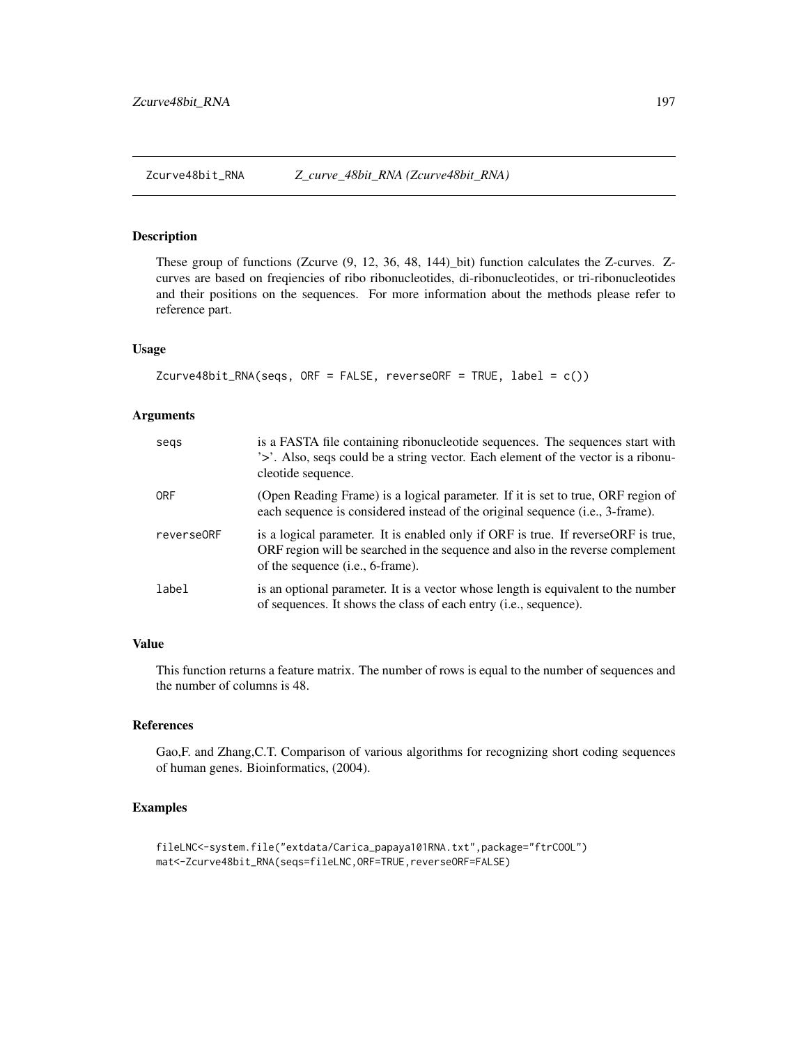## Zcurve48bit_RNA *Z_curve_48bit_RNA (Zcurve48bit_RNA)*

### Description

These group of functions (Zcurve (9, 12, 36, 48, 144)_bit) function calculates the Z-curves. Z-curves are based on freqiencies of ribo ribonucleotides, di-ribonucleotides, or tri-ribonucleotides and their positions on the sequences. For more information about the methods please refer to reference part.

### Usage

```
Zcurve48bit_RNA(seqs, ORF = FALSE, reverseORF = TRUE, label = c())
```

### Arguments

| | |
|---|---|
| seqs | is a FASTA file containing ribonucleotide sequences. The sequences start with '>'. Also, seqs could be a string vector. Each element of the vector is a ribonucleotide sequence. |
| ORF | (Open Reading Frame) is a logical parameter. If it is set to true, ORF region of each sequence is considered instead of the original sequence (i.e., 3-frame). |
| reverseORF | is a logical parameter. It is enabled only if ORF is true. If reverseORF is true, ORF region will be searched in the sequence and also in the reverse complement of the sequence (i.e., 6-frame). |
| label | is an optional parameter. It is a vector whose length is equivalent to the number of sequences. It shows the class of each entry (i.e., sequence). |

### Value

This function returns a feature matrix. The number of rows is equal to the number of sequences and the number of columns is 48.

### References

Gao,F. and Zhang,C.T. Comparison of various algorithms for recognizing short coding sequences of human genes. Bioinformatics, (2004).

### Examples

```
fileLNC<-system.file("extdata/Carica_papaya101RNA.txt",package="ftrCOOL")
mat<-Zcurve48bit_RNA(seqs=fileLNC,ORF=TRUE,reverseORF=FALSE)
```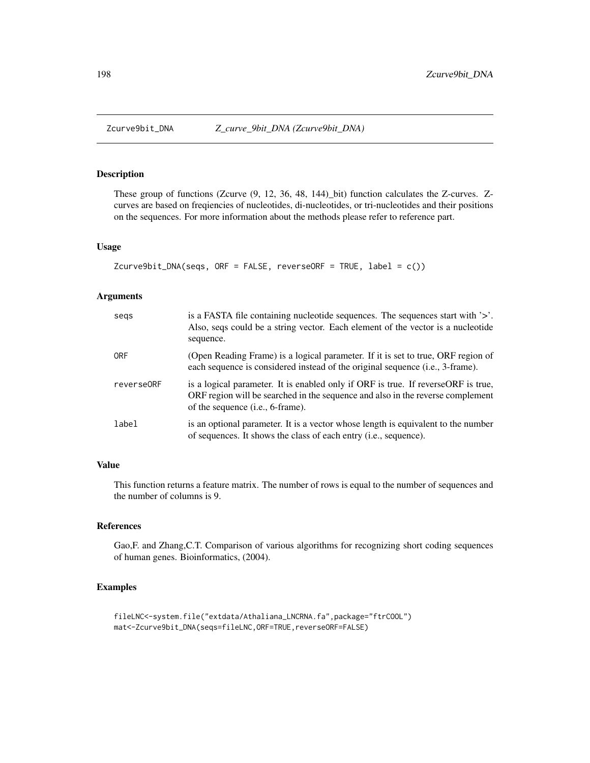# Zcurve9bit_DNA *Z_curve_9bit_DNA (Zcurve9bit_DNA)*

## Description

These group of functions (Zcurve (9, 12, 36, 48, 144)_bit) function calculates the Z-curves. Z-curves are based on freqiencies of nucleotides, di-nucleotides, or tri-nucleotides and their positions on the sequences. For more information about the methods please refer to reference part.

## Usage

```
Zcurve9bit_DNA(seqs, ORF = FALSE, reverseORF = TRUE, label = c())
```

## Arguments

| | |
|---|---|
| seqs | is a FASTA file containing nucleotide sequences. The sequences start with '>'. Also, seqs could be a string vector. Each element of the vector is a nucleotide sequence. |
| ORF | (Open Reading Frame) is a logical parameter. If it is set to true, ORF region of each sequence is considered instead of the original sequence (i.e., 3-frame). |
| reverseORF | is a logical parameter. It is enabled only if ORF is true. If reverseORF is true, ORF region will be searched in the sequence and also in the reverse complement of the sequence (i.e., 6-frame). |
| label | is an optional parameter. It is a vector whose length is equivalent to the number of sequences. It shows the class of each entry (i.e., sequence). |

## Value

This function returns a feature matrix. The number of rows is equal to the number of sequences and the number of columns is 9.

## References

Gao,F. and Zhang,C.T. Comparison of various algorithms for recognizing short coding sequences of human genes. Bioinformatics, (2004).

## Examples

```
fileLNC<-system.file("extdata/Athaliana_LNCRNA.fa",package="ftrCOOL")
mat<-Zcurve9bit_DNA(seqs=fileLNC,ORF=TRUE,reverseORF=FALSE)
```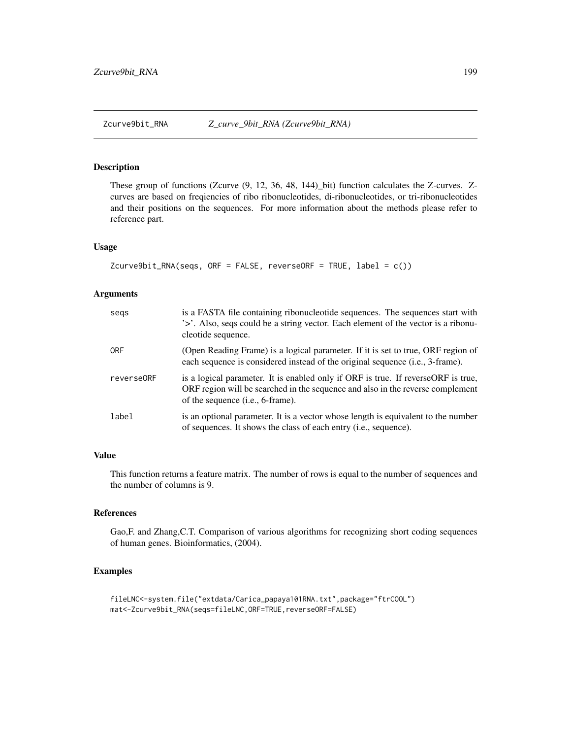Zcurve9bit_RNA *Z_curve_9bit_RNA (Zcurve9bit_RNA)*

## Description

These group of functions (Zcurve (9, 12, 36, 48, 144)_bit) function calculates the Z-curves. Z-curves are based on freqiencies of ribo ribonucleotides, di-ribonucleotides, or tri-ribonucleotides and their positions on the sequences. For more information about the methods please refer to reference part.

## Usage

```
Zcurve9bit_RNA(seqs, ORF = FALSE, reverseORF = TRUE, label = c())
```

## Arguments

| | |
|---|---|
| seqs | is a FASTA file containing ribonucleotide sequences. The sequences start with '>'. Also, seqs could be a string vector. Each element of the vector is a ribonucleotide sequence. |
| ORF | (Open Reading Frame) is a logical parameter. If it is set to true, ORF region of each sequence is considered instead of the original sequence (i.e., 3-frame). |
| reverseORF | is a logical parameter. It is enabled only if ORF is true. If reverseORF is true, ORF region will be searched in the sequence and also in the reverse complement of the sequence (i.e., 6-frame). |
| label | is an optional parameter. It is a vector whose length is equivalent to the number of sequences. It shows the class of each entry (i.e., sequence). |

## Value

This function returns a feature matrix. The number of rows is equal to the number of sequences and the number of columns is 9.

## References

Gao,F. and Zhang,C.T. Comparison of various algorithms for recognizing short coding sequences of human genes. Bioinformatics, (2004).

## Examples

```
fileLNC<-system.file("extdata/Carica_papaya101RNA.txt",package="ftrCOOL")
mat<-Zcurve9bit_RNA(seqs=fileLNC,ORF=TRUE,reverseORF=FALSE)
```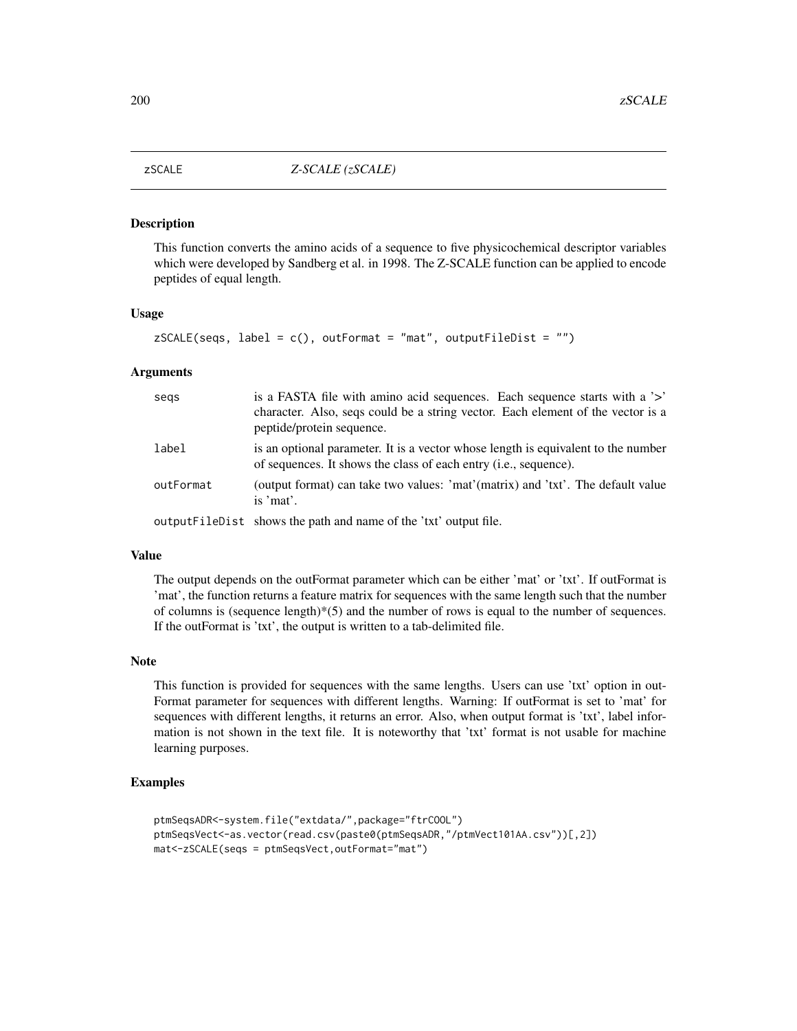# zSCALE — *Z-SCALE (zSCALE)*

### Description

This function converts the amino acids of a sequence to five physicochemical descriptor variables which were developed by Sandberg et al. in 1998. The Z-SCALE function can be applied to encode peptides of equal length.

### Usage

```
zSCALE(seqs, label = c(), outFormat = "mat", outputFileDist = "")
```

### Arguments

| | |
|---|---|
| seqs | is a FASTA file with amino acid sequences. Each sequence starts with a '>' character. Also, seqs could be a string vector. Each element of the vector is a peptide/protein sequence. |
| label | is an optional parameter. It is a vector whose length is equivalent to the number of sequences. It shows the class of each entry (i.e., sequence). |
| outFormat | (output format) can take two values: 'mat'(matrix) and 'txt'. The default value is 'mat'. |
| outputFileDist | shows the path and name of the 'txt' output file. |

### Value

The output depends on the outFormat parameter which can be either 'mat' or 'txt'. If outFormat is 'mat', the function returns a feature matrix for sequences with the same length such that the number of columns is (sequence length)*(5) and the number of rows is equal to the number of sequences. If the outFormat is 'txt', the output is written to a tab-delimited file.

### Note

This function is provided for sequences with the same lengths. Users can use 'txt' option in outFormat parameter for sequences with different lengths. Warning: If outFormat is set to 'mat' for sequences with different lengths, it returns an error. Also, when output format is 'txt', label information is not shown in the text file. It is noteworthy that 'txt' format is not usable for machine learning purposes.

### Examples

```
ptmSeqsADR<-system.file("extdata/",package="ftrCOOL")
ptmSeqsVect<-as.vector(read.csv(paste0(ptmSeqsADR,"/ptmVect101AA.csv"))[,2])
mat<-zSCALE(seqs = ptmSeqsVect,outFormat="mat")
```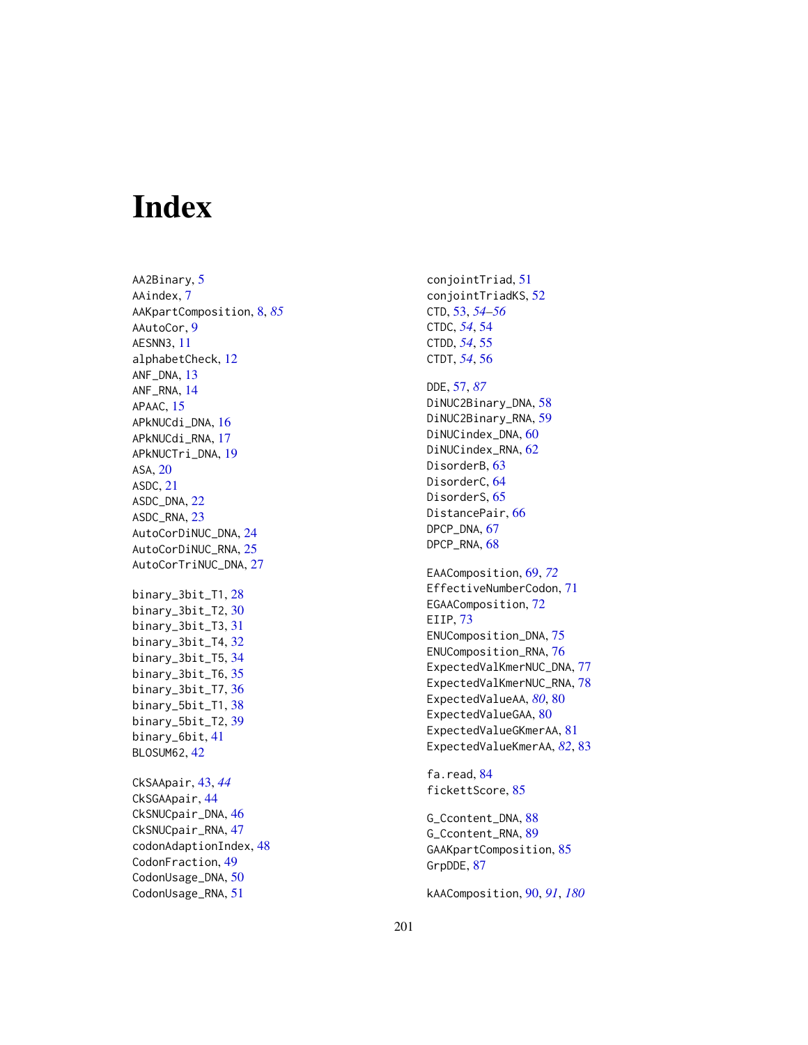# Index

AA2Binary, 5
AAindex, 7
AAKpartComposition, 8, *85*
AAutoCor, 9
AESNN3, 11
alphabetCheck, 12
ANF_DNA, 13
ANF_RNA, 14
APAAC, 15
APkNUCdi_DNA, 16
APkNUCdi_RNA, 17
APkNUCTri_DNA, 19
ASA, 20
ASDC, 21
ASDC_DNA, 22
ASDC_RNA, 23
AutoCorDiNUC_DNA, 24
AutoCorDiNUC_RNA, 25
AutoCorTriNUC_DNA, 27

binary_3bit_T1, 28
binary_3bit_T2, 30
binary_3bit_T3, 31
binary_3bit_T4, 32
binary_3bit_T5, 34
binary_3bit_T6, 35
binary_3bit_T7, 36
binary_5bit_T1, 38
binary_5bit_T2, 39
binary_6bit, 41
BLOSUM62, 42

CkSAApair, 43, *44*
CkSGAApair, 44
CkSNUCpair_DNA, 46
CkSNUCpair_RNA, 47
codonAdaptionIndex, 48
CodonFraction, 49
CodonUsage_DNA, 50
CodonUsage_RNA, 51

conjointTriad, 51
conjointTriadKS, 52
CTD, 53, *54–56*
CTDC, *54*, 54
CTDD, *54*, 55
CTDT, *54*, 56

DDE, 57, *87*
DiNUC2Binary_DNA, 58
DiNUC2Binary_RNA, 59
DiNUCindex_DNA, 60
DiNUCindex_RNA, 62
DisorderB, 63
DisorderC, 64
DisorderS, 65
DistancePair, 66
DPCP_DNA, 67
DPCP_RNA, 68

EAAComposition, 69, *72*
EffectiveNumberCodon, 71
EGAAComposition, 72
EIIP, 73
ENUComposition_DNA, 75
ENUComposition_RNA, 76
ExpectedValKmerNUC_DNA, 77
ExpectedValKmerNUC_RNA, 78
ExpectedValueAA, *80*, 80
ExpectedValueGAA, 80
ExpectedValueGKmerAA, 81
ExpectedValueKmerAA, *82*, 83

fa.read, 84
fickettScore, 85

G_Ccontent_DNA, 88
G_Ccontent_RNA, 89
GAAKpartComposition, 85
GrpDDE, 87

kAAComposition, 90, *91*, *180*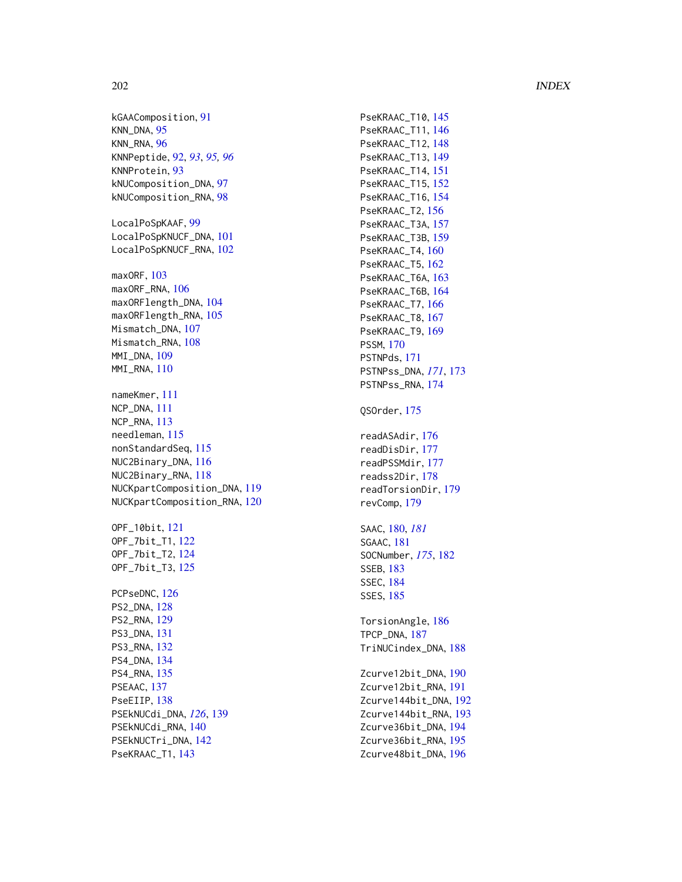kGAAComposition, 91
KNN_DNA, 95
KNN_RNA, 96
KNNPeptide, 92, *93*, *95*, *96*
KNNProtein, 93
kNUComposition_DNA, 97
kNUComposition_RNA, 98

LocalPoSpKAAF, 99
LocalPoSpKNUCF_DNA, 101
LocalPoSpKNUCF_RNA, 102

maxORF, 103
maxORF_RNA, 106
maxORFlength_DNA, 104
maxORFlength_RNA, 105
Mismatch_DNA, 107
Mismatch_RNA, 108
MMI_DNA, 109
MMI_RNA, 110

nameKmer, 111
NCP_DNA, 111
NCP_RNA, 113
needleman, 115
nonStandardSeq, 115
NUC2Binary_DNA, 116
NUC2Binary_RNA, 118
NUCKpartComposition_DNA, 119
NUCKpartComposition_RNA, 120

OPF_10bit, 121
OPF_7bit_T1, 122
OPF_7bit_T2, 124
OPF_7bit_T3, 125

PCPseDNC, 126
PS2_DNA, 128
PS2_RNA, 129
PS3_DNA, 131
PS3_RNA, 132
PS4_DNA, 134
PS4_RNA, 135
PSEAAC, 137
PseEIIP, 138
PSEkNUCdi_DNA, *126*, 139
PSEkNUCdi_RNA, 140
PSEkNUCTri_DNA, 142
PseKRAAC_T1, 143
PseKRAAC_T10, 145
PseKRAAC_T11, 146
PseKRAAC_T12, 148
PseKRAAC_T13, 149
PseKRAAC_T14, 151
PseKRAAC_T15, 152
PseKRAAC_T16, 154
PseKRAAC_T2, 156
PseKRAAC_T3A, 157
PseKRAAC_T3B, 159
PseKRAAC_T4, 160
PseKRAAC_T5, 162
PseKRAAC_T6A, 163
PseKRAAC_T6B, 164
PseKRAAC_T7, 166
PseKRAAC_T8, 167
PseKRAAC_T9, 169
PSSM, 170
PSTNPds, 171
PSTNPss_DNA, *171*, 173
PSTNPss_RNA, 174

QSOrder, 175

readASAdir, 176
readDisDir, 177
readPSSMdir, 177
readss2Dir, 178
readTorsionDir, 179
revComp, 179

SAAC, 180, *181*
SGAAC, 181
SOCNumber, *175*, 182
SSEB, 183
SSEC, 184
SSES, 185

TorsionAngle, 186
TPCP_DNA, 187
TriNUCindex_DNA, 188

Zcurve12bit_DNA, 190
Zcurve12bit_RNA, 191
Zcurve144bit_DNA, 192
Zcurve144bit_RNA, 193
Zcurve36bit_DNA, 194
Zcurve36bit_RNA, 195
Zcurve48bit_DNA, 196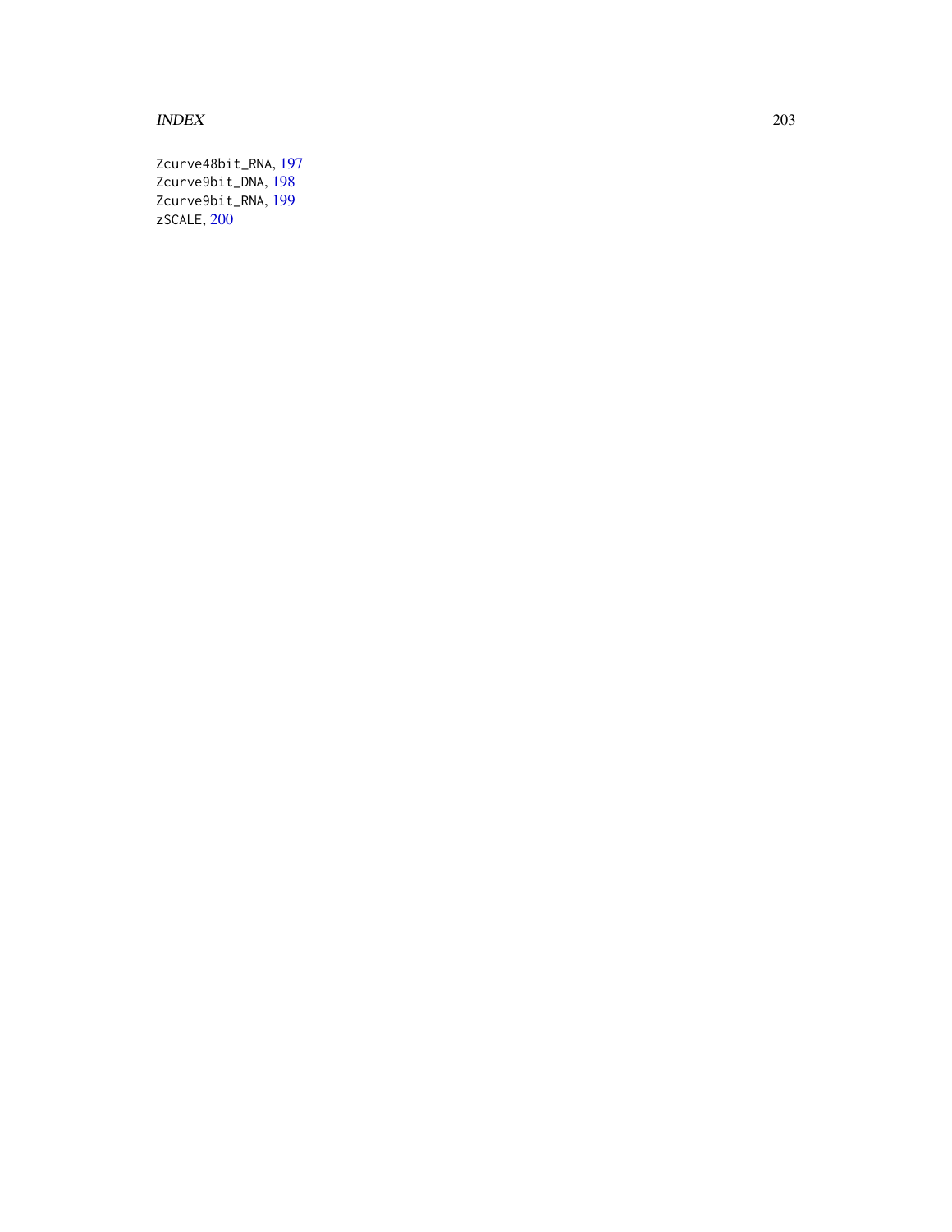Zcurve48bit_RNA, 197
Zcurve9bit_DNA, 198
Zcurve9bit_RNA, 199
zSCALE, 200